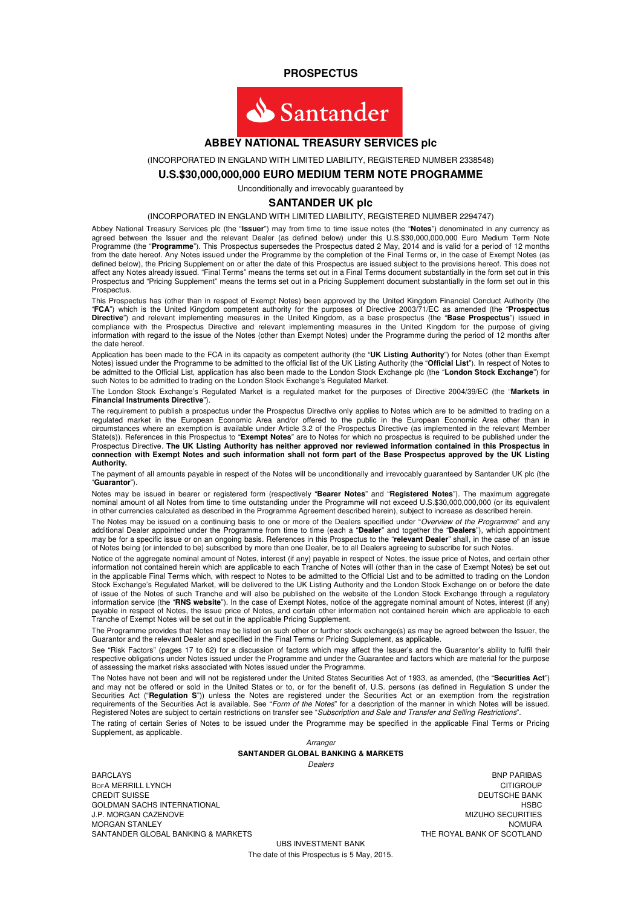# PROSPECTUS

Santander

## ABBEY NATIONAL TREASURY SERVICES plc

(INCORPORATED IN ENGLAND WITH LIMITED LIABILITY, REGISTERED NUMBER 2338548)

## U.S.$30,000,000,000 EURO MEDIUM TERM NOTE PROGRAMME

Unconditionally and irrevocably guaranteed by

## SANTANDER UK plc

(INCORPORATED IN ENGLAND WITH LIMITED LIABILITY, REGISTERED NUMBER 2294747)

Abbey National Treasury Services plc (the "**Issuer**") may from time to time issue notes (the "**Notes**") denominated in any currency as agreed between the Issuer and the relevant Dealer (as defined below) under this U.S.$30,000,000,000 Euro Medium Term Note Programme (the "**Programme**"). This Prospectus supersedes the Prospectus dated 2 May, 2014 and is valid for a period of 12 months from the date hereof. Any Notes issued under the Programme by the completion of the Final Terms or, in the case of Exempt Notes (as defined below), the Pricing Supplement on or after the date of this Prospectus are issued subject to the provisions hereof. This does not affect any Notes already issued. "Final Terms" means the terms set out in a Final Terms document substantially in the form set out in this Prospectus and "Pricing Supplement" means the terms set out in a Pricing Supplement document substantially in the form set out in this Prospectus.

This Prospectus has (other than in respect of Exempt Notes) been approved by the United Kingdom Financial Conduct Authority (the "**FCA**") which is the United Kingdom competent authority for the purposes of Directive 2003/71/EC as amended (the "**Prospectus Directive**") and relevant implementing measures in the United Kingdom, as a base prospectus (the "**Base Prospectus**") issued in compliance with the Prospectus Directive and relevant implementing measures in the United Kingdom for the purpose of giving information with regard to the issue of the Notes (other than Exempt Notes) under the Programme during the period of 12 months after the date hereof.

Application has been made to the FCA in its capacity as competent authority (the "**UK Listing Authority**") for Notes (other than Exempt Notes) issued under the Programme to be admitted to the official list of the UK Listing Authority (the "**Official List**"). In respect of Notes to be admitted to the Official List, application has also been made to the London Stock Exchange plc (the "**London Stock Exchange**") for such Notes to be admitted to trading on the London Stock Exchange's Regulated Market.

The London Stock Exchange's Regulated Market is a regulated market for the purposes of Directive 2004/39/EC (the "**Markets in Financial Instruments Directive**").

The requirement to publish a prospectus under the Prospectus Directive only applies to Notes which are to be admitted to trading on a regulated market in the European Economic Area and/or offered to the public in the European Economic Area other than in circumstances where an exemption is available under Article 3.2 of the Prospectus Directive (as implemented in the relevant Member State(s)). References in this Prospectus to "**Exempt Notes**" are to Notes for which no prospectus is required to be published under the Prospectus Directive. **The UK Listing Authority has neither approved nor reviewed information contained in this Prospectus in connection with Exempt Notes and such information shall not form part of the Base Prospectus approved by the UK Listing Authority.**

The payment of all amounts payable in respect of the Notes will be unconditionally and irrevocably guaranteed by Santander UK plc (the "**Guarantor**").

Notes may be issued in bearer or registered form (respectively "**Bearer Notes**" and "**Registered Notes**"). The maximum aggregate nominal amount of all Notes from time to time outstanding under the Programme will not exceed U.S.$30,000,000,000 (or its equivalent in other currencies calculated as described in the Programme Agreement described herein), subject to increase as described herein.

The Notes may be issued on a continuing basis to one or more of the Dealers specified under "*Overview of the Programme*" and any additional Dealer appointed under the Programme from time to time (each a "**Dealer**" and together the "**Dealers**"), which appointment may be for a specific issue or on an ongoing basis. References in this Prospectus to the "**relevant Dealer**" shall, in the case of an issue of Notes being (or intended to be) subscribed by more than one Dealer, be to all Dealers agreeing to subscribe for such Notes.

Notice of the aggregate nominal amount of Notes, interest (if any) payable in respect of Notes, the issue price of Notes, and certain other information not contained herein which are applicable to each Tranche of Notes will (other than in the case of Exempt Notes) be set out in the applicable Final Terms which, with respect to Notes to be admitted to the Official List and to be admitted to trading on the London Stock Exchange's Regulated Market, will be delivered to the UK Listing Authority and the London Stock Exchange on or before the date of issue of the Notes of such Tranche and will also be published on the website of the London Stock Exchange through a regulatory information service (the "**RNS website**"). In the case of Exempt Notes, notice of the aggregate nominal amount of Notes, interest (if any) payable in respect of Notes, the issue price of Notes, and certain other information not contained herein which are applicable to each Tranche of Exempt Notes will be set out in the applicable Pricing Supplement.

The Programme provides that Notes may be listed on such other or further stock exchange(s) as may be agreed between the Issuer, the Guarantor and the relevant Dealer and specified in the Final Terms or Pricing Supplement, as applicable.

See "Risk Factors" (pages 17 to 62) for a discussion of factors which may affect the Issuer's and the Guarantor's ability to fulfil their respective obligations under Notes issued under the Programme and under the Guarantee and factors which are material for the purpose of assessing the market risks associated with Notes issued under the Programme.

The Notes have not been and will not be registered under the United States Securities Act of 1933, as amended, (the "**Securities Act**") and may not be offered or sold in the United States or to, or for the benefit of, U.S. persons (as defined in Regulation S under the Securities Act ("**Regulation S**")) unless the Notes are registered under the Securities Act or an exemption from the registration requirements of the Securities Act is available. See "*Form of the Notes*" for a description of the manner in which Notes will be issued. Registered Notes are subject to certain restrictions on transfer see "*Subscription and Sale and Transfer and Selling Restrictions*".

The rating of certain Series of Notes to be issued under the Programme may be specified in the applicable Final Terms or Pricing Supplement, as applicable.

*Arranger*

**SANTANDER GLOBAL BANKING & MARKETS**

*Dealers*

BARCLAYS
BNP PARIBAS
BOFA MERRILL LYNCH
CITIGROUP
CREDIT SUISSE
DEUTSCHE BANK
GOLDMAN SACHS INTERNATIONAL
HSBC
J.P. MORGAN CAZENOVE
MIZUHO SECURITIES
MORGAN STANLEY
NOMURA
SANTANDER GLOBAL BANKING & MARKETS
THE ROYAL BANK OF SCOTLAND
UBS INVESTMENT BANK

The date of this Prospectus is 5 May, 2015.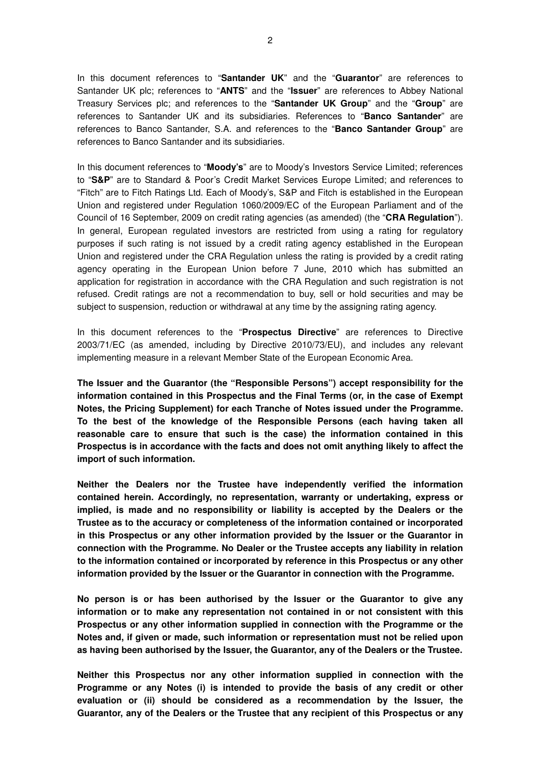In this document references to "**Santander UK**" and the "**Guarantor**" are references to Santander UK plc; references to "**ANTS**" and the "**Issuer**" are references to Abbey National Treasury Services plc; and references to the "**Santander UK Group**" and the "**Group**" are references to Santander UK and its subsidiaries. References to "**Banco Santander**" are references to Banco Santander, S.A. and references to the "**Banco Santander Group**" are references to Banco Santander and its subsidiaries.

In this document references to "**Moody's**" are to Moody's Investors Service Limited; references to "**S&P**" are to Standard & Poor's Credit Market Services Europe Limited; and references to "Fitch" are to Fitch Ratings Ltd. Each of Moody's, S&P and Fitch is established in the European Union and registered under Regulation 1060/2009/EC of the European Parliament and of the Council of 16 September, 2009 on credit rating agencies (as amended) (the "**CRA Regulation**"). In general, European regulated investors are restricted from using a rating for regulatory purposes if such rating is not issued by a credit rating agency established in the European Union and registered under the CRA Regulation unless the rating is provided by a credit rating agency operating in the European Union before 7 June, 2010 which has submitted an application for registration in accordance with the CRA Regulation and such registration is not refused. Credit ratings are not a recommendation to buy, sell or hold securities and may be subject to suspension, reduction or withdrawal at any time by the assigning rating agency.

In this document references to the "**Prospectus Directive**" are references to Directive 2003/71/EC (as amended, including by Directive 2010/73/EU), and includes any relevant implementing measure in a relevant Member State of the European Economic Area.

**The Issuer and the Guarantor (the "Responsible Persons") accept responsibility for the information contained in this Prospectus and the Final Terms (or, in the case of Exempt Notes, the Pricing Supplement) for each Tranche of Notes issued under the Programme. To the best of the knowledge of the Responsible Persons (each having taken all reasonable care to ensure that such is the case) the information contained in this Prospectus is in accordance with the facts and does not omit anything likely to affect the import of such information.**

**Neither the Dealers nor the Trustee have independently verified the information contained herein. Accordingly, no representation, warranty or undertaking, express or implied, is made and no responsibility or liability is accepted by the Dealers or the Trustee as to the accuracy or completeness of the information contained or incorporated in this Prospectus or any other information provided by the Issuer or the Guarantor in connection with the Programme. No Dealer or the Trustee accepts any liability in relation to the information contained or incorporated by reference in this Prospectus or any other information provided by the Issuer or the Guarantor in connection with the Programme.**

**No person is or has been authorised by the Issuer or the Guarantor to give any information or to make any representation not contained in or not consistent with this Prospectus or any other information supplied in connection with the Programme or the Notes and, if given or made, such information or representation must not be relied upon as having been authorised by the Issuer, the Guarantor, any of the Dealers or the Trustee.**

**Neither this Prospectus nor any other information supplied in connection with the Programme or any Notes (i) is intended to provide the basis of any credit or other evaluation or (ii) should be considered as a recommendation by the Issuer, the Guarantor, any of the Dealers or the Trustee that any recipient of this Prospectus or any**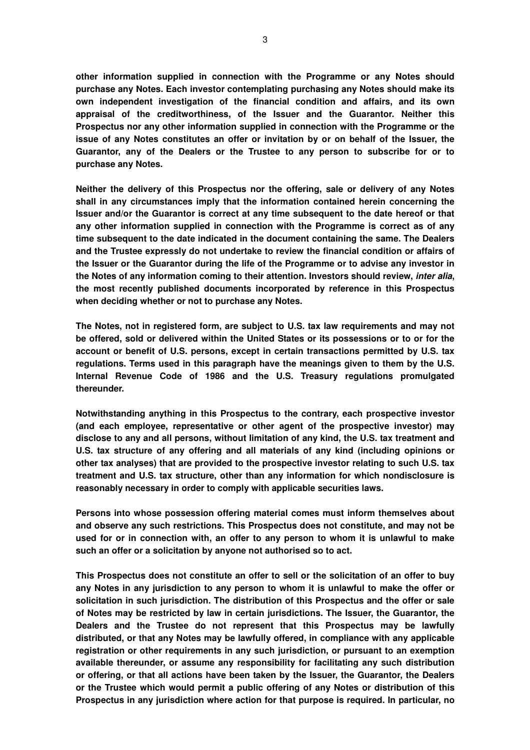**other information supplied in connection with the Programme or any Notes should purchase any Notes. Each investor contemplating purchasing any Notes should make its own independent investigation of the financial condition and affairs, and its own appraisal of the creditworthiness, of the Issuer and the Guarantor. Neither this Prospectus nor any other information supplied in connection with the Programme or the issue of any Notes constitutes an offer or invitation by or on behalf of the Issuer, the Guarantor, any of the Dealers or the Trustee to any person to subscribe for or to purchase any Notes.**

**Neither the delivery of this Prospectus nor the offering, sale or delivery of any Notes shall in any circumstances imply that the information contained herein concerning the Issuer and/or the Guarantor is correct at any time subsequent to the date hereof or that any other information supplied in connection with the Programme is correct as of any time subsequent to the date indicated in the document containing the same. The Dealers and the Trustee expressly do not undertake to review the financial condition or affairs of the Issuer or the Guarantor during the life of the Programme or to advise any investor in the Notes of any information coming to their attention. Investors should review, *inter alia*, the most recently published documents incorporated by reference in this Prospectus when deciding whether or not to purchase any Notes.**

**The Notes, not in registered form, are subject to U.S. tax law requirements and may not be offered, sold or delivered within the United States or its possessions or to or for the account or benefit of U.S. persons, except in certain transactions permitted by U.S. tax regulations. Terms used in this paragraph have the meanings given to them by the U.S. Internal Revenue Code of 1986 and the U.S. Treasury regulations promulgated thereunder.**

**Notwithstanding anything in this Prospectus to the contrary, each prospective investor (and each employee, representative or other agent of the prospective investor) may disclose to any and all persons, without limitation of any kind, the U.S. tax treatment and U.S. tax structure of any offering and all materials of any kind (including opinions or other tax analyses) that are provided to the prospective investor relating to such U.S. tax treatment and U.S. tax structure, other than any information for which nondisclosure is reasonably necessary in order to comply with applicable securities laws.**

**Persons into whose possession offering material comes must inform themselves about and observe any such restrictions. This Prospectus does not constitute, and may not be used for or in connection with, an offer to any person to whom it is unlawful to make such an offer or a solicitation by anyone not authorised so to act.**

**This Prospectus does not constitute an offer to sell or the solicitation of an offer to buy any Notes in any jurisdiction to any person to whom it is unlawful to make the offer or solicitation in such jurisdiction. The distribution of this Prospectus and the offer or sale of Notes may be restricted by law in certain jurisdictions. The Issuer, the Guarantor, the Dealers and the Trustee do not represent that this Prospectus may be lawfully distributed, or that any Notes may be lawfully offered, in compliance with any applicable registration or other requirements in any such jurisdiction, or pursuant to an exemption available thereunder, or assume any responsibility for facilitating any such distribution or offering, or that all actions have been taken by the Issuer, the Guarantor, the Dealers or the Trustee which would permit a public offering of any Notes or distribution of this Prospectus in any jurisdiction where action for that purpose is required. In particular, no**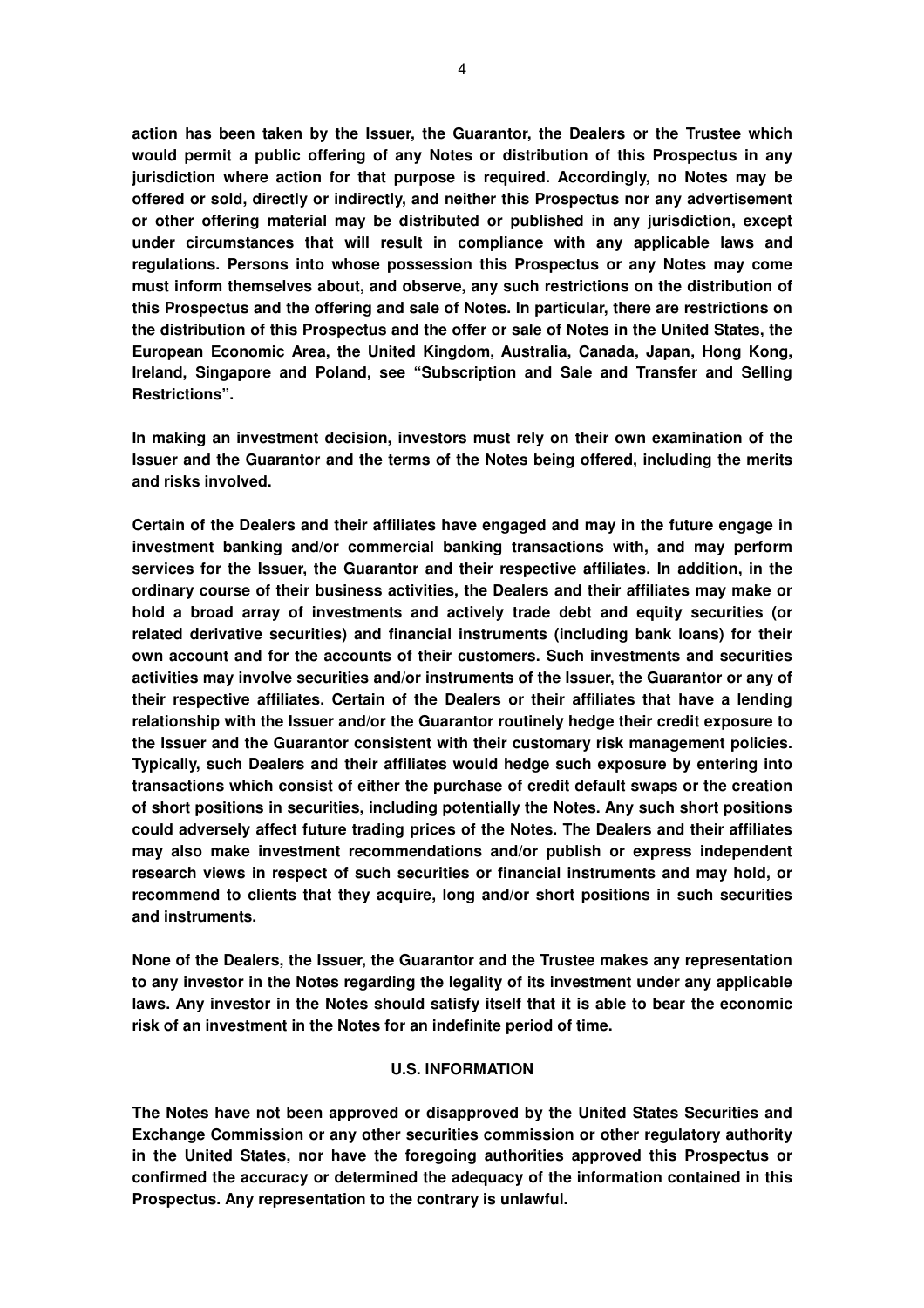**action has been taken by the Issuer, the Guarantor, the Dealers or the Trustee which would permit a public offering of any Notes or distribution of this Prospectus in any jurisdiction where action for that purpose is required. Accordingly, no Notes may be offered or sold, directly or indirectly, and neither this Prospectus nor any advertisement or other offering material may be distributed or published in any jurisdiction, except under circumstances that will result in compliance with any applicable laws and regulations. Persons into whose possession this Prospectus or any Notes may come must inform themselves about, and observe, any such restrictions on the distribution of this Prospectus and the offering and sale of Notes. In particular, there are restrictions on the distribution of this Prospectus and the offer or sale of Notes in the United States, the European Economic Area, the United Kingdom, Australia, Canada, Japan, Hong Kong, Ireland, Singapore and Poland, see "Subscription and Sale and Transfer and Selling Restrictions".**

**In making an investment decision, investors must rely on their own examination of the Issuer and the Guarantor and the terms of the Notes being offered, including the merits and risks involved.**

**Certain of the Dealers and their affiliates have engaged and may in the future engage in investment banking and/or commercial banking transactions with, and may perform services for the Issuer, the Guarantor and their respective affiliates. In addition, in the ordinary course of their business activities, the Dealers and their affiliates may make or hold a broad array of investments and actively trade debt and equity securities (or related derivative securities) and financial instruments (including bank loans) for their own account and for the accounts of their customers. Such investments and securities activities may involve securities and/or instruments of the Issuer, the Guarantor or any of their respective affiliates. Certain of the Dealers or their affiliates that have a lending relationship with the Issuer and/or the Guarantor routinely hedge their credit exposure to the Issuer and the Guarantor consistent with their customary risk management policies. Typically, such Dealers and their affiliates would hedge such exposure by entering into transactions which consist of either the purchase of credit default swaps or the creation of short positions in securities, including potentially the Notes. Any such short positions could adversely affect future trading prices of the Notes. The Dealers and their affiliates may also make investment recommendations and/or publish or express independent research views in respect of such securities or financial instruments and may hold, or recommend to clients that they acquire, long and/or short positions in such securities and instruments.**

**None of the Dealers, the Issuer, the Guarantor and the Trustee makes any representation to any investor in the Notes regarding the legality of its investment under any applicable laws. Any investor in the Notes should satisfy itself that it is able to bear the economic risk of an investment in the Notes for an indefinite period of time.**

## U.S. INFORMATION

**The Notes have not been approved or disapproved by the United States Securities and Exchange Commission or any other securities commission or other regulatory authority in the United States, nor have the foregoing authorities approved this Prospectus or confirmed the accuracy or determined the adequacy of the information contained in this Prospectus. Any representation to the contrary is unlawful.**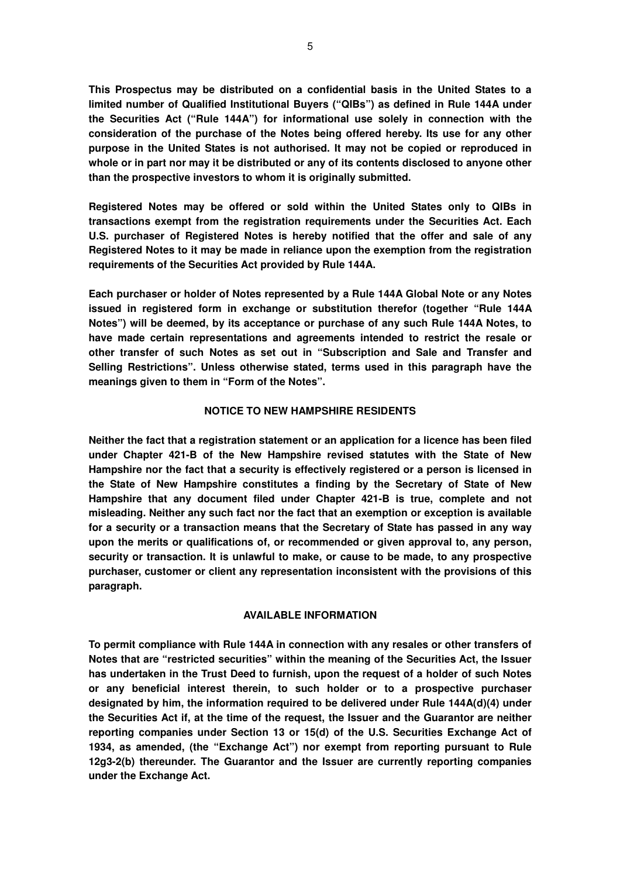**This Prospectus may be distributed on a confidential basis in the United States to a limited number of Qualified Institutional Buyers ("QIBs") as defined in Rule 144A under the Securities Act ("Rule 144A") for informational use solely in connection with the consideration of the purchase of the Notes being offered hereby. Its use for any other purpose in the United States is not authorised. It may not be copied or reproduced in whole or in part nor may it be distributed or any of its contents disclosed to anyone other than the prospective investors to whom it is originally submitted.**

**Registered Notes may be offered or sold within the United States only to QIBs in transactions exempt from the registration requirements under the Securities Act. Each U.S. purchaser of Registered Notes is hereby notified that the offer and sale of any Registered Notes to it may be made in reliance upon the exemption from the registration requirements of the Securities Act provided by Rule 144A.**

**Each purchaser or holder of Notes represented by a Rule 144A Global Note or any Notes issued in registered form in exchange or substitution therefor (together "Rule 144A Notes") will be deemed, by its acceptance or purchase of any such Rule 144A Notes, to have made certain representations and agreements intended to restrict the resale or other transfer of such Notes as set out in "Subscription and Sale and Transfer and Selling Restrictions". Unless otherwise stated, terms used in this paragraph have the meanings given to them in "Form of the Notes".**

## NOTICE TO NEW HAMPSHIRE RESIDENTS

**Neither the fact that a registration statement or an application for a licence has been filed under Chapter 421-B of the New Hampshire revised statutes with the State of New Hampshire nor the fact that a security is effectively registered or a person is licensed in the State of New Hampshire constitutes a finding by the Secretary of State of New Hampshire that any document filed under Chapter 421-B is true, complete and not misleading. Neither any such fact nor the fact that an exemption or exception is available for a security or a transaction means that the Secretary of State has passed in any way upon the merits or qualifications of, or recommended or given approval to, any person, security or transaction. It is unlawful to make, or cause to be made, to any prospective purchaser, customer or client any representation inconsistent with the provisions of this paragraph.**

## AVAILABLE INFORMATION

**To permit compliance with Rule 144A in connection with any resales or other transfers of Notes that are "restricted securities" within the meaning of the Securities Act, the Issuer has undertaken in the Trust Deed to furnish, upon the request of a holder of such Notes or any beneficial interest therein, to such holder or to a prospective purchaser designated by him, the information required to be delivered under Rule 144A(d)(4) under the Securities Act if, at the time of the request, the Issuer and the Guarantor are neither reporting companies under Section 13 or 15(d) of the U.S. Securities Exchange Act of 1934, as amended, (the "Exchange Act") nor exempt from reporting pursuant to Rule 12g3-2(b) thereunder. The Guarantor and the Issuer are currently reporting companies under the Exchange Act.**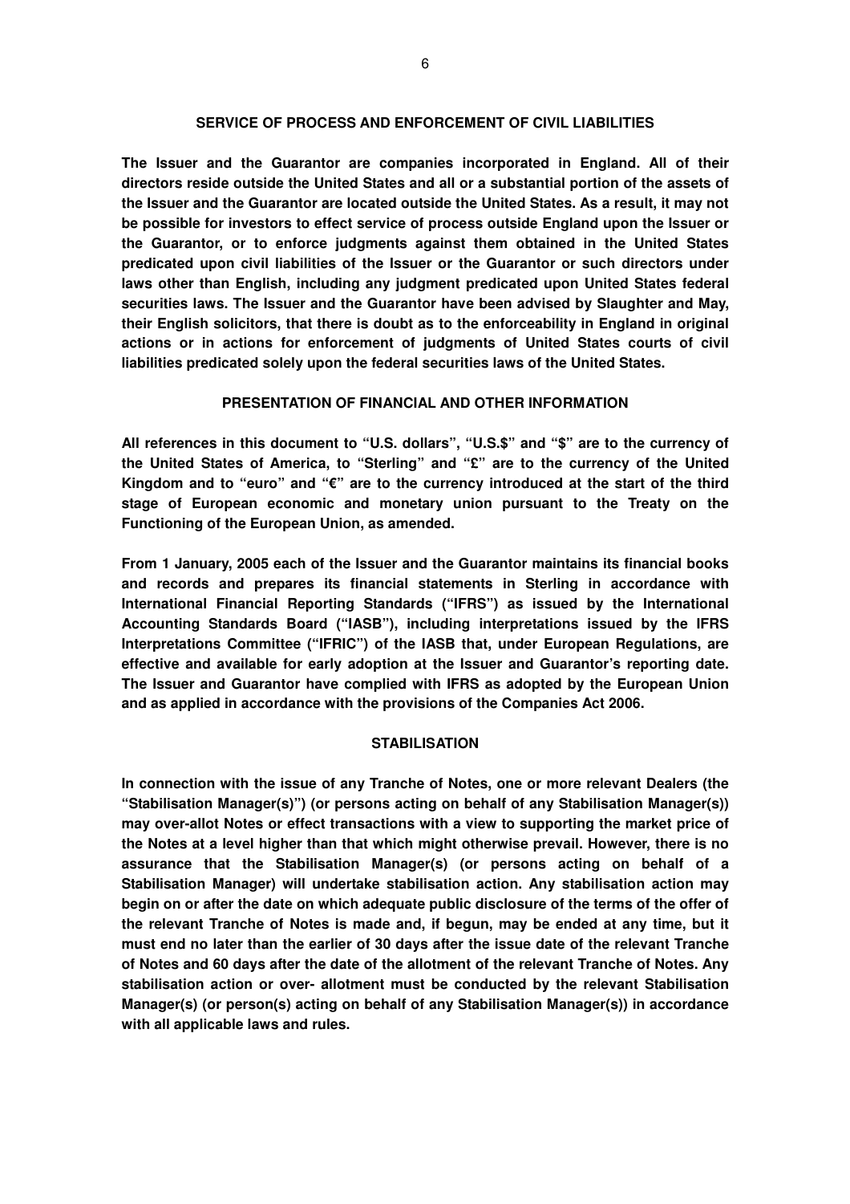## SERVICE OF PROCESS AND ENFORCEMENT OF CIVIL LIABILITIES

**The Issuer and the Guarantor are companies incorporated in England. All of their directors reside outside the United States and all or a substantial portion of the assets of the Issuer and the Guarantor are located outside the United States. As a result, it may not be possible for investors to effect service of process outside England upon the Issuer or the Guarantor, or to enforce judgments against them obtained in the United States predicated upon civil liabilities of the Issuer or the Guarantor or such directors under laws other than English, including any judgment predicated upon United States federal securities laws. The Issuer and the Guarantor have been advised by Slaughter and May, their English solicitors, that there is doubt as to the enforceability in England in original actions or in actions for enforcement of judgments of United States courts of civil liabilities predicated solely upon the federal securities laws of the United States.**

## PRESENTATION OF FINANCIAL AND OTHER INFORMATION

**All references in this document to "U.S. dollars", "U.S.$" and "$" are to the currency of the United States of America, to "Sterling" and "£" are to the currency of the United Kingdom and to "euro" and "€" are to the currency introduced at the start of the third stage of European economic and monetary union pursuant to the Treaty on the Functioning of the European Union, as amended.**

**From 1 January, 2005 each of the Issuer and the Guarantor maintains its financial books and records and prepares its financial statements in Sterling in accordance with International Financial Reporting Standards ("IFRS") as issued by the International Accounting Standards Board ("IASB"), including interpretations issued by the IFRS Interpretations Committee ("IFRIC") of the IASB that, under European Regulations, are effective and available for early adoption at the Issuer and Guarantor's reporting date. The Issuer and Guarantor have complied with IFRS as adopted by the European Union and as applied in accordance with the provisions of the Companies Act 2006.**

## STABILISATION

**In connection with the issue of any Tranche of Notes, one or more relevant Dealers (the "Stabilisation Manager(s)") (or persons acting on behalf of any Stabilisation Manager(s)) may over-allot Notes or effect transactions with a view to supporting the market price of the Notes at a level higher than that which might otherwise prevail. However, there is no assurance that the Stabilisation Manager(s) (or persons acting on behalf of a Stabilisation Manager) will undertake stabilisation action. Any stabilisation action may begin on or after the date on which adequate public disclosure of the terms of the offer of the relevant Tranche of Notes is made and, if begun, may be ended at any time, but it must end no later than the earlier of 30 days after the issue date of the relevant Tranche of Notes and 60 days after the date of the allotment of the relevant Tranche of Notes. Any stabilisation action or over- allotment must be conducted by the relevant Stabilisation Manager(s) (or person(s) acting on behalf of any Stabilisation Manager(s)) in accordance with all applicable laws and rules.**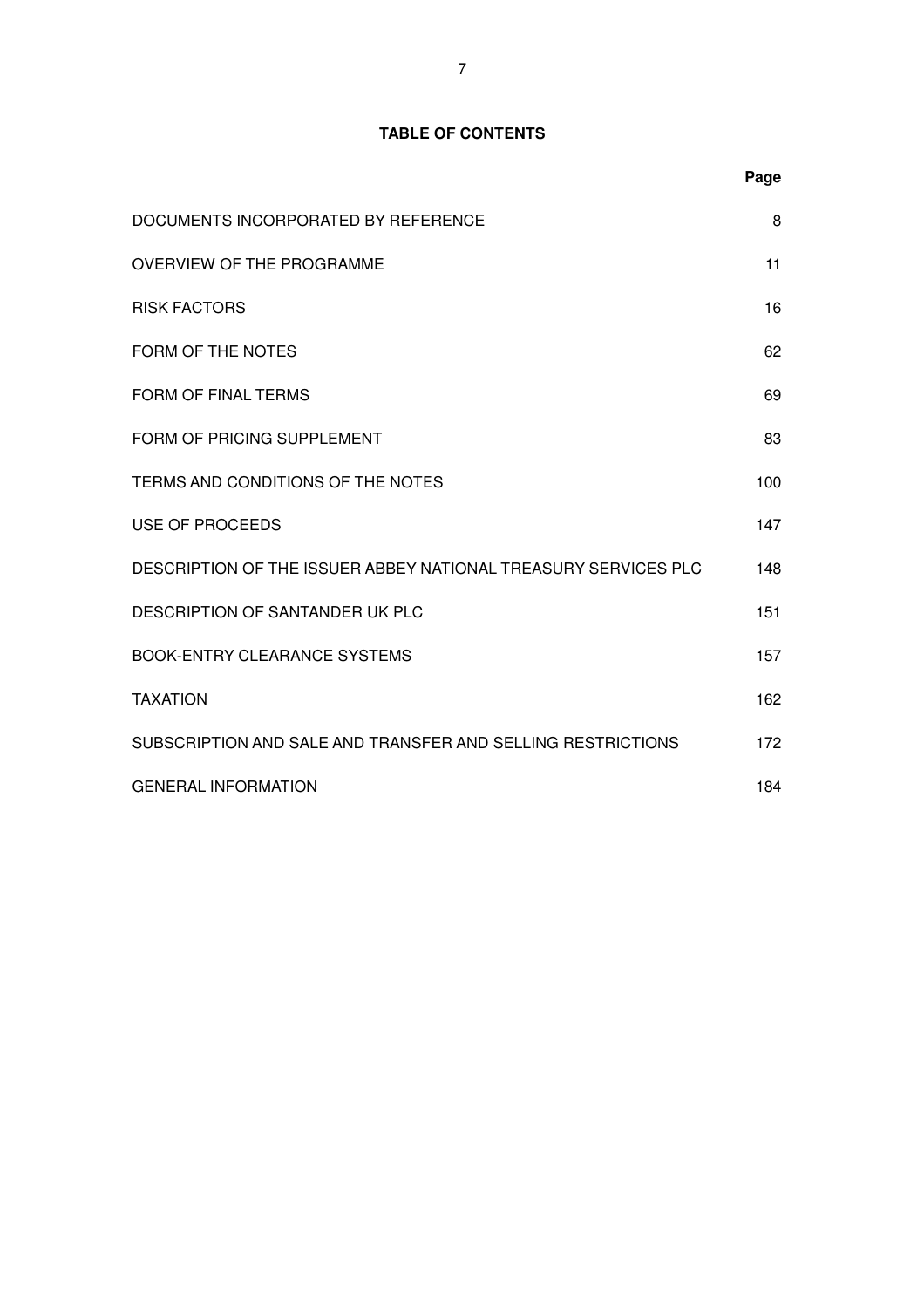## TABLE OF CONTENTS

| | Page |
|---|---|
| DOCUMENTS INCORPORATED BY REFERENCE | 8 |
| OVERVIEW OF THE PROGRAMME | 11 |
| RISK FACTORS | 16 |
| FORM OF THE NOTES | 62 |
| FORM OF FINAL TERMS | 69 |
| FORM OF PRICING SUPPLEMENT | 83 |
| TERMS AND CONDITIONS OF THE NOTES | 100 |
| USE OF PROCEEDS | 147 |
| DESCRIPTION OF THE ISSUER ABBEY NATIONAL TREASURY SERVICES PLC | 148 |
| DESCRIPTION OF SANTANDER UK PLC | 151 |
| BOOK-ENTRY CLEARANCE SYSTEMS | 157 |
| TAXATION | 162 |
| SUBSCRIPTION AND SALE AND TRANSFER AND SELLING RESTRICTIONS | 172 |
| GENERAL INFORMATION | 184 |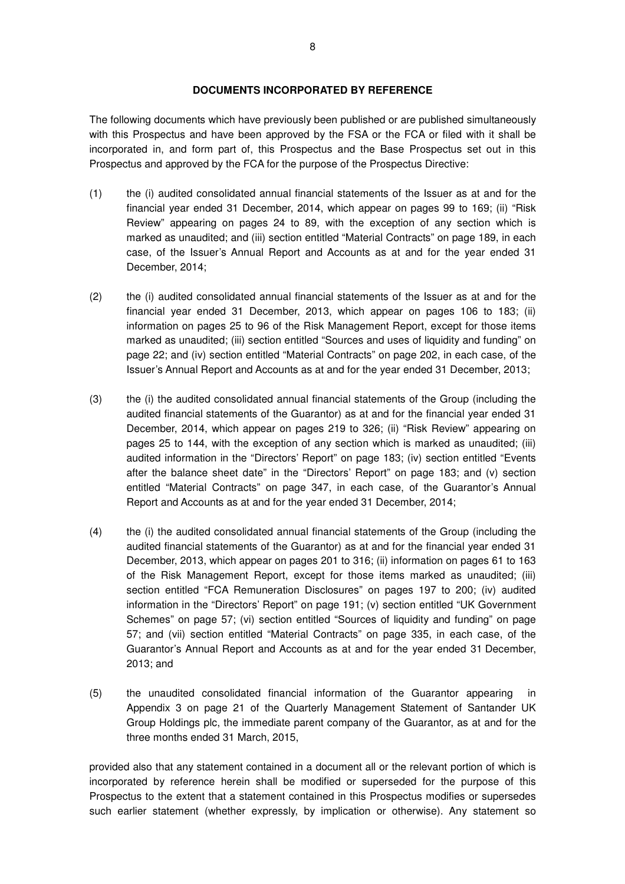**DOCUMENTS INCORPORATED BY REFERENCE**

The following documents which have previously been published or are published simultaneously with this Prospectus and have been approved by the FSA or the FCA or filed with it shall be incorporated in, and form part of, this Prospectus and the Base Prospectus set out in this Prospectus and approved by the FCA for the purpose of the Prospectus Directive:

(1) the (i) audited consolidated annual financial statements of the Issuer as at and for the financial year ended 31 December, 2014, which appear on pages 99 to 169; (ii) "Risk Review" appearing on pages 24 to 89, with the exception of any section which is marked as unaudited; and (iii) section entitled "Material Contracts" on page 189, in each case, of the Issuer's Annual Report and Accounts as at and for the year ended 31 December, 2014;

(2) the (i) audited consolidated annual financial statements of the Issuer as at and for the financial year ended 31 December, 2013, which appear on pages 106 to 183; (ii) information on pages 25 to 96 of the Risk Management Report, except for those items marked as unaudited; (iii) section entitled "Sources and uses of liquidity and funding" on page 22; and (iv) section entitled "Material Contracts" on page 202, in each case, of the Issuer's Annual Report and Accounts as at and for the year ended 31 December, 2013;

(3) the (i) the audited consolidated annual financial statements of the Group (including the audited financial statements of the Guarantor) as at and for the financial year ended 31 December, 2014, which appear on pages 219 to 326; (ii) "Risk Review" appearing on pages 25 to 144, with the exception of any section which is marked as unaudited; (iii) audited information in the "Directors' Report" on page 183; (iv) section entitled "Events after the balance sheet date" in the "Directors' Report" on page 183; and (v) section entitled "Material Contracts" on page 347, in each case, of the Guarantor's Annual Report and Accounts as at and for the year ended 31 December, 2014;

(4) the (i) the audited consolidated annual financial statements of the Group (including the audited financial statements of the Guarantor) as at and for the financial year ended 31 December, 2013, which appear on pages 201 to 316; (ii) information on pages 61 to 163 of the Risk Management Report, except for those items marked as unaudited; (iii) section entitled "FCA Remuneration Disclosures" on pages 197 to 200; (iv) audited information in the "Directors' Report" on page 191; (v) section entitled "UK Government Schemes" on page 57; (vi) section entitled "Sources of liquidity and funding" on page 57; and (vii) section entitled "Material Contracts" on page 335, in each case, of the Guarantor's Annual Report and Accounts as at and for the year ended 31 December, 2013; and

(5) the unaudited consolidated financial information of the Guarantor appearing in Appendix 3 on page 21 of the Quarterly Management Statement of Santander UK Group Holdings plc, the immediate parent company of the Guarantor, as at and for the three months ended 31 March, 2015,

provided also that any statement contained in a document all or the relevant portion of which is incorporated by reference herein shall be modified or superseded for the purpose of this Prospectus to the extent that a statement contained in this Prospectus modifies or supersedes such earlier statement (whether expressly, by implication or otherwise). Any statement so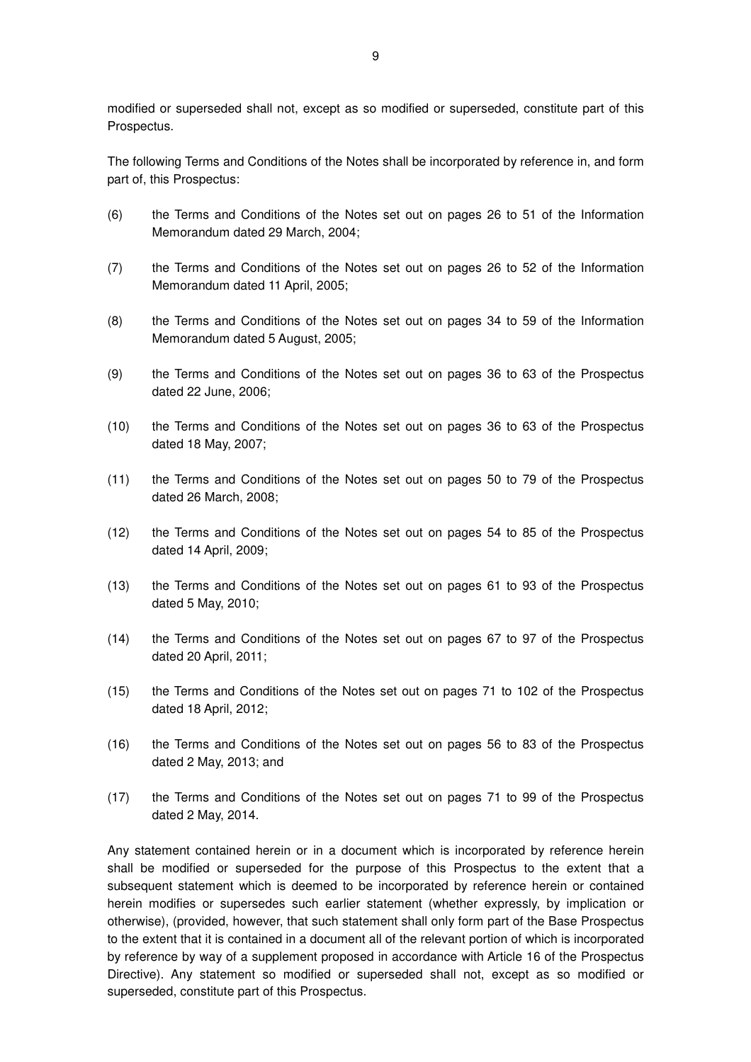modified or superseded shall not, except as so modified or superseded, constitute part of this Prospectus.

The following Terms and Conditions of the Notes shall be incorporated by reference in, and form part of, this Prospectus:

(6) the Terms and Conditions of the Notes set out on pages 26 to 51 of the Information Memorandum dated 29 March, 2004;

(7) the Terms and Conditions of the Notes set out on pages 26 to 52 of the Information Memorandum dated 11 April, 2005;

(8) the Terms and Conditions of the Notes set out on pages 34 to 59 of the Information Memorandum dated 5 August, 2005;

(9) the Terms and Conditions of the Notes set out on pages 36 to 63 of the Prospectus dated 22 June, 2006;

(10) the Terms and Conditions of the Notes set out on pages 36 to 63 of the Prospectus dated 18 May, 2007;

(11) the Terms and Conditions of the Notes set out on pages 50 to 79 of the Prospectus dated 26 March, 2008;

(12) the Terms and Conditions of the Notes set out on pages 54 to 85 of the Prospectus dated 14 April, 2009;

(13) the Terms and Conditions of the Notes set out on pages 61 to 93 of the Prospectus dated 5 May, 2010;

(14) the Terms and Conditions of the Notes set out on pages 67 to 97 of the Prospectus dated 20 April, 2011;

(15) the Terms and Conditions of the Notes set out on pages 71 to 102 of the Prospectus dated 18 April, 2012;

(16) the Terms and Conditions of the Notes set out on pages 56 to 83 of the Prospectus dated 2 May, 2013; and

(17) the Terms and Conditions of the Notes set out on pages 71 to 99 of the Prospectus dated 2 May, 2014.

Any statement contained herein or in a document which is incorporated by reference herein shall be modified or superseded for the purpose of this Prospectus to the extent that a subsequent statement which is deemed to be incorporated by reference herein or contained herein modifies or supersedes such earlier statement (whether expressly, by implication or otherwise), (provided, however, that such statement shall only form part of the Base Prospectus to the extent that it is contained in a document all of the relevant portion of which is incorporated by reference by way of a supplement proposed in accordance with Article 16 of the Prospectus Directive). Any statement so modified or superseded shall not, except as so modified or superseded, constitute part of this Prospectus.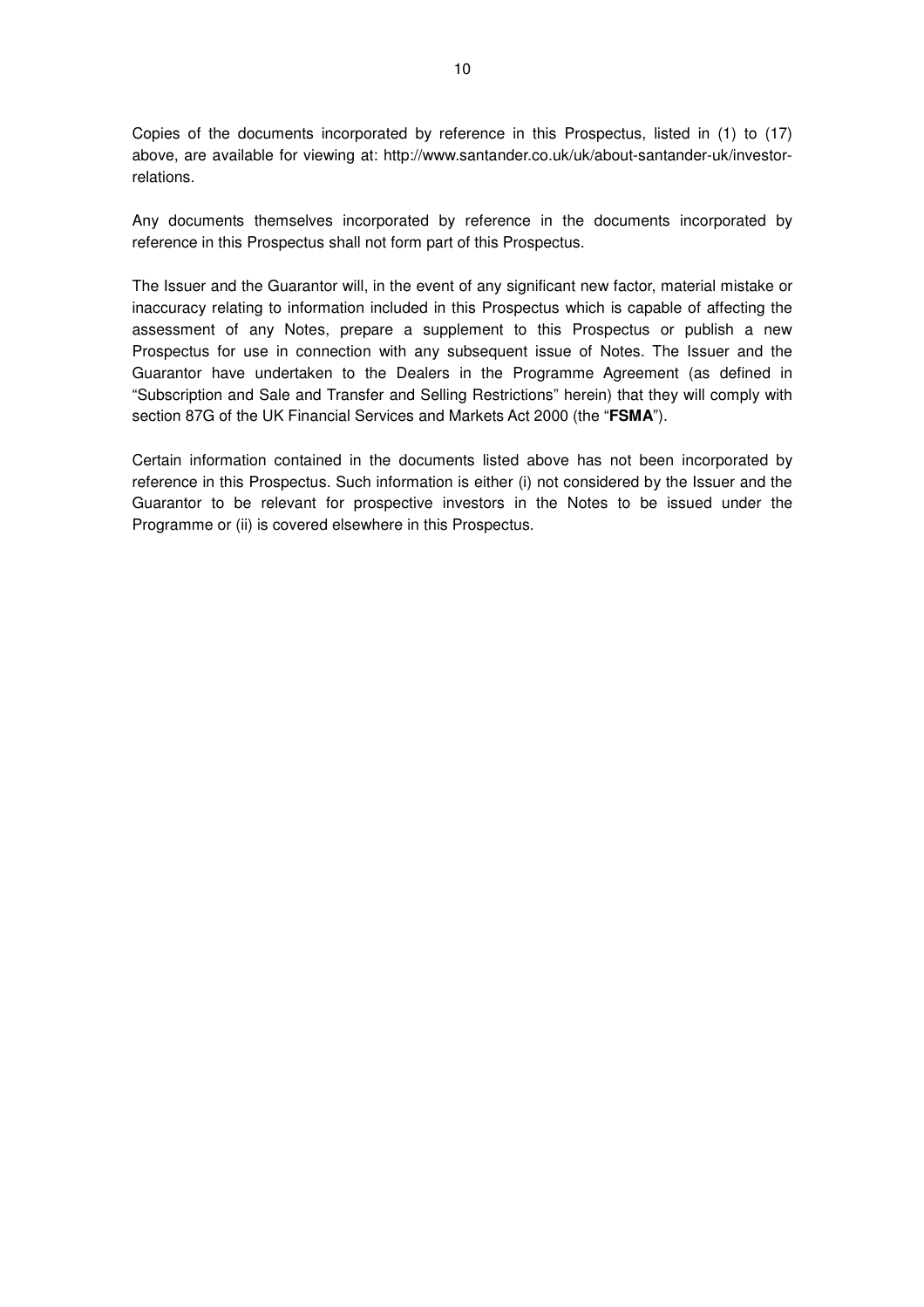Copies of the documents incorporated by reference in this Prospectus, listed in (1) to (17) above, are available for viewing at: http://www.santander.co.uk/uk/about-santander-uk/investor-relations.

Any documents themselves incorporated by reference in the documents incorporated by reference in this Prospectus shall not form part of this Prospectus.

The Issuer and the Guarantor will, in the event of any significant new factor, material mistake or inaccuracy relating to information included in this Prospectus which is capable of affecting the assessment of any Notes, prepare a supplement to this Prospectus or publish a new Prospectus for use in connection with any subsequent issue of Notes. The Issuer and the Guarantor have undertaken to the Dealers in the Programme Agreement (as defined in "Subscription and Sale and Transfer and Selling Restrictions" herein) that they will comply with section 87G of the UK Financial Services and Markets Act 2000 (the "**FSMA**").

Certain information contained in the documents listed above has not been incorporated by reference in this Prospectus. Such information is either (i) not considered by the Issuer and the Guarantor to be relevant for prospective investors in the Notes to be issued under the Programme or (ii) is covered elsewhere in this Prospectus.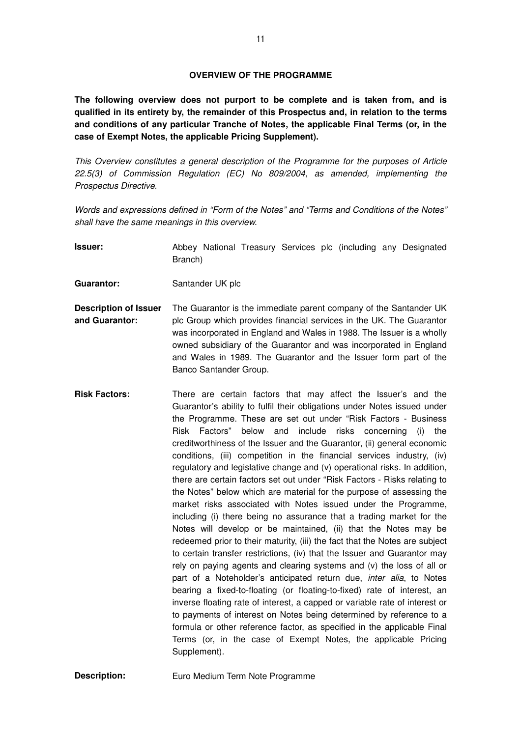## OVERVIEW OF THE PROGRAMME

**The following overview does not purport to be complete and is taken from, and is qualified in its entirety by, the remainder of this Prospectus and, in relation to the terms and conditions of any particular Tranche of Notes, the applicable Final Terms (or, in the case of Exempt Notes, the applicable Pricing Supplement).**

*This Overview constitutes a general description of the Programme for the purposes of Article 22.5(3) of Commission Regulation (EC) No 809/2004, as amended, implementing the Prospectus Directive.*

*Words and expressions defined in "Form of the Notes" and "Terms and Conditions of the Notes" shall have the same meanings in this overview.*

| | |
|---|---|
| **Issuer:** | Abbey National Treasury Services plc (including any Designated Branch) |
| **Guarantor:** | Santander UK plc |
| **Description of Issuer and Guarantor:** | The Guarantor is the immediate parent company of the Santander UK plc Group which provides financial services in the UK. The Guarantor was incorporated in England and Wales in 1988. The Issuer is a wholly owned subsidiary of the Guarantor and was incorporated in England and Wales in 1989. The Guarantor and the Issuer form part of the Banco Santander Group. |
| **Risk Factors:** | There are certain factors that may affect the Issuer's and the Guarantor's ability to fulfil their obligations under Notes issued under the Programme. These are set out under "Risk Factors - Business Risk Factors" below and include risks concerning (i) the creditworthiness of the Issuer and the Guarantor, (ii) general economic conditions, (iii) competition in the financial services industry, (iv) regulatory and legislative change and (v) operational risks. In addition, there are certain factors set out under "Risk Factors - Risks relating to the Notes" below which are material for the purpose of assessing the market risks associated with Notes issued under the Programme, including (i) there being no assurance that a trading market for the Notes will develop or be maintained, (ii) that the Notes may be redeemed prior to their maturity, (iii) the fact that the Notes are subject to certain transfer restrictions, (iv) that the Issuer and Guarantor may rely on paying agents and clearing systems and (v) the loss of all or part of a Noteholder's anticipated return due, *inter alia*, to Notes bearing a fixed-to-floating (or floating-to-fixed) rate of interest, an inverse floating rate of interest, a capped or variable rate of interest or to payments of interest on Notes being determined by reference to a formula or other reference factor, as specified in the applicable Final Terms (or, in the case of Exempt Notes, the applicable Pricing Supplement). |
| **Description:** | Euro Medium Term Note Programme |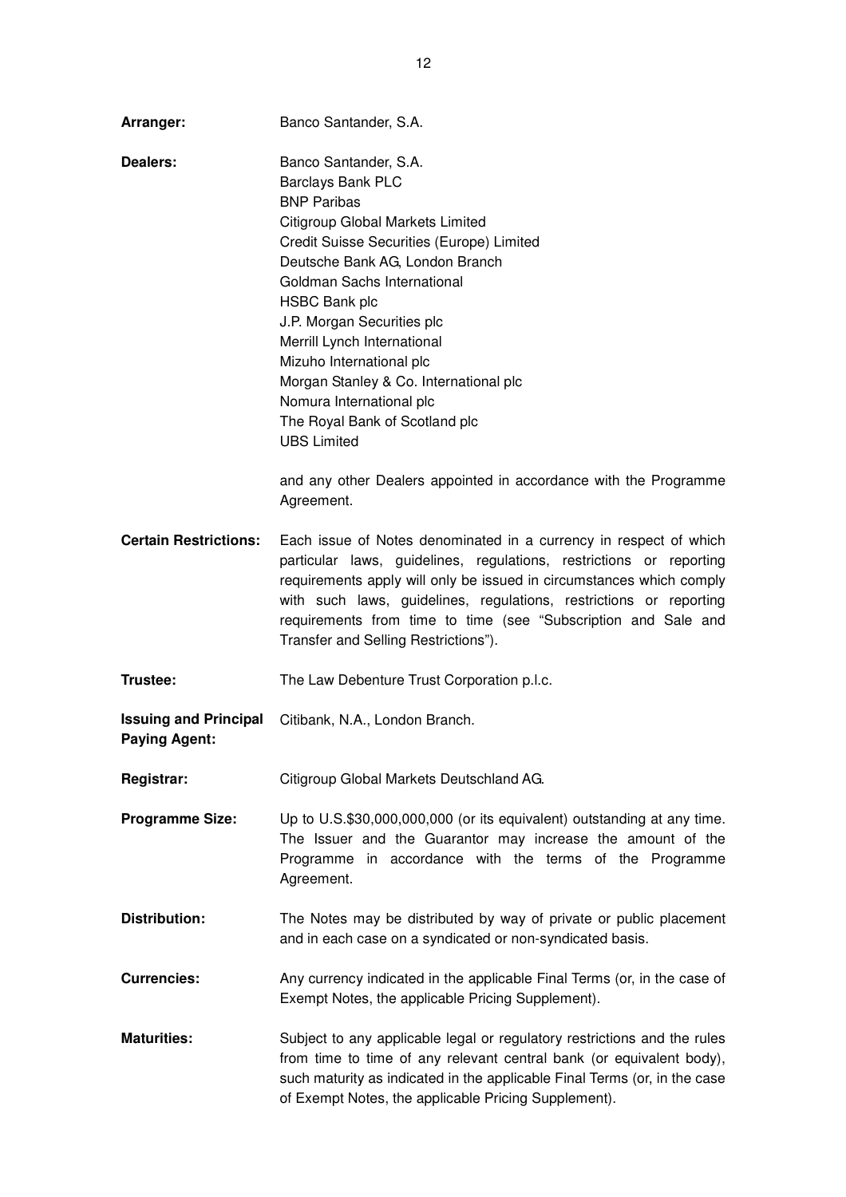**Arranger:** Banco Santander, S.A.

**Dealers:** Banco Santander, S.A.
Barclays Bank PLC
BNP Paribas
Citigroup Global Markets Limited
Credit Suisse Securities (Europe) Limited
Deutsche Bank AG, London Branch
Goldman Sachs International
HSBC Bank plc
J.P. Morgan Securities plc
Merrill Lynch International
Mizuho International plc
Morgan Stanley & Co. International plc
Nomura International plc
The Royal Bank of Scotland plc
UBS Limited

and any other Dealers appointed in accordance with the Programme Agreement.

**Certain Restrictions:** Each issue of Notes denominated in a currency in respect of which particular laws, guidelines, regulations, restrictions or reporting requirements apply will only be issued in circumstances which comply with such laws, guidelines, regulations, restrictions or reporting requirements from time to time (see "Subscription and Sale and Transfer and Selling Restrictions").

**Trustee:** The Law Debenture Trust Corporation p.l.c.

**Issuing and Principal Paying Agent:** Citibank, N.A., London Branch.

**Registrar:** Citigroup Global Markets Deutschland AG.

**Programme Size:** Up to U.S.$30,000,000,000 (or its equivalent) outstanding at any time. The Issuer and the Guarantor may increase the amount of the Programme in accordance with the terms of the Programme Agreement.

**Distribution:** The Notes may be distributed by way of private or public placement and in each case on a syndicated or non-syndicated basis.

**Currencies:** Any currency indicated in the applicable Final Terms (or, in the case of Exempt Notes, the applicable Pricing Supplement).

**Maturities:** Subject to any applicable legal or regulatory restrictions and the rules from time to time of any relevant central bank (or equivalent body), such maturity as indicated in the applicable Final Terms (or, in the case of Exempt Notes, the applicable Pricing Supplement).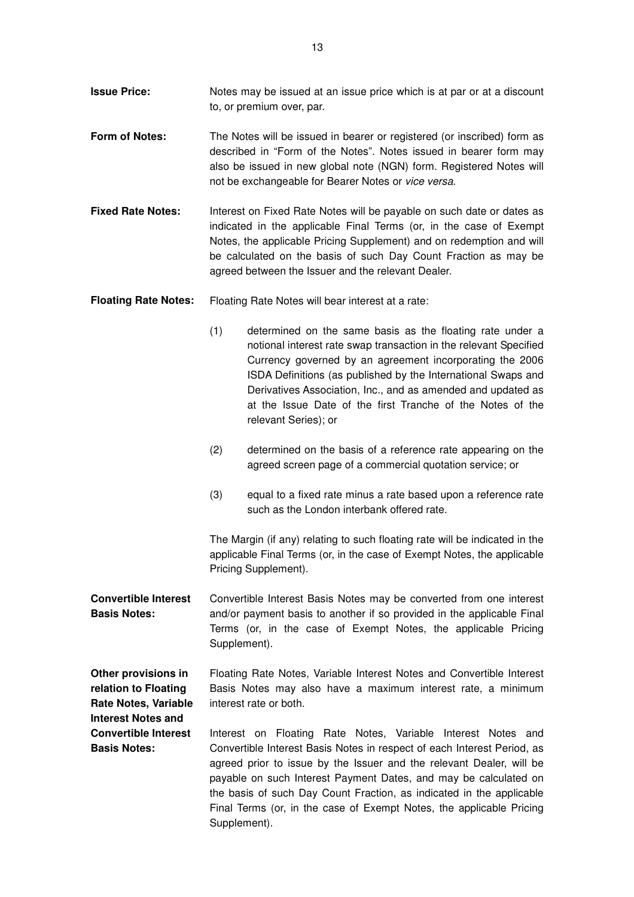**Issue Price:** Notes may be issued at an issue price which is at par or at a discount to, or premium over, par.

**Form of Notes:** The Notes will be issued in bearer or registered (or inscribed) form as described in "Form of the Notes". Notes issued in bearer form may also be issued in new global note (NGN) form. Registered Notes will not be exchangeable for Bearer Notes or *vice versa*.

**Fixed Rate Notes:** Interest on Fixed Rate Notes will be payable on such date or dates as indicated in the applicable Final Terms (or, in the case of Exempt Notes, the applicable Pricing Supplement) and on redemption and will be calculated on the basis of such Day Count Fraction as may be agreed between the Issuer and the relevant Dealer.

**Floating Rate Notes:** Floating Rate Notes will bear interest at a rate:

(1) determined on the same basis as the floating rate under a notional interest rate swap transaction in the relevant Specified Currency governed by an agreement incorporating the 2006 ISDA Definitions (as published by the International Swaps and Derivatives Association, Inc., and as amended and updated as at the Issue Date of the first Tranche of the Notes of the relevant Series); or

(2) determined on the basis of a reference rate appearing on the agreed screen page of a commercial quotation service; or

(3) equal to a fixed rate minus a rate based upon a reference rate such as the London interbank offered rate.

The Margin (if any) relating to such floating rate will be indicated in the applicable Final Terms (or, in the case of Exempt Notes, the applicable Pricing Supplement).

**Convertible Interest Basis Notes:** Convertible Interest Basis Notes may be converted from one interest and/or payment basis to another if so provided in the applicable Final Terms (or, in the case of Exempt Notes, the applicable Pricing Supplement).

**Other provisions in relation to Floating Rate Notes, Variable Interest Notes and Convertible Interest Basis Notes:** Floating Rate Notes, Variable Interest Notes and Convertible Interest Basis Notes may also have a maximum interest rate, a minimum interest rate or both.

Interest on Floating Rate Notes, Variable Interest Notes and Convertible Interest Basis Notes in respect of each Interest Period, as agreed prior to issue by the Issuer and the relevant Dealer, will be payable on such Interest Payment Dates, and may be calculated on the basis of such Day Count Fraction, as indicated in the applicable Final Terms (or, in the case of Exempt Notes, the applicable Pricing Supplement).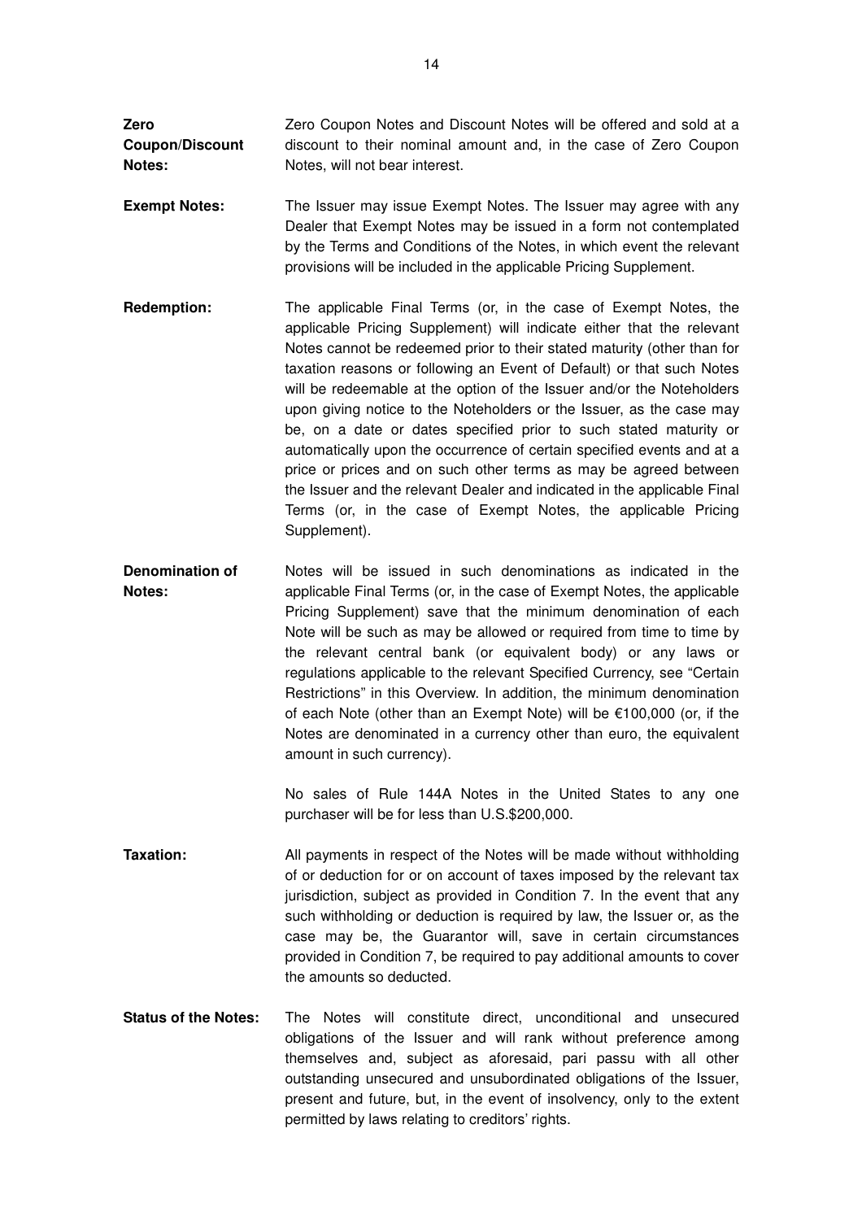**Zero Coupon/Discount Notes:** Zero Coupon Notes and Discount Notes will be offered and sold at a discount to their nominal amount and, in the case of Zero Coupon Notes, will not bear interest.

**Exempt Notes:** The Issuer may issue Exempt Notes. The Issuer may agree with any Dealer that Exempt Notes may be issued in a form not contemplated by the Terms and Conditions of the Notes, in which event the relevant provisions will be included in the applicable Pricing Supplement.

**Redemption:** The applicable Final Terms (or, in the case of Exempt Notes, the applicable Pricing Supplement) will indicate either that the relevant Notes cannot be redeemed prior to their stated maturity (other than for taxation reasons or following an Event of Default) or that such Notes will be redeemable at the option of the Issuer and/or the Noteholders upon giving notice to the Noteholders or the Issuer, as the case may be, on a date or dates specified prior to such stated maturity or automatically upon the occurrence of certain specified events and at a price or prices and on such other terms as may be agreed between the Issuer and the relevant Dealer and indicated in the applicable Final Terms (or, in the case of Exempt Notes, the applicable Pricing Supplement).

**Denomination of Notes:** Notes will be issued in such denominations as indicated in the applicable Final Terms (or, in the case of Exempt Notes, the applicable Pricing Supplement) save that the minimum denomination of each Note will be such as may be allowed or required from time to time by the relevant central bank (or equivalent body) or any laws or regulations applicable to the relevant Specified Currency, see "Certain Restrictions" in this Overview. In addition, the minimum denomination of each Note (other than an Exempt Note) will be €100,000 (or, if the Notes are denominated in a currency other than euro, the equivalent amount in such currency).

No sales of Rule 144A Notes in the United States to any one purchaser will be for less than U.S.$200,000.

**Taxation:** All payments in respect of the Notes will be made without withholding of or deduction for or on account of taxes imposed by the relevant tax jurisdiction, subject as provided in Condition 7. In the event that any such withholding or deduction is required by law, the Issuer or, as the case may be, the Guarantor will, save in certain circumstances provided in Condition 7, be required to pay additional amounts to cover the amounts so deducted.

**Status of the Notes:** The Notes will constitute direct, unconditional and unsecured obligations of the Issuer and will rank without preference among themselves and, subject as aforesaid, pari passu with all other outstanding unsecured and unsubordinated obligations of the Issuer, present and future, but, in the event of insolvency, only to the extent permitted by laws relating to creditors' rights.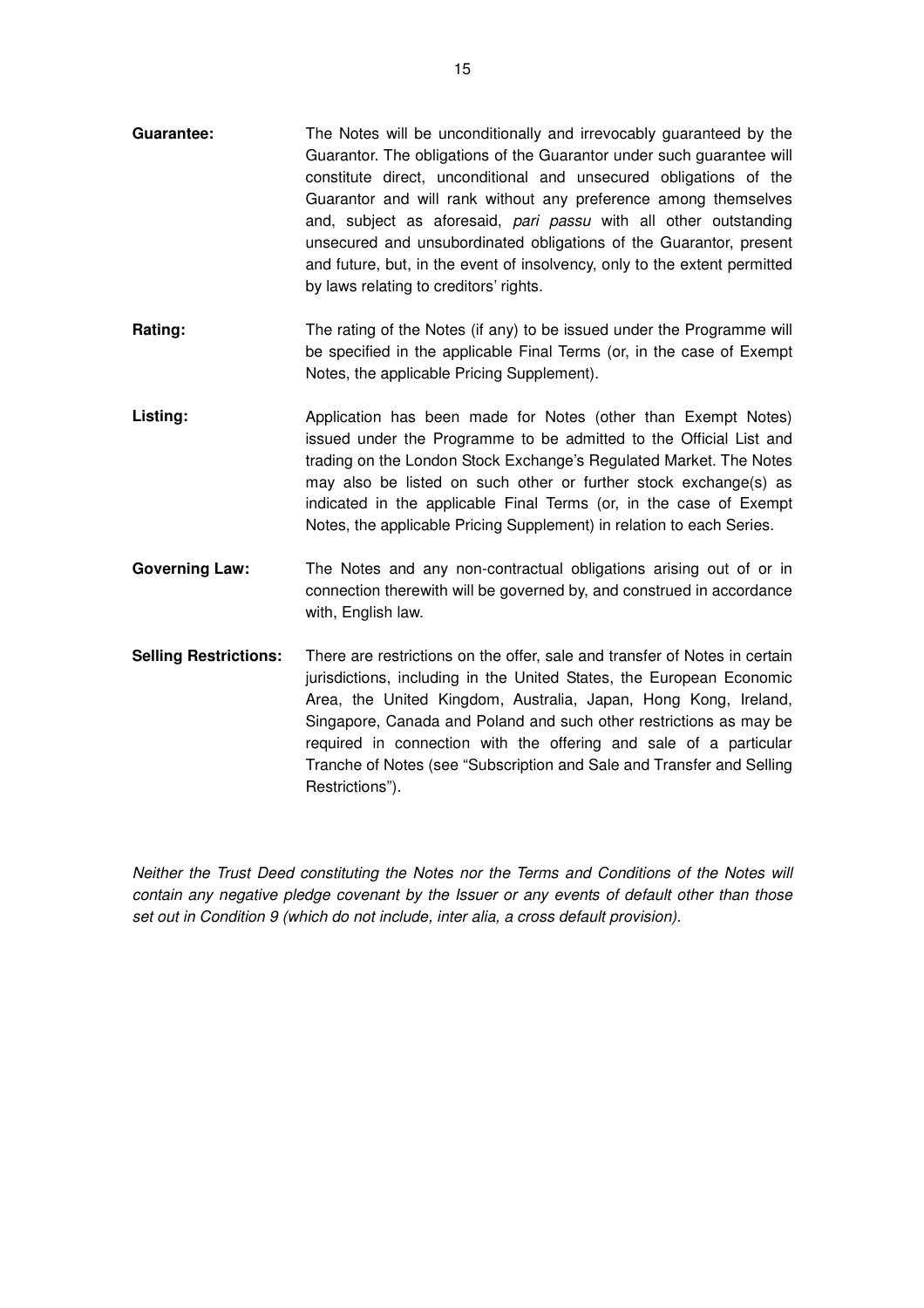**Guarantee:** The Notes will be unconditionally and irrevocably guaranteed by the Guarantor. The obligations of the Guarantor under such guarantee will constitute direct, unconditional and unsecured obligations of the Guarantor and will rank without any preference among themselves and, subject as aforesaid, *pari passu* with all other outstanding unsecured and unsubordinated obligations of the Guarantor, present and future, but, in the event of insolvency, only to the extent permitted by laws relating to creditors' rights.

**Rating:** The rating of the Notes (if any) to be issued under the Programme will be specified in the applicable Final Terms (or, in the case of Exempt Notes, the applicable Pricing Supplement).

**Listing:** Application has been made for Notes (other than Exempt Notes) issued under the Programme to be admitted to the Official List and trading on the London Stock Exchange's Regulated Market. The Notes may also be listed on such other or further stock exchange(s) as indicated in the applicable Final Terms (or, in the case of Exempt Notes, the applicable Pricing Supplement) in relation to each Series.

**Governing Law:** The Notes and any non-contractual obligations arising out of or in connection therewith will be governed by, and construed in accordance with, English law.

**Selling Restrictions:** There are restrictions on the offer, sale and transfer of Notes in certain jurisdictions, including in the United States, the European Economic Area, the United Kingdom, Australia, Japan, Hong Kong, Ireland, Singapore, Canada and Poland and such other restrictions as may be required in connection with the offering and sale of a particular Tranche of Notes (see "Subscription and Sale and Transfer and Selling Restrictions").

*Neither the Trust Deed constituting the Notes nor the Terms and Conditions of the Notes will contain any negative pledge covenant by the Issuer or any events of default other than those set out in Condition 9 (which do not include, inter alia, a cross default provision).*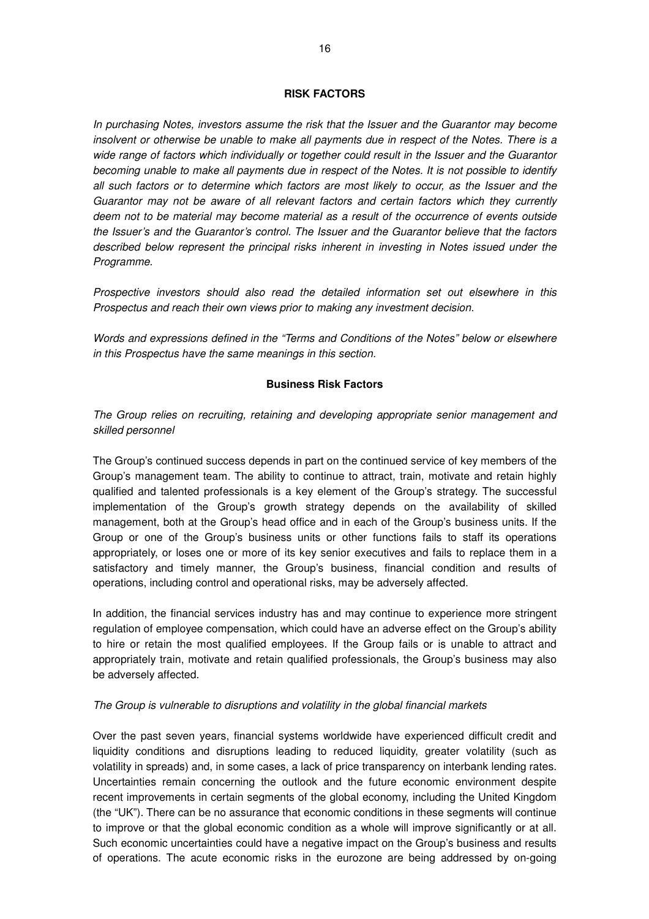## RISK FACTORS

*In purchasing Notes, investors assume the risk that the Issuer and the Guarantor may become insolvent or otherwise be unable to make all payments due in respect of the Notes. There is a wide range of factors which individually or together could result in the Issuer and the Guarantor becoming unable to make all payments due in respect of the Notes. It is not possible to identify all such factors or to determine which factors are most likely to occur, as the Issuer and the Guarantor may not be aware of all relevant factors and certain factors which they currently deem not to be material may become material as a result of the occurrence of events outside the Issuer's and the Guarantor's control. The Issuer and the Guarantor believe that the factors described below represent the principal risks inherent in investing in Notes issued under the Programme.*

*Prospective investors should also read the detailed information set out elsewhere in this Prospectus and reach their own views prior to making any investment decision.*

*Words and expressions defined in the "Terms and Conditions of the Notes" below or elsewhere in this Prospectus have the same meanings in this section.*

### Business Risk Factors

*The Group relies on recruiting, retaining and developing appropriate senior management and skilled personnel*

The Group's continued success depends in part on the continued service of key members of the Group's management team. The ability to continue to attract, train, motivate and retain highly qualified and talented professionals is a key element of the Group's strategy. The successful implementation of the Group's growth strategy depends on the availability of skilled management, both at the Group's head office and in each of the Group's business units. If the Group or one of the Group's business units or other functions fails to staff its operations appropriately, or loses one or more of its key senior executives and fails to replace them in a satisfactory and timely manner, the Group's business, financial condition and results of operations, including control and operational risks, may be adversely affected.

In addition, the financial services industry has and may continue to experience more stringent regulation of employee compensation, which could have an adverse effect on the Group's ability to hire or retain the most qualified employees. If the Group fails or is unable to attract and appropriately train, motivate and retain qualified professionals, the Group's business may also be adversely affected.

*The Group is vulnerable to disruptions and volatility in the global financial markets*

Over the past seven years, financial systems worldwide have experienced difficult credit and liquidity conditions and disruptions leading to reduced liquidity, greater volatility (such as volatility in spreads) and, in some cases, a lack of price transparency on interbank lending rates. Uncertainties remain concerning the outlook and the future economic environment despite recent improvements in certain segments of the global economy, including the United Kingdom (the "UK"). There can be no assurance that economic conditions in these segments will continue to improve or that the global economic condition as a whole will improve significantly or at all. Such economic uncertainties could have a negative impact on the Group's business and results of operations. The acute economic risks in the eurozone are being addressed by on-going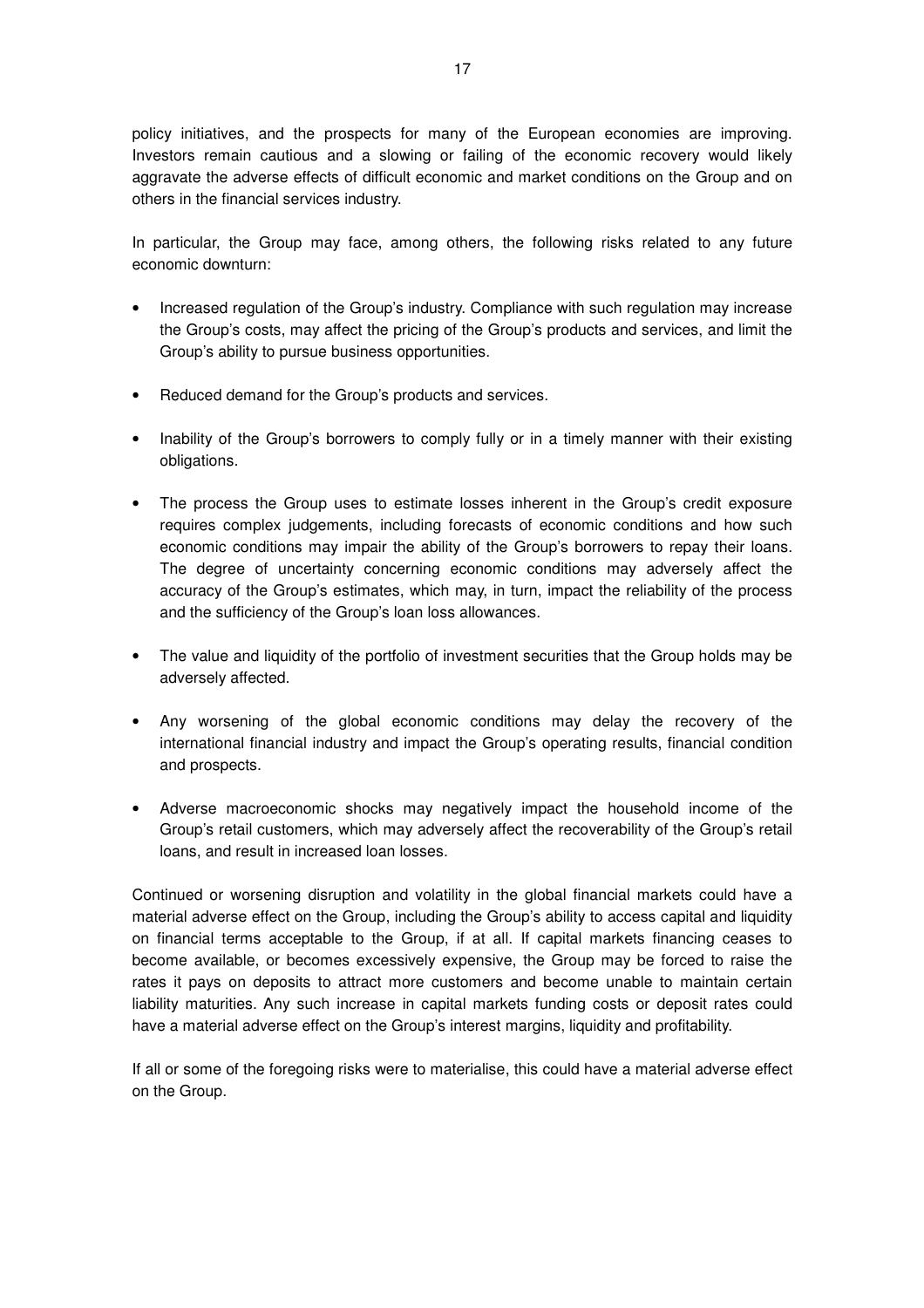policy initiatives, and the prospects for many of the European economies are improving. Investors remain cautious and a slowing or failing of the economic recovery would likely aggravate the adverse effects of difficult economic and market conditions on the Group and on others in the financial services industry.

In particular, the Group may face, among others, the following risks related to any future economic downturn:

- Increased regulation of the Group's industry. Compliance with such regulation may increase the Group's costs, may affect the pricing of the Group's products and services, and limit the Group's ability to pursue business opportunities.
- Reduced demand for the Group's products and services.
- Inability of the Group's borrowers to comply fully or in a timely manner with their existing obligations.
- The process the Group uses to estimate losses inherent in the Group's credit exposure requires complex judgements, including forecasts of economic conditions and how such economic conditions may impair the ability of the Group's borrowers to repay their loans. The degree of uncertainty concerning economic conditions may adversely affect the accuracy of the Group's estimates, which may, in turn, impact the reliability of the process and the sufficiency of the Group's loan loss allowances.
- The value and liquidity of the portfolio of investment securities that the Group holds may be adversely affected.
- Any worsening of the global economic conditions may delay the recovery of the international financial industry and impact the Group's operating results, financial condition and prospects.
- Adverse macroeconomic shocks may negatively impact the household income of the Group's retail customers, which may adversely affect the recoverability of the Group's retail loans, and result in increased loan losses.

Continued or worsening disruption and volatility in the global financial markets could have a material adverse effect on the Group, including the Group's ability to access capital and liquidity on financial terms acceptable to the Group, if at all. If capital markets financing ceases to become available, or becomes excessively expensive, the Group may be forced to raise the rates it pays on deposits to attract more customers and become unable to maintain certain liability maturities. Any such increase in capital markets funding costs or deposit rates could have a material adverse effect on the Group's interest margins, liquidity and profitability.

If all or some of the foregoing risks were to materialise, this could have a material adverse effect on the Group.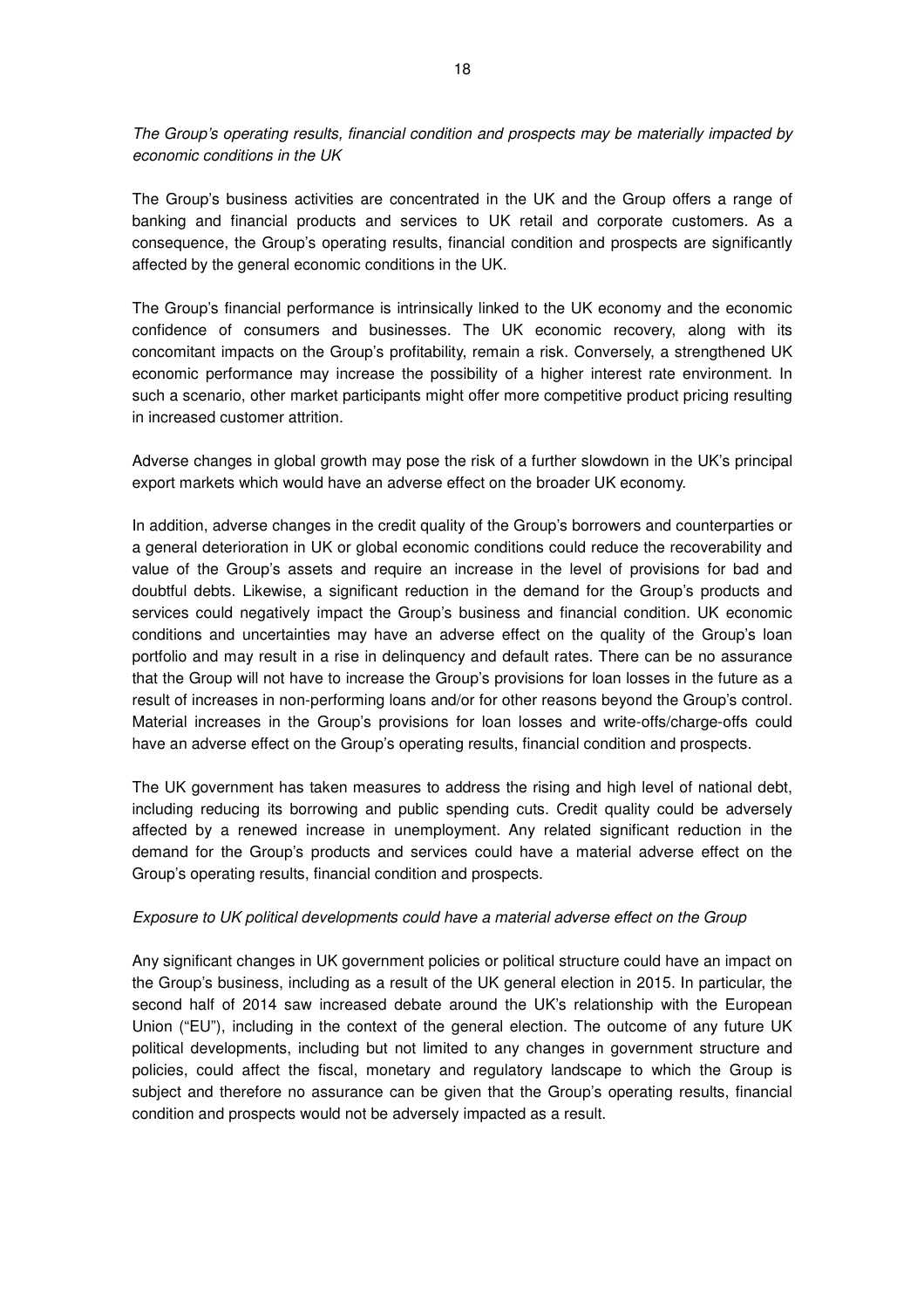*The Group's operating results, financial condition and prospects may be materially impacted by economic conditions in the UK*

The Group's business activities are concentrated in the UK and the Group offers a range of banking and financial products and services to UK retail and corporate customers. As a consequence, the Group's operating results, financial condition and prospects are significantly affected by the general economic conditions in the UK.

The Group's financial performance is intrinsically linked to the UK economy and the economic confidence of consumers and businesses. The UK economic recovery, along with its concomitant impacts on the Group's profitability, remain a risk. Conversely, a strengthened UK economic performance may increase the possibility of a higher interest rate environment. In such a scenario, other market participants might offer more competitive product pricing resulting in increased customer attrition.

Adverse changes in global growth may pose the risk of a further slowdown in the UK's principal export markets which would have an adverse effect on the broader UK economy.

In addition, adverse changes in the credit quality of the Group's borrowers and counterparties or a general deterioration in UK or global economic conditions could reduce the recoverability and value of the Group's assets and require an increase in the level of provisions for bad and doubtful debts. Likewise, a significant reduction in the demand for the Group's products and services could negatively impact the Group's business and financial condition. UK economic conditions and uncertainties may have an adverse effect on the quality of the Group's loan portfolio and may result in a rise in delinquency and default rates. There can be no assurance that the Group will not have to increase the Group's provisions for loan losses in the future as a result of increases in non-performing loans and/or for other reasons beyond the Group's control. Material increases in the Group's provisions for loan losses and write-offs/charge-offs could have an adverse effect on the Group's operating results, financial condition and prospects.

The UK government has taken measures to address the rising and high level of national debt, including reducing its borrowing and public spending cuts. Credit quality could be adversely affected by a renewed increase in unemployment. Any related significant reduction in the demand for the Group's products and services could have a material adverse effect on the Group's operating results, financial condition and prospects.

*Exposure to UK political developments could have a material adverse effect on the Group*

Any significant changes in UK government policies or political structure could have an impact on the Group's business, including as a result of the UK general election in 2015. In particular, the second half of 2014 saw increased debate around the UK's relationship with the European Union ("EU"), including in the context of the general election. The outcome of any future UK political developments, including but not limited to any changes in government structure and policies, could affect the fiscal, monetary and regulatory landscape to which the Group is subject and therefore no assurance can be given that the Group's operating results, financial condition and prospects would not be adversely impacted as a result.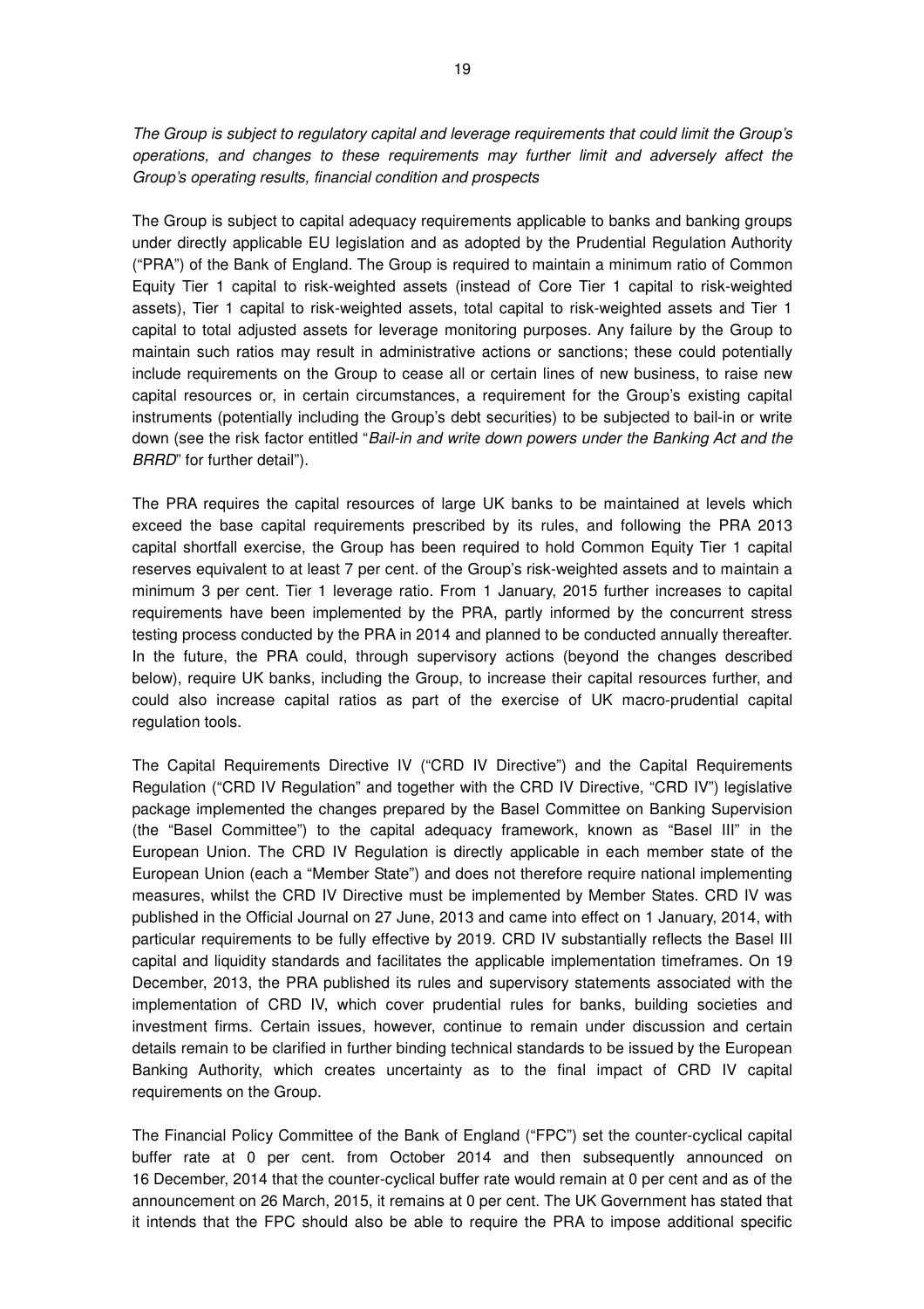*The Group is subject to regulatory capital and leverage requirements that could limit the Group's operations, and changes to these requirements may further limit and adversely affect the Group's operating results, financial condition and prospects*

The Group is subject to capital adequacy requirements applicable to banks and banking groups under directly applicable EU legislation and as adopted by the Prudential Regulation Authority ("PRA") of the Bank of England. The Group is required to maintain a minimum ratio of Common Equity Tier 1 capital to risk-weighted assets (instead of Core Tier 1 capital to risk-weighted assets), Tier 1 capital to risk-weighted assets, total capital to risk-weighted assets and Tier 1 capital to total adjusted assets for leverage monitoring purposes. Any failure by the Group to maintain such ratios may result in administrative actions or sanctions; these could potentially include requirements on the Group to cease all or certain lines of new business, to raise new capital resources or, in certain circumstances, a requirement for the Group's existing capital instruments (potentially including the Group's debt securities) to be subjected to bail-in or write down (see the risk factor entitled "*Bail-in and write down powers under the Banking Act and the BRRD*" for further detail").

The PRA requires the capital resources of large UK banks to be maintained at levels which exceed the base capital requirements prescribed by its rules, and following the PRA 2013 capital shortfall exercise, the Group has been required to hold Common Equity Tier 1 capital reserves equivalent to at least 7 per cent. of the Group's risk-weighted assets and to maintain a minimum 3 per cent. Tier 1 leverage ratio. From 1 January, 2015 further increases to capital requirements have been implemented by the PRA, partly informed by the concurrent stress testing process conducted by the PRA in 2014 and planned to be conducted annually thereafter. In the future, the PRA could, through supervisory actions (beyond the changes described below), require UK banks, including the Group, to increase their capital resources further, and could also increase capital ratios as part of the exercise of UK macro-prudential capital regulation tools.

The Capital Requirements Directive IV ("CRD IV Directive") and the Capital Requirements Regulation ("CRD IV Regulation" and together with the CRD IV Directive, "CRD IV") legislative package implemented the changes prepared by the Basel Committee on Banking Supervision (the "Basel Committee") to the capital adequacy framework, known as "Basel III" in the European Union. The CRD IV Regulation is directly applicable in each member state of the European Union (each a "Member State") and does not therefore require national implementing measures, whilst the CRD IV Directive must be implemented by Member States. CRD IV was published in the Official Journal on 27 June, 2013 and came into effect on 1 January, 2014, with particular requirements to be fully effective by 2019. CRD IV substantially reflects the Basel III capital and liquidity standards and facilitates the applicable implementation timeframes. On 19 December, 2013, the PRA published its rules and supervisory statements associated with the implementation of CRD IV, which cover prudential rules for banks, building societies and investment firms. Certain issues, however, continue to remain under discussion and certain details remain to be clarified in further binding technical standards to be issued by the European Banking Authority, which creates uncertainty as to the final impact of CRD IV capital requirements on the Group.

The Financial Policy Committee of the Bank of England ("FPC") set the counter-cyclical capital buffer rate at 0 per cent. from October 2014 and then subsequently announced on 16 December, 2014 that the counter-cyclical buffer rate would remain at 0 per cent and as of the announcement on 26 March, 2015, it remains at 0 per cent. The UK Government has stated that it intends that the FPC should also be able to require the PRA to impose additional specific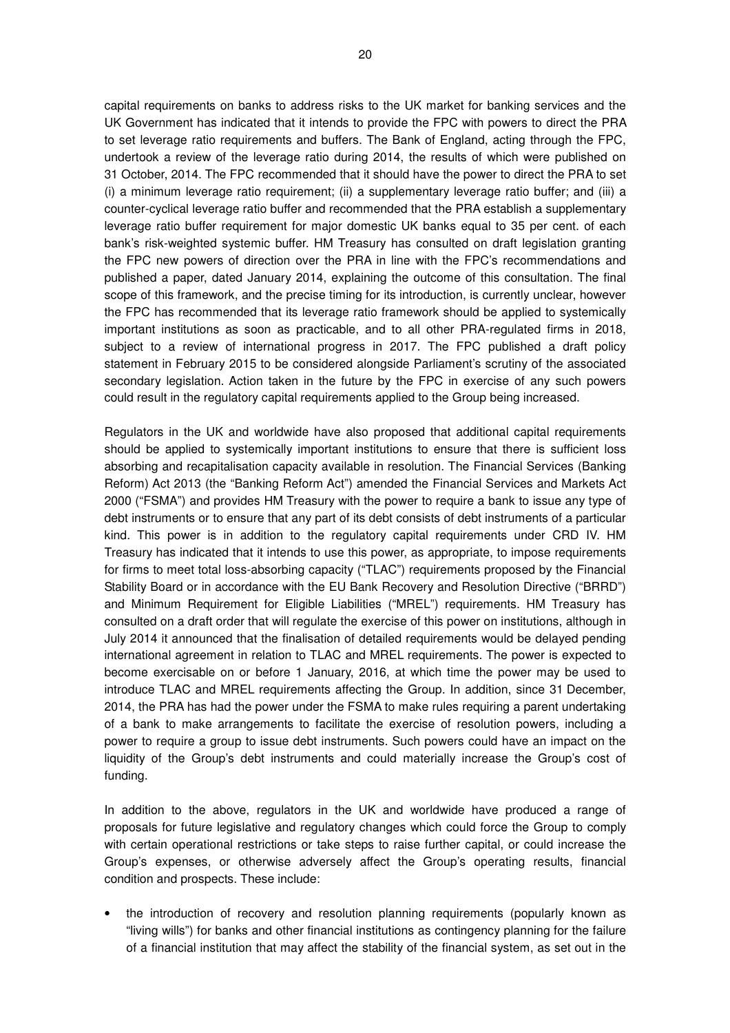capital requirements on banks to address risks to the UK market for banking services and the UK Government has indicated that it intends to provide the FPC with powers to direct the PRA to set leverage ratio requirements and buffers. The Bank of England, acting through the FPC, undertook a review of the leverage ratio during 2014, the results of which were published on 31 October, 2014. The FPC recommended that it should have the power to direct the PRA to set (i) a minimum leverage ratio requirement; (ii) a supplementary leverage ratio buffer; and (iii) a counter-cyclical leverage ratio buffer and recommended that the PRA establish a supplementary leverage ratio buffer requirement for major domestic UK banks equal to 35 per cent. of each bank's risk-weighted systemic buffer. HM Treasury has consulted on draft legislation granting the FPC new powers of direction over the PRA in line with the FPC's recommendations and published a paper, dated January 2014, explaining the outcome of this consultation. The final scope of this framework, and the precise timing for its introduction, is currently unclear, however the FPC has recommended that its leverage ratio framework should be applied to systemically important institutions as soon as practicable, and to all other PRA-regulated firms in 2018, subject to a review of international progress in 2017. The FPC published a draft policy statement in February 2015 to be considered alongside Parliament's scrutiny of the associated secondary legislation. Action taken in the future by the FPC in exercise of any such powers could result in the regulatory capital requirements applied to the Group being increased.

Regulators in the UK and worldwide have also proposed that additional capital requirements should be applied to systemically important institutions to ensure that there is sufficient loss absorbing and recapitalisation capacity available in resolution. The Financial Services (Banking Reform) Act 2013 (the "Banking Reform Act") amended the Financial Services and Markets Act 2000 ("FSMA") and provides HM Treasury with the power to require a bank to issue any type of debt instruments or to ensure that any part of its debt consists of debt instruments of a particular kind. This power is in addition to the regulatory capital requirements under CRD IV. HM Treasury has indicated that it intends to use this power, as appropriate, to impose requirements for firms to meet total loss-absorbing capacity ("TLAC") requirements proposed by the Financial Stability Board or in accordance with the EU Bank Recovery and Resolution Directive ("BRRD") and Minimum Requirement for Eligible Liabilities ("MREL") requirements. HM Treasury has consulted on a draft order that will regulate the exercise of this power on institutions, although in July 2014 it announced that the finalisation of detailed requirements would be delayed pending international agreement in relation to TLAC and MREL requirements. The power is expected to become exercisable on or before 1 January, 2016, at which time the power may be used to introduce TLAC and MREL requirements affecting the Group. In addition, since 31 December, 2014, the PRA has had the power under the FSMA to make rules requiring a parent undertaking of a bank to make arrangements to facilitate the exercise of resolution powers, including a power to require a group to issue debt instruments. Such powers could have an impact on the liquidity of the Group's debt instruments and could materially increase the Group's cost of funding.

In addition to the above, regulators in the UK and worldwide have produced a range of proposals for future legislative and regulatory changes which could force the Group to comply with certain operational restrictions or take steps to raise further capital, or could increase the Group's expenses, or otherwise adversely affect the Group's operating results, financial condition and prospects. These include:

- the introduction of recovery and resolution planning requirements (popularly known as "living wills") for banks and other financial institutions as contingency planning for the failure of a financial institution that may affect the stability of the financial system, as set out in the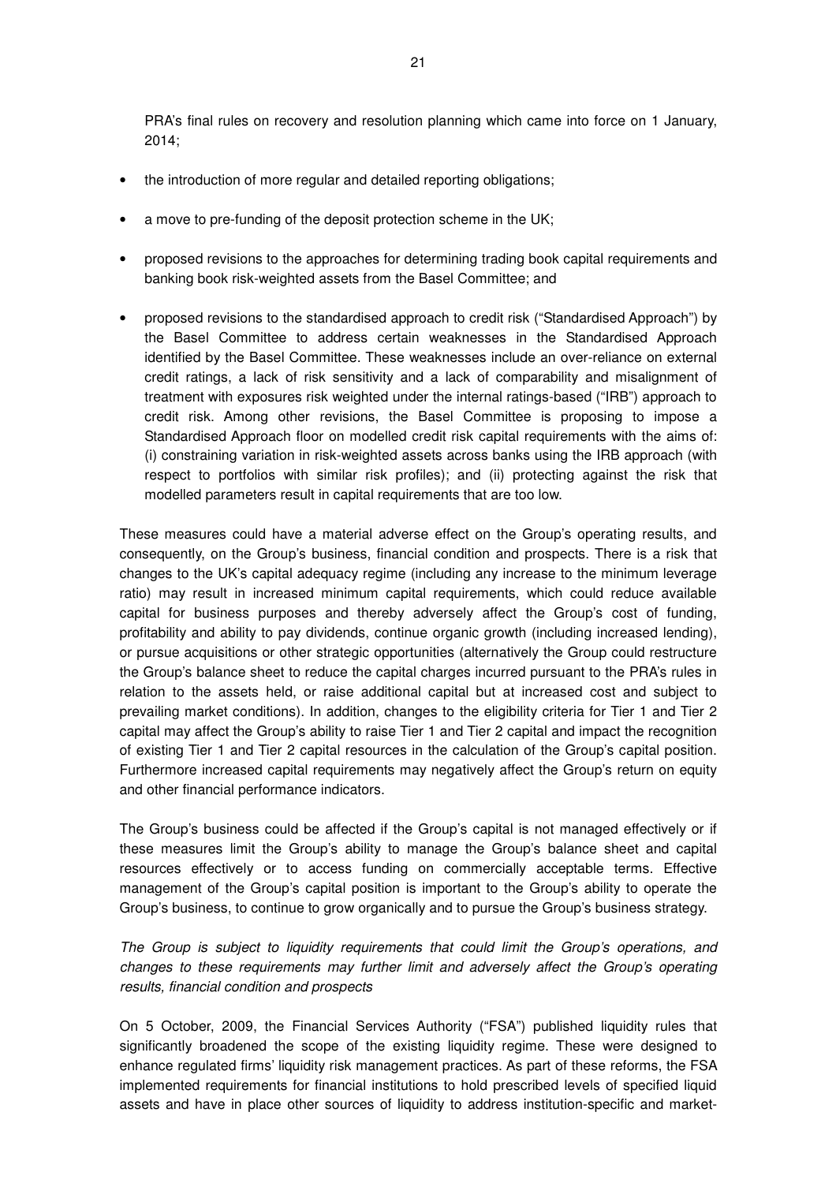PRA's final rules on recovery and resolution planning which came into force on 1 January, 2014;

- the introduction of more regular and detailed reporting obligations;
- a move to pre-funding of the deposit protection scheme in the UK;
- proposed revisions to the approaches for determining trading book capital requirements and banking book risk-weighted assets from the Basel Committee; and
- proposed revisions to the standardised approach to credit risk ("Standardised Approach") by the Basel Committee to address certain weaknesses in the Standardised Approach identified by the Basel Committee. These weaknesses include an over-reliance on external credit ratings, a lack of risk sensitivity and a lack of comparability and misalignment of treatment with exposures risk weighted under the internal ratings-based ("IRB") approach to credit risk. Among other revisions, the Basel Committee is proposing to impose a Standardised Approach floor on modelled credit risk capital requirements with the aims of: (i) constraining variation in risk-weighted assets across banks using the IRB approach (with respect to portfolios with similar risk profiles); and (ii) protecting against the risk that modelled parameters result in capital requirements that are too low.

These measures could have a material adverse effect on the Group's operating results, and consequently, on the Group's business, financial condition and prospects. There is a risk that changes to the UK's capital adequacy regime (including any increase to the minimum leverage ratio) may result in increased minimum capital requirements, which could reduce available capital for business purposes and thereby adversely affect the Group's cost of funding, profitability and ability to pay dividends, continue organic growth (including increased lending), or pursue acquisitions or other strategic opportunities (alternatively the Group could restructure the Group's balance sheet to reduce the capital charges incurred pursuant to the PRA's rules in relation to the assets held, or raise additional capital but at increased cost and subject to prevailing market conditions). In addition, changes to the eligibility criteria for Tier 1 and Tier 2 capital may affect the Group's ability to raise Tier 1 and Tier 2 capital and impact the recognition of existing Tier 1 and Tier 2 capital resources in the calculation of the Group's capital position. Furthermore increased capital requirements may negatively affect the Group's return on equity and other financial performance indicators.

The Group's business could be affected if the Group's capital is not managed effectively or if these measures limit the Group's ability to manage the Group's balance sheet and capital resources effectively or to access funding on commercially acceptable terms. Effective management of the Group's capital position is important to the Group's ability to operate the Group's business, to continue to grow organically and to pursue the Group's business strategy.

*The Group is subject to liquidity requirements that could limit the Group's operations, and changes to these requirements may further limit and adversely affect the Group's operating results, financial condition and prospects*

On 5 October, 2009, the Financial Services Authority ("FSA") published liquidity rules that significantly broadened the scope of the existing liquidity regime. These were designed to enhance regulated firms' liquidity risk management practices. As part of these reforms, the FSA implemented requirements for financial institutions to hold prescribed levels of specified liquid assets and have in place other sources of liquidity to address institution-specific and market-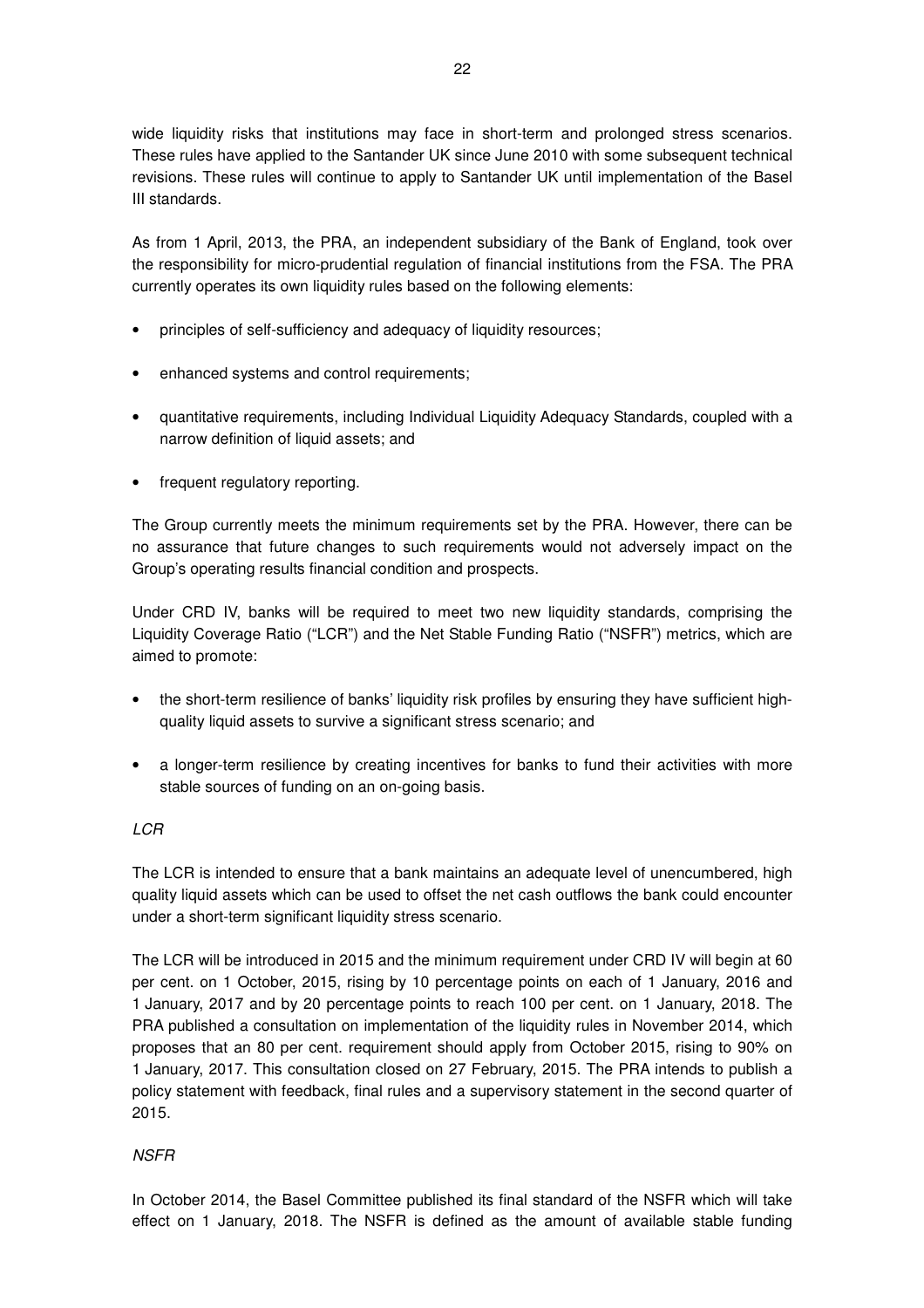wide liquidity risks that institutions may face in short-term and prolonged stress scenarios. These rules have applied to the Santander UK since June 2010 with some subsequent technical revisions. These rules will continue to apply to Santander UK until implementation of the Basel III standards.

As from 1 April, 2013, the PRA, an independent subsidiary of the Bank of England, took over the responsibility for micro-prudential regulation of financial institutions from the FSA. The PRA currently operates its own liquidity rules based on the following elements:

- principles of self-sufficiency and adequacy of liquidity resources;
- enhanced systems and control requirements;
- quantitative requirements, including Individual Liquidity Adequacy Standards, coupled with a narrow definition of liquid assets; and
- frequent regulatory reporting.

The Group currently meets the minimum requirements set by the PRA. However, there can be no assurance that future changes to such requirements would not adversely impact on the Group's operating results financial condition and prospects.

Under CRD IV, banks will be required to meet two new liquidity standards, comprising the Liquidity Coverage Ratio ("LCR") and the Net Stable Funding Ratio ("NSFR") metrics, which are aimed to promote:

- the short-term resilience of banks' liquidity risk profiles by ensuring they have sufficient high-quality liquid assets to survive a significant stress scenario; and
- a longer-term resilience by creating incentives for banks to fund their activities with more stable sources of funding on an on-going basis.

*LCR*

The LCR is intended to ensure that a bank maintains an adequate level of unencumbered, high quality liquid assets which can be used to offset the net cash outflows the bank could encounter under a short-term significant liquidity stress scenario.

The LCR will be introduced in 2015 and the minimum requirement under CRD IV will begin at 60 per cent. on 1 October, 2015, rising by 10 percentage points on each of 1 January, 2016 and 1 January, 2017 and by 20 percentage points to reach 100 per cent. on 1 January, 2018. The PRA published a consultation on implementation of the liquidity rules in November 2014, which proposes that an 80 per cent. requirement should apply from October 2015, rising to 90% on 1 January, 2017. This consultation closed on 27 February, 2015. The PRA intends to publish a policy statement with feedback, final rules and a supervisory statement in the second quarter of 2015.

*NSFR*

In October 2014, the Basel Committee published its final standard of the NSFR which will take effect on 1 January, 2018. The NSFR is defined as the amount of available stable funding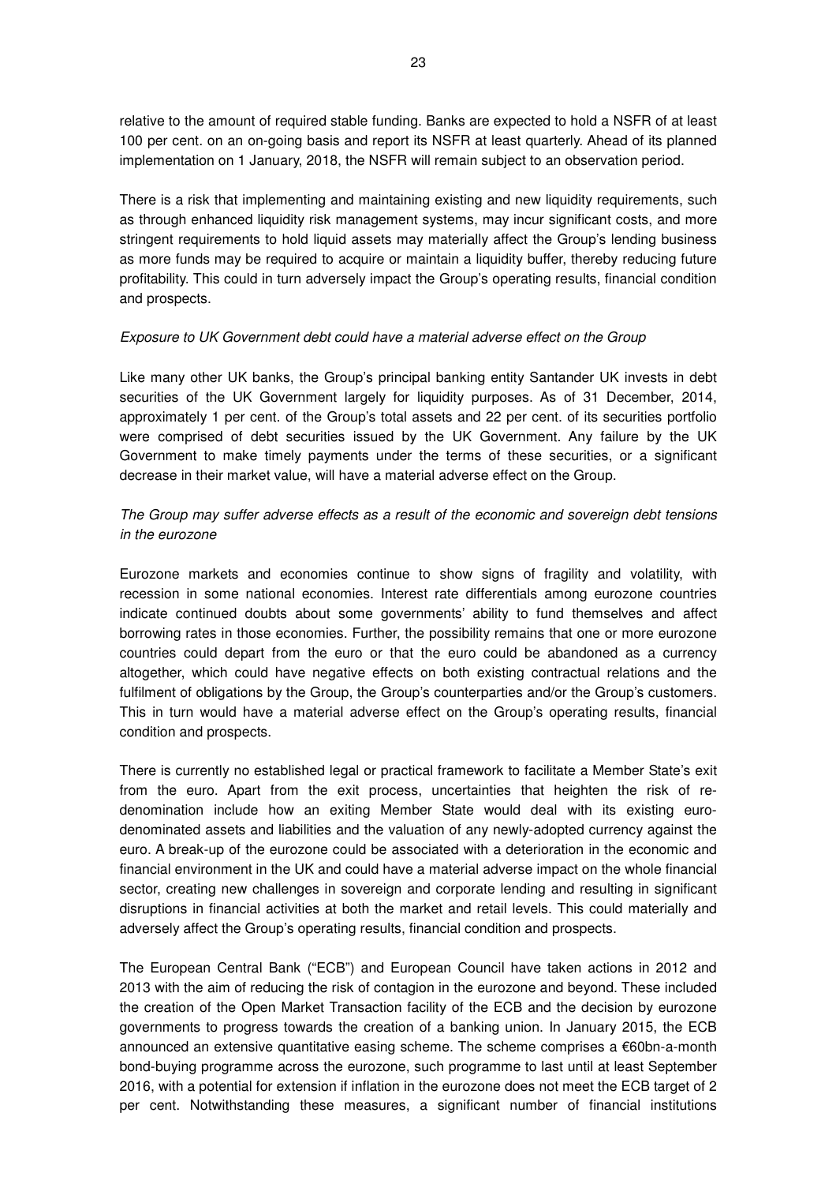relative to the amount of required stable funding. Banks are expected to hold a NSFR of at least 100 per cent. on an on-going basis and report its NSFR at least quarterly. Ahead of its planned implementation on 1 January, 2018, the NSFR will remain subject to an observation period.

There is a risk that implementing and maintaining existing and new liquidity requirements, such as through enhanced liquidity risk management systems, may incur significant costs, and more stringent requirements to hold liquid assets may materially affect the Group's lending business as more funds may be required to acquire or maintain a liquidity buffer, thereby reducing future profitability. This could in turn adversely impact the Group's operating results, financial condition and prospects.

*Exposure to UK Government debt could have a material adverse effect on the Group*

Like many other UK banks, the Group's principal banking entity Santander UK invests in debt securities of the UK Government largely for liquidity purposes. As of 31 December, 2014, approximately 1 per cent. of the Group's total assets and 22 per cent. of its securities portfolio were comprised of debt securities issued by the UK Government. Any failure by the UK Government to make timely payments under the terms of these securities, or a significant decrease in their market value, will have a material adverse effect on the Group.

*The Group may suffer adverse effects as a result of the economic and sovereign debt tensions in the eurozone*

Eurozone markets and economies continue to show signs of fragility and volatility, with recession in some national economies. Interest rate differentials among eurozone countries indicate continued doubts about some governments' ability to fund themselves and affect borrowing rates in those economies. Further, the possibility remains that one or more eurozone countries could depart from the euro or that the euro could be abandoned as a currency altogether, which could have negative effects on both existing contractual relations and the fulfilment of obligations by the Group, the Group's counterparties and/or the Group's customers. This in turn would have a material adverse effect on the Group's operating results, financial condition and prospects.

There is currently no established legal or practical framework to facilitate a Member State's exit from the euro. Apart from the exit process, uncertainties that heighten the risk of re-denomination include how an exiting Member State would deal with its existing euro-denominated assets and liabilities and the valuation of any newly-adopted currency against the euro. A break-up of the eurozone could be associated with a deterioration in the economic and financial environment in the UK and could have a material adverse impact on the whole financial sector, creating new challenges in sovereign and corporate lending and resulting in significant disruptions in financial activities at both the market and retail levels. This could materially and adversely affect the Group's operating results, financial condition and prospects.

The European Central Bank ("ECB") and European Council have taken actions in 2012 and 2013 with the aim of reducing the risk of contagion in the eurozone and beyond. These included the creation of the Open Market Transaction facility of the ECB and the decision by eurozone governments to progress towards the creation of a banking union. In January 2015, the ECB announced an extensive quantitative easing scheme. The scheme comprises a €60bn-a-month bond-buying programme across the eurozone, such programme to last until at least September 2016, with a potential for extension if inflation in the eurozone does not meet the ECB target of 2 per cent. Notwithstanding these measures, a significant number of financial institutions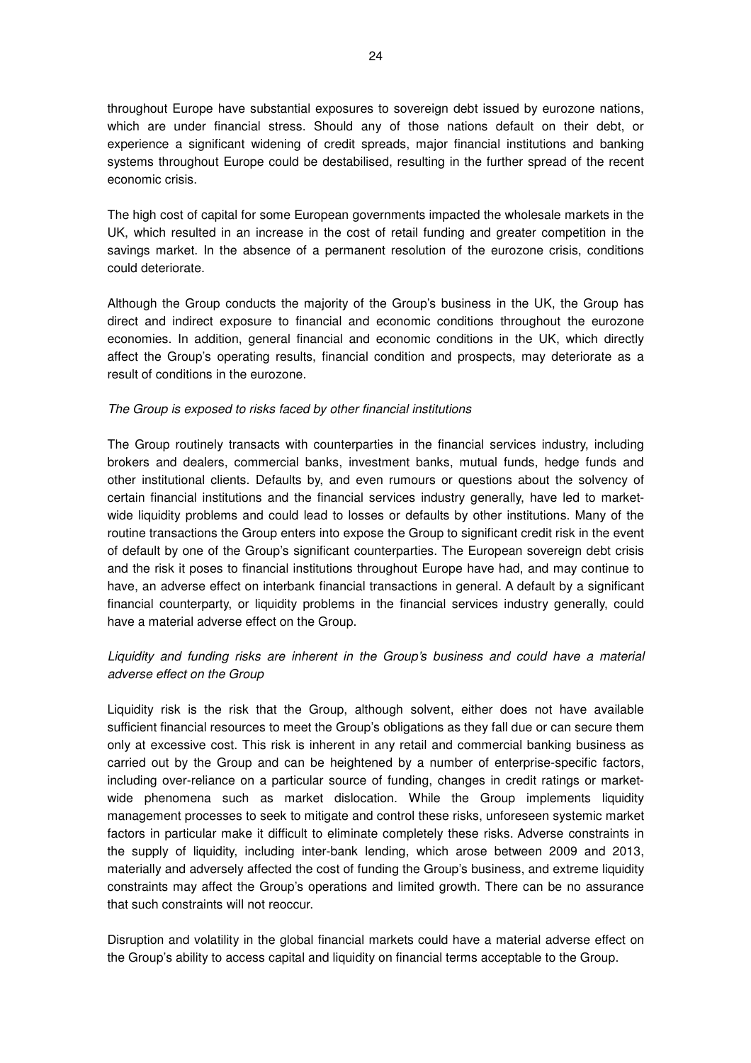throughout Europe have substantial exposures to sovereign debt issued by eurozone nations, which are under financial stress. Should any of those nations default on their debt, or experience a significant widening of credit spreads, major financial institutions and banking systems throughout Europe could be destabilised, resulting in the further spread of the recent economic crisis.

The high cost of capital for some European governments impacted the wholesale markets in the UK, which resulted in an increase in the cost of retail funding and greater competition in the savings market. In the absence of a permanent resolution of the eurozone crisis, conditions could deteriorate.

Although the Group conducts the majority of the Group's business in the UK, the Group has direct and indirect exposure to financial and economic conditions throughout the eurozone economies. In addition, general financial and economic conditions in the UK, which directly affect the Group's operating results, financial condition and prospects, may deteriorate as a result of conditions in the eurozone.

*The Group is exposed to risks faced by other financial institutions*

The Group routinely transacts with counterparties in the financial services industry, including brokers and dealers, commercial banks, investment banks, mutual funds, hedge funds and other institutional clients. Defaults by, and even rumours or questions about the solvency of certain financial institutions and the financial services industry generally, have led to market-wide liquidity problems and could lead to losses or defaults by other institutions. Many of the routine transactions the Group enters into expose the Group to significant credit risk in the event of default by one of the Group's significant counterparties. The European sovereign debt crisis and the risk it poses to financial institutions throughout Europe have had, and may continue to have, an adverse effect on interbank financial transactions in general. A default by a significant financial counterparty, or liquidity problems in the financial services industry generally, could have a material adverse effect on the Group.

*Liquidity and funding risks are inherent in the Group's business and could have a material adverse effect on the Group*

Liquidity risk is the risk that the Group, although solvent, either does not have available sufficient financial resources to meet the Group's obligations as they fall due or can secure them only at excessive cost. This risk is inherent in any retail and commercial banking business as carried out by the Group and can be heightened by a number of enterprise-specific factors, including over-reliance on a particular source of funding, changes in credit ratings or market-wide phenomena such as market dislocation. While the Group implements liquidity management processes to seek to mitigate and control these risks, unforeseen systemic market factors in particular make it difficult to eliminate completely these risks. Adverse constraints in the supply of liquidity, including inter-bank lending, which arose between 2009 and 2013, materially and adversely affected the cost of funding the Group's business, and extreme liquidity constraints may affect the Group's operations and limited growth. There can be no assurance that such constraints will not reoccur.

Disruption and volatility in the global financial markets could have a material adverse effect on the Group's ability to access capital and liquidity on financial terms acceptable to the Group.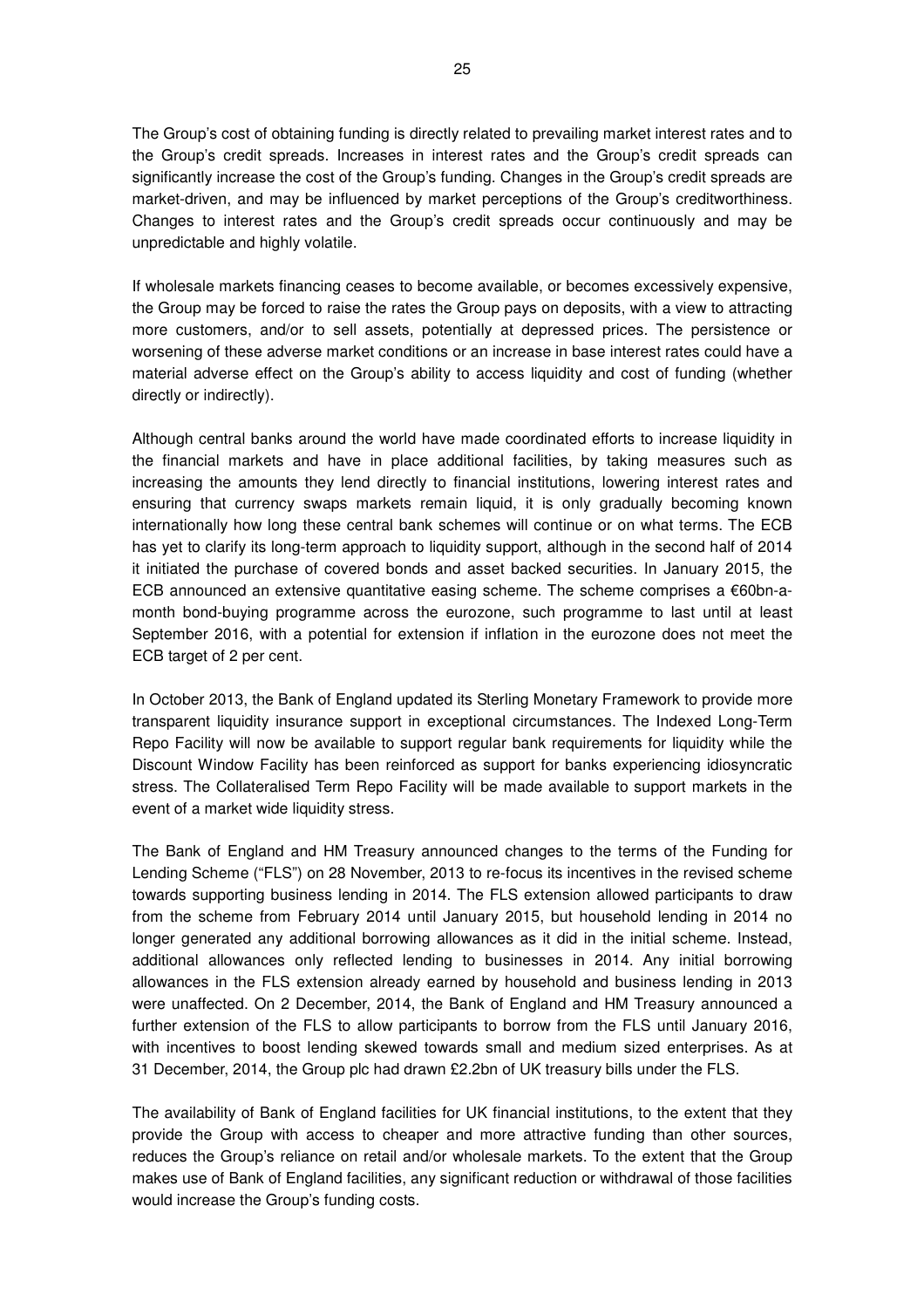The Group's cost of obtaining funding is directly related to prevailing market interest rates and to the Group's credit spreads. Increases in interest rates and the Group's credit spreads can significantly increase the cost of the Group's funding. Changes in the Group's credit spreads are market-driven, and may be influenced by market perceptions of the Group's creditworthiness. Changes to interest rates and the Group's credit spreads occur continuously and may be unpredictable and highly volatile.

If wholesale markets financing ceases to become available, or becomes excessively expensive, the Group may be forced to raise the rates the Group pays on deposits, with a view to attracting more customers, and/or to sell assets, potentially at depressed prices. The persistence or worsening of these adverse market conditions or an increase in base interest rates could have a material adverse effect on the Group's ability to access liquidity and cost of funding (whether directly or indirectly).

Although central banks around the world have made coordinated efforts to increase liquidity in the financial markets and have in place additional facilities, by taking measures such as increasing the amounts they lend directly to financial institutions, lowering interest rates and ensuring that currency swaps markets remain liquid, it is only gradually becoming known internationally how long these central bank schemes will continue or on what terms. The ECB has yet to clarify its long-term approach to liquidity support, although in the second half of 2014 it initiated the purchase of covered bonds and asset backed securities. In January 2015, the ECB announced an extensive quantitative easing scheme. The scheme comprises a €60bn-a-month bond-buying programme across the eurozone, such programme to last until at least September 2016, with a potential for extension if inflation in the eurozone does not meet the ECB target of 2 per cent.

In October 2013, the Bank of England updated its Sterling Monetary Framework to provide more transparent liquidity insurance support in exceptional circumstances. The Indexed Long-Term Repo Facility will now be available to support regular bank requirements for liquidity while the Discount Window Facility has been reinforced as support for banks experiencing idiosyncratic stress. The Collateralised Term Repo Facility will be made available to support markets in the event of a market wide liquidity stress.

The Bank of England and HM Treasury announced changes to the terms of the Funding for Lending Scheme ("FLS") on 28 November, 2013 to re-focus its incentives in the revised scheme towards supporting business lending in 2014. The FLS extension allowed participants to draw from the scheme from February 2014 until January 2015, but household lending in 2014 no longer generated any additional borrowing allowances as it did in the initial scheme. Instead, additional allowances only reflected lending to businesses in 2014. Any initial borrowing allowances in the FLS extension already earned by household and business lending in 2013 were unaffected. On 2 December, 2014, the Bank of England and HM Treasury announced a further extension of the FLS to allow participants to borrow from the FLS until January 2016, with incentives to boost lending skewed towards small and medium sized enterprises. As at 31 December, 2014, the Group plc had drawn £2.2bn of UK treasury bills under the FLS.

The availability of Bank of England facilities for UK financial institutions, to the extent that they provide the Group with access to cheaper and more attractive funding than other sources, reduces the Group's reliance on retail and/or wholesale markets. To the extent that the Group makes use of Bank of England facilities, any significant reduction or withdrawal of those facilities would increase the Group's funding costs.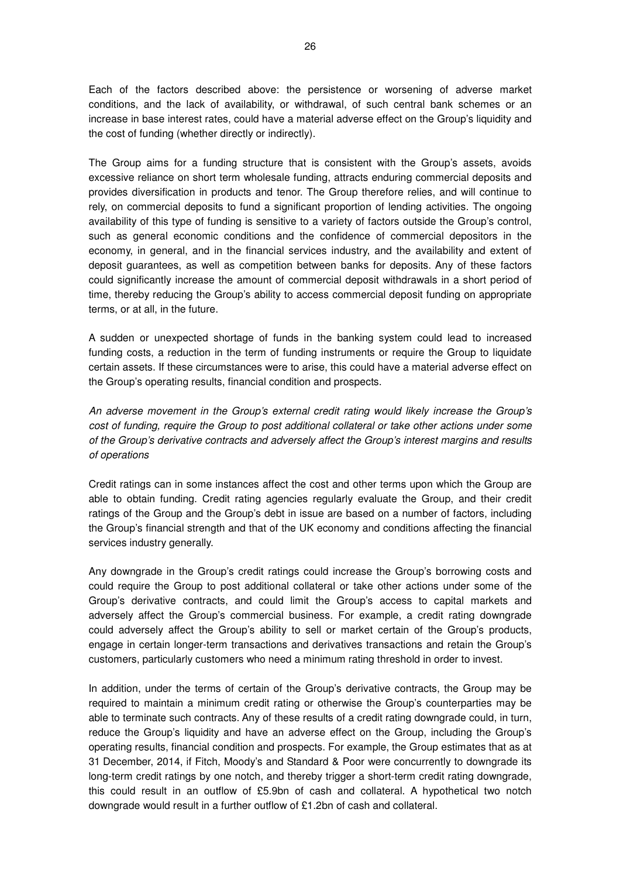Each of the factors described above: the persistence or worsening of adverse market conditions, and the lack of availability, or withdrawal, of such central bank schemes or an increase in base interest rates, could have a material adverse effect on the Group's liquidity and the cost of funding (whether directly or indirectly).

The Group aims for a funding structure that is consistent with the Group's assets, avoids excessive reliance on short term wholesale funding, attracts enduring commercial deposits and provides diversification in products and tenor. The Group therefore relies, and will continue to rely, on commercial deposits to fund a significant proportion of lending activities. The ongoing availability of this type of funding is sensitive to a variety of factors outside the Group's control, such as general economic conditions and the confidence of commercial depositors in the economy, in general, and in the financial services industry, and the availability and extent of deposit guarantees, as well as competition between banks for deposits. Any of these factors could significantly increase the amount of commercial deposit withdrawals in a short period of time, thereby reducing the Group's ability to access commercial deposit funding on appropriate terms, or at all, in the future.

A sudden or unexpected shortage of funds in the banking system could lead to increased funding costs, a reduction in the term of funding instruments or require the Group to liquidate certain assets. If these circumstances were to arise, this could have a material adverse effect on the Group's operating results, financial condition and prospects.

*An adverse movement in the Group's external credit rating would likely increase the Group's cost of funding, require the Group to post additional collateral or take other actions under some of the Group's derivative contracts and adversely affect the Group's interest margins and results of operations*

Credit ratings can in some instances affect the cost and other terms upon which the Group are able to obtain funding. Credit rating agencies regularly evaluate the Group, and their credit ratings of the Group and the Group's debt in issue are based on a number of factors, including the Group's financial strength and that of the UK economy and conditions affecting the financial services industry generally.

Any downgrade in the Group's credit ratings could increase the Group's borrowing costs and could require the Group to post additional collateral or take other actions under some of the Group's derivative contracts, and could limit the Group's access to capital markets and adversely affect the Group's commercial business. For example, a credit rating downgrade could adversely affect the Group's ability to sell or market certain of the Group's products, engage in certain longer-term transactions and derivatives transactions and retain the Group's customers, particularly customers who need a minimum rating threshold in order to invest.

In addition, under the terms of certain of the Group's derivative contracts, the Group may be required to maintain a minimum credit rating or otherwise the Group's counterparties may be able to terminate such contracts. Any of these results of a credit rating downgrade could, in turn, reduce the Group's liquidity and have an adverse effect on the Group, including the Group's operating results, financial condition and prospects. For example, the Group estimates that as at 31 December, 2014, if Fitch, Moody's and Standard & Poor were concurrently to downgrade its long-term credit ratings by one notch, and thereby trigger a short-term credit rating downgrade, this could result in an outflow of £5.9bn of cash and collateral. A hypothetical two notch downgrade would result in a further outflow of £1.2bn of cash and collateral.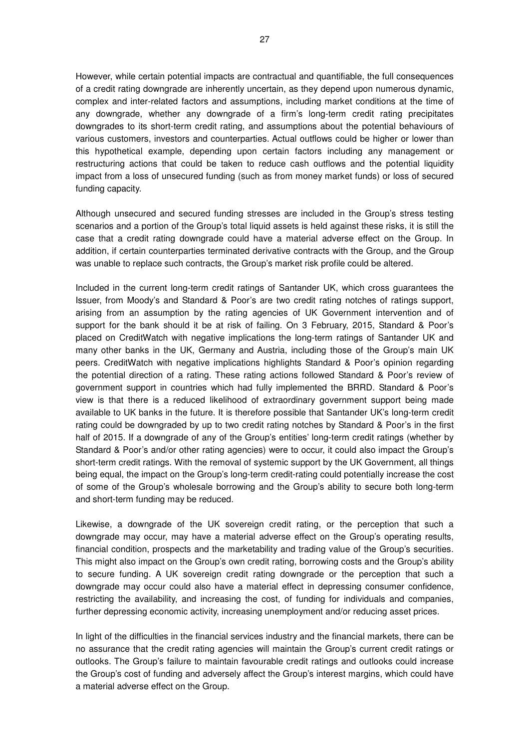However, while certain potential impacts are contractual and quantifiable, the full consequences of a credit rating downgrade are inherently uncertain, as they depend upon numerous dynamic, complex and inter-related factors and assumptions, including market conditions at the time of any downgrade, whether any downgrade of a firm's long-term credit rating precipitates downgrades to its short-term credit rating, and assumptions about the potential behaviours of various customers, investors and counterparties. Actual outflows could be higher or lower than this hypothetical example, depending upon certain factors including any management or restructuring actions that could be taken to reduce cash outflows and the potential liquidity impact from a loss of unsecured funding (such as from money market funds) or loss of secured funding capacity.

Although unsecured and secured funding stresses are included in the Group's stress testing scenarios and a portion of the Group's total liquid assets is held against these risks, it is still the case that a credit rating downgrade could have a material adverse effect on the Group. In addition, if certain counterparties terminated derivative contracts with the Group, and the Group was unable to replace such contracts, the Group's market risk profile could be altered.

Included in the current long-term credit ratings of Santander UK, which cross guarantees the Issuer, from Moody's and Standard & Poor's are two credit rating notches of ratings support, arising from an assumption by the rating agencies of UK Government intervention and of support for the bank should it be at risk of failing. On 3 February, 2015, Standard & Poor's placed on CreditWatch with negative implications the long-term ratings of Santander UK and many other banks in the UK, Germany and Austria, including those of the Group's main UK peers. CreditWatch with negative implications highlights Standard & Poor's opinion regarding the potential direction of a rating. These rating actions followed Standard & Poor's review of government support in countries which had fully implemented the BRRD. Standard & Poor's view is that there is a reduced likelihood of extraordinary government support being made available to UK banks in the future. It is therefore possible that Santander UK's long-term credit rating could be downgraded by up to two credit rating notches by Standard & Poor's in the first half of 2015. If a downgrade of any of the Group's entities' long-term credit ratings (whether by Standard & Poor's and/or other rating agencies) were to occur, it could also impact the Group's short-term credit ratings. With the removal of systemic support by the UK Government, all things being equal, the impact on the Group's long-term credit-rating could potentially increase the cost of some of the Group's wholesale borrowing and the Group's ability to secure both long-term and short-term funding may be reduced.

Likewise, a downgrade of the UK sovereign credit rating, or the perception that such a downgrade may occur, may have a material adverse effect on the Group's operating results, financial condition, prospects and the marketability and trading value of the Group's securities. This might also impact on the Group's own credit rating, borrowing costs and the Group's ability to secure funding. A UK sovereign credit rating downgrade or the perception that such a downgrade may occur could also have a material effect in depressing consumer confidence, restricting the availability, and increasing the cost, of funding for individuals and companies, further depressing economic activity, increasing unemployment and/or reducing asset prices.

In light of the difficulties in the financial services industry and the financial markets, there can be no assurance that the credit rating agencies will maintain the Group's current credit ratings or outlooks. The Group's failure to maintain favourable credit ratings and outlooks could increase the Group's cost of funding and adversely affect the Group's interest margins, which could have a material adverse effect on the Group.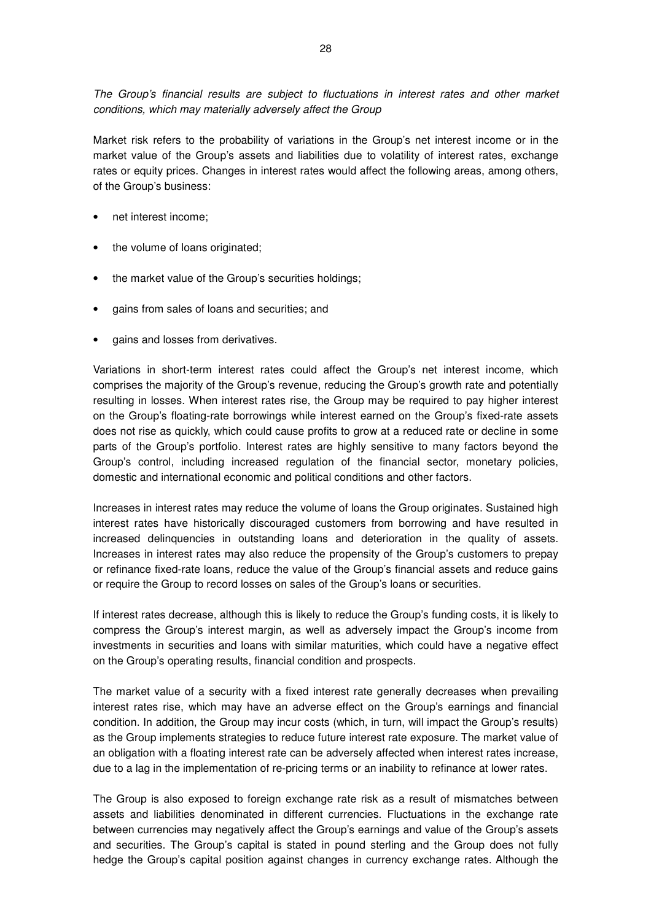*The Group's financial results are subject to fluctuations in interest rates and other market conditions, which may materially adversely affect the Group*

Market risk refers to the probability of variations in the Group's net interest income or in the market value of the Group's assets and liabilities due to volatility of interest rates, exchange rates or equity prices. Changes in interest rates would affect the following areas, among others, of the Group's business:

- net interest income;
- the volume of loans originated;
- the market value of the Group's securities holdings;
- gains from sales of loans and securities; and
- gains and losses from derivatives.

Variations in short-term interest rates could affect the Group's net interest income, which comprises the majority of the Group's revenue, reducing the Group's growth rate and potentially resulting in losses. When interest rates rise, the Group may be required to pay higher interest on the Group's floating-rate borrowings while interest earned on the Group's fixed-rate assets does not rise as quickly, which could cause profits to grow at a reduced rate or decline in some parts of the Group's portfolio. Interest rates are highly sensitive to many factors beyond the Group's control, including increased regulation of the financial sector, monetary policies, domestic and international economic and political conditions and other factors.

Increases in interest rates may reduce the volume of loans the Group originates. Sustained high interest rates have historically discouraged customers from borrowing and have resulted in increased delinquencies in outstanding loans and deterioration in the quality of assets. Increases in interest rates may also reduce the propensity of the Group's customers to prepay or refinance fixed-rate loans, reduce the value of the Group's financial assets and reduce gains or require the Group to record losses on sales of the Group's loans or securities.

If interest rates decrease, although this is likely to reduce the Group's funding costs, it is likely to compress the Group's interest margin, as well as adversely impact the Group's income from investments in securities and loans with similar maturities, which could have a negative effect on the Group's operating results, financial condition and prospects.

The market value of a security with a fixed interest rate generally decreases when prevailing interest rates rise, which may have an adverse effect on the Group's earnings and financial condition. In addition, the Group may incur costs (which, in turn, will impact the Group's results) as the Group implements strategies to reduce future interest rate exposure. The market value of an obligation with a floating interest rate can be adversely affected when interest rates increase, due to a lag in the implementation of re-pricing terms or an inability to refinance at lower rates.

The Group is also exposed to foreign exchange rate risk as a result of mismatches between assets and liabilities denominated in different currencies. Fluctuations in the exchange rate between currencies may negatively affect the Group's earnings and value of the Group's assets and securities. The Group's capital is stated in pound sterling and the Group does not fully hedge the Group's capital position against changes in currency exchange rates. Although the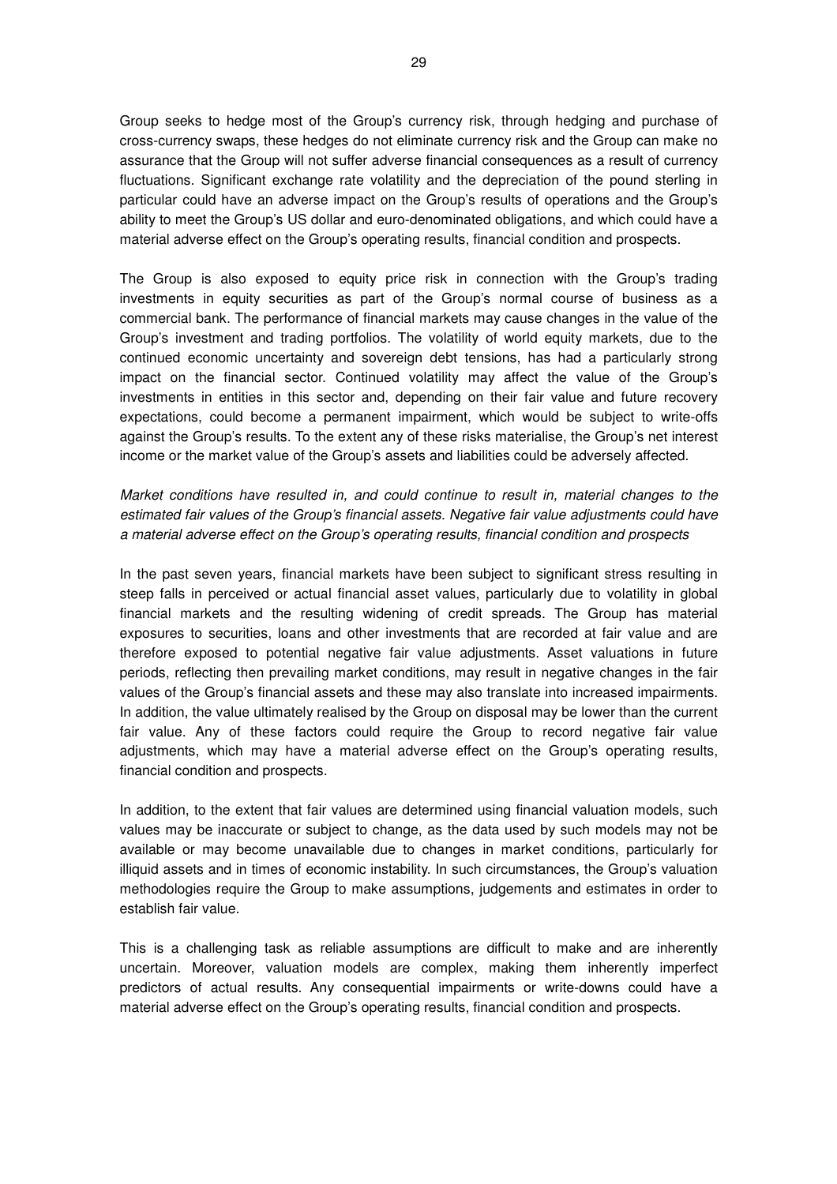Group seeks to hedge most of the Group's currency risk, through hedging and purchase of cross-currency swaps, these hedges do not eliminate currency risk and the Group can make no assurance that the Group will not suffer adverse financial consequences as a result of currency fluctuations. Significant exchange rate volatility and the depreciation of the pound sterling in particular could have an adverse impact on the Group's results of operations and the Group's ability to meet the Group's US dollar and euro-denominated obligations, and which could have a material adverse effect on the Group's operating results, financial condition and prospects.

The Group is also exposed to equity price risk in connection with the Group's trading investments in equity securities as part of the Group's normal course of business as a commercial bank. The performance of financial markets may cause changes in the value of the Group's investment and trading portfolios. The volatility of world equity markets, due to the continued economic uncertainty and sovereign debt tensions, has had a particularly strong impact on the financial sector. Continued volatility may affect the value of the Group's investments in entities in this sector and, depending on their fair value and future recovery expectations, could become a permanent impairment, which would be subject to write-offs against the Group's results. To the extent any of these risks materialise, the Group's net interest income or the market value of the Group's assets and liabilities could be adversely affected.

*Market conditions have resulted in, and could continue to result in, material changes to the estimated fair values of the Group's financial assets. Negative fair value adjustments could have a material adverse effect on the Group's operating results, financial condition and prospects*

In the past seven years, financial markets have been subject to significant stress resulting in steep falls in perceived or actual financial asset values, particularly due to volatility in global financial markets and the resulting widening of credit spreads. The Group has material exposures to securities, loans and other investments that are recorded at fair value and are therefore exposed to potential negative fair value adjustments. Asset valuations in future periods, reflecting then prevailing market conditions, may result in negative changes in the fair values of the Group's financial assets and these may also translate into increased impairments. In addition, the value ultimately realised by the Group on disposal may be lower than the current fair value. Any of these factors could require the Group to record negative fair value adjustments, which may have a material adverse effect on the Group's operating results, financial condition and prospects.

In addition, to the extent that fair values are determined using financial valuation models, such values may be inaccurate or subject to change, as the data used by such models may not be available or may become unavailable due to changes in market conditions, particularly for illiquid assets and in times of economic instability. In such circumstances, the Group's valuation methodologies require the Group to make assumptions, judgements and estimates in order to establish fair value.

This is a challenging task as reliable assumptions are difficult to make and are inherently uncertain. Moreover, valuation models are complex, making them inherently imperfect predictors of actual results. Any consequential impairments or write-downs could have a material adverse effect on the Group's operating results, financial condition and prospects.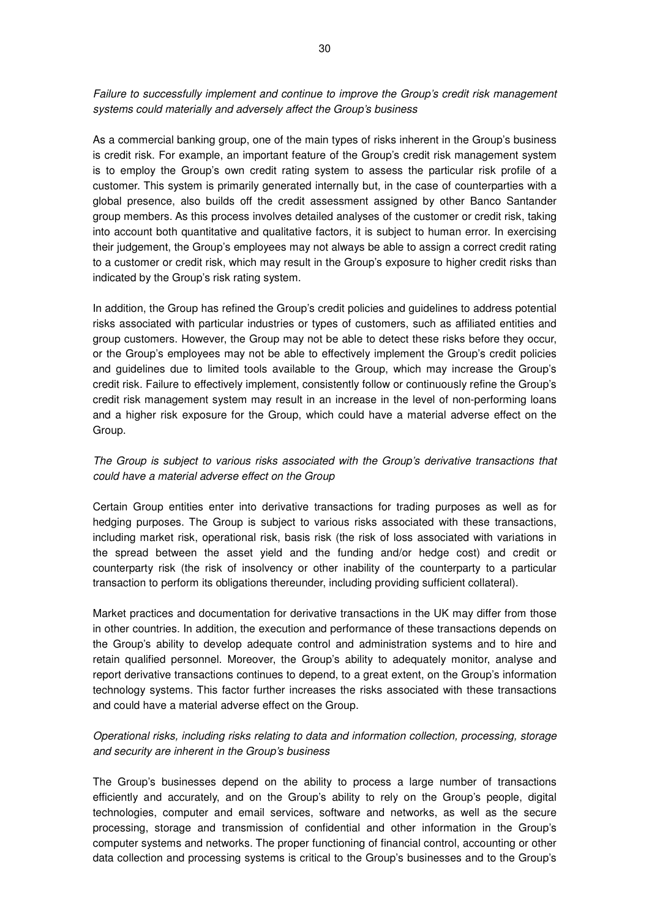*Failure to successfully implement and continue to improve the Group's credit risk management systems could materially and adversely affect the Group's business*

As a commercial banking group, one of the main types of risks inherent in the Group's business is credit risk. For example, an important feature of the Group's credit risk management system is to employ the Group's own credit rating system to assess the particular risk profile of a customer. This system is primarily generated internally but, in the case of counterparties with a global presence, also builds off the credit assessment assigned by other Banco Santander group members. As this process involves detailed analyses of the customer or credit risk, taking into account both quantitative and qualitative factors, it is subject to human error. In exercising their judgement, the Group's employees may not always be able to assign a correct credit rating to a customer or credit risk, which may result in the Group's exposure to higher credit risks than indicated by the Group's risk rating system.

In addition, the Group has refined the Group's credit policies and guidelines to address potential risks associated with particular industries or types of customers, such as affiliated entities and group customers. However, the Group may not be able to detect these risks before they occur, or the Group's employees may not be able to effectively implement the Group's credit policies and guidelines due to limited tools available to the Group, which may increase the Group's credit risk. Failure to effectively implement, consistently follow or continuously refine the Group's credit risk management system may result in an increase in the level of non-performing loans and a higher risk exposure for the Group, which could have a material adverse effect on the Group.

*The Group is subject to various risks associated with the Group's derivative transactions that could have a material adverse effect on the Group*

Certain Group entities enter into derivative transactions for trading purposes as well as for hedging purposes. The Group is subject to various risks associated with these transactions, including market risk, operational risk, basis risk (the risk of loss associated with variations in the spread between the asset yield and the funding and/or hedge cost) and credit or counterparty risk (the risk of insolvency or other inability of the counterparty to a particular transaction to perform its obligations thereunder, including providing sufficient collateral).

Market practices and documentation for derivative transactions in the UK may differ from those in other countries. In addition, the execution and performance of these transactions depends on the Group's ability to develop adequate control and administration systems and to hire and retain qualified personnel. Moreover, the Group's ability to adequately monitor, analyse and report derivative transactions continues to depend, to a great extent, on the Group's information technology systems. This factor further increases the risks associated with these transactions and could have a material adverse effect on the Group.

*Operational risks, including risks relating to data and information collection, processing, storage and security are inherent in the Group's business*

The Group's businesses depend on the ability to process a large number of transactions efficiently and accurately, and on the Group's ability to rely on the Group's people, digital technologies, computer and email services, software and networks, as well as the secure processing, storage and transmission of confidential and other information in the Group's computer systems and networks. The proper functioning of financial control, accounting or other data collection and processing systems is critical to the Group's businesses and to the Group's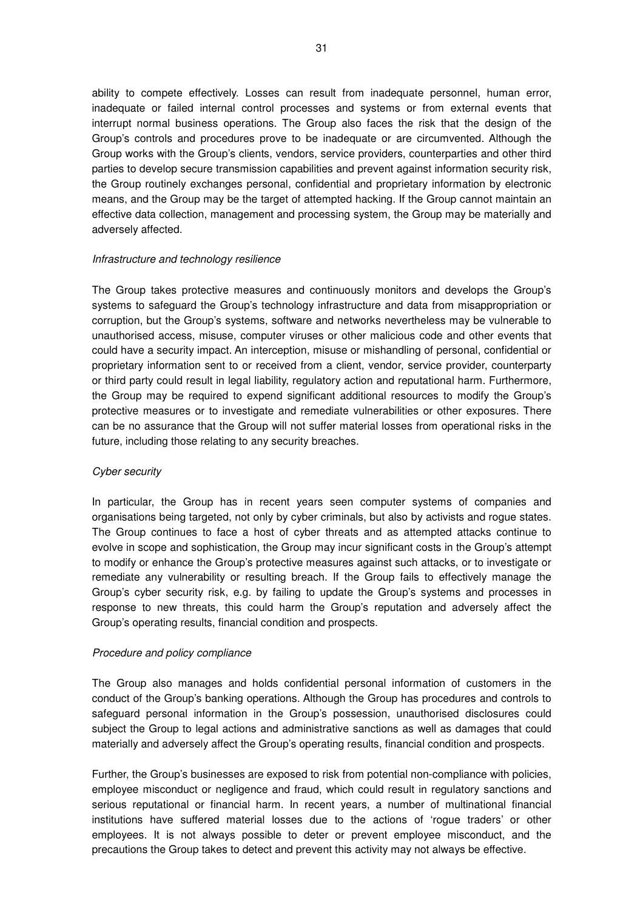ability to compete effectively. Losses can result from inadequate personnel, human error, inadequate or failed internal control processes and systems or from external events that interrupt normal business operations. The Group also faces the risk that the design of the Group's controls and procedures prove to be inadequate or are circumvented. Although the Group works with the Group's clients, vendors, service providers, counterparties and other third parties to develop secure transmission capabilities and prevent against information security risk, the Group routinely exchanges personal, confidential and proprietary information by electronic means, and the Group may be the target of attempted hacking. If the Group cannot maintain an effective data collection, management and processing system, the Group may be materially and adversely affected.

*Infrastructure and technology resilience*

The Group takes protective measures and continuously monitors and develops the Group's systems to safeguard the Group's technology infrastructure and data from misappropriation or corruption, but the Group's systems, software and networks nevertheless may be vulnerable to unauthorised access, misuse, computer viruses or other malicious code and other events that could have a security impact. An interception, misuse or mishandling of personal, confidential or proprietary information sent to or received from a client, vendor, service provider, counterparty or third party could result in legal liability, regulatory action and reputational harm. Furthermore, the Group may be required to expend significant additional resources to modify the Group's protective measures or to investigate and remediate vulnerabilities or other exposures. There can be no assurance that the Group will not suffer material losses from operational risks in the future, including those relating to any security breaches.

*Cyber security*

In particular, the Group has in recent years seen computer systems of companies and organisations being targeted, not only by cyber criminals, but also by activists and rogue states. The Group continues to face a host of cyber threats and as attempted attacks continue to evolve in scope and sophistication, the Group may incur significant costs in the Group's attempt to modify or enhance the Group's protective measures against such attacks, or to investigate or remediate any vulnerability or resulting breach. If the Group fails to effectively manage the Group's cyber security risk, e.g. by failing to update the Group's systems and processes in response to new threats, this could harm the Group's reputation and adversely affect the Group's operating results, financial condition and prospects.

*Procedure and policy compliance*

The Group also manages and holds confidential personal information of customers in the conduct of the Group's banking operations. Although the Group has procedures and controls to safeguard personal information in the Group's possession, unauthorised disclosures could subject the Group to legal actions and administrative sanctions as well as damages that could materially and adversely affect the Group's operating results, financial condition and prospects.

Further, the Group's businesses are exposed to risk from potential non-compliance with policies, employee misconduct or negligence and fraud, which could result in regulatory sanctions and serious reputational or financial harm. In recent years, a number of multinational financial institutions have suffered material losses due to the actions of 'rogue traders' or other employees. It is not always possible to deter or prevent employee misconduct, and the precautions the Group takes to detect and prevent this activity may not always be effective.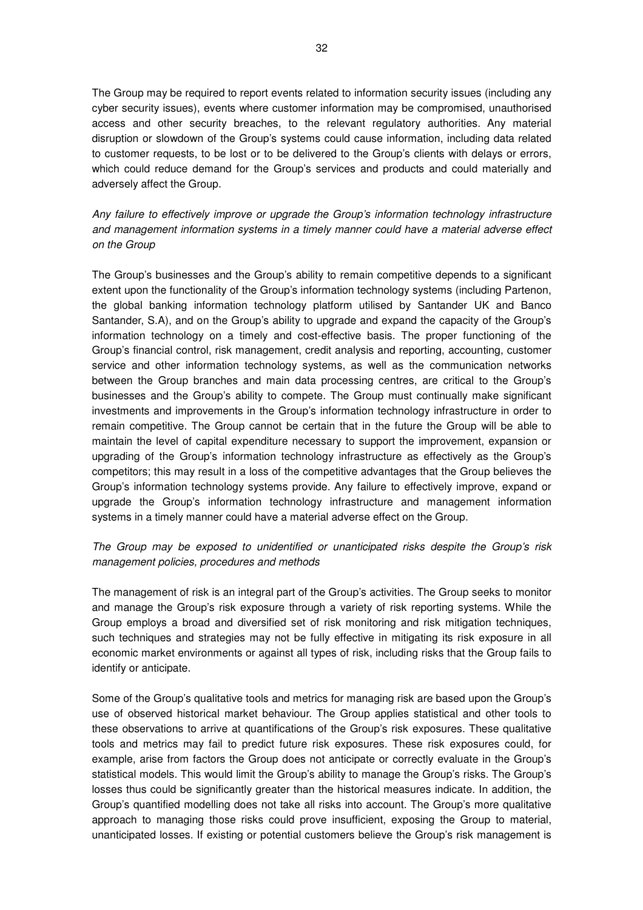The Group may be required to report events related to information security issues (including any cyber security issues), events where customer information may be compromised, unauthorised access and other security breaches, to the relevant regulatory authorities. Any material disruption or slowdown of the Group's systems could cause information, including data related to customer requests, to be lost or to be delivered to the Group's clients with delays or errors, which could reduce demand for the Group's services and products and could materially and adversely affect the Group.

*Any failure to effectively improve or upgrade the Group's information technology infrastructure and management information systems in a timely manner could have a material adverse effect on the Group*

The Group's businesses and the Group's ability to remain competitive depends to a significant extent upon the functionality of the Group's information technology systems (including Partenon, the global banking information technology platform utilised by Santander UK and Banco Santander, S.A), and on the Group's ability to upgrade and expand the capacity of the Group's information technology on a timely and cost-effective basis. The proper functioning of the Group's financial control, risk management, credit analysis and reporting, accounting, customer service and other information technology systems, as well as the communication networks between the Group branches and main data processing centres, are critical to the Group's businesses and the Group's ability to compete. The Group must continually make significant investments and improvements in the Group's information technology infrastructure in order to remain competitive. The Group cannot be certain that in the future the Group will be able to maintain the level of capital expenditure necessary to support the improvement, expansion or upgrading of the Group's information technology infrastructure as effectively as the Group's competitors; this may result in a loss of the competitive advantages that the Group believes the Group's information technology systems provide. Any failure to effectively improve, expand or upgrade the Group's information technology infrastructure and management information systems in a timely manner could have a material adverse effect on the Group.

*The Group may be exposed to unidentified or unanticipated risks despite the Group's risk management policies, procedures and methods*

The management of risk is an integral part of the Group's activities. The Group seeks to monitor and manage the Group's risk exposure through a variety of risk reporting systems. While the Group employs a broad and diversified set of risk monitoring and risk mitigation techniques, such techniques and strategies may not be fully effective in mitigating its risk exposure in all economic market environments or against all types of risk, including risks that the Group fails to identify or anticipate.

Some of the Group's qualitative tools and metrics for managing risk are based upon the Group's use of observed historical market behaviour. The Group applies statistical and other tools to these observations to arrive at quantifications of the Group's risk exposures. These qualitative tools and metrics may fail to predict future risk exposures. These risk exposures could, for example, arise from factors the Group does not anticipate or correctly evaluate in the Group's statistical models. This would limit the Group's ability to manage the Group's risks. The Group's losses thus could be significantly greater than the historical measures indicate. In addition, the Group's quantified modelling does not take all risks into account. The Group's more qualitative approach to managing those risks could prove insufficient, exposing the Group to material, unanticipated losses. If existing or potential customers believe the Group's risk management is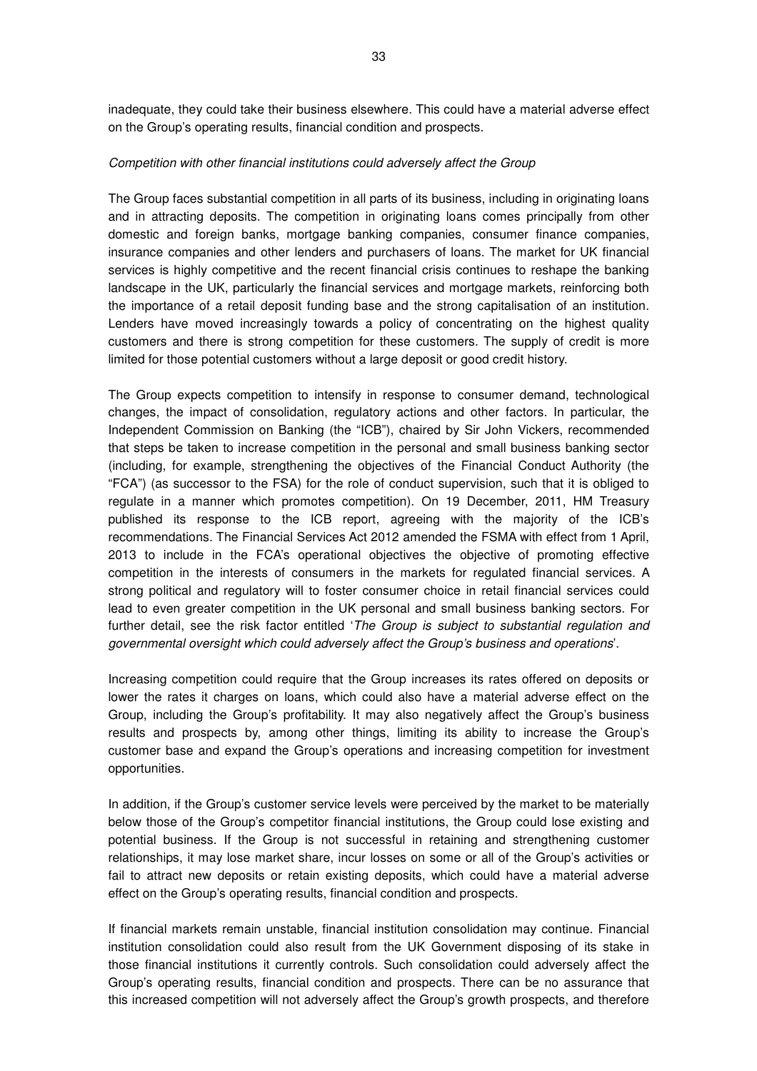inadequate, they could take their business elsewhere. This could have a material adverse effect on the Group's operating results, financial condition and prospects.

*Competition with other financial institutions could adversely affect the Group*

The Group faces substantial competition in all parts of its business, including in originating loans and in attracting deposits. The competition in originating loans comes principally from other domestic and foreign banks, mortgage banking companies, consumer finance companies, insurance companies and other lenders and purchasers of loans. The market for UK financial services is highly competitive and the recent financial crisis continues to reshape the banking landscape in the UK, particularly the financial services and mortgage markets, reinforcing both the importance of a retail deposit funding base and the strong capitalisation of an institution. Lenders have moved increasingly towards a policy of concentrating on the highest quality customers and there is strong competition for these customers. The supply of credit is more limited for those potential customers without a large deposit or good credit history.

The Group expects competition to intensify in response to consumer demand, technological changes, the impact of consolidation, regulatory actions and other factors. In particular, the Independent Commission on Banking (the "ICB"), chaired by Sir John Vickers, recommended that steps be taken to increase competition in the personal and small business banking sector (including, for example, strengthening the objectives of the Financial Conduct Authority (the "FCA") (as successor to the FSA) for the role of conduct supervision, such that it is obliged to regulate in a manner which promotes competition). On 19 December, 2011, HM Treasury published its response to the ICB report, agreeing with the majority of the ICB's recommendations. The Financial Services Act 2012 amended the FSMA with effect from 1 April, 2013 to include in the FCA's operational objectives the objective of promoting effective competition in the interests of consumers in the markets for regulated financial services. A strong political and regulatory will to foster consumer choice in retail financial services could lead to even greater competition in the UK personal and small business banking sectors. For further detail, see the risk factor entitled '*The Group is subject to substantial regulation and governmental oversight which could adversely affect the Group's business and operations*'.

Increasing competition could require that the Group increases its rates offered on deposits or lower the rates it charges on loans, which could also have a material adverse effect on the Group, including the Group's profitability. It may also negatively affect the Group's business results and prospects by, among other things, limiting its ability to increase the Group's customer base and expand the Group's operations and increasing competition for investment opportunities.

In addition, if the Group's customer service levels were perceived by the market to be materially below those of the Group's competitor financial institutions, the Group could lose existing and potential business. If the Group is not successful in retaining and strengthening customer relationships, it may lose market share, incur losses on some or all of the Group's activities or fail to attract new deposits or retain existing deposits, which could have a material adverse effect on the Group's operating results, financial condition and prospects.

If financial markets remain unstable, financial institution consolidation may continue. Financial institution consolidation could also result from the UK Government disposing of its stake in those financial institutions it currently controls. Such consolidation could adversely affect the Group's operating results, financial condition and prospects. There can be no assurance that this increased competition will not adversely affect the Group's growth prospects, and therefore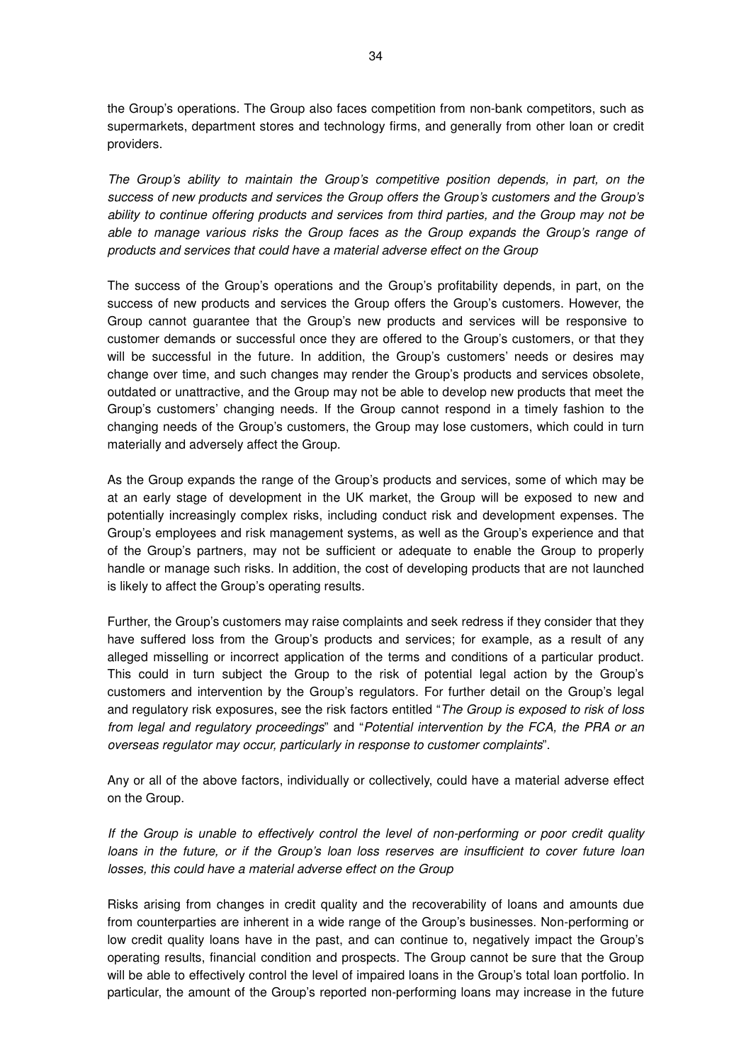the Group's operations. The Group also faces competition from non-bank competitors, such as supermarkets, department stores and technology firms, and generally from other loan or credit providers.

*The Group's ability to maintain the Group's competitive position depends, in part, on the success of new products and services the Group offers the Group's customers and the Group's ability to continue offering products and services from third parties, and the Group may not be able to manage various risks the Group faces as the Group expands the Group's range of products and services that could have a material adverse effect on the Group*

The success of the Group's operations and the Group's profitability depends, in part, on the success of new products and services the Group offers the Group's customers. However, the Group cannot guarantee that the Group's new products and services will be responsive to customer demands or successful once they are offered to the Group's customers, or that they will be successful in the future. In addition, the Group's customers' needs or desires may change over time, and such changes may render the Group's products and services obsolete, outdated or unattractive, and the Group may not be able to develop new products that meet the Group's customers' changing needs. If the Group cannot respond in a timely fashion to the changing needs of the Group's customers, the Group may lose customers, which could in turn materially and adversely affect the Group.

As the Group expands the range of the Group's products and services, some of which may be at an early stage of development in the UK market, the Group will be exposed to new and potentially increasingly complex risks, including conduct risk and development expenses. The Group's employees and risk management systems, as well as the Group's experience and that of the Group's partners, may not be sufficient or adequate to enable the Group to properly handle or manage such risks. In addition, the cost of developing products that are not launched is likely to affect the Group's operating results.

Further, the Group's customers may raise complaints and seek redress if they consider that they have suffered loss from the Group's products and services; for example, as a result of any alleged misselling or incorrect application of the terms and conditions of a particular product. This could in turn subject the Group to the risk of potential legal action by the Group's customers and intervention by the Group's regulators. For further detail on the Group's legal and regulatory risk exposures, see the risk factors entitled "*The Group is exposed to risk of loss from legal and regulatory proceedings*" and "*Potential intervention by the FCA, the PRA or an overseas regulator may occur, particularly in response to customer complaints*".

Any or all of the above factors, individually or collectively, could have a material adverse effect on the Group.

*If the Group is unable to effectively control the level of non-performing or poor credit quality loans in the future, or if the Group's loan loss reserves are insufficient to cover future loan losses, this could have a material adverse effect on the Group*

Risks arising from changes in credit quality and the recoverability of loans and amounts due from counterparties are inherent in a wide range of the Group's businesses. Non-performing or low credit quality loans have in the past, and can continue to, negatively impact the Group's operating results, financial condition and prospects. The Group cannot be sure that the Group will be able to effectively control the level of impaired loans in the Group's total loan portfolio. In particular, the amount of the Group's reported non-performing loans may increase in the future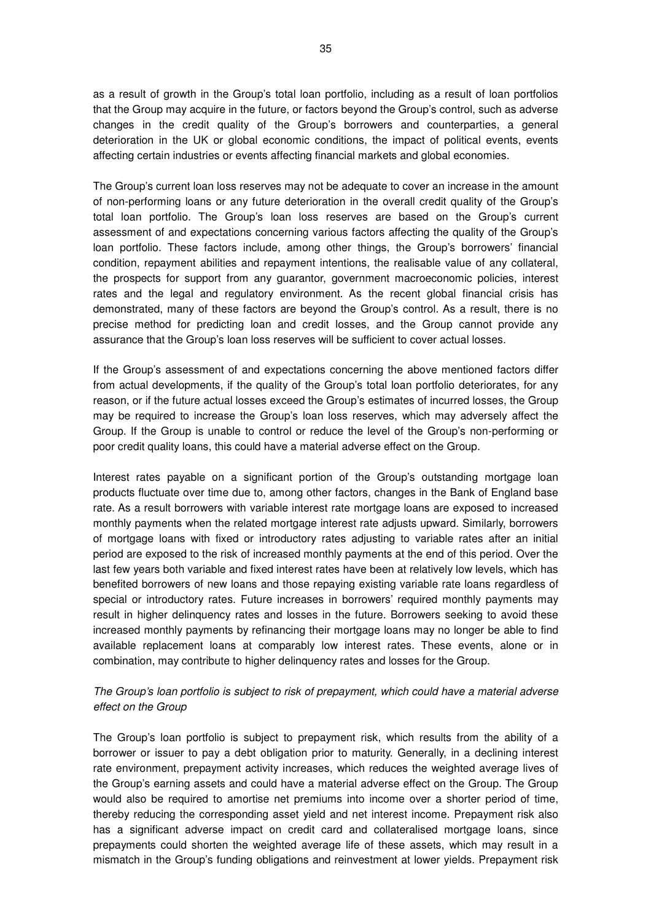as a result of growth in the Group's total loan portfolio, including as a result of loan portfolios that the Group may acquire in the future, or factors beyond the Group's control, such as adverse changes in the credit quality of the Group's borrowers and counterparties, a general deterioration in the UK or global economic conditions, the impact of political events, events affecting certain industries or events affecting financial markets and global economies.

The Group's current loan loss reserves may not be adequate to cover an increase in the amount of non-performing loans or any future deterioration in the overall credit quality of the Group's total loan portfolio. The Group's loan loss reserves are based on the Group's current assessment of and expectations concerning various factors affecting the quality of the Group's loan portfolio. These factors include, among other things, the Group's borrowers' financial condition, repayment abilities and repayment intentions, the realisable value of any collateral, the prospects for support from any guarantor, government macroeconomic policies, interest rates and the legal and regulatory environment. As the recent global financial crisis has demonstrated, many of these factors are beyond the Group's control. As a result, there is no precise method for predicting loan and credit losses, and the Group cannot provide any assurance that the Group's loan loss reserves will be sufficient to cover actual losses.

If the Group's assessment of and expectations concerning the above mentioned factors differ from actual developments, if the quality of the Group's total loan portfolio deteriorates, for any reason, or if the future actual losses exceed the Group's estimates of incurred losses, the Group may be required to increase the Group's loan loss reserves, which may adversely affect the Group. If the Group is unable to control or reduce the level of the Group's non-performing or poor credit quality loans, this could have a material adverse effect on the Group.

Interest rates payable on a significant portion of the Group's outstanding mortgage loan products fluctuate over time due to, among other factors, changes in the Bank of England base rate. As a result borrowers with variable interest rate mortgage loans are exposed to increased monthly payments when the related mortgage interest rate adjusts upward. Similarly, borrowers of mortgage loans with fixed or introductory rates adjusting to variable rates after an initial period are exposed to the risk of increased monthly payments at the end of this period. Over the last few years both variable and fixed interest rates have been at relatively low levels, which has benefited borrowers of new loans and those repaying existing variable rate loans regardless of special or introductory rates. Future increases in borrowers' required monthly payments may result in higher delinquency rates and losses in the future. Borrowers seeking to avoid these increased monthly payments by refinancing their mortgage loans may no longer be able to find available replacement loans at comparably low interest rates. These events, alone or in combination, may contribute to higher delinquency rates and losses for the Group.

*The Group's loan portfolio is subject to risk of prepayment, which could have a material adverse effect on the Group*

The Group's loan portfolio is subject to prepayment risk, which results from the ability of a borrower or issuer to pay a debt obligation prior to maturity. Generally, in a declining interest rate environment, prepayment activity increases, which reduces the weighted average lives of the Group's earning assets and could have a material adverse effect on the Group. The Group would also be required to amortise net premiums into income over a shorter period of time, thereby reducing the corresponding asset yield and net interest income. Prepayment risk also has a significant adverse impact on credit card and collateralised mortgage loans, since prepayments could shorten the weighted average life of these assets, which may result in a mismatch in the Group's funding obligations and reinvestment at lower yields. Prepayment risk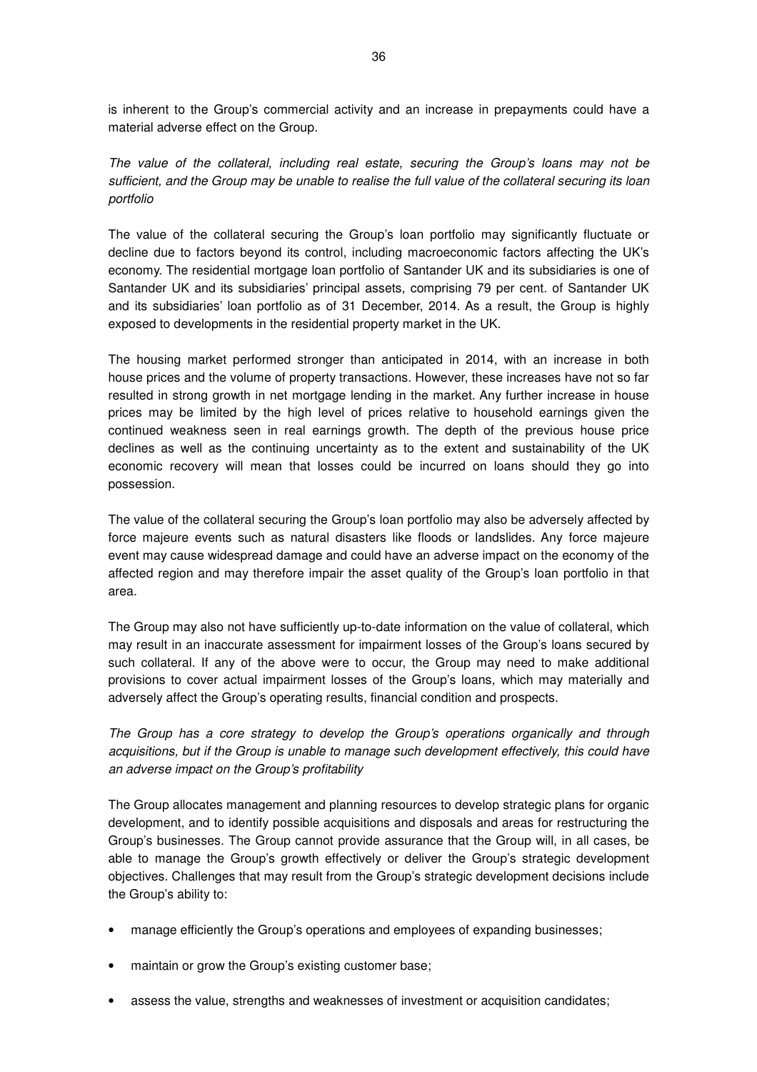is inherent to the Group's commercial activity and an increase in prepayments could have a material adverse effect on the Group.

*The value of the collateral, including real estate, securing the Group's loans may not be sufficient, and the Group may be unable to realise the full value of the collateral securing its loan portfolio*

The value of the collateral securing the Group's loan portfolio may significantly fluctuate or decline due to factors beyond its control, including macroeconomic factors affecting the UK's economy. The residential mortgage loan portfolio of Santander UK and its subsidiaries is one of Santander UK and its subsidiaries' principal assets, comprising 79 per cent. of Santander UK and its subsidiaries' loan portfolio as of 31 December, 2014. As a result, the Group is highly exposed to developments in the residential property market in the UK.

The housing market performed stronger than anticipated in 2014, with an increase in both house prices and the volume of property transactions. However, these increases have not so far resulted in strong growth in net mortgage lending in the market. Any further increase in house prices may be limited by the high level of prices relative to household earnings given the continued weakness seen in real earnings growth. The depth of the previous house price declines as well as the continuing uncertainty as to the extent and sustainability of the UK economic recovery will mean that losses could be incurred on loans should they go into possession.

The value of the collateral securing the Group's loan portfolio may also be adversely affected by force majeure events such as natural disasters like floods or landslides. Any force majeure event may cause widespread damage and could have an adverse impact on the economy of the affected region and may therefore impair the asset quality of the Group's loan portfolio in that area.

The Group may also not have sufficiently up-to-date information on the value of collateral, which may result in an inaccurate assessment for impairment losses of the Group's loans secured by such collateral. If any of the above were to occur, the Group may need to make additional provisions to cover actual impairment losses of the Group's loans, which may materially and adversely affect the Group's operating results, financial condition and prospects.

*The Group has a core strategy to develop the Group's operations organically and through acquisitions, but if the Group is unable to manage such development effectively, this could have an adverse impact on the Group's profitability*

The Group allocates management and planning resources to develop strategic plans for organic development, and to identify possible acquisitions and disposals and areas for restructuring the Group's businesses. The Group cannot provide assurance that the Group will, in all cases, be able to manage the Group's growth effectively or deliver the Group's strategic development objectives. Challenges that may result from the Group's strategic development decisions include the Group's ability to:

- manage efficiently the Group's operations and employees of expanding businesses;
- maintain or grow the Group's existing customer base;
- assess the value, strengths and weaknesses of investment or acquisition candidates;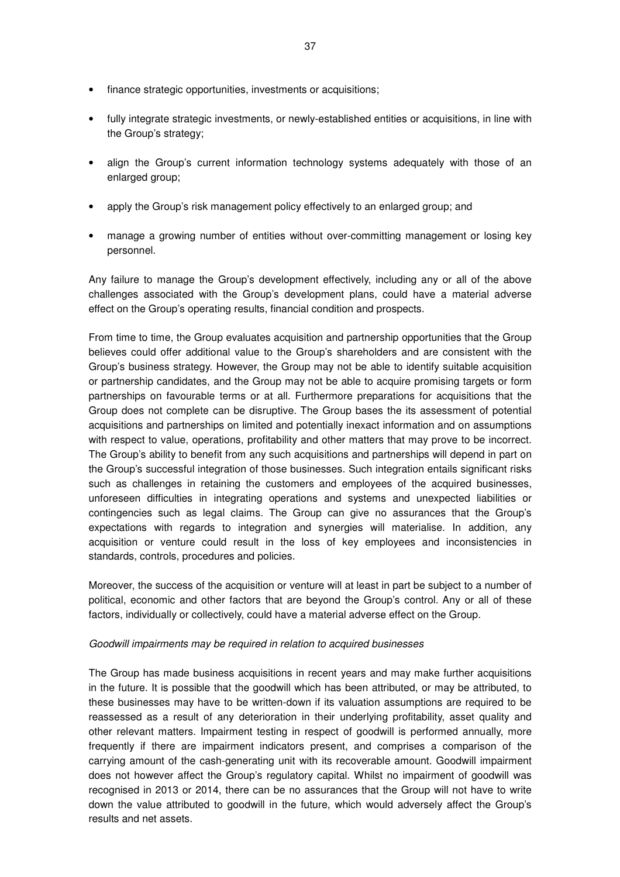- finance strategic opportunities, investments or acquisitions;
- fully integrate strategic investments, or newly-established entities or acquisitions, in line with the Group's strategy;
- align the Group's current information technology systems adequately with those of an enlarged group;
- apply the Group's risk management policy effectively to an enlarged group; and
- manage a growing number of entities without over-committing management or losing key personnel.

Any failure to manage the Group's development effectively, including any or all of the above challenges associated with the Group's development plans, could have a material adverse effect on the Group's operating results, financial condition and prospects.

From time to time, the Group evaluates acquisition and partnership opportunities that the Group believes could offer additional value to the Group's shareholders and are consistent with the Group's business strategy. However, the Group may not be able to identify suitable acquisition or partnership candidates, and the Group may not be able to acquire promising targets or form partnerships on favourable terms or at all. Furthermore preparations for acquisitions that the Group does not complete can be disruptive. The Group bases the its assessment of potential acquisitions and partnerships on limited and potentially inexact information and on assumptions with respect to value, operations, profitability and other matters that may prove to be incorrect. The Group's ability to benefit from any such acquisitions and partnerships will depend in part on the Group's successful integration of those businesses. Such integration entails significant risks such as challenges in retaining the customers and employees of the acquired businesses, unforeseen difficulties in integrating operations and systems and unexpected liabilities or contingencies such as legal claims. The Group can give no assurances that the Group's expectations with regards to integration and synergies will materialise. In addition, any acquisition or venture could result in the loss of key employees and inconsistencies in standards, controls, procedures and policies.

Moreover, the success of the acquisition or venture will at least in part be subject to a number of political, economic and other factors that are beyond the Group's control. Any or all of these factors, individually or collectively, could have a material adverse effect on the Group.

*Goodwill impairments may be required in relation to acquired businesses*

The Group has made business acquisitions in recent years and may make further acquisitions in the future. It is possible that the goodwill which has been attributed, or may be attributed, to these businesses may have to be written-down if its valuation assumptions are required to be reassessed as a result of any deterioration in their underlying profitability, asset quality and other relevant matters. Impairment testing in respect of goodwill is performed annually, more frequently if there are impairment indicators present, and comprises a comparison of the carrying amount of the cash-generating unit with its recoverable amount. Goodwill impairment does not however affect the Group's regulatory capital. Whilst no impairment of goodwill was recognised in 2013 or 2014, there can be no assurances that the Group will not have to write down the value attributed to goodwill in the future, which would adversely affect the Group's results and net assets.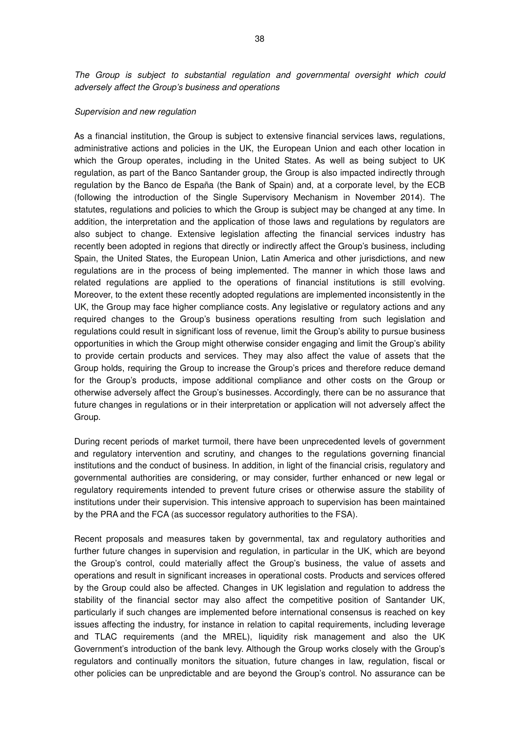*The Group is subject to substantial regulation and governmental oversight which could adversely affect the Group's business and operations*

*Supervision and new regulation*

As a financial institution, the Group is subject to extensive financial services laws, regulations, administrative actions and policies in the UK, the European Union and each other location in which the Group operates, including in the United States. As well as being subject to UK regulation, as part of the Banco Santander group, the Group is also impacted indirectly through regulation by the Banco de España (the Bank of Spain) and, at a corporate level, by the ECB (following the introduction of the Single Supervisory Mechanism in November 2014). The statutes, regulations and policies to which the Group is subject may be changed at any time. In addition, the interpretation and the application of those laws and regulations by regulators are also subject to change. Extensive legislation affecting the financial services industry has recently been adopted in regions that directly or indirectly affect the Group's business, including Spain, the United States, the European Union, Latin America and other jurisdictions, and new regulations are in the process of being implemented. The manner in which those laws and related regulations are applied to the operations of financial institutions is still evolving. Moreover, to the extent these recently adopted regulations are implemented inconsistently in the UK, the Group may face higher compliance costs. Any legislative or regulatory actions and any required changes to the Group's business operations resulting from such legislation and regulations could result in significant loss of revenue, limit the Group's ability to pursue business opportunities in which the Group might otherwise consider engaging and limit the Group's ability to provide certain products and services. They may also affect the value of assets that the Group holds, requiring the Group to increase the Group's prices and therefore reduce demand for the Group's products, impose additional compliance and other costs on the Group or otherwise adversely affect the Group's businesses. Accordingly, there can be no assurance that future changes in regulations or in their interpretation or application will not adversely affect the Group.

During recent periods of market turmoil, there have been unprecedented levels of government and regulatory intervention and scrutiny, and changes to the regulations governing financial institutions and the conduct of business. In addition, in light of the financial crisis, regulatory and governmental authorities are considering, or may consider, further enhanced or new legal or regulatory requirements intended to prevent future crises or otherwise assure the stability of institutions under their supervision. This intensive approach to supervision has been maintained by the PRA and the FCA (as successor regulatory authorities to the FSA).

Recent proposals and measures taken by governmental, tax and regulatory authorities and further future changes in supervision and regulation, in particular in the UK, which are beyond the Group's control, could materially affect the Group's business, the value of assets and operations and result in significant increases in operational costs. Products and services offered by the Group could also be affected. Changes in UK legislation and regulation to address the stability of the financial sector may also affect the competitive position of Santander UK, particularly if such changes are implemented before international consensus is reached on key issues affecting the industry, for instance in relation to capital requirements, including leverage and TLAC requirements (and the MREL), liquidity risk management and also the UK Government's introduction of the bank levy. Although the Group works closely with the Group's regulators and continually monitors the situation, future changes in law, regulation, fiscal or other policies can be unpredictable and are beyond the Group's control. No assurance can be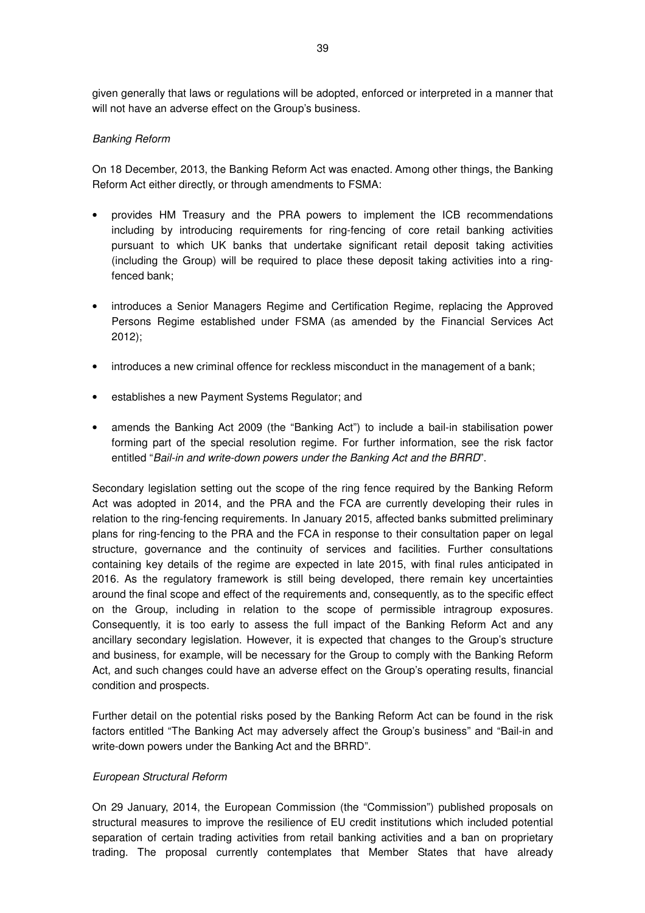given generally that laws or regulations will be adopted, enforced or interpreted in a manner that will not have an adverse effect on the Group's business.

*Banking Reform*

On 18 December, 2013, the Banking Reform Act was enacted. Among other things, the Banking Reform Act either directly, or through amendments to FSMA:

- provides HM Treasury and the PRA powers to implement the ICB recommendations including by introducing requirements for ring-fencing of core retail banking activities pursuant to which UK banks that undertake significant retail deposit taking activities (including the Group) will be required to place these deposit taking activities into a ring-fenced bank;
- introduces a Senior Managers Regime and Certification Regime, replacing the Approved Persons Regime established under FSMA (as amended by the Financial Services Act 2012);
- introduces a new criminal offence for reckless misconduct in the management of a bank;
- establishes a new Payment Systems Regulator; and
- amends the Banking Act 2009 (the "Banking Act") to include a bail-in stabilisation power forming part of the special resolution regime. For further information, see the risk factor entitled "*Bail-in and write-down powers under the Banking Act and the BRRD*".

Secondary legislation setting out the scope of the ring fence required by the Banking Reform Act was adopted in 2014, and the PRA and the FCA are currently developing their rules in relation to the ring-fencing requirements. In January 2015, affected banks submitted preliminary plans for ring-fencing to the PRA and the FCA in response to their consultation paper on legal structure, governance and the continuity of services and facilities. Further consultations containing key details of the regime are expected in late 2015, with final rules anticipated in 2016. As the regulatory framework is still being developed, there remain key uncertainties around the final scope and effect of the requirements and, consequently, as to the specific effect on the Group, including in relation to the scope of permissible intragroup exposures. Consequently, it is too early to assess the full impact of the Banking Reform Act and any ancillary secondary legislation. However, it is expected that changes to the Group's structure and business, for example, will be necessary for the Group to comply with the Banking Reform Act, and such changes could have an adverse effect on the Group's operating results, financial condition and prospects.

Further detail on the potential risks posed by the Banking Reform Act can be found in the risk factors entitled "The Banking Act may adversely affect the Group's business" and "Bail-in and write-down powers under the Banking Act and the BRRD".

*European Structural Reform*

On 29 January, 2014, the European Commission (the "Commission") published proposals on structural measures to improve the resilience of EU credit institutions which included potential separation of certain trading activities from retail banking activities and a ban on proprietary trading. The proposal currently contemplates that Member States that have already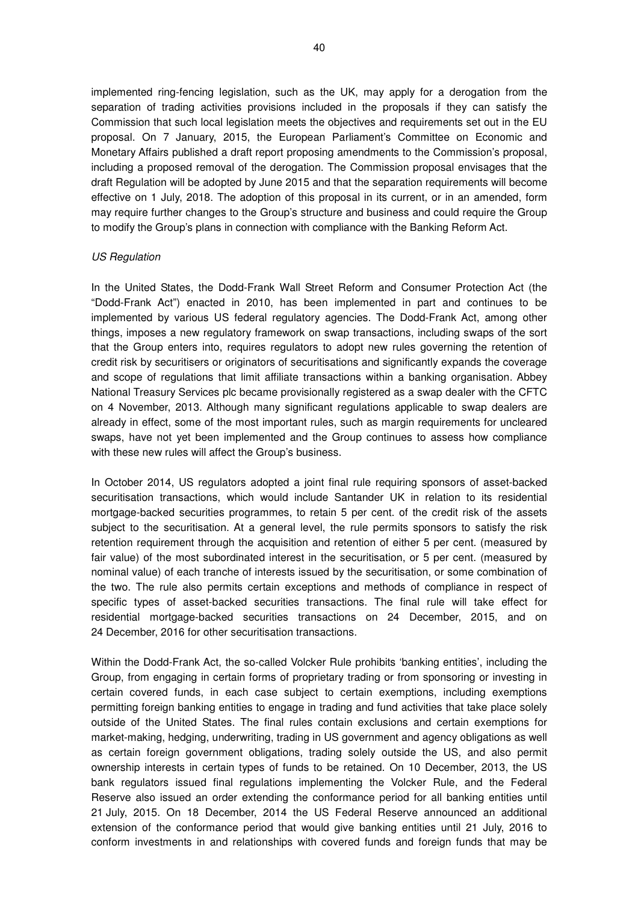implemented ring-fencing legislation, such as the UK, may apply for a derogation from the separation of trading activities provisions included in the proposals if they can satisfy the Commission that such local legislation meets the objectives and requirements set out in the EU proposal. On 7 January, 2015, the European Parliament's Committee on Economic and Monetary Affairs published a draft report proposing amendments to the Commission's proposal, including a proposed removal of the derogation. The Commission proposal envisages that the draft Regulation will be adopted by June 2015 and that the separation requirements will become effective on 1 July, 2018. The adoption of this proposal in its current, or in an amended, form may require further changes to the Group's structure and business and could require the Group to modify the Group's plans in connection with compliance with the Banking Reform Act.

*US Regulation*

In the United States, the Dodd-Frank Wall Street Reform and Consumer Protection Act (the "Dodd-Frank Act") enacted in 2010, has been implemented in part and continues to be implemented by various US federal regulatory agencies. The Dodd-Frank Act, among other things, imposes a new regulatory framework on swap transactions, including swaps of the sort that the Group enters into, requires regulators to adopt new rules governing the retention of credit risk by securitisers or originators of securitisations and significantly expands the coverage and scope of regulations that limit affiliate transactions within a banking organisation. Abbey National Treasury Services plc became provisionally registered as a swap dealer with the CFTC on 4 November, 2013. Although many significant regulations applicable to swap dealers are already in effect, some of the most important rules, such as margin requirements for uncleared swaps, have not yet been implemented and the Group continues to assess how compliance with these new rules will affect the Group's business.

In October 2014, US regulators adopted a joint final rule requiring sponsors of asset-backed securitisation transactions, which would include Santander UK in relation to its residential mortgage-backed securities programmes, to retain 5 per cent. of the credit risk of the assets subject to the securitisation. At a general level, the rule permits sponsors to satisfy the risk retention requirement through the acquisition and retention of either 5 per cent. (measured by fair value) of the most subordinated interest in the securitisation, or 5 per cent. (measured by nominal value) of each tranche of interests issued by the securitisation, or some combination of the two. The rule also permits certain exceptions and methods of compliance in respect of specific types of asset-backed securities transactions. The final rule will take effect for residential mortgage-backed securities transactions on 24 December, 2015, and on 24 December, 2016 for other securitisation transactions.

Within the Dodd-Frank Act, the so-called Volcker Rule prohibits 'banking entities', including the Group, from engaging in certain forms of proprietary trading or from sponsoring or investing in certain covered funds, in each case subject to certain exemptions, including exemptions permitting foreign banking entities to engage in trading and fund activities that take place solely outside of the United States. The final rules contain exclusions and certain exemptions for market-making, hedging, underwriting, trading in US government and agency obligations as well as certain foreign government obligations, trading solely outside the US, and also permit ownership interests in certain types of funds to be retained. On 10 December, 2013, the US bank regulators issued final regulations implementing the Volcker Rule, and the Federal Reserve also issued an order extending the conformance period for all banking entities until 21 July, 2015. On 18 December, 2014 the US Federal Reserve announced an additional extension of the conformance period that would give banking entities until 21 July, 2016 to conform investments in and relationships with covered funds and foreign funds that may be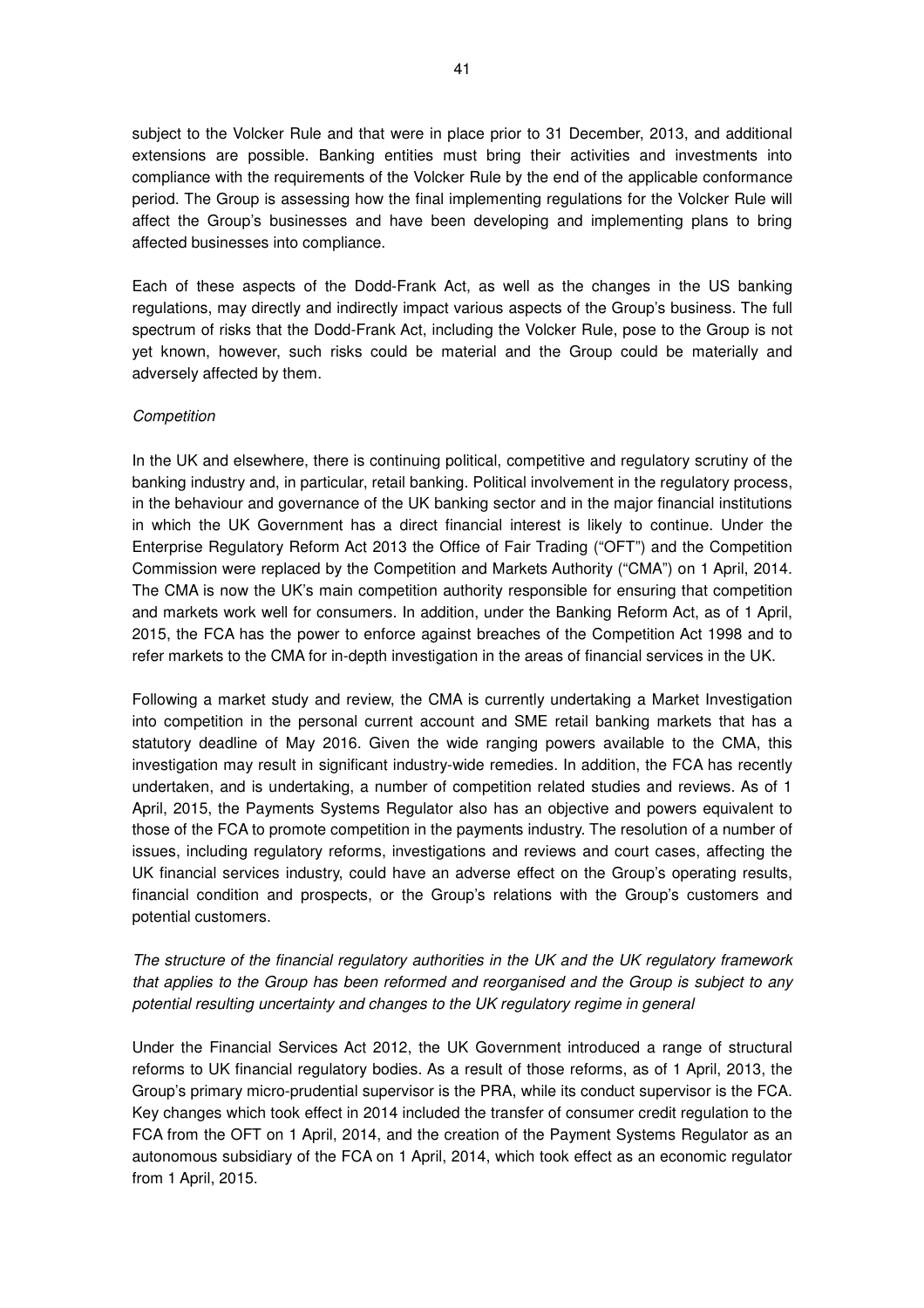subject to the Volcker Rule and that were in place prior to 31 December, 2013, and additional extensions are possible. Banking entities must bring their activities and investments into compliance with the requirements of the Volcker Rule by the end of the applicable conformance period. The Group is assessing how the final implementing regulations for the Volcker Rule will affect the Group's businesses and have been developing and implementing plans to bring affected businesses into compliance.

Each of these aspects of the Dodd-Frank Act, as well as the changes in the US banking regulations, may directly and indirectly impact various aspects of the Group's business. The full spectrum of risks that the Dodd-Frank Act, including the Volcker Rule, pose to the Group is not yet known, however, such risks could be material and the Group could be materially and adversely affected by them.

*Competition*

In the UK and elsewhere, there is continuing political, competitive and regulatory scrutiny of the banking industry and, in particular, retail banking. Political involvement in the regulatory process, in the behaviour and governance of the UK banking sector and in the major financial institutions in which the UK Government has a direct financial interest is likely to continue. Under the Enterprise Regulatory Reform Act 2013 the Office of Fair Trading ("OFT") and the Competition Commission were replaced by the Competition and Markets Authority ("CMA") on 1 April, 2014. The CMA is now the UK's main competition authority responsible for ensuring that competition and markets work well for consumers. In addition, under the Banking Reform Act, as of 1 April, 2015, the FCA has the power to enforce against breaches of the Competition Act 1998 and to refer markets to the CMA for in-depth investigation in the areas of financial services in the UK.

Following a market study and review, the CMA is currently undertaking a Market Investigation into competition in the personal current account and SME retail banking markets that has a statutory deadline of May 2016. Given the wide ranging powers available to the CMA, this investigation may result in significant industry-wide remedies. In addition, the FCA has recently undertaken, and is undertaking, a number of competition related studies and reviews. As of 1 April, 2015, the Payments Systems Regulator also has an objective and powers equivalent to those of the FCA to promote competition in the payments industry. The resolution of a number of issues, including regulatory reforms, investigations and reviews and court cases, affecting the UK financial services industry, could have an adverse effect on the Group's operating results, financial condition and prospects, or the Group's relations with the Group's customers and potential customers.

*The structure of the financial regulatory authorities in the UK and the UK regulatory framework that applies to the Group has been reformed and reorganised and the Group is subject to any potential resulting uncertainty and changes to the UK regulatory regime in general*

Under the Financial Services Act 2012, the UK Government introduced a range of structural reforms to UK financial regulatory bodies. As a result of those reforms, as of 1 April, 2013, the Group's primary micro-prudential supervisor is the PRA, while its conduct supervisor is the FCA. Key changes which took effect in 2014 included the transfer of consumer credit regulation to the FCA from the OFT on 1 April, 2014, and the creation of the Payment Systems Regulator as an autonomous subsidiary of the FCA on 1 April, 2014, which took effect as an economic regulator from 1 April, 2015.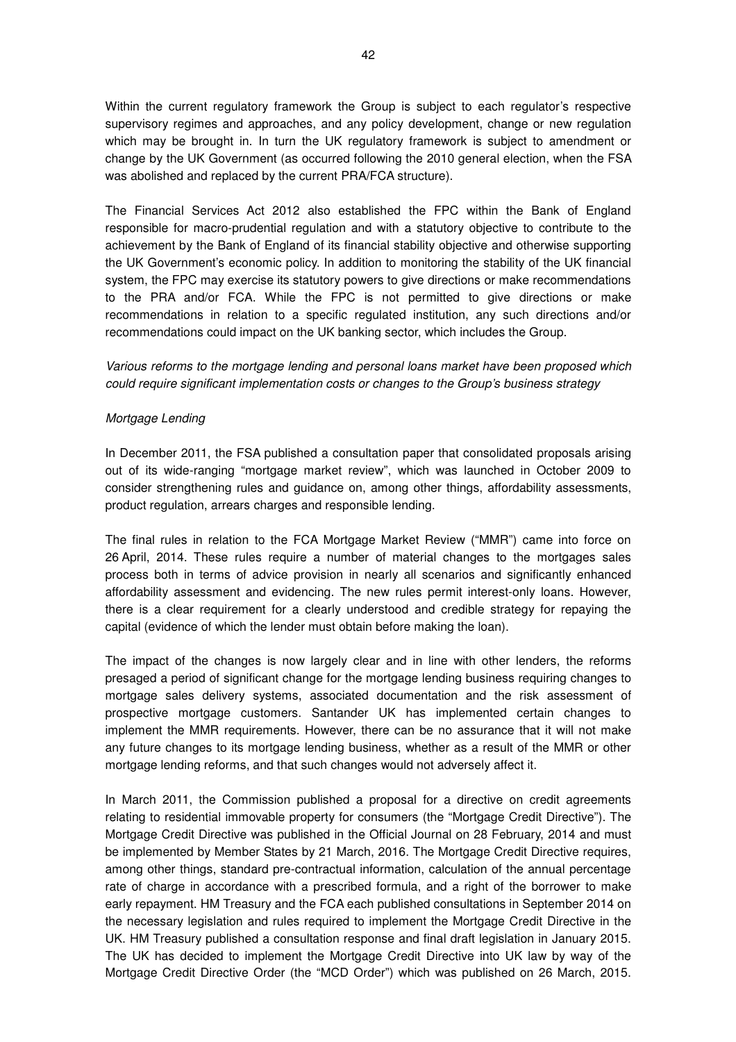Within the current regulatory framework the Group is subject to each regulator's respective supervisory regimes and approaches, and any policy development, change or new regulation which may be brought in. In turn the UK regulatory framework is subject to amendment or change by the UK Government (as occurred following the 2010 general election, when the FSA was abolished and replaced by the current PRA/FCA structure).

The Financial Services Act 2012 also established the FPC within the Bank of England responsible for macro-prudential regulation and with a statutory objective to contribute to the achievement by the Bank of England of its financial stability objective and otherwise supporting the UK Government's economic policy. In addition to monitoring the stability of the UK financial system, the FPC may exercise its statutory powers to give directions or make recommendations to the PRA and/or FCA. While the FPC is not permitted to give directions or make recommendations in relation to a specific regulated institution, any such directions and/or recommendations could impact on the UK banking sector, which includes the Group.

*Various reforms to the mortgage lending and personal loans market have been proposed which could require significant implementation costs or changes to the Group's business strategy*

*Mortgage Lending*

In December 2011, the FSA published a consultation paper that consolidated proposals arising out of its wide-ranging "mortgage market review", which was launched in October 2009 to consider strengthening rules and guidance on, among other things, affordability assessments, product regulation, arrears charges and responsible lending.

The final rules in relation to the FCA Mortgage Market Review ("MMR") came into force on 26 April, 2014. These rules require a number of material changes to the mortgages sales process both in terms of advice provision in nearly all scenarios and significantly enhanced affordability assessment and evidencing. The new rules permit interest-only loans. However, there is a clear requirement for a clearly understood and credible strategy for repaying the capital (evidence of which the lender must obtain before making the loan).

The impact of the changes is now largely clear and in line with other lenders, the reforms presaged a period of significant change for the mortgage lending business requiring changes to mortgage sales delivery systems, associated documentation and the risk assessment of prospective mortgage customers. Santander UK has implemented certain changes to implement the MMR requirements. However, there can be no assurance that it will not make any future changes to its mortgage lending business, whether as a result of the MMR or other mortgage lending reforms, and that such changes would not adversely affect it.

In March 2011, the Commission published a proposal for a directive on credit agreements relating to residential immovable property for consumers (the "Mortgage Credit Directive"). The Mortgage Credit Directive was published in the Official Journal on 28 February, 2014 and must be implemented by Member States by 21 March, 2016. The Mortgage Credit Directive requires, among other things, standard pre-contractual information, calculation of the annual percentage rate of charge in accordance with a prescribed formula, and a right of the borrower to make early repayment. HM Treasury and the FCA each published consultations in September 2014 on the necessary legislation and rules required to implement the Mortgage Credit Directive in the UK. HM Treasury published a consultation response and final draft legislation in January 2015. The UK has decided to implement the Mortgage Credit Directive into UK law by way of the Mortgage Credit Directive Order (the "MCD Order") which was published on 26 March, 2015.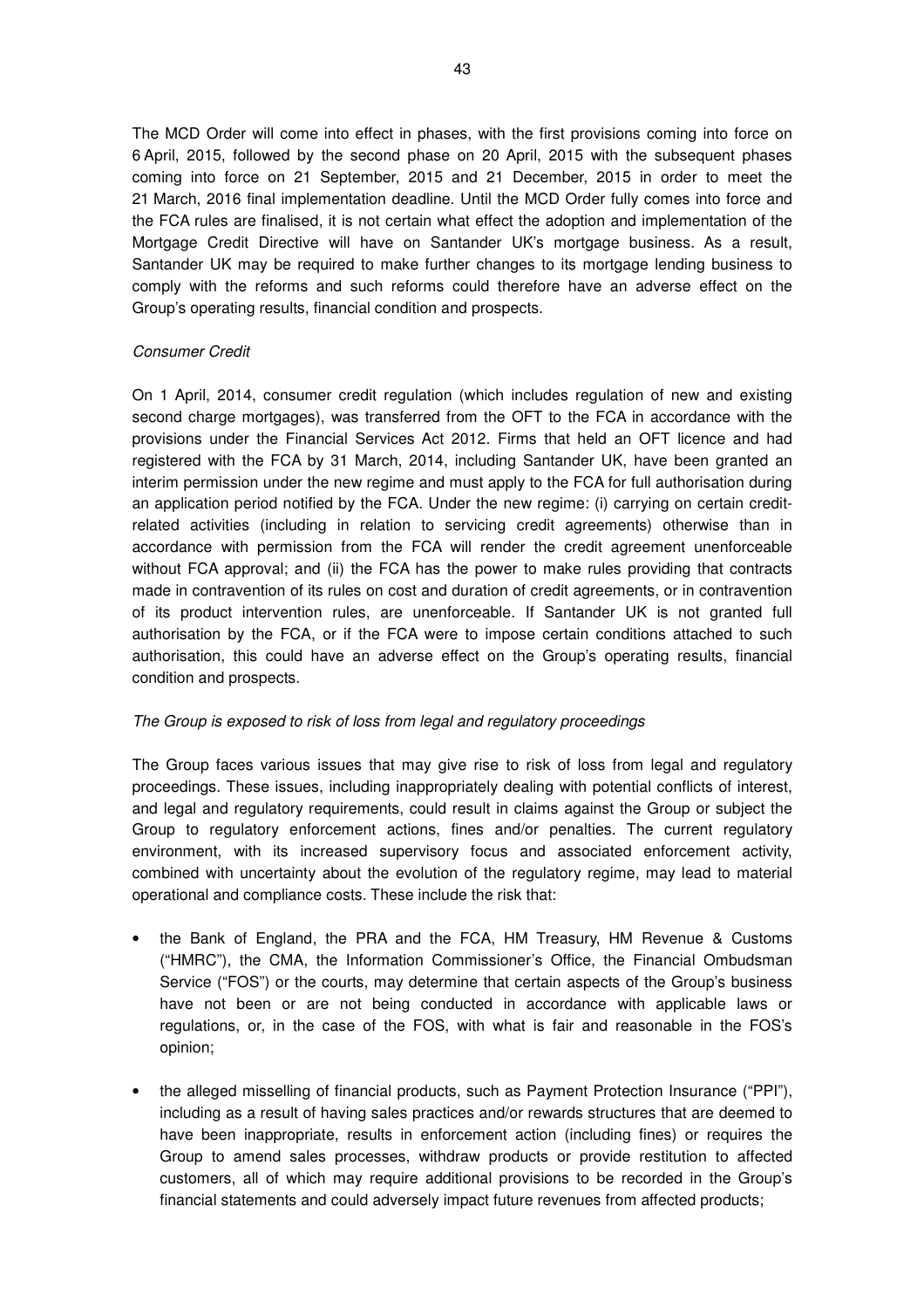The MCD Order will come into effect in phases, with the first provisions coming into force on 6 April, 2015, followed by the second phase on 20 April, 2015 with the subsequent phases coming into force on 21 September, 2015 and 21 December, 2015 in order to meet the 21 March, 2016 final implementation deadline. Until the MCD Order fully comes into force and the FCA rules are finalised, it is not certain what effect the adoption and implementation of the Mortgage Credit Directive will have on Santander UK's mortgage business. As a result, Santander UK may be required to make further changes to its mortgage lending business to comply with the reforms and such reforms could therefore have an adverse effect on the Group's operating results, financial condition and prospects.

*Consumer Credit*

On 1 April, 2014, consumer credit regulation (which includes regulation of new and existing second charge mortgages), was transferred from the OFT to the FCA in accordance with the provisions under the Financial Services Act 2012. Firms that held an OFT licence and had registered with the FCA by 31 March, 2014, including Santander UK, have been granted an interim permission under the new regime and must apply to the FCA for full authorisation during an application period notified by the FCA. Under the new regime: (i) carrying on certain credit-related activities (including in relation to servicing credit agreements) otherwise than in accordance with permission from the FCA will render the credit agreement unenforceable without FCA approval; and (ii) the FCA has the power to make rules providing that contracts made in contravention of its rules on cost and duration of credit agreements, or in contravention of its product intervention rules, are unenforceable. If Santander UK is not granted full authorisation by the FCA, or if the FCA were to impose certain conditions attached to such authorisation, this could have an adverse effect on the Group's operating results, financial condition and prospects.

*The Group is exposed to risk of loss from legal and regulatory proceedings*

The Group faces various issues that may give rise to risk of loss from legal and regulatory proceedings. These issues, including inappropriately dealing with potential conflicts of interest, and legal and regulatory requirements, could result in claims against the Group or subject the Group to regulatory enforcement actions, fines and/or penalties. The current regulatory environment, with its increased supervisory focus and associated enforcement activity, combined with uncertainty about the evolution of the regulatory regime, may lead to material operational and compliance costs. These include the risk that:

- the Bank of England, the PRA and the FCA, HM Treasury, HM Revenue & Customs ("HMRC"), the CMA, the Information Commissioner's Office, the Financial Ombudsman Service ("FOS") or the courts, may determine that certain aspects of the Group's business have not been or are not being conducted in accordance with applicable laws or regulations, or, in the case of the FOS, with what is fair and reasonable in the FOS's opinion;

- the alleged misselling of financial products, such as Payment Protection Insurance ("PPI"), including as a result of having sales practices and/or rewards structures that are deemed to have been inappropriate, results in enforcement action (including fines) or requires the Group to amend sales processes, withdraw products or provide restitution to affected customers, all of which may require additional provisions to be recorded in the Group's financial statements and could adversely impact future revenues from affected products;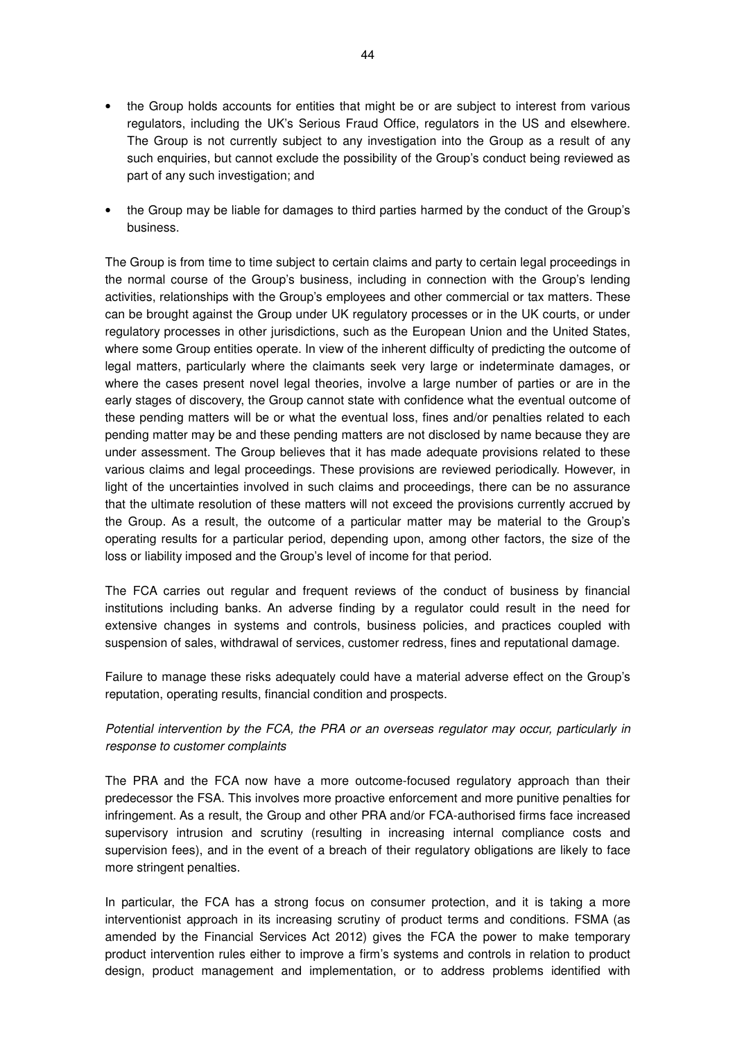- the Group holds accounts for entities that might be or are subject to interest from various regulators, including the UK's Serious Fraud Office, regulators in the US and elsewhere. The Group is not currently subject to any investigation into the Group as a result of any such enquiries, but cannot exclude the possibility of the Group's conduct being reviewed as part of any such investigation; and
- the Group may be liable for damages to third parties harmed by the conduct of the Group's business.

The Group is from time to time subject to certain claims and party to certain legal proceedings in the normal course of the Group's business, including in connection with the Group's lending activities, relationships with the Group's employees and other commercial or tax matters. These can be brought against the Group under UK regulatory processes or in the UK courts, or under regulatory processes in other jurisdictions, such as the European Union and the United States, where some Group entities operate. In view of the inherent difficulty of predicting the outcome of legal matters, particularly where the claimants seek very large or indeterminate damages, or where the cases present novel legal theories, involve a large number of parties or are in the early stages of discovery, the Group cannot state with confidence what the eventual outcome of these pending matters will be or what the eventual loss, fines and/or penalties related to each pending matter may be and these pending matters are not disclosed by name because they are under assessment. The Group believes that it has made adequate provisions related to these various claims and legal proceedings. These provisions are reviewed periodically. However, in light of the uncertainties involved in such claims and proceedings, there can be no assurance that the ultimate resolution of these matters will not exceed the provisions currently accrued by the Group. As a result, the outcome of a particular matter may be material to the Group's operating results for a particular period, depending upon, among other factors, the size of the loss or liability imposed and the Group's level of income for that period.

The FCA carries out regular and frequent reviews of the conduct of business by financial institutions including banks. An adverse finding by a regulator could result in the need for extensive changes in systems and controls, business policies, and practices coupled with suspension of sales, withdrawal of services, customer redress, fines and reputational damage.

Failure to manage these risks adequately could have a material adverse effect on the Group's reputation, operating results, financial condition and prospects.

*Potential intervention by the FCA, the PRA or an overseas regulator may occur, particularly in response to customer complaints*

The PRA and the FCA now have a more outcome-focused regulatory approach than their predecessor the FSA. This involves more proactive enforcement and more punitive penalties for infringement. As a result, the Group and other PRA and/or FCA-authorised firms face increased supervisory intrusion and scrutiny (resulting in increasing internal compliance costs and supervision fees), and in the event of a breach of their regulatory obligations are likely to face more stringent penalties.

In particular, the FCA has a strong focus on consumer protection, and it is taking a more interventionist approach in its increasing scrutiny of product terms and conditions. FSMA (as amended by the Financial Services Act 2012) gives the FCA the power to make temporary product intervention rules either to improve a firm's systems and controls in relation to product design, product management and implementation, or to address problems identified with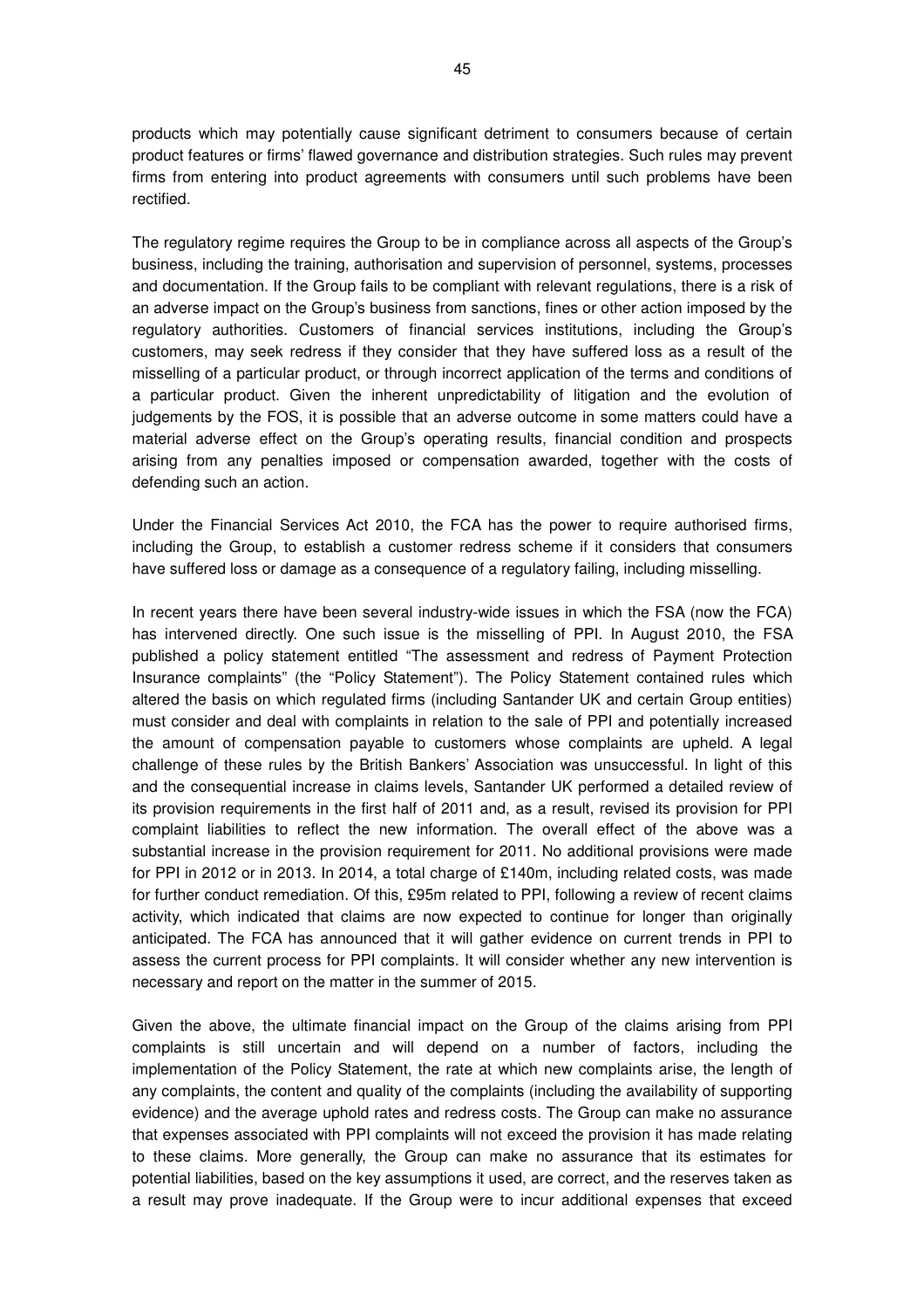products which may potentially cause significant detriment to consumers because of certain product features or firms' flawed governance and distribution strategies. Such rules may prevent firms from entering into product agreements with consumers until such problems have been rectified.

The regulatory regime requires the Group to be in compliance across all aspects of the Group's business, including the training, authorisation and supervision of personnel, systems, processes and documentation. If the Group fails to be compliant with relevant regulations, there is a risk of an adverse impact on the Group's business from sanctions, fines or other action imposed by the regulatory authorities. Customers of financial services institutions, including the Group's customers, may seek redress if they consider that they have suffered loss as a result of the misselling of a particular product, or through incorrect application of the terms and conditions of a particular product. Given the inherent unpredictability of litigation and the evolution of judgements by the FOS, it is possible that an adverse outcome in some matters could have a material adverse effect on the Group's operating results, financial condition and prospects arising from any penalties imposed or compensation awarded, together with the costs of defending such an action.

Under the Financial Services Act 2010, the FCA has the power to require authorised firms, including the Group, to establish a customer redress scheme if it considers that consumers have suffered loss or damage as a consequence of a regulatory failing, including misselling.

In recent years there have been several industry-wide issues in which the FSA (now the FCA) has intervened directly. One such issue is the misselling of PPI. In August 2010, the FSA published a policy statement entitled "The assessment and redress of Payment Protection Insurance complaints" (the "Policy Statement"). The Policy Statement contained rules which altered the basis on which regulated firms (including Santander UK and certain Group entities) must consider and deal with complaints in relation to the sale of PPI and potentially increased the amount of compensation payable to customers whose complaints are upheld. A legal challenge of these rules by the British Bankers' Association was unsuccessful. In light of this and the consequential increase in claims levels, Santander UK performed a detailed review of its provision requirements in the first half of 2011 and, as a result, revised its provision for PPI complaint liabilities to reflect the new information. The overall effect of the above was a substantial increase in the provision requirement for 2011. No additional provisions were made for PPI in 2012 or in 2013. In 2014, a total charge of £140m, including related costs, was made for further conduct remediation. Of this, £95m related to PPI, following a review of recent claims activity, which indicated that claims are now expected to continue for longer than originally anticipated. The FCA has announced that it will gather evidence on current trends in PPI to assess the current process for PPI complaints. It will consider whether any new intervention is necessary and report on the matter in the summer of 2015.

Given the above, the ultimate financial impact on the Group of the claims arising from PPI complaints is still uncertain and will depend on a number of factors, including the implementation of the Policy Statement, the rate at which new complaints arise, the length of any complaints, the content and quality of the complaints (including the availability of supporting evidence) and the average uphold rates and redress costs. The Group can make no assurance that expenses associated with PPI complaints will not exceed the provision it has made relating to these claims. More generally, the Group can make no assurance that its estimates for potential liabilities, based on the key assumptions it used, are correct, and the reserves taken as a result may prove inadequate. If the Group were to incur additional expenses that exceed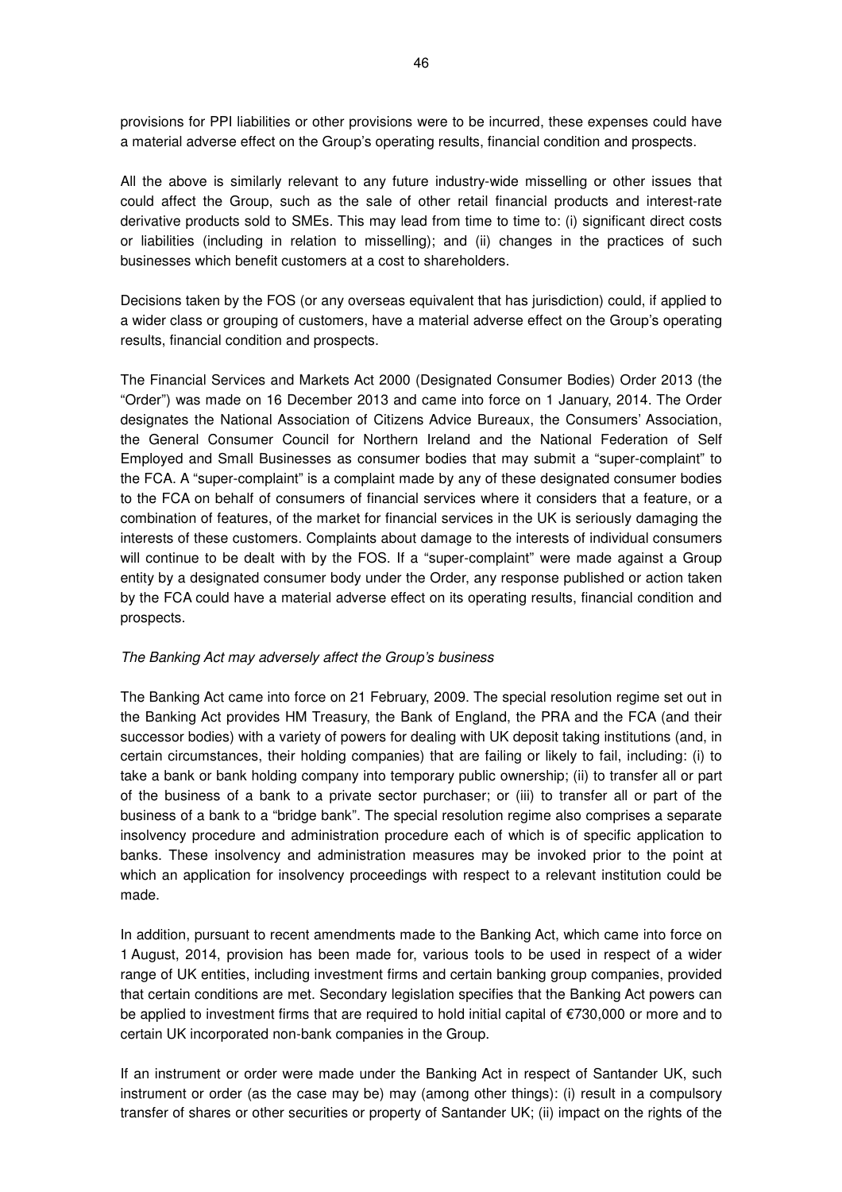provisions for PPI liabilities or other provisions were to be incurred, these expenses could have a material adverse effect on the Group's operating results, financial condition and prospects.

All the above is similarly relevant to any future industry-wide misselling or other issues that could affect the Group, such as the sale of other retail financial products and interest-rate derivative products sold to SMEs. This may lead from time to time to: (i) significant direct costs or liabilities (including in relation to misselling); and (ii) changes in the practices of such businesses which benefit customers at a cost to shareholders.

Decisions taken by the FOS (or any overseas equivalent that has jurisdiction) could, if applied to a wider class or grouping of customers, have a material adverse effect on the Group's operating results, financial condition and prospects.

The Financial Services and Markets Act 2000 (Designated Consumer Bodies) Order 2013 (the "Order") was made on 16 December 2013 and came into force on 1 January, 2014. The Order designates the National Association of Citizens Advice Bureaux, the Consumers' Association, the General Consumer Council for Northern Ireland and the National Federation of Self Employed and Small Businesses as consumer bodies that may submit a "super-complaint" to the FCA. A "super-complaint" is a complaint made by any of these designated consumer bodies to the FCA on behalf of consumers of financial services where it considers that a feature, or a combination of features, of the market for financial services in the UK is seriously damaging the interests of these customers. Complaints about damage to the interests of individual consumers will continue to be dealt with by the FOS. If a "super-complaint" were made against a Group entity by a designated consumer body under the Order, any response published or action taken by the FCA could have a material adverse effect on its operating results, financial condition and prospects.

*The Banking Act may adversely affect the Group's business*

The Banking Act came into force on 21 February, 2009. The special resolution regime set out in the Banking Act provides HM Treasury, the Bank of England, the PRA and the FCA (and their successor bodies) with a variety of powers for dealing with UK deposit taking institutions (and, in certain circumstances, their holding companies) that are failing or likely to fail, including: (i) to take a bank or bank holding company into temporary public ownership; (ii) to transfer all or part of the business of a bank to a private sector purchaser; or (iii) to transfer all or part of the business of a bank to a "bridge bank". The special resolution regime also comprises a separate insolvency procedure and administration procedure each of which is of specific application to banks. These insolvency and administration measures may be invoked prior to the point at which an application for insolvency proceedings with respect to a relevant institution could be made.

In addition, pursuant to recent amendments made to the Banking Act, which came into force on 1 August, 2014, provision has been made for, various tools to be used in respect of a wider range of UK entities, including investment firms and certain banking group companies, provided that certain conditions are met. Secondary legislation specifies that the Banking Act powers can be applied to investment firms that are required to hold initial capital of €730,000 or more and to certain UK incorporated non-bank companies in the Group.

If an instrument or order were made under the Banking Act in respect of Santander UK, such instrument or order (as the case may be) may (among other things): (i) result in a compulsory transfer of shares or other securities or property of Santander UK; (ii) impact on the rights of the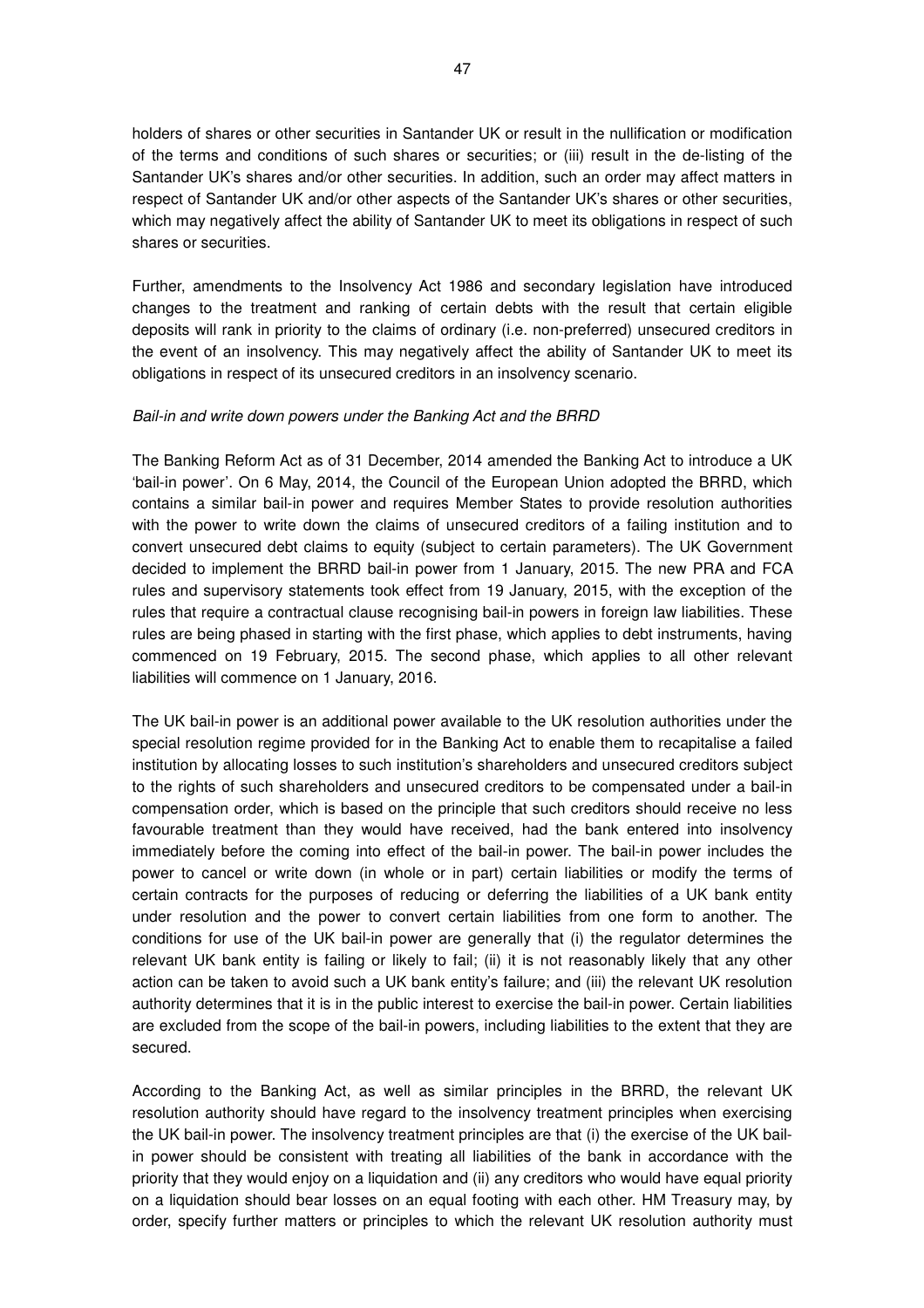holders of shares or other securities in Santander UK or result in the nullification or modification of the terms and conditions of such shares or securities; or (iii) result in the de-listing of the Santander UK's shares and/or other securities. In addition, such an order may affect matters in respect of Santander UK and/or other aspects of the Santander UK's shares or other securities, which may negatively affect the ability of Santander UK to meet its obligations in respect of such shares or securities.

Further, amendments to the Insolvency Act 1986 and secondary legislation have introduced changes to the treatment and ranking of certain debts with the result that certain eligible deposits will rank in priority to the claims of ordinary (i.e. non-preferred) unsecured creditors in the event of an insolvency. This may negatively affect the ability of Santander UK to meet its obligations in respect of its unsecured creditors in an insolvency scenario.

*Bail-in and write down powers under the Banking Act and the BRRD*

The Banking Reform Act as of 31 December, 2014 amended the Banking Act to introduce a UK 'bail-in power'. On 6 May, 2014, the Council of the European Union adopted the BRRD, which contains a similar bail-in power and requires Member States to provide resolution authorities with the power to write down the claims of unsecured creditors of a failing institution and to convert unsecured debt claims to equity (subject to certain parameters). The UK Government decided to implement the BRRD bail-in power from 1 January, 2015. The new PRA and FCA rules and supervisory statements took effect from 19 January, 2015, with the exception of the rules that require a contractual clause recognising bail-in powers in foreign law liabilities. These rules are being phased in starting with the first phase, which applies to debt instruments, having commenced on 19 February, 2015. The second phase, which applies to all other relevant liabilities will commence on 1 January, 2016.

The UK bail-in power is an additional power available to the UK resolution authorities under the special resolution regime provided for in the Banking Act to enable them to recapitalise a failed institution by allocating losses to such institution's shareholders and unsecured creditors subject to the rights of such shareholders and unsecured creditors to be compensated under a bail-in compensation order, which is based on the principle that such creditors should receive no less favourable treatment than they would have received, had the bank entered into insolvency immediately before the coming into effect of the bail-in power. The bail-in power includes the power to cancel or write down (in whole or in part) certain liabilities or modify the terms of certain contracts for the purposes of reducing or deferring the liabilities of a UK bank entity under resolution and the power to convert certain liabilities from one form to another. The conditions for use of the UK bail-in power are generally that (i) the regulator determines the relevant UK bank entity is failing or likely to fail; (ii) it is not reasonably likely that any other action can be taken to avoid such a UK bank entity's failure; and (iii) the relevant UK resolution authority determines that it is in the public interest to exercise the bail-in power. Certain liabilities are excluded from the scope of the bail-in powers, including liabilities to the extent that they are secured.

According to the Banking Act, as well as similar principles in the BRRD, the relevant UK resolution authority should have regard to the insolvency treatment principles when exercising the UK bail-in power. The insolvency treatment principles are that (i) the exercise of the UK bail-in power should be consistent with treating all liabilities of the bank in accordance with the priority that they would enjoy on a liquidation and (ii) any creditors who would have equal priority on a liquidation should bear losses on an equal footing with each other. HM Treasury may, by order, specify further matters or principles to which the relevant UK resolution authority must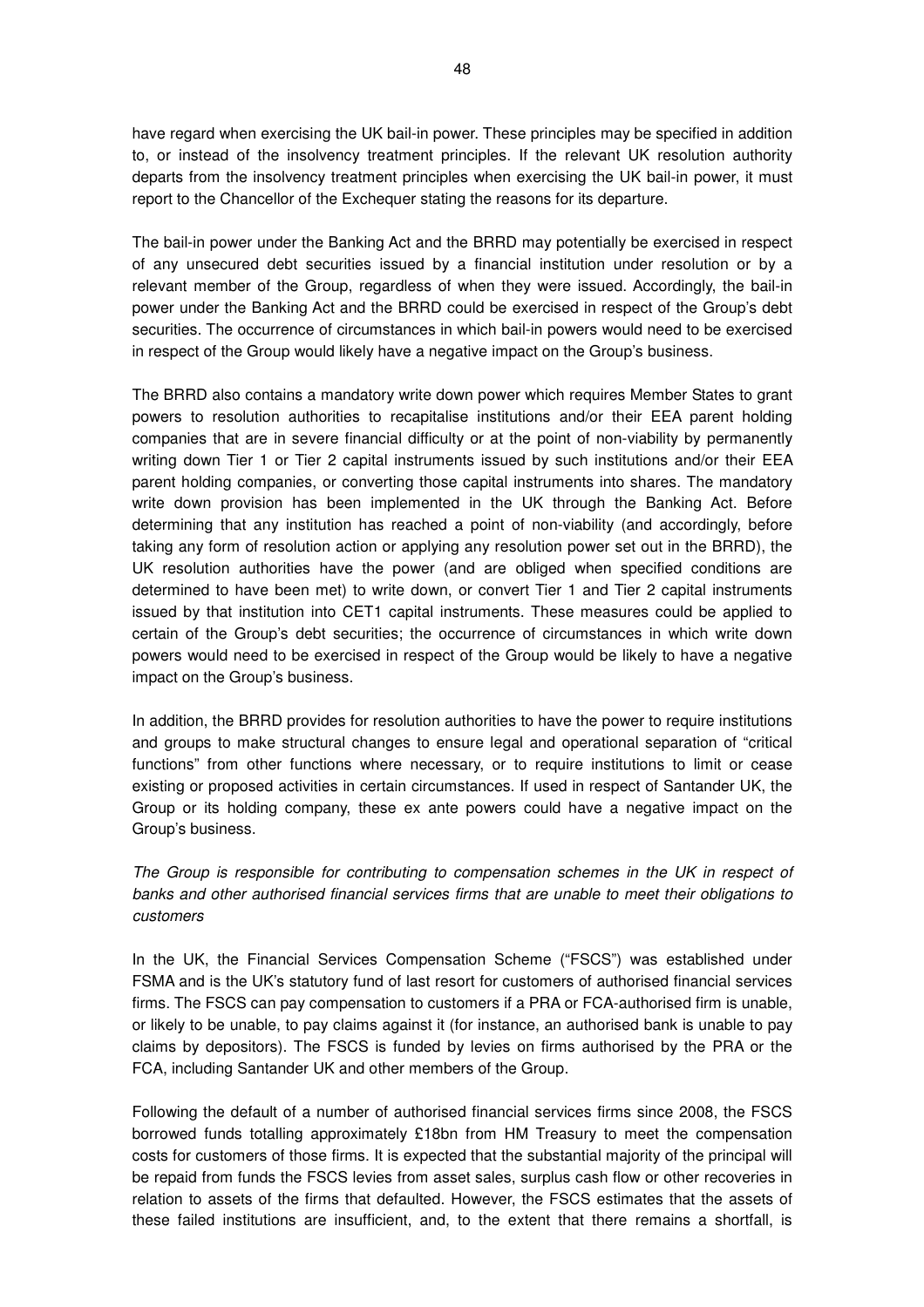have regard when exercising the UK bail-in power. These principles may be specified in addition to, or instead of the insolvency treatment principles. If the relevant UK resolution authority departs from the insolvency treatment principles when exercising the UK bail-in power, it must report to the Chancellor of the Exchequer stating the reasons for its departure.

The bail-in power under the Banking Act and the BRRD may potentially be exercised in respect of any unsecured debt securities issued by a financial institution under resolution or by a relevant member of the Group, regardless of when they were issued. Accordingly, the bail-in power under the Banking Act and the BRRD could be exercised in respect of the Group's debt securities. The occurrence of circumstances in which bail-in powers would need to be exercised in respect of the Group would likely have a negative impact on the Group's business.

The BRRD also contains a mandatory write down power which requires Member States to grant powers to resolution authorities to recapitalise institutions and/or their EEA parent holding companies that are in severe financial difficulty or at the point of non-viability by permanently writing down Tier 1 or Tier 2 capital instruments issued by such institutions and/or their EEA parent holding companies, or converting those capital instruments into shares. The mandatory write down provision has been implemented in the UK through the Banking Act. Before determining that any institution has reached a point of non-viability (and accordingly, before taking any form of resolution action or applying any resolution power set out in the BRRD), the UK resolution authorities have the power (and are obliged when specified conditions are determined to have been met) to write down, or convert Tier 1 and Tier 2 capital instruments issued by that institution into CET1 capital instruments. These measures could be applied to certain of the Group's debt securities; the occurrence of circumstances in which write down powers would need to be exercised in respect of the Group would be likely to have a negative impact on the Group's business.

In addition, the BRRD provides for resolution authorities to have the power to require institutions and groups to make structural changes to ensure legal and operational separation of "critical functions" from other functions where necessary, or to require institutions to limit or cease existing or proposed activities in certain circumstances. If used in respect of Santander UK, the Group or its holding company, these ex ante powers could have a negative impact on the Group's business.

*The Group is responsible for contributing to compensation schemes in the UK in respect of banks and other authorised financial services firms that are unable to meet their obligations to customers*

In the UK, the Financial Services Compensation Scheme ("FSCS") was established under FSMA and is the UK's statutory fund of last resort for customers of authorised financial services firms. The FSCS can pay compensation to customers if a PRA or FCA-authorised firm is unable, or likely to be unable, to pay claims against it (for instance, an authorised bank is unable to pay claims by depositors). The FSCS is funded by levies on firms authorised by the PRA or the FCA, including Santander UK and other members of the Group.

Following the default of a number of authorised financial services firms since 2008, the FSCS borrowed funds totalling approximately £18bn from HM Treasury to meet the compensation costs for customers of those firms. It is expected that the substantial majority of the principal will be repaid from funds the FSCS levies from asset sales, surplus cash flow or other recoveries in relation to assets of the firms that defaulted. However, the FSCS estimates that the assets of these failed institutions are insufficient, and, to the extent that there remains a shortfall, is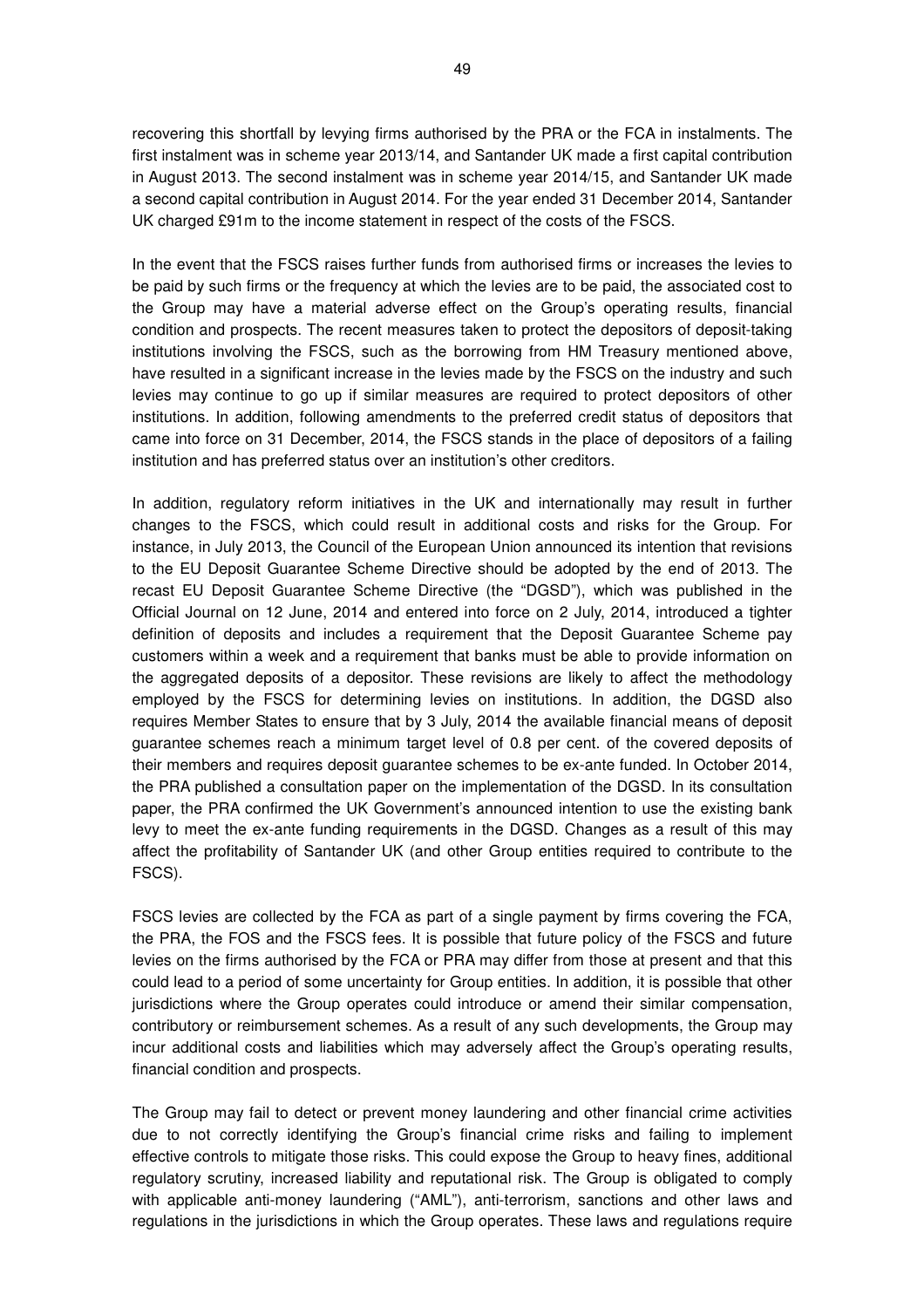recovering this shortfall by levying firms authorised by the PRA or the FCA in instalments. The first instalment was in scheme year 2013/14, and Santander UK made a first capital contribution in August 2013. The second instalment was in scheme year 2014/15, and Santander UK made a second capital contribution in August 2014. For the year ended 31 December 2014, Santander UK charged £91m to the income statement in respect of the costs of the FSCS.

In the event that the FSCS raises further funds from authorised firms or increases the levies to be paid by such firms or the frequency at which the levies are to be paid, the associated cost to the Group may have a material adverse effect on the Group's operating results, financial condition and prospects. The recent measures taken to protect the depositors of deposit-taking institutions involving the FSCS, such as the borrowing from HM Treasury mentioned above, have resulted in a significant increase in the levies made by the FSCS on the industry and such levies may continue to go up if similar measures are required to protect depositors of other institutions. In addition, following amendments to the preferred credit status of depositors that came into force on 31 December, 2014, the FSCS stands in the place of depositors of a failing institution and has preferred status over an institution's other creditors.

In addition, regulatory reform initiatives in the UK and internationally may result in further changes to the FSCS, which could result in additional costs and risks for the Group. For instance, in July 2013, the Council of the European Union announced its intention that revisions to the EU Deposit Guarantee Scheme Directive should be adopted by the end of 2013. The recast EU Deposit Guarantee Scheme Directive (the "DGSD"), which was published in the Official Journal on 12 June, 2014 and entered into force on 2 July, 2014, introduced a tighter definition of deposits and includes a requirement that the Deposit Guarantee Scheme pay customers within a week and a requirement that banks must be able to provide information on the aggregated deposits of a depositor. These revisions are likely to affect the methodology employed by the FSCS for determining levies on institutions. In addition, the DGSD also requires Member States to ensure that by 3 July, 2014 the available financial means of deposit guarantee schemes reach a minimum target level of 0.8 per cent. of the covered deposits of their members and requires deposit guarantee schemes to be ex-ante funded. In October 2014, the PRA published a consultation paper on the implementation of the DGSD. In its consultation paper, the PRA confirmed the UK Government's announced intention to use the existing bank levy to meet the ex-ante funding requirements in the DGSD. Changes as a result of this may affect the profitability of Santander UK (and other Group entities required to contribute to the FSCS).

FSCS levies are collected by the FCA as part of a single payment by firms covering the FCA, the PRA, the FOS and the FSCS fees. It is possible that future policy of the FSCS and future levies on the firms authorised by the FCA or PRA may differ from those at present and that this could lead to a period of some uncertainty for Group entities. In addition, it is possible that other jurisdictions where the Group operates could introduce or amend their similar compensation, contributory or reimbursement schemes. As a result of any such developments, the Group may incur additional costs and liabilities which may adversely affect the Group's operating results, financial condition and prospects.

The Group may fail to detect or prevent money laundering and other financial crime activities due to not correctly identifying the Group's financial crime risks and failing to implement effective controls to mitigate those risks. This could expose the Group to heavy fines, additional regulatory scrutiny, increased liability and reputational risk. The Group is obligated to comply with applicable anti-money laundering ("AML"), anti-terrorism, sanctions and other laws and regulations in the jurisdictions in which the Group operates. These laws and regulations require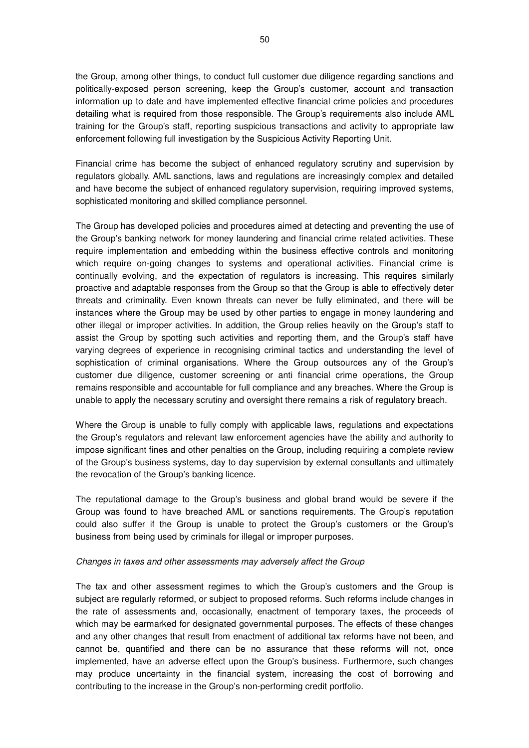the Group, among other things, to conduct full customer due diligence regarding sanctions and politically-exposed person screening, keep the Group's customer, account and transaction information up to date and have implemented effective financial crime policies and procedures detailing what is required from those responsible. The Group's requirements also include AML training for the Group's staff, reporting suspicious transactions and activity to appropriate law enforcement following full investigation by the Suspicious Activity Reporting Unit.

Financial crime has become the subject of enhanced regulatory scrutiny and supervision by regulators globally. AML sanctions, laws and regulations are increasingly complex and detailed and have become the subject of enhanced regulatory supervision, requiring improved systems, sophisticated monitoring and skilled compliance personnel.

The Group has developed policies and procedures aimed at detecting and preventing the use of the Group's banking network for money laundering and financial crime related activities. These require implementation and embedding within the business effective controls and monitoring which require on-going changes to systems and operational activities. Financial crime is continually evolving, and the expectation of regulators is increasing. This requires similarly proactive and adaptable responses from the Group so that the Group is able to effectively deter threats and criminality. Even known threats can never be fully eliminated, and there will be instances where the Group may be used by other parties to engage in money laundering and other illegal or improper activities. In addition, the Group relies heavily on the Group's staff to assist the Group by spotting such activities and reporting them, and the Group's staff have varying degrees of experience in recognising criminal tactics and understanding the level of sophistication of criminal organisations. Where the Group outsources any of the Group's customer due diligence, customer screening or anti financial crime operations, the Group remains responsible and accountable for full compliance and any breaches. Where the Group is unable to apply the necessary scrutiny and oversight there remains a risk of regulatory breach.

Where the Group is unable to fully comply with applicable laws, regulations and expectations the Group's regulators and relevant law enforcement agencies have the ability and authority to impose significant fines and other penalties on the Group, including requiring a complete review of the Group's business systems, day to day supervision by external consultants and ultimately the revocation of the Group's banking licence.

The reputational damage to the Group's business and global brand would be severe if the Group was found to have breached AML or sanctions requirements. The Group's reputation could also suffer if the Group is unable to protect the Group's customers or the Group's business from being used by criminals for illegal or improper purposes.

*Changes in taxes and other assessments may adversely affect the Group*

The tax and other assessment regimes to which the Group's customers and the Group is subject are regularly reformed, or subject to proposed reforms. Such reforms include changes in the rate of assessments and, occasionally, enactment of temporary taxes, the proceeds of which may be earmarked for designated governmental purposes. The effects of these changes and any other changes that result from enactment of additional tax reforms have not been, and cannot be, quantified and there can be no assurance that these reforms will not, once implemented, have an adverse effect upon the Group's business. Furthermore, such changes may produce uncertainty in the financial system, increasing the cost of borrowing and contributing to the increase in the Group's non-performing credit portfolio.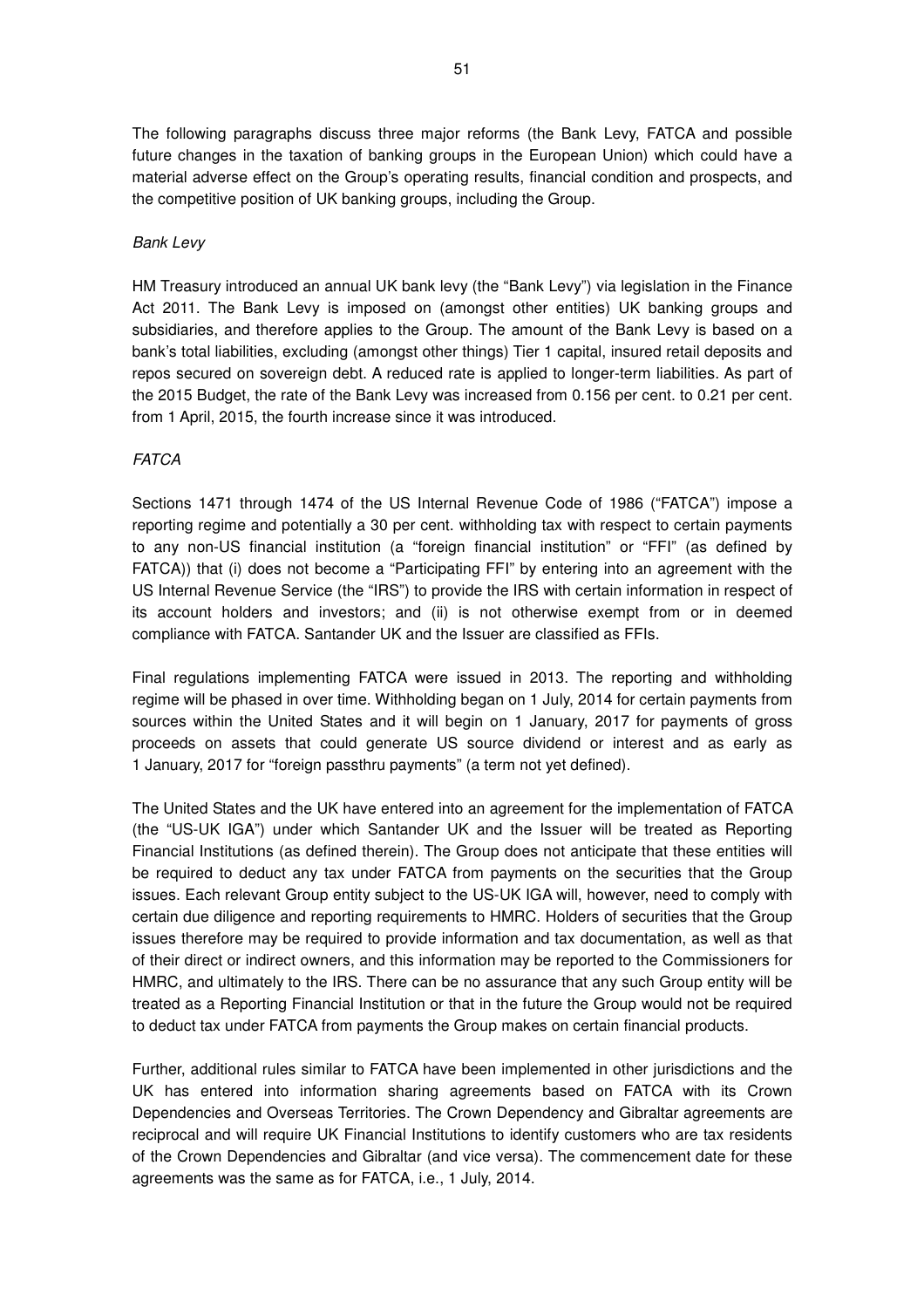The following paragraphs discuss three major reforms (the Bank Levy, FATCA and possible future changes in the taxation of banking groups in the European Union) which could have a material adverse effect on the Group's operating results, financial condition and prospects, and the competitive position of UK banking groups, including the Group.

*Bank Levy*

HM Treasury introduced an annual UK bank levy (the "Bank Levy") via legislation in the Finance Act 2011. The Bank Levy is imposed on (amongst other entities) UK banking groups and subsidiaries, and therefore applies to the Group. The amount of the Bank Levy is based on a bank's total liabilities, excluding (amongst other things) Tier 1 capital, insured retail deposits and repos secured on sovereign debt. A reduced rate is applied to longer-term liabilities. As part of the 2015 Budget, the rate of the Bank Levy was increased from 0.156 per cent. to 0.21 per cent. from 1 April, 2015, the fourth increase since it was introduced.

*FATCA*

Sections 1471 through 1474 of the US Internal Revenue Code of 1986 ("FATCA") impose a reporting regime and potentially a 30 per cent. withholding tax with respect to certain payments to any non-US financial institution (a "foreign financial institution" or "FFI" (as defined by FATCA)) that (i) does not become a "Participating FFI" by entering into an agreement with the US Internal Revenue Service (the "IRS") to provide the IRS with certain information in respect of its account holders and investors; and (ii) is not otherwise exempt from or in deemed compliance with FATCA. Santander UK and the Issuer are classified as FFIs.

Final regulations implementing FATCA were issued in 2013. The reporting and withholding regime will be phased in over time. Withholding began on 1 July, 2014 for certain payments from sources within the United States and it will begin on 1 January, 2017 for payments of gross proceeds on assets that could generate US source dividend or interest and as early as 1 January, 2017 for "foreign passthru payments" (a term not yet defined).

The United States and the UK have entered into an agreement for the implementation of FATCA (the "US-UK IGA") under which Santander UK and the Issuer will be treated as Reporting Financial Institutions (as defined therein). The Group does not anticipate that these entities will be required to deduct any tax under FATCA from payments on the securities that the Group issues. Each relevant Group entity subject to the US-UK IGA will, however, need to comply with certain due diligence and reporting requirements to HMRC. Holders of securities that the Group issues therefore may be required to provide information and tax documentation, as well as that of their direct or indirect owners, and this information may be reported to the Commissioners for HMRC, and ultimately to the IRS. There can be no assurance that any such Group entity will be treated as a Reporting Financial Institution or that in the future the Group would not be required to deduct tax under FATCA from payments the Group makes on certain financial products.

Further, additional rules similar to FATCA have been implemented in other jurisdictions and the UK has entered into information sharing agreements based on FATCA with its Crown Dependencies and Overseas Territories. The Crown Dependency and Gibraltar agreements are reciprocal and will require UK Financial Institutions to identify customers who are tax residents of the Crown Dependencies and Gibraltar (and vice versa). The commencement date for these agreements was the same as for FATCA, i.e., 1 July, 2014.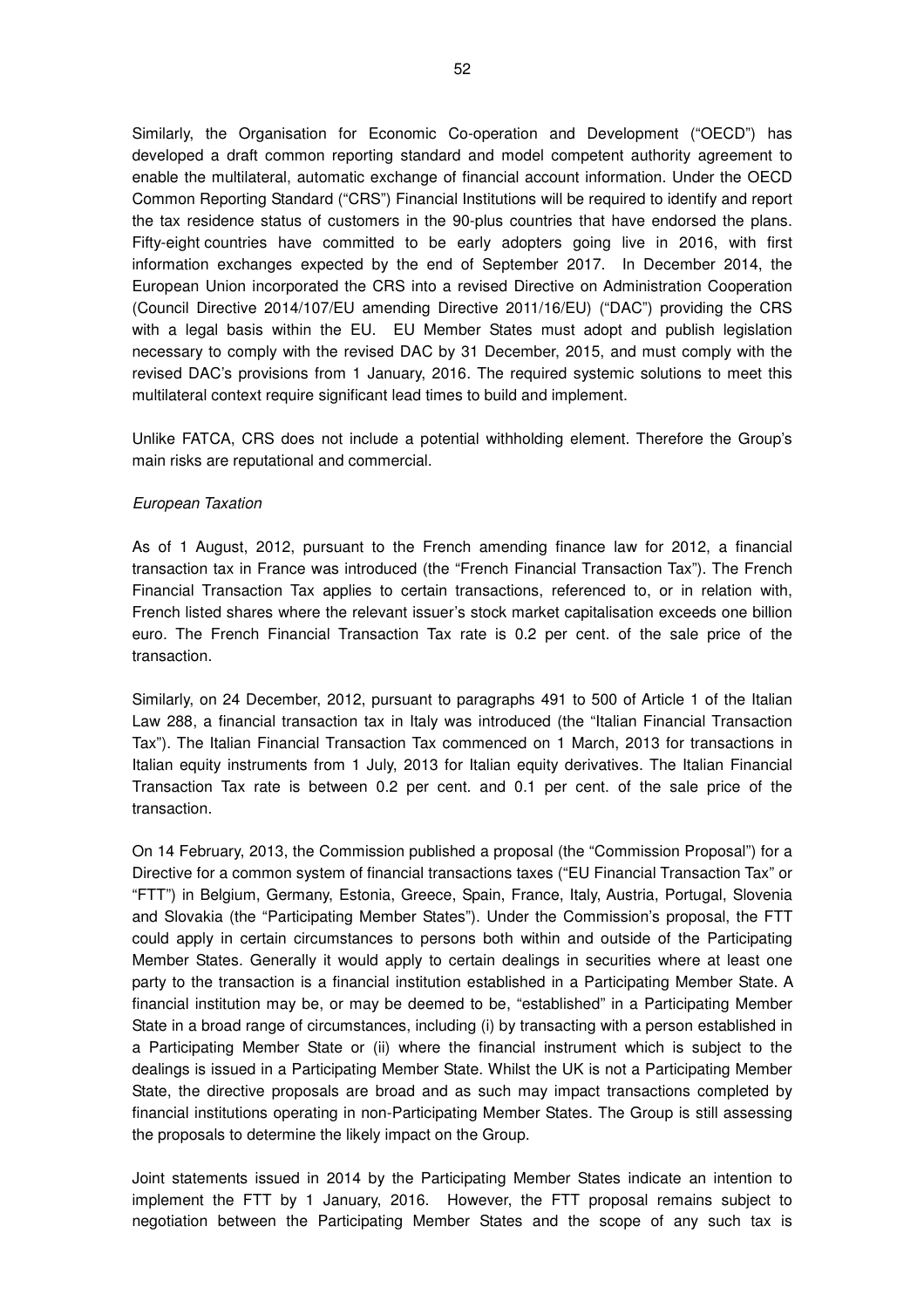Similarly, the Organisation for Economic Co-operation and Development ("OECD") has developed a draft common reporting standard and model competent authority agreement to enable the multilateral, automatic exchange of financial account information. Under the OECD Common Reporting Standard ("CRS") Financial Institutions will be required to identify and report the tax residence status of customers in the 90-plus countries that have endorsed the plans. Fifty-eight countries have committed to be early adopters going live in 2016, with first information exchanges expected by the end of September 2017. In December 2014, the European Union incorporated the CRS into a revised Directive on Administration Cooperation (Council Directive 2014/107/EU amending Directive 2011/16/EU) ("DAC") providing the CRS with a legal basis within the EU. EU Member States must adopt and publish legislation necessary to comply with the revised DAC by 31 December, 2015, and must comply with the revised DAC's provisions from 1 January, 2016. The required systemic solutions to meet this multilateral context require significant lead times to build and implement.

Unlike FATCA, CRS does not include a potential withholding element. Therefore the Group's main risks are reputational and commercial.

*European Taxation*

As of 1 August, 2012, pursuant to the French amending finance law for 2012, a financial transaction tax in France was introduced (the "French Financial Transaction Tax"). The French Financial Transaction Tax applies to certain transactions, referenced to, or in relation with, French listed shares where the relevant issuer's stock market capitalisation exceeds one billion euro. The French Financial Transaction Tax rate is 0.2 per cent. of the sale price of the transaction.

Similarly, on 24 December, 2012, pursuant to paragraphs 491 to 500 of Article 1 of the Italian Law 288, a financial transaction tax in Italy was introduced (the "Italian Financial Transaction Tax"). The Italian Financial Transaction Tax commenced on 1 March, 2013 for transactions in Italian equity instruments from 1 July, 2013 for Italian equity derivatives. The Italian Financial Transaction Tax rate is between 0.2 per cent. and 0.1 per cent. of the sale price of the transaction.

On 14 February, 2013, the Commission published a proposal (the "Commission Proposal") for a Directive for a common system of financial transactions taxes ("EU Financial Transaction Tax" or "FTT") in Belgium, Germany, Estonia, Greece, Spain, France, Italy, Austria, Portugal, Slovenia and Slovakia (the "Participating Member States"). Under the Commission's proposal, the FTT could apply in certain circumstances to persons both within and outside of the Participating Member States. Generally it would apply to certain dealings in securities where at least one party to the transaction is a financial institution established in a Participating Member State. A financial institution may be, or may be deemed to be, "established" in a Participating Member State in a broad range of circumstances, including (i) by transacting with a person established in a Participating Member State or (ii) where the financial instrument which is subject to the dealings is issued in a Participating Member State. Whilst the UK is not a Participating Member State, the directive proposals are broad and as such may impact transactions completed by financial institutions operating in non-Participating Member States. The Group is still assessing the proposals to determine the likely impact on the Group.

Joint statements issued in 2014 by the Participating Member States indicate an intention to implement the FTT by 1 January, 2016. However, the FTT proposal remains subject to negotiation between the Participating Member States and the scope of any such tax is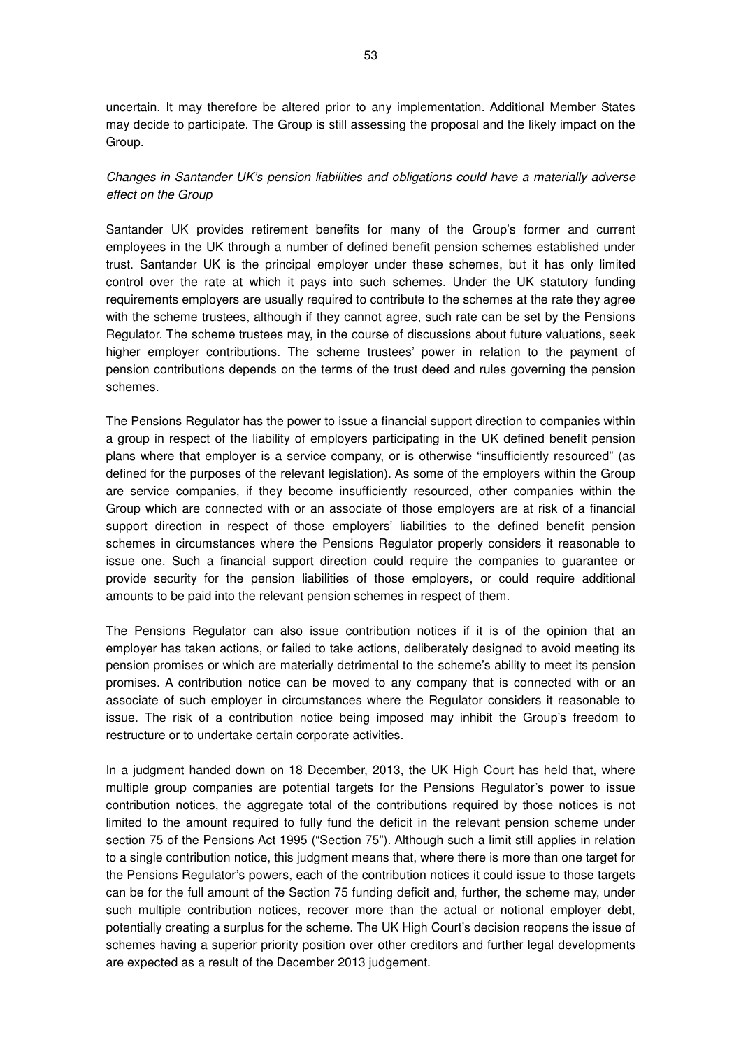uncertain. It may therefore be altered prior to any implementation. Additional Member States may decide to participate. The Group is still assessing the proposal and the likely impact on the Group.

*Changes in Santander UK's pension liabilities and obligations could have a materially adverse effect on the Group*

Santander UK provides retirement benefits for many of the Group's former and current employees in the UK through a number of defined benefit pension schemes established under trust. Santander UK is the principal employer under these schemes, but it has only limited control over the rate at which it pays into such schemes. Under the UK statutory funding requirements employers are usually required to contribute to the schemes at the rate they agree with the scheme trustees, although if they cannot agree, such rate can be set by the Pensions Regulator. The scheme trustees may, in the course of discussions about future valuations, seek higher employer contributions. The scheme trustees' power in relation to the payment of pension contributions depends on the terms of the trust deed and rules governing the pension schemes.

The Pensions Regulator has the power to issue a financial support direction to companies within a group in respect of the liability of employers participating in the UK defined benefit pension plans where that employer is a service company, or is otherwise "insufficiently resourced" (as defined for the purposes of the relevant legislation). As some of the employers within the Group are service companies, if they become insufficiently resourced, other companies within the Group which are connected with or an associate of those employers are at risk of a financial support direction in respect of those employers' liabilities to the defined benefit pension schemes in circumstances where the Pensions Regulator properly considers it reasonable to issue one. Such a financial support direction could require the companies to guarantee or provide security for the pension liabilities of those employers, or could require additional amounts to be paid into the relevant pension schemes in respect of them.

The Pensions Regulator can also issue contribution notices if it is of the opinion that an employer has taken actions, or failed to take actions, deliberately designed to avoid meeting its pension promises or which are materially detrimental to the scheme's ability to meet its pension promises. A contribution notice can be moved to any company that is connected with or an associate of such employer in circumstances where the Regulator considers it reasonable to issue. The risk of a contribution notice being imposed may inhibit the Group's freedom to restructure or to undertake certain corporate activities.

In a judgment handed down on 18 December, 2013, the UK High Court has held that, where multiple group companies are potential targets for the Pensions Regulator's power to issue contribution notices, the aggregate total of the contributions required by those notices is not limited to the amount required to fully fund the deficit in the relevant pension scheme under section 75 of the Pensions Act 1995 ("Section 75"). Although such a limit still applies in relation to a single contribution notice, this judgment means that, where there is more than one target for the Pensions Regulator's powers, each of the contribution notices it could issue to those targets can be for the full amount of the Section 75 funding deficit and, further, the scheme may, under such multiple contribution notices, recover more than the actual or notional employer debt, potentially creating a surplus for the scheme. The UK High Court's decision reopens the issue of schemes having a superior priority position over other creditors and further legal developments are expected as a result of the December 2013 judgement.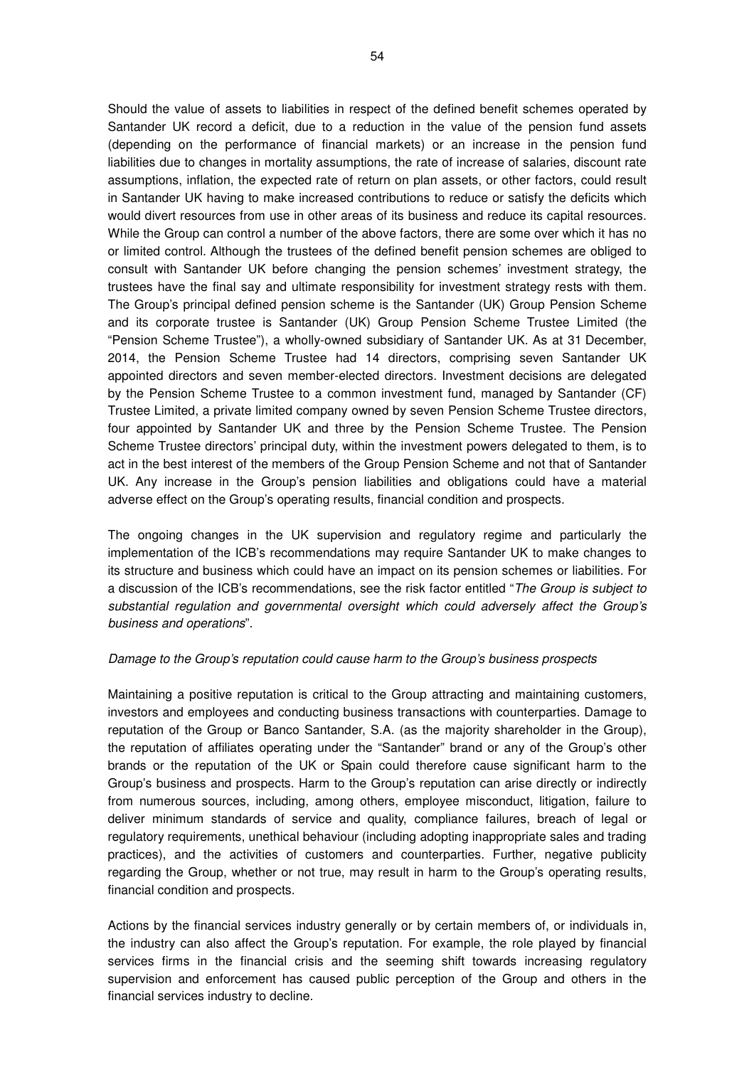Should the value of assets to liabilities in respect of the defined benefit schemes operated by Santander UK record a deficit, due to a reduction in the value of the pension fund assets (depending on the performance of financial markets) or an increase in the pension fund liabilities due to changes in mortality assumptions, the rate of increase of salaries, discount rate assumptions, inflation, the expected rate of return on plan assets, or other factors, could result in Santander UK having to make increased contributions to reduce or satisfy the deficits which would divert resources from use in other areas of its business and reduce its capital resources. While the Group can control a number of the above factors, there are some over which it has no or limited control. Although the trustees of the defined benefit pension schemes are obliged to consult with Santander UK before changing the pension schemes' investment strategy, the trustees have the final say and ultimate responsibility for investment strategy rests with them. The Group's principal defined pension scheme is the Santander (UK) Group Pension Scheme and its corporate trustee is Santander (UK) Group Pension Scheme Trustee Limited (the "Pension Scheme Trustee"), a wholly-owned subsidiary of Santander UK. As at 31 December, 2014, the Pension Scheme Trustee had 14 directors, comprising seven Santander UK appointed directors and seven member-elected directors. Investment decisions are delegated by the Pension Scheme Trustee to a common investment fund, managed by Santander (CF) Trustee Limited, a private limited company owned by seven Pension Scheme Trustee directors, four appointed by Santander UK and three by the Pension Scheme Trustee. The Pension Scheme Trustee directors' principal duty, within the investment powers delegated to them, is to act in the best interest of the members of the Group Pension Scheme and not that of Santander UK. Any increase in the Group's pension liabilities and obligations could have a material adverse effect on the Group's operating results, financial condition and prospects.

The ongoing changes in the UK supervision and regulatory regime and particularly the implementation of the ICB's recommendations may require Santander UK to make changes to its structure and business which could have an impact on its pension schemes or liabilities. For a discussion of the ICB's recommendations, see the risk factor entitled "*The Group is subject to substantial regulation and governmental oversight which could adversely affect the Group's business and operations*".

*Damage to the Group's reputation could cause harm to the Group's business prospects*

Maintaining a positive reputation is critical to the Group attracting and maintaining customers, investors and employees and conducting business transactions with counterparties. Damage to reputation of the Group or Banco Santander, S.A. (as the majority shareholder in the Group), the reputation of affiliates operating under the "Santander" brand or any of the Group's other brands or the reputation of the UK or Spain could therefore cause significant harm to the Group's business and prospects. Harm to the Group's reputation can arise directly or indirectly from numerous sources, including, among others, employee misconduct, litigation, failure to deliver minimum standards of service and quality, compliance failures, breach of legal or regulatory requirements, unethical behaviour (including adopting inappropriate sales and trading practices), and the activities of customers and counterparties. Further, negative publicity regarding the Group, whether or not true, may result in harm to the Group's operating results, financial condition and prospects.

Actions by the financial services industry generally or by certain members of, or individuals in, the industry can also affect the Group's reputation. For example, the role played by financial services firms in the financial crisis and the seeming shift towards increasing regulatory supervision and enforcement has caused public perception of the Group and others in the financial services industry to decline.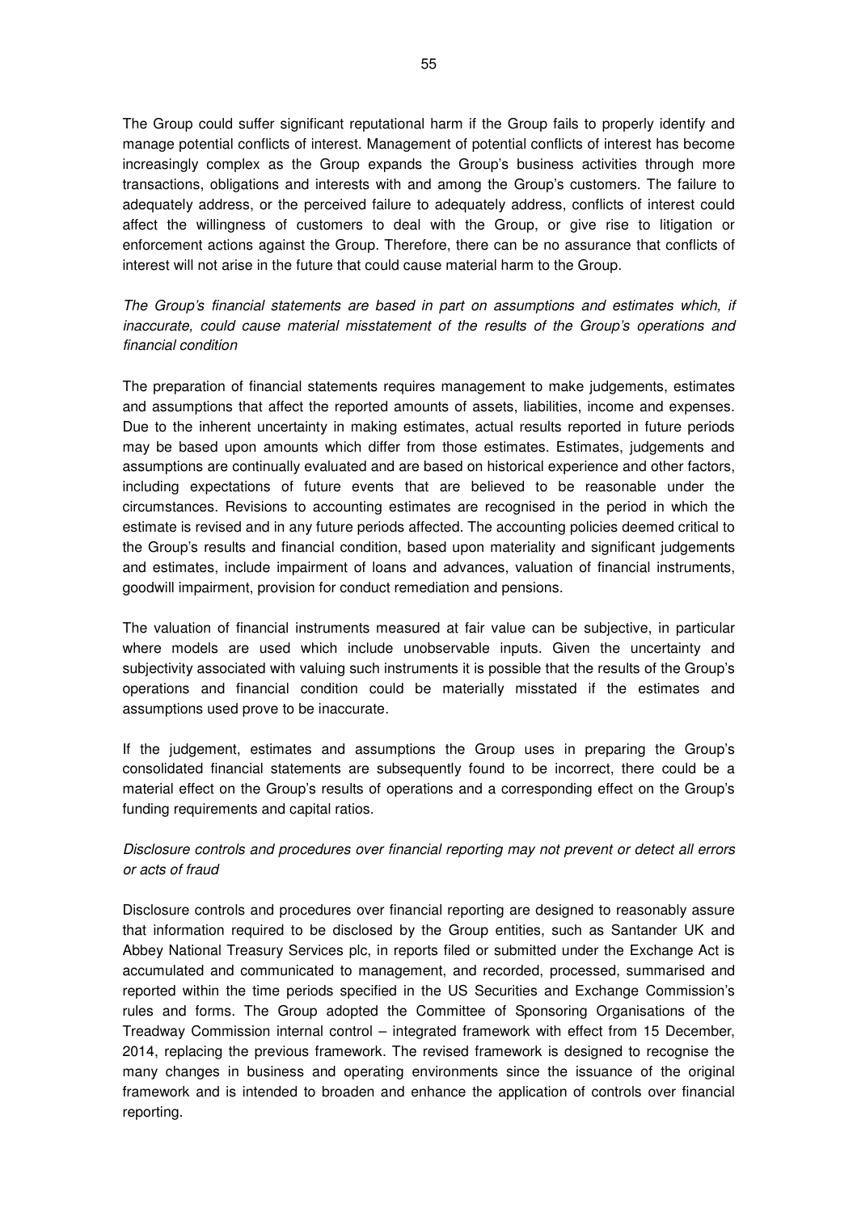The Group could suffer significant reputational harm if the Group fails to properly identify and manage potential conflicts of interest. Management of potential conflicts of interest has become increasingly complex as the Group expands the Group's business activities through more transactions, obligations and interests with and among the Group's customers. The failure to adequately address, or the perceived failure to adequately address, conflicts of interest could affect the willingness of customers to deal with the Group, or give rise to litigation or enforcement actions against the Group. Therefore, there can be no assurance that conflicts of interest will not arise in the future that could cause material harm to the Group.

*The Group's financial statements are based in part on assumptions and estimates which, if inaccurate, could cause material misstatement of the results of the Group's operations and financial condition*

The preparation of financial statements requires management to make judgements, estimates and assumptions that affect the reported amounts of assets, liabilities, income and expenses. Due to the inherent uncertainty in making estimates, actual results reported in future periods may be based upon amounts which differ from those estimates. Estimates, judgements and assumptions are continually evaluated and are based on historical experience and other factors, including expectations of future events that are believed to be reasonable under the circumstances. Revisions to accounting estimates are recognised in the period in which the estimate is revised and in any future periods affected. The accounting policies deemed critical to the Group's results and financial condition, based upon materiality and significant judgements and estimates, include impairment of loans and advances, valuation of financial instruments, goodwill impairment, provision for conduct remediation and pensions.

The valuation of financial instruments measured at fair value can be subjective, in particular where models are used which include unobservable inputs. Given the uncertainty and subjectivity associated with valuing such instruments it is possible that the results of the Group's operations and financial condition could be materially misstated if the estimates and assumptions used prove to be inaccurate.

If the judgement, estimates and assumptions the Group uses in preparing the Group's consolidated financial statements are subsequently found to be incorrect, there could be a material effect on the Group's results of operations and a corresponding effect on the Group's funding requirements and capital ratios.

*Disclosure controls and procedures over financial reporting may not prevent or detect all errors or acts of fraud*

Disclosure controls and procedures over financial reporting are designed to reasonably assure that information required to be disclosed by the Group entities, such as Santander UK and Abbey National Treasury Services plc, in reports filed or submitted under the Exchange Act is accumulated and communicated to management, and recorded, processed, summarised and reported within the time periods specified in the US Securities and Exchange Commission's rules and forms. The Group adopted the Committee of Sponsoring Organisations of the Treadway Commission internal control – integrated framework with effect from 15 December, 2014, replacing the previous framework. The revised framework is designed to recognise the many changes in business and operating environments since the issuance of the original framework and is intended to broaden and enhance the application of controls over financial reporting.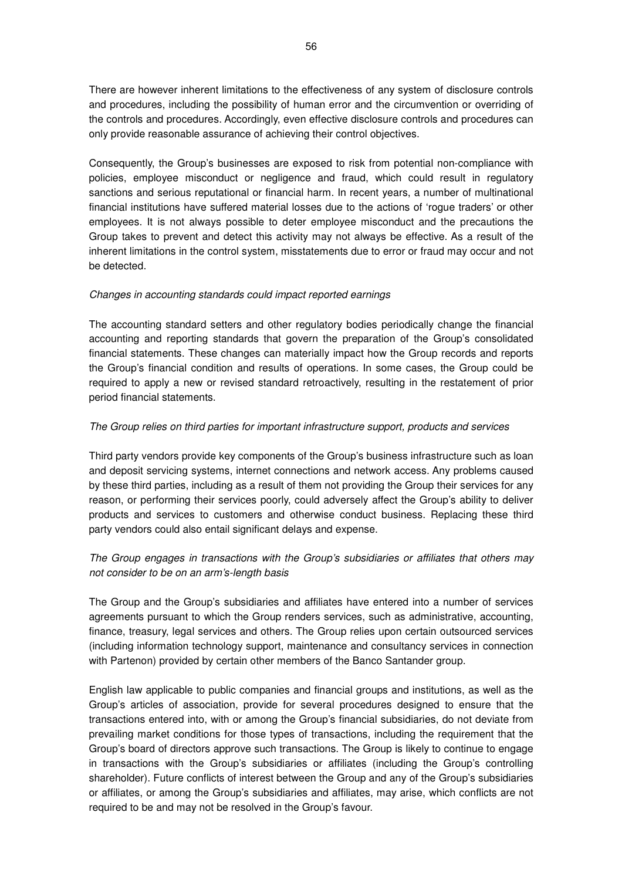There are however inherent limitations to the effectiveness of any system of disclosure controls and procedures, including the possibility of human error and the circumvention or overriding of the controls and procedures. Accordingly, even effective disclosure controls and procedures can only provide reasonable assurance of achieving their control objectives.

Consequently, the Group's businesses are exposed to risk from potential non-compliance with policies, employee misconduct or negligence and fraud, which could result in regulatory sanctions and serious reputational or financial harm. In recent years, a number of multinational financial institutions have suffered material losses due to the actions of 'rogue traders' or other employees. It is not always possible to deter employee misconduct and the precautions the Group takes to prevent and detect this activity may not always be effective. As a result of the inherent limitations in the control system, misstatements due to error or fraud may occur and not be detected.

*Changes in accounting standards could impact reported earnings*

The accounting standard setters and other regulatory bodies periodically change the financial accounting and reporting standards that govern the preparation of the Group's consolidated financial statements. These changes can materially impact how the Group records and reports the Group's financial condition and results of operations. In some cases, the Group could be required to apply a new or revised standard retroactively, resulting in the restatement of prior period financial statements.

*The Group relies on third parties for important infrastructure support, products and services*

Third party vendors provide key components of the Group's business infrastructure such as loan and deposit servicing systems, internet connections and network access. Any problems caused by these third parties, including as a result of them not providing the Group their services for any reason, or performing their services poorly, could adversely affect the Group's ability to deliver products and services to customers and otherwise conduct business. Replacing these third party vendors could also entail significant delays and expense.

*The Group engages in transactions with the Group's subsidiaries or affiliates that others may not consider to be on an arm's-length basis*

The Group and the Group's subsidiaries and affiliates have entered into a number of services agreements pursuant to which the Group renders services, such as administrative, accounting, finance, treasury, legal services and others. The Group relies upon certain outsourced services (including information technology support, maintenance and consultancy services in connection with Partenon) provided by certain other members of the Banco Santander group.

English law applicable to public companies and financial groups and institutions, as well as the Group's articles of association, provide for several procedures designed to ensure that the transactions entered into, with or among the Group's financial subsidiaries, do not deviate from prevailing market conditions for those types of transactions, including the requirement that the Group's board of directors approve such transactions. The Group is likely to continue to engage in transactions with the Group's subsidiaries or affiliates (including the Group's controlling shareholder). Future conflicts of interest between the Group and any of the Group's subsidiaries or affiliates, or among the Group's subsidiaries and affiliates, may arise, which conflicts are not required to be and may not be resolved in the Group's favour.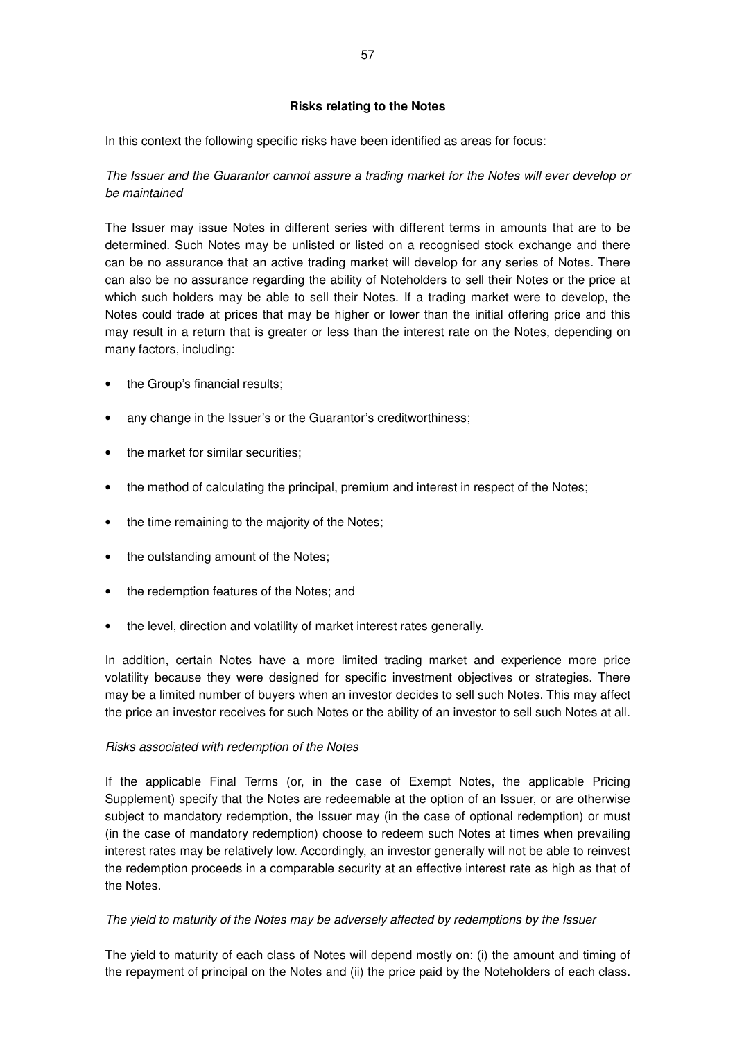**Risks relating to the Notes**

In this context the following specific risks have been identified as areas for focus:

*The Issuer and the Guarantor cannot assure a trading market for the Notes will ever develop or be maintained*

The Issuer may issue Notes in different series with different terms in amounts that are to be determined. Such Notes may be unlisted or listed on a recognised stock exchange and there can be no assurance that an active trading market will develop for any series of Notes. There can also be no assurance regarding the ability of Noteholders to sell their Notes or the price at which such holders may be able to sell their Notes. If a trading market were to develop, the Notes could trade at prices that may be higher or lower than the initial offering price and this may result in a return that is greater or less than the interest rate on the Notes, depending on many factors, including:

- the Group's financial results;
- any change in the Issuer's or the Guarantor's creditworthiness;
- the market for similar securities;
- the method of calculating the principal, premium and interest in respect of the Notes;
- the time remaining to the majority of the Notes;
- the outstanding amount of the Notes;
- the redemption features of the Notes; and
- the level, direction and volatility of market interest rates generally.

In addition, certain Notes have a more limited trading market and experience more price volatility because they were designed for specific investment objectives or strategies. There may be a limited number of buyers when an investor decides to sell such Notes. This may affect the price an investor receives for such Notes or the ability of an investor to sell such Notes at all.

*Risks associated with redemption of the Notes*

If the applicable Final Terms (or, in the case of Exempt Notes, the applicable Pricing Supplement) specify that the Notes are redeemable at the option of an Issuer, or are otherwise subject to mandatory redemption, the Issuer may (in the case of optional redemption) or must (in the case of mandatory redemption) choose to redeem such Notes at times when prevailing interest rates may be relatively low. Accordingly, an investor generally will not be able to reinvest the redemption proceeds in a comparable security at an effective interest rate as high as that of the Notes.

*The yield to maturity of the Notes may be adversely affected by redemptions by the Issuer*

The yield to maturity of each class of Notes will depend mostly on: (i) the amount and timing of the repayment of principal on the Notes and (ii) the price paid by the Noteholders of each class.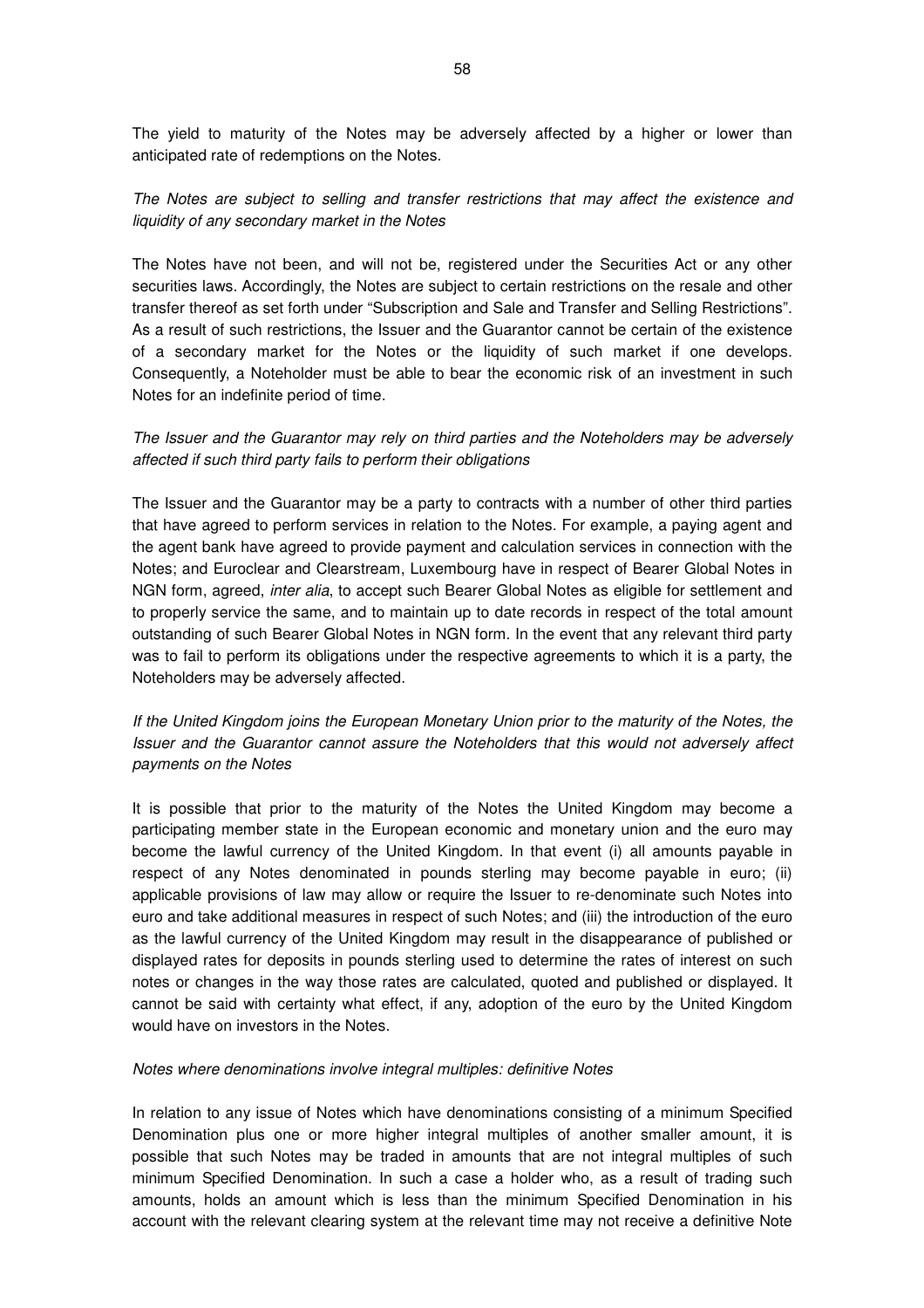The yield to maturity of the Notes may be adversely affected by a higher or lower than anticipated rate of redemptions on the Notes.

*The Notes are subject to selling and transfer restrictions that may affect the existence and liquidity of any secondary market in the Notes*

The Notes have not been, and will not be, registered under the Securities Act or any other securities laws. Accordingly, the Notes are subject to certain restrictions on the resale and other transfer thereof as set forth under "Subscription and Sale and Transfer and Selling Restrictions". As a result of such restrictions, the Issuer and the Guarantor cannot be certain of the existence of a secondary market for the Notes or the liquidity of such market if one develops. Consequently, a Noteholder must be able to bear the economic risk of an investment in such Notes for an indefinite period of time.

*The Issuer and the Guarantor may rely on third parties and the Noteholders may be adversely affected if such third party fails to perform their obligations*

The Issuer and the Guarantor may be a party to contracts with a number of other third parties that have agreed to perform services in relation to the Notes. For example, a paying agent and the agent bank have agreed to provide payment and calculation services in connection with the Notes; and Euroclear and Clearstream, Luxembourg have in respect of Bearer Global Notes in NGN form, agreed, *inter alia*, to accept such Bearer Global Notes as eligible for settlement and to properly service the same, and to maintain up to date records in respect of the total amount outstanding of such Bearer Global Notes in NGN form. In the event that any relevant third party was to fail to perform its obligations under the respective agreements to which it is a party, the Noteholders may be adversely affected.

*If the United Kingdom joins the European Monetary Union prior to the maturity of the Notes, the Issuer and the Guarantor cannot assure the Noteholders that this would not adversely affect payments on the Notes*

It is possible that prior to the maturity of the Notes the United Kingdom may become a participating member state in the European economic and monetary union and the euro may become the lawful currency of the United Kingdom. In that event (i) all amounts payable in respect of any Notes denominated in pounds sterling may become payable in euro; (ii) applicable provisions of law may allow or require the Issuer to re-denominate such Notes into euro and take additional measures in respect of such Notes; and (iii) the introduction of the euro as the lawful currency of the United Kingdom may result in the disappearance of published or displayed rates for deposits in pounds sterling used to determine the rates of interest on such notes or changes in the way those rates are calculated, quoted and published or displayed. It cannot be said with certainty what effect, if any, adoption of the euro by the United Kingdom would have on investors in the Notes.

*Notes where denominations involve integral multiples: definitive Notes*

In relation to any issue of Notes which have denominations consisting of a minimum Specified Denomination plus one or more higher integral multiples of another smaller amount, it is possible that such Notes may be traded in amounts that are not integral multiples of such minimum Specified Denomination. In such a case a holder who, as a result of trading such amounts, holds an amount which is less than the minimum Specified Denomination in his account with the relevant clearing system at the relevant time may not receive a definitive Note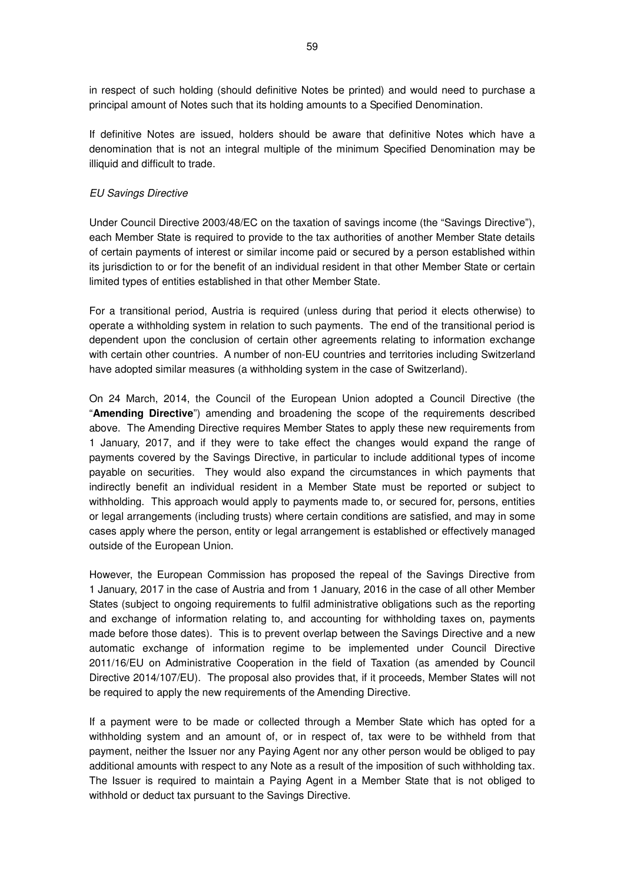in respect of such holding (should definitive Notes be printed) and would need to purchase a principal amount of Notes such that its holding amounts to a Specified Denomination.

If definitive Notes are issued, holders should be aware that definitive Notes which have a denomination that is not an integral multiple of the minimum Specified Denomination may be illiquid and difficult to trade.

*EU Savings Directive*

Under Council Directive 2003/48/EC on the taxation of savings income (the "Savings Directive"), each Member State is required to provide to the tax authorities of another Member State details of certain payments of interest or similar income paid or secured by a person established within its jurisdiction to or for the benefit of an individual resident in that other Member State or certain limited types of entities established in that other Member State.

For a transitional period, Austria is required (unless during that period it elects otherwise) to operate a withholding system in relation to such payments. The end of the transitional period is dependent upon the conclusion of certain other agreements relating to information exchange with certain other countries. A number of non-EU countries and territories including Switzerland have adopted similar measures (a withholding system in the case of Switzerland).

On 24 March, 2014, the Council of the European Union adopted a Council Directive (the "**Amending Directive**") amending and broadening the scope of the requirements described above. The Amending Directive requires Member States to apply these new requirements from 1 January, 2017, and if they were to take effect the changes would expand the range of payments covered by the Savings Directive, in particular to include additional types of income payable on securities. They would also expand the circumstances in which payments that indirectly benefit an individual resident in a Member State must be reported or subject to withholding. This approach would apply to payments made to, or secured for, persons, entities or legal arrangements (including trusts) where certain conditions are satisfied, and may in some cases apply where the person, entity or legal arrangement is established or effectively managed outside of the European Union.

However, the European Commission has proposed the repeal of the Savings Directive from 1 January, 2017 in the case of Austria and from 1 January, 2016 in the case of all other Member States (subject to ongoing requirements to fulfil administrative obligations such as the reporting and exchange of information relating to, and accounting for withholding taxes on, payments made before those dates). This is to prevent overlap between the Savings Directive and a new automatic exchange of information regime to be implemented under Council Directive 2011/16/EU on Administrative Cooperation in the field of Taxation (as amended by Council Directive 2014/107/EU). The proposal also provides that, if it proceeds, Member States will not be required to apply the new requirements of the Amending Directive.

If a payment were to be made or collected through a Member State which has opted for a withholding system and an amount of, or in respect of, tax were to be withheld from that payment, neither the Issuer nor any Paying Agent nor any other person would be obliged to pay additional amounts with respect to any Note as a result of the imposition of such withholding tax. The Issuer is required to maintain a Paying Agent in a Member State that is not obliged to withhold or deduct tax pursuant to the Savings Directive.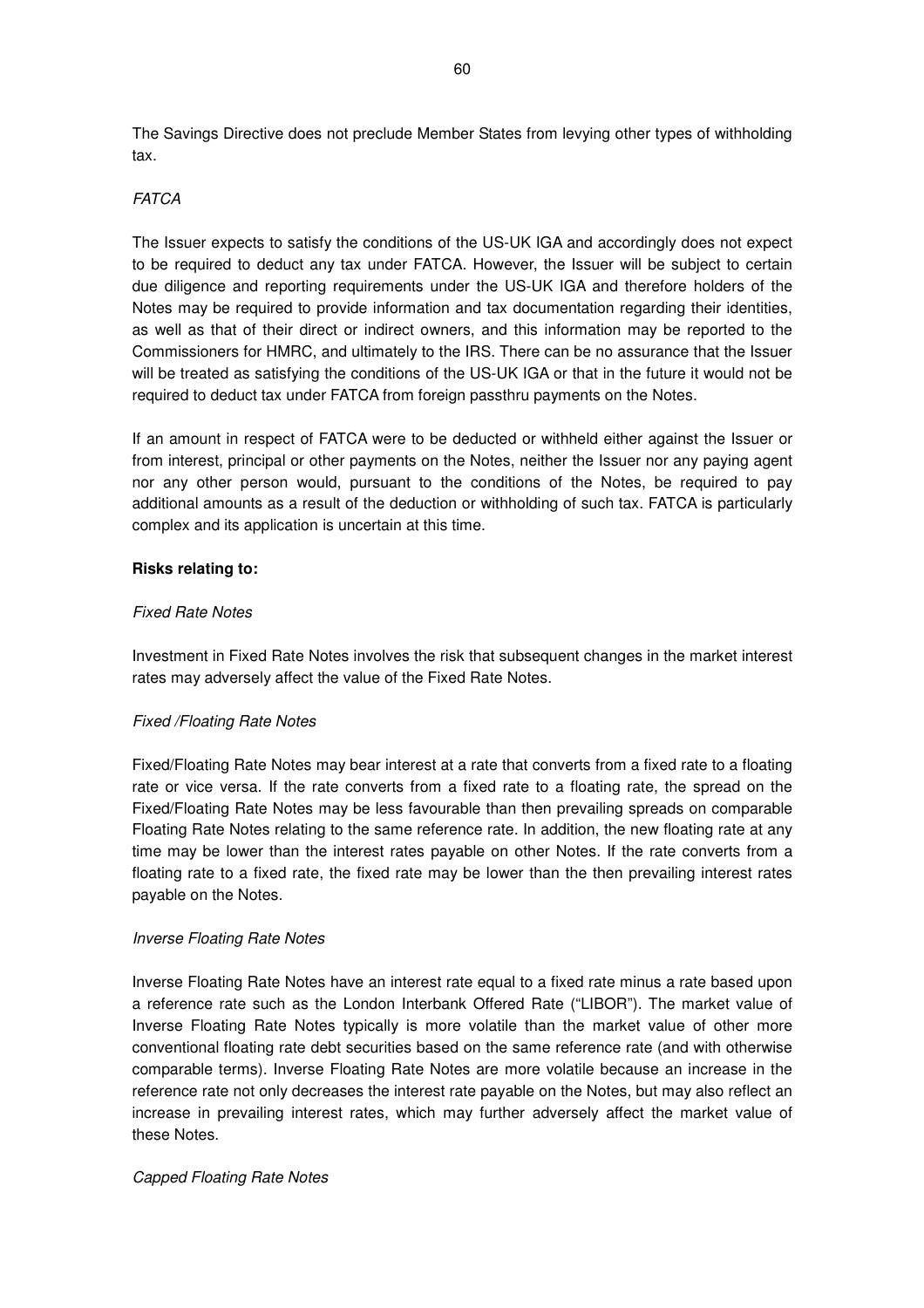The Savings Directive does not preclude Member States from levying other types of withholding tax.

*FATCA*

The Issuer expects to satisfy the conditions of the US-UK IGA and accordingly does not expect to be required to deduct any tax under FATCA. However, the Issuer will be subject to certain due diligence and reporting requirements under the US-UK IGA and therefore holders of the Notes may be required to provide information and tax documentation regarding their identities, as well as that of their direct or indirect owners, and this information may be reported to the Commissioners for HMRC, and ultimately to the IRS. There can be no assurance that the Issuer will be treated as satisfying the conditions of the US-UK IGA or that in the future it would not be required to deduct tax under FATCA from foreign passthru payments on the Notes.

If an amount in respect of FATCA were to be deducted or withheld either against the Issuer or from interest, principal or other payments on the Notes, neither the Issuer nor any paying agent nor any other person would, pursuant to the conditions of the Notes, be required to pay additional amounts as a result of the deduction or withholding of such tax. FATCA is particularly complex and its application is uncertain at this time.

**Risks relating to:**

*Fixed Rate Notes*

Investment in Fixed Rate Notes involves the risk that subsequent changes in the market interest rates may adversely affect the value of the Fixed Rate Notes.

*Fixed /Floating Rate Notes*

Fixed/Floating Rate Notes may bear interest at a rate that converts from a fixed rate to a floating rate or vice versa. If the rate converts from a fixed rate to a floating rate, the spread on the Fixed/Floating Rate Notes may be less favourable than then prevailing spreads on comparable Floating Rate Notes relating to the same reference rate. In addition, the new floating rate at any time may be lower than the interest rates payable on other Notes. If the rate converts from a floating rate to a fixed rate, the fixed rate may be lower than the then prevailing interest rates payable on the Notes.

*Inverse Floating Rate Notes*

Inverse Floating Rate Notes have an interest rate equal to a fixed rate minus a rate based upon a reference rate such as the London Interbank Offered Rate ("LIBOR"). The market value of Inverse Floating Rate Notes typically is more volatile than the market value of other more conventional floating rate debt securities based on the same reference rate (and with otherwise comparable terms). Inverse Floating Rate Notes are more volatile because an increase in the reference rate not only decreases the interest rate payable on the Notes, but may also reflect an increase in prevailing interest rates, which may further adversely affect the market value of these Notes.

*Capped Floating Rate Notes*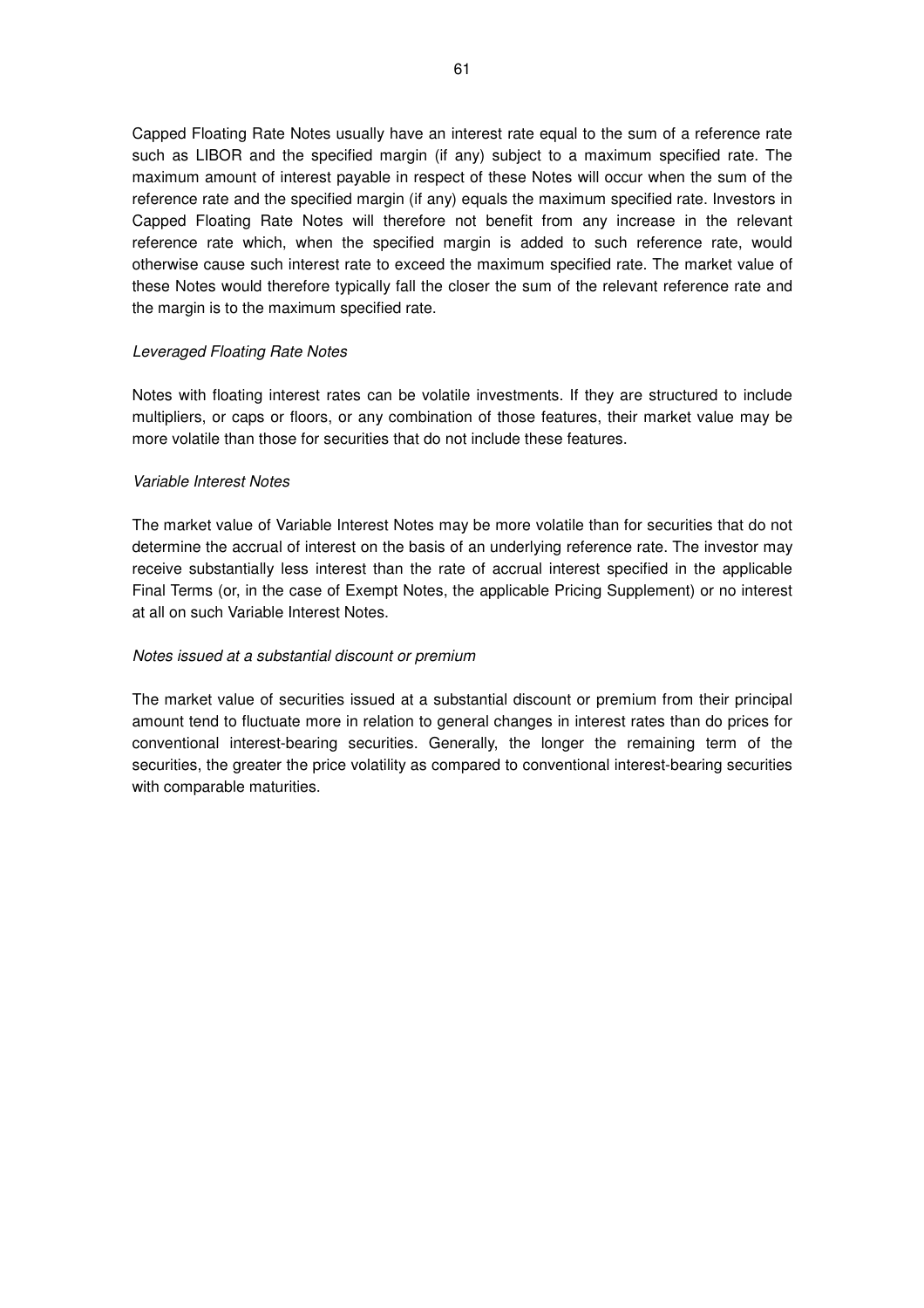Capped Floating Rate Notes usually have an interest rate equal to the sum of a reference rate such as LIBOR and the specified margin (if any) subject to a maximum specified rate. The maximum amount of interest payable in respect of these Notes will occur when the sum of the reference rate and the specified margin (if any) equals the maximum specified rate. Investors in Capped Floating Rate Notes will therefore not benefit from any increase in the relevant reference rate which, when the specified margin is added to such reference rate, would otherwise cause such interest rate to exceed the maximum specified rate. The market value of these Notes would therefore typically fall the closer the sum of the relevant reference rate and the margin is to the maximum specified rate.

*Leveraged Floating Rate Notes*

Notes with floating interest rates can be volatile investments. If they are structured to include multipliers, or caps or floors, or any combination of those features, their market value may be more volatile than those for securities that do not include these features.

*Variable Interest Notes*

The market value of Variable Interest Notes may be more volatile than for securities that do not determine the accrual of interest on the basis of an underlying reference rate. The investor may receive substantially less interest than the rate of accrual interest specified in the applicable Final Terms (or, in the case of Exempt Notes, the applicable Pricing Supplement) or no interest at all on such Variable Interest Notes.

*Notes issued at a substantial discount or premium*

The market value of securities issued at a substantial discount or premium from their principal amount tend to fluctuate more in relation to general changes in interest rates than do prices for conventional interest-bearing securities. Generally, the longer the remaining term of the securities, the greater the price volatility as compared to conventional interest-bearing securities with comparable maturities.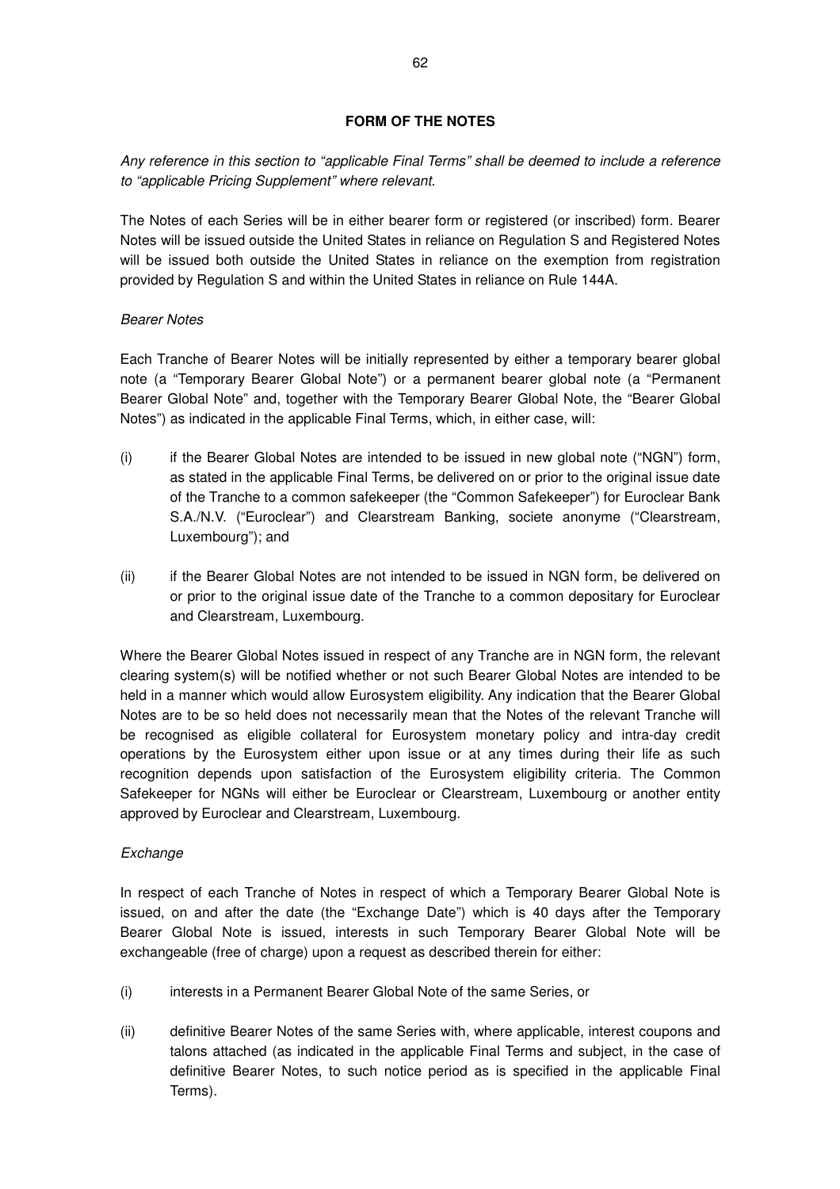## FORM OF THE NOTES

*Any reference in this section to "applicable Final Terms" shall be deemed to include a reference to "applicable Pricing Supplement" where relevant.*

The Notes of each Series will be in either bearer form or registered (or inscribed) form. Bearer Notes will be issued outside the United States in reliance on Regulation S and Registered Notes will be issued both outside the United States in reliance on the exemption from registration provided by Regulation S and within the United States in reliance on Rule 144A.

*Bearer Notes*

Each Tranche of Bearer Notes will be initially represented by either a temporary bearer global note (a "Temporary Bearer Global Note") or a permanent bearer global note (a "Permanent Bearer Global Note" and, together with the Temporary Bearer Global Note, the "Bearer Global Notes") as indicated in the applicable Final Terms, which, in either case, will:

(i) if the Bearer Global Notes are intended to be issued in new global note ("NGN") form, as stated in the applicable Final Terms, be delivered on or prior to the original issue date of the Tranche to a common safekeeper (the "Common Safekeeper") for Euroclear Bank S.A./N.V. ("Euroclear") and Clearstream Banking, societe anonyme ("Clearstream, Luxembourg"); and

(ii) if the Bearer Global Notes are not intended to be issued in NGN form, be delivered on or prior to the original issue date of the Tranche to a common depositary for Euroclear and Clearstream, Luxembourg.

Where the Bearer Global Notes issued in respect of any Tranche are in NGN form, the relevant clearing system(s) will be notified whether or not such Bearer Global Notes are intended to be held in a manner which would allow Eurosystem eligibility. Any indication that the Bearer Global Notes are to be so held does not necessarily mean that the Notes of the relevant Tranche will be recognised as eligible collateral for Eurosystem monetary policy and intra-day credit operations by the Eurosystem either upon issue or at any times during their life as such recognition depends upon satisfaction of the Eurosystem eligibility criteria. The Common Safekeeper for NGNs will either be Euroclear or Clearstream, Luxembourg or another entity approved by Euroclear and Clearstream, Luxembourg.

*Exchange*

In respect of each Tranche of Notes in respect of which a Temporary Bearer Global Note is issued, on and after the date (the "Exchange Date") which is 40 days after the Temporary Bearer Global Note is issued, interests in such Temporary Bearer Global Note will be exchangeable (free of charge) upon a request as described therein for either:

(i) interests in a Permanent Bearer Global Note of the same Series, or

(ii) definitive Bearer Notes of the same Series with, where applicable, interest coupons and talons attached (as indicated in the applicable Final Terms and subject, in the case of definitive Bearer Notes, to such notice period as is specified in the applicable Final Terms).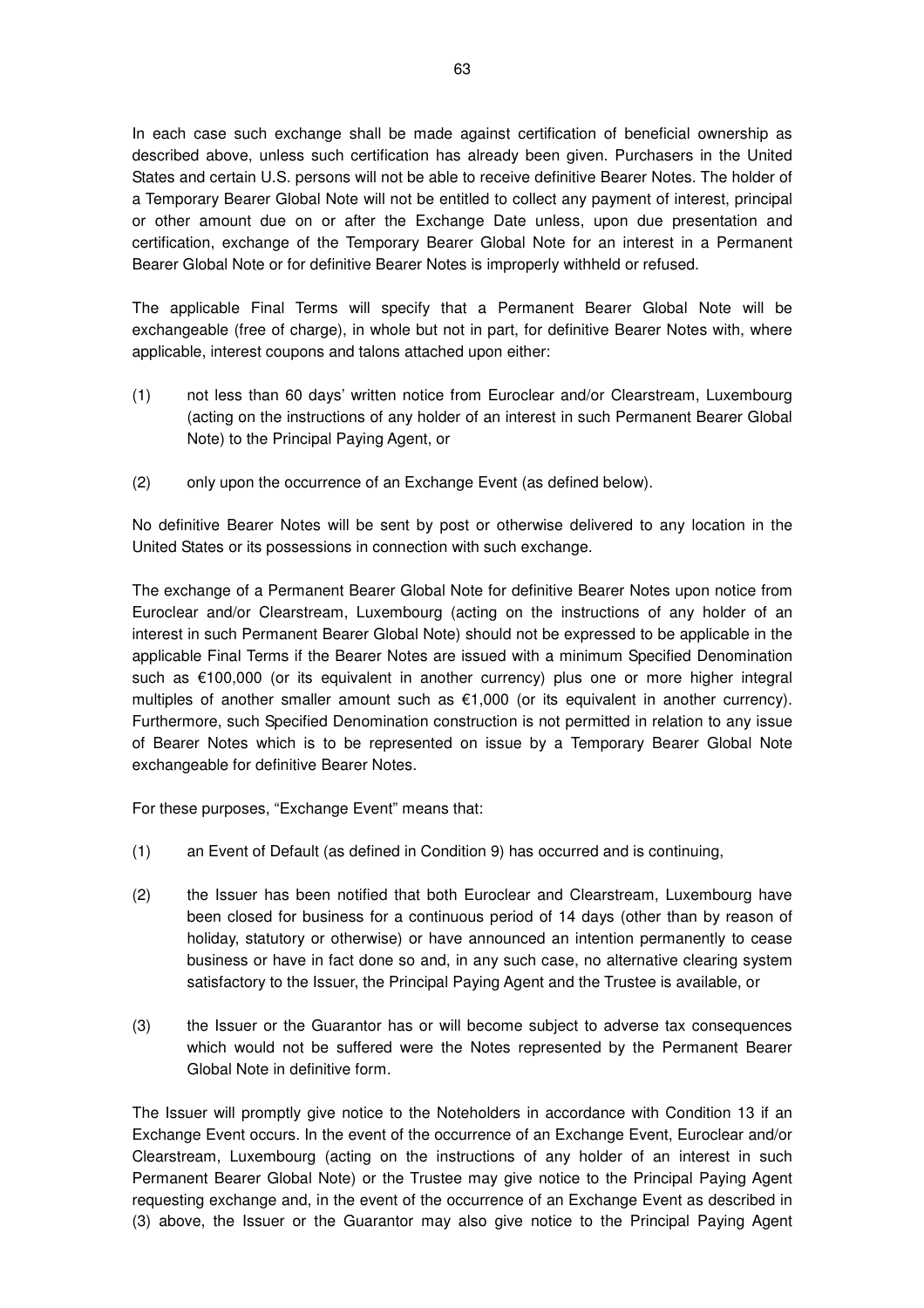In each case such exchange shall be made against certification of beneficial ownership as described above, unless such certification has already been given. Purchasers in the United States and certain U.S. persons will not be able to receive definitive Bearer Notes. The holder of a Temporary Bearer Global Note will not be entitled to collect any payment of interest, principal or other amount due on or after the Exchange Date unless, upon due presentation and certification, exchange of the Temporary Bearer Global Note for an interest in a Permanent Bearer Global Note or for definitive Bearer Notes is improperly withheld or refused.

The applicable Final Terms will specify that a Permanent Bearer Global Note will be exchangeable (free of charge), in whole but not in part, for definitive Bearer Notes with, where applicable, interest coupons and talons attached upon either:

(1) not less than 60 days' written notice from Euroclear and/or Clearstream, Luxembourg (acting on the instructions of any holder of an interest in such Permanent Bearer Global Note) to the Principal Paying Agent, or

(2) only upon the occurrence of an Exchange Event (as defined below).

No definitive Bearer Notes will be sent by post or otherwise delivered to any location in the United States or its possessions in connection with such exchange.

The exchange of a Permanent Bearer Global Note for definitive Bearer Notes upon notice from Euroclear and/or Clearstream, Luxembourg (acting on the instructions of any holder of an interest in such Permanent Bearer Global Note) should not be expressed to be applicable in the applicable Final Terms if the Bearer Notes are issued with a minimum Specified Denomination such as €100,000 (or its equivalent in another currency) plus one or more higher integral multiples of another smaller amount such as €1,000 (or its equivalent in another currency). Furthermore, such Specified Denomination construction is not permitted in relation to any issue of Bearer Notes which is to be represented on issue by a Temporary Bearer Global Note exchangeable for definitive Bearer Notes.

For these purposes, "Exchange Event" means that:

(1) an Event of Default (as defined in Condition 9) has occurred and is continuing,

(2) the Issuer has been notified that both Euroclear and Clearstream, Luxembourg have been closed for business for a continuous period of 14 days (other than by reason of holiday, statutory or otherwise) or have announced an intention permanently to cease business or have in fact done so and, in any such case, no alternative clearing system satisfactory to the Issuer, the Principal Paying Agent and the Trustee is available, or

(3) the Issuer or the Guarantor has or will become subject to adverse tax consequences which would not be suffered were the Notes represented by the Permanent Bearer Global Note in definitive form.

The Issuer will promptly give notice to the Noteholders in accordance with Condition 13 if an Exchange Event occurs. In the event of the occurrence of an Exchange Event, Euroclear and/or Clearstream, Luxembourg (acting on the instructions of any holder of an interest in such Permanent Bearer Global Note) or the Trustee may give notice to the Principal Paying Agent requesting exchange and, in the event of the occurrence of an Exchange Event as described in (3) above, the Issuer or the Guarantor may also give notice to the Principal Paying Agent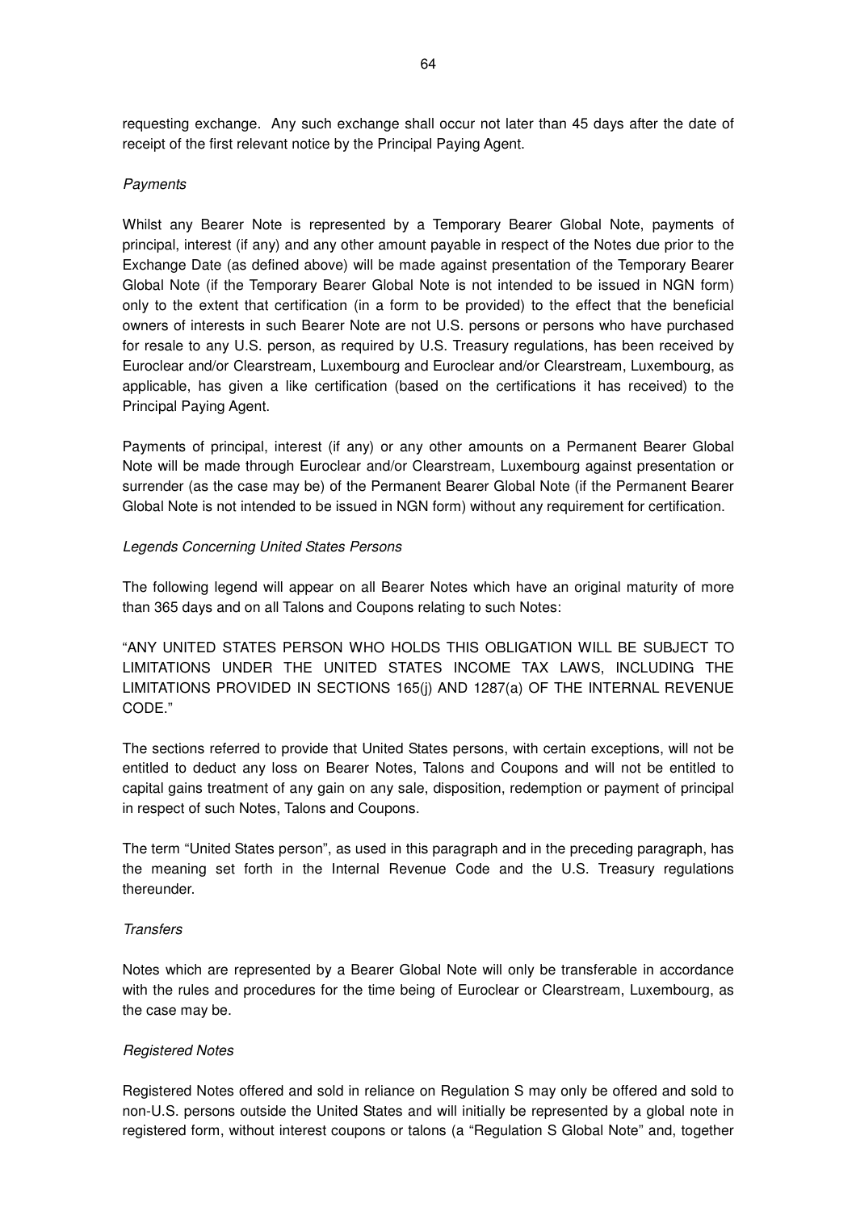requesting exchange. Any such exchange shall occur not later than 45 days after the date of receipt of the first relevant notice by the Principal Paying Agent.

*Payments*

Whilst any Bearer Note is represented by a Temporary Bearer Global Note, payments of principal, interest (if any) and any other amount payable in respect of the Notes due prior to the Exchange Date (as defined above) will be made against presentation of the Temporary Bearer Global Note (if the Temporary Bearer Global Note is not intended to be issued in NGN form) only to the extent that certification (in a form to be provided) to the effect that the beneficial owners of interests in such Bearer Note are not U.S. persons or persons who have purchased for resale to any U.S. person, as required by U.S. Treasury regulations, has been received by Euroclear and/or Clearstream, Luxembourg and Euroclear and/or Clearstream, Luxembourg, as applicable, has given a like certification (based on the certifications it has received) to the Principal Paying Agent.

Payments of principal, interest (if any) or any other amounts on a Permanent Bearer Global Note will be made through Euroclear and/or Clearstream, Luxembourg against presentation or surrender (as the case may be) of the Permanent Bearer Global Note (if the Permanent Bearer Global Note is not intended to be issued in NGN form) without any requirement for certification.

*Legends Concerning United States Persons*

The following legend will appear on all Bearer Notes which have an original maturity of more than 365 days and on all Talons and Coupons relating to such Notes:

"ANY UNITED STATES PERSON WHO HOLDS THIS OBLIGATION WILL BE SUBJECT TO LIMITATIONS UNDER THE UNITED STATES INCOME TAX LAWS, INCLUDING THE LIMITATIONS PROVIDED IN SECTIONS 165(j) AND 1287(a) OF THE INTERNAL REVENUE CODE."

The sections referred to provide that United States persons, with certain exceptions, will not be entitled to deduct any loss on Bearer Notes, Talons and Coupons and will not be entitled to capital gains treatment of any gain on any sale, disposition, redemption or payment of principal in respect of such Notes, Talons and Coupons.

The term "United States person", as used in this paragraph and in the preceding paragraph, has the meaning set forth in the Internal Revenue Code and the U.S. Treasury regulations thereunder.

*Transfers*

Notes which are represented by a Bearer Global Note will only be transferable in accordance with the rules and procedures for the time being of Euroclear or Clearstream, Luxembourg, as the case may be.

*Registered Notes*

Registered Notes offered and sold in reliance on Regulation S may only be offered and sold to non-U.S. persons outside the United States and will initially be represented by a global note in registered form, without interest coupons or talons (a "Regulation S Global Note" and, together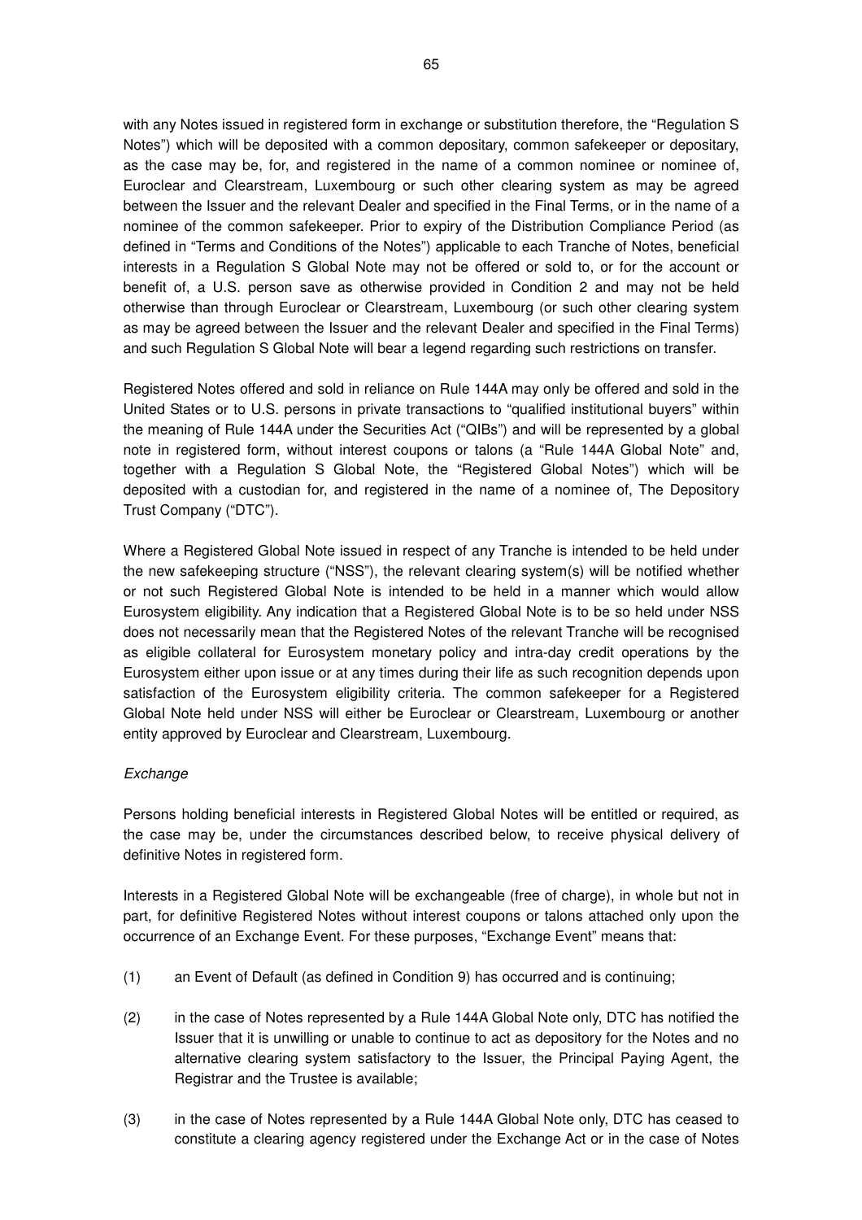with any Notes issued in registered form in exchange or substitution therefore, the "Regulation S Notes") which will be deposited with a common depositary, common safekeeper or depositary, as the case may be, for, and registered in the name of a common nominee or nominee of, Euroclear and Clearstream, Luxembourg or such other clearing system as may be agreed between the Issuer and the relevant Dealer and specified in the Final Terms, or in the name of a nominee of the common safekeeper. Prior to expiry of the Distribution Compliance Period (as defined in "Terms and Conditions of the Notes") applicable to each Tranche of Notes, beneficial interests in a Regulation S Global Note may not be offered or sold to, or for the account or benefit of, a U.S. person save as otherwise provided in Condition 2 and may not be held otherwise than through Euroclear or Clearstream, Luxembourg (or such other clearing system as may be agreed between the Issuer and the relevant Dealer and specified in the Final Terms) and such Regulation S Global Note will bear a legend regarding such restrictions on transfer.

Registered Notes offered and sold in reliance on Rule 144A may only be offered and sold in the United States or to U.S. persons in private transactions to "qualified institutional buyers" within the meaning of Rule 144A under the Securities Act ("QIBs") and will be represented by a global note in registered form, without interest coupons or talons (a "Rule 144A Global Note" and, together with a Regulation S Global Note, the "Registered Global Notes") which will be deposited with a custodian for, and registered in the name of a nominee of, The Depository Trust Company ("DTC").

Where a Registered Global Note issued in respect of any Tranche is intended to be held under the new safekeeping structure ("NSS"), the relevant clearing system(s) will be notified whether or not such Registered Global Note is intended to be held in a manner which would allow Eurosystem eligibility. Any indication that a Registered Global Note is to be so held under NSS does not necessarily mean that the Registered Notes of the relevant Tranche will be recognised as eligible collateral for Eurosystem monetary policy and intra-day credit operations by the Eurosystem either upon issue or at any times during their life as such recognition depends upon satisfaction of the Eurosystem eligibility criteria. The common safekeeper for a Registered Global Note held under NSS will either be Euroclear or Clearstream, Luxembourg or another entity approved by Euroclear and Clearstream, Luxembourg.

*Exchange*

Persons holding beneficial interests in Registered Global Notes will be entitled or required, as the case may be, under the circumstances described below, to receive physical delivery of definitive Notes in registered form.

Interests in a Registered Global Note will be exchangeable (free of charge), in whole but not in part, for definitive Registered Notes without interest coupons or talons attached only upon the occurrence of an Exchange Event. For these purposes, "Exchange Event" means that:

(1) an Event of Default (as defined in Condition 9) has occurred and is continuing;

(2) in the case of Notes represented by a Rule 144A Global Note only, DTC has notified the Issuer that it is unwilling or unable to continue to act as depository for the Notes and no alternative clearing system satisfactory to the Issuer, the Principal Paying Agent, the Registrar and the Trustee is available;

(3) in the case of Notes represented by a Rule 144A Global Note only, DTC has ceased to constitute a clearing agency registered under the Exchange Act or in the case of Notes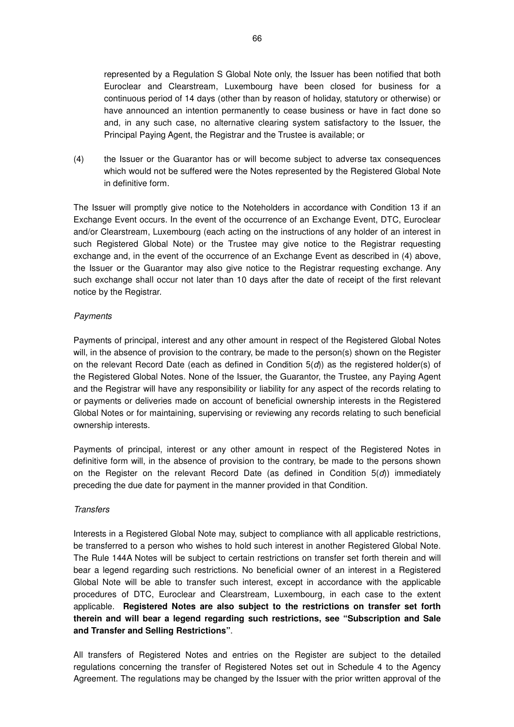represented by a Regulation S Global Note only, the Issuer has been notified that both Euroclear and Clearstream, Luxembourg have been closed for business for a continuous period of 14 days (other than by reason of holiday, statutory or otherwise) or have announced an intention permanently to cease business or have in fact done so and, in any such case, no alternative clearing system satisfactory to the Issuer, the Principal Paying Agent, the Registrar and the Trustee is available; or

(4) the Issuer or the Guarantor has or will become subject to adverse tax consequences which would not be suffered were the Notes represented by the Registered Global Note in definitive form.

The Issuer will promptly give notice to the Noteholders in accordance with Condition 13 if an Exchange Event occurs. In the event of the occurrence of an Exchange Event, DTC, Euroclear and/or Clearstream, Luxembourg (each acting on the instructions of any holder of an interest in such Registered Global Note) or the Trustee may give notice to the Registrar requesting exchange and, in the event of the occurrence of an Exchange Event as described in (4) above, the Issuer or the Guarantor may also give notice to the Registrar requesting exchange. Any such exchange shall occur not later than 10 days after the date of receipt of the first relevant notice by the Registrar.

*Payments*

Payments of principal, interest and any other amount in respect of the Registered Global Notes will, in the absence of provision to the contrary, be made to the person(s) shown on the Register on the relevant Record Date (each as defined in Condition 5(*d*)) as the registered holder(s) of the Registered Global Notes. None of the Issuer, the Guarantor, the Trustee, any Paying Agent and the Registrar will have any responsibility or liability for any aspect of the records relating to or payments or deliveries made on account of beneficial ownership interests in the Registered Global Notes or for maintaining, supervising or reviewing any records relating to such beneficial ownership interests.

Payments of principal, interest or any other amount in respect of the Registered Notes in definitive form will, in the absence of provision to the contrary, be made to the persons shown on the Register on the relevant Record Date (as defined in Condition 5(*d*)) immediately preceding the due date for payment in the manner provided in that Condition.

*Transfers*

Interests in a Registered Global Note may, subject to compliance with all applicable restrictions, be transferred to a person who wishes to hold such interest in another Registered Global Note. The Rule 144A Notes will be subject to certain restrictions on transfer set forth therein and will bear a legend regarding such restrictions. No beneficial owner of an interest in a Registered Global Note will be able to transfer such interest, except in accordance with the applicable procedures of DTC, Euroclear and Clearstream, Luxembourg, in each case to the extent applicable. **Registered Notes are also subject to the restrictions on transfer set forth therein and will bear a legend regarding such restrictions, see "Subscription and Sale and Transfer and Selling Restrictions"**.

All transfers of Registered Notes and entries on the Register are subject to the detailed regulations concerning the transfer of Registered Notes set out in Schedule 4 to the Agency Agreement. The regulations may be changed by the Issuer with the prior written approval of the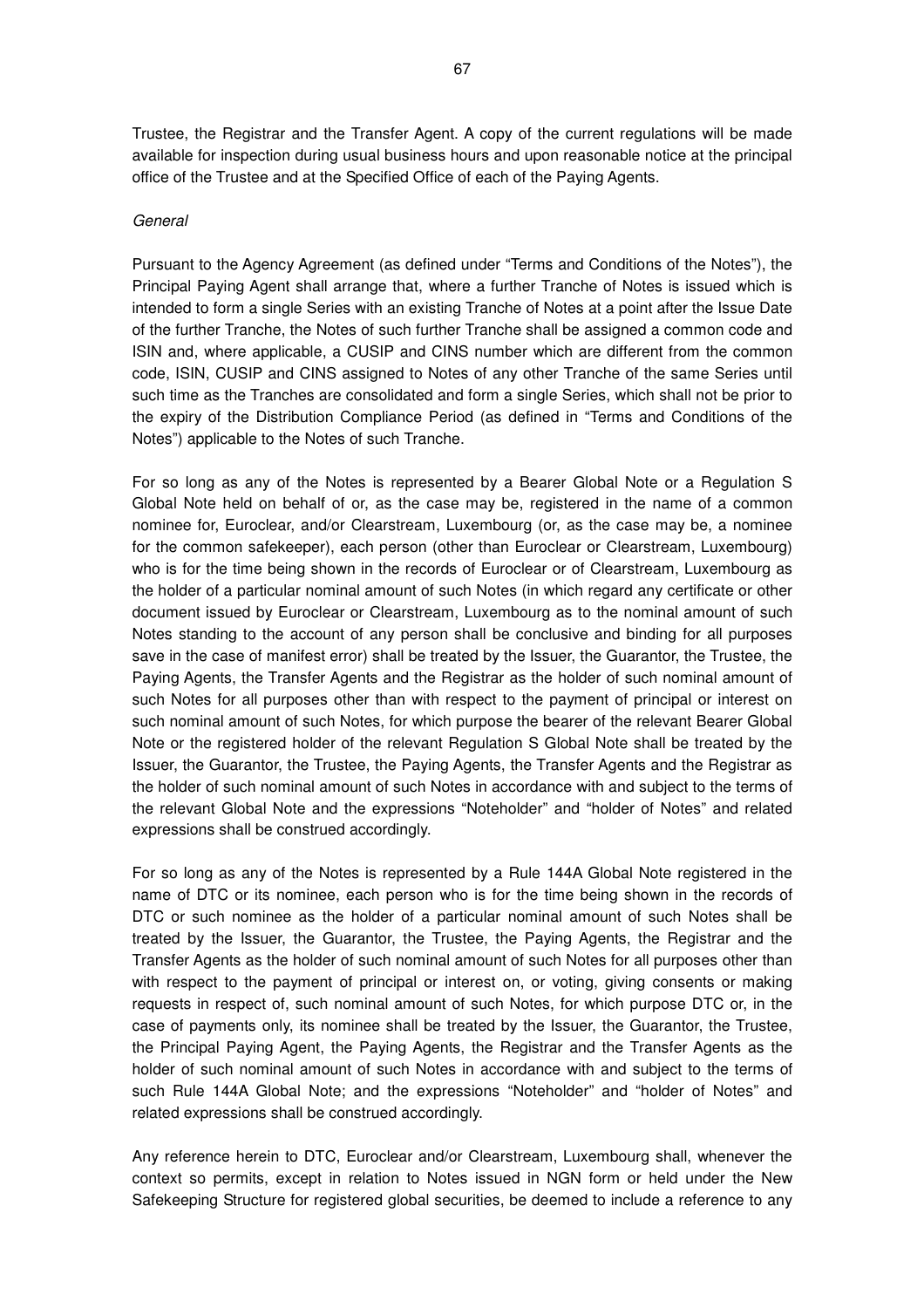Trustee, the Registrar and the Transfer Agent. A copy of the current regulations will be made available for inspection during usual business hours and upon reasonable notice at the principal office of the Trustee and at the Specified Office of each of the Paying Agents.

*General*

Pursuant to the Agency Agreement (as defined under "Terms and Conditions of the Notes"), the Principal Paying Agent shall arrange that, where a further Tranche of Notes is issued which is intended to form a single Series with an existing Tranche of Notes at a point after the Issue Date of the further Tranche, the Notes of such further Tranche shall be assigned a common code and ISIN and, where applicable, a CUSIP and CINS number which are different from the common code, ISIN, CUSIP and CINS assigned to Notes of any other Tranche of the same Series until such time as the Tranches are consolidated and form a single Series, which shall not be prior to the expiry of the Distribution Compliance Period (as defined in "Terms and Conditions of the Notes") applicable to the Notes of such Tranche.

For so long as any of the Notes is represented by a Bearer Global Note or a Regulation S Global Note held on behalf of or, as the case may be, registered in the name of a common nominee for, Euroclear, and/or Clearstream, Luxembourg (or, as the case may be, a nominee for the common safekeeper), each person (other than Euroclear or Clearstream, Luxembourg) who is for the time being shown in the records of Euroclear or of Clearstream, Luxembourg as the holder of a particular nominal amount of such Notes (in which regard any certificate or other document issued by Euroclear or Clearstream, Luxembourg as to the nominal amount of such Notes standing to the account of any person shall be conclusive and binding for all purposes save in the case of manifest error) shall be treated by the Issuer, the Guarantor, the Trustee, the Paying Agents, the Transfer Agents and the Registrar as the holder of such nominal amount of such Notes for all purposes other than with respect to the payment of principal or interest on such nominal amount of such Notes, for which purpose the bearer of the relevant Bearer Global Note or the registered holder of the relevant Regulation S Global Note shall be treated by the Issuer, the Guarantor, the Trustee, the Paying Agents, the Transfer Agents and the Registrar as the holder of such nominal amount of such Notes in accordance with and subject to the terms of the relevant Global Note and the expressions "Noteholder" and "holder of Notes" and related expressions shall be construed accordingly.

For so long as any of the Notes is represented by a Rule 144A Global Note registered in the name of DTC or its nominee, each person who is for the time being shown in the records of DTC or such nominee as the holder of a particular nominal amount of such Notes shall be treated by the Issuer, the Guarantor, the Trustee, the Paying Agents, the Registrar and the Transfer Agents as the holder of such nominal amount of such Notes for all purposes other than with respect to the payment of principal or interest on, or voting, giving consents or making requests in respect of, such nominal amount of such Notes, for which purpose DTC or, in the case of payments only, its nominee shall be treated by the Issuer, the Guarantor, the Trustee, the Principal Paying Agent, the Paying Agents, the Registrar and the Transfer Agents as the holder of such nominal amount of such Notes in accordance with and subject to the terms of such Rule 144A Global Note; and the expressions "Noteholder" and "holder of Notes" and related expressions shall be construed accordingly.

Any reference herein to DTC, Euroclear and/or Clearstream, Luxembourg shall, whenever the context so permits, except in relation to Notes issued in NGN form or held under the New Safekeeping Structure for registered global securities, be deemed to include a reference to any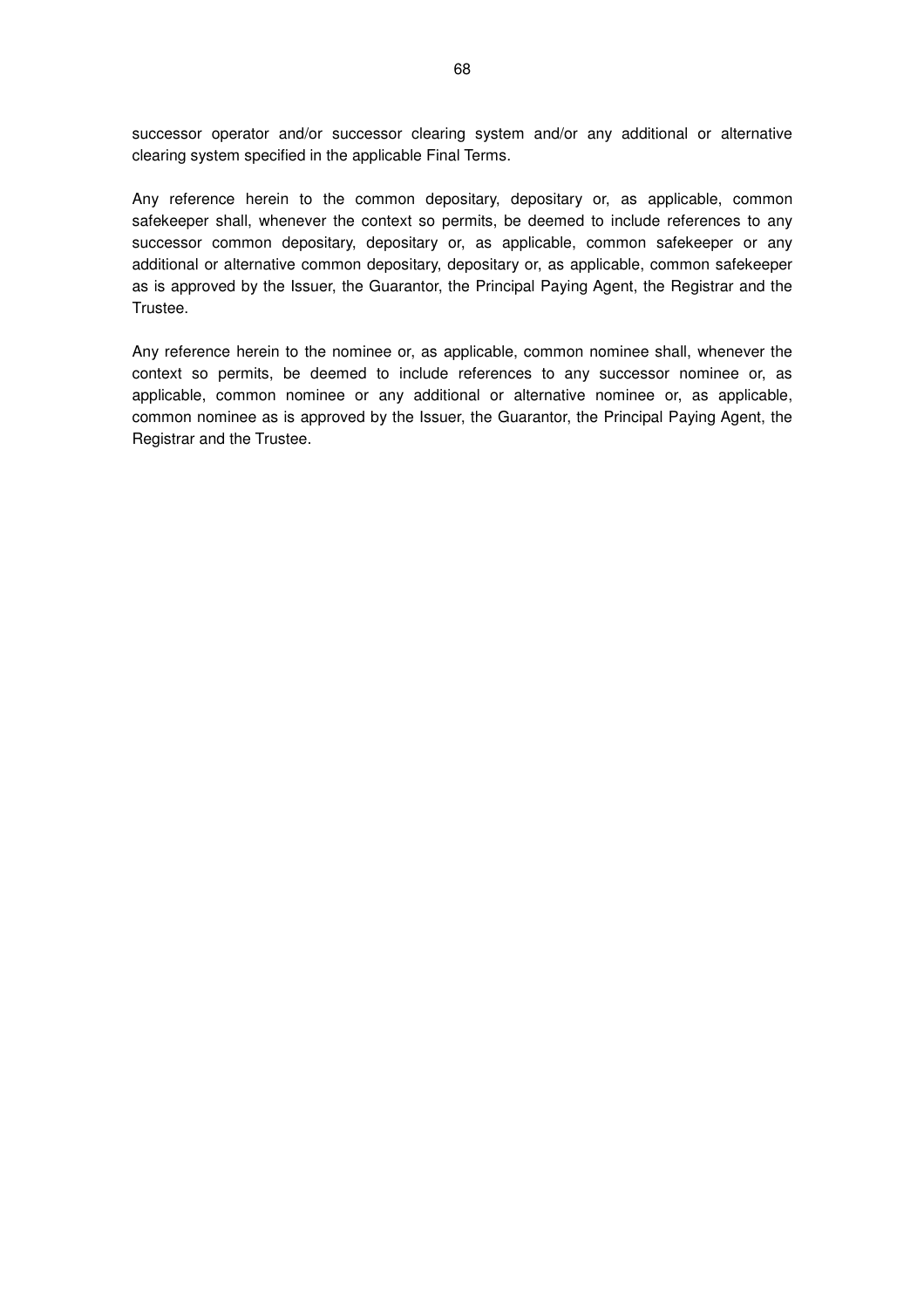successor operator and/or successor clearing system and/or any additional or alternative clearing system specified in the applicable Final Terms.

Any reference herein to the common depositary, depositary or, as applicable, common safekeeper shall, whenever the context so permits, be deemed to include references to any successor common depositary, depositary or, as applicable, common safekeeper or any additional or alternative common depositary, depositary or, as applicable, common safekeeper as is approved by the Issuer, the Guarantor, the Principal Paying Agent, the Registrar and the Trustee.

Any reference herein to the nominee or, as applicable, common nominee shall, whenever the context so permits, be deemed to include references to any successor nominee or, as applicable, common nominee or any additional or alternative nominee or, as applicable, common nominee as is approved by the Issuer, the Guarantor, the Principal Paying Agent, the Registrar and the Trustee.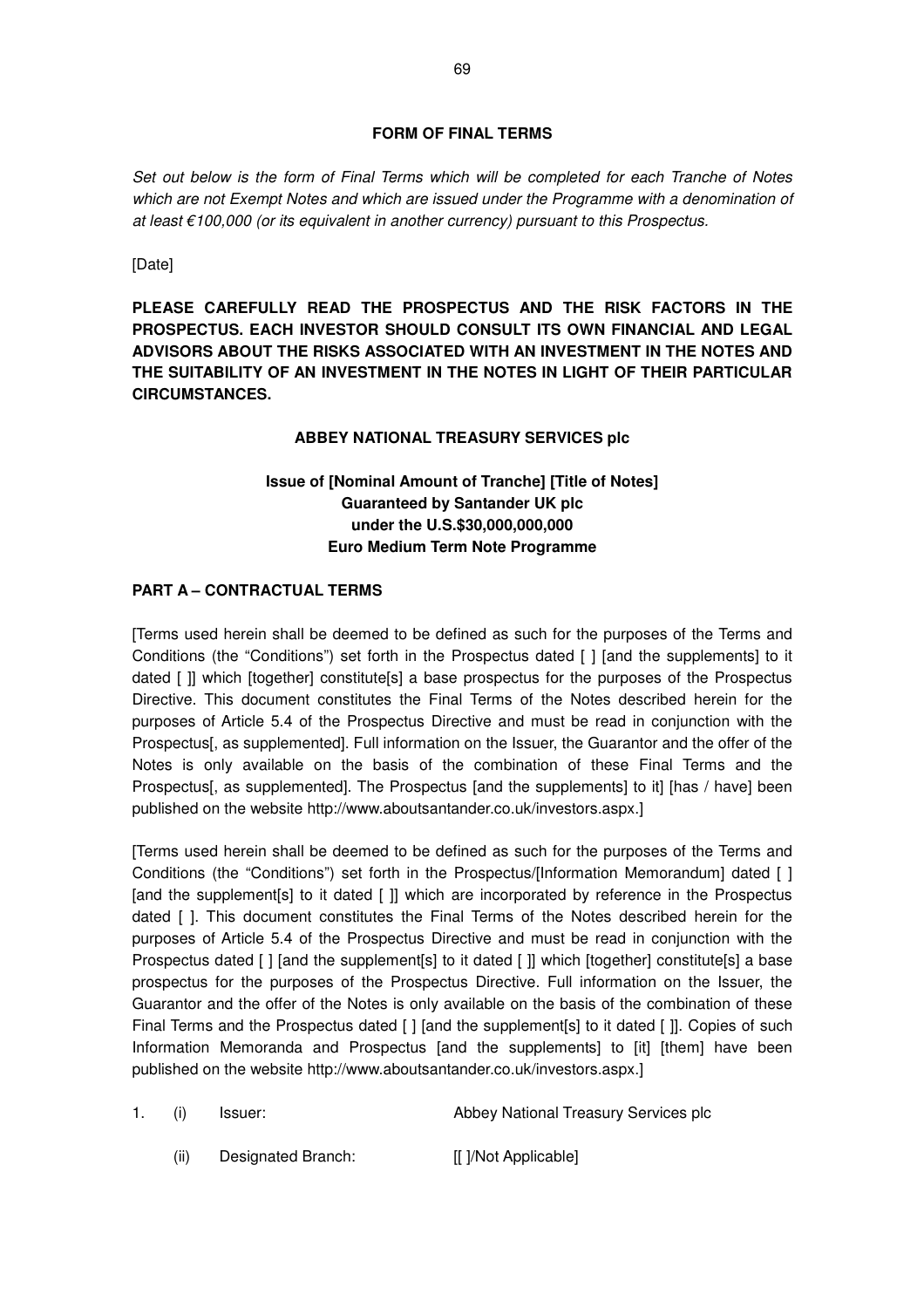## FORM OF FINAL TERMS

*Set out below is the form of Final Terms which will be completed for each Tranche of Notes which are not Exempt Notes and which are issued under the Programme with a denomination of at least €100,000 (or its equivalent in another currency) pursuant to this Prospectus.*

[Date]

**PLEASE CAREFULLY READ THE PROSPECTUS AND THE RISK FACTORS IN THE PROSPECTUS. EACH INVESTOR SHOULD CONSULT ITS OWN FINANCIAL AND LEGAL ADVISORS ABOUT THE RISKS ASSOCIATED WITH AN INVESTMENT IN THE NOTES AND THE SUITABILITY OF AN INVESTMENT IN THE NOTES IN LIGHT OF THEIR PARTICULAR CIRCUMSTANCES.**

**ABBEY NATIONAL TREASURY SERVICES plc**

**Issue of [Nominal Amount of Tranche] [Title of Notes]**
**Guaranteed by Santander UK plc**
**under the U.S.$30,000,000,000**
**Euro Medium Term Note Programme**

**PART A – CONTRACTUAL TERMS**

[Terms used herein shall be deemed to be defined as such for the purposes of the Terms and Conditions (the "Conditions") set forth in the Prospectus dated [ ] [and the supplements] to it dated [ ]] which [together] constitute[s] a base prospectus for the purposes of the Prospectus Directive. This document constitutes the Final Terms of the Notes described herein for the purposes of Article 5.4 of the Prospectus Directive and must be read in conjunction with the Prospectus[, as supplemented]. Full information on the Issuer, the Guarantor and the offer of the Notes is only available on the basis of the combination of these Final Terms and the Prospectus[, as supplemented]. The Prospectus [and the supplements] to it] [has / have] been published on the website http://www.aboutsantander.co.uk/investors.aspx.]

[Terms used herein shall be deemed to be defined as such for the purposes of the Terms and Conditions (the "Conditions") set forth in the Prospectus/[Information Memorandum] dated [ ] [and the supplement[s] to it dated [ ]] which are incorporated by reference in the Prospectus dated [ ]. This document constitutes the Final Terms of the Notes described herein for the purposes of Article 5.4 of the Prospectus Directive and must be read in conjunction with the Prospectus dated [ ] [and the supplement[s] to it dated [ ]] which [together] constitute[s] a base prospectus for the purposes of the Prospectus Directive. Full information on the Issuer, the Guarantor and the offer of the Notes is only available on the basis of the combination of these Final Terms and the Prospectus dated [ ] [and the supplement[s] to it dated [ ]]. Copies of such Information Memoranda and Prospectus [and the supplements] to [it] [them] have been published on the website http://www.aboutsantander.co.uk/investors.aspx.]

1. (i) Issuer: Abbey National Treasury Services plc

   (ii) Designated Branch: [[ ]/Not Applicable]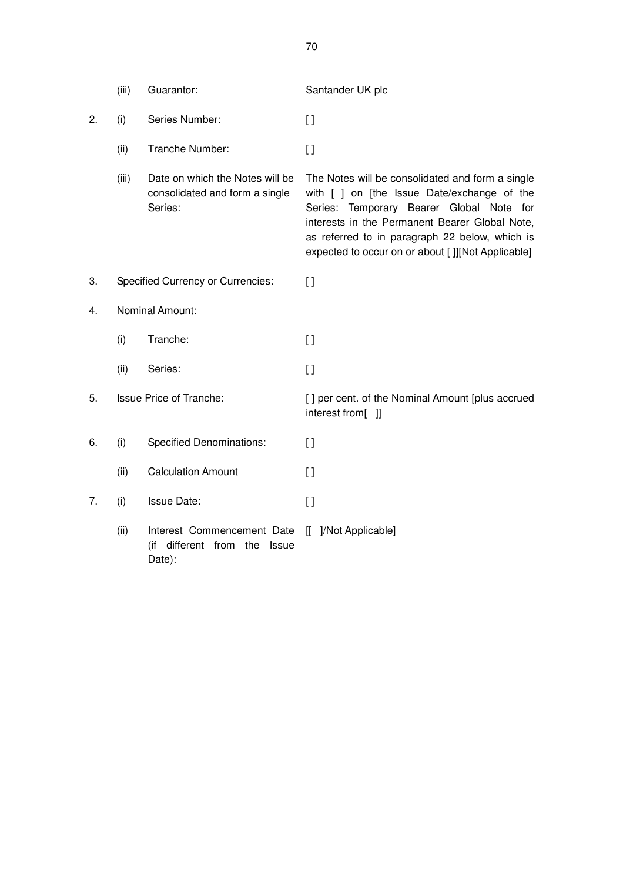| | | | |
|---|---|---|---|
| | (iii) | Guarantor: | Santander UK plc |
| 2. | (i) | Series Number: | [ ] |
| | (ii) | Tranche Number: | [ ] |
| | (iii) | Date on which the Notes will be consolidated and form a single Series: | The Notes will be consolidated and form a single with [ ] on [the Issue Date/exchange of the Series: Temporary Bearer Global Note for interests in the Permanent Bearer Global Note, as referred to in paragraph 22 below, which is expected to occur on or about [ ]][Not Applicable] |
| 3. | Specified Currency or Currencies: | | [ ] |
| 4. | Nominal Amount: | | |
| | (i) | Tranche: | [ ] |
| | (ii) | Series: | [ ] |
| 5. | Issue Price of Tranche: | | [ ] per cent. of the Nominal Amount [plus accrued interest from[ ]] |
| 6. | (i) | Specified Denominations: | [ ] |
| | (ii) | Calculation Amount | [ ] |
| 7. | (i) | Issue Date: | [ ] |
| | (ii) | Interest Commencement Date (if different from the Issue Date): | [[ ]/Not Applicable] |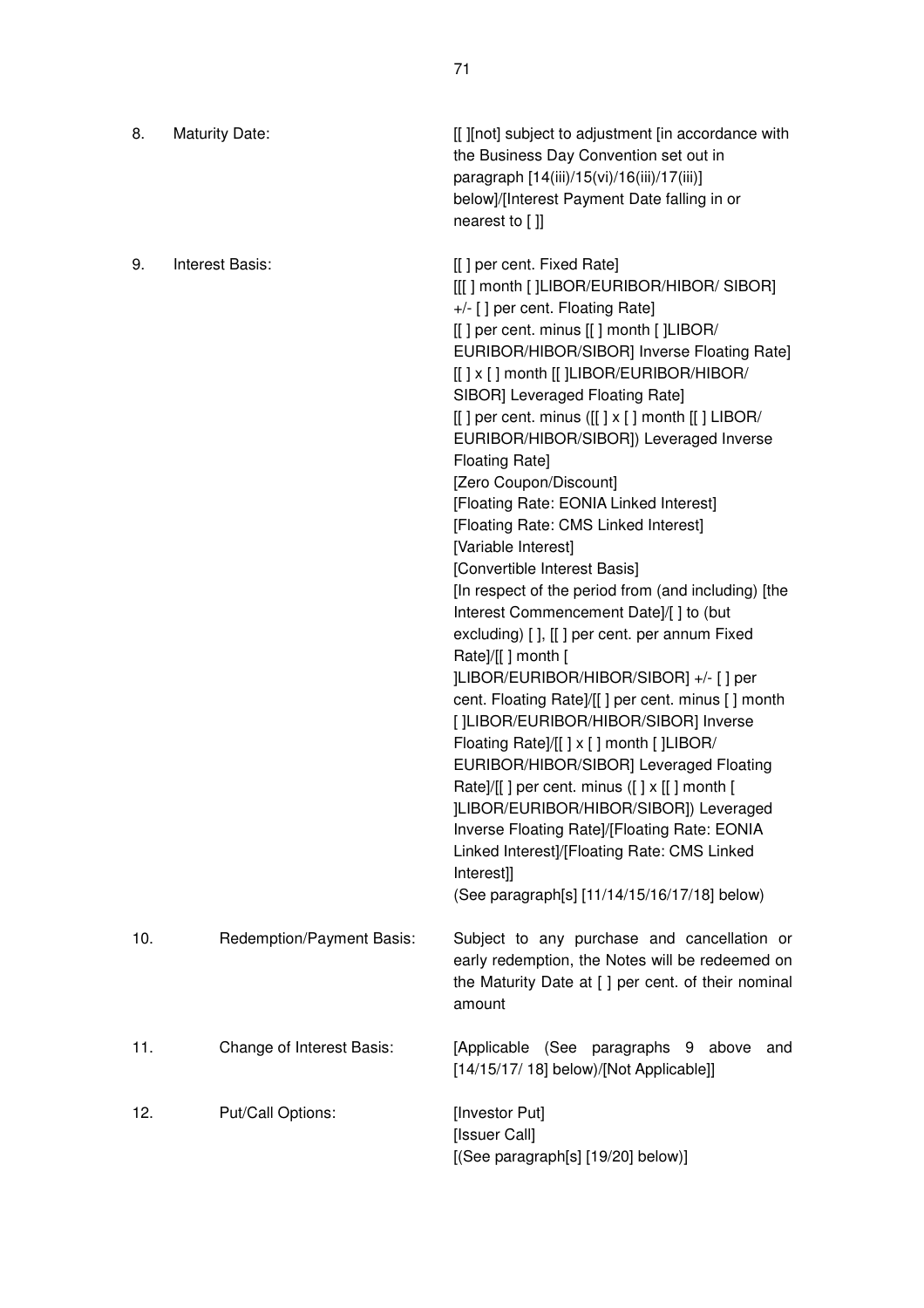| | | |
|---|---|---|
| 8. | Maturity Date: | [[ ][not] subject to adjustment [in accordance with the Business Day Convention set out in paragraph [14(iii)/15(vi)/16(iii)/17(iii)] below]/[Interest Payment Date falling in or nearest to [ ]] |
| 9. | Interest Basis: | [[ ] per cent. Fixed Rate]<br>[[[ ] month [ ]LIBOR/EURIBOR/HIBOR/ SIBOR] +/- [ ] per cent. Floating Rate]<br>[[ ] per cent. minus [[ ] month [ ]LIBOR/ EURIBOR/HIBOR/SIBOR] Inverse Floating Rate]<br>[[ ] x [ ] month [[ ]LIBOR/EURIBOR/HIBOR/ SIBOR] Leveraged Floating Rate]<br>[[ ] per cent. minus ([[ ] x [ ] month [[ ] LIBOR/ EURIBOR/HIBOR/SIBOR]) Leveraged Inverse Floating Rate]<br>[Zero Coupon/Discount]<br>[Floating Rate: EONIA Linked Interest]<br>[Floating Rate: CMS Linked Interest]<br>[Variable Interest]<br>[Convertible Interest Basis]<br>[In respect of the period from (and including) [the Interest Commencement Date]/[ ] to (but excluding) [ ], [[ ] per cent. per annum Fixed Rate]/[[ ] month [ ]LIBOR/EURIBOR/HIBOR/SIBOR] +/- [ ] per cent. Floating Rate]/[[ ] per cent. minus [ ] month [ ]LIBOR/EURIBOR/HIBOR/SIBOR] Inverse Floating Rate]/[[ ] x [ ] month [ ]LIBOR/ EURIBOR/HIBOR/SIBOR] Leveraged Floating Rate]/[[ ] per cent. minus ([ ] x [[ ] month [ ]LIBOR/EURIBOR/HIBOR/SIBOR]) Leveraged Inverse Floating Rate]/[Floating Rate: EONIA Linked Interest]/[Floating Rate: CMS Linked Interest]]<br>(See paragraph[s] [11/14/15/16/17/18] below) |
| 10. | Redemption/Payment Basis: | Subject to any purchase and cancellation or early redemption, the Notes will be redeemed on the Maturity Date at [ ] per cent. of their nominal amount |
| 11. | Change of Interest Basis: | [Applicable (See paragraphs 9 above and [14/15/17/ 18] below)/[Not Applicable]] |
| 12. | Put/Call Options: | [Investor Put]<br>[Issuer Call]<br>[(See paragraph[s] [19/20] below)] |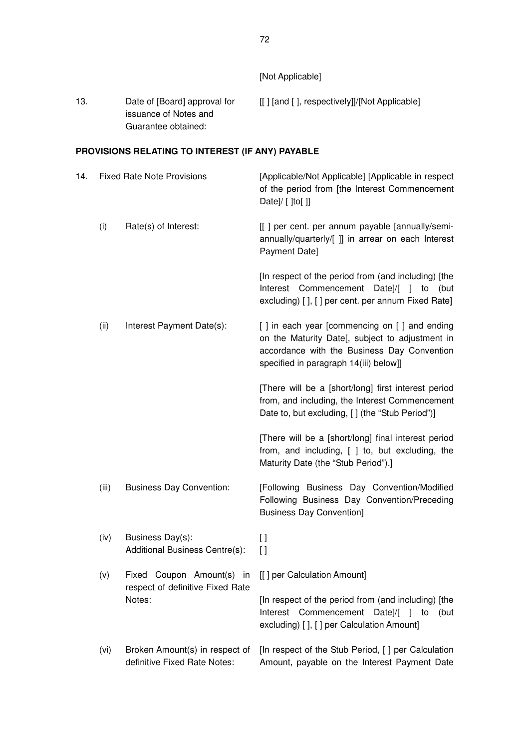[Not Applicable]

| | | |
|---|---|---|
| 13. | Date of [Board] approval for issuance of Notes and Guarantee obtained: | [[ ] [and [ ], respectively]]/[Not Applicable] |

## PROVISIONS RELATING TO INTEREST (IF ANY) PAYABLE

| | | |
|---|---|---|
| 14. | Fixed Rate Note Provisions | [Applicable/Not Applicable] [Applicable in respect of the period from [the Interest Commencement Date]/ [ ]to[ ]] |
| (i) | Rate(s) of Interest: | [[ ] per cent. per annum payable [annually/semi-annually/quarterly/[ ]] in arrear on each Interest Payment Date]<br><br>[In respect of the period from (and including) [the Interest Commencement Date]/[ ] to (but excluding) [ ], [ ] per cent. per annum Fixed Rate] |
| (ii) | Interest Payment Date(s): | [ ] in each year [commencing on [ ] and ending on the Maturity Date[, subject to adjustment in accordance with the Business Day Convention specified in paragraph 14(iii) below]]<br><br>[There will be a [short/long] first interest period from, and including, the Interest Commencement Date to, but excluding, [ ] (the "Stub Period")]<br><br>[There will be a [short/long] final interest period from, and including, [ ] to, but excluding, the Maturity Date (the "Stub Period").] |
| (iii) | Business Day Convention: | [Following Business Day Convention/Modified Following Business Day Convention/Preceding Business Day Convention] |
| (iv) | Business Day(s):<br>Additional Business Centre(s): | [ ]<br>[ ] |
| (v) | Fixed Coupon Amount(s) in respect of definitive Fixed Rate Notes: | [[ ] per Calculation Amount]<br><br>[In respect of the period from (and including) [the Interest Commencement Date]/[ ] to (but excluding) [ ], [ ] per Calculation Amount] |
| (vi) | Broken Amount(s) in respect of definitive Fixed Rate Notes: | [In respect of the Stub Period, [ ] per Calculation Amount, payable on the Interest Payment Date |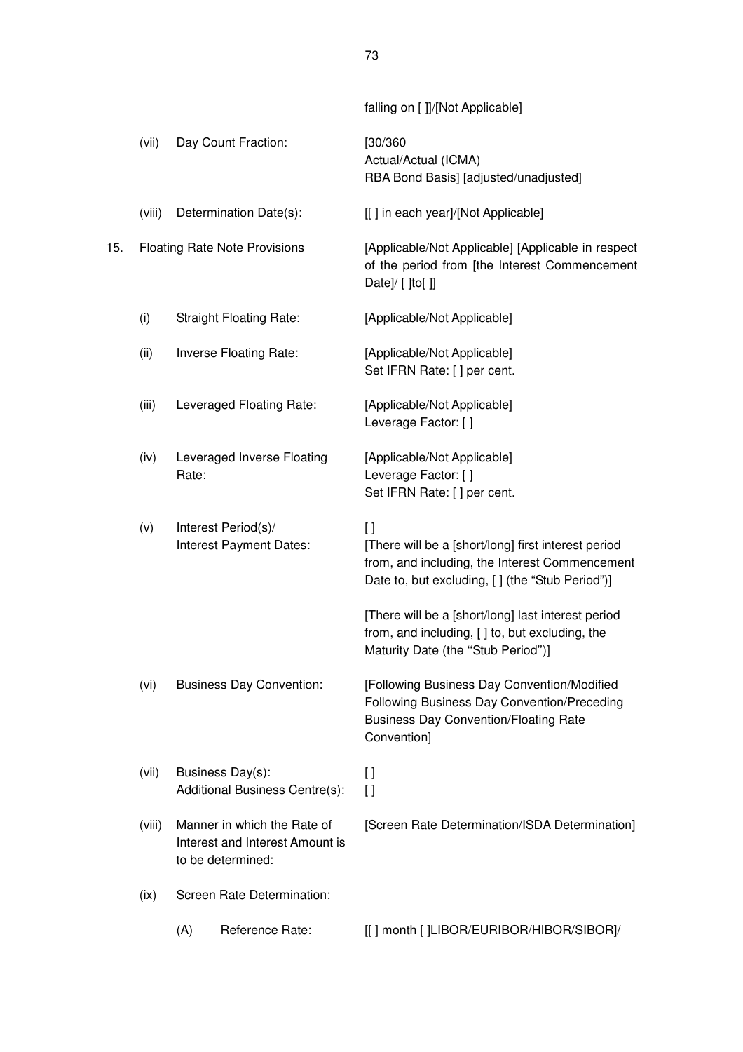| | | | falling on [ ]]/[Not Applicable] |
|---|---|---|---|
| | (vii) | Day Count Fraction: | [30/360<br>Actual/Actual (ICMA)<br>RBA Bond Basis] [adjusted/unadjusted] |
| | (viii) | Determination Date(s): | [[ ] in each year]/[Not Applicable] |
| 15. | Floating Rate Note Provisions | | [Applicable/Not Applicable] [Applicable in respect of the period from [the Interest Commencement Date]/ [ ]to[ ]] |
| | (i) | Straight Floating Rate: | [Applicable/Not Applicable] |
| | (ii) | Inverse Floating Rate: | [Applicable/Not Applicable]<br>Set IFRN Rate: [ ] per cent. |
| | (iii) | Leveraged Floating Rate: | [Applicable/Not Applicable]<br>Leverage Factor: [ ] |
| | (iv) | Leveraged Inverse Floating Rate: | [Applicable/Not Applicable]<br>Leverage Factor: [ ]<br>Set IFRN Rate: [ ] per cent. |
| | (v) | Interest Period(s)/<br>Interest Payment Dates: | [ ]<br>[There will be a [short/long] first interest period from, and including, the Interest Commencement Date to, but excluding, [ ] (the "Stub Period")]<br><br>[There will be a [short/long] last interest period from, and including, [ ] to, but excluding, the Maturity Date (the "Stub Period")] |
| | (vi) | Business Day Convention: | [Following Business Day Convention/Modified Following Business Day Convention/Preceding Business Day Convention/Floating Rate Convention] |
| | (vii) | Business Day(s):<br>Additional Business Centre(s): | [ ]<br>[ ] |
| | (viii) | Manner in which the Rate of Interest and Interest Amount is to be determined: | [Screen Rate Determination/ISDA Determination] |
| | (ix) | Screen Rate Determination: | |
| | | (A) Reference Rate: | [[ ] month [ ]LIBOR/EURIBOR/HIBOR/SIBOR]/ |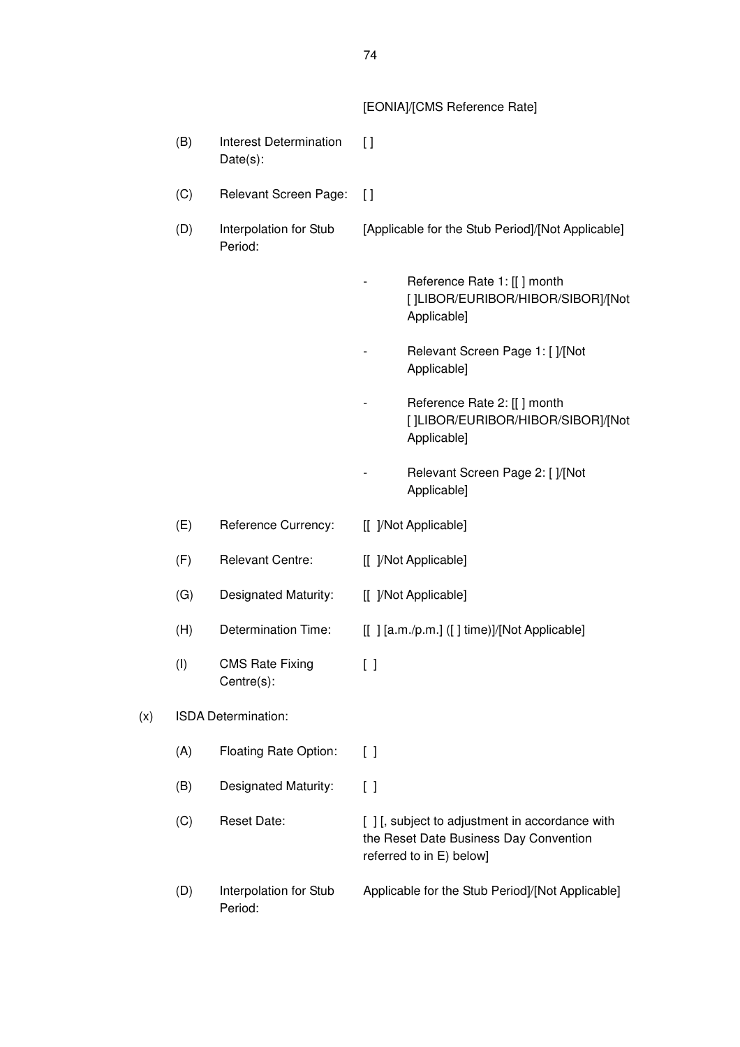[EONIA]/[CMS Reference Rate]

| | | |
|---|---|---|
| (B) | Interest Determination Date(s): | [ ] |
| (C) | Relevant Screen Page: | [ ] |
| (D) | Interpolation for Stub Period: | [Applicable for the Stub Period]/[Not Applicable] |
| | | - Reference Rate 1: [[ ] month [ ]LIBOR/EURIBOR/HIBOR/SIBOR]/[Not Applicable] |
| | | - Relevant Screen Page 1: [ ]/[Not Applicable] |
| | | - Reference Rate 2: [[ ] month [ ]LIBOR/EURIBOR/HIBOR/SIBOR]/[Not Applicable] |
| | | - Relevant Screen Page 2: [ ]/[Not Applicable] |
| (E) | Reference Currency: | [[ ]/Not Applicable] |
| (F) | Relevant Centre: | [[ ]/Not Applicable] |
| (G) | Designated Maturity: | [[ ]/Not Applicable] |
| (H) | Determination Time: | [[ ] [a.m./p.m.] ([ ] time)]/[Not Applicable] |
| (I) | CMS Rate Fixing Centre(s): | [ ] |

(x) ISDA Determination:

| | | |
|---|---|---|
| (A) | Floating Rate Option: | [ ] |
| (B) | Designated Maturity: | [ ] |
| (C) | Reset Date: | [ ] [, subject to adjustment in accordance with the Reset Date Business Day Convention referred to in E) below] |
| (D) | Interpolation for Stub Period: | Applicable for the Stub Period]/[Not Applicable] |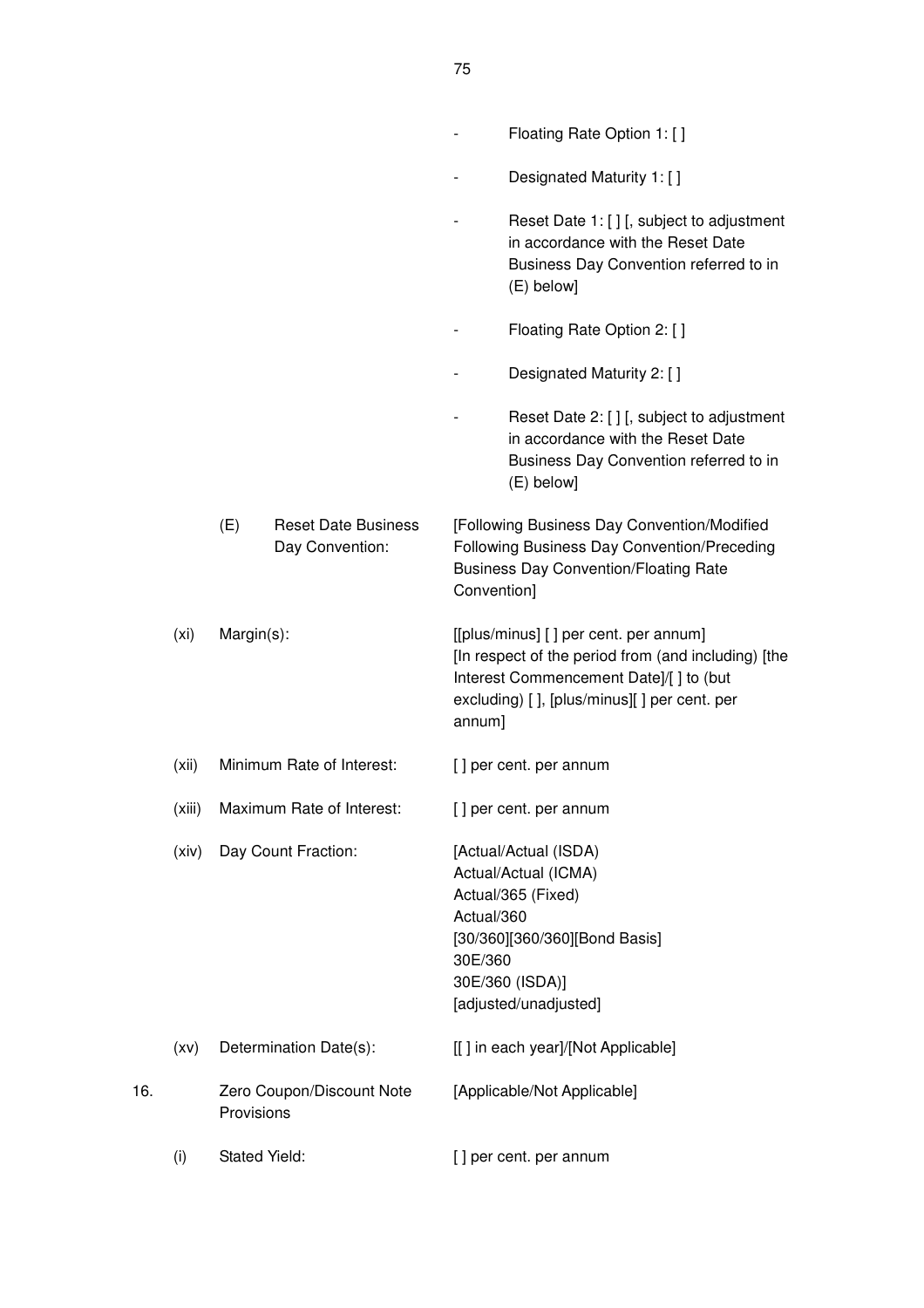- Floating Rate Option 1: [ ]
- Designated Maturity 1: [ ]
- Reset Date 1: [ ] [, subject to adjustment in accordance with the Reset Date Business Day Convention referred to in (E) below]
- Floating Rate Option 2: [ ]
- Designated Maturity 2: [ ]
- Reset Date 2: [ ] [, subject to adjustment in accordance with the Reset Date Business Day Convention referred to in (E) below]

| | | | |
|---|---|---|---|
| | (E) | Reset Date Business Day Convention: | [Following Business Day Convention/Modified Following Business Day Convention/Preceding Business Day Convention/Floating Rate Convention] |
| | (xi) | Margin(s): | [[plus/minus] [ ] per cent. per annum] [In respect of the period from (and including) [the Interest Commencement Date]/[ ] to (but excluding) [ ], [plus/minus][ ] per cent. per annum] |
| | (xii) | Minimum Rate of Interest: | [ ] per cent. per annum |
| | (xiii) | Maximum Rate of Interest: | [ ] per cent. per annum |
| | (xiv) | Day Count Fraction: | [Actual/Actual (ISDA)<br>Actual/Actual (ICMA)<br>Actual/365 (Fixed)<br>Actual/360<br>[30/360][360/360][Bond Basis]<br>30E/360<br>30E/360 (ISDA)]<br>[adjusted/unadjusted] |
| | (xv) | Determination Date(s): | [[ ] in each year]/[Not Applicable] |
| 16. | | Zero Coupon/Discount Note Provisions | [Applicable/Not Applicable] |
| | (i) | Stated Yield: | [ ] per cent. per annum |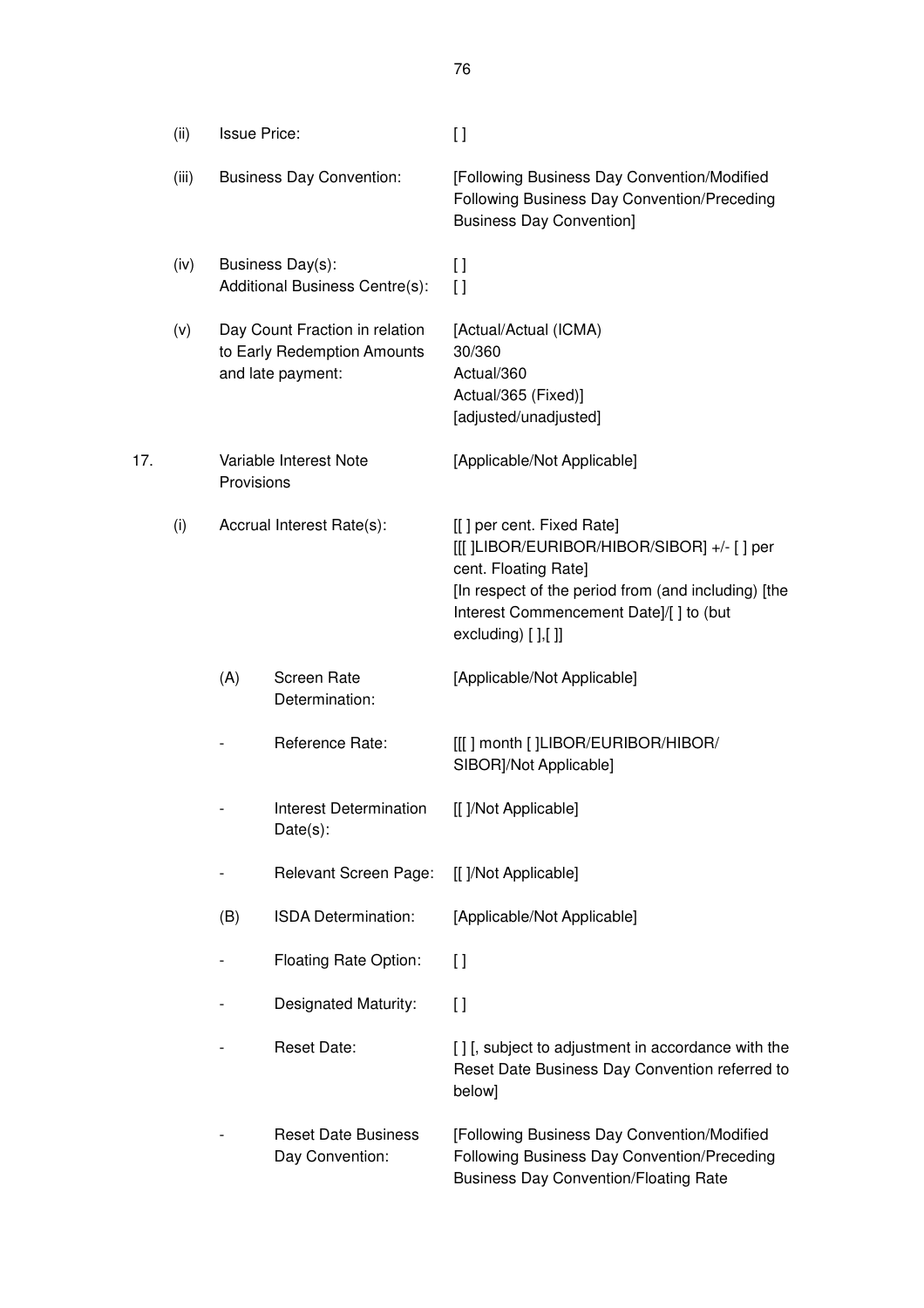| | | | |
|---|---|---|---|
| (ii) | Issue Price: | | [ ] |
| (iii) | Business Day Convention: | | [Following Business Day Convention/Modified Following Business Day Convention/Preceding Business Day Convention] |
| (iv) | Business Day(s):<br>Additional Business Centre(s): | | [ ]<br>[ ] |
| (v) | Day Count Fraction in relation to Early Redemption Amounts and late payment: | | [Actual/Actual (ICMA)<br>30/360<br>Actual/360<br>Actual/365 (Fixed)]<br>[adjusted/unadjusted] |

| | | | | |
|---|---|---|---|---|
| 17. | | Variable Interest Note Provisions | | [Applicable/Not Applicable] |
| | (i) | Accrual Interest Rate(s): | | [[ ] per cent. Fixed Rate]<br>[[[ ]LIBOR/EURIBOR/HIBOR/SIBOR] +/- [ ] per cent. Floating Rate]<br>[In respect of the period from (and including) [the Interest Commencement Date]/[ ] to (but excluding) [ ],[ ]] |
| | | (A) | Screen Rate Determination: | [Applicable/Not Applicable] |
| | | - | Reference Rate: | [[[ ] month [ ]LIBOR/EURIBOR/HIBOR/ SIBOR]/Not Applicable] |
| | | - | Interest Determination Date(s): | [[ ]/Not Applicable] |
| | | - | Relevant Screen Page: | [[ ]/Not Applicable] |
| | | (B) | ISDA Determination: | [Applicable/Not Applicable] |
| | | - | Floating Rate Option: | [ ] |
| | | - | Designated Maturity: | [ ] |
| | | - | Reset Date: | [ ] [, subject to adjustment in accordance with the Reset Date Business Day Convention referred to below] |
| | | - | Reset Date Business Day Convention: | [Following Business Day Convention/Modified Following Business Day Convention/Preceding Business Day Convention/Floating Rate |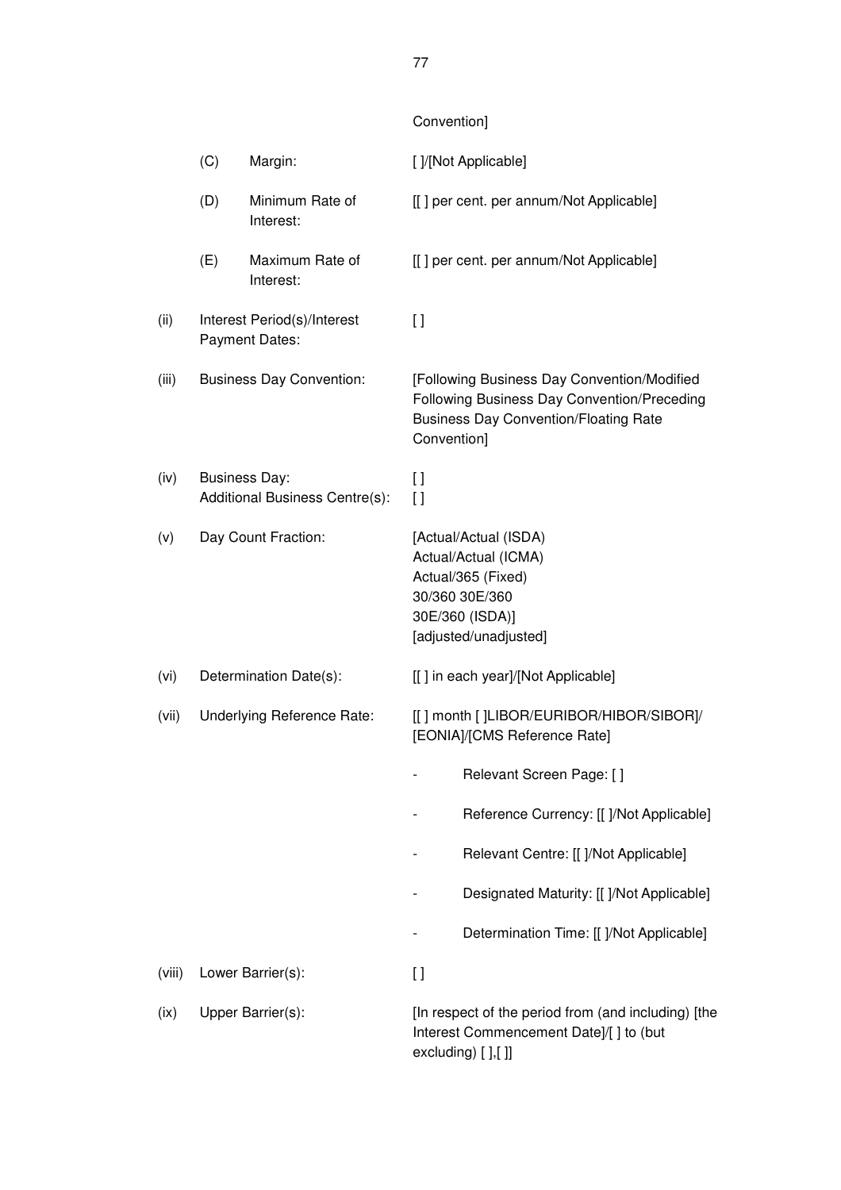| | | | |
|---|---|---|---|
| | | | Convention] |
| | (C) | Margin: | [ ]/[Not Applicable] |
| | (D) | Minimum Rate of Interest: | [[ ] per cent. per annum/Not Applicable] |
| | (E) | Maximum Rate of Interest: | [[ ] per cent. per annum/Not Applicable] |
| (ii) | | Interest Period(s)/Interest Payment Dates: | [ ] |
| (iii) | | Business Day Convention: | [Following Business Day Convention/Modified Following Business Day Convention/Preceding Business Day Convention/Floating Rate Convention] |
| (iv) | | Business Day:<br>Additional Business Centre(s): | [ ]<br>[ ] |
| (v) | | Day Count Fraction: | [Actual/Actual (ISDA)<br>Actual/Actual (ICMA)<br>Actual/365 (Fixed)<br>30/360 30E/360<br>30E/360 (ISDA)]<br>[adjusted/unadjusted] |
| (vi) | | Determination Date(s): | [[ ] in each year]/[Not Applicable] |
| (vii) | | Underlying Reference Rate: | [[ ] month [ ]LIBOR/EURIBOR/HIBOR/SIBOR]/ [EONIA]/[CMS Reference Rate] |
| | | | - Relevant Screen Page: [ ] |
| | | | - Reference Currency: [[ ]/Not Applicable] |
| | | | - Relevant Centre: [[ ]/Not Applicable] |
| | | | - Designated Maturity: [[ ]/Not Applicable] |
| | | | - Determination Time: [[ ]/Not Applicable] |
| (viii) | | Lower Barrier(s): | [ ] |
| (ix) | | Upper Barrier(s): | [In respect of the period from (and including) [the Interest Commencement Date]/[ ] to (but excluding) [ ],[ ]] |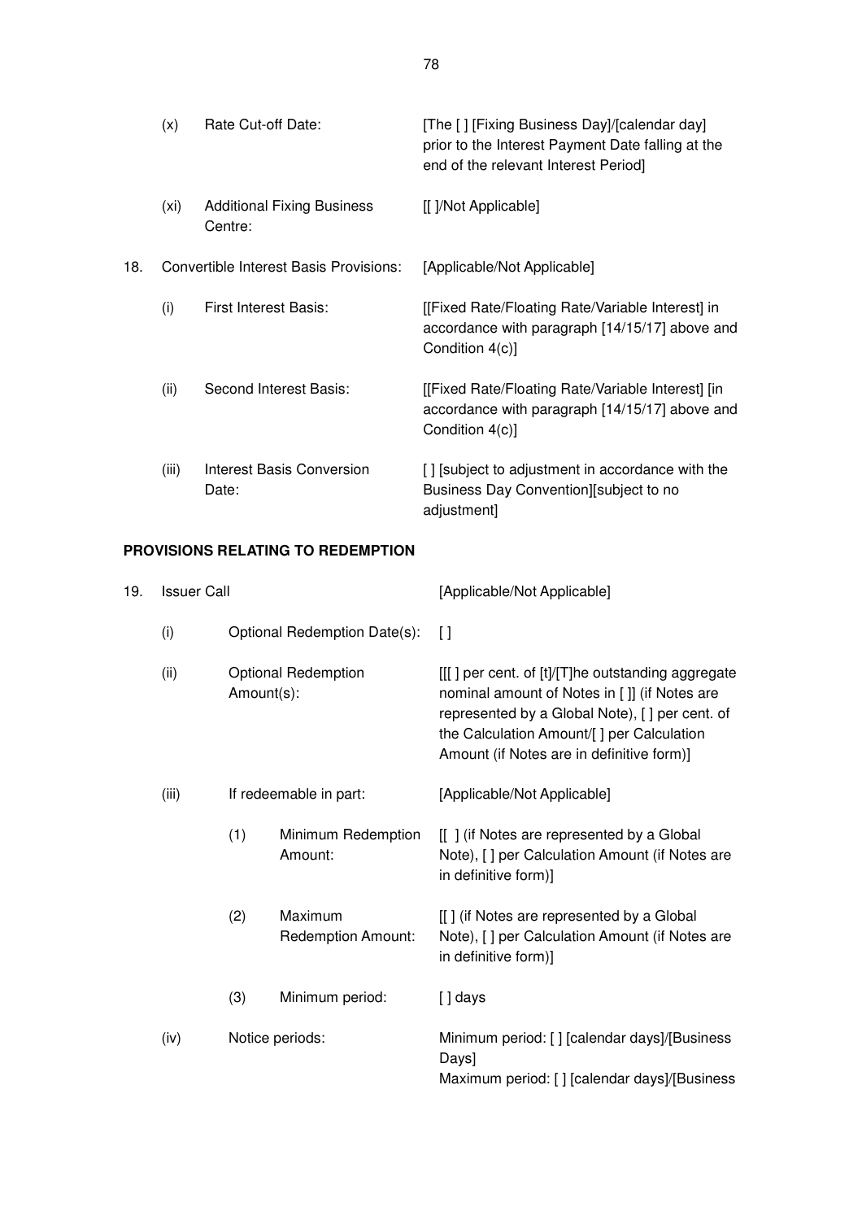| | | |
|---|---|---|
| (x) | Rate Cut-off Date: | [The [ ] [Fixing Business Day]/[calendar day] prior to the Interest Payment Date falling at the end of the relevant Interest Period] |
| (xi) | Additional Fixing Business Centre: | [[ ]/Not Applicable] |

| | | |
|---|---|---|
| 18. | Convertible Interest Basis Provisions: | [Applicable/Not Applicable] |
| (i) | First Interest Basis: | [[Fixed Rate/Floating Rate/Variable Interest] in accordance with paragraph [14/15/17] above and Condition 4(c)] |
| (ii) | Second Interest Basis: | [[Fixed Rate/Floating Rate/Variable Interest] [in accordance with paragraph [14/15/17] above and Condition 4(c)] |
| (iii) | Interest Basis Conversion Date: | [ ] [subject to adjustment in accordance with the Business Day Convention][subject to no adjustment] |

**PROVISIONS RELATING TO REDEMPTION**

| | | | |
|---|---|---|---|
| 19. | Issuer Call | | [Applicable/Not Applicable] |
| (i) | Optional Redemption Date(s): | | [ ] |
| (ii) | Optional Redemption Amount(s): | | [[[ ] per cent. of [t]/[T]he outstanding aggregate nominal amount of Notes in [ ]] (if Notes are represented by a Global Note), [ ] per cent. of the Calculation Amount/[ ] per Calculation Amount (if Notes are in definitive form)] |
| (iii) | If redeemable in part: | | [Applicable/Not Applicable] |
| | (1) | Minimum Redemption Amount: | [[ ] (if Notes are represented by a Global Note), [ ] per Calculation Amount (if Notes are in definitive form)] |
| | (2) | Maximum Redemption Amount: | [[ ] (if Notes are represented by a Global Note), [ ] per Calculation Amount (if Notes are in definitive form)] |
| | (3) | Minimum period: | [ ] days |
| (iv) | Notice periods: | | Minimum period: [ ] [calendar days]/[Business Days]<br>Maximum period: [ ] [calendar days]/[Business |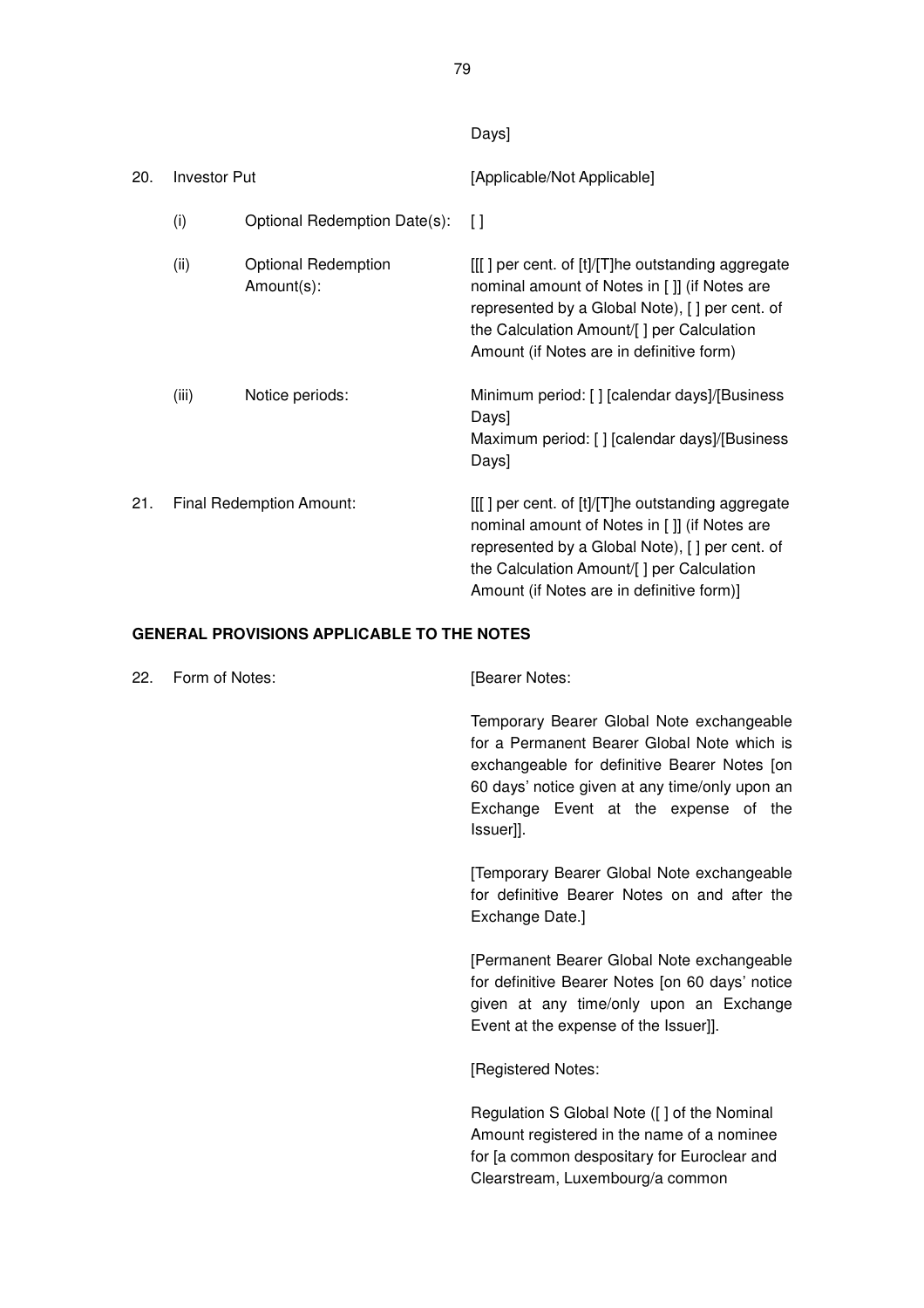| | | | |
|---|---|---|---|
| | | | Days] |
| 20. | Investor Put | | [Applicable/Not Applicable] |
| | (i) | Optional Redemption Date(s): | [ ] |
| | (ii) | Optional Redemption Amount(s): | [[[ ] per cent. of [t]/[T]he outstanding aggregate nominal amount of Notes in [ ]] (if Notes are represented by a Global Note), [ ] per cent. of the Calculation Amount/[ ] per Calculation Amount (if Notes are in definitive form) |
| | (iii) | Notice periods: | Minimum period: [ ] [calendar days]/[Business Days]<br>Maximum period: [ ] [calendar days]/[Business Days] |
| 21. | Final Redemption Amount: | | [[[ ] per cent. of [t]/[T]he outstanding aggregate nominal amount of Notes in [ ]] (if Notes are represented by a Global Note), [ ] per cent. of the Calculation Amount/[ ] per Calculation Amount (if Notes are in definitive form)] |

**GENERAL PROVISIONS APPLICABLE TO THE NOTES**

22. Form of Notes:

[Bearer Notes:

Temporary Bearer Global Note exchangeable for a Permanent Bearer Global Note which is exchangeable for definitive Bearer Notes [on 60 days' notice given at any time/only upon an Exchange Event at the expense of the Issuer]].

[Temporary Bearer Global Note exchangeable for definitive Bearer Notes on and after the Exchange Date.]

[Permanent Bearer Global Note exchangeable for definitive Bearer Notes [on 60 days' notice given at any time/only upon an Exchange Event at the expense of the Issuer]].

[Registered Notes:

Regulation S Global Note ([ ] of the Nominal Amount registered in the name of a nominee for [a common despositary for Euroclear and Clearstream, Luxembourg/a common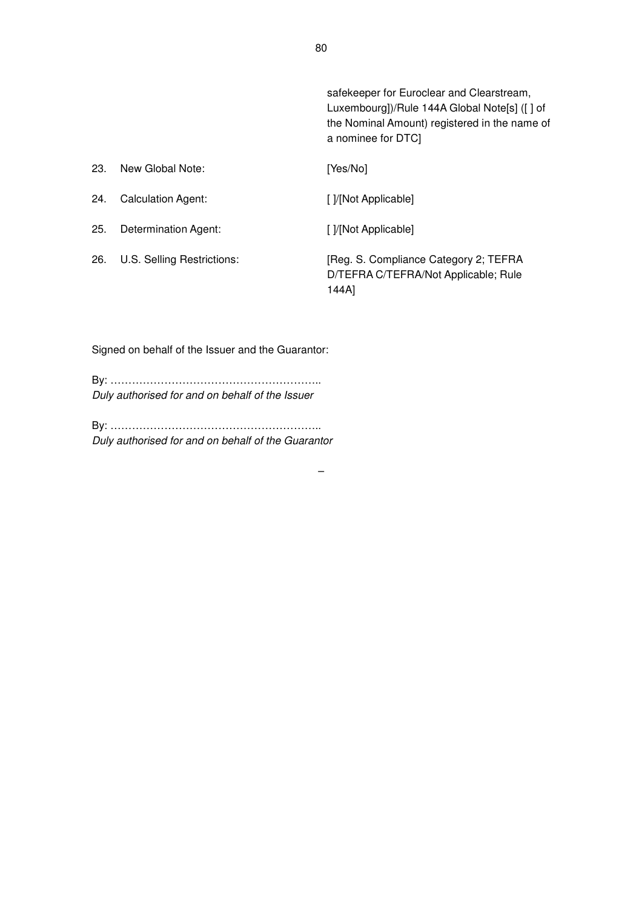| | | |
|---|---|---|
| | | safekeeper for Euroclear and Clearstream, Luxembourg])/Rule 144A Global Note[s] ([ ] of the Nominal Amount) registered in the name of a nominee for DTC] |
| 23. | New Global Note: | [Yes/No] |
| 24. | Calculation Agent: | [ ]/[Not Applicable] |
| 25. | Determination Agent: | [ ]/[Not Applicable] |
| 26. | U.S. Selling Restrictions: | [Reg. S. Compliance Category 2; TEFRA D/TEFRA C/TEFRA/Not Applicable; Rule 144A] |

Signed on behalf of the Issuer and the Guarantor:

By: …………………………………………………..
*Duly authorised for and on behalf of the Issuer*

By: …………………………………………………..
*Duly authorised for and on behalf of the Guarantor*

–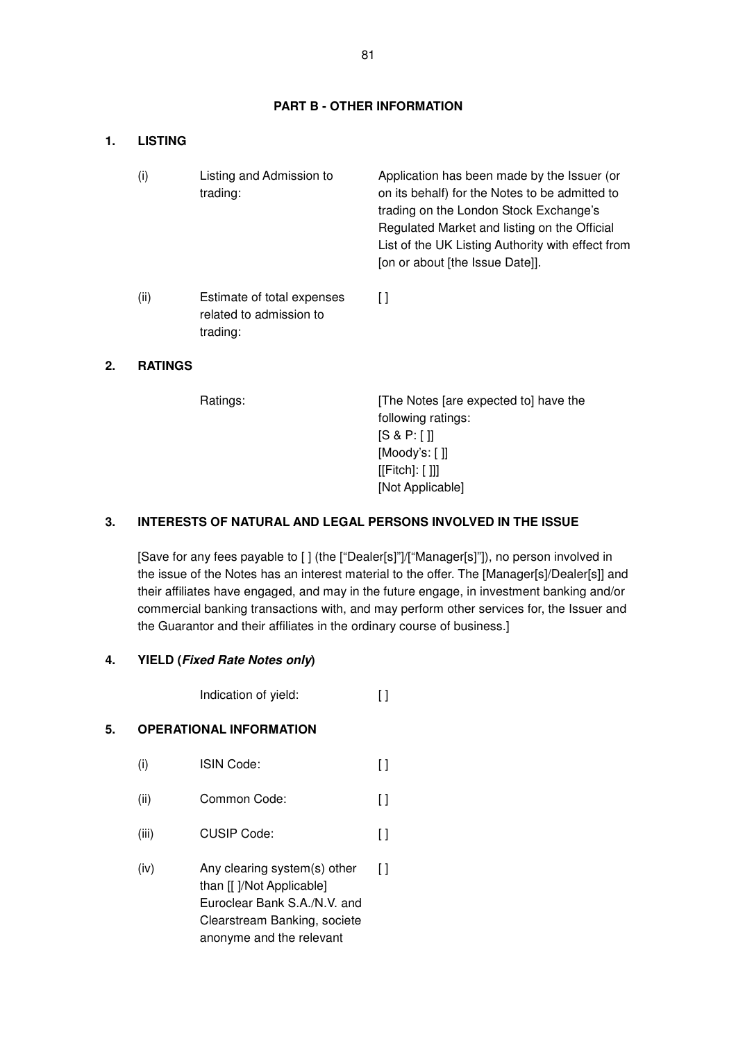## PART B - OTHER INFORMATION

### 1. LISTING

| | | |
|---|---|---|
| (i) | Listing and Admission to trading: | Application has been made by the Issuer (or on its behalf) for the Notes to be admitted to trading on the London Stock Exchange's Regulated Market and listing on the Official List of the UK Listing Authority with effect from [on or about [the Issue Date]]. |
| (ii) | Estimate of total expenses related to admission to trading: | [ ] |

### 2. RATINGS

| | |
|---|---|
| Ratings: | [The Notes [are expected to] have the following ratings:<br>[S & P: [ ]]<br>[Moody's: [ ]]<br>[[Fitch]: [ ]]]<br>[Not Applicable] |

### 3. INTERESTS OF NATURAL AND LEGAL PERSONS INVOLVED IN THE ISSUE

[Save for any fees payable to [ ] (the ["Dealer[s]"]/["Manager[s]"]), no person involved in the issue of the Notes has an interest material to the offer. The [Manager[s]/Dealer[s]] and their affiliates have engaged, and may in the future engage, in investment banking and/or commercial banking transactions with, and may perform other services for, the Issuer and the Guarantor and their affiliates in the ordinary course of business.]

### 4. YIELD (*Fixed Rate Notes only*)

| | |
|---|---|
| Indication of yield: | [ ] |

### 5. OPERATIONAL INFORMATION

| | | |
|---|---|---|
| (i) | ISIN Code: | [ ] |
| (ii) | Common Code: | [ ] |
| (iii) | CUSIP Code: | [ ] |
| (iv) | Any clearing system(s) other than [[ ]/Not Applicable] Euroclear Bank S.A./N.V. and Clearstream Banking, societe anonyme and the relevant | [ ] |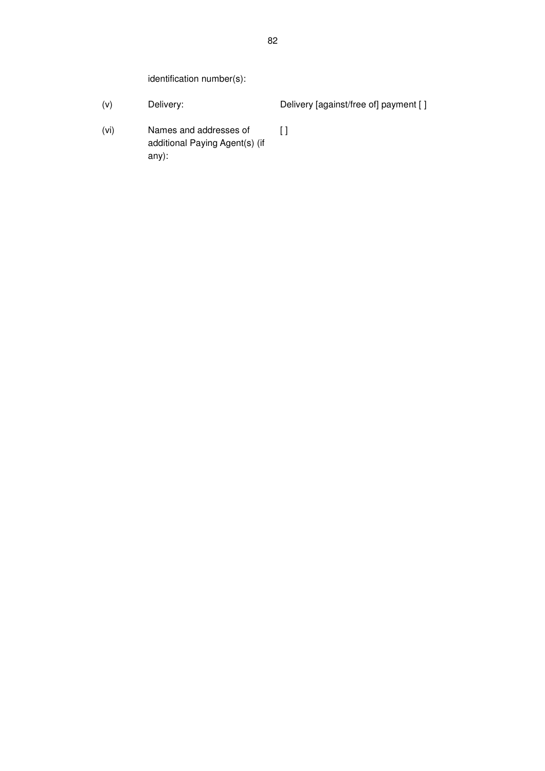| | | |
|---|---|---|
| | identification number(s): | |
| (v) | Delivery: | Delivery [against/free of] payment [ ] |
| (vi) | Names and addresses of additional Paying Agent(s) (if any): | [ ] |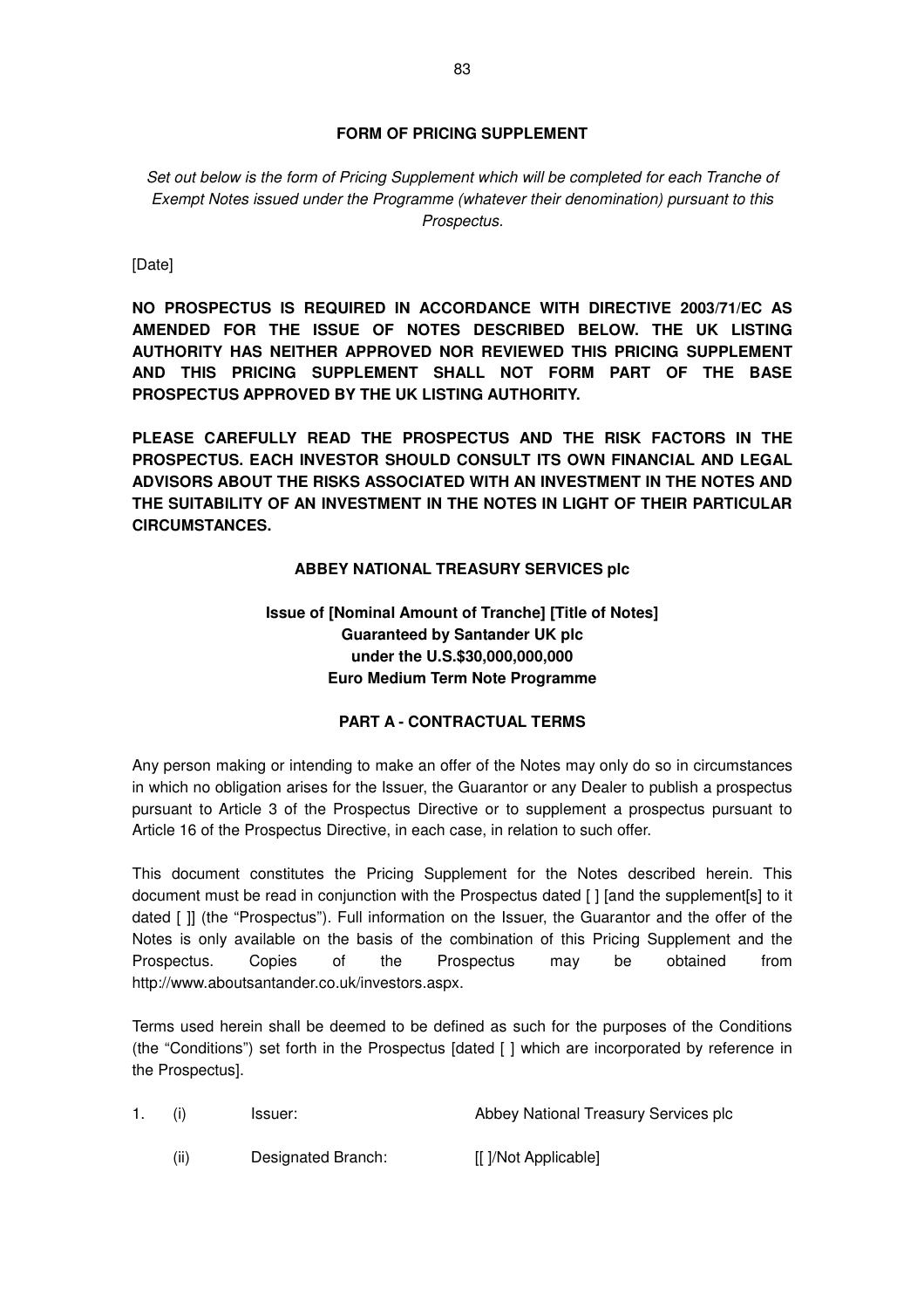## FORM OF PRICING SUPPLEMENT

*Set out below is the form of Pricing Supplement which will be completed for each Tranche of Exempt Notes issued under the Programme (whatever their denomination) pursuant to this Prospectus.*

[Date]

**NO PROSPECTUS IS REQUIRED IN ACCORDANCE WITH DIRECTIVE 2003/71/EC AS AMENDED FOR THE ISSUE OF NOTES DESCRIBED BELOW. THE UK LISTING AUTHORITY HAS NEITHER APPROVED NOR REVIEWED THIS PRICING SUPPLEMENT AND THIS PRICING SUPPLEMENT SHALL NOT FORM PART OF THE BASE PROSPECTUS APPROVED BY THE UK LISTING AUTHORITY.**

**PLEASE CAREFULLY READ THE PROSPECTUS AND THE RISK FACTORS IN THE PROSPECTUS. EACH INVESTOR SHOULD CONSULT ITS OWN FINANCIAL AND LEGAL ADVISORS ABOUT THE RISKS ASSOCIATED WITH AN INVESTMENT IN THE NOTES AND THE SUITABILITY OF AN INVESTMENT IN THE NOTES IN LIGHT OF THEIR PARTICULAR CIRCUMSTANCES.**

**ABBEY NATIONAL TREASURY SERVICES plc**

**Issue of [Nominal Amount of Tranche] [Title of Notes]**
**Guaranteed by Santander UK plc**
**under the U.S.$30,000,000,000**
**Euro Medium Term Note Programme**

### PART A - CONTRACTUAL TERMS

Any person making or intending to make an offer of the Notes may only do so in circumstances in which no obligation arises for the Issuer, the Guarantor or any Dealer to publish a prospectus pursuant to Article 3 of the Prospectus Directive or to supplement a prospectus pursuant to Article 16 of the Prospectus Directive, in each case, in relation to such offer.

This document constitutes the Pricing Supplement for the Notes described herein. This document must be read in conjunction with the Prospectus dated [ ] [and the supplement[s] to it dated [ ]] (the "Prospectus"). Full information on the Issuer, the Guarantor and the offer of the Notes is only available on the basis of the combination of this Pricing Supplement and the Prospectus. Copies of the Prospectus may be obtained from http://www.aboutsantander.co.uk/investors.aspx.

Terms used herein shall be deemed to be defined as such for the purposes of the Conditions (the "Conditions") set forth in the Prospectus [dated [ ] which are incorporated by reference in the Prospectus].

| | | | |
|---|---|---|---|
| 1. | (i) | Issuer: | Abbey National Treasury Services plc |
| | (ii) | Designated Branch: | [[ ]/Not Applicable] |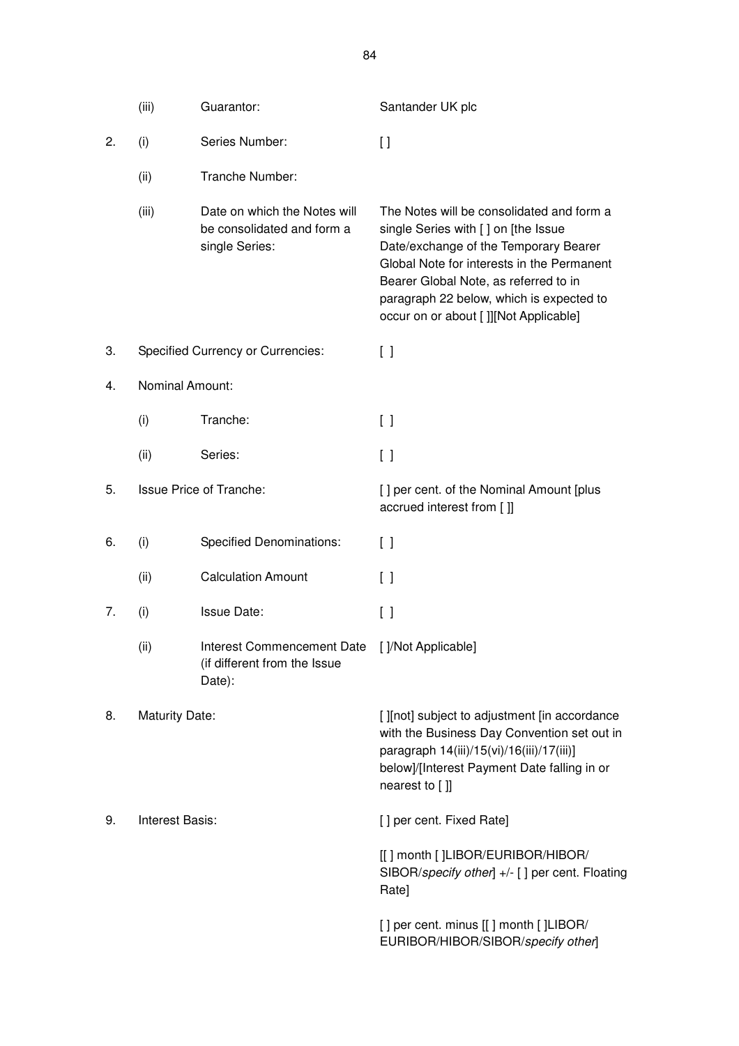| | | | |
|---|---|---|---|
| | (iii) | Guarantor: | Santander UK plc |
| 2. | (i) | Series Number: | [ ] |
| | (ii) | Tranche Number: | |
| | (iii) | Date on which the Notes will be consolidated and form a single Series: | The Notes will be consolidated and form a single Series with [ ] on [the Issue Date/exchange of the Temporary Bearer Global Note for interests in the Permanent Bearer Global Note, as referred to in paragraph 22 below, which is expected to occur on or about [ ]][Not Applicable] |
| 3. | Specified Currency or Currencies: | | [ ] |
| 4. | Nominal Amount: | | |
| | (i) | Tranche: | [ ] |
| | (ii) | Series: | [ ] |
| 5. | Issue Price of Tranche: | | [ ] per cent. of the Nominal Amount [plus accrued interest from [ ]] |
| 6. | (i) | Specified Denominations: | [ ] |
| | (ii) | Calculation Amount | [ ] |
| 7. | (i) | Issue Date: | [ ] |
| | (ii) | Interest Commencement Date (if different from the Issue Date): | [ ]/Not Applicable] |
| 8. | Maturity Date: | | [ ][not] subject to adjustment [in accordance with the Business Day Convention set out in paragraph 14(iii)/15(vi)/16(iii)/17(iii)] below]/[Interest Payment Date falling in or nearest to [ ]] |
| 9. | Interest Basis: | | [ ] per cent. Fixed Rate]<br><br>[[ ] month [ ]LIBOR/EURIBOR/HIBOR/SIBOR/*specify other*] +/- [ ] per cent. Floating Rate]<br><br>[ ] per cent. minus [[ ] month [ ]LIBOR/EURIBOR/HIBOR/SIBOR/*specify other*] |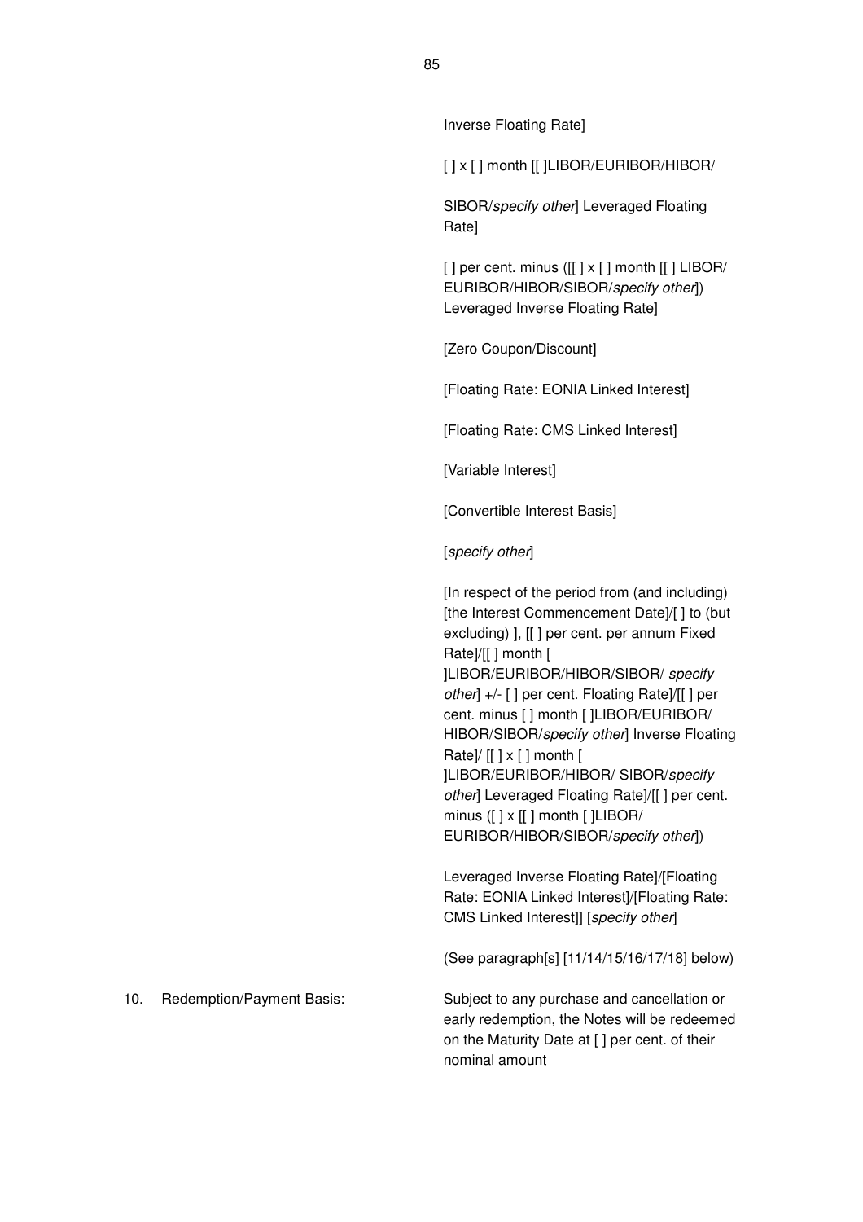Inverse Floating Rate]

[ ] x [ ] month [[ ]LIBOR/EURIBOR/HIBOR/

SIBOR/*specify other*] Leveraged Floating Rate]

[ ] per cent. minus ([[ ] x [ ] month [[ ] LIBOR/ EURIBOR/HIBOR/SIBOR/*specify other*]) Leveraged Inverse Floating Rate]

[Zero Coupon/Discount]

[Floating Rate: EONIA Linked Interest]

[Floating Rate: CMS Linked Interest]

[Variable Interest]

[Convertible Interest Basis]

[*specify other*]

[In respect of the period from (and including) [the Interest Commencement Date]/[ ] to (but excluding) ], [[ ] per cent. per annum Fixed Rate]/[[ ] month [ ]LIBOR/EURIBOR/HIBOR/SIBOR/ *specify other*] +/- [ ] per cent. Floating Rate]/[[ ] per cent. minus [ ] month [ ]LIBOR/EURIBOR/ HIBOR/SIBOR/*specify other*] Inverse Floating Rate]/ [[ ] x [ ] month [ ]LIBOR/EURIBOR/HIBOR/ SIBOR/*specify other*] Leveraged Floating Rate]/[[ ] per cent. minus ([ ] x [[ ] month [ ]LIBOR/ EURIBOR/HIBOR/SIBOR/*specify other*])

Leveraged Inverse Floating Rate]/[Floating Rate: EONIA Linked Interest]/[Floating Rate: CMS Linked Interest]] [*specify other*]

(See paragraph[s] [11/14/15/16/17/18] below)

10. Redemption/Payment Basis: Subject to any purchase and cancellation or early redemption, the Notes will be redeemed on the Maturity Date at [ ] per cent. of their nominal amount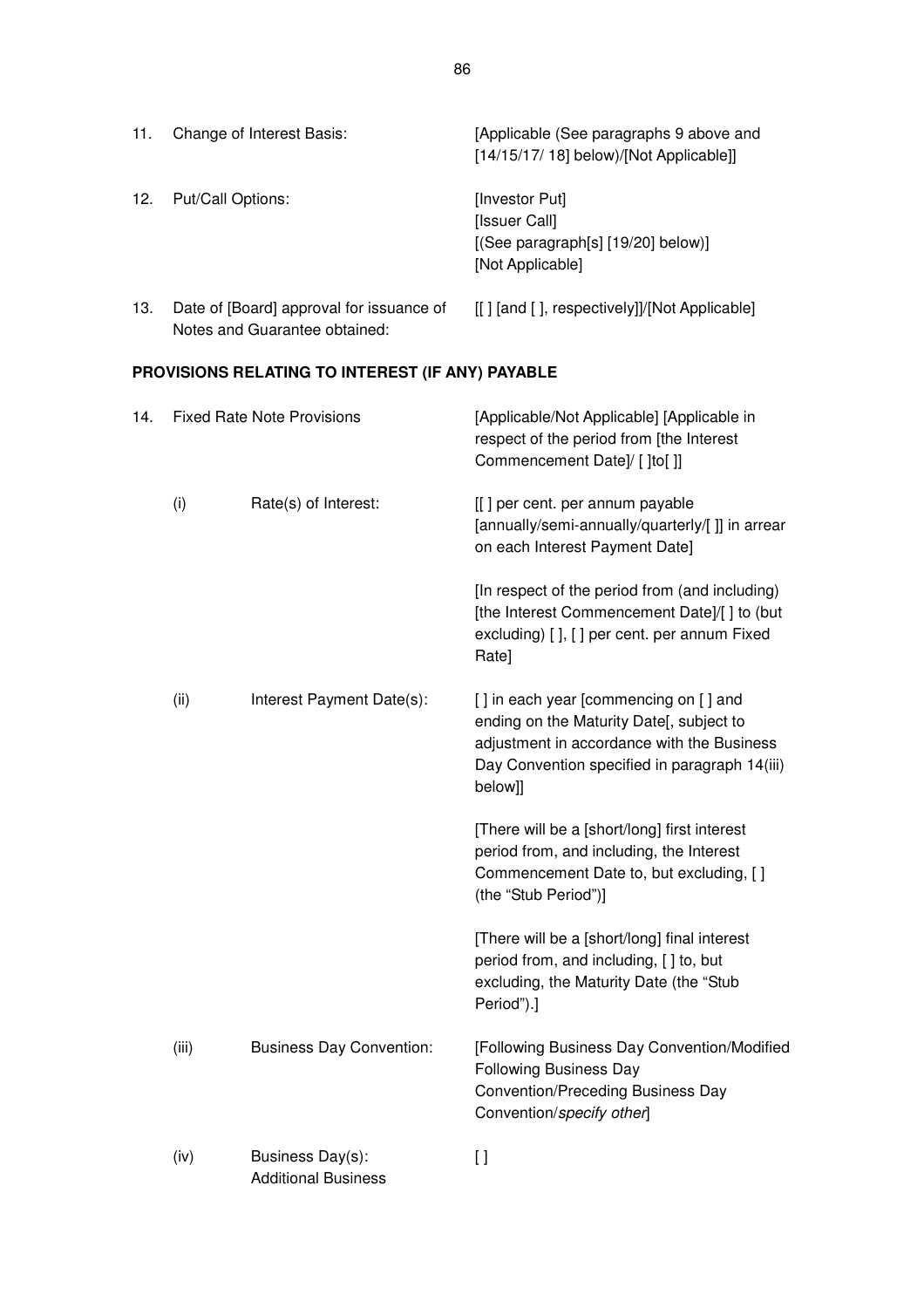| | | |
|---|---|---|
| 11. | Change of Interest Basis: | [Applicable (See paragraphs 9 above and [14/15/17/ 18] below)/[Not Applicable]] |
| 12. | Put/Call Options: | [Investor Put]<br>[Issuer Call]<br>[(See paragraph[s] [19/20] below)]<br>[Not Applicable] |
| 13. | Date of [Board] approval for issuance of Notes and Guarantee obtained: | [[ ] [and [ ], respectively]]/[Not Applicable] |

**PROVISIONS RELATING TO INTEREST (IF ANY) PAYABLE**

| | | | |
|---|---|---|---|
| 14. | Fixed Rate Note Provisions | | [Applicable/Not Applicable] [Applicable in respect of the period from [the Interest Commencement Date]/ [ ]to[ ]] |
| | (i) | Rate(s) of Interest: | [[ ] per cent. per annum payable [annually/semi-annually/quarterly/[ ]] in arrear on each Interest Payment Date]<br><br>[In respect of the period from (and including) [the Interest Commencement Date]/[ ] to (but excluding) [ ], [ ] per cent. per annum Fixed Rate] |
| | (ii) | Interest Payment Date(s): | [ ] in each year [commencing on [ ] and ending on the Maturity Date[, subject to adjustment in accordance with the Business Day Convention specified in paragraph 14(iii) below]]<br><br>[There will be a [short/long] first interest period from, and including, the Interest Commencement Date to, but excluding, [ ] (the "Stub Period")]<br><br>[There will be a [short/long] final interest period from, and including, [ ] to, but excluding, the Maturity Date (the "Stub Period").] |
| | (iii) | Business Day Convention: | [Following Business Day Convention/Modified Following Business Day Convention/Preceding Business Day Convention/*specify other*] |
| | (iv) | Business Day(s):<br>Additional Business | [ ] |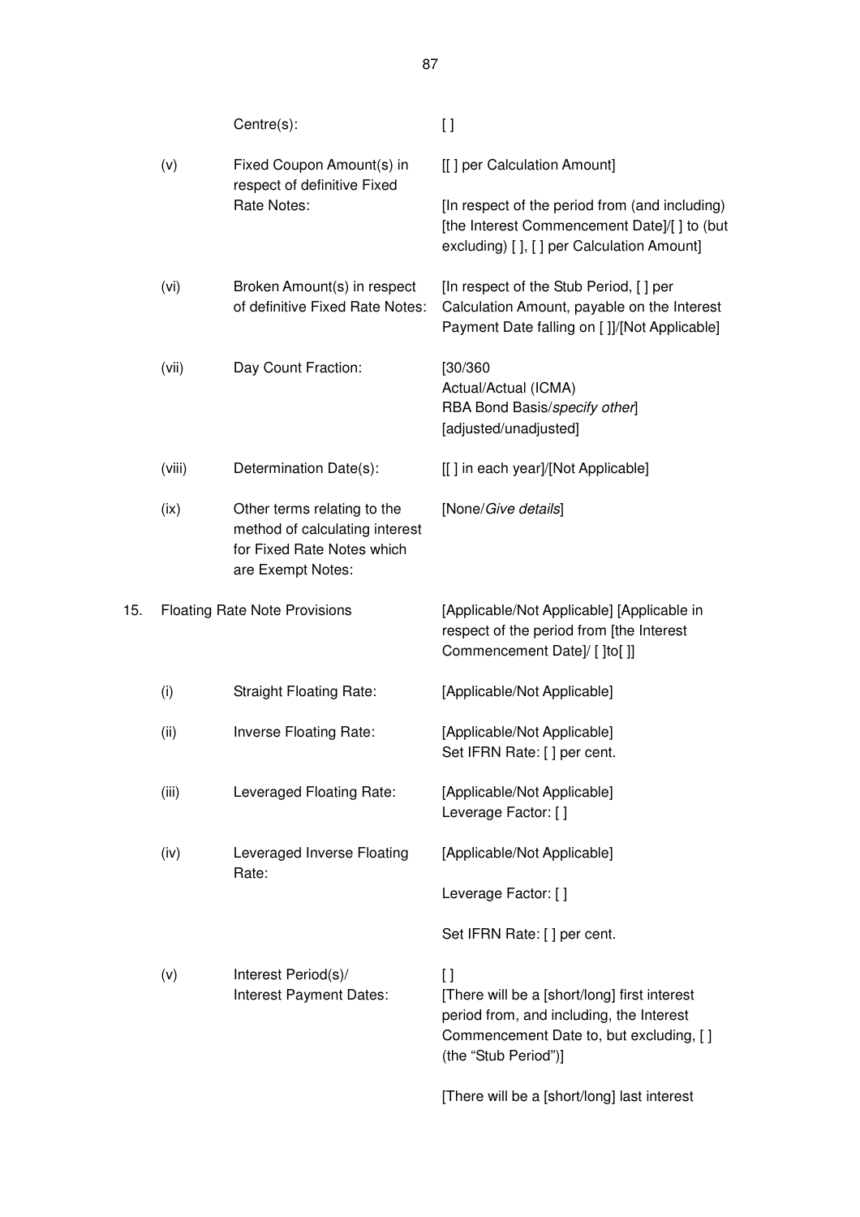| | | | |
|---|---|---|---|
| | | Centre(s): | [ ] |
| | (v) | Fixed Coupon Amount(s) in respect of definitive Fixed Rate Notes: | [[ ] per Calculation Amount]<br><br>[In respect of the period from (and including) [the Interest Commencement Date]/[ ] to (but excluding) [ ], [ ] per Calculation Amount] |
| | (vi) | Broken Amount(s) in respect of definitive Fixed Rate Notes: | [In respect of the Stub Period, [ ] per Calculation Amount, payable on the Interest Payment Date falling on [ ]]/[Not Applicable] |
| | (vii) | Day Count Fraction: | [30/360<br>Actual/Actual (ICMA)<br>RBA Bond Basis/*specify other*]<br>[adjusted/unadjusted] |
| | (viii) | Determination Date(s): | [[ ] in each year]/[Not Applicable] |
| | (ix) | Other terms relating to the method of calculating interest for Fixed Rate Notes which are Exempt Notes: | [None/*Give details*] |
| 15. | Floating Rate Note Provisions | | [Applicable/Not Applicable] [Applicable in respect of the period from [the Interest Commencement Date]/ [ ]to[ ]] |
| | (i) | Straight Floating Rate: | [Applicable/Not Applicable] |
| | (ii) | Inverse Floating Rate: | [Applicable/Not Applicable]<br>Set IFRN Rate: [ ] per cent. |
| | (iii) | Leveraged Floating Rate: | [Applicable/Not Applicable]<br>Leverage Factor: [ ] |
| | (iv) | Leveraged Inverse Floating Rate: | [Applicable/Not Applicable]<br><br>Leverage Factor: [ ]<br><br>Set IFRN Rate: [ ] per cent. |
| | (v) | Interest Period(s)/ Interest Payment Dates: | [ ]<br>[There will be a [short/long] first interest period from, and including, the Interest Commencement Date to, but excluding, [ ] (the "Stub Period")]<br><br>[There will be a [short/long] last interest |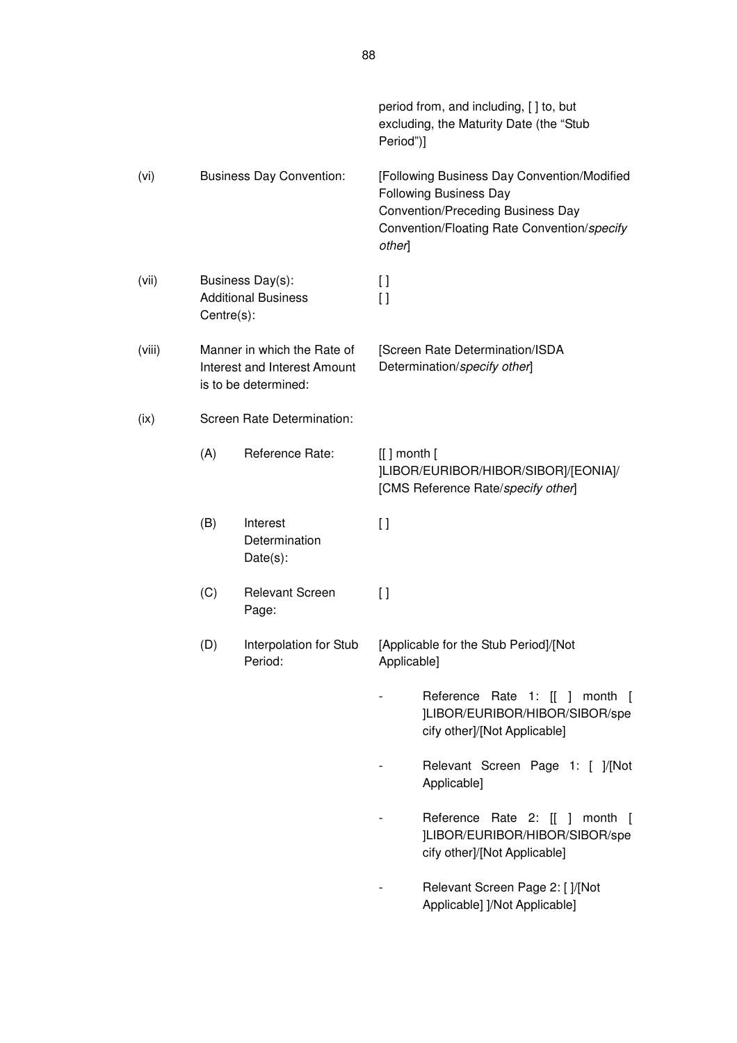| | | |
|---|---|---|
| | | period from, and including, [ ] to, but excluding, the Maturity Date (the "Stub Period")] |
| (vi) | Business Day Convention: | [Following Business Day Convention/Modified Following Business Day Convention/Preceding Business Day Convention/Floating Rate Convention/*specify other*] |
| (vii) | Business Day(s):<br>Additional Business Centre(s): | [ ]<br>[ ] |
| (viii) | Manner in which the Rate of Interest and Interest Amount is to be determined: | [Screen Rate Determination/ISDA Determination/*specify other*] |
| (ix) | Screen Rate Determination: | |
| | (A) Reference Rate: | [[ ] month [ ]LIBOR/EURIBOR/HIBOR/SIBOR]/[EONIA]/ [CMS Reference Rate/*specify other*] |
| | (B) Interest Determination Date(s): | [ ] |
| | (C) Relevant Screen Page: | [ ] |
| | (D) Interpolation for Stub Period: | [Applicable for the Stub Period]/[Not Applicable] |

- Reference Rate 1: [[ ] month [ ]LIBOR/EURIBOR/HIBOR/SIBOR/specify other]/[Not Applicable]
- Relevant Screen Page 1: [ ]/[Not Applicable]
- Reference Rate 2: [[ ] month [ ]LIBOR/EURIBOR/HIBOR/SIBOR/specify other]/[Not Applicable]
- Relevant Screen Page 2: [ ]/[Not Applicable] ]/Not Applicable]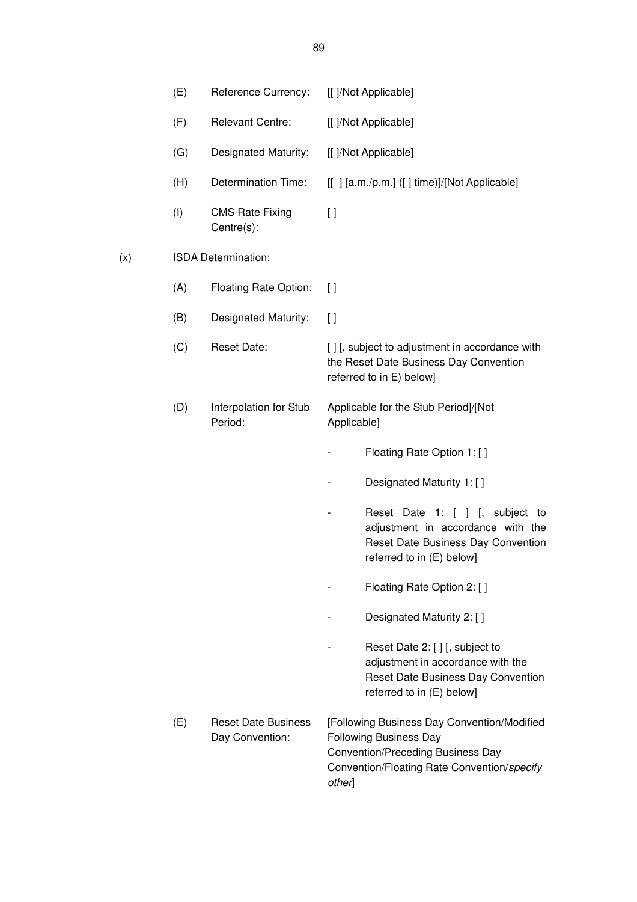| | | | |
|---|---|---|---|
| | (E) | Reference Currency: | [[ ]/Not Applicable] |
| | (F) | Relevant Centre: | [[ ]/Not Applicable] |
| | (G) | Designated Maturity: | [[ ]/Not Applicable] |
| | (H) | Determination Time: | [[ ] [a.m./p.m.] ([ ] time)]/[Not Applicable] |
| | (I) | CMS Rate Fixing Centre(s): | [ ] |
| (x) | ISDA Determination: | | |
| | (A) | Floating Rate Option: | [ ] |
| | (B) | Designated Maturity: | [ ] |
| | (C) | Reset Date: | [ ] [, subject to adjustment in accordance with the Reset Date Business Day Convention referred to in E) below] |
| | (D) | Interpolation for Stub Period: | Applicable for the Stub Period]/[Not Applicable] |

- Floating Rate Option 1: [ ]
- Designated Maturity 1: [ ]
- Reset Date 1: [ ] [, subject to adjustment in accordance with the Reset Date Business Day Convention referred to in (E) below]
- Floating Rate Option 2: [ ]
- Designated Maturity 2: [ ]
- Reset Date 2: [ ] [, subject to adjustment in accordance with the Reset Date Business Day Convention referred to in (E) below]

| | | | |
|---|---|---|---|
| | (E) | Reset Date Business Day Convention: | [Following Business Day Convention/Modified Following Business Day Convention/Preceding Business Day Convention/Floating Rate Convention/*specify other*] |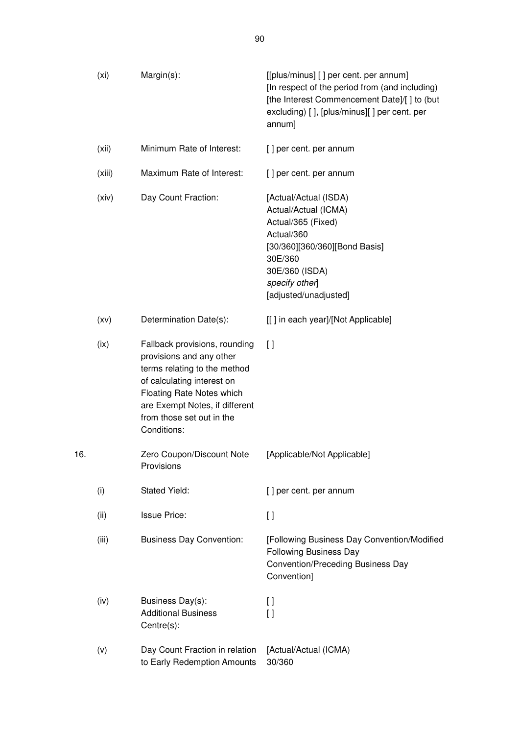| | | | |
|---|---|---|---|
| | (xi) | Margin(s): | [[plus/minus] [ ] per cent. per annum] [In respect of the period from (and including) [the Interest Commencement Date]/[ ] to (but excluding) [ ], [plus/minus][ ] per cent. per annum] |
| | (xii) | Minimum Rate of Interest: | [ ] per cent. per annum |
| | (xiii) | Maximum Rate of Interest: | [ ] per cent. per annum |
| | (xiv) | Day Count Fraction: | [Actual/Actual (ISDA)<br>Actual/Actual (ICMA)<br>Actual/365 (Fixed)<br>Actual/360<br>[30/360][360/360][Bond Basis]<br>30E/360<br>30E/360 (ISDA)<br>*specify other*]<br>[adjusted/unadjusted] |
| | (xv) | Determination Date(s): | [[ ] in each year]/[Not Applicable] |
| | (ix) | Fallback provisions, rounding provisions and any other terms relating to the method of calculating interest on Floating Rate Notes which are Exempt Notes, if different from those set out in the Conditions: | [ ] |
| 16. | | Zero Coupon/Discount Note Provisions | [Applicable/Not Applicable] |
| | (i) | Stated Yield: | [ ] per cent. per annum |
| | (ii) | Issue Price: | [ ] |
| | (iii) | Business Day Convention: | [Following Business Day Convention/Modified Following Business Day Convention/Preceding Business Day Convention] |
| | (iv) | Business Day(s):<br>Additional Business Centre(s): | [ ]<br>[ ] |
| | (v) | Day Count Fraction in relation to Early Redemption Amounts | [Actual/Actual (ICMA)<br>30/360 |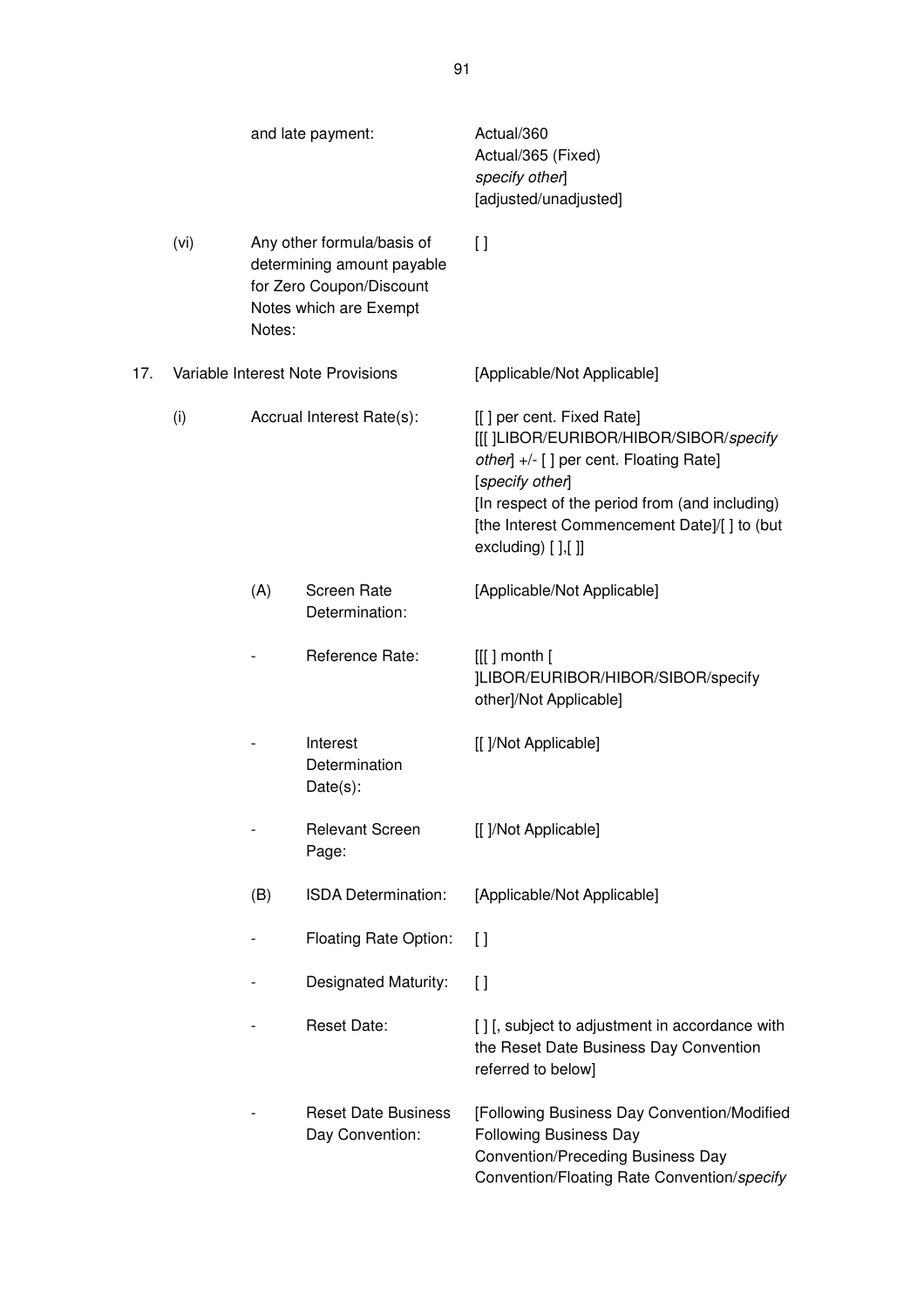| | | | |
|---|---|---|---|
| | and late payment: | | Actual/360<br>Actual/365 (Fixed)<br>*specify other*]<br>[adjusted/unadjusted] |
| (vi) | Any other formula/basis of determining amount payable for Zero Coupon/Discount Notes which are Exempt Notes: | | [ ] |
| 17. | Variable Interest Note Provisions | | [Applicable/Not Applicable] |
| (i) | Accrual Interest Rate(s): | | [[ ] per cent. Fixed Rate]<br>[[[ ]LIBOR/EURIBOR/HIBOR/SIBOR/*specify other*] +/- [ ] per cent. Floating Rate]<br>[*specify other*]<br>[In respect of the period from (and including) [the Interest Commencement Date]/[ ] to (but excluding) [ ],[ ]] |
| | (A) | Screen Rate Determination: | [Applicable/Not Applicable] |
| | - | Reference Rate: | [[[ ] month [ ]LIBOR/EURIBOR/HIBOR/SIBOR/specify other]/Not Applicable] |
| | - | Interest Determination Date(s): | [[ ]/Not Applicable] |
| | - | Relevant Screen Page: | [[ ]/Not Applicable] |
| | (B) | ISDA Determination: | [Applicable/Not Applicable] |
| | - | Floating Rate Option: | [ ] |
| | - | Designated Maturity: | [ ] |
| | - | Reset Date: | [ ] [, subject to adjustment in accordance with the Reset Date Business Day Convention referred to below] |
| | - | Reset Date Business Day Convention: | [Following Business Day Convention/Modified Following Business Day Convention/Preceding Business Day Convention/Floating Rate Convention/*specify* |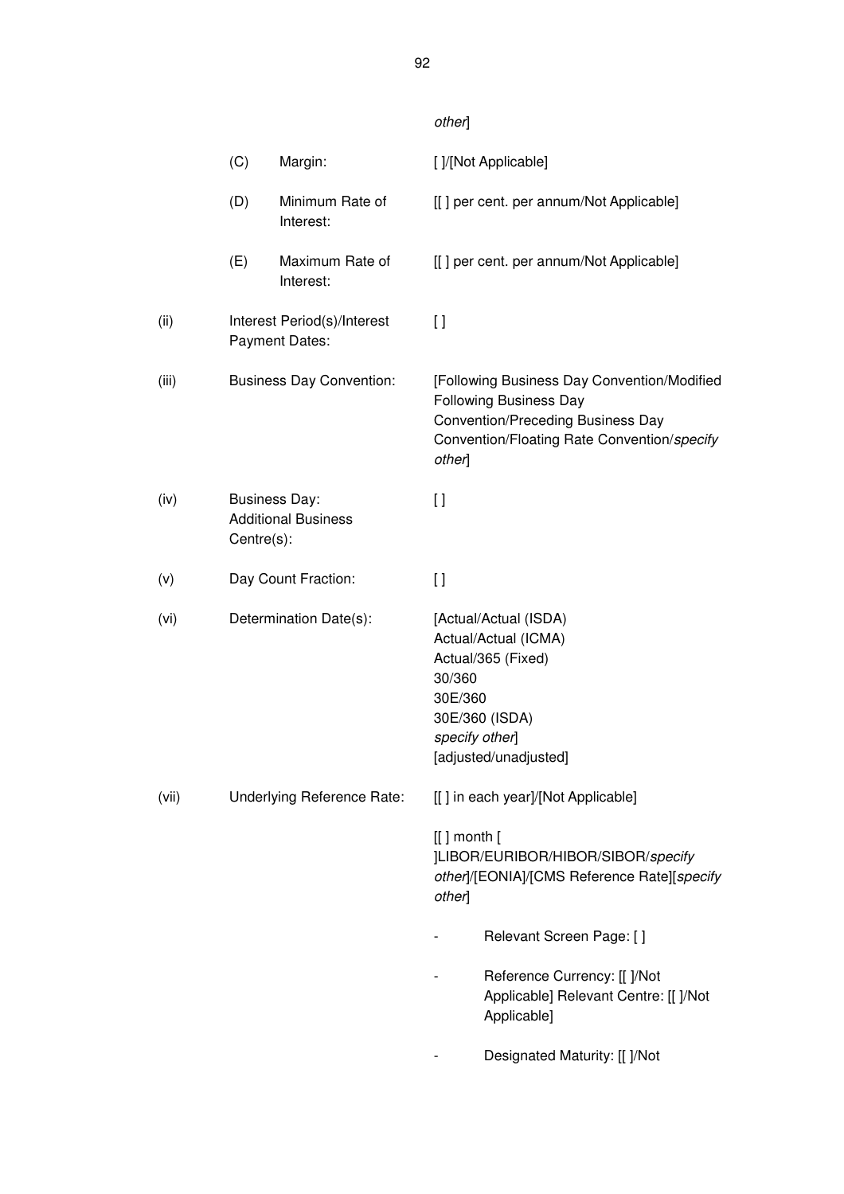*other*]

| | | |
|---|---|---|
| | (C) Margin: | [ ]/[Not Applicable] |
| | (D) Minimum Rate of Interest: | [[ ] per cent. per annum/Not Applicable] |
| | (E) Maximum Rate of Interest: | [[ ] per cent. per annum/Not Applicable] |
| (ii) | Interest Period(s)/Interest Payment Dates: | [ ] |
| (iii) | Business Day Convention: | [Following Business Day Convention/Modified Following Business Day Convention/Preceding Business Day Convention/Floating Rate Convention/*specify other*] |
| (iv) | Business Day: Additional Business Centre(s): | [ ] |
| (v) | Day Count Fraction: | [ ] |
| (vi) | Determination Date(s): | [Actual/Actual (ISDA) Actual/Actual (ICMA) Actual/365 (Fixed) 30/360 30E/360 30E/360 (ISDA) *specify other*] [adjusted/unadjusted] |
| (vii) | Underlying Reference Rate: | [[ ] in each year]/[Not Applicable] |

[[ ] month [ ]LIBOR/EURIBOR/HIBOR/SIBOR/*specify other*]/[EONIA]/[CMS Reference Rate][*specify other*]

- Relevant Screen Page: [ ]
- Reference Currency: [[ ]/Not Applicable] Relevant Centre: [[ ]/Not Applicable]
- Designated Maturity: [[ ]/Not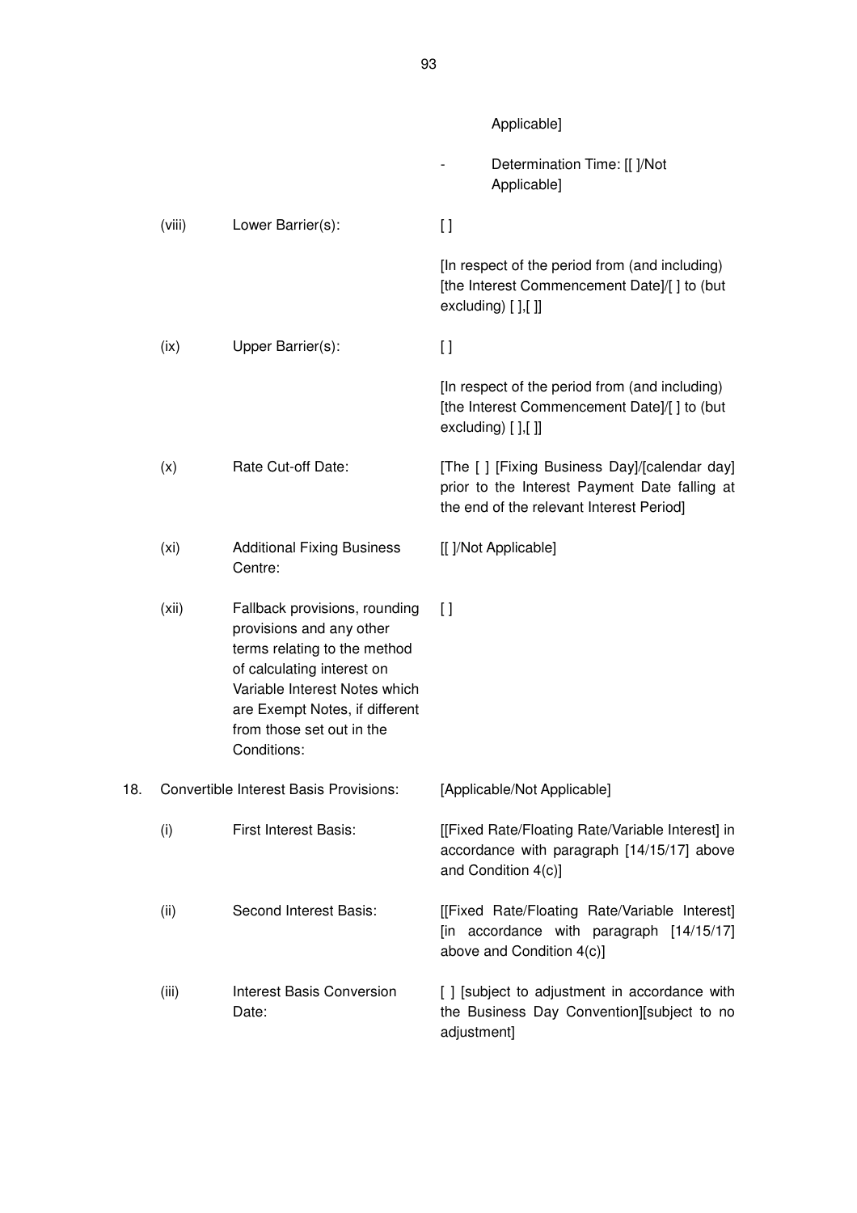Applicable]

- Determination Time: [[ ]/Not Applicable]

| | | |
|---|---|---|
| (viii) | Lower Barrier(s): | [ ]<br><br>[In respect of the period from (and including) [the Interest Commencement Date]/[ ] to (but excluding) [ ],[ ]] |
| (ix) | Upper Barrier(s): | [ ]<br><br>[In respect of the period from (and including) [the Interest Commencement Date]/[ ] to (but excluding) [ ],[ ]] |
| (x) | Rate Cut-off Date: | [The [ ] [Fixing Business Day]/[calendar day] prior to the Interest Payment Date falling at the end of the relevant Interest Period] |
| (xi) | Additional Fixing Business Centre: | [[ ]/Not Applicable] |
| (xii) | Fallback provisions, rounding provisions and any other terms relating to the method of calculating interest on Variable Interest Notes which are Exempt Notes, if different from those set out in the Conditions: | [ ] |

18. Convertible Interest Basis Provisions: [Applicable/Not Applicable]

| | | |
|---|---|---|
| (i) | First Interest Basis: | [[Fixed Rate/Floating Rate/Variable Interest] in accordance with paragraph [14/15/17] above and Condition 4(c)] |
| (ii) | Second Interest Basis: | [[Fixed Rate/Floating Rate/Variable Interest] [in accordance with paragraph [14/15/17] above and Condition 4(c)] |
| (iii) | Interest Basis Conversion Date: | [ ] [subject to adjustment in accordance with the Business Day Convention][subject to no adjustment] |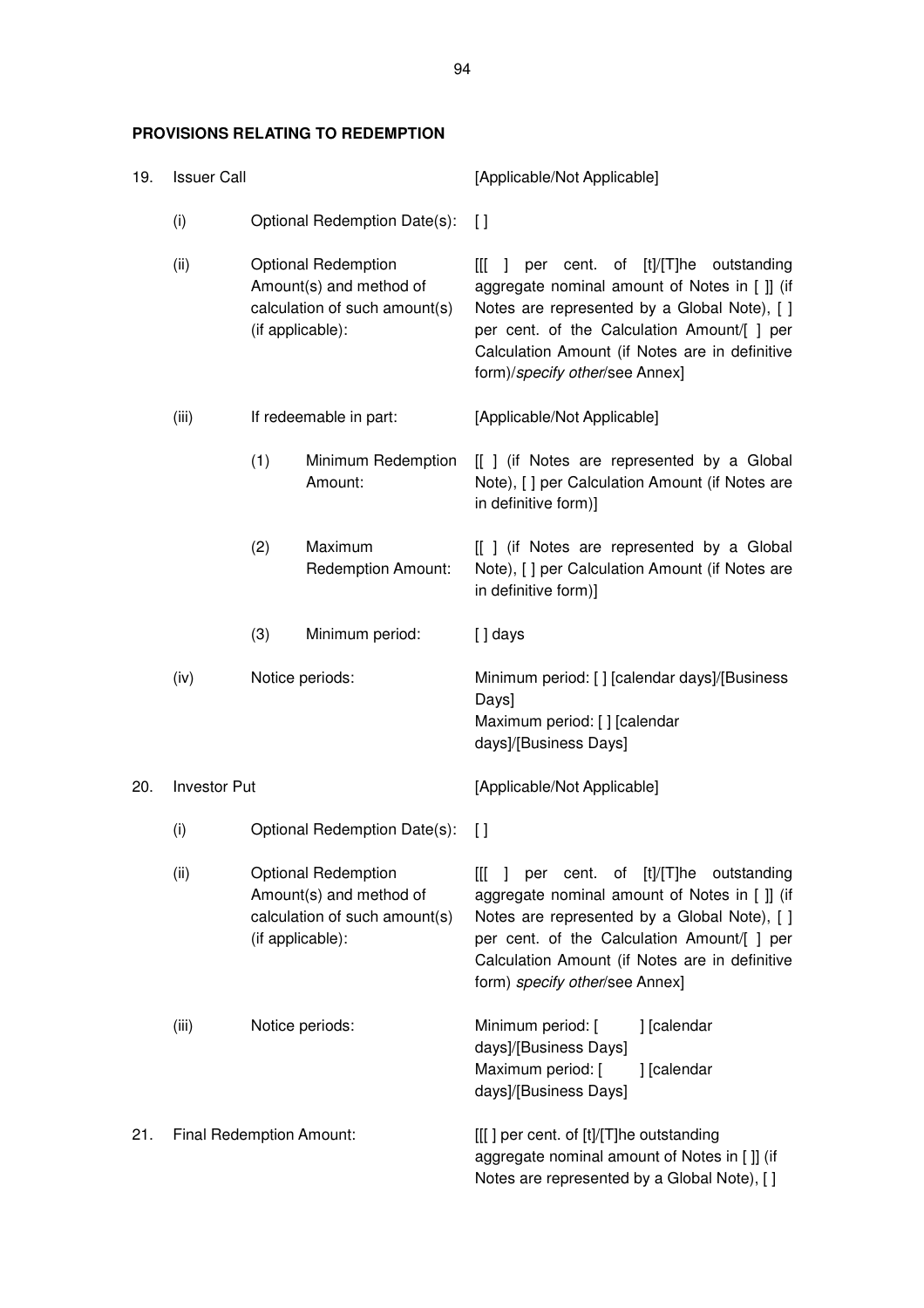**PROVISIONS RELATING TO REDEMPTION**

| | | | |
|---|---|---|---|
| 19. | Issuer Call | | [Applicable/Not Applicable] |
| | (i) | Optional Redemption Date(s): | [ ] |
| | (ii) | Optional Redemption Amount(s) and method of calculation of such amount(s) (if applicable): | [[[ ] per cent. of [t]/[T]he outstanding aggregate nominal amount of Notes in [ ]] (if Notes are represented by a Global Note), [ ] per cent. of the Calculation Amount/[ ] per Calculation Amount (if Notes are in definitive form)/*specify other*/see Annex] |
| | (iii) | If redeemable in part: | [Applicable/Not Applicable] |
| | | (1) Minimum Redemption Amount: | [[ ] (if Notes are represented by a Global Note), [ ] per Calculation Amount (if Notes are in definitive form)] |
| | | (2) Maximum Redemption Amount: | [[ ] (if Notes are represented by a Global Note), [ ] per Calculation Amount (if Notes are in definitive form)] |
| | | (3) Minimum period: | [ ] days |
| | (iv) | Notice periods: | Minimum period: [ ] [calendar days]/[Business Days]<br>Maximum period: [ ] [calendar days]/[Business Days] |
| 20. | Investor Put | | [Applicable/Not Applicable] |
| | (i) | Optional Redemption Date(s): | [ ] |
| | (ii) | Optional Redemption Amount(s) and method of calculation of such amount(s) (if applicable): | [[[ ] per cent. of [t]/[T]he outstanding aggregate nominal amount of Notes in [ ]] (if Notes are represented by a Global Note), [ ] per cent. of the Calculation Amount/[ ] per Calculation Amount (if Notes are in definitive form) *specify other*/see Annex] |
| | (iii) | Notice periods: | Minimum period: [ ] [calendar days]/[Business Days]<br>Maximum period: [ ] [calendar days]/[Business Days] |
| 21. | Final Redemption Amount: | | [[[ ] per cent. of [t]/[T]he outstanding aggregate nominal amount of Notes in [ ]] (if Notes are represented by a Global Note), [ ] |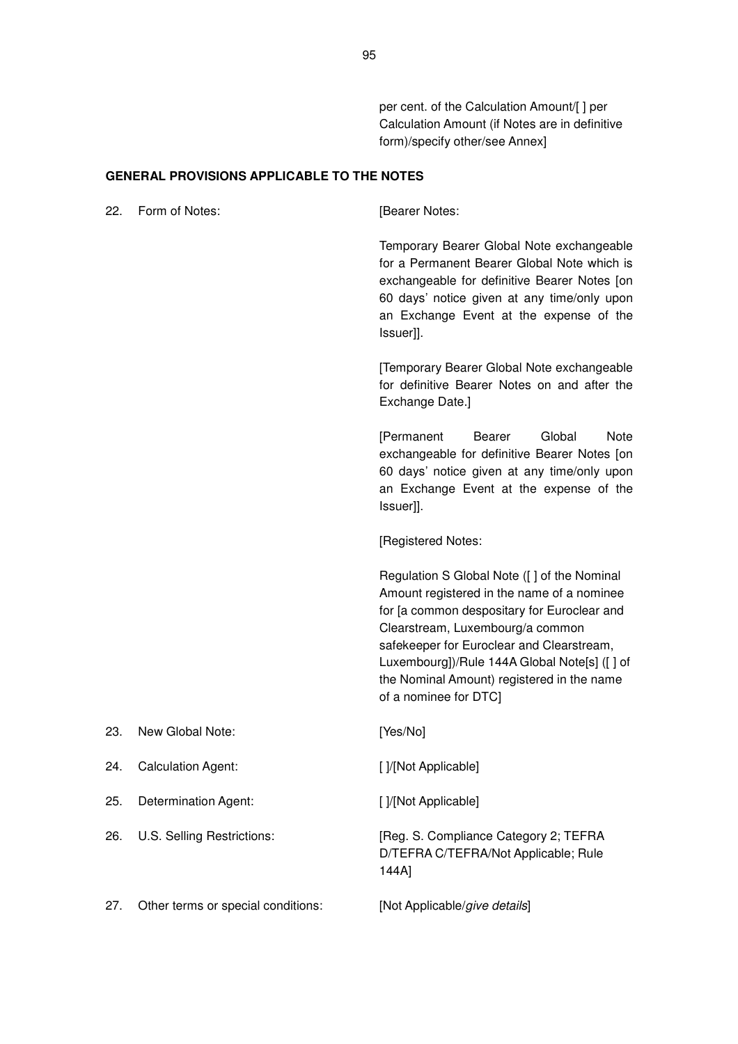per cent. of the Calculation Amount/[ ] per Calculation Amount (if Notes are in definitive form)/specify other/see Annex]

**GENERAL PROVISIONS APPLICABLE TO THE NOTES**

| | | |
|---|---|---|
| 22. | Form of Notes: | [Bearer Notes:<br><br>Temporary Bearer Global Note exchangeable for a Permanent Bearer Global Note which is exchangeable for definitive Bearer Notes [on 60 days' notice given at any time/only upon an Exchange Event at the expense of the Issuer]].<br><br>[Temporary Bearer Global Note exchangeable for definitive Bearer Notes on and after the Exchange Date.]<br><br>[Permanent Bearer Global Note exchangeable for definitive Bearer Notes [on 60 days' notice given at any time/only upon an Exchange Event at the expense of the Issuer]].<br><br>[Registered Notes:<br><br>Regulation S Global Note ([ ] of the Nominal Amount registered in the name of a nominee for [a common despositary for Euroclear and Clearstream, Luxembourg/a common safekeeper for Euroclear and Clearstream, Luxembourg])/Rule 144A Global Note[s] ([ ] of the Nominal Amount) registered in the name of a nominee for DTC] |
| 23. | New Global Note: | [Yes/No] |
| 24. | Calculation Agent: | [ ]/[Not Applicable] |
| 25. | Determination Agent: | [ ]/[Not Applicable] |
| 26. | U.S. Selling Restrictions: | [Reg. S. Compliance Category 2; TEFRA D/TEFRA C/TEFRA/Not Applicable; Rule 144A] |
| 27. | Other terms or special conditions: | [Not Applicable/*give details*] |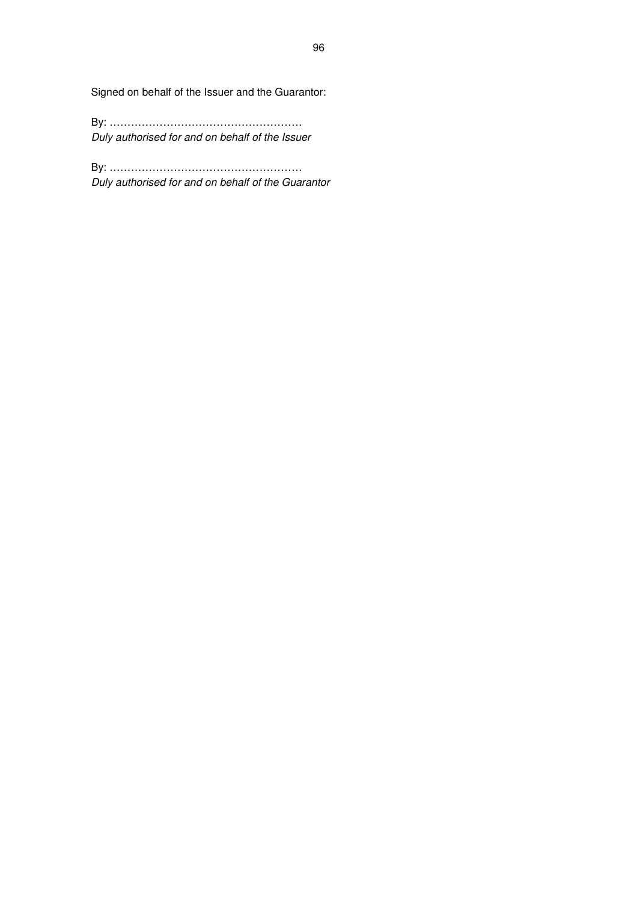Signed on behalf of the Issuer and the Guarantor:

By: ……………………………………………… 
*Duly authorised for and on behalf of the Issuer*

By: ……………………………………………… 
*Duly authorised for and on behalf of the Guarantor*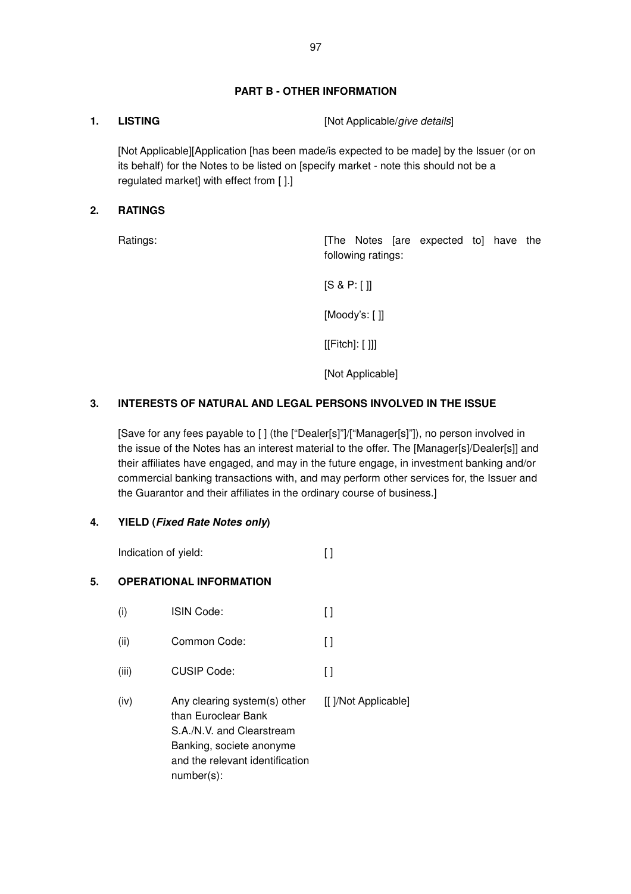## PART B - OTHER INFORMATION

**1. LISTING** [Not Applicable/*give details*]

[Not Applicable][Application [has been made/is expected to be made] by the Issuer (or on its behalf) for the Notes to be listed on [specify market - note this should not be a regulated market] with effect from [ ].]

**2. RATINGS**

| | |
|---|---|
| Ratings: | [The Notes [are expected to] have the following ratings:<br><br>[S & P: [ ]]<br><br>[Moody's: [ ]]<br><br>[[Fitch]: [ ]]]<br><br>[Not Applicable] |

**3. INTERESTS OF NATURAL AND LEGAL PERSONS INVOLVED IN THE ISSUE**

[Save for any fees payable to [ ] (the ["Dealer[s]"]/["Manager[s]"]), no person involved in the issue of the Notes has an interest material to the offer. The [Manager[s]/Dealer[s]] and their affiliates have engaged, and may in the future engage, in investment banking and/or commercial banking transactions with, and may perform other services for, the Issuer and the Guarantor and their affiliates in the ordinary course of business.]

**4. YIELD (*Fixed Rate Notes only*)**

| | |
|---|---|
| Indication of yield: | [ ] |

**5. OPERATIONAL INFORMATION**

| | | |
|---|---|---|
| (i) | ISIN Code: | [ ] |
| (ii) | Common Code: | [ ] |
| (iii) | CUSIP Code: | [ ] |
| (iv) | Any clearing system(s) other than Euroclear Bank S.A./N.V. and Clearstream Banking, societe anonyme and the relevant identification number(s): | [[ ]/Not Applicable] |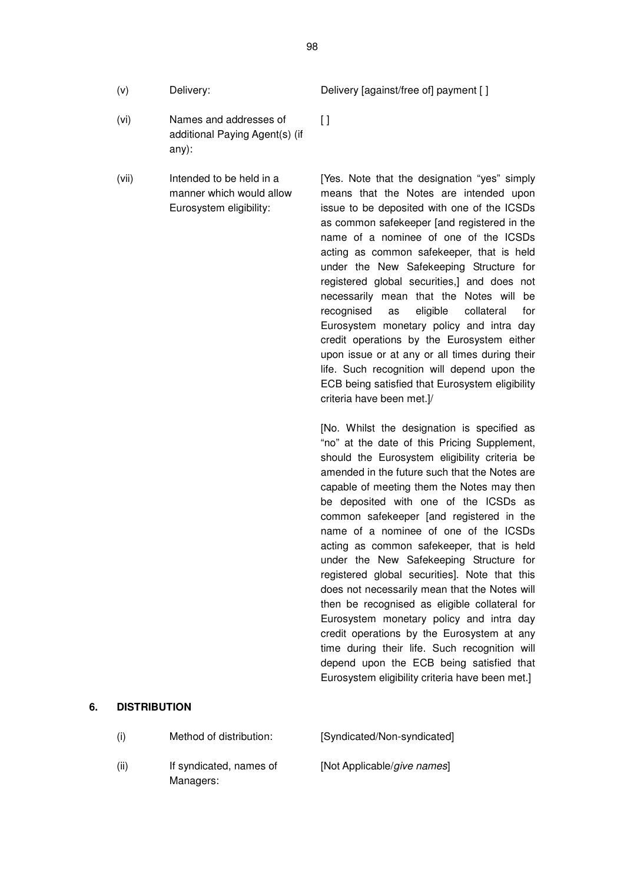| | | |
|---|---|---|
| (v) | Delivery: | Delivery [against/free of] payment [ ] |
| (vi) | Names and addresses of additional Paying Agent(s) (if any): | [ ] |
| (vii) | Intended to be held in a manner which would allow Eurosystem eligibility: | [Yes. Note that the designation "yes" simply means that the Notes are intended upon issue to be deposited with one of the ICSDs as common safekeeper [and registered in the name of a nominee of one of the ICSDs acting as common safekeeper, that is held under the New Safekeeping Structure for registered global securities,] and does not necessarily mean that the Notes will be recognised as eligible collateral for Eurosystem monetary policy and intra day credit operations by the Eurosystem either upon issue or at any or all times during their life. Such recognition will depend upon the ECB being satisfied that Eurosystem eligibility criteria have been met.]/<br><br>[No. Whilst the designation is specified as "no" at the date of this Pricing Supplement, should the Eurosystem eligibility criteria be amended in the future such that the Notes are capable of meeting them the Notes may then be deposited with one of the ICSDs as common safekeeper [and registered in the name of a nominee of one of the ICSDs acting as common safekeeper, that is held under the New Safekeeping Structure for registered global securities]. Note that this does not necessarily mean that the Notes will then be recognised as eligible collateral for Eurosystem monetary policy and intra day credit operations by the Eurosystem at any time during their life. Such recognition will depend upon the ECB being satisfied that Eurosystem eligibility criteria have been met.] |

## 6. DISTRIBUTION

| | | |
|---|---|---|
| (i) | Method of distribution: | [Syndicated/Non-syndicated] |
| (ii) | If syndicated, names of Managers: | [Not Applicable/*give names*] |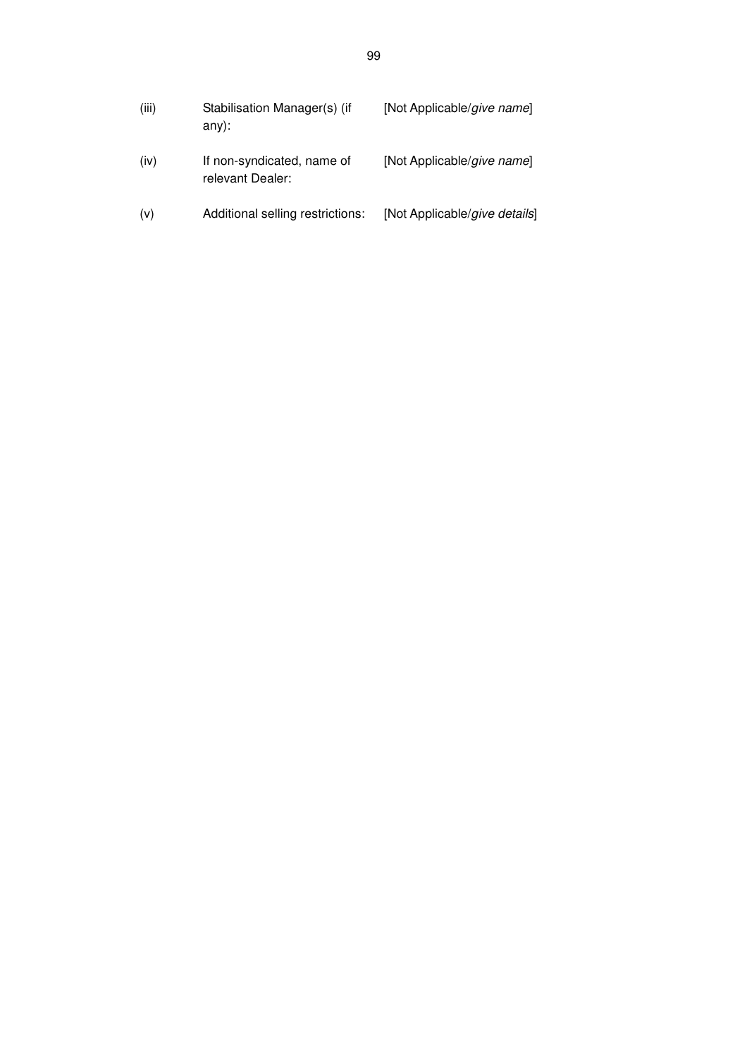| | | |
|---|---|---|
| (iii) | Stabilisation Manager(s) (if any): | [Not Applicable/*give name*] |
| (iv) | If non-syndicated, name of relevant Dealer: | [Not Applicable/*give name*] |
| (v) | Additional selling restrictions: | [Not Applicable/*give details*] |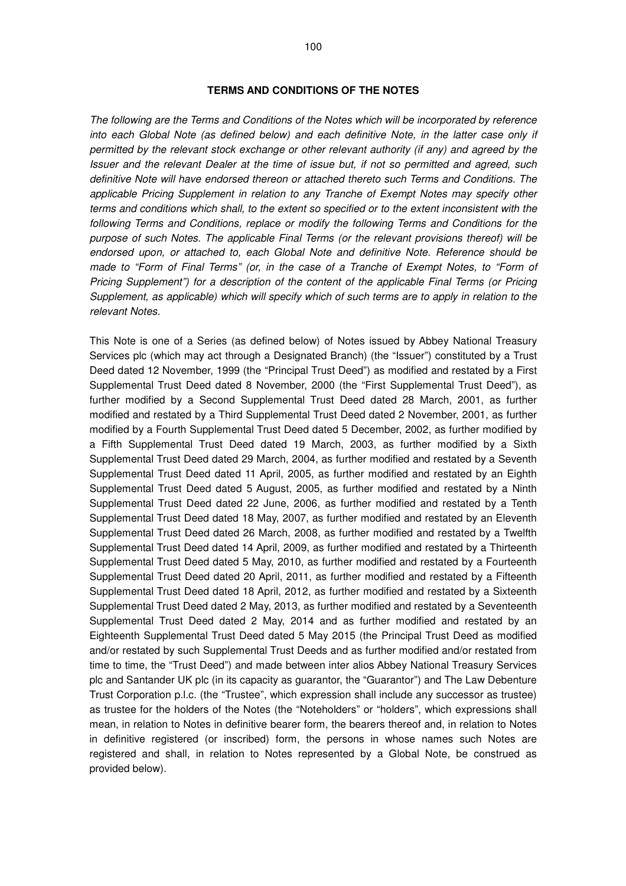## TERMS AND CONDITIONS OF THE NOTES

*The following are the Terms and Conditions of the Notes which will be incorporated by reference into each Global Note (as defined below) and each definitive Note, in the latter case only if permitted by the relevant stock exchange or other relevant authority (if any) and agreed by the Issuer and the relevant Dealer at the time of issue but, if not so permitted and agreed, such definitive Note will have endorsed thereon or attached thereto such Terms and Conditions. The applicable Pricing Supplement in relation to any Tranche of Exempt Notes may specify other terms and conditions which shall, to the extent so specified or to the extent inconsistent with the following Terms and Conditions, replace or modify the following Terms and Conditions for the purpose of such Notes. The applicable Final Terms (or the relevant provisions thereof) will be endorsed upon, or attached to, each Global Note and definitive Note. Reference should be made to "Form of Final Terms" (or, in the case of a Tranche of Exempt Notes, to "Form of Pricing Supplement") for a description of the content of the applicable Final Terms (or Pricing Supplement, as applicable) which will specify which of such terms are to apply in relation to the relevant Notes.*

This Note is one of a Series (as defined below) of Notes issued by Abbey National Treasury Services plc (which may act through a Designated Branch) (the "Issuer") constituted by a Trust Deed dated 12 November, 1999 (the "Principal Trust Deed") as modified and restated by a First Supplemental Trust Deed dated 8 November, 2000 (the "First Supplemental Trust Deed"), as further modified by a Second Supplemental Trust Deed dated 28 March, 2001, as further modified and restated by a Third Supplemental Trust Deed dated 2 November, 2001, as further modified by a Fourth Supplemental Trust Deed dated 5 December, 2002, as further modified by a Fifth Supplemental Trust Deed dated 19 March, 2003, as further modified by a Sixth Supplemental Trust Deed dated 29 March, 2004, as further modified and restated by a Seventh Supplemental Trust Deed dated 11 April, 2005, as further modified and restated by an Eighth Supplemental Trust Deed dated 5 August, 2005, as further modified and restated by a Ninth Supplemental Trust Deed dated 22 June, 2006, as further modified and restated by a Tenth Supplemental Trust Deed dated 18 May, 2007, as further modified and restated by an Eleventh Supplemental Trust Deed dated 26 March, 2008, as further modified and restated by a Twelfth Supplemental Trust Deed dated 14 April, 2009, as further modified and restated by a Thirteenth Supplemental Trust Deed dated 5 May, 2010, as further modified and restated by a Fourteenth Supplemental Trust Deed dated 20 April, 2011, as further modified and restated by a Fifteenth Supplemental Trust Deed dated 18 April, 2012, as further modified and restated by a Sixteenth Supplemental Trust Deed dated 2 May, 2013, as further modified and restated by a Seventeenth Supplemental Trust Deed dated 2 May, 2014 and as further modified and restated by an Eighteenth Supplemental Trust Deed dated 5 May 2015 (the Principal Trust Deed as modified and/or restated by such Supplemental Trust Deeds and as further modified and/or restated from time to time, the "Trust Deed") and made between inter alios Abbey National Treasury Services plc and Santander UK plc (in its capacity as guarantor, the "Guarantor") and The Law Debenture Trust Corporation p.l.c. (the "Trustee", which expression shall include any successor as trustee) as trustee for the holders of the Notes (the "Noteholders" or "holders", which expressions shall mean, in relation to Notes in definitive bearer form, the bearers thereof and, in relation to Notes in definitive registered (or inscribed) form, the persons in whose names such Notes are registered and shall, in relation to Notes represented by a Global Note, be construed as provided below).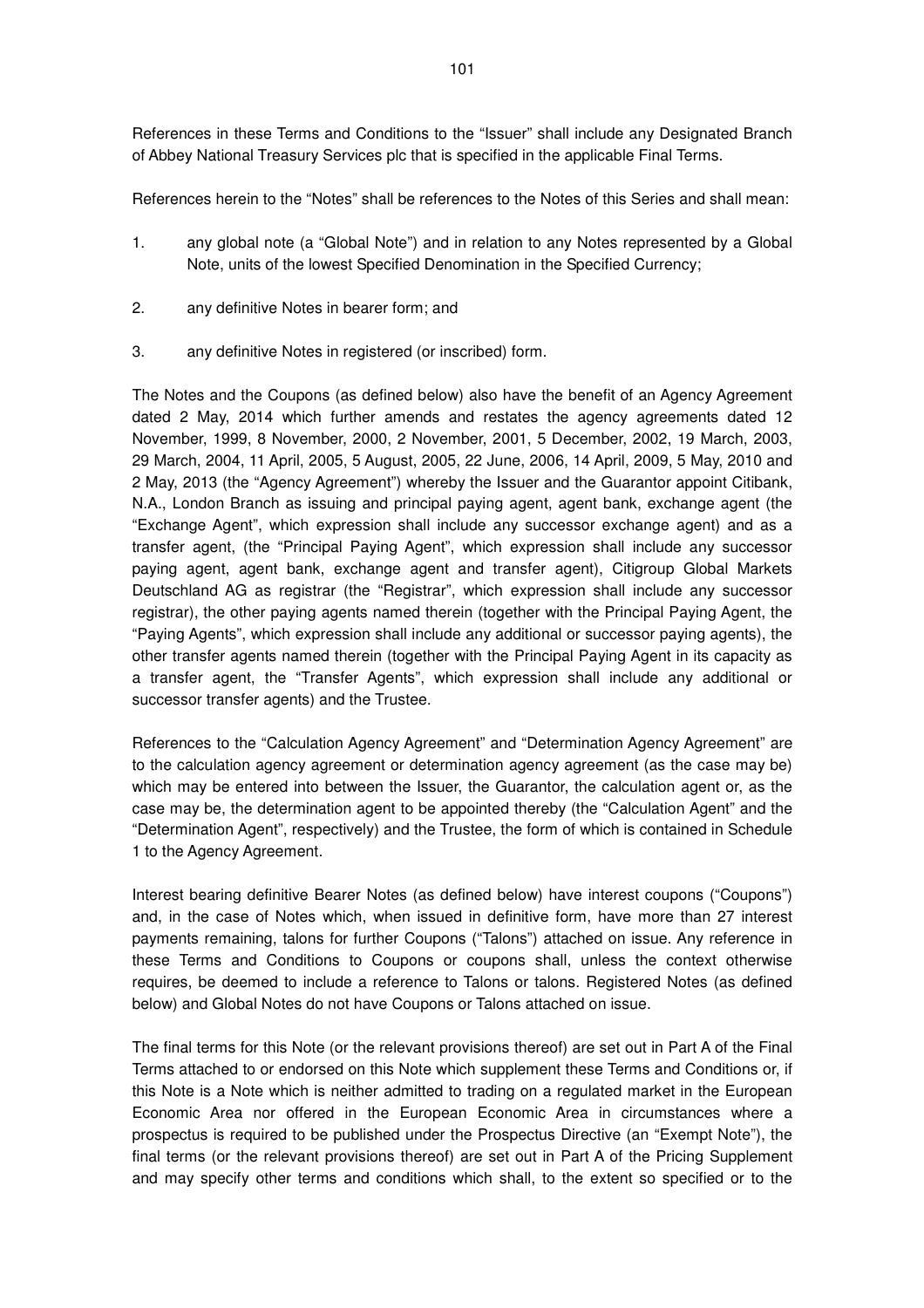References in these Terms and Conditions to the "Issuer" shall include any Designated Branch of Abbey National Treasury Services plc that is specified in the applicable Final Terms.

References herein to the "Notes" shall be references to the Notes of this Series and shall mean:

1. any global note (a "Global Note") and in relation to any Notes represented by a Global Note, units of the lowest Specified Denomination in the Specified Currency;

2. any definitive Notes in bearer form; and

3. any definitive Notes in registered (or inscribed) form.

The Notes and the Coupons (as defined below) also have the benefit of an Agency Agreement dated 2 May, 2014 which further amends and restates the agency agreements dated 12 November, 1999, 8 November, 2000, 2 November, 2001, 5 December, 2002, 19 March, 2003, 29 March, 2004, 11 April, 2005, 5 August, 2005, 22 June, 2006, 14 April, 2009, 5 May, 2010 and 2 May, 2013 (the "Agency Agreement") whereby the Issuer and the Guarantor appoint Citibank, N.A., London Branch as issuing and principal paying agent, agent bank, exchange agent (the "Exchange Agent", which expression shall include any successor exchange agent) and as a transfer agent, (the "Principal Paying Agent", which expression shall include any successor paying agent, agent bank, exchange agent and transfer agent), Citigroup Global Markets Deutschland AG as registrar (the "Registrar", which expression shall include any successor registrar), the other paying agents named therein (together with the Principal Paying Agent, the "Paying Agents", which expression shall include any additional or successor paying agents), the other transfer agents named therein (together with the Principal Paying Agent in its capacity as a transfer agent, the "Transfer Agents", which expression shall include any additional or successor transfer agents) and the Trustee.

References to the "Calculation Agency Agreement" and "Determination Agency Agreement" are to the calculation agency agreement or determination agency agreement (as the case may be) which may be entered into between the Issuer, the Guarantor, the calculation agent or, as the case may be, the determination agent to be appointed thereby (the "Calculation Agent" and the "Determination Agent", respectively) and the Trustee, the form of which is contained in Schedule 1 to the Agency Agreement.

Interest bearing definitive Bearer Notes (as defined below) have interest coupons ("Coupons") and, in the case of Notes which, when issued in definitive form, have more than 27 interest payments remaining, talons for further Coupons ("Talons") attached on issue. Any reference in these Terms and Conditions to Coupons or coupons shall, unless the context otherwise requires, be deemed to include a reference to Talons or talons. Registered Notes (as defined below) and Global Notes do not have Coupons or Talons attached on issue.

The final terms for this Note (or the relevant provisions thereof) are set out in Part A of the Final Terms attached to or endorsed on this Note which supplement these Terms and Conditions or, if this Note is a Note which is neither admitted to trading on a regulated market in the European Economic Area nor offered in the European Economic Area in circumstances where a prospectus is required to be published under the Prospectus Directive (an "Exempt Note"), the final terms (or the relevant provisions thereof) are set out in Part A of the Pricing Supplement and may specify other terms and conditions which shall, to the extent so specified or to the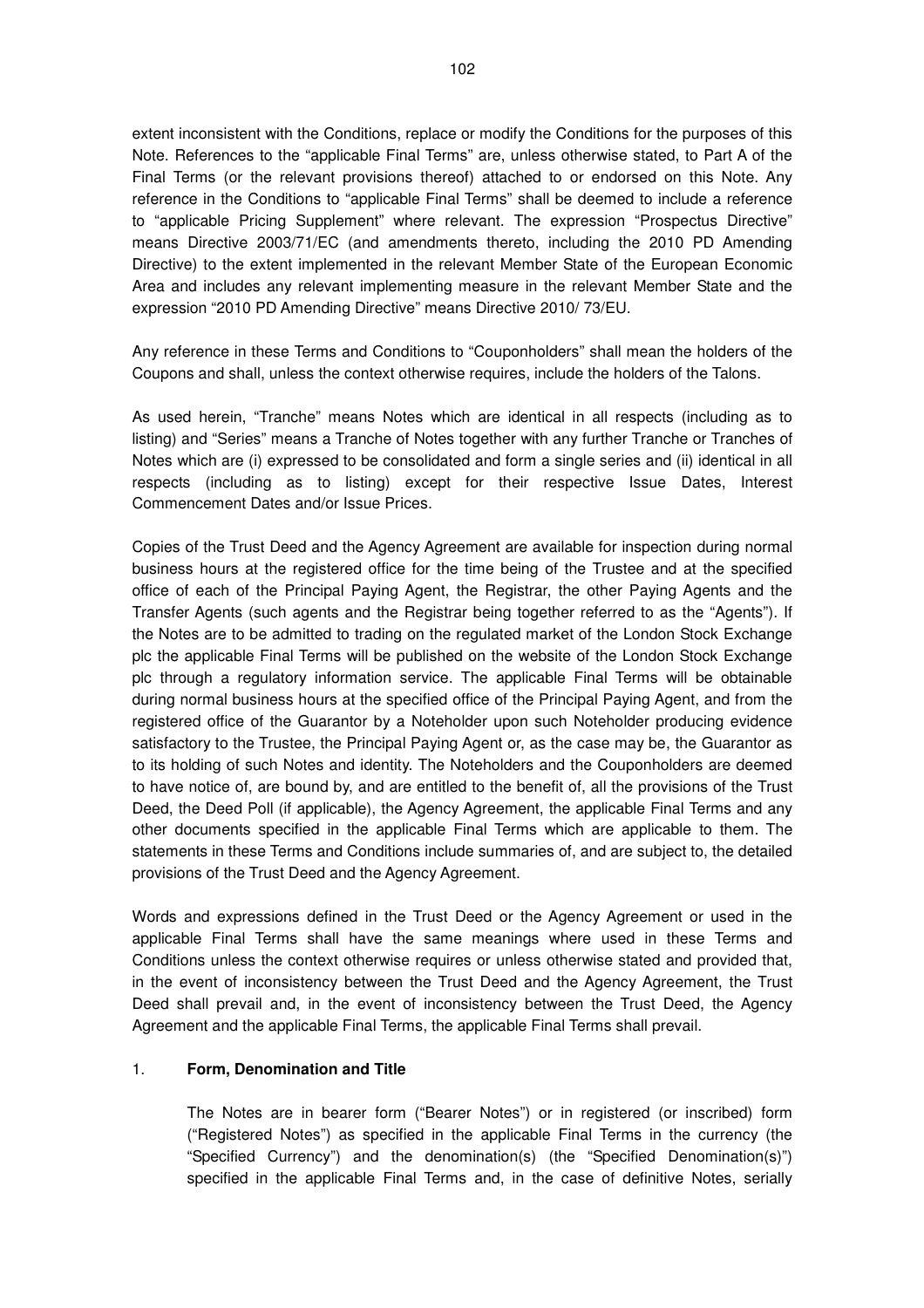extent inconsistent with the Conditions, replace or modify the Conditions for the purposes of this Note. References to the "applicable Final Terms" are, unless otherwise stated, to Part A of the Final Terms (or the relevant provisions thereof) attached to or endorsed on this Note. Any reference in the Conditions to "applicable Final Terms" shall be deemed to include a reference to "applicable Pricing Supplement" where relevant. The expression "Prospectus Directive" means Directive 2003/71/EC (and amendments thereto, including the 2010 PD Amending Directive) to the extent implemented in the relevant Member State of the European Economic Area and includes any relevant implementing measure in the relevant Member State and the expression "2010 PD Amending Directive" means Directive 2010/ 73/EU.

Any reference in these Terms and Conditions to "Couponholders" shall mean the holders of the Coupons and shall, unless the context otherwise requires, include the holders of the Talons.

As used herein, "Tranche" means Notes which are identical in all respects (including as to listing) and "Series" means a Tranche of Notes together with any further Tranche or Tranches of Notes which are (i) expressed to be consolidated and form a single series and (ii) identical in all respects (including as to listing) except for their respective Issue Dates, Interest Commencement Dates and/or Issue Prices.

Copies of the Trust Deed and the Agency Agreement are available for inspection during normal business hours at the registered office for the time being of the Trustee and at the specified office of each of the Principal Paying Agent, the Registrar, the other Paying Agents and the Transfer Agents (such agents and the Registrar being together referred to as the "Agents"). If the Notes are to be admitted to trading on the regulated market of the London Stock Exchange plc the applicable Final Terms will be published on the website of the London Stock Exchange plc through a regulatory information service. The applicable Final Terms will be obtainable during normal business hours at the specified office of the Principal Paying Agent, and from the registered office of the Guarantor by a Noteholder upon such Noteholder producing evidence satisfactory to the Trustee, the Principal Paying Agent or, as the case may be, the Guarantor as to its holding of such Notes and identity. The Noteholders and the Couponholders are deemed to have notice of, are bound by, and are entitled to the benefit of, all the provisions of the Trust Deed, the Deed Poll (if applicable), the Agency Agreement, the applicable Final Terms and any other documents specified in the applicable Final Terms which are applicable to them. The statements in these Terms and Conditions include summaries of, and are subject to, the detailed provisions of the Trust Deed and the Agency Agreement.

Words and expressions defined in the Trust Deed or the Agency Agreement or used in the applicable Final Terms shall have the same meanings where used in these Terms and Conditions unless the context otherwise requires or unless otherwise stated and provided that, in the event of inconsistency between the Trust Deed and the Agency Agreement, the Trust Deed shall prevail and, in the event of inconsistency between the Trust Deed, the Agency Agreement and the applicable Final Terms, the applicable Final Terms shall prevail.

## 1. Form, Denomination and Title

The Notes are in bearer form ("Bearer Notes") or in registered (or inscribed) form ("Registered Notes") as specified in the applicable Final Terms in the currency (the "Specified Currency") and the denomination(s) (the "Specified Denomination(s)") specified in the applicable Final Terms and, in the case of definitive Notes, serially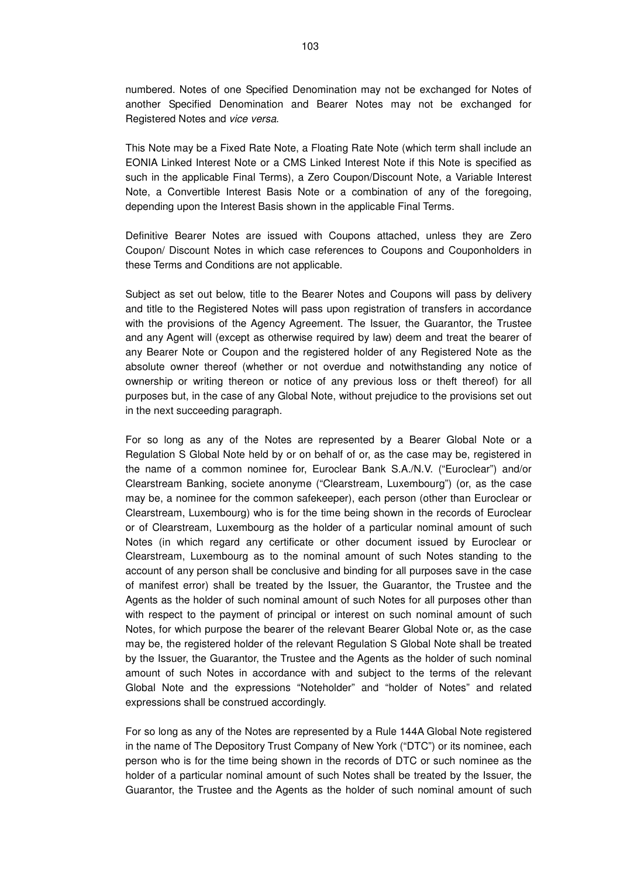numbered. Notes of one Specified Denomination may not be exchanged for Notes of another Specified Denomination and Bearer Notes may not be exchanged for Registered Notes and *vice versa*.

This Note may be a Fixed Rate Note, a Floating Rate Note (which term shall include an EONIA Linked Interest Note or a CMS Linked Interest Note if this Note is specified as such in the applicable Final Terms), a Zero Coupon/Discount Note, a Variable Interest Note, a Convertible Interest Basis Note or a combination of any of the foregoing, depending upon the Interest Basis shown in the applicable Final Terms.

Definitive Bearer Notes are issued with Coupons attached, unless they are Zero Coupon/ Discount Notes in which case references to Coupons and Couponholders in these Terms and Conditions are not applicable.

Subject as set out below, title to the Bearer Notes and Coupons will pass by delivery and title to the Registered Notes will pass upon registration of transfers in accordance with the provisions of the Agency Agreement. The Issuer, the Guarantor, the Trustee and any Agent will (except as otherwise required by law) deem and treat the bearer of any Bearer Note or Coupon and the registered holder of any Registered Note as the absolute owner thereof (whether or not overdue and notwithstanding any notice of ownership or writing thereon or notice of any previous loss or theft thereof) for all purposes but, in the case of any Global Note, without prejudice to the provisions set out in the next succeeding paragraph.

For so long as any of the Notes are represented by a Bearer Global Note or a Regulation S Global Note held by or on behalf of or, as the case may be, registered in the name of a common nominee for, Euroclear Bank S.A./N.V. ("Euroclear") and/or Clearstream Banking, societe anonyme ("Clearstream, Luxembourg") (or, as the case may be, a nominee for the common safekeeper), each person (other than Euroclear or Clearstream, Luxembourg) who is for the time being shown in the records of Euroclear or of Clearstream, Luxembourg as the holder of a particular nominal amount of such Notes (in which regard any certificate or other document issued by Euroclear or Clearstream, Luxembourg as to the nominal amount of such Notes standing to the account of any person shall be conclusive and binding for all purposes save in the case of manifest error) shall be treated by the Issuer, the Guarantor, the Trustee and the Agents as the holder of such nominal amount of such Notes for all purposes other than with respect to the payment of principal or interest on such nominal amount of such Notes, for which purpose the bearer of the relevant Bearer Global Note or, as the case may be, the registered holder of the relevant Regulation S Global Note shall be treated by the Issuer, the Guarantor, the Trustee and the Agents as the holder of such nominal amount of such Notes in accordance with and subject to the terms of the relevant Global Note and the expressions "Noteholder" and "holder of Notes" and related expressions shall be construed accordingly.

For so long as any of the Notes are represented by a Rule 144A Global Note registered in the name of The Depository Trust Company of New York ("DTC") or its nominee, each person who is for the time being shown in the records of DTC or such nominee as the holder of a particular nominal amount of such Notes shall be treated by the Issuer, the Guarantor, the Trustee and the Agents as the holder of such nominal amount of such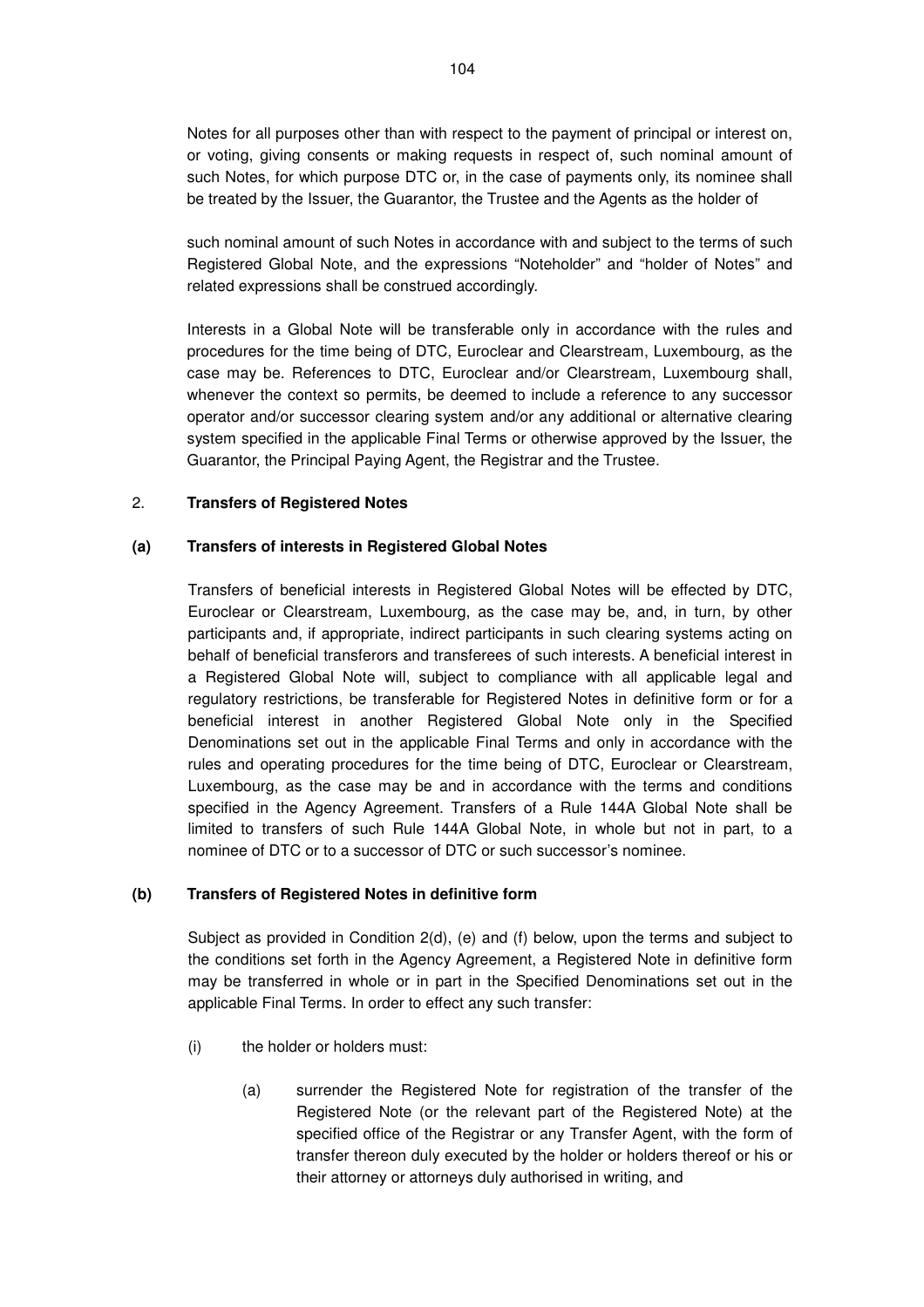Notes for all purposes other than with respect to the payment of principal or interest on, or voting, giving consents or making requests in respect of, such nominal amount of such Notes, for which purpose DTC or, in the case of payments only, its nominee shall be treated by the Issuer, the Guarantor, the Trustee and the Agents as the holder of

such nominal amount of such Notes in accordance with and subject to the terms of such Registered Global Note, and the expressions "Noteholder" and "holder of Notes" and related expressions shall be construed accordingly.

Interests in a Global Note will be transferable only in accordance with the rules and procedures for the time being of DTC, Euroclear and Clearstream, Luxembourg, as the case may be. References to DTC, Euroclear and/or Clearstream, Luxembourg shall, whenever the context so permits, be deemed to include a reference to any successor operator and/or successor clearing system and/or any additional or alternative clearing system specified in the applicable Final Terms or otherwise approved by the Issuer, the Guarantor, the Principal Paying Agent, the Registrar and the Trustee.

## 2. **Transfers of Registered Notes**

### **(a) Transfers of interests in Registered Global Notes**

Transfers of beneficial interests in Registered Global Notes will be effected by DTC, Euroclear or Clearstream, Luxembourg, as the case may be, and, in turn, by other participants and, if appropriate, indirect participants in such clearing systems acting on behalf of beneficial transferors and transferees of such interests. A beneficial interest in a Registered Global Note will, subject to compliance with all applicable legal and regulatory restrictions, be transferable for Registered Notes in definitive form or for a beneficial interest in another Registered Global Note only in the Specified Denominations set out in the applicable Final Terms and only in accordance with the rules and operating procedures for the time being of DTC, Euroclear or Clearstream, Luxembourg, as the case may be and in accordance with the terms and conditions specified in the Agency Agreement. Transfers of a Rule 144A Global Note shall be limited to transfers of such Rule 144A Global Note, in whole but not in part, to a nominee of DTC or to a successor of DTC or such successor's nominee.

### **(b) Transfers of Registered Notes in definitive form**

Subject as provided in Condition 2(d), (e) and (f) below, upon the terms and subject to the conditions set forth in the Agency Agreement, a Registered Note in definitive form may be transferred in whole or in part in the Specified Denominations set out in the applicable Final Terms. In order to effect any such transfer:

(i) the holder or holders must:

  (a) surrender the Registered Note for registration of the transfer of the Registered Note (or the relevant part of the Registered Note) at the specified office of the Registrar or any Transfer Agent, with the form of transfer thereon duly executed by the holder or holders thereof or his or their attorney or attorneys duly authorised in writing, and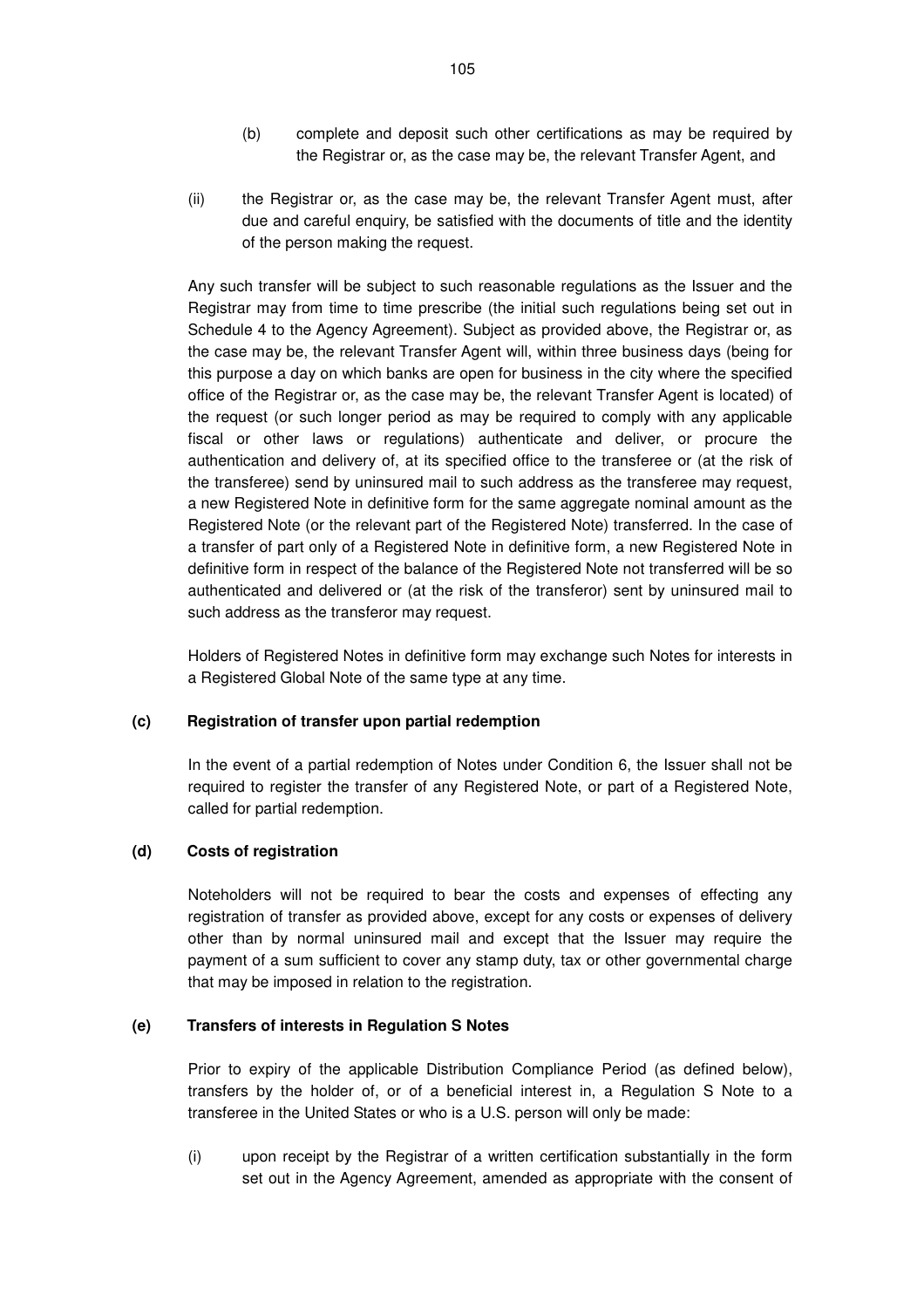(b) complete and deposit such other certifications as may be required by the Registrar or, as the case may be, the relevant Transfer Agent, and

(ii) the Registrar or, as the case may be, the relevant Transfer Agent must, after due and careful enquiry, be satisfied with the documents of title and the identity of the person making the request.

Any such transfer will be subject to such reasonable regulations as the Issuer and the Registrar may from time to time prescribe (the initial such regulations being set out in Schedule 4 to the Agency Agreement). Subject as provided above, the Registrar or, as the case may be, the relevant Transfer Agent will, within three business days (being for this purpose a day on which banks are open for business in the city where the specified office of the Registrar or, as the case may be, the relevant Transfer Agent is located) of the request (or such longer period as may be required to comply with any applicable fiscal or other laws or regulations) authenticate and deliver, or procure the authentication and delivery of, at its specified office to the transferee or (at the risk of the transferee) send by uninsured mail to such address as the transferee may request, a new Registered Note in definitive form for the same aggregate nominal amount as the Registered Note (or the relevant part of the Registered Note) transferred. In the case of a transfer of part only of a Registered Note in definitive form, a new Registered Note in definitive form in respect of the balance of the Registered Note not transferred will be so authenticated and delivered or (at the risk of the transferor) sent by uninsured mail to such address as the transferor may request.

Holders of Registered Notes in definitive form may exchange such Notes for interests in a Registered Global Note of the same type at any time.

**(c) Registration of transfer upon partial redemption**

In the event of a partial redemption of Notes under Condition 6, the Issuer shall not be required to register the transfer of any Registered Note, or part of a Registered Note, called for partial redemption.

**(d) Costs of registration**

Noteholders will not be required to bear the costs and expenses of effecting any registration of transfer as provided above, except for any costs or expenses of delivery other than by normal uninsured mail and except that the Issuer may require the payment of a sum sufficient to cover any stamp duty, tax or other governmental charge that may be imposed in relation to the registration.

**(e) Transfers of interests in Regulation S Notes**

Prior to expiry of the applicable Distribution Compliance Period (as defined below), transfers by the holder of, or of a beneficial interest in, a Regulation S Note to a transferee in the United States or who is a U.S. person will only be made:

(i) upon receipt by the Registrar of a written certification substantially in the form set out in the Agency Agreement, amended as appropriate with the consent of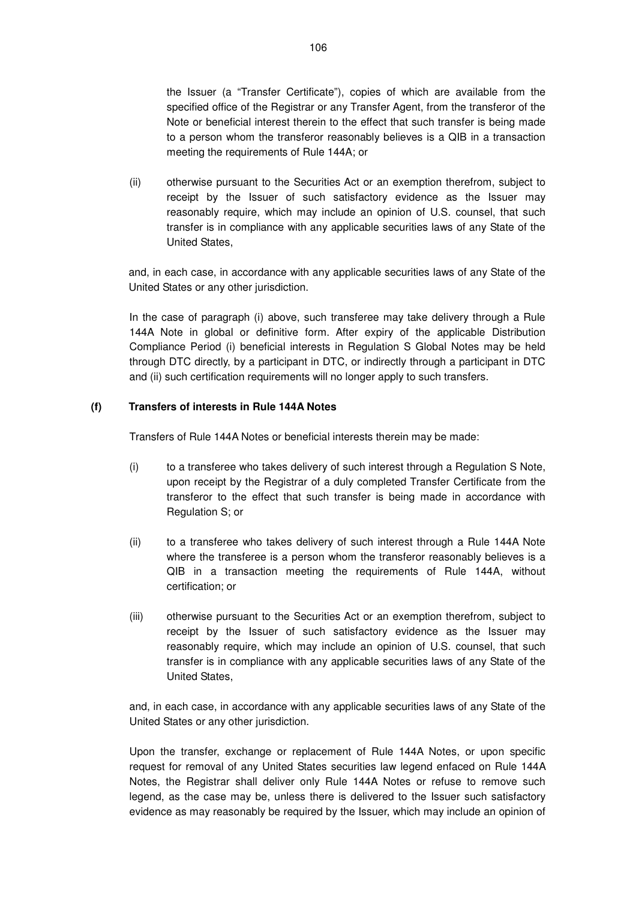the Issuer (a "Transfer Certificate"), copies of which are available from the specified office of the Registrar or any Transfer Agent, from the transferor of the Note or beneficial interest therein to the effect that such transfer is being made to a person whom the transferor reasonably believes is a QIB in a transaction meeting the requirements of Rule 144A; or

(ii) otherwise pursuant to the Securities Act or an exemption therefrom, subject to receipt by the Issuer of such satisfactory evidence as the Issuer may reasonably require, which may include an opinion of U.S. counsel, that such transfer is in compliance with any applicable securities laws of any State of the United States,

and, in each case, in accordance with any applicable securities laws of any State of the United States or any other jurisdiction.

In the case of paragraph (i) above, such transferee may take delivery through a Rule 144A Note in global or definitive form. After expiry of the applicable Distribution Compliance Period (i) beneficial interests in Regulation S Global Notes may be held through DTC directly, by a participant in DTC, or indirectly through a participant in DTC and (ii) such certification requirements will no longer apply to such transfers.

**(f) Transfers of interests in Rule 144A Notes**

Transfers of Rule 144A Notes or beneficial interests therein may be made:

(i) to a transferee who takes delivery of such interest through a Regulation S Note, upon receipt by the Registrar of a duly completed Transfer Certificate from the transferor to the effect that such transfer is being made in accordance with Regulation S; or

(ii) to a transferee who takes delivery of such interest through a Rule 144A Note where the transferee is a person whom the transferor reasonably believes is a QIB in a transaction meeting the requirements of Rule 144A, without certification; or

(iii) otherwise pursuant to the Securities Act or an exemption therefrom, subject to receipt by the Issuer of such satisfactory evidence as the Issuer may reasonably require, which may include an opinion of U.S. counsel, that such transfer is in compliance with any applicable securities laws of any State of the United States,

and, in each case, in accordance with any applicable securities laws of any State of the United States or any other jurisdiction.

Upon the transfer, exchange or replacement of Rule 144A Notes, or upon specific request for removal of any United States securities law legend enfaced on Rule 144A Notes, the Registrar shall deliver only Rule 144A Notes or refuse to remove such legend, as the case may be, unless there is delivered to the Issuer such satisfactory evidence as may reasonably be required by the Issuer, which may include an opinion of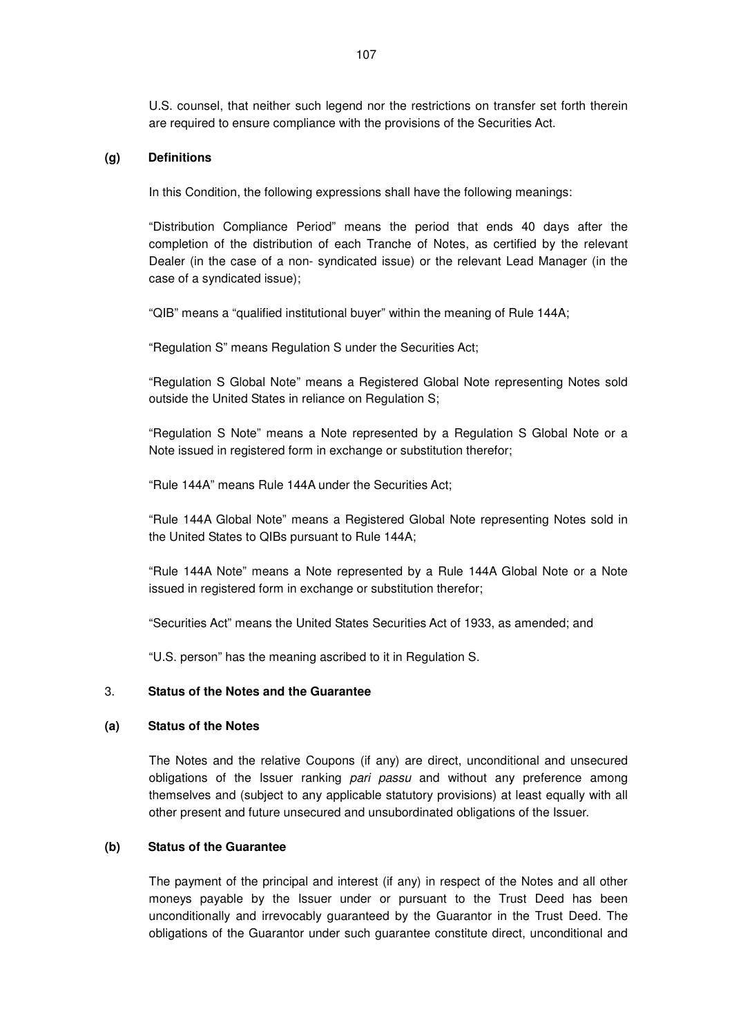U.S. counsel, that neither such legend nor the restrictions on transfer set forth therein are required to ensure compliance with the provisions of the Securities Act.

**(g) Definitions**

In this Condition, the following expressions shall have the following meanings:

"Distribution Compliance Period" means the period that ends 40 days after the completion of the distribution of each Tranche of Notes, as certified by the relevant Dealer (in the case of a non- syndicated issue) or the relevant Lead Manager (in the case of a syndicated issue);

"QIB" means a "qualified institutional buyer" within the meaning of Rule 144A;

"Regulation S" means Regulation S under the Securities Act;

"Regulation S Global Note" means a Registered Global Note representing Notes sold outside the United States in reliance on Regulation S;

"Regulation S Note" means a Note represented by a Regulation S Global Note or a Note issued in registered form in exchange or substitution therefor;

"Rule 144A" means Rule 144A under the Securities Act;

"Rule 144A Global Note" means a Registered Global Note representing Notes sold in the United States to QIBs pursuant to Rule 144A;

"Rule 144A Note" means a Note represented by a Rule 144A Global Note or a Note issued in registered form in exchange or substitution therefor;

"Securities Act" means the United States Securities Act of 1933, as amended; and

"U.S. person" has the meaning ascribed to it in Regulation S.

## 3. Status of the Notes and the Guarantee

**(a) Status of the Notes**

The Notes and the relative Coupons (if any) are direct, unconditional and unsecured obligations of the Issuer ranking *pari passu* and without any preference among themselves and (subject to any applicable statutory provisions) at least equally with all other present and future unsecured and unsubordinated obligations of the Issuer.

**(b) Status of the Guarantee**

The payment of the principal and interest (if any) in respect of the Notes and all other moneys payable by the Issuer under or pursuant to the Trust Deed has been unconditionally and irrevocably guaranteed by the Guarantor in the Trust Deed. The obligations of the Guarantor under such guarantee constitute direct, unconditional and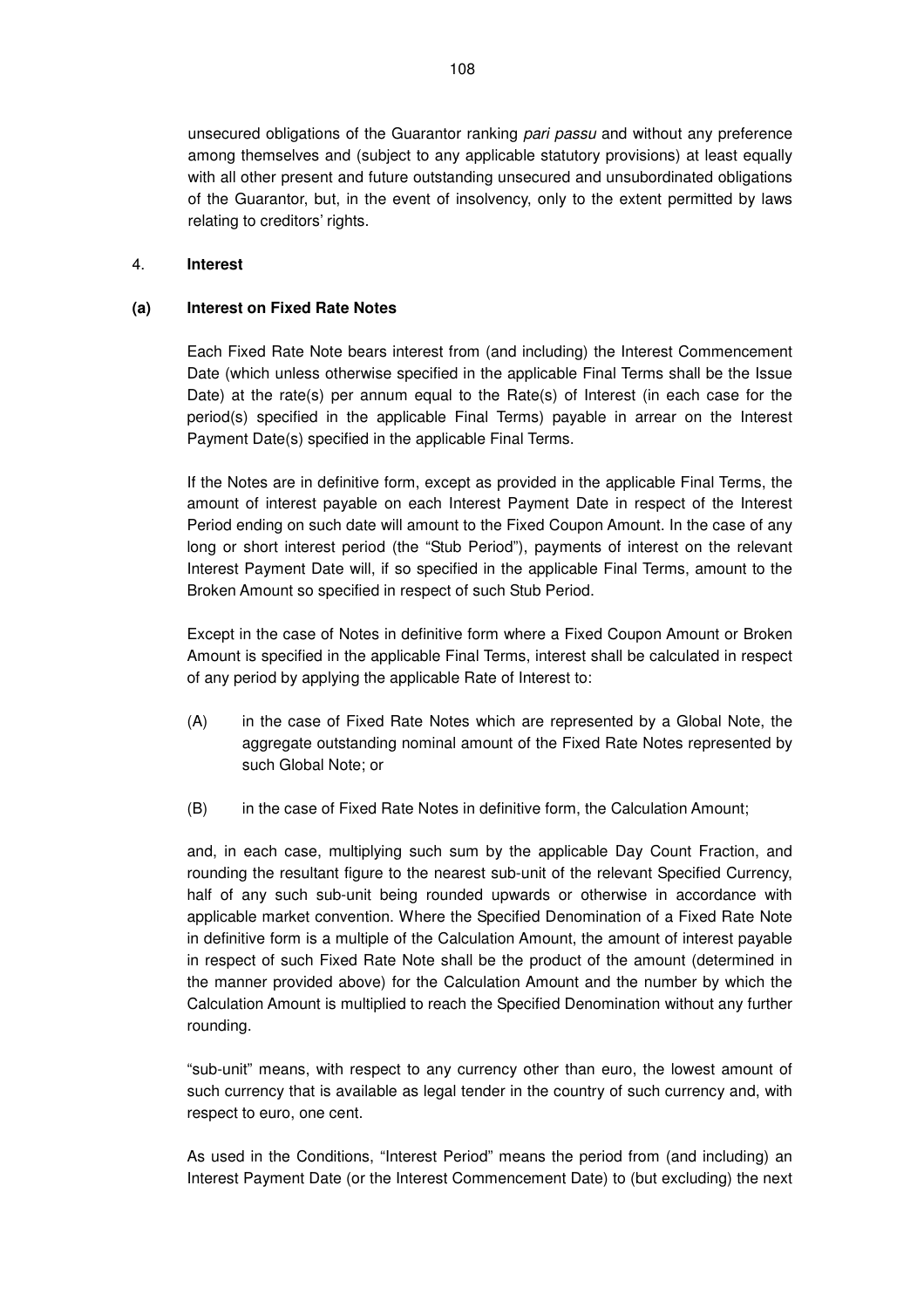unsecured obligations of the Guarantor ranking *pari passu* and without any preference among themselves and (subject to any applicable statutory provisions) at least equally with all other present and future outstanding unsecured and unsubordinated obligations of the Guarantor, but, in the event of insolvency, only to the extent permitted by laws relating to creditors' rights.

4. **Interest**

**(a) Interest on Fixed Rate Notes**

Each Fixed Rate Note bears interest from (and including) the Interest Commencement Date (which unless otherwise specified in the applicable Final Terms shall be the Issue Date) at the rate(s) per annum equal to the Rate(s) of Interest (in each case for the period(s) specified in the applicable Final Terms) payable in arrear on the Interest Payment Date(s) specified in the applicable Final Terms.

If the Notes are in definitive form, except as provided in the applicable Final Terms, the amount of interest payable on each Interest Payment Date in respect of the Interest Period ending on such date will amount to the Fixed Coupon Amount. In the case of any long or short interest period (the "Stub Period"), payments of interest on the relevant Interest Payment Date will, if so specified in the applicable Final Terms, amount to the Broken Amount so specified in respect of such Stub Period.

Except in the case of Notes in definitive form where a Fixed Coupon Amount or Broken Amount is specified in the applicable Final Terms, interest shall be calculated in respect of any period by applying the applicable Rate of Interest to:

(A) in the case of Fixed Rate Notes which are represented by a Global Note, the aggregate outstanding nominal amount of the Fixed Rate Notes represented by such Global Note; or

(B) in the case of Fixed Rate Notes in definitive form, the Calculation Amount;

and, in each case, multiplying such sum by the applicable Day Count Fraction, and rounding the resultant figure to the nearest sub-unit of the relevant Specified Currency, half of any such sub-unit being rounded upwards or otherwise in accordance with applicable market convention. Where the Specified Denomination of a Fixed Rate Note in definitive form is a multiple of the Calculation Amount, the amount of interest payable in respect of such Fixed Rate Note shall be the product of the amount (determined in the manner provided above) for the Calculation Amount and the number by which the Calculation Amount is multiplied to reach the Specified Denomination without any further rounding.

"sub-unit" means, with respect to any currency other than euro, the lowest amount of such currency that is available as legal tender in the country of such currency and, with respect to euro, one cent.

As used in the Conditions, "Interest Period" means the period from (and including) an Interest Payment Date (or the Interest Commencement Date) to (but excluding) the next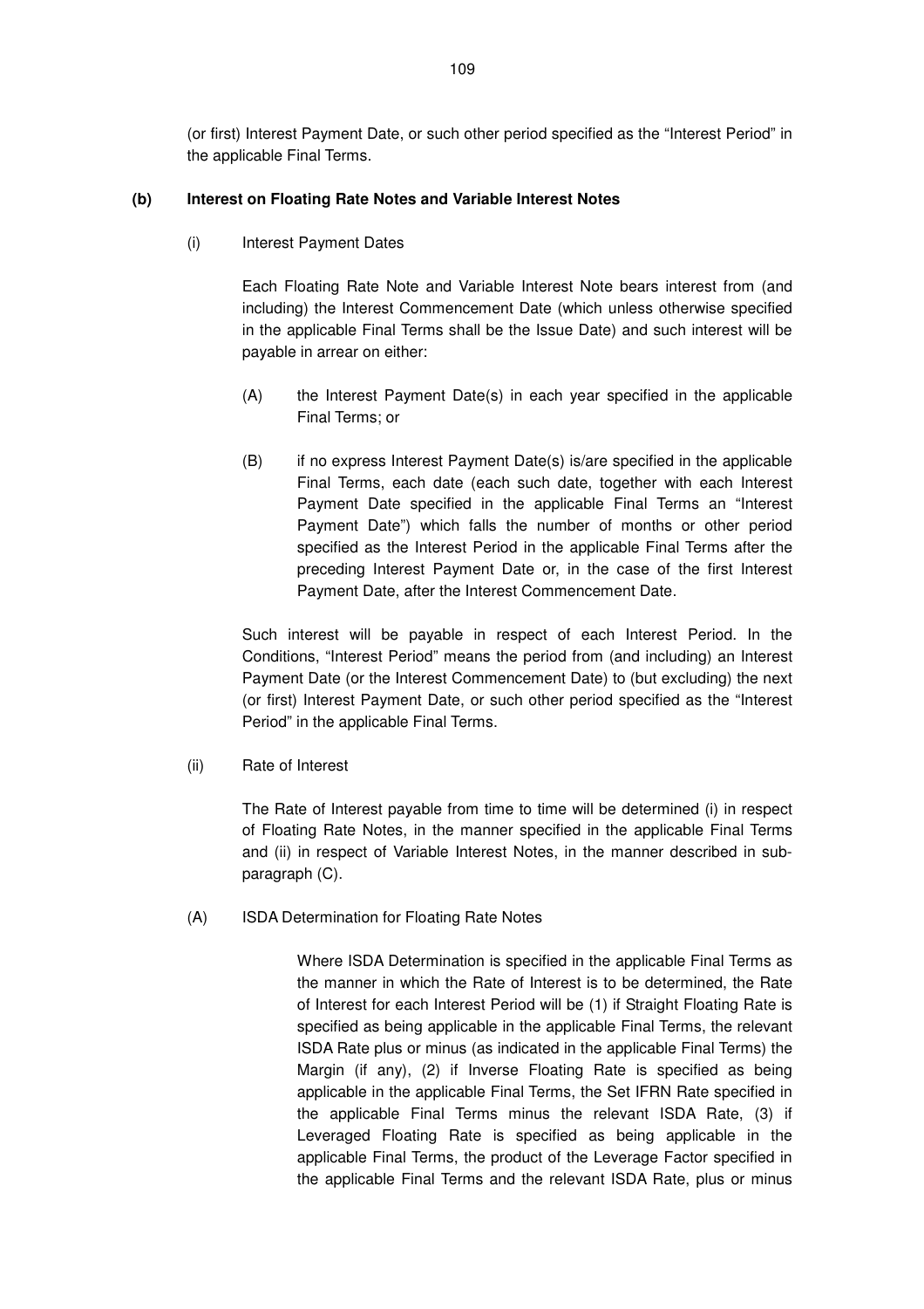(or first) Interest Payment Date, or such other period specified as the "Interest Period" in the applicable Final Terms.

**(b) Interest on Floating Rate Notes and Variable Interest Notes**

(i) Interest Payment Dates

Each Floating Rate Note and Variable Interest Note bears interest from (and including) the Interest Commencement Date (which unless otherwise specified in the applicable Final Terms shall be the Issue Date) and such interest will be payable in arrear on either:

(A) the Interest Payment Date(s) in each year specified in the applicable Final Terms; or

(B) if no express Interest Payment Date(s) is/are specified in the applicable Final Terms, each date (each such date, together with each Interest Payment Date specified in the applicable Final Terms an "Interest Payment Date") which falls the number of months or other period specified as the Interest Period in the applicable Final Terms after the preceding Interest Payment Date or, in the case of the first Interest Payment Date, after the Interest Commencement Date.

Such interest will be payable in respect of each Interest Period. In the Conditions, "Interest Period" means the period from (and including) an Interest Payment Date (or the Interest Commencement Date) to (but excluding) the next (or first) Interest Payment Date, or such other period specified as the "Interest Period" in the applicable Final Terms.

(ii) Rate of Interest

The Rate of Interest payable from time to time will be determined (i) in respect of Floating Rate Notes, in the manner specified in the applicable Final Terms and (ii) in respect of Variable Interest Notes, in the manner described in sub-paragraph (C).

(A) ISDA Determination for Floating Rate Notes

Where ISDA Determination is specified in the applicable Final Terms as the manner in which the Rate of Interest is to be determined, the Rate of Interest for each Interest Period will be (1) if Straight Floating Rate is specified as being applicable in the applicable Final Terms, the relevant ISDA Rate plus or minus (as indicated in the applicable Final Terms) the Margin (if any), (2) if Inverse Floating Rate is specified as being applicable in the applicable Final Terms, the Set IFRN Rate specified in the applicable Final Terms minus the relevant ISDA Rate, (3) if Leveraged Floating Rate is specified as being applicable in the applicable Final Terms, the product of the Leverage Factor specified in the applicable Final Terms and the relevant ISDA Rate, plus or minus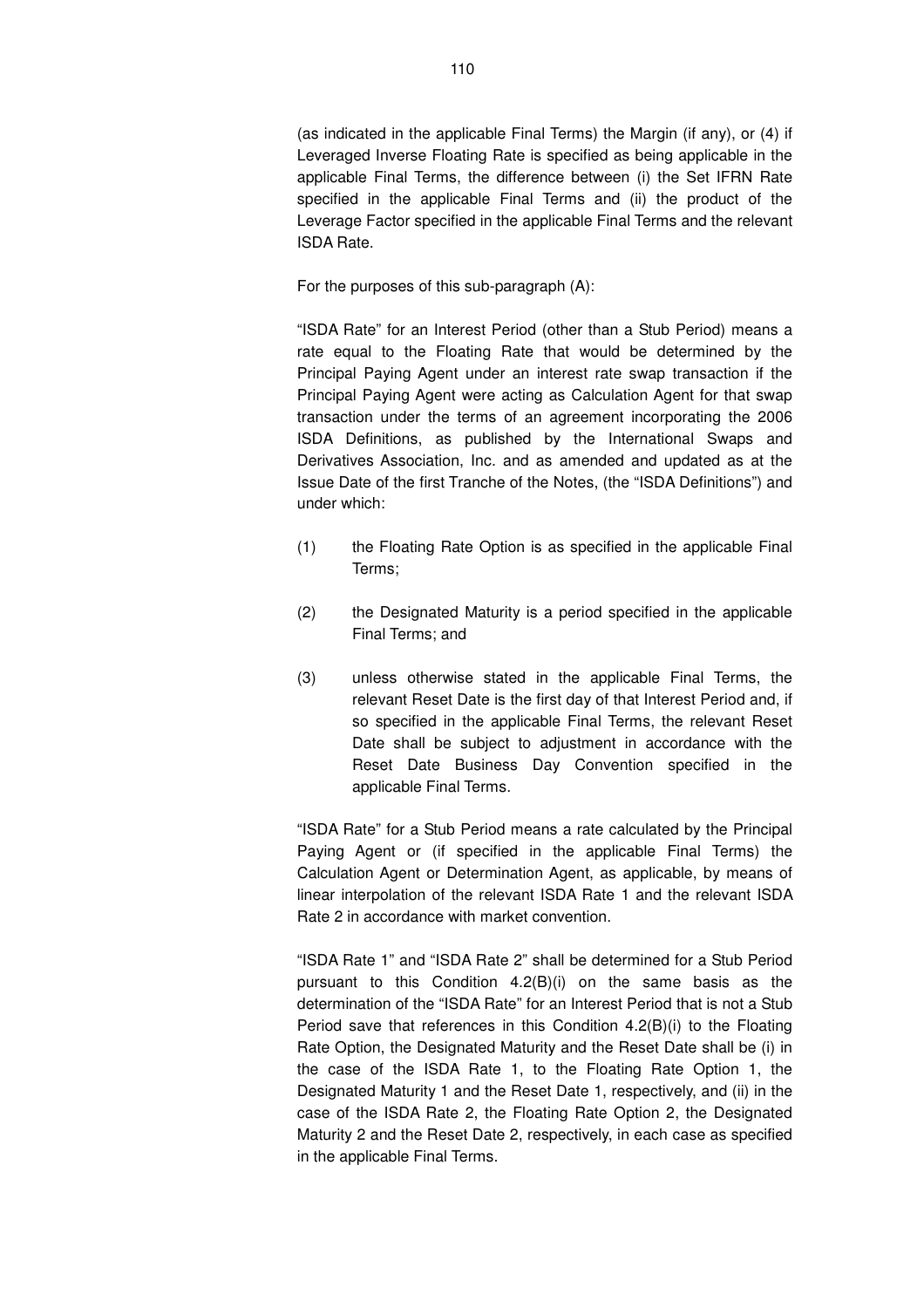(as indicated in the applicable Final Terms) the Margin (if any), or (4) if Leveraged Inverse Floating Rate is specified as being applicable in the applicable Final Terms, the difference between (i) the Set IFRN Rate specified in the applicable Final Terms and (ii) the product of the Leverage Factor specified in the applicable Final Terms and the relevant ISDA Rate.

For the purposes of this sub-paragraph (A):

"ISDA Rate" for an Interest Period (other than a Stub Period) means a rate equal to the Floating Rate that would be determined by the Principal Paying Agent under an interest rate swap transaction if the Principal Paying Agent were acting as Calculation Agent for that swap transaction under the terms of an agreement incorporating the 2006 ISDA Definitions, as published by the International Swaps and Derivatives Association, Inc. and as amended and updated as at the Issue Date of the first Tranche of the Notes, (the "ISDA Definitions") and under which:

(1) the Floating Rate Option is as specified in the applicable Final Terms;

(2) the Designated Maturity is a period specified in the applicable Final Terms; and

(3) unless otherwise stated in the applicable Final Terms, the relevant Reset Date is the first day of that Interest Period and, if so specified in the applicable Final Terms, the relevant Reset Date shall be subject to adjustment in accordance with the Reset Date Business Day Convention specified in the applicable Final Terms.

"ISDA Rate" for a Stub Period means a rate calculated by the Principal Paying Agent or (if specified in the applicable Final Terms) the Calculation Agent or Determination Agent, as applicable, by means of linear interpolation of the relevant ISDA Rate 1 and the relevant ISDA Rate 2 in accordance with market convention.

"ISDA Rate 1" and "ISDA Rate 2" shall be determined for a Stub Period pursuant to this Condition 4.2(B)(i) on the same basis as the determination of the "ISDA Rate" for an Interest Period that is not a Stub Period save that references in this Condition 4.2(B)(i) to the Floating Rate Option, the Designated Maturity and the Reset Date shall be (i) in the case of the ISDA Rate 1, to the Floating Rate Option 1, the Designated Maturity 1 and the Reset Date 1, respectively, and (ii) in the case of the ISDA Rate 2, the Floating Rate Option 2, the Designated Maturity 2 and the Reset Date 2, respectively, in each case as specified in the applicable Final Terms.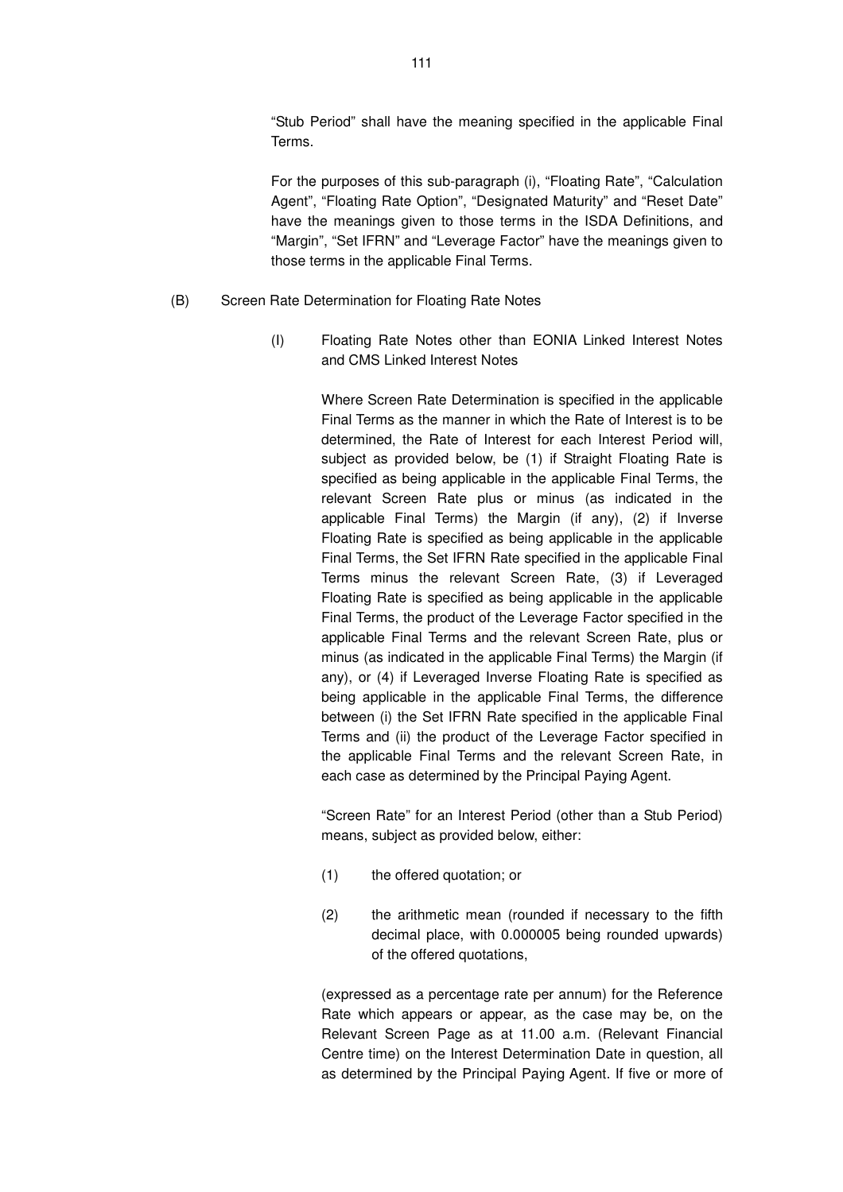"Stub Period" shall have the meaning specified in the applicable Final Terms.

For the purposes of this sub-paragraph (i), "Floating Rate", "Calculation Agent", "Floating Rate Option", "Designated Maturity" and "Reset Date" have the meanings given to those terms in the ISDA Definitions, and "Margin", "Set IFRN" and "Leverage Factor" have the meanings given to those terms in the applicable Final Terms.

(B) Screen Rate Determination for Floating Rate Notes

(I) Floating Rate Notes other than EONIA Linked Interest Notes and CMS Linked Interest Notes

Where Screen Rate Determination is specified in the applicable Final Terms as the manner in which the Rate of Interest is to be determined, the Rate of Interest for each Interest Period will, subject as provided below, be (1) if Straight Floating Rate is specified as being applicable in the applicable Final Terms, the relevant Screen Rate plus or minus (as indicated in the applicable Final Terms) the Margin (if any), (2) if Inverse Floating Rate is specified as being applicable in the applicable Final Terms, the Set IFRN Rate specified in the applicable Final Terms minus the relevant Screen Rate, (3) if Leveraged Floating Rate is specified as being applicable in the applicable Final Terms, the product of the Leverage Factor specified in the applicable Final Terms and the relevant Screen Rate, plus or minus (as indicated in the applicable Final Terms) the Margin (if any), or (4) if Leveraged Inverse Floating Rate is specified as being applicable in the applicable Final Terms, the difference between (i) the Set IFRN Rate specified in the applicable Final Terms and (ii) the product of the Leverage Factor specified in the applicable Final Terms and the relevant Screen Rate, in each case as determined by the Principal Paying Agent.

"Screen Rate" for an Interest Period (other than a Stub Period) means, subject as provided below, either:

(1) the offered quotation; or

(2) the arithmetic mean (rounded if necessary to the fifth decimal place, with 0.000005 being rounded upwards) of the offered quotations,

(expressed as a percentage rate per annum) for the Reference Rate which appears or appear, as the case may be, on the Relevant Screen Page as at 11.00 a.m. (Relevant Financial Centre time) on the Interest Determination Date in question, all as determined by the Principal Paying Agent. If five or more of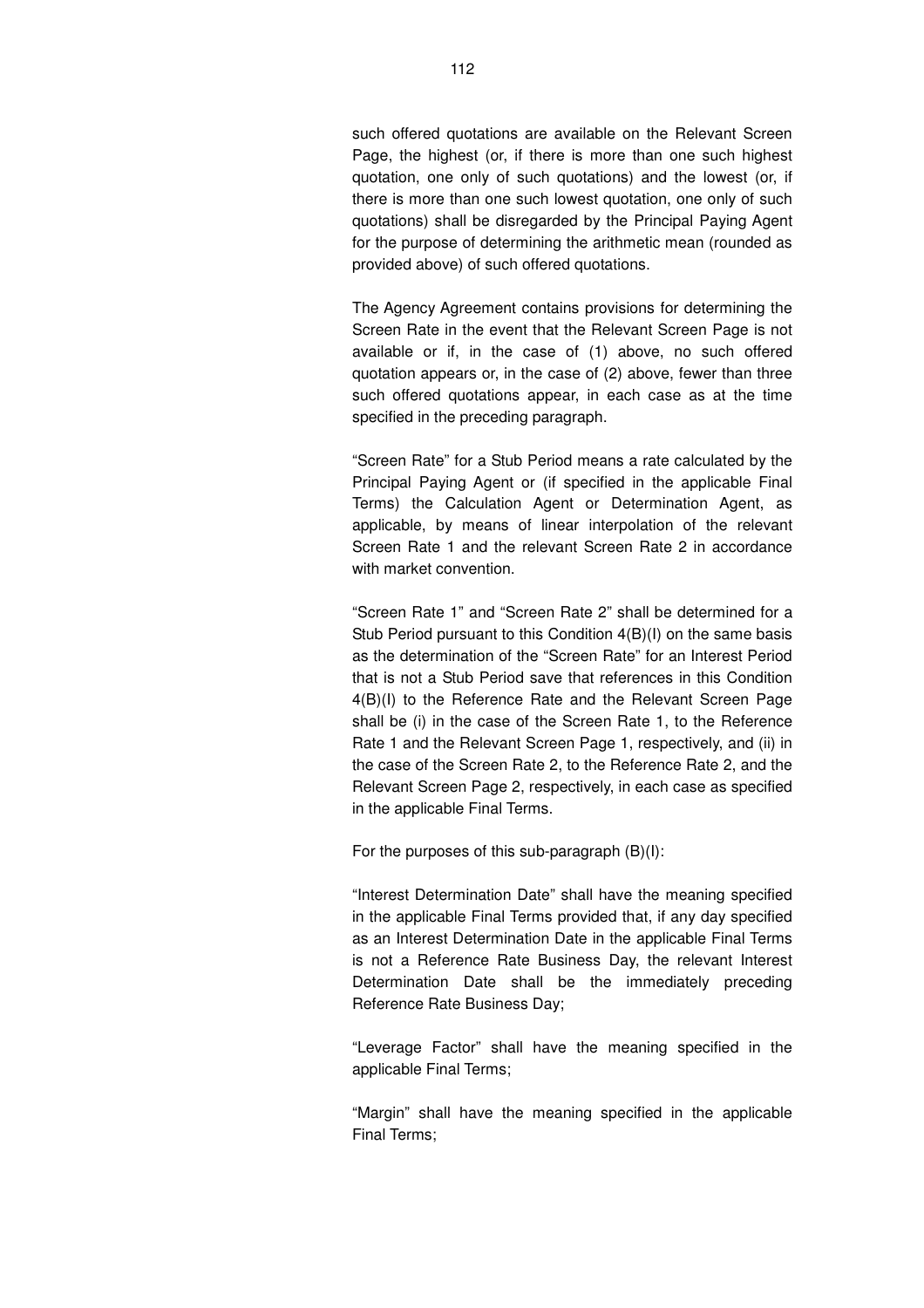such offered quotations are available on the Relevant Screen Page, the highest (or, if there is more than one such highest quotation, one only of such quotations) and the lowest (or, if there is more than one such lowest quotation, one only of such quotations) shall be disregarded by the Principal Paying Agent for the purpose of determining the arithmetic mean (rounded as provided above) of such offered quotations.

The Agency Agreement contains provisions for determining the Screen Rate in the event that the Relevant Screen Page is not available or if, in the case of (1) above, no such offered quotation appears or, in the case of (2) above, fewer than three such offered quotations appear, in each case as at the time specified in the preceding paragraph.

"Screen Rate" for a Stub Period means a rate calculated by the Principal Paying Agent or (if specified in the applicable Final Terms) the Calculation Agent or Determination Agent, as applicable, by means of linear interpolation of the relevant Screen Rate 1 and the relevant Screen Rate 2 in accordance with market convention.

"Screen Rate 1" and "Screen Rate 2" shall be determined for a Stub Period pursuant to this Condition 4(B)(I) on the same basis as the determination of the "Screen Rate" for an Interest Period that is not a Stub Period save that references in this Condition 4(B)(I) to the Reference Rate and the Relevant Screen Page shall be (i) in the case of the Screen Rate 1, to the Reference Rate 1 and the Relevant Screen Page 1, respectively, and (ii) in the case of the Screen Rate 2, to the Reference Rate 2, and the Relevant Screen Page 2, respectively, in each case as specified in the applicable Final Terms.

For the purposes of this sub-paragraph (B)(I):

"Interest Determination Date" shall have the meaning specified in the applicable Final Terms provided that, if any day specified as an Interest Determination Date in the applicable Final Terms is not a Reference Rate Business Day, the relevant Interest Determination Date shall be the immediately preceding Reference Rate Business Day;

"Leverage Factor" shall have the meaning specified in the applicable Final Terms;

"Margin" shall have the meaning specified in the applicable Final Terms;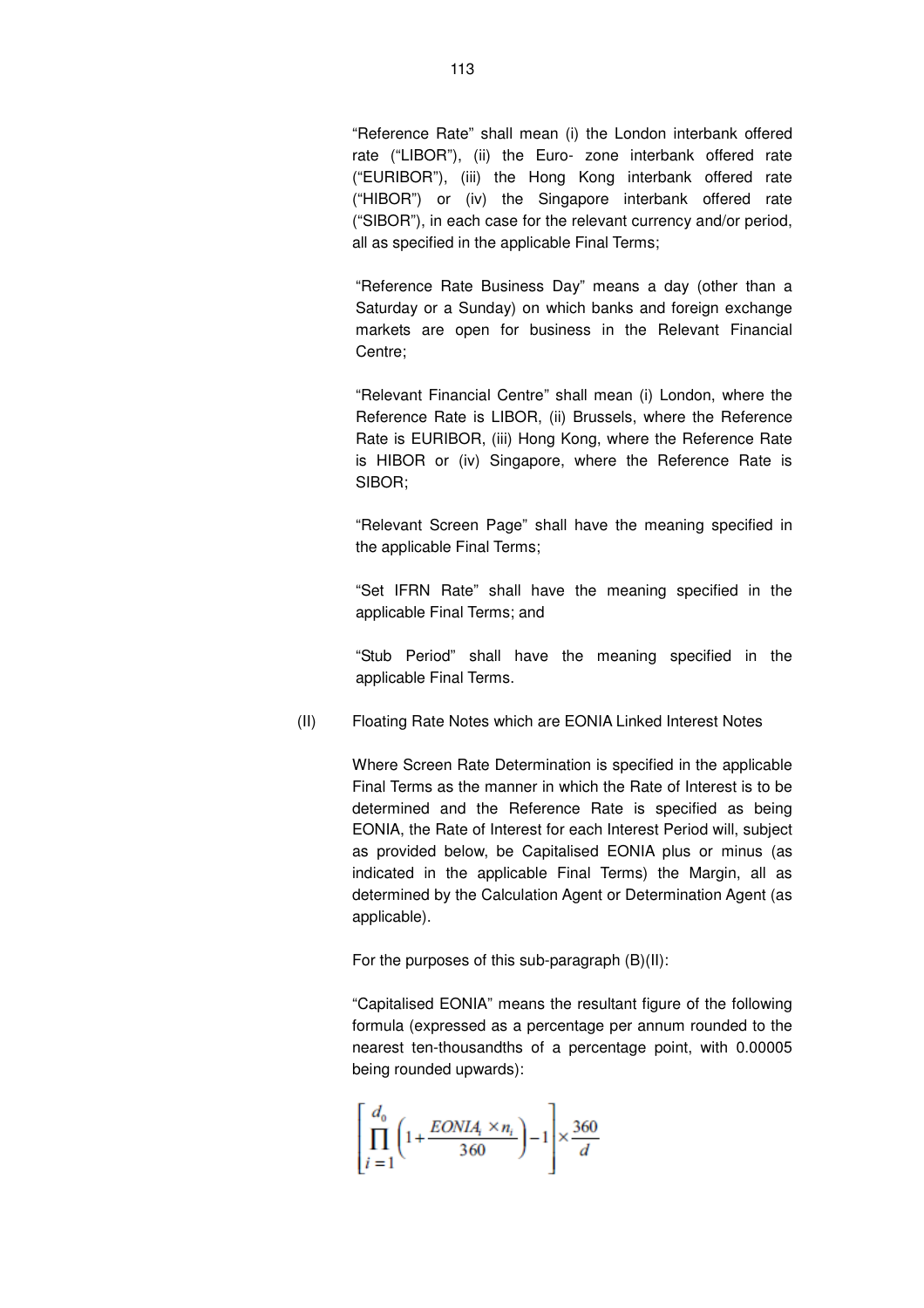"Reference Rate" shall mean (i) the London interbank offered rate ("LIBOR"), (ii) the Euro- zone interbank offered rate ("EURIBOR"), (iii) the Hong Kong interbank offered rate ("HIBOR") or (iv) the Singapore interbank offered rate ("SIBOR"), in each case for the relevant currency and/or period, all as specified in the applicable Final Terms;

"Reference Rate Business Day" means a day (other than a Saturday or a Sunday) on which banks and foreign exchange markets are open for business in the Relevant Financial Centre;

"Relevant Financial Centre" shall mean (i) London, where the Reference Rate is LIBOR, (ii) Brussels, where the Reference Rate is EURIBOR, (iii) Hong Kong, where the Reference Rate is HIBOR or (iv) Singapore, where the Reference Rate is SIBOR;

"Relevant Screen Page" shall have the meaning specified in the applicable Final Terms;

"Set IFRN Rate" shall have the meaning specified in the applicable Final Terms; and

"Stub Period" shall have the meaning specified in the applicable Final Terms.

(II) Floating Rate Notes which are EONIA Linked Interest Notes

Where Screen Rate Determination is specified in the applicable Final Terms as the manner in which the Rate of Interest is to be determined and the Reference Rate is specified as being EONIA, the Rate of Interest for each Interest Period will, subject as provided below, be Capitalised EONIA plus or minus (as indicated in the applicable Final Terms) the Margin, all as determined by the Calculation Agent or Determination Agent (as applicable).

For the purposes of this sub-paragraph (B)(II):

"Capitalised EONIA" means the resultant figure of the following formula (expressed as a percentage per annum rounded to the nearest ten-thousandths of a percentage point, with 0.00005 being rounded upwards):

$$\left[\prod_{i=1}^{d_0}\left(1+\frac{EONIA_i \times n_i}{360}\right)-1\right]\times\frac{360}{d}$$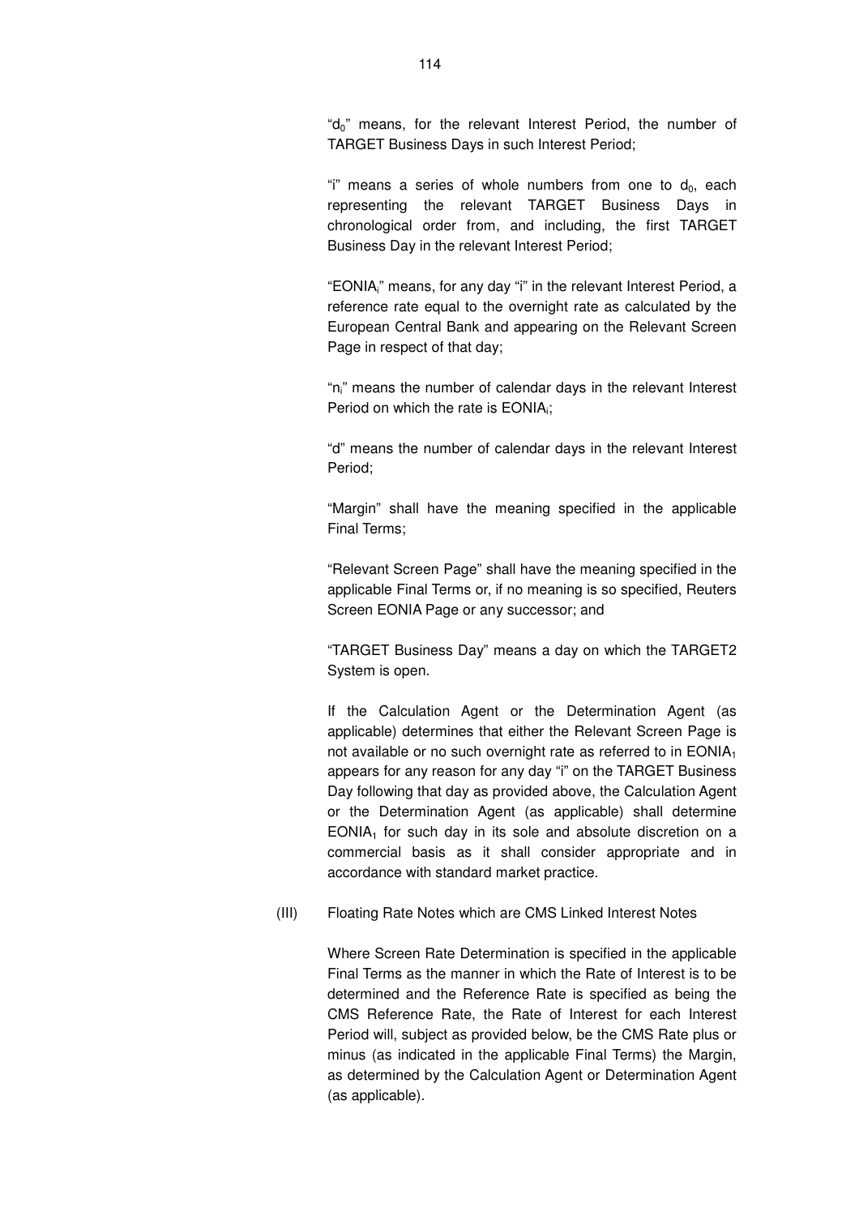"$d_0$" means, for the relevant Interest Period, the number of TARGET Business Days in such Interest Period;

"i" means a series of whole numbers from one to $d_0$, each representing the relevant TARGET Business Days in chronological order from, and including, the first TARGET Business Day in the relevant Interest Period;

"$EONIA_i$" means, for any day "i" in the relevant Interest Period, a reference rate equal to the overnight rate as calculated by the European Central Bank and appearing on the Relevant Screen Page in respect of that day;

"$n_i$" means the number of calendar days in the relevant Interest Period on which the rate is $EONIA_i$;

"d" means the number of calendar days in the relevant Interest Period;

"Margin" shall have the meaning specified in the applicable Final Terms;

"Relevant Screen Page" shall have the meaning specified in the applicable Final Terms or, if no meaning is so specified, Reuters Screen EONIA Page or any successor; and

"TARGET Business Day" means a day on which the TARGET2 System is open.

If the Calculation Agent or the Determination Agent (as applicable) determines that either the Relevant Screen Page is not available or no such overnight rate as referred to in $EONIA_1$ appears for any reason for any day "i" on the TARGET Business Day following that day as provided above, the Calculation Agent or the Determination Agent (as applicable) shall determine $EONIA_1$ for such day in its sole and absolute discretion on a commercial basis as it shall consider appropriate and in accordance with standard market practice.

(III) Floating Rate Notes which are CMS Linked Interest Notes

Where Screen Rate Determination is specified in the applicable Final Terms as the manner in which the Rate of Interest is to be determined and the Reference Rate is specified as being the CMS Reference Rate, the Rate of Interest for each Interest Period will, subject as provided below, be the CMS Rate plus or minus (as indicated in the applicable Final Terms) the Margin, as determined by the Calculation Agent or Determination Agent (as applicable).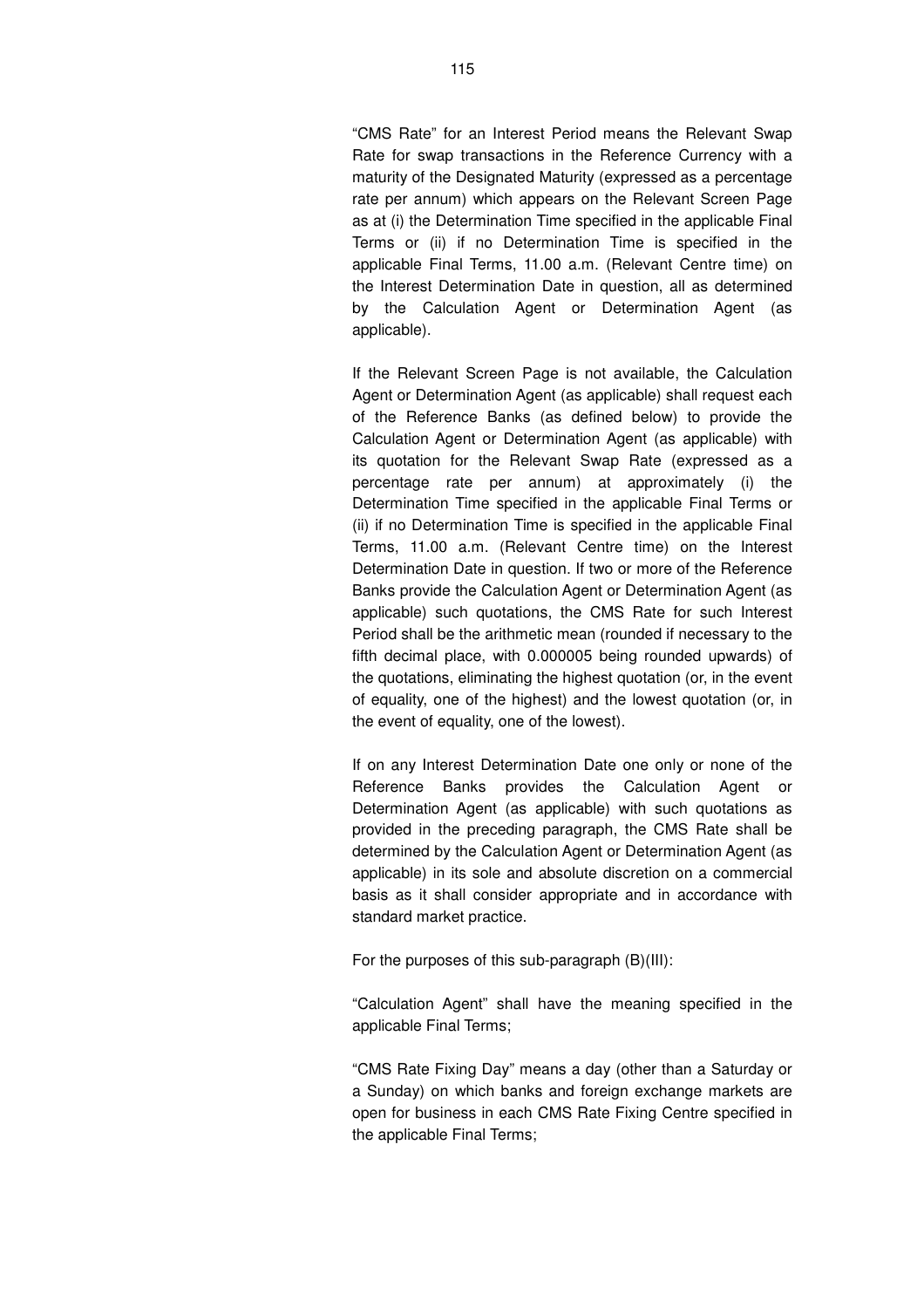"CMS Rate" for an Interest Period means the Relevant Swap Rate for swap transactions in the Reference Currency with a maturity of the Designated Maturity (expressed as a percentage rate per annum) which appears on the Relevant Screen Page as at (i) the Determination Time specified in the applicable Final Terms or (ii) if no Determination Time is specified in the applicable Final Terms, 11.00 a.m. (Relevant Centre time) on the Interest Determination Date in question, all as determined by the Calculation Agent or Determination Agent (as applicable).

If the Relevant Screen Page is not available, the Calculation Agent or Determination Agent (as applicable) shall request each of the Reference Banks (as defined below) to provide the Calculation Agent or Determination Agent (as applicable) with its quotation for the Relevant Swap Rate (expressed as a percentage rate per annum) at approximately (i) the Determination Time specified in the applicable Final Terms or (ii) if no Determination Time is specified in the applicable Final Terms, 11.00 a.m. (Relevant Centre time) on the Interest Determination Date in question. If two or more of the Reference Banks provide the Calculation Agent or Determination Agent (as applicable) such quotations, the CMS Rate for such Interest Period shall be the arithmetic mean (rounded if necessary to the fifth decimal place, with 0.000005 being rounded upwards) of the quotations, eliminating the highest quotation (or, in the event of equality, one of the highest) and the lowest quotation (or, in the event of equality, one of the lowest).

If on any Interest Determination Date one only or none of the Reference Banks provides the Calculation Agent or Determination Agent (as applicable) with such quotations as provided in the preceding paragraph, the CMS Rate shall be determined by the Calculation Agent or Determination Agent (as applicable) in its sole and absolute discretion on a commercial basis as it shall consider appropriate and in accordance with standard market practice.

For the purposes of this sub-paragraph (B)(III):

"Calculation Agent" shall have the meaning specified in the applicable Final Terms;

"CMS Rate Fixing Day" means a day (other than a Saturday or a Sunday) on which banks and foreign exchange markets are open for business in each CMS Rate Fixing Centre specified in the applicable Final Terms;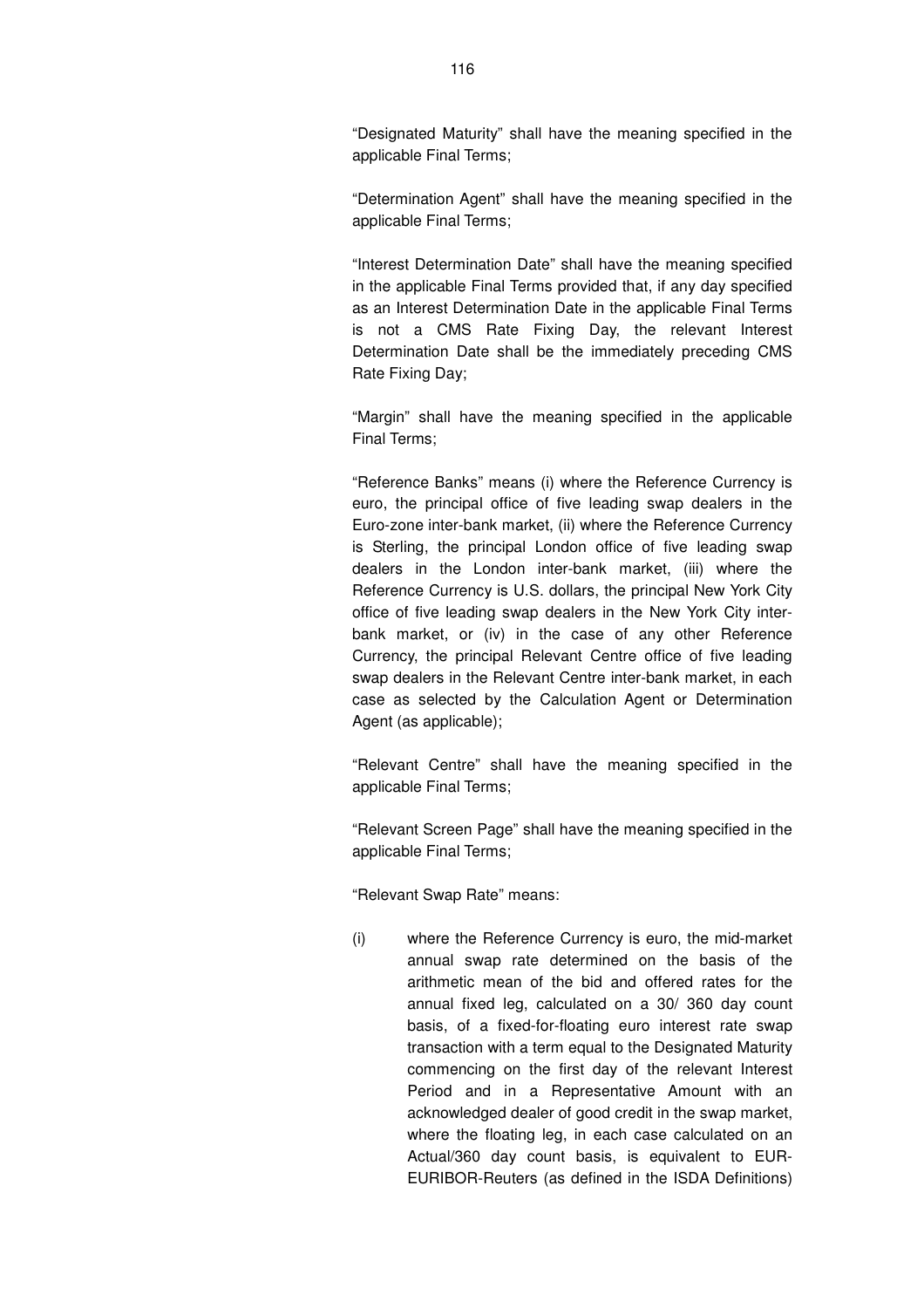"Designated Maturity" shall have the meaning specified in the applicable Final Terms;

"Determination Agent" shall have the meaning specified in the applicable Final Terms;

"Interest Determination Date" shall have the meaning specified in the applicable Final Terms provided that, if any day specified as an Interest Determination Date in the applicable Final Terms is not a CMS Rate Fixing Day, the relevant Interest Determination Date shall be the immediately preceding CMS Rate Fixing Day;

"Margin" shall have the meaning specified in the applicable Final Terms;

"Reference Banks" means (i) where the Reference Currency is euro, the principal office of five leading swap dealers in the Euro-zone inter-bank market, (ii) where the Reference Currency is Sterling, the principal London office of five leading swap dealers in the London inter-bank market, (iii) where the Reference Currency is U.S. dollars, the principal New York City office of five leading swap dealers in the New York City inter-bank market, or (iv) in the case of any other Reference Currency, the principal Relevant Centre office of five leading swap dealers in the Relevant Centre inter-bank market, in each case as selected by the Calculation Agent or Determination Agent (as applicable);

"Relevant Centre" shall have the meaning specified in the applicable Final Terms;

"Relevant Screen Page" shall have the meaning specified in the applicable Final Terms;

"Relevant Swap Rate" means:

(i) where the Reference Currency is euro, the mid-market annual swap rate determined on the basis of the arithmetic mean of the bid and offered rates for the annual fixed leg, calculated on a 30/ 360 day count basis, of a fixed-for-floating euro interest rate swap transaction with a term equal to the Designated Maturity commencing on the first day of the relevant Interest Period and in a Representative Amount with an acknowledged dealer of good credit in the swap market, where the floating leg, in each case calculated on an Actual/360 day count basis, is equivalent to EUR-EURIBOR-Reuters (as defined in the ISDA Definitions)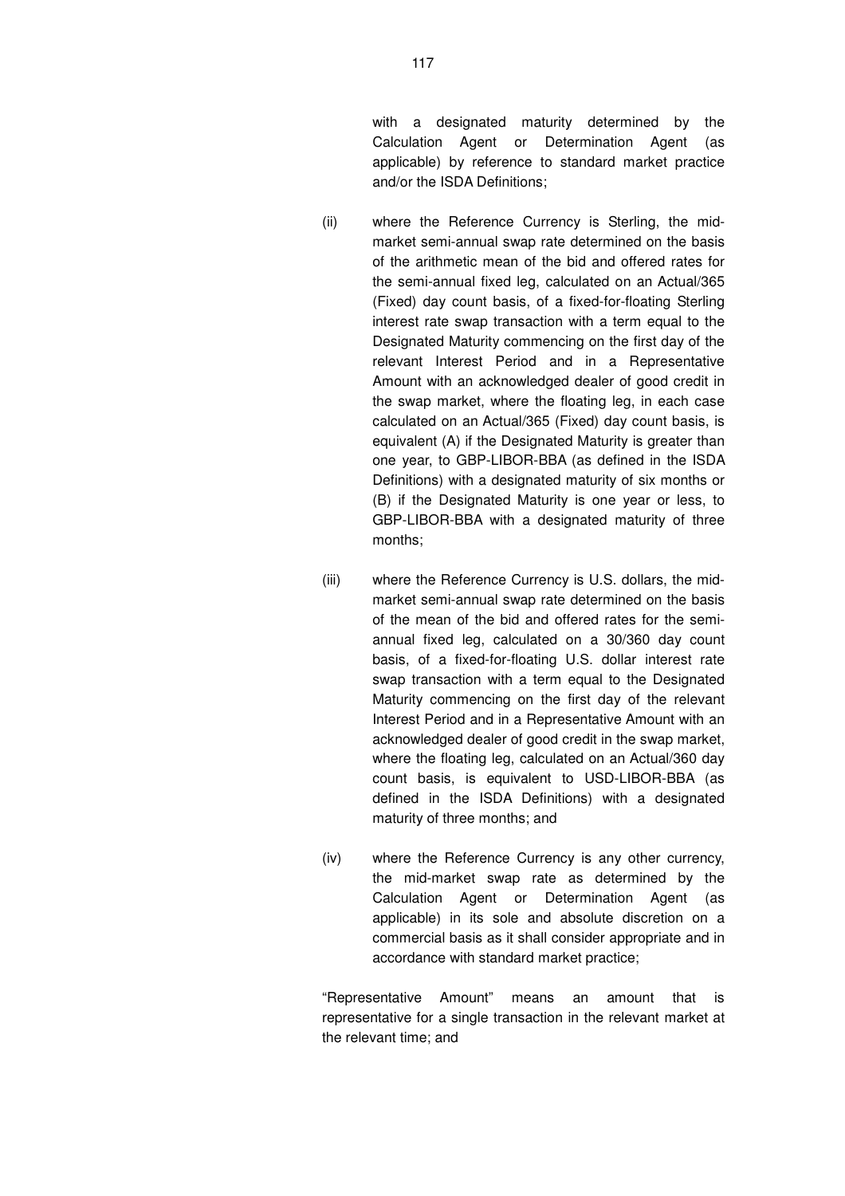with a designated maturity determined by the Calculation Agent or Determination Agent (as applicable) by reference to standard market practice and/or the ISDA Definitions;

(ii) where the Reference Currency is Sterling, the mid-market semi-annual swap rate determined on the basis of the arithmetic mean of the bid and offered rates for the semi-annual fixed leg, calculated on an Actual/365 (Fixed) day count basis, of a fixed-for-floating Sterling interest rate swap transaction with a term equal to the Designated Maturity commencing on the first day of the relevant Interest Period and in a Representative Amount with an acknowledged dealer of good credit in the swap market, where the floating leg, in each case calculated on an Actual/365 (Fixed) day count basis, is equivalent (A) if the Designated Maturity is greater than one year, to GBP-LIBOR-BBA (as defined in the ISDA Definitions) with a designated maturity of six months or (B) if the Designated Maturity is one year or less, to GBP-LIBOR-BBA with a designated maturity of three months;

(iii) where the Reference Currency is U.S. dollars, the mid-market semi-annual swap rate determined on the basis of the mean of the bid and offered rates for the semi-annual fixed leg, calculated on a 30/360 day count basis, of a fixed-for-floating U.S. dollar interest rate swap transaction with a term equal to the Designated Maturity commencing on the first day of the relevant Interest Period and in a Representative Amount with an acknowledged dealer of good credit in the swap market, where the floating leg, calculated on an Actual/360 day count basis, is equivalent to USD-LIBOR-BBA (as defined in the ISDA Definitions) with a designated maturity of three months; and

(iv) where the Reference Currency is any other currency, the mid-market swap rate as determined by the Calculation Agent or Determination Agent (as applicable) in its sole and absolute discretion on a commercial basis as it shall consider appropriate and in accordance with standard market practice;

"Representative Amount" means an amount that is representative for a single transaction in the relevant market at the relevant time; and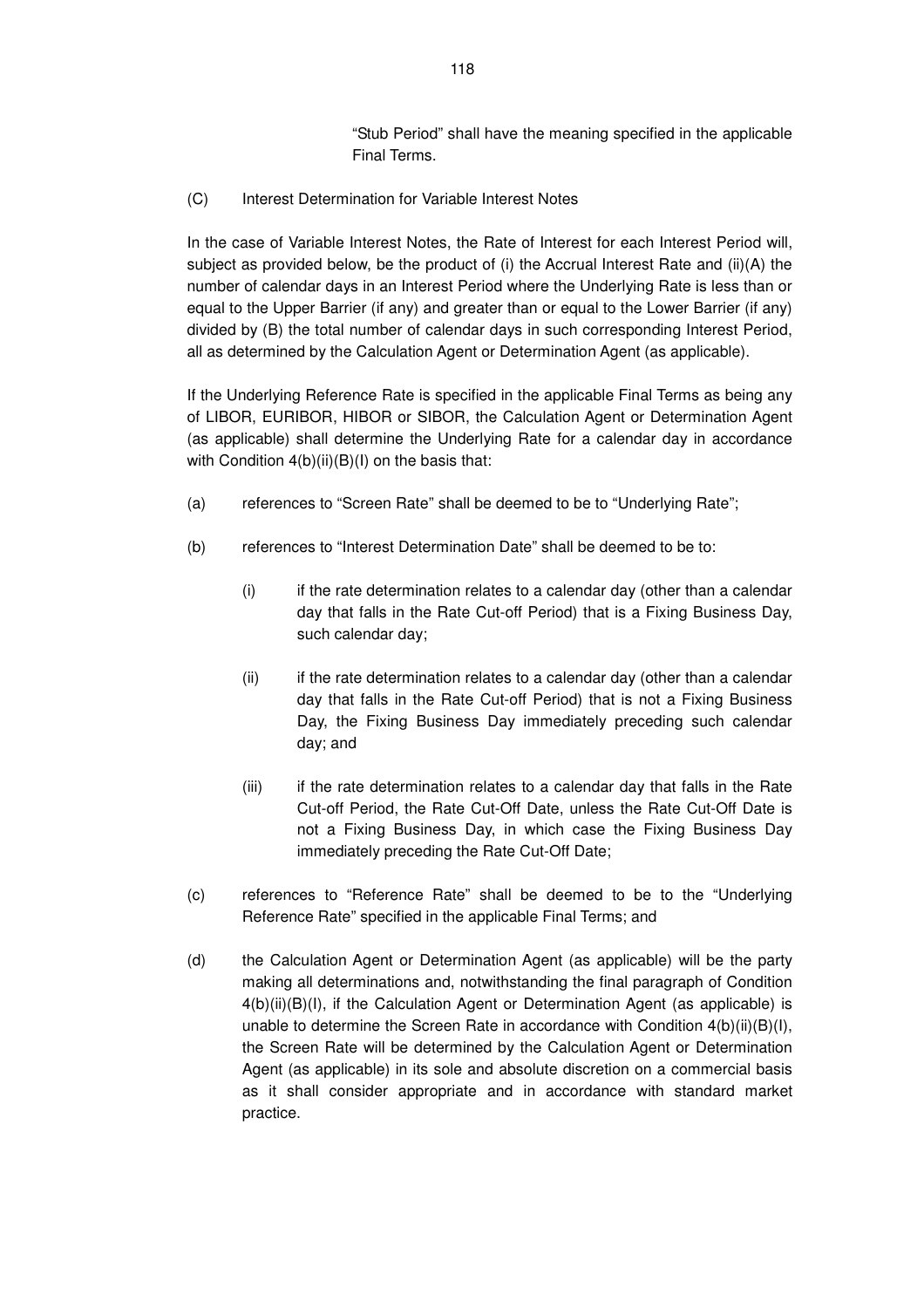"Stub Period" shall have the meaning specified in the applicable Final Terms.

(C) Interest Determination for Variable Interest Notes

In the case of Variable Interest Notes, the Rate of Interest for each Interest Period will, subject as provided below, be the product of (i) the Accrual Interest Rate and (ii)(A) the number of calendar days in an Interest Period where the Underlying Rate is less than or equal to the Upper Barrier (if any) and greater than or equal to the Lower Barrier (if any) divided by (B) the total number of calendar days in such corresponding Interest Period, all as determined by the Calculation Agent or Determination Agent (as applicable).

If the Underlying Reference Rate is specified in the applicable Final Terms as being any of LIBOR, EURIBOR, HIBOR or SIBOR, the Calculation Agent or Determination Agent (as applicable) shall determine the Underlying Rate for a calendar day in accordance with Condition 4(b)(ii)(B)(I) on the basis that:

(a) references to "Screen Rate" shall be deemed to be to "Underlying Rate";

(b) references to "Interest Determination Date" shall be deemed to be to:

   (i) if the rate determination relates to a calendar day (other than a calendar day that falls in the Rate Cut-off Period) that is a Fixing Business Day, such calendar day;

   (ii) if the rate determination relates to a calendar day (other than a calendar day that falls in the Rate Cut-off Period) that is not a Fixing Business Day, the Fixing Business Day immediately preceding such calendar day; and

   (iii) if the rate determination relates to a calendar day that falls in the Rate Cut-off Period, the Rate Cut-Off Date, unless the Rate Cut-Off Date is not a Fixing Business Day, in which case the Fixing Business Day immediately preceding the Rate Cut-Off Date;

(c) references to "Reference Rate" shall be deemed to be to the "Underlying Reference Rate" specified in the applicable Final Terms; and

(d) the Calculation Agent or Determination Agent (as applicable) will be the party making all determinations and, notwithstanding the final paragraph of Condition 4(b)(ii)(B)(I), if the Calculation Agent or Determination Agent (as applicable) is unable to determine the Screen Rate in accordance with Condition 4(b)(ii)(B)(I), the Screen Rate will be determined by the Calculation Agent or Determination Agent (as applicable) in its sole and absolute discretion on a commercial basis as it shall consider appropriate and in accordance with standard market practice.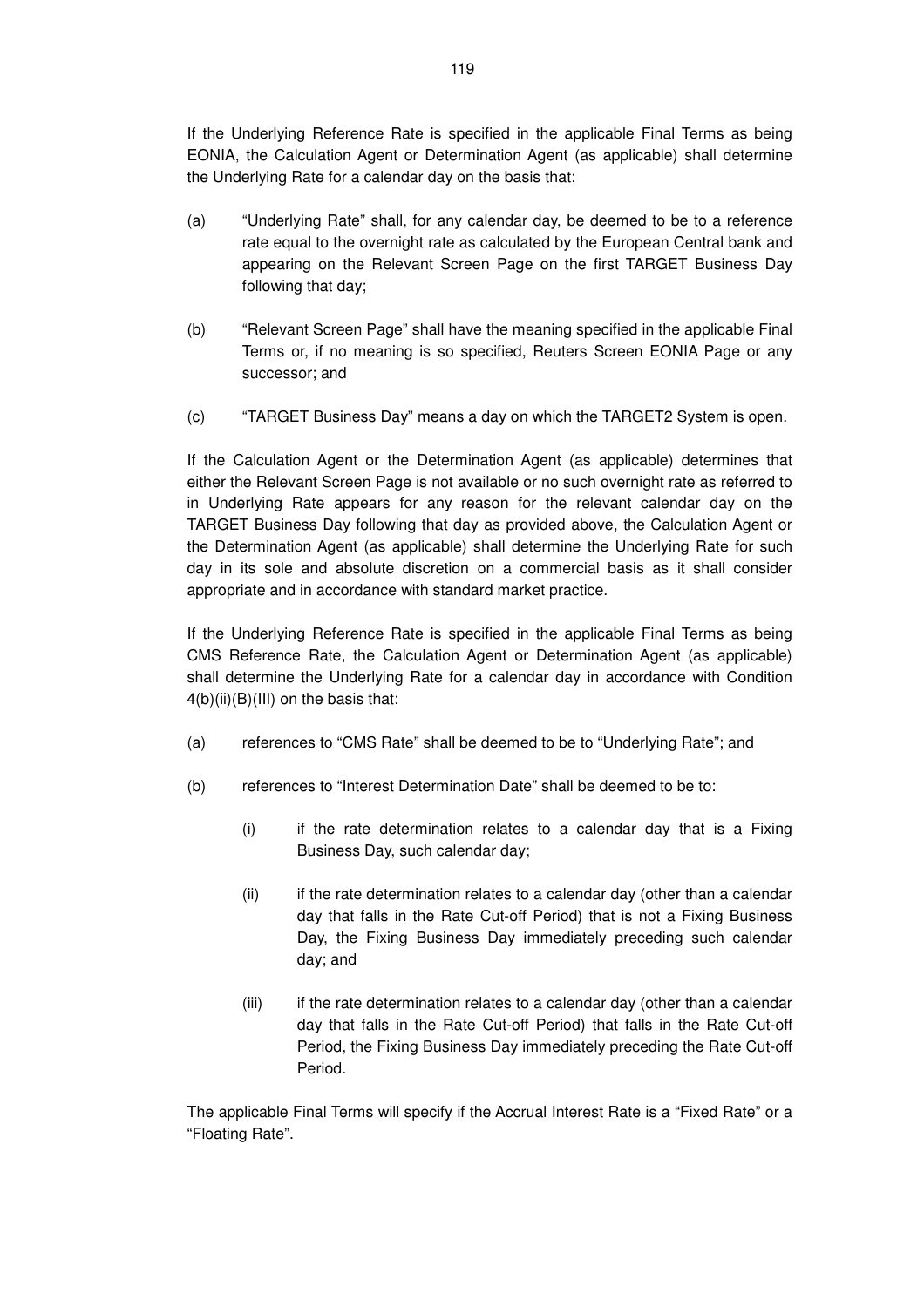If the Underlying Reference Rate is specified in the applicable Final Terms as being EONIA, the Calculation Agent or Determination Agent (as applicable) shall determine the Underlying Rate for a calendar day on the basis that:

(a) "Underlying Rate" shall, for any calendar day, be deemed to be to a reference rate equal to the overnight rate as calculated by the European Central bank and appearing on the Relevant Screen Page on the first TARGET Business Day following that day;

(b) "Relevant Screen Page" shall have the meaning specified in the applicable Final Terms or, if no meaning is so specified, Reuters Screen EONIA Page or any successor; and

(c) "TARGET Business Day" means a day on which the TARGET2 System is open.

If the Calculation Agent or the Determination Agent (as applicable) determines that either the Relevant Screen Page is not available or no such overnight rate as referred to in Underlying Rate appears for any reason for the relevant calendar day on the TARGET Business Day following that day as provided above, the Calculation Agent or the Determination Agent (as applicable) shall determine the Underlying Rate for such day in its sole and absolute discretion on a commercial basis as it shall consider appropriate and in accordance with standard market practice.

If the Underlying Reference Rate is specified in the applicable Final Terms as being CMS Reference Rate, the Calculation Agent or Determination Agent (as applicable) shall determine the Underlying Rate for a calendar day in accordance with Condition 4(b)(ii)(B)(III) on the basis that:

(a) references to "CMS Rate" shall be deemed to be to "Underlying Rate"; and

(b) references to "Interest Determination Date" shall be deemed to be to:

    (i) if the rate determination relates to a calendar day that is a Fixing Business Day, such calendar day;

    (ii) if the rate determination relates to a calendar day (other than a calendar day that falls in the Rate Cut-off Period) that is not a Fixing Business Day, the Fixing Business Day immediately preceding such calendar day; and

    (iii) if the rate determination relates to a calendar day (other than a calendar day that falls in the Rate Cut-off Period) that falls in the Rate Cut-off Period, the Fixing Business Day immediately preceding the Rate Cut-off Period.

The applicable Final Terms will specify if the Accrual Interest Rate is a "Fixed Rate" or a "Floating Rate".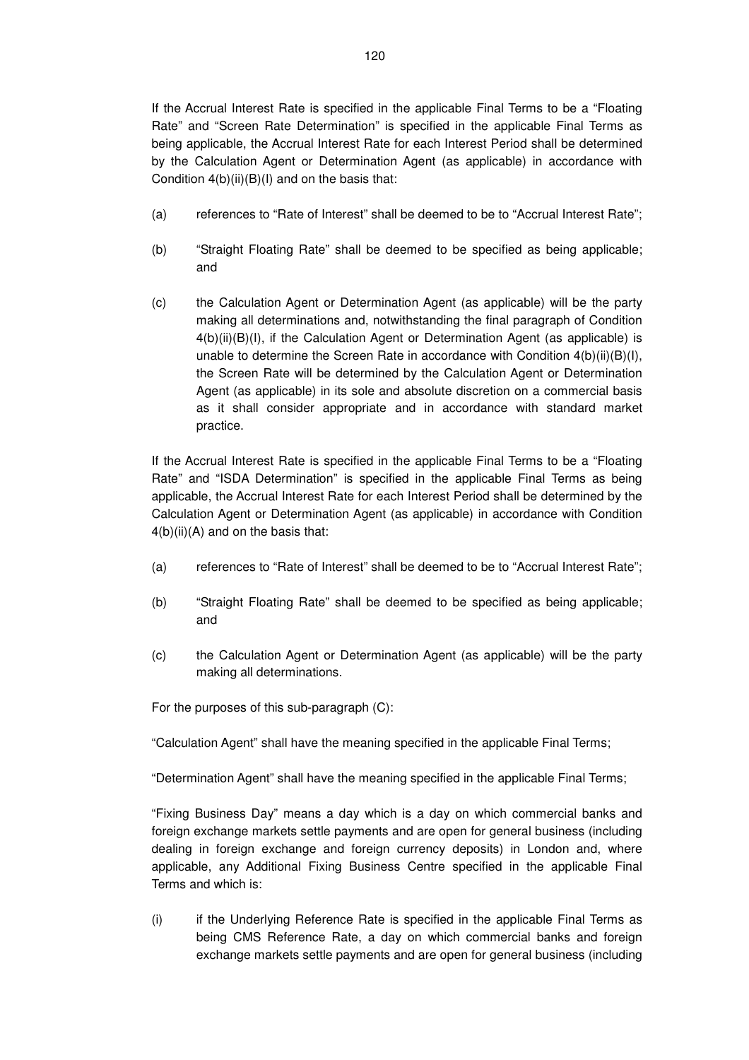If the Accrual Interest Rate is specified in the applicable Final Terms to be a "Floating Rate" and "Screen Rate Determination" is specified in the applicable Final Terms as being applicable, the Accrual Interest Rate for each Interest Period shall be determined by the Calculation Agent or Determination Agent (as applicable) in accordance with Condition 4(b)(ii)(B)(I) and on the basis that:

(a) references to "Rate of Interest" shall be deemed to be to "Accrual Interest Rate";

(b) "Straight Floating Rate" shall be deemed to be specified as being applicable; and

(c) the Calculation Agent or Determination Agent (as applicable) will be the party making all determinations and, notwithstanding the final paragraph of Condition 4(b)(ii)(B)(I), if the Calculation Agent or Determination Agent (as applicable) is unable to determine the Screen Rate in accordance with Condition 4(b)(ii)(B)(I), the Screen Rate will be determined by the Calculation Agent or Determination Agent (as applicable) in its sole and absolute discretion on a commercial basis as it shall consider appropriate and in accordance with standard market practice.

If the Accrual Interest Rate is specified in the applicable Final Terms to be a "Floating Rate" and "ISDA Determination" is specified in the applicable Final Terms as being applicable, the Accrual Interest Rate for each Interest Period shall be determined by the Calculation Agent or Determination Agent (as applicable) in accordance with Condition 4(b)(ii)(A) and on the basis that:

(a) references to "Rate of Interest" shall be deemed to be to "Accrual Interest Rate";

(b) "Straight Floating Rate" shall be deemed to be specified as being applicable; and

(c) the Calculation Agent or Determination Agent (as applicable) will be the party making all determinations.

For the purposes of this sub-paragraph (C):

"Calculation Agent" shall have the meaning specified in the applicable Final Terms;

"Determination Agent" shall have the meaning specified in the applicable Final Terms;

"Fixing Business Day" means a day which is a day on which commercial banks and foreign exchange markets settle payments and are open for general business (including dealing in foreign exchange and foreign currency deposits) in London and, where applicable, any Additional Fixing Business Centre specified in the applicable Final Terms and which is:

(i) if the Underlying Reference Rate is specified in the applicable Final Terms as being CMS Reference Rate, a day on which commercial banks and foreign exchange markets settle payments and are open for general business (including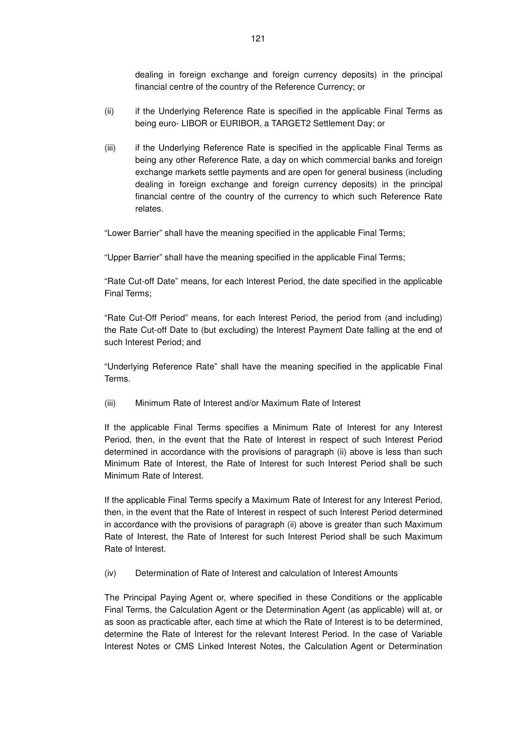dealing in foreign exchange and foreign currency deposits) in the principal financial centre of the country of the Reference Currency; or

(ii) if the Underlying Reference Rate is specified in the applicable Final Terms as being euro- LIBOR or EURIBOR, a TARGET2 Settlement Day; or

(iii) if the Underlying Reference Rate is specified in the applicable Final Terms as being any other Reference Rate, a day on which commercial banks and foreign exchange markets settle payments and are open for general business (including dealing in foreign exchange and foreign currency deposits) in the principal financial centre of the country of the currency to which such Reference Rate relates.

"Lower Barrier" shall have the meaning specified in the applicable Final Terms;

"Upper Barrier" shall have the meaning specified in the applicable Final Terms;

"Rate Cut-off Date" means, for each Interest Period, the date specified in the applicable Final Terms;

"Rate Cut-Off Period" means, for each Interest Period, the period from (and including) the Rate Cut-off Date to (but excluding) the Interest Payment Date falling at the end of such Interest Period; and

"Underlying Reference Rate" shall have the meaning specified in the applicable Final Terms.

(iii) Minimum Rate of Interest and/or Maximum Rate of Interest

If the applicable Final Terms specifies a Minimum Rate of Interest for any Interest Period, then, in the event that the Rate of Interest in respect of such Interest Period determined in accordance with the provisions of paragraph (ii) above is less than such Minimum Rate of Interest, the Rate of Interest for such Interest Period shall be such Minimum Rate of Interest.

If the applicable Final Terms specify a Maximum Rate of Interest for any Interest Period, then, in the event that the Rate of Interest in respect of such Interest Period determined in accordance with the provisions of paragraph (ii) above is greater than such Maximum Rate of Interest, the Rate of Interest for such Interest Period shall be such Maximum Rate of Interest.

(iv) Determination of Rate of Interest and calculation of Interest Amounts

The Principal Paying Agent or, where specified in these Conditions or the applicable Final Terms, the Calculation Agent or the Determination Agent (as applicable) will at, or as soon as practicable after, each time at which the Rate of Interest is to be determined, determine the Rate of Interest for the relevant Interest Period. In the case of Variable Interest Notes or CMS Linked Interest Notes, the Calculation Agent or Determination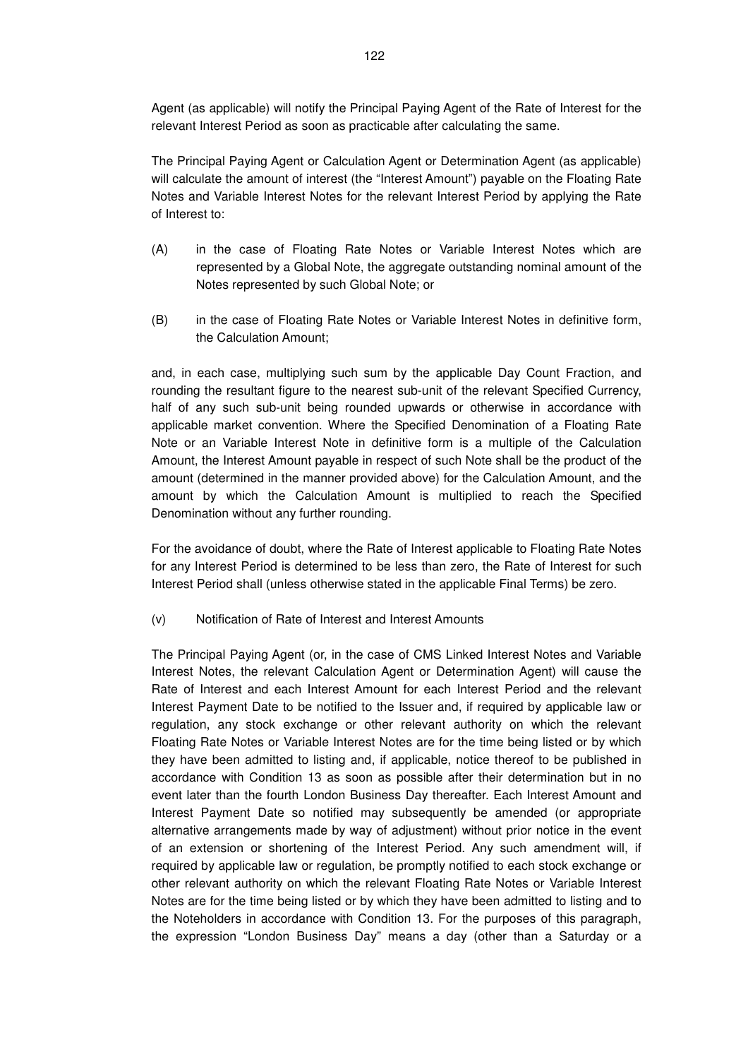Agent (as applicable) will notify the Principal Paying Agent of the Rate of Interest for the relevant Interest Period as soon as practicable after calculating the same.

The Principal Paying Agent or Calculation Agent or Determination Agent (as applicable) will calculate the amount of interest (the "Interest Amount") payable on the Floating Rate Notes and Variable Interest Notes for the relevant Interest Period by applying the Rate of Interest to:

(A) in the case of Floating Rate Notes or Variable Interest Notes which are represented by a Global Note, the aggregate outstanding nominal amount of the Notes represented by such Global Note; or

(B) in the case of Floating Rate Notes or Variable Interest Notes in definitive form, the Calculation Amount;

and, in each case, multiplying such sum by the applicable Day Count Fraction, and rounding the resultant figure to the nearest sub-unit of the relevant Specified Currency, half of any such sub-unit being rounded upwards or otherwise in accordance with applicable market convention. Where the Specified Denomination of a Floating Rate Note or an Variable Interest Note in definitive form is a multiple of the Calculation Amount, the Interest Amount payable in respect of such Note shall be the product of the amount (determined in the manner provided above) for the Calculation Amount, and the amount by which the Calculation Amount is multiplied to reach the Specified Denomination without any further rounding.

For the avoidance of doubt, where the Rate of Interest applicable to Floating Rate Notes for any Interest Period is determined to be less than zero, the Rate of Interest for such Interest Period shall (unless otherwise stated in the applicable Final Terms) be zero.

(v) Notification of Rate of Interest and Interest Amounts

The Principal Paying Agent (or, in the case of CMS Linked Interest Notes and Variable Interest Notes, the relevant Calculation Agent or Determination Agent) will cause the Rate of Interest and each Interest Amount for each Interest Period and the relevant Interest Payment Date to be notified to the Issuer and, if required by applicable law or regulation, any stock exchange or other relevant authority on which the relevant Floating Rate Notes or Variable Interest Notes are for the time being listed or by which they have been admitted to listing and, if applicable, notice thereof to be published in accordance with Condition 13 as soon as possible after their determination but in no event later than the fourth London Business Day thereafter. Each Interest Amount and Interest Payment Date so notified may subsequently be amended (or appropriate alternative arrangements made by way of adjustment) without prior notice in the event of an extension or shortening of the Interest Period. Any such amendment will, if required by applicable law or regulation, be promptly notified to each stock exchange or other relevant authority on which the relevant Floating Rate Notes or Variable Interest Notes are for the time being listed or by which they have been admitted to listing and to the Noteholders in accordance with Condition 13. For the purposes of this paragraph, the expression "London Business Day" means a day (other than a Saturday or a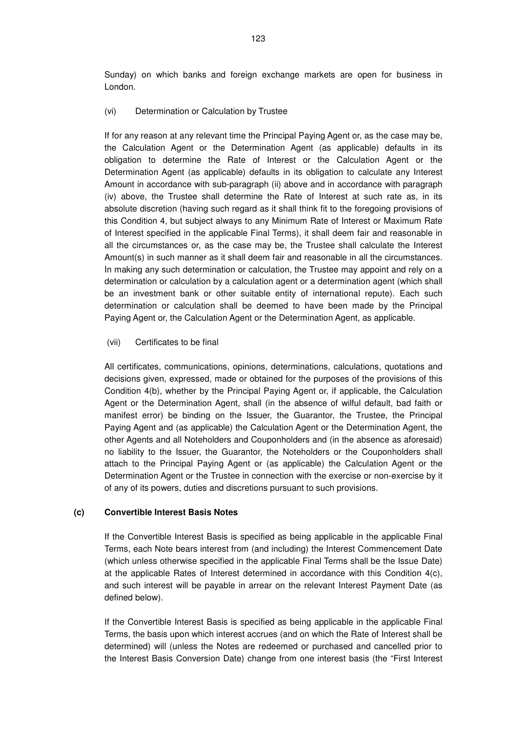Sunday) on which banks and foreign exchange markets are open for business in London.

(vi) Determination or Calculation by Trustee

If for any reason at any relevant time the Principal Paying Agent or, as the case may be, the Calculation Agent or the Determination Agent (as applicable) defaults in its obligation to determine the Rate of Interest or the Calculation Agent or the Determination Agent (as applicable) defaults in its obligation to calculate any Interest Amount in accordance with sub-paragraph (ii) above and in accordance with paragraph (iv) above, the Trustee shall determine the Rate of Interest at such rate as, in its absolute discretion (having such regard as it shall think fit to the foregoing provisions of this Condition 4, but subject always to any Minimum Rate of Interest or Maximum Rate of Interest specified in the applicable Final Terms), it shall deem fair and reasonable in all the circumstances or, as the case may be, the Trustee shall calculate the Interest Amount(s) in such manner as it shall deem fair and reasonable in all the circumstances. In making any such determination or calculation, the Trustee may appoint and rely on a determination or calculation by a calculation agent or a determination agent (which shall be an investment bank or other suitable entity of international repute). Each such determination or calculation shall be deemed to have been made by the Principal Paying Agent or, the Calculation Agent or the Determination Agent, as applicable.

(vii) Certificates to be final

All certificates, communications, opinions, determinations, calculations, quotations and decisions given, expressed, made or obtained for the purposes of the provisions of this Condition 4(b), whether by the Principal Paying Agent or, if applicable, the Calculation Agent or the Determination Agent, shall (in the absence of wilful default, bad faith or manifest error) be binding on the Issuer, the Guarantor, the Trustee, the Principal Paying Agent and (as applicable) the Calculation Agent or the Determination Agent, the other Agents and all Noteholders and Couponholders and (in the absence as aforesaid) no liability to the Issuer, the Guarantor, the Noteholders or the Couponholders shall attach to the Principal Paying Agent or (as applicable) the Calculation Agent or the Determination Agent or the Trustee in connection with the exercise or non-exercise by it of any of its powers, duties and discretions pursuant to such provisions.

**(c) Convertible Interest Basis Notes**

If the Convertible Interest Basis is specified as being applicable in the applicable Final Terms, each Note bears interest from (and including) the Interest Commencement Date (which unless otherwise specified in the applicable Final Terms shall be the Issue Date) at the applicable Rates of Interest determined in accordance with this Condition 4(c), and such interest will be payable in arrear on the relevant Interest Payment Date (as defined below).

If the Convertible Interest Basis is specified as being applicable in the applicable Final Terms, the basis upon which interest accrues (and on which the Rate of Interest shall be determined) will (unless the Notes are redeemed or purchased and cancelled prior to the Interest Basis Conversion Date) change from one interest basis (the "First Interest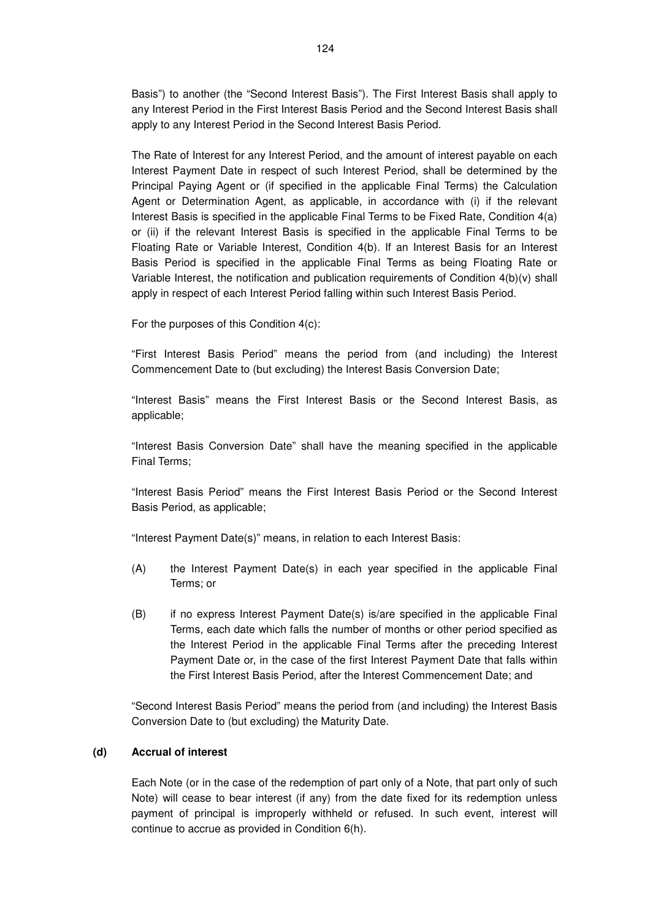Basis") to another (the "Second Interest Basis"). The First Interest Basis shall apply to any Interest Period in the First Interest Basis Period and the Second Interest Basis shall apply to any Interest Period in the Second Interest Basis Period.

The Rate of Interest for any Interest Period, and the amount of interest payable on each Interest Payment Date in respect of such Interest Period, shall be determined by the Principal Paying Agent or (if specified in the applicable Final Terms) the Calculation Agent or Determination Agent, as applicable, in accordance with (i) if the relevant Interest Basis is specified in the applicable Final Terms to be Fixed Rate, Condition 4(a) or (ii) if the relevant Interest Basis is specified in the applicable Final Terms to be Floating Rate or Variable Interest, Condition 4(b). If an Interest Basis for an Interest Basis Period is specified in the applicable Final Terms as being Floating Rate or Variable Interest, the notification and publication requirements of Condition 4(b)(v) shall apply in respect of each Interest Period falling within such Interest Basis Period.

For the purposes of this Condition 4(c):

"First Interest Basis Period" means the period from (and including) the Interest Commencement Date to (but excluding) the Interest Basis Conversion Date;

"Interest Basis" means the First Interest Basis or the Second Interest Basis, as applicable;

"Interest Basis Conversion Date" shall have the meaning specified in the applicable Final Terms;

"Interest Basis Period" means the First Interest Basis Period or the Second Interest Basis Period, as applicable;

"Interest Payment Date(s)" means, in relation to each Interest Basis:

(A) the Interest Payment Date(s) in each year specified in the applicable Final Terms; or

(B) if no express Interest Payment Date(s) is/are specified in the applicable Final Terms, each date which falls the number of months or other period specified as the Interest Period in the applicable Final Terms after the preceding Interest Payment Date or, in the case of the first Interest Payment Date that falls within the First Interest Basis Period, after the Interest Commencement Date; and

"Second Interest Basis Period" means the period from (and including) the Interest Basis Conversion Date to (but excluding) the Maturity Date.

**(d) Accrual of interest**

Each Note (or in the case of the redemption of part only of a Note, that part only of such Note) will cease to bear interest (if any) from the date fixed for its redemption unless payment of principal is improperly withheld or refused. In such event, interest will continue to accrue as provided in Condition 6(h).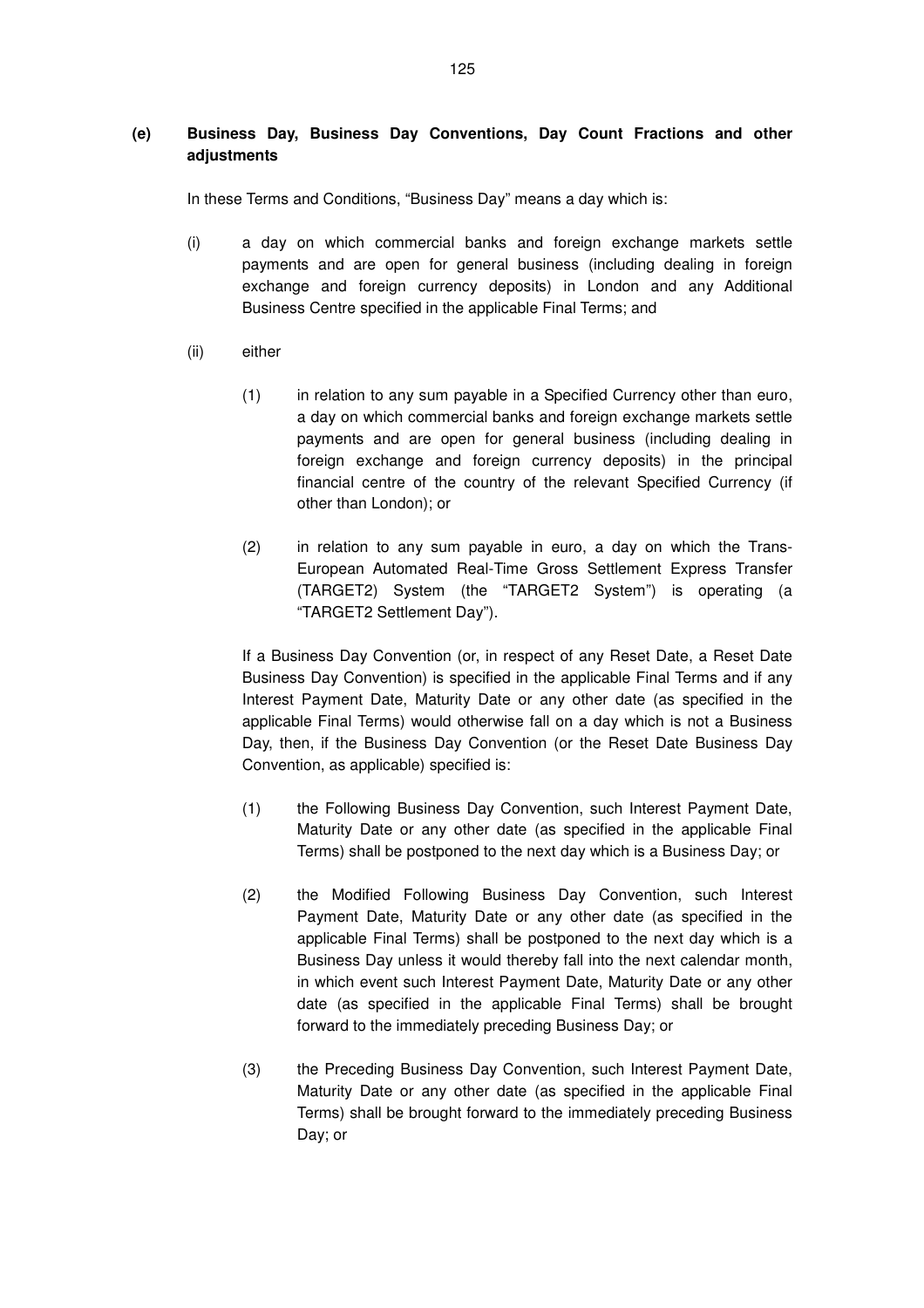**(e) Business Day, Business Day Conventions, Day Count Fractions and other adjustments**

In these Terms and Conditions, "Business Day" means a day which is:

(i) a day on which commercial banks and foreign exchange markets settle payments and are open for general business (including dealing in foreign exchange and foreign currency deposits) in London and any Additional Business Centre specified in the applicable Final Terms; and

(ii) either

(1) in relation to any sum payable in a Specified Currency other than euro, a day on which commercial banks and foreign exchange markets settle payments and are open for general business (including dealing in foreign exchange and foreign currency deposits) in the principal financial centre of the country of the relevant Specified Currency (if other than London); or

(2) in relation to any sum payable in euro, a day on which the Trans-European Automated Real-Time Gross Settlement Express Transfer (TARGET2) System (the "TARGET2 System") is operating (a "TARGET2 Settlement Day").

If a Business Day Convention (or, in respect of any Reset Date, a Reset Date Business Day Convention) is specified in the applicable Final Terms and if any Interest Payment Date, Maturity Date or any other date (as specified in the applicable Final Terms) would otherwise fall on a day which is not a Business Day, then, if the Business Day Convention (or the Reset Date Business Day Convention, as applicable) specified is:

(1) the Following Business Day Convention, such Interest Payment Date, Maturity Date or any other date (as specified in the applicable Final Terms) shall be postponed to the next day which is a Business Day; or

(2) the Modified Following Business Day Convention, such Interest Payment Date, Maturity Date or any other date (as specified in the applicable Final Terms) shall be postponed to the next day which is a Business Day unless it would thereby fall into the next calendar month, in which event such Interest Payment Date, Maturity Date or any other date (as specified in the applicable Final Terms) shall be brought forward to the immediately preceding Business Day; or

(3) the Preceding Business Day Convention, such Interest Payment Date, Maturity Date or any other date (as specified in the applicable Final Terms) shall be brought forward to the immediately preceding Business Day; or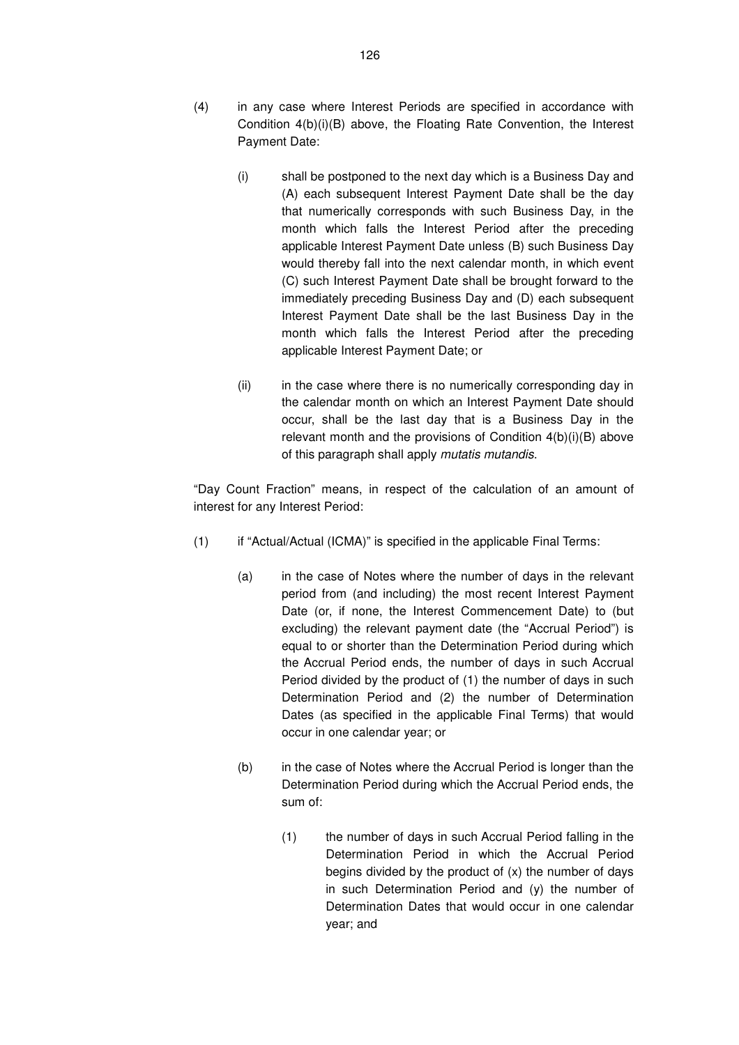(4) in any case where Interest Periods are specified in accordance with Condition 4(b)(i)(B) above, the Floating Rate Convention, the Interest Payment Date:

   (i) shall be postponed to the next day which is a Business Day and (A) each subsequent Interest Payment Date shall be the day that numerically corresponds with such Business Day, in the month which falls the Interest Period after the preceding applicable Interest Payment Date unless (B) such Business Day would thereby fall into the next calendar month, in which event (C) such Interest Payment Date shall be brought forward to the immediately preceding Business Day and (D) each subsequent Interest Payment Date shall be the last Business Day in the month which falls the Interest Period after the preceding applicable Interest Payment Date; or

   (ii) in the case where there is no numerically corresponding day in the calendar month on which an Interest Payment Date should occur, shall be the last day that is a Business Day in the relevant month and the provisions of Condition 4(b)(i)(B) above of this paragraph shall apply *mutatis mutandis*.

"Day Count Fraction" means, in respect of the calculation of an amount of interest for any Interest Period:

(1) if "Actual/Actual (ICMA)" is specified in the applicable Final Terms:

   (a) in the case of Notes where the number of days in the relevant period from (and including) the most recent Interest Payment Date (or, if none, the Interest Commencement Date) to (but excluding) the relevant payment date (the "Accrual Period") is equal to or shorter than the Determination Period during which the Accrual Period ends, the number of days in such Accrual Period divided by the product of (1) the number of days in such Determination Period and (2) the number of Determination Dates (as specified in the applicable Final Terms) that would occur in one calendar year; or

   (b) in the case of Notes where the Accrual Period is longer than the Determination Period during which the Accrual Period ends, the sum of:

      (1) the number of days in such Accrual Period falling in the Determination Period in which the Accrual Period begins divided by the product of (x) the number of days in such Determination Period and (y) the number of Determination Dates that would occur in one calendar year; and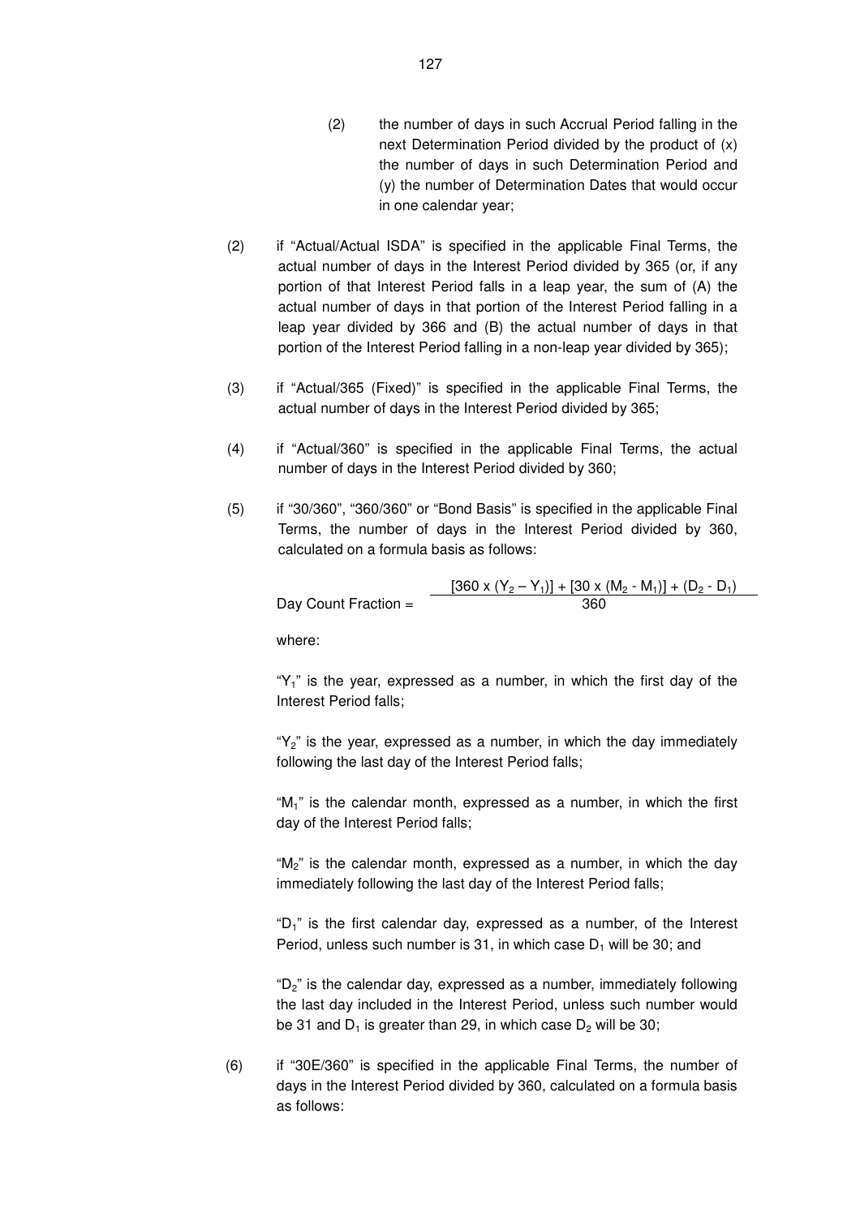(2) the number of days in such Accrual Period falling in the next Determination Period divided by the product of (x) the number of days in such Determination Period and (y) the number of Determination Dates that would occur in one calendar year;

(2) if "Actual/Actual ISDA" is specified in the applicable Final Terms, the actual number of days in the Interest Period divided by 365 (or, if any portion of that Interest Period falls in a leap year, the sum of (A) the actual number of days in that portion of the Interest Period falling in a leap year divided by 366 and (B) the actual number of days in that portion of the Interest Period falling in a non-leap year divided by 365);

(3) if "Actual/365 (Fixed)" is specified in the applicable Final Terms, the actual number of days in the Interest Period divided by 365;

(4) if "Actual/360" is specified in the applicable Final Terms, the actual number of days in the Interest Period divided by 360;

(5) if "30/360", "360/360" or "Bond Basis" is specified in the applicable Final Terms, the number of days in the Interest Period divided by 360, calculated on a formula basis as follows:

$$\text{Day Count Fraction} = \frac{[360 \times (Y_2 - Y_1)] + [30 \times (M_2 - M_1)] + (D_2 - D_1)}{360}$$

where:

"$Y_1$" is the year, expressed as a number, in which the first day of the Interest Period falls;

"$Y_2$" is the year, expressed as a number, in which the day immediately following the last day of the Interest Period falls;

"$M_1$" is the calendar month, expressed as a number, in which the first day of the Interest Period falls;

"$M_2$" is the calendar month, expressed as a number, in which the day immediately following the last day of the Interest Period falls;

"$D_1$" is the first calendar day, expressed as a number, of the Interest Period, unless such number is 31, in which case $D_1$ will be 30; and

"$D_2$" is the calendar day, expressed as a number, immediately following the last day included in the Interest Period, unless such number would be 31 and $D_1$ is greater than 29, in which case $D_2$ will be 30;

(6) if "30E/360" is specified in the applicable Final Terms, the number of days in the Interest Period divided by 360, calculated on a formula basis as follows: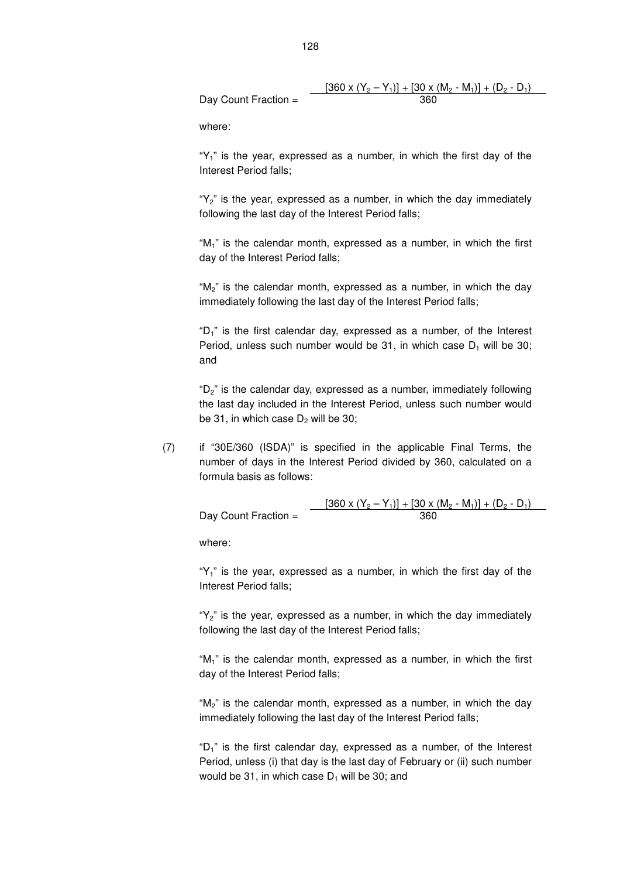$$\text{Day Count Fraction} = \frac{[360 \times (Y_2 - Y_1)] + [30 \times (M_2 - M_1)] + (D_2 - D_1)}{360}$$

where:

"$Y_1$" is the year, expressed as a number, in which the first day of the Interest Period falls;

"$Y_2$" is the year, expressed as a number, in which the day immediately following the last day of the Interest Period falls;

"$M_1$" is the calendar month, expressed as a number, in which the first day of the Interest Period falls;

"$M_2$" is the calendar month, expressed as a number, in which the day immediately following the last day of the Interest Period falls;

"$D_1$" is the first calendar day, expressed as a number, of the Interest Period, unless such number would be 31, in which case $D_1$ will be 30; and

"$D_2$" is the calendar day, expressed as a number, immediately following the last day included in the Interest Period, unless such number would be 31, in which case $D_2$ will be 30;

(7) if "30E/360 (ISDA)" is specified in the applicable Final Terms, the number of days in the Interest Period divided by 360, calculated on a formula basis as follows:

$$\text{Day Count Fraction} = \frac{[360 \times (Y_2 - Y_1)] + [30 \times (M_2 - M_1)] + (D_2 - D_1)}{360}$$

where:

"$Y_1$" is the year, expressed as a number, in which the first day of the Interest Period falls;

"$Y_2$" is the year, expressed as a number, in which the day immediately following the last day of the Interest Period falls;

"$M_1$" is the calendar month, expressed as a number, in which the first day of the Interest Period falls;

"$M_2$" is the calendar month, expressed as a number, in which the day immediately following the last day of the Interest Period falls;

"$D_1$" is the first calendar day, expressed as a number, of the Interest Period, unless (i) that day is the last day of February or (ii) such number would be 31, in which case $D_1$ will be 30; and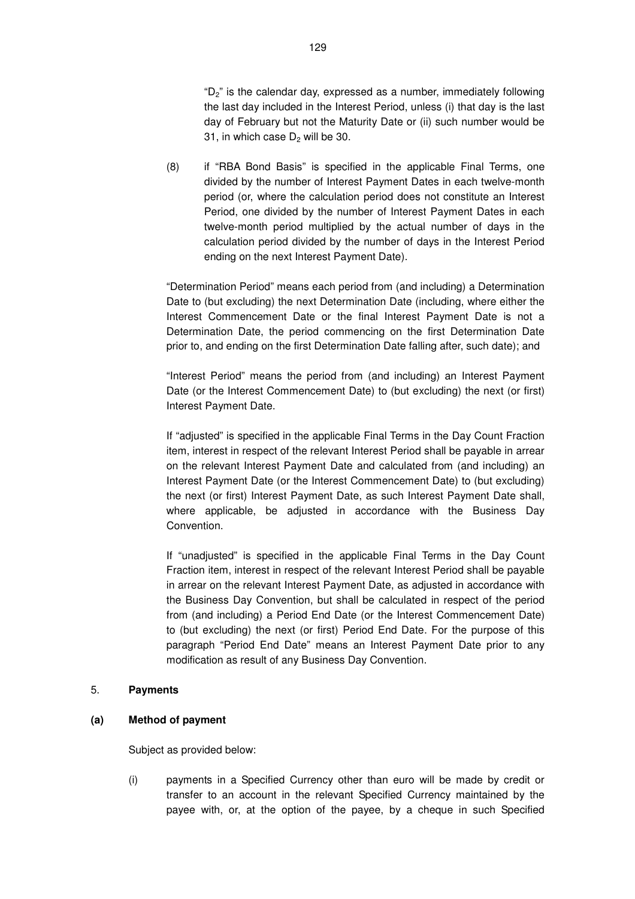"$D_2$" is the calendar day, expressed as a number, immediately following the last day included in the Interest Period, unless (i) that day is the last day of February but not the Maturity Date or (ii) such number would be 31, in which case $D_2$ will be 30.

(8) if "RBA Bond Basis" is specified in the applicable Final Terms, one divided by the number of Interest Payment Dates in each twelve-month period (or, where the calculation period does not constitute an Interest Period, one divided by the number of Interest Payment Dates in each twelve-month period multiplied by the actual number of days in the calculation period divided by the number of days in the Interest Period ending on the next Interest Payment Date).

"Determination Period" means each period from (and including) a Determination Date to (but excluding) the next Determination Date (including, where either the Interest Commencement Date or the final Interest Payment Date is not a Determination Date, the period commencing on the first Determination Date prior to, and ending on the first Determination Date falling after, such date); and

"Interest Period" means the period from (and including) an Interest Payment Date (or the Interest Commencement Date) to (but excluding) the next (or first) Interest Payment Date.

If "adjusted" is specified in the applicable Final Terms in the Day Count Fraction item, interest in respect of the relevant Interest Period shall be payable in arrear on the relevant Interest Payment Date and calculated from (and including) an Interest Payment Date (or the Interest Commencement Date) to (but excluding) the next (or first) Interest Payment Date, as such Interest Payment Date shall, where applicable, be adjusted in accordance with the Business Day Convention.

If "unadjusted" is specified in the applicable Final Terms in the Day Count Fraction item, interest in respect of the relevant Interest Period shall be payable in arrear on the relevant Interest Payment Date, as adjusted in accordance with the Business Day Convention, but shall be calculated in respect of the period from (and including) a Period End Date (or the Interest Commencement Date) to (but excluding) the next (or first) Period End Date. For the purpose of this paragraph "Period End Date" means an Interest Payment Date prior to any modification as result of any Business Day Convention.

5. **Payments**

**(a) Method of payment**

Subject as provided below:

(i) payments in a Specified Currency other than euro will be made by credit or transfer to an account in the relevant Specified Currency maintained by the payee with, or, at the option of the payee, by a cheque in such Specified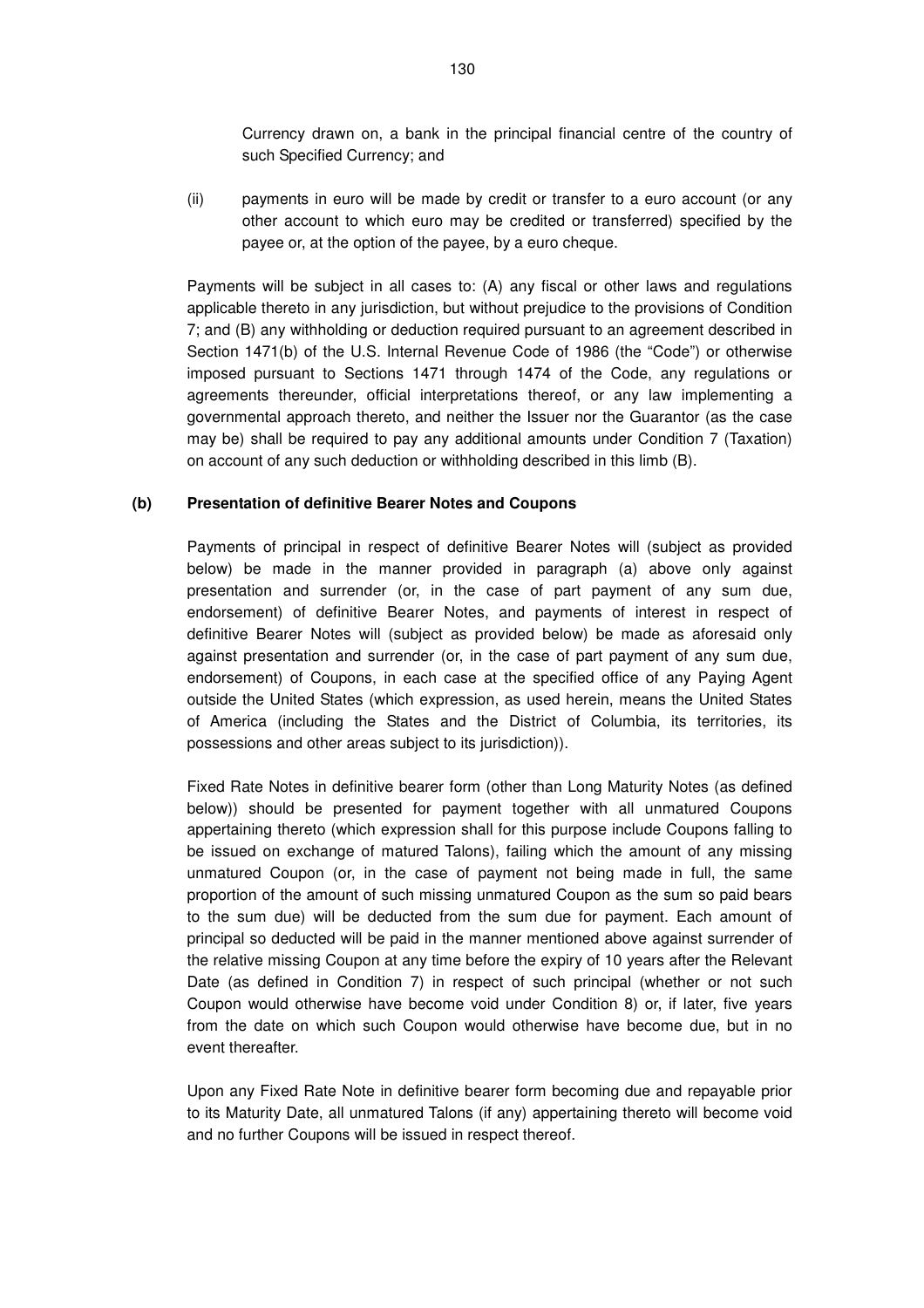Currency drawn on, a bank in the principal financial centre of the country of such Specified Currency; and

(ii) payments in euro will be made by credit or transfer to a euro account (or any other account to which euro may be credited or transferred) specified by the payee or, at the option of the payee, by a euro cheque.

Payments will be subject in all cases to: (A) any fiscal or other laws and regulations applicable thereto in any jurisdiction, but without prejudice to the provisions of Condition 7; and (B) any withholding or deduction required pursuant to an agreement described in Section 1471(b) of the U.S. Internal Revenue Code of 1986 (the "Code") or otherwise imposed pursuant to Sections 1471 through 1474 of the Code, any regulations or agreements thereunder, official interpretations thereof, or any law implementing a governmental approach thereto, and neither the Issuer nor the Guarantor (as the case may be) shall be required to pay any additional amounts under Condition 7 (Taxation) on account of any such deduction or withholding described in this limb (B).

**(b) Presentation of definitive Bearer Notes and Coupons**

Payments of principal in respect of definitive Bearer Notes will (subject as provided below) be made in the manner provided in paragraph (a) above only against presentation and surrender (or, in the case of part payment of any sum due, endorsement) of definitive Bearer Notes, and payments of interest in respect of definitive Bearer Notes will (subject as provided below) be made as aforesaid only against presentation and surrender (or, in the case of part payment of any sum due, endorsement) of Coupons, in each case at the specified office of any Paying Agent outside the United States (which expression, as used herein, means the United States of America (including the States and the District of Columbia, its territories, its possessions and other areas subject to its jurisdiction)).

Fixed Rate Notes in definitive bearer form (other than Long Maturity Notes (as defined below)) should be presented for payment together with all unmatured Coupons appertaining thereto (which expression shall for this purpose include Coupons falling to be issued on exchange of matured Talons), failing which the amount of any missing unmatured Coupon (or, in the case of payment not being made in full, the same proportion of the amount of such missing unmatured Coupon as the sum so paid bears to the sum due) will be deducted from the sum due for payment. Each amount of principal so deducted will be paid in the manner mentioned above against surrender of the relative missing Coupon at any time before the expiry of 10 years after the Relevant Date (as defined in Condition 7) in respect of such principal (whether or not such Coupon would otherwise have become void under Condition 8) or, if later, five years from the date on which such Coupon would otherwise have become due, but in no event thereafter.

Upon any Fixed Rate Note in definitive bearer form becoming due and repayable prior to its Maturity Date, all unmatured Talons (if any) appertaining thereto will become void and no further Coupons will be issued in respect thereof.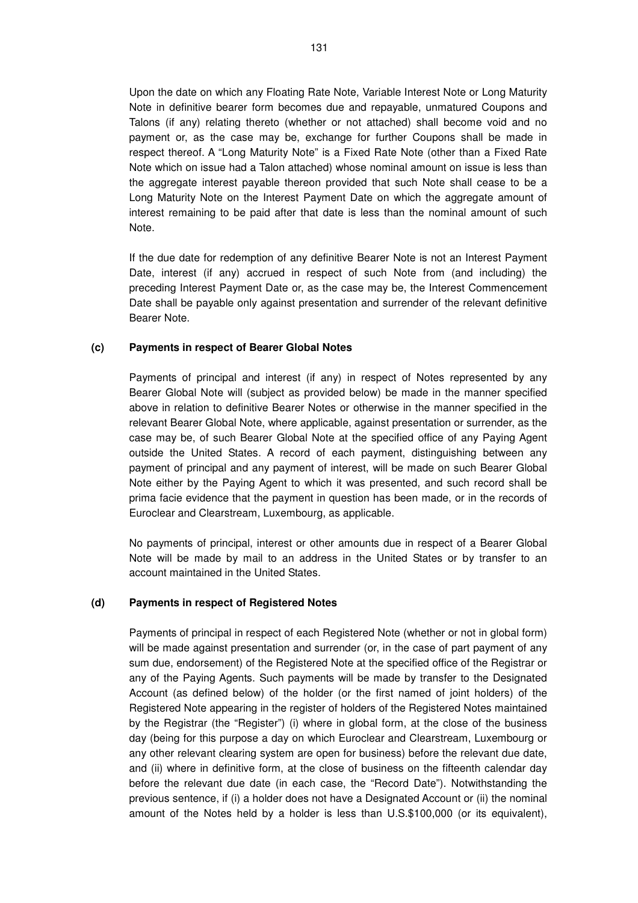Upon the date on which any Floating Rate Note, Variable Interest Note or Long Maturity Note in definitive bearer form becomes due and repayable, unmatured Coupons and Talons (if any) relating thereto (whether or not attached) shall become void and no payment or, as the case may be, exchange for further Coupons shall be made in respect thereof. A "Long Maturity Note" is a Fixed Rate Note (other than a Fixed Rate Note which on issue had a Talon attached) whose nominal amount on issue is less than the aggregate interest payable thereon provided that such Note shall cease to be a Long Maturity Note on the Interest Payment Date on which the aggregate amount of interest remaining to be paid after that date is less than the nominal amount of such Note.

If the due date for redemption of any definitive Bearer Note is not an Interest Payment Date, interest (if any) accrued in respect of such Note from (and including) the preceding Interest Payment Date or, as the case may be, the Interest Commencement Date shall be payable only against presentation and surrender of the relevant definitive Bearer Note.

**(c) Payments in respect of Bearer Global Notes**

Payments of principal and interest (if any) in respect of Notes represented by any Bearer Global Note will (subject as provided below) be made in the manner specified above in relation to definitive Bearer Notes or otherwise in the manner specified in the relevant Bearer Global Note, where applicable, against presentation or surrender, as the case may be, of such Bearer Global Note at the specified office of any Paying Agent outside the United States. A record of each payment, distinguishing between any payment of principal and any payment of interest, will be made on such Bearer Global Note either by the Paying Agent to which it was presented, and such record shall be prima facie evidence that the payment in question has been made, or in the records of Euroclear and Clearstream, Luxembourg, as applicable.

No payments of principal, interest or other amounts due in respect of a Bearer Global Note will be made by mail to an address in the United States or by transfer to an account maintained in the United States.

**(d) Payments in respect of Registered Notes**

Payments of principal in respect of each Registered Note (whether or not in global form) will be made against presentation and surrender (or, in the case of part payment of any sum due, endorsement) of the Registered Note at the specified office of the Registrar or any of the Paying Agents. Such payments will be made by transfer to the Designated Account (as defined below) of the holder (or the first named of joint holders) of the Registered Note appearing in the register of holders of the Registered Notes maintained by the Registrar (the "Register") (i) where in global form, at the close of the business day (being for this purpose a day on which Euroclear and Clearstream, Luxembourg or any other relevant clearing system are open for business) before the relevant due date, and (ii) where in definitive form, at the close of business on the fifteenth calendar day before the relevant due date (in each case, the "Record Date"). Notwithstanding the previous sentence, if (i) a holder does not have a Designated Account or (ii) the nominal amount of the Notes held by a holder is less than U.S.$100,000 (or its equivalent),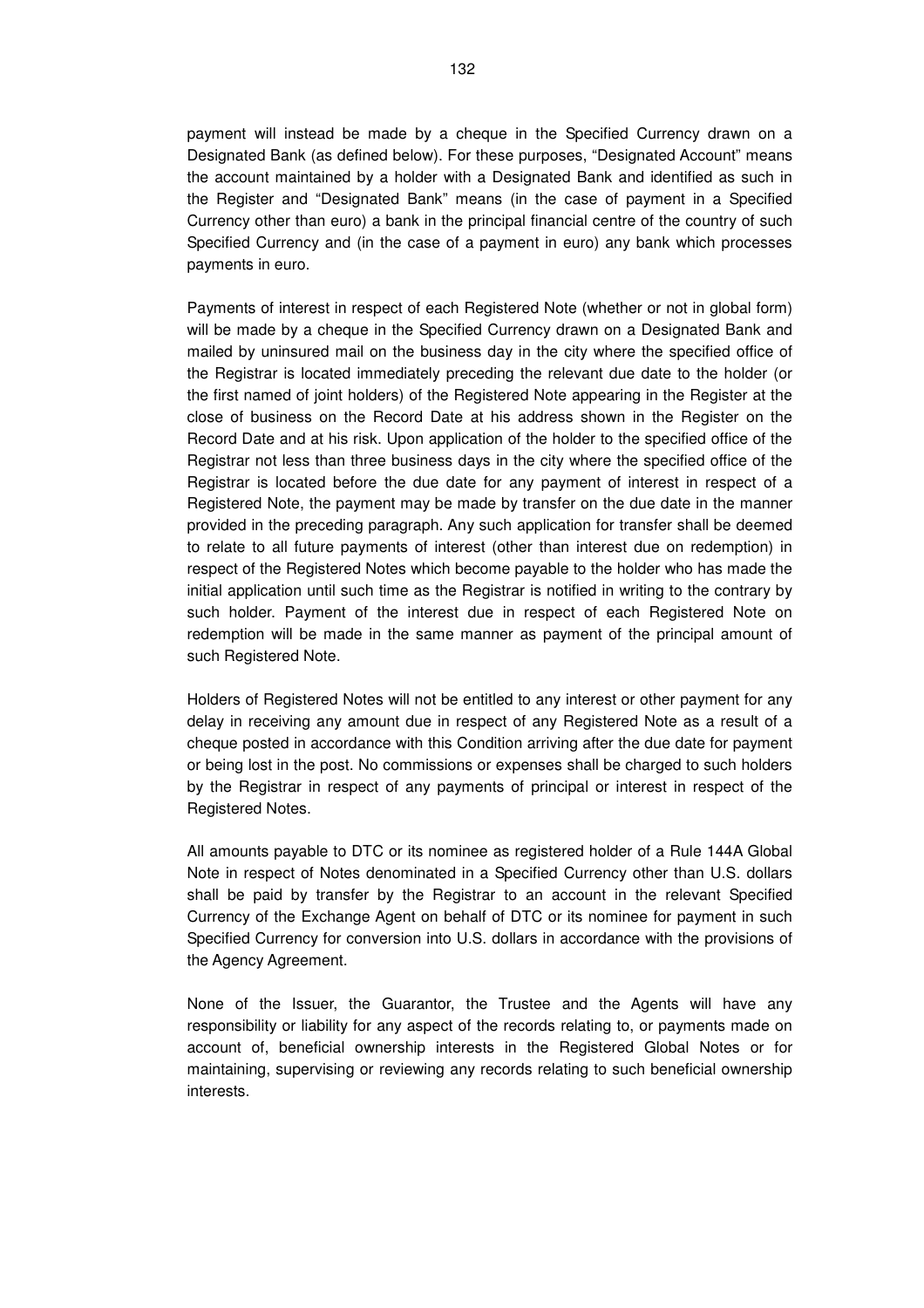payment will instead be made by a cheque in the Specified Currency drawn on a Designated Bank (as defined below). For these purposes, "Designated Account" means the account maintained by a holder with a Designated Bank and identified as such in the Register and "Designated Bank" means (in the case of payment in a Specified Currency other than euro) a bank in the principal financial centre of the country of such Specified Currency and (in the case of a payment in euro) any bank which processes payments in euro.

Payments of interest in respect of each Registered Note (whether or not in global form) will be made by a cheque in the Specified Currency drawn on a Designated Bank and mailed by uninsured mail on the business day in the city where the specified office of the Registrar is located immediately preceding the relevant due date to the holder (or the first named of joint holders) of the Registered Note appearing in the Register at the close of business on the Record Date at his address shown in the Register on the Record Date and at his risk. Upon application of the holder to the specified office of the Registrar not less than three business days in the city where the specified office of the Registrar is located before the due date for any payment of interest in respect of a Registered Note, the payment may be made by transfer on the due date in the manner provided in the preceding paragraph. Any such application for transfer shall be deemed to relate to all future payments of interest (other than interest due on redemption) in respect of the Registered Notes which become payable to the holder who has made the initial application until such time as the Registrar is notified in writing to the contrary by such holder. Payment of the interest due in respect of each Registered Note on redemption will be made in the same manner as payment of the principal amount of such Registered Note.

Holders of Registered Notes will not be entitled to any interest or other payment for any delay in receiving any amount due in respect of any Registered Note as a result of a cheque posted in accordance with this Condition arriving after the due date for payment or being lost in the post. No commissions or expenses shall be charged to such holders by the Registrar in respect of any payments of principal or interest in respect of the Registered Notes.

All amounts payable to DTC or its nominee as registered holder of a Rule 144A Global Note in respect of Notes denominated in a Specified Currency other than U.S. dollars shall be paid by transfer by the Registrar to an account in the relevant Specified Currency of the Exchange Agent on behalf of DTC or its nominee for payment in such Specified Currency for conversion into U.S. dollars in accordance with the provisions of the Agency Agreement.

None of the Issuer, the Guarantor, the Trustee and the Agents will have any responsibility or liability for any aspect of the records relating to, or payments made on account of, beneficial ownership interests in the Registered Global Notes or for maintaining, supervising or reviewing any records relating to such beneficial ownership interests.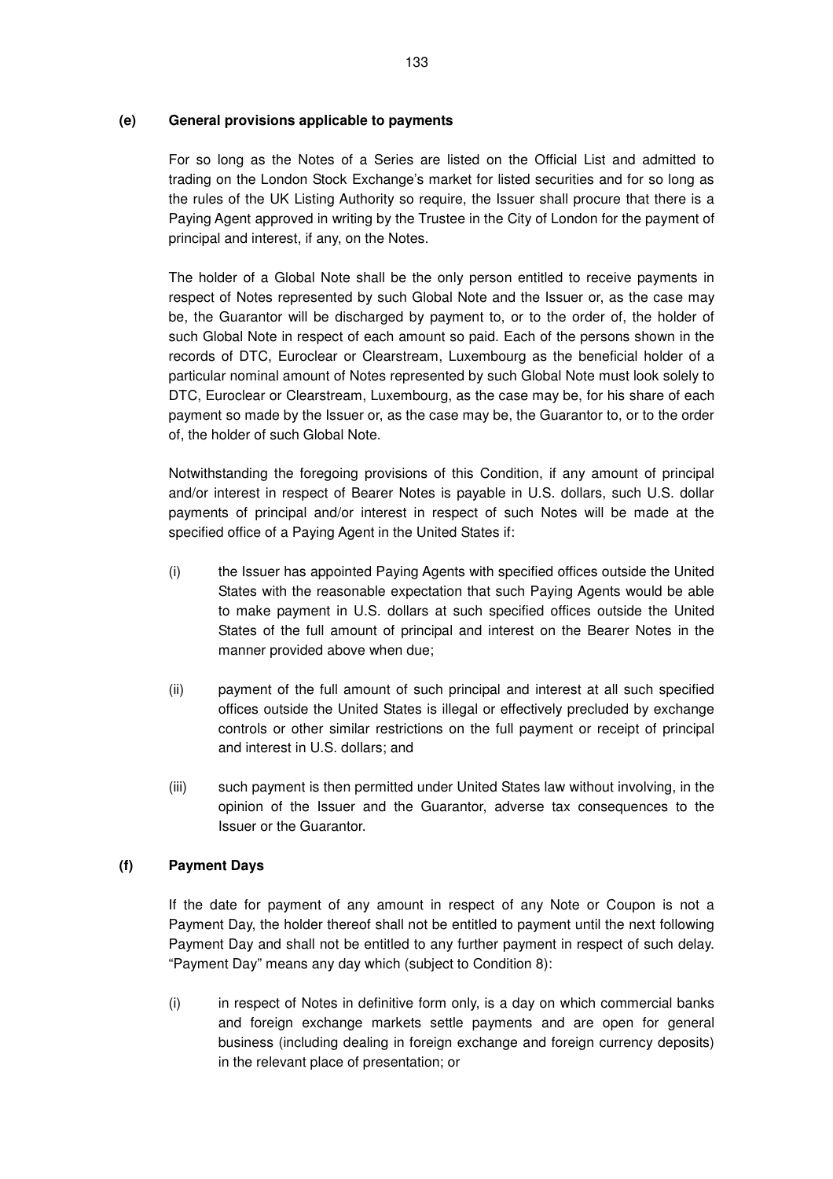**(e) General provisions applicable to payments**

For so long as the Notes of a Series are listed on the Official List and admitted to trading on the London Stock Exchange's market for listed securities and for so long as the rules of the UK Listing Authority so require, the Issuer shall procure that there is a Paying Agent approved in writing by the Trustee in the City of London for the payment of principal and interest, if any, on the Notes.

The holder of a Global Note shall be the only person entitled to receive payments in respect of Notes represented by such Global Note and the Issuer or, as the case may be, the Guarantor will be discharged by payment to, or to the order of, the holder of such Global Note in respect of each amount so paid. Each of the persons shown in the records of DTC, Euroclear or Clearstream, Luxembourg as the beneficial holder of a particular nominal amount of Notes represented by such Global Note must look solely to DTC, Euroclear or Clearstream, Luxembourg, as the case may be, for his share of each payment so made by the Issuer or, as the case may be, the Guarantor to, or to the order of, the holder of such Global Note.

Notwithstanding the foregoing provisions of this Condition, if any amount of principal and/or interest in respect of Bearer Notes is payable in U.S. dollars, such U.S. dollar payments of principal and/or interest in respect of such Notes will be made at the specified office of a Paying Agent in the United States if:

(i) the Issuer has appointed Paying Agents with specified offices outside the United States with the reasonable expectation that such Paying Agents would be able to make payment in U.S. dollars at such specified offices outside the United States of the full amount of principal and interest on the Bearer Notes in the manner provided above when due;

(ii) payment of the full amount of such principal and interest at all such specified offices outside the United States is illegal or effectively precluded by exchange controls or other similar restrictions on the full payment or receipt of principal and interest in U.S. dollars; and

(iii) such payment is then permitted under United States law without involving, in the opinion of the Issuer and the Guarantor, adverse tax consequences to the Issuer or the Guarantor.

**(f) Payment Days**

If the date for payment of any amount in respect of any Note or Coupon is not a Payment Day, the holder thereof shall not be entitled to payment until the next following Payment Day and shall not be entitled to any further payment in respect of such delay. "Payment Day" means any day which (subject to Condition 8):

(i) in respect of Notes in definitive form only, is a day on which commercial banks and foreign exchange markets settle payments and are open for general business (including dealing in foreign exchange and foreign currency deposits) in the relevant place of presentation; or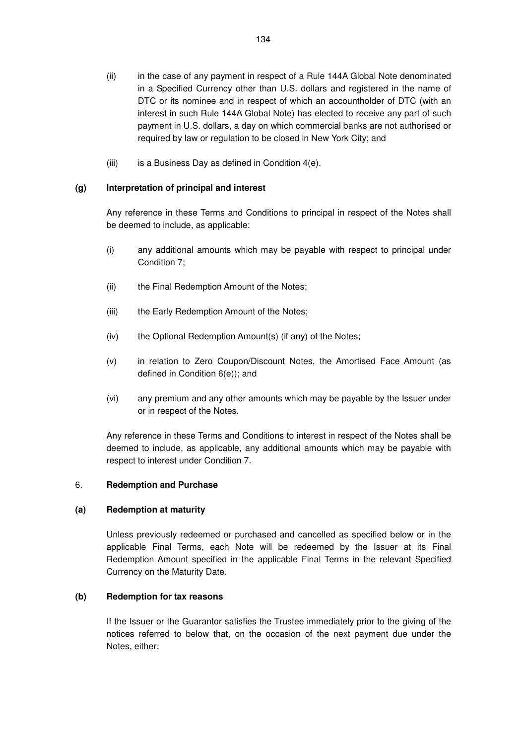(ii) in the case of any payment in respect of a Rule 144A Global Note denominated in a Specified Currency other than U.S. dollars and registered in the name of DTC or its nominee and in respect of which an accountholder of DTC (with an interest in such Rule 144A Global Note) has elected to receive any part of such payment in U.S. dollars, a day on which commercial banks are not authorised or required by law or regulation to be closed in New York City; and

(iii) is a Business Day as defined in Condition 4(e).

**(g) Interpretation of principal and interest**

Any reference in these Terms and Conditions to principal in respect of the Notes shall be deemed to include, as applicable:

(i) any additional amounts which may be payable with respect to principal under Condition 7;

(ii) the Final Redemption Amount of the Notes;

(iii) the Early Redemption Amount of the Notes;

(iv) the Optional Redemption Amount(s) (if any) of the Notes;

(v) in relation to Zero Coupon/Discount Notes, the Amortised Face Amount (as defined in Condition 6(e)); and

(vi) any premium and any other amounts which may be payable by the Issuer under or in respect of the Notes.

Any reference in these Terms and Conditions to interest in respect of the Notes shall be deemed to include, as applicable, any additional amounts which may be payable with respect to interest under Condition 7.

6. **Redemption and Purchase**

**(a) Redemption at maturity**

Unless previously redeemed or purchased and cancelled as specified below or in the applicable Final Terms, each Note will be redeemed by the Issuer at its Final Redemption Amount specified in the applicable Final Terms in the relevant Specified Currency on the Maturity Date.

**(b) Redemption for tax reasons**

If the Issuer or the Guarantor satisfies the Trustee immediately prior to the giving of the notices referred to below that, on the occasion of the next payment due under the Notes, either: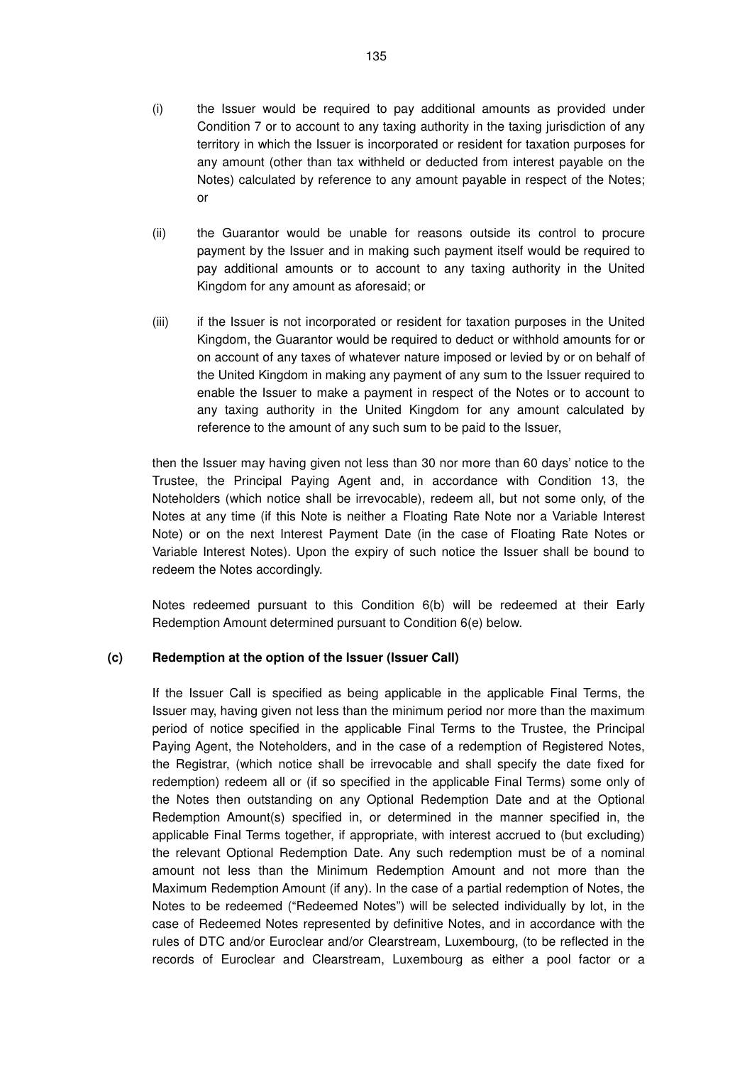(i) the Issuer would be required to pay additional amounts as provided under Condition 7 or to account to any taxing authority in the taxing jurisdiction of any territory in which the Issuer is incorporated or resident for taxation purposes for any amount (other than tax withheld or deducted from interest payable on the Notes) calculated by reference to any amount payable in respect of the Notes; or

(ii) the Guarantor would be unable for reasons outside its control to procure payment by the Issuer and in making such payment itself would be required to pay additional amounts or to account to any taxing authority in the United Kingdom for any amount as aforesaid; or

(iii) if the Issuer is not incorporated or resident for taxation purposes in the United Kingdom, the Guarantor would be required to deduct or withhold amounts for or on account of any taxes of whatever nature imposed or levied by or on behalf of the United Kingdom in making any payment of any sum to the Issuer required to enable the Issuer to make a payment in respect of the Notes or to account to any taxing authority in the United Kingdom for any amount calculated by reference to the amount of any such sum to be paid to the Issuer,

then the Issuer may having given not less than 30 nor more than 60 days' notice to the Trustee, the Principal Paying Agent and, in accordance with Condition 13, the Noteholders (which notice shall be irrevocable), redeem all, but not some only, of the Notes at any time (if this Note is neither a Floating Rate Note nor a Variable Interest Note) or on the next Interest Payment Date (in the case of Floating Rate Notes or Variable Interest Notes). Upon the expiry of such notice the Issuer shall be bound to redeem the Notes accordingly.

Notes redeemed pursuant to this Condition 6(b) will be redeemed at their Early Redemption Amount determined pursuant to Condition 6(e) below.

**(c) Redemption at the option of the Issuer (Issuer Call)**

If the Issuer Call is specified as being applicable in the applicable Final Terms, the Issuer may, having given not less than the minimum period nor more than the maximum period of notice specified in the applicable Final Terms to the Trustee, the Principal Paying Agent, the Noteholders, and in the case of a redemption of Registered Notes, the Registrar, (which notice shall be irrevocable and shall specify the date fixed for redemption) redeem all or (if so specified in the applicable Final Terms) some only of the Notes then outstanding on any Optional Redemption Date and at the Optional Redemption Amount(s) specified in, or determined in the manner specified in, the applicable Final Terms together, if appropriate, with interest accrued to (but excluding) the relevant Optional Redemption Date. Any such redemption must be of a nominal amount not less than the Minimum Redemption Amount and not more than the Maximum Redemption Amount (if any). In the case of a partial redemption of Notes, the Notes to be redeemed ("Redeemed Notes") will be selected individually by lot, in the case of Redeemed Notes represented by definitive Notes, and in accordance with the rules of DTC and/or Euroclear and/or Clearstream, Luxembourg, (to be reflected in the records of Euroclear and Clearstream, Luxembourg as either a pool factor or a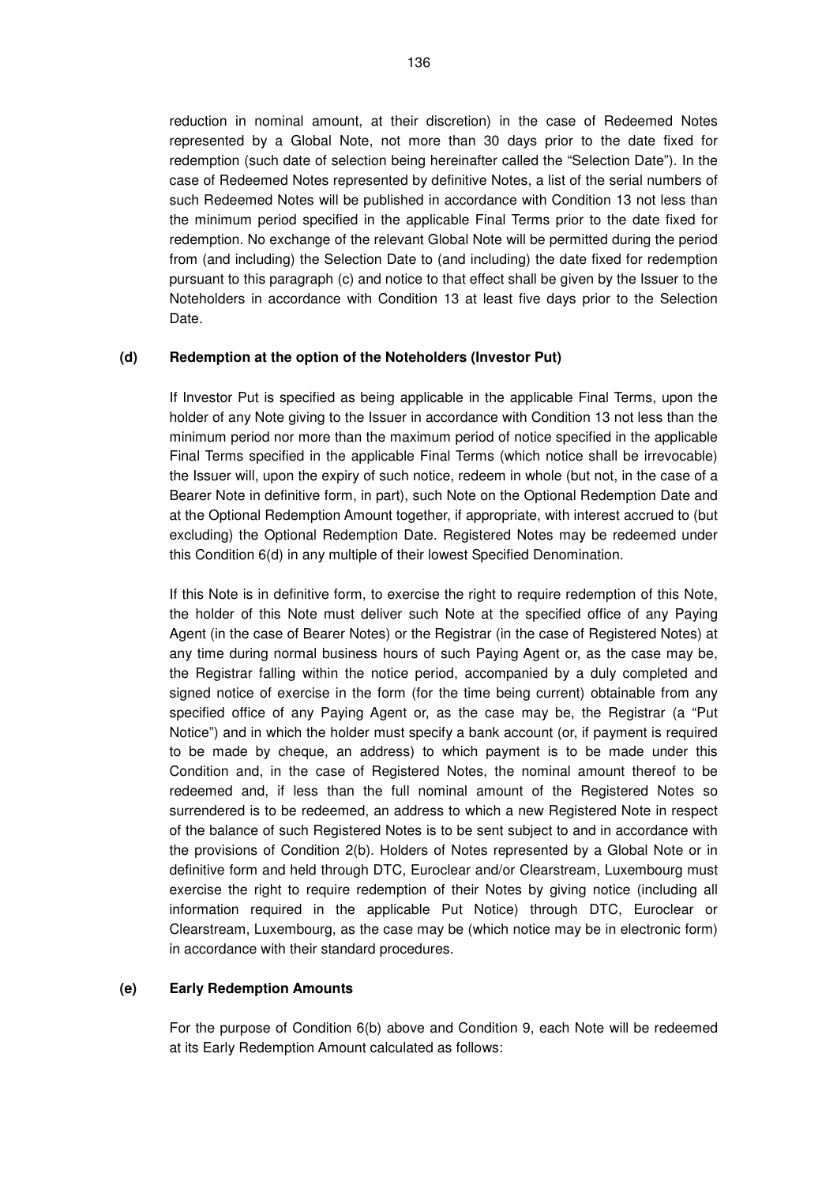reduction in nominal amount, at their discretion) in the case of Redeemed Notes represented by a Global Note, not more than 30 days prior to the date fixed for redemption (such date of selection being hereinafter called the "Selection Date"). In the case of Redeemed Notes represented by definitive Notes, a list of the serial numbers of such Redeemed Notes will be published in accordance with Condition 13 not less than the minimum period specified in the applicable Final Terms prior to the date fixed for redemption. No exchange of the relevant Global Note will be permitted during the period from (and including) the Selection Date to (and including) the date fixed for redemption pursuant to this paragraph (c) and notice to that effect shall be given by the Issuer to the Noteholders in accordance with Condition 13 at least five days prior to the Selection Date.

**(d) Redemption at the option of the Noteholders (Investor Put)**

If Investor Put is specified as being applicable in the applicable Final Terms, upon the holder of any Note giving to the Issuer in accordance with Condition 13 not less than the minimum period nor more than the maximum period of notice specified in the applicable Final Terms specified in the applicable Final Terms (which notice shall be irrevocable) the Issuer will, upon the expiry of such notice, redeem in whole (but not, in the case of a Bearer Note in definitive form, in part), such Note on the Optional Redemption Date and at the Optional Redemption Amount together, if appropriate, with interest accrued to (but excluding) the Optional Redemption Date. Registered Notes may be redeemed under this Condition 6(d) in any multiple of their lowest Specified Denomination.

If this Note is in definitive form, to exercise the right to require redemption of this Note, the holder of this Note must deliver such Note at the specified office of any Paying Agent (in the case of Bearer Notes) or the Registrar (in the case of Registered Notes) at any time during normal business hours of such Paying Agent or, as the case may be, the Registrar falling within the notice period, accompanied by a duly completed and signed notice of exercise in the form (for the time being current) obtainable from any specified office of any Paying Agent or, as the case may be, the Registrar (a "Put Notice") and in which the holder must specify a bank account (or, if payment is required to be made by cheque, an address) to which payment is to be made under this Condition and, in the case of Registered Notes, the nominal amount thereof to be redeemed and, if less than the full nominal amount of the Registered Notes so surrendered is to be redeemed, an address to which a new Registered Note in respect of the balance of such Registered Notes is to be sent subject to and in accordance with the provisions of Condition 2(b). Holders of Notes represented by a Global Note or in definitive form and held through DTC, Euroclear and/or Clearstream, Luxembourg must exercise the right to require redemption of their Notes by giving notice (including all information required in the applicable Put Notice) through DTC, Euroclear or Clearstream, Luxembourg, as the case may be (which notice may be in electronic form) in accordance with their standard procedures.

**(e) Early Redemption Amounts**

For the purpose of Condition 6(b) above and Condition 9, each Note will be redeemed at its Early Redemption Amount calculated as follows: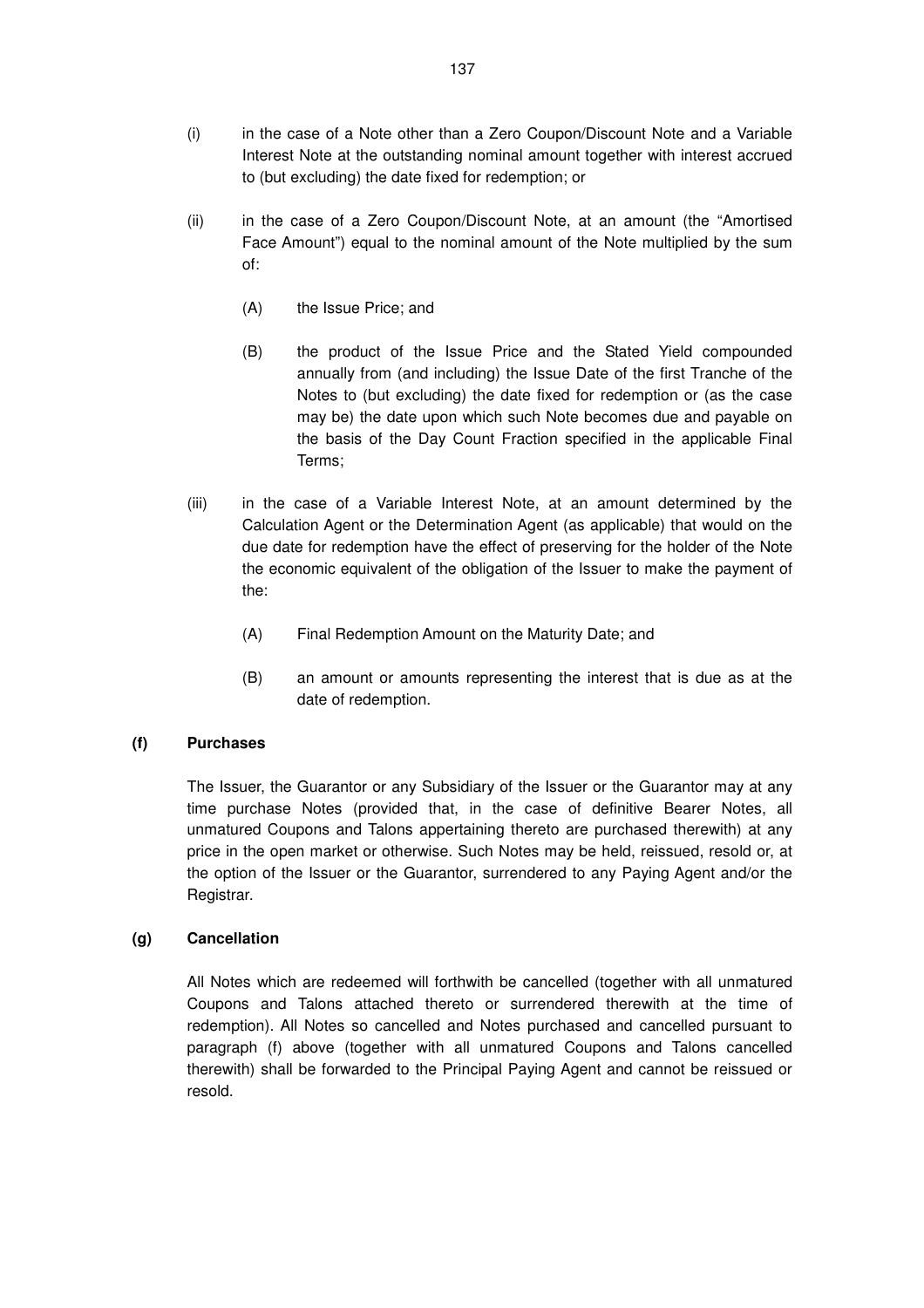(i) in the case of a Note other than a Zero Coupon/Discount Note and a Variable Interest Note at the outstanding nominal amount together with interest accrued to (but excluding) the date fixed for redemption; or

(ii) in the case of a Zero Coupon/Discount Note, at an amount (the "Amortised Face Amount") equal to the nominal amount of the Note multiplied by the sum of:

  (A) the Issue Price; and

  (B) the product of the Issue Price and the Stated Yield compounded annually from (and including) the Issue Date of the first Tranche of the Notes to (but excluding) the date fixed for redemption or (as the case may be) the date upon which such Note becomes due and payable on the basis of the Day Count Fraction specified in the applicable Final Terms;

(iii) in the case of a Variable Interest Note, at an amount determined by the Calculation Agent or the Determination Agent (as applicable) that would on the due date for redemption have the effect of preserving for the holder of the Note the economic equivalent of the obligation of the Issuer to make the payment of the:

  (A) Final Redemption Amount on the Maturity Date; and

  (B) an amount or amounts representing the interest that is due as at the date of redemption.

**(f) Purchases**

The Issuer, the Guarantor or any Subsidiary of the Issuer or the Guarantor may at any time purchase Notes (provided that, in the case of definitive Bearer Notes, all unmatured Coupons and Talons appertaining thereto are purchased therewith) at any price in the open market or otherwise. Such Notes may be held, reissued, resold or, at the option of the Issuer or the Guarantor, surrendered to any Paying Agent and/or the Registrar.

**(g) Cancellation**

All Notes which are redeemed will forthwith be cancelled (together with all unmatured Coupons and Talons attached thereto or surrendered therewith at the time of redemption). All Notes so cancelled and Notes purchased and cancelled pursuant to paragraph (f) above (together with all unmatured Coupons and Talons cancelled therewith) shall be forwarded to the Principal Paying Agent and cannot be reissued or resold.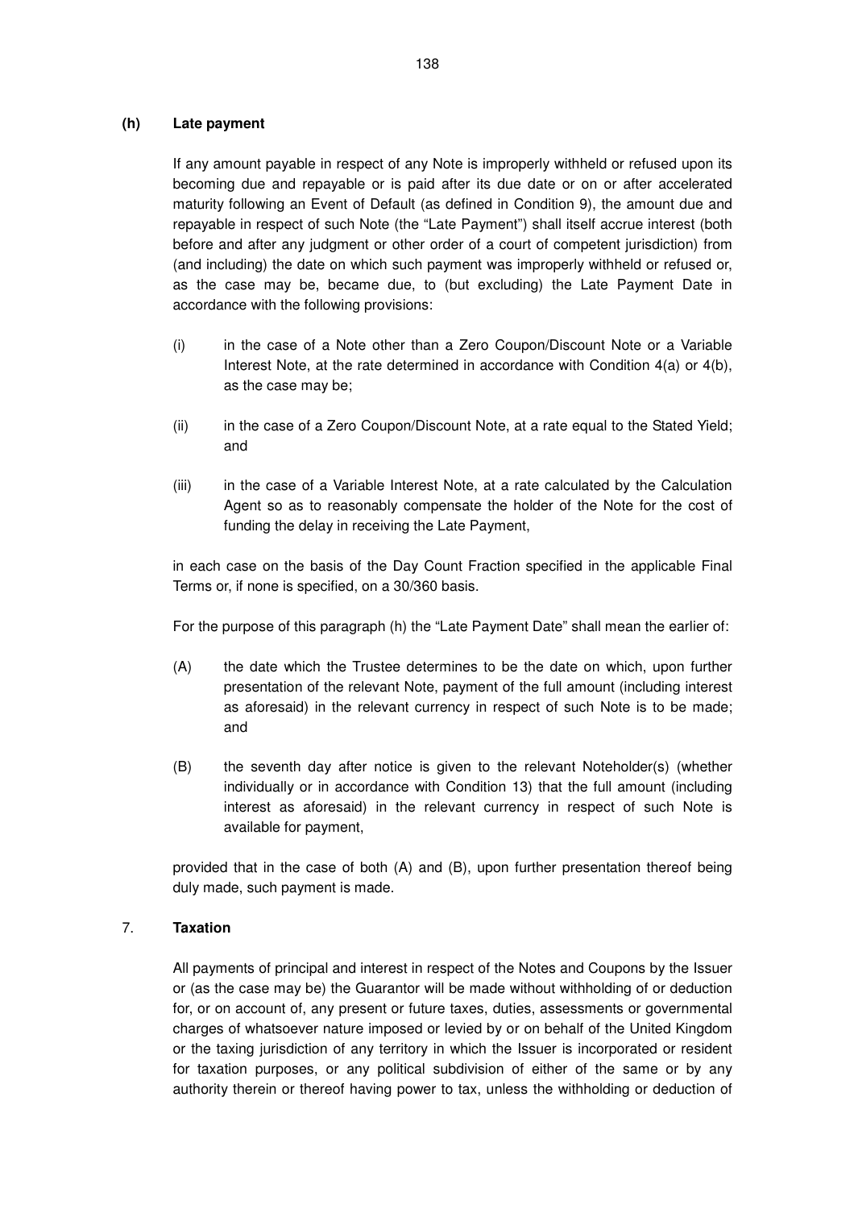**(h) Late payment**

If any amount payable in respect of any Note is improperly withheld or refused upon its becoming due and repayable or is paid after its due date or on or after accelerated maturity following an Event of Default (as defined in Condition 9), the amount due and repayable in respect of such Note (the "Late Payment") shall itself accrue interest (both before and after any judgment or other order of a court of competent jurisdiction) from (and including) the date on which such payment was improperly withheld or refused or, as the case may be, became due, to (but excluding) the Late Payment Date in accordance with the following provisions:

(i) in the case of a Note other than a Zero Coupon/Discount Note or a Variable Interest Note, at the rate determined in accordance with Condition 4(a) or 4(b), as the case may be;

(ii) in the case of a Zero Coupon/Discount Note, at a rate equal to the Stated Yield; and

(iii) in the case of a Variable Interest Note, at a rate calculated by the Calculation Agent so as to reasonably compensate the holder of the Note for the cost of funding the delay in receiving the Late Payment,

in each case on the basis of the Day Count Fraction specified in the applicable Final Terms or, if none is specified, on a 30/360 basis.

For the purpose of this paragraph (h) the "Late Payment Date" shall mean the earlier of:

(A) the date which the Trustee determines to be the date on which, upon further presentation of the relevant Note, payment of the full amount (including interest as aforesaid) in the relevant currency in respect of such Note is to be made; and

(B) the seventh day after notice is given to the relevant Noteholder(s) (whether individually or in accordance with Condition 13) that the full amount (including interest as aforesaid) in the relevant currency in respect of such Note is available for payment,

provided that in the case of both (A) and (B), upon further presentation thereof being duly made, such payment is made.

7. **Taxation**

All payments of principal and interest in respect of the Notes and Coupons by the Issuer or (as the case may be) the Guarantor will be made without withholding of or deduction for, or on account of, any present or future taxes, duties, assessments or governmental charges of whatsoever nature imposed or levied by or on behalf of the United Kingdom or the taxing jurisdiction of any territory in which the Issuer is incorporated or resident for taxation purposes, or any political subdivision of either of the same or by any authority therein or thereof having power to tax, unless the withholding or deduction of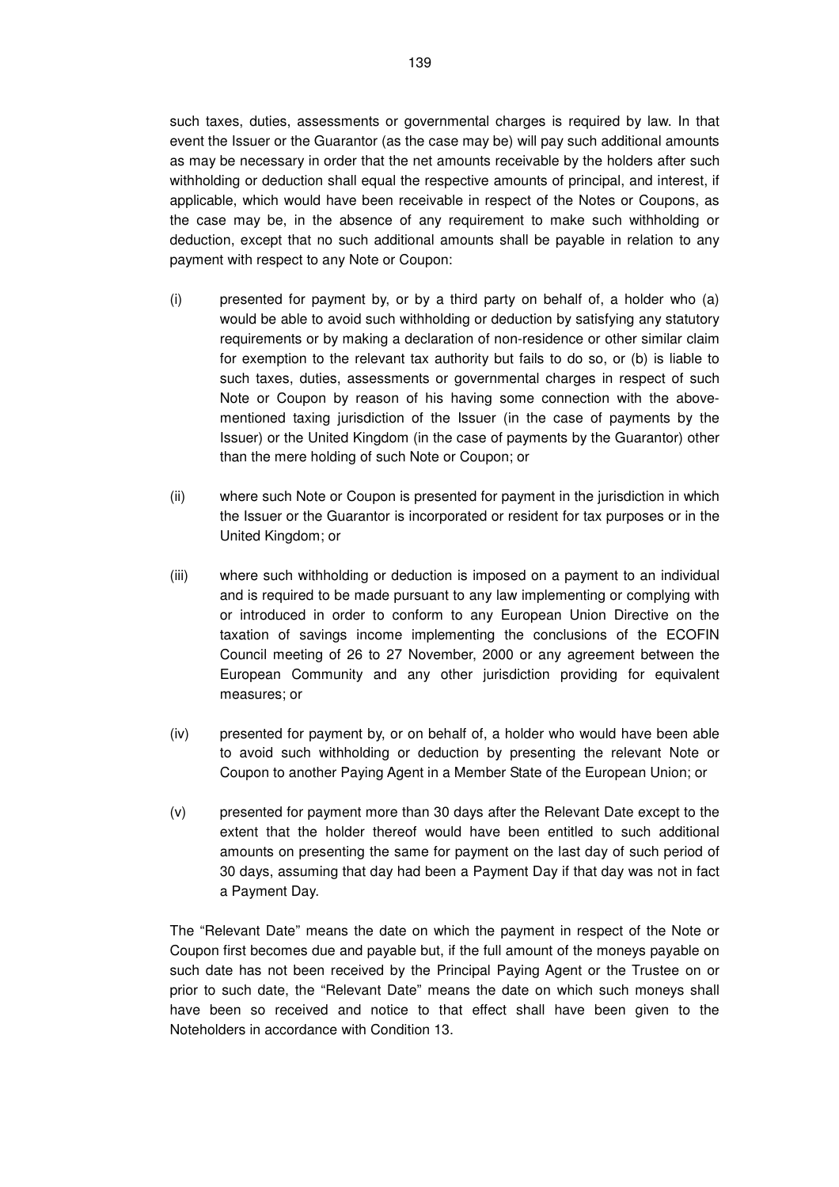such taxes, duties, assessments or governmental charges is required by law. In that event the Issuer or the Guarantor (as the case may be) will pay such additional amounts as may be necessary in order that the net amounts receivable by the holders after such withholding or deduction shall equal the respective amounts of principal, and interest, if applicable, which would have been receivable in respect of the Notes or Coupons, as the case may be, in the absence of any requirement to make such withholding or deduction, except that no such additional amounts shall be payable in relation to any payment with respect to any Note or Coupon:

(i) presented for payment by, or by a third party on behalf of, a holder who (a) would be able to avoid such withholding or deduction by satisfying any statutory requirements or by making a declaration of non-residence or other similar claim for exemption to the relevant tax authority but fails to do so, or (b) is liable to such taxes, duties, assessments or governmental charges in respect of such Note or Coupon by reason of his having some connection with the above-mentioned taxing jurisdiction of the Issuer (in the case of payments by the Issuer) or the United Kingdom (in the case of payments by the Guarantor) other than the mere holding of such Note or Coupon; or

(ii) where such Note or Coupon is presented for payment in the jurisdiction in which the Issuer or the Guarantor is incorporated or resident for tax purposes or in the United Kingdom; or

(iii) where such withholding or deduction is imposed on a payment to an individual and is required to be made pursuant to any law implementing or complying with or introduced in order to conform to any European Union Directive on the taxation of savings income implementing the conclusions of the ECOFIN Council meeting of 26 to 27 November, 2000 or any agreement between the European Community and any other jurisdiction providing for equivalent measures; or

(iv) presented for payment by, or on behalf of, a holder who would have been able to avoid such withholding or deduction by presenting the relevant Note or Coupon to another Paying Agent in a Member State of the European Union; or

(v) presented for payment more than 30 days after the Relevant Date except to the extent that the holder thereof would have been entitled to such additional amounts on presenting the same for payment on the last day of such period of 30 days, assuming that day had been a Payment Day if that day was not in fact a Payment Day.

The "Relevant Date" means the date on which the payment in respect of the Note or Coupon first becomes due and payable but, if the full amount of the moneys payable on such date has not been received by the Principal Paying Agent or the Trustee on or prior to such date, the "Relevant Date" means the date on which such moneys shall have been so received and notice to that effect shall have been given to the Noteholders in accordance with Condition 13.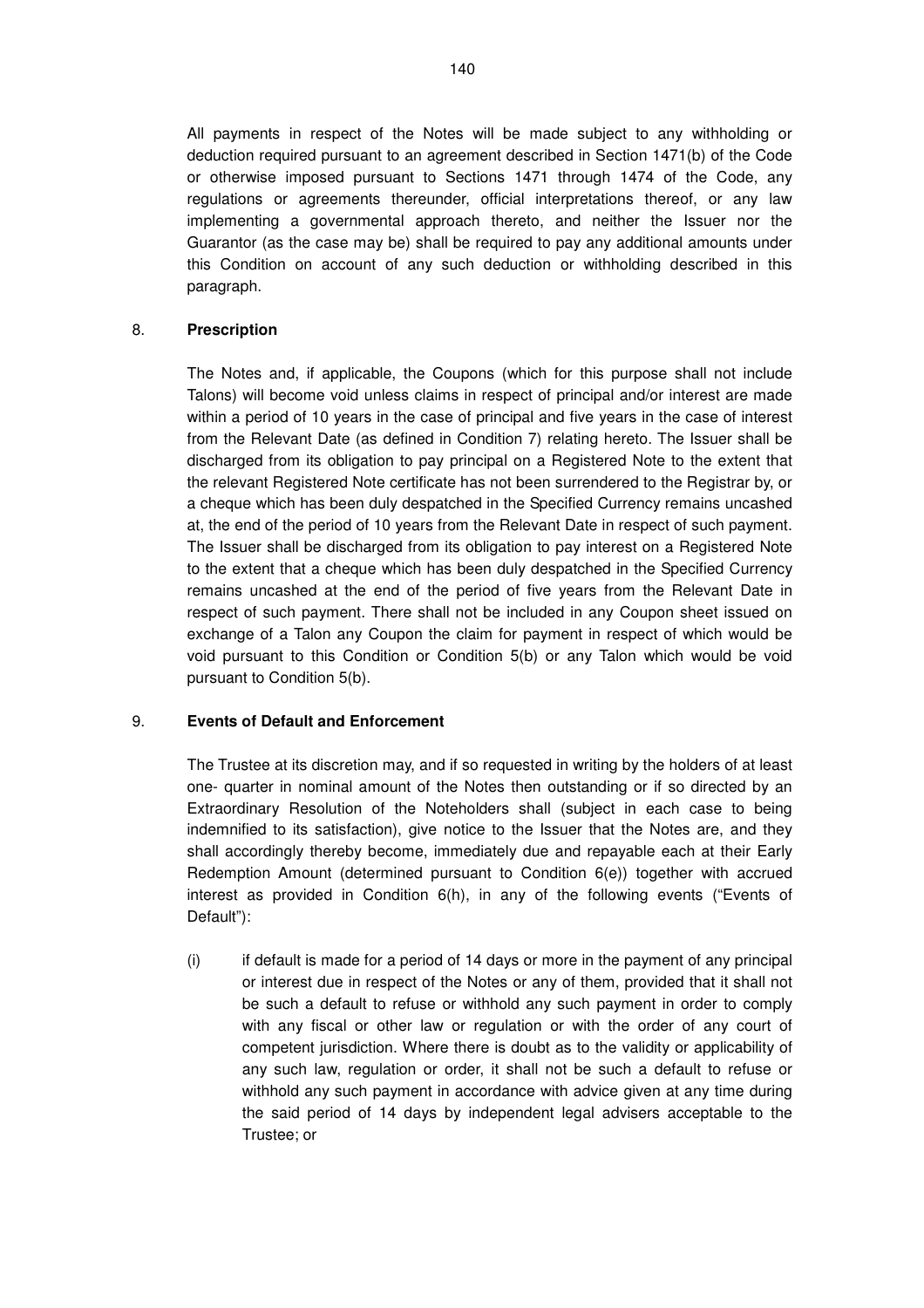All payments in respect of the Notes will be made subject to any withholding or deduction required pursuant to an agreement described in Section 1471(b) of the Code or otherwise imposed pursuant to Sections 1471 through 1474 of the Code, any regulations or agreements thereunder, official interpretations thereof, or any law implementing a governmental approach thereto, and neither the Issuer nor the Guarantor (as the case may be) shall be required to pay any additional amounts under this Condition on account of any such deduction or withholding described in this paragraph.

## 8. Prescription

The Notes and, if applicable, the Coupons (which for this purpose shall not include Talons) will become void unless claims in respect of principal and/or interest are made within a period of 10 years in the case of principal and five years in the case of interest from the Relevant Date (as defined in Condition 7) relating hereto. The Issuer shall be discharged from its obligation to pay principal on a Registered Note to the extent that the relevant Registered Note certificate has not been surrendered to the Registrar by, or a cheque which has been duly despatched in the Specified Currency remains uncashed at, the end of the period of 10 years from the Relevant Date in respect of such payment. The Issuer shall be discharged from its obligation to pay interest on a Registered Note to the extent that a cheque which has been duly despatched in the Specified Currency remains uncashed at the end of the period of five years from the Relevant Date in respect of such payment. There shall not be included in any Coupon sheet issued on exchange of a Talon any Coupon the claim for payment in respect of which would be void pursuant to this Condition or Condition 5(b) or any Talon which would be void pursuant to Condition 5(b).

## 9. Events of Default and Enforcement

The Trustee at its discretion may, and if so requested in writing by the holders of at least one- quarter in nominal amount of the Notes then outstanding or if so directed by an Extraordinary Resolution of the Noteholders shall (subject in each case to being indemnified to its satisfaction), give notice to the Issuer that the Notes are, and they shall accordingly thereby become, immediately due and repayable each at their Early Redemption Amount (determined pursuant to Condition 6(e)) together with accrued interest as provided in Condition 6(h), in any of the following events ("Events of Default"):

(i) if default is made for a period of 14 days or more in the payment of any principal or interest due in respect of the Notes or any of them, provided that it shall not be such a default to refuse or withhold any such payment in order to comply with any fiscal or other law or regulation or with the order of any court of competent jurisdiction. Where there is doubt as to the validity or applicability of any such law, regulation or order, it shall not be such a default to refuse or withhold any such payment in accordance with advice given at any time during the said period of 14 days by independent legal advisers acceptable to the Trustee; or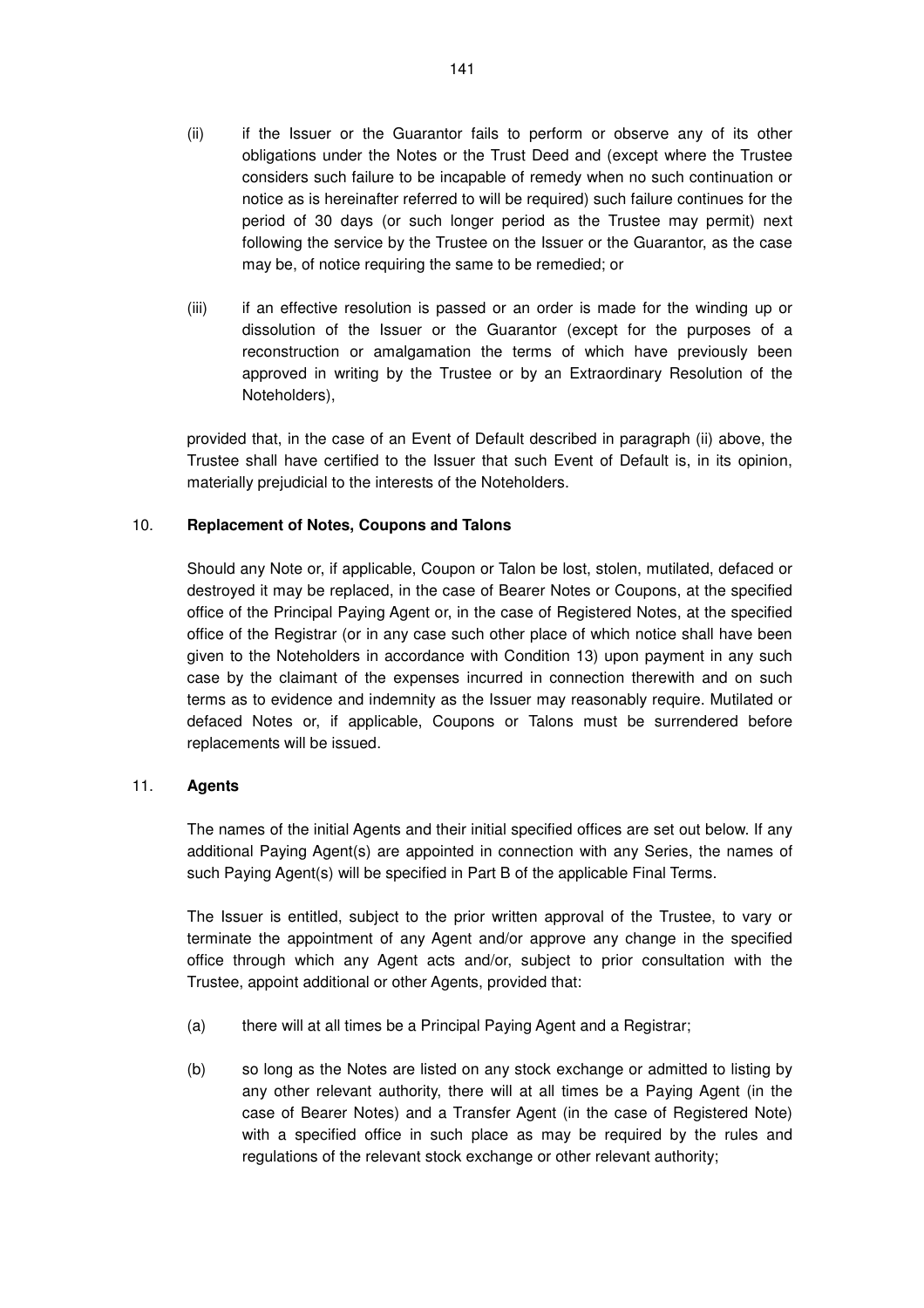(ii) if the Issuer or the Guarantor fails to perform or observe any of its other obligations under the Notes or the Trust Deed and (except where the Trustee considers such failure to be incapable of remedy when no such continuation or notice as is hereinafter referred to will be required) such failure continues for the period of 30 days (or such longer period as the Trustee may permit) next following the service by the Trustee on the Issuer or the Guarantor, as the case may be, of notice requiring the same to be remedied; or

(iii) if an effective resolution is passed or an order is made for the winding up or dissolution of the Issuer or the Guarantor (except for the purposes of a reconstruction or amalgamation the terms of which have previously been approved in writing by the Trustee or by an Extraordinary Resolution of the Noteholders),

provided that, in the case of an Event of Default described in paragraph (ii) above, the Trustee shall have certified to the Issuer that such Event of Default is, in its opinion, materially prejudicial to the interests of the Noteholders.

## 10. **Replacement of Notes, Coupons and Talons**

Should any Note or, if applicable, Coupon or Talon be lost, stolen, mutilated, defaced or destroyed it may be replaced, in the case of Bearer Notes or Coupons, at the specified office of the Principal Paying Agent or, in the case of Registered Notes, at the specified office of the Registrar (or in any case such other place of which notice shall have been given to the Noteholders in accordance with Condition 13) upon payment in any such case by the claimant of the expenses incurred in connection therewith and on such terms as to evidence and indemnity as the Issuer may reasonably require. Mutilated or defaced Notes or, if applicable, Coupons or Talons must be surrendered before replacements will be issued.

## 11. **Agents**

The names of the initial Agents and their initial specified offices are set out below. If any additional Paying Agent(s) are appointed in connection with any Series, the names of such Paying Agent(s) will be specified in Part B of the applicable Final Terms.

The Issuer is entitled, subject to the prior written approval of the Trustee, to vary or terminate the appointment of any Agent and/or approve any change in the specified office through which any Agent acts and/or, subject to prior consultation with the Trustee, appoint additional or other Agents, provided that:

(a) there will at all times be a Principal Paying Agent and a Registrar;

(b) so long as the Notes are listed on any stock exchange or admitted to listing by any other relevant authority, there will at all times be a Paying Agent (in the case of Bearer Notes) and a Transfer Agent (in the case of Registered Note) with a specified office in such place as may be required by the rules and regulations of the relevant stock exchange or other relevant authority;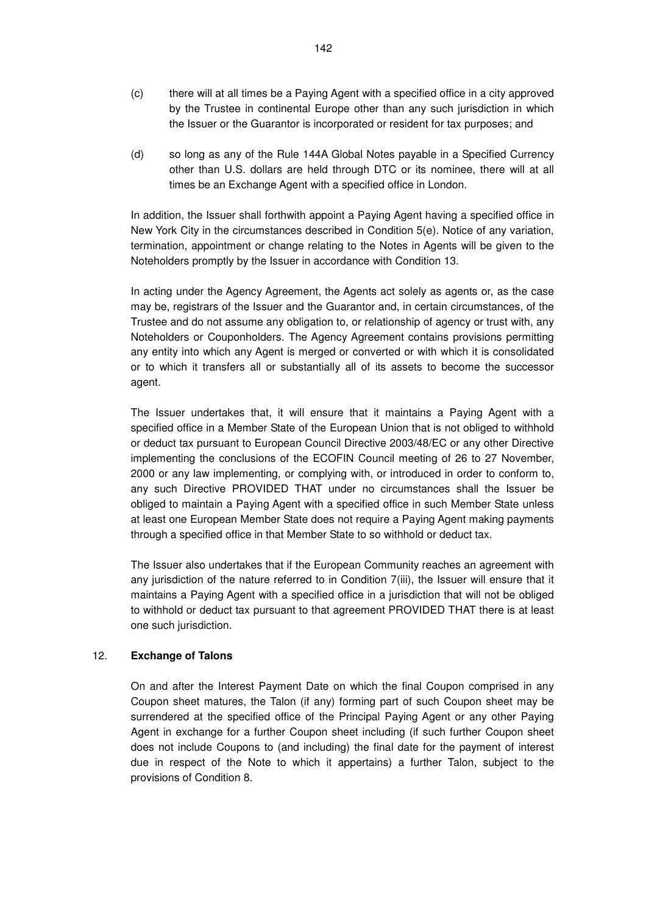(c) there will at all times be a Paying Agent with a specified office in a city approved by the Trustee in continental Europe other than any such jurisdiction in which the Issuer or the Guarantor is incorporated or resident for tax purposes; and

(d) so long as any of the Rule 144A Global Notes payable in a Specified Currency other than U.S. dollars are held through DTC or its nominee, there will at all times be an Exchange Agent with a specified office in London.

In addition, the Issuer shall forthwith appoint a Paying Agent having a specified office in New York City in the circumstances described in Condition 5(e). Notice of any variation, termination, appointment or change relating to the Notes in Agents will be given to the Noteholders promptly by the Issuer in accordance with Condition 13.

In acting under the Agency Agreement, the Agents act solely as agents or, as the case may be, registrars of the Issuer and the Guarantor and, in certain circumstances, of the Trustee and do not assume any obligation to, or relationship of agency or trust with, any Noteholders or Couponholders. The Agency Agreement contains provisions permitting any entity into which any Agent is merged or converted or with which it is consolidated or to which it transfers all or substantially all of its assets to become the successor agent.

The Issuer undertakes that, it will ensure that it maintains a Paying Agent with a specified office in a Member State of the European Union that is not obliged to withhold or deduct tax pursuant to European Council Directive 2003/48/EC or any other Directive implementing the conclusions of the ECOFIN Council meeting of 26 to 27 November, 2000 or any law implementing, or complying with, or introduced in order to conform to, any such Directive PROVIDED THAT under no circumstances shall the Issuer be obliged to maintain a Paying Agent with a specified office in such Member State unless at least one European Member State does not require a Paying Agent making payments through a specified office in that Member State to so withhold or deduct tax.

The Issuer also undertakes that if the European Community reaches an agreement with any jurisdiction of the nature referred to in Condition 7(iii), the Issuer will ensure that it maintains a Paying Agent with a specified office in a jurisdiction that will not be obliged to withhold or deduct tax pursuant to that agreement PROVIDED THAT there is at least one such jurisdiction.

## 12. **Exchange of Talons**

On and after the Interest Payment Date on which the final Coupon comprised in any Coupon sheet matures, the Talon (if any) forming part of such Coupon sheet may be surrendered at the specified office of the Principal Paying Agent or any other Paying Agent in exchange for a further Coupon sheet including (if such further Coupon sheet does not include Coupons to (and including) the final date for the payment of interest due in respect of the Note to which it appertains) a further Talon, subject to the provisions of Condition 8.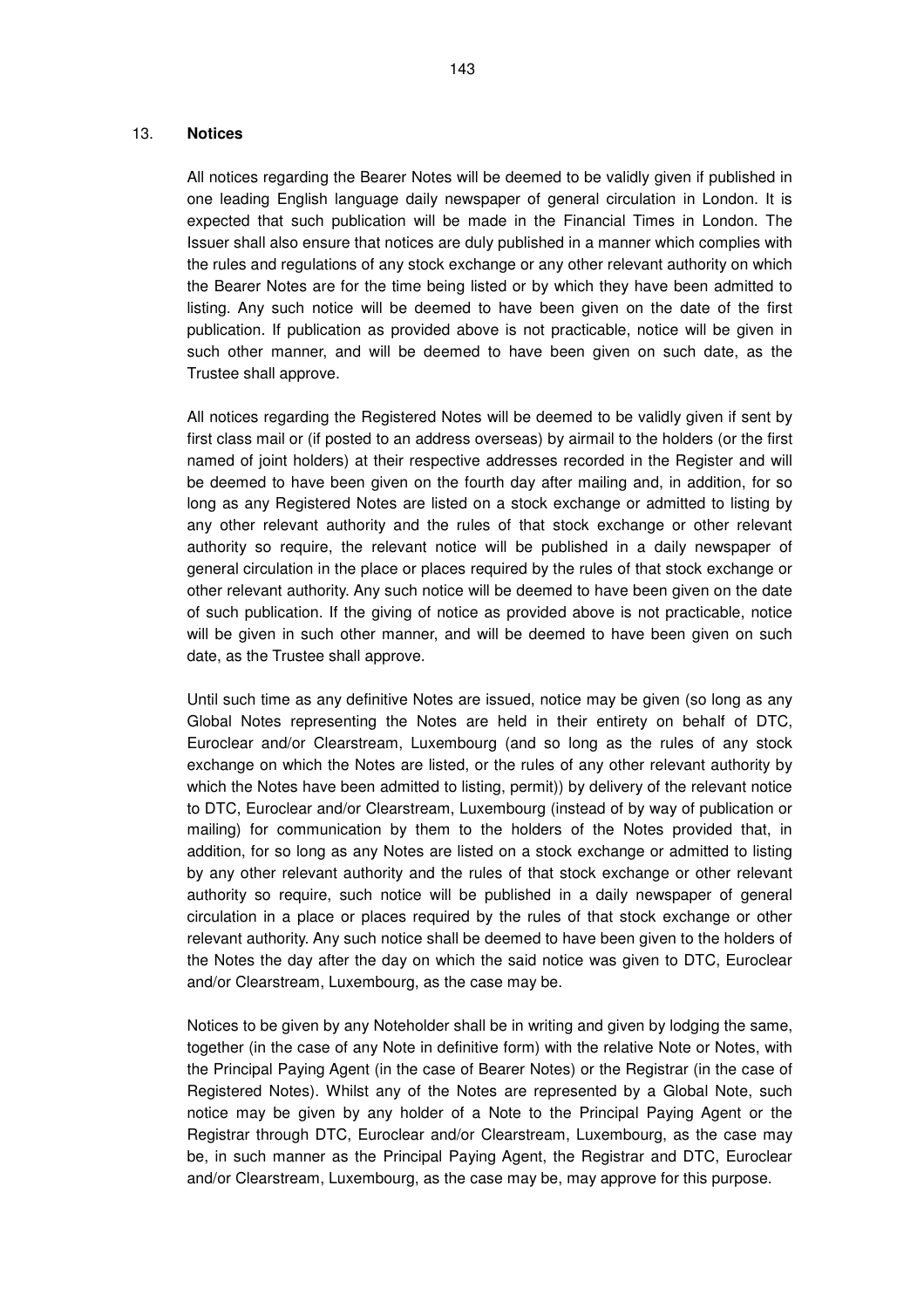## 13. **Notices**

All notices regarding the Bearer Notes will be deemed to be validly given if published in one leading English language daily newspaper of general circulation in London. It is expected that such publication will be made in the Financial Times in London. The Issuer shall also ensure that notices are duly published in a manner which complies with the rules and regulations of any stock exchange or any other relevant authority on which the Bearer Notes are for the time being listed or by which they have been admitted to listing. Any such notice will be deemed to have been given on the date of the first publication. If publication as provided above is not practicable, notice will be given in such other manner, and will be deemed to have been given on such date, as the Trustee shall approve.

All notices regarding the Registered Notes will be deemed to be validly given if sent by first class mail or (if posted to an address overseas) by airmail to the holders (or the first named of joint holders) at their respective addresses recorded in the Register and will be deemed to have been given on the fourth day after mailing and, in addition, for so long as any Registered Notes are listed on a stock exchange or admitted to listing by any other relevant authority and the rules of that stock exchange or other relevant authority so require, the relevant notice will be published in a daily newspaper of general circulation in the place or places required by the rules of that stock exchange or other relevant authority. Any such notice will be deemed to have been given on the date of such publication. If the giving of notice as provided above is not practicable, notice will be given in such other manner, and will be deemed to have been given on such date, as the Trustee shall approve.

Until such time as any definitive Notes are issued, notice may be given (so long as any Global Notes representing the Notes are held in their entirety on behalf of DTC, Euroclear and/or Clearstream, Luxembourg (and so long as the rules of any stock exchange on which the Notes are listed, or the rules of any other relevant authority by which the Notes have been admitted to listing, permit)) by delivery of the relevant notice to DTC, Euroclear and/or Clearstream, Luxembourg (instead of by way of publication or mailing) for communication by them to the holders of the Notes provided that, in addition, for so long as any Notes are listed on a stock exchange or admitted to listing by any other relevant authority and the rules of that stock exchange or other relevant authority so require, such notice will be published in a daily newspaper of general circulation in a place or places required by the rules of that stock exchange or other relevant authority. Any such notice shall be deemed to have been given to the holders of the Notes the day after the day on which the said notice was given to DTC, Euroclear and/or Clearstream, Luxembourg, as the case may be.

Notices to be given by any Noteholder shall be in writing and given by lodging the same, together (in the case of any Note in definitive form) with the relative Note or Notes, with the Principal Paying Agent (in the case of Bearer Notes) or the Registrar (in the case of Registered Notes). Whilst any of the Notes are represented by a Global Note, such notice may be given by any holder of a Note to the Principal Paying Agent or the Registrar through DTC, Euroclear and/or Clearstream, Luxembourg, as the case may be, in such manner as the Principal Paying Agent, the Registrar and DTC, Euroclear and/or Clearstream, Luxembourg, as the case may be, may approve for this purpose.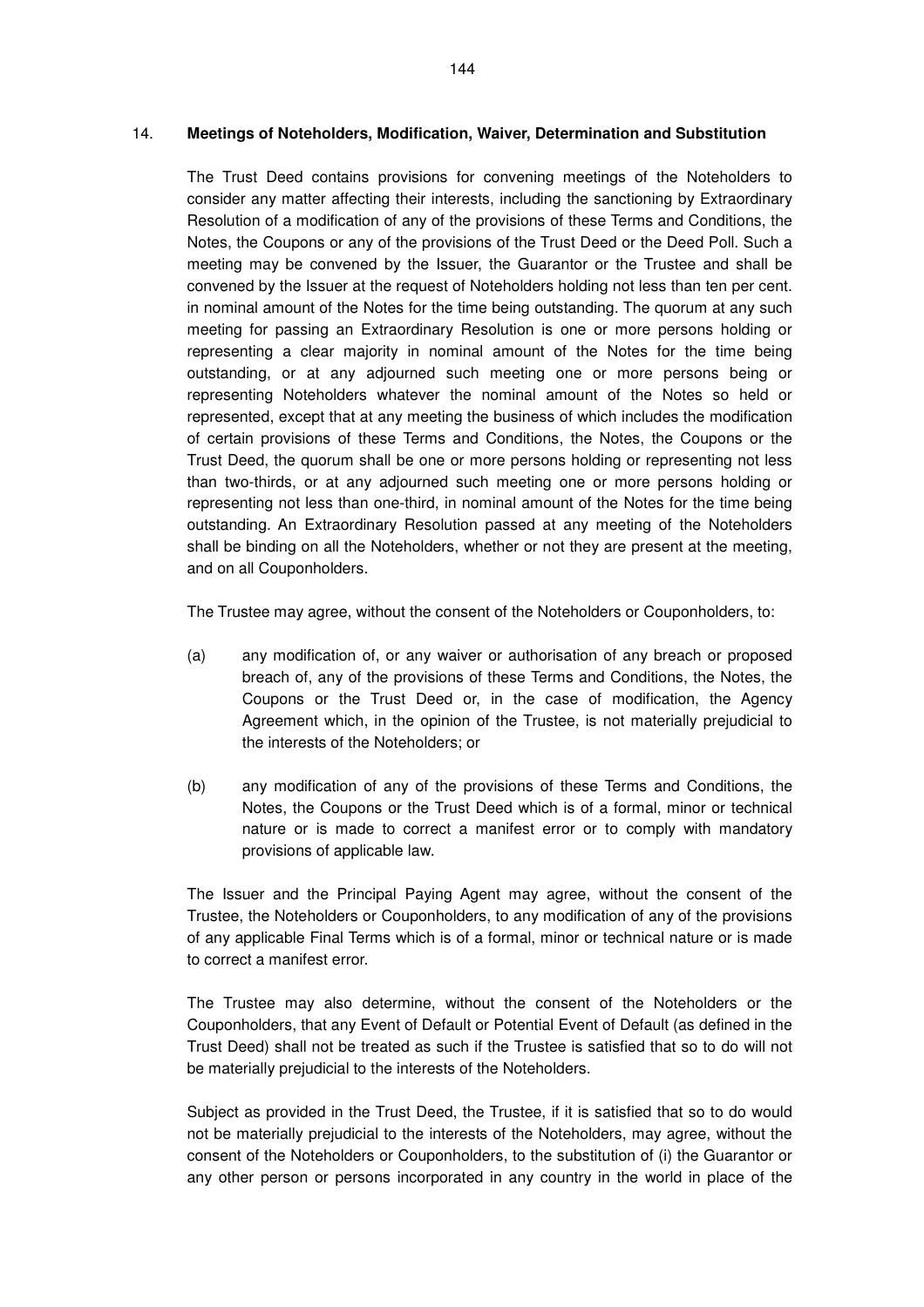## 14. Meetings of Noteholders, Modification, Waiver, Determination and Substitution

The Trust Deed contains provisions for convening meetings of the Noteholders to consider any matter affecting their interests, including the sanctioning by Extraordinary Resolution of a modification of any of the provisions of these Terms and Conditions, the Notes, the Coupons or any of the provisions of the Trust Deed or the Deed Poll. Such a meeting may be convened by the Issuer, the Guarantor or the Trustee and shall be convened by the Issuer at the request of Noteholders holding not less than ten per cent. in nominal amount of the Notes for the time being outstanding. The quorum at any such meeting for passing an Extraordinary Resolution is one or more persons holding or representing a clear majority in nominal amount of the Notes for the time being outstanding, or at any adjourned such meeting one or more persons being or representing Noteholders whatever the nominal amount of the Notes so held or represented, except that at any meeting the business of which includes the modification of certain provisions of these Terms and Conditions, the Notes, the Coupons or the Trust Deed, the quorum shall be one or more persons holding or representing not less than two-thirds, or at any adjourned such meeting one or more persons holding or representing not less than one-third, in nominal amount of the Notes for the time being outstanding. An Extraordinary Resolution passed at any meeting of the Noteholders shall be binding on all the Noteholders, whether or not they are present at the meeting, and on all Couponholders.

The Trustee may agree, without the consent of the Noteholders or Couponholders, to:

(a) any modification of, or any waiver or authorisation of any breach or proposed breach of, any of the provisions of these Terms and Conditions, the Notes, the Coupons or the Trust Deed or, in the case of modification, the Agency Agreement which, in the opinion of the Trustee, is not materially prejudicial to the interests of the Noteholders; or

(b) any modification of any of the provisions of these Terms and Conditions, the Notes, the Coupons or the Trust Deed which is of a formal, minor or technical nature or is made to correct a manifest error or to comply with mandatory provisions of applicable law.

The Issuer and the Principal Paying Agent may agree, without the consent of the Trustee, the Noteholders or Couponholders, to any modification of any of the provisions of any applicable Final Terms which is of a formal, minor or technical nature or is made to correct a manifest error.

The Trustee may also determine, without the consent of the Noteholders or the Couponholders, that any Event of Default or Potential Event of Default (as defined in the Trust Deed) shall not be treated as such if the Trustee is satisfied that so to do will not be materially prejudicial to the interests of the Noteholders.

Subject as provided in the Trust Deed, the Trustee, if it is satisfied that so to do would not be materially prejudicial to the interests of the Noteholders, may agree, without the consent of the Noteholders or Couponholders, to the substitution of (i) the Guarantor or any other person or persons incorporated in any country in the world in place of the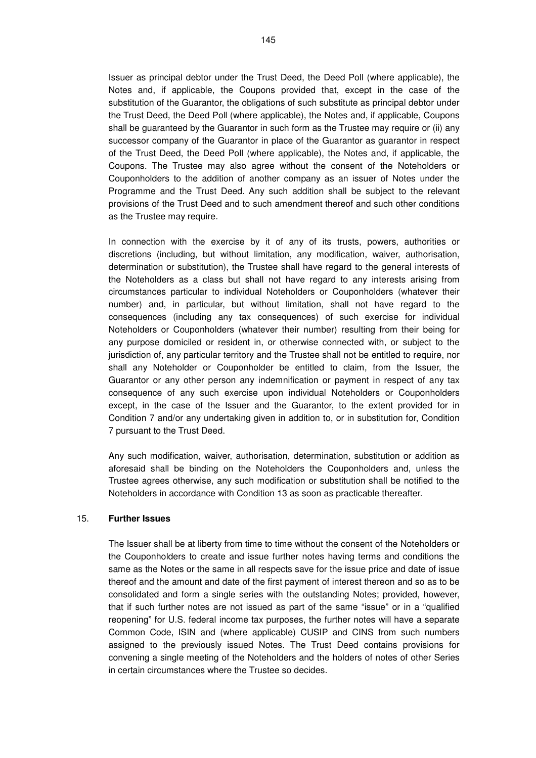Issuer as principal debtor under the Trust Deed, the Deed Poll (where applicable), the Notes and, if applicable, the Coupons provided that, except in the case of the substitution of the Guarantor, the obligations of such substitute as principal debtor under the Trust Deed, the Deed Poll (where applicable), the Notes and, if applicable, Coupons shall be guaranteed by the Guarantor in such form as the Trustee may require or (ii) any successor company of the Guarantor in place of the Guarantor as guarantor in respect of the Trust Deed, the Deed Poll (where applicable), the Notes and, if applicable, the Coupons. The Trustee may also agree without the consent of the Noteholders or Couponholders to the addition of another company as an issuer of Notes under the Programme and the Trust Deed. Any such addition shall be subject to the relevant provisions of the Trust Deed and to such amendment thereof and such other conditions as the Trustee may require.

In connection with the exercise by it of any of its trusts, powers, authorities or discretions (including, but without limitation, any modification, waiver, authorisation, determination or substitution), the Trustee shall have regard to the general interests of the Noteholders as a class but shall not have regard to any interests arising from circumstances particular to individual Noteholders or Couponholders (whatever their number) and, in particular, but without limitation, shall not have regard to the consequences (including any tax consequences) of such exercise for individual Noteholders or Couponholders (whatever their number) resulting from their being for any purpose domiciled or resident in, or otherwise connected with, or subject to the jurisdiction of, any particular territory and the Trustee shall not be entitled to require, nor shall any Noteholder or Couponholder be entitled to claim, from the Issuer, the Guarantor or any other person any indemnification or payment in respect of any tax consequence of any such exercise upon individual Noteholders or Couponholders except, in the case of the Issuer and the Guarantor, to the extent provided for in Condition 7 and/or any undertaking given in addition to, or in substitution for, Condition 7 pursuant to the Trust Deed.

Any such modification, waiver, authorisation, determination, substitution or addition as aforesaid shall be binding on the Noteholders the Couponholders and, unless the Trustee agrees otherwise, any such modification or substitution shall be notified to the Noteholders in accordance with Condition 13 as soon as practicable thereafter.

## 15. Further Issues

The Issuer shall be at liberty from time to time without the consent of the Noteholders or the Couponholders to create and issue further notes having terms and conditions the same as the Notes or the same in all respects save for the issue price and date of issue thereof and the amount and date of the first payment of interest thereon and so as to be consolidated and form a single series with the outstanding Notes; provided, however, that if such further notes are not issued as part of the same "issue" or in a "qualified reopening" for U.S. federal income tax purposes, the further notes will have a separate Common Code, ISIN and (where applicable) CUSIP and CINS from such numbers assigned to the previously issued Notes. The Trust Deed contains provisions for convening a single meeting of the Noteholders and the holders of notes of other Series in certain circumstances where the Trustee so decides.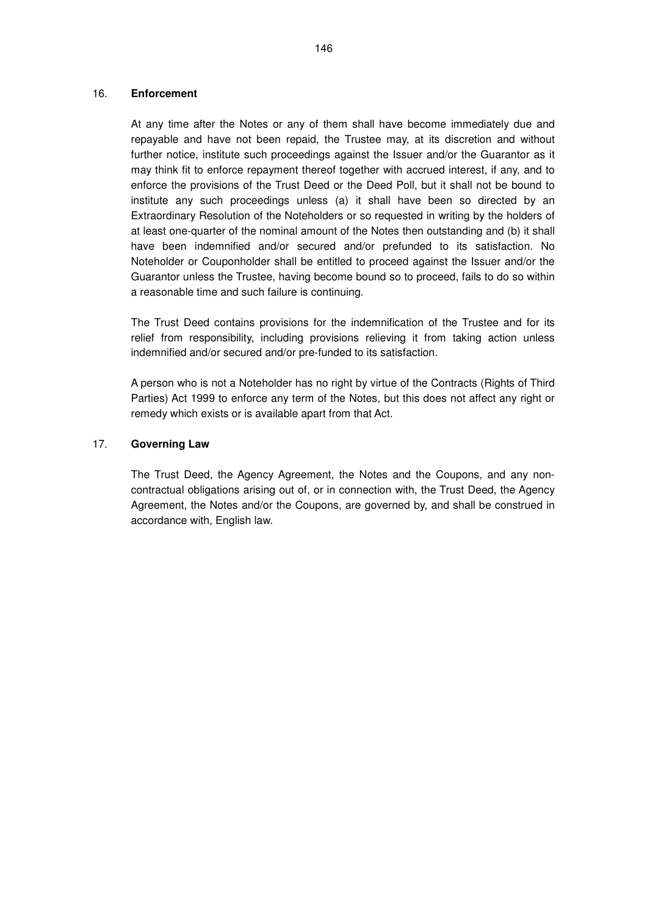## 16. **Enforcement**

At any time after the Notes or any of them shall have become immediately due and repayable and have not been repaid, the Trustee may, at its discretion and without further notice, institute such proceedings against the Issuer and/or the Guarantor as it may think fit to enforce repayment thereof together with accrued interest, if any, and to enforce the provisions of the Trust Deed or the Deed Poll, but it shall not be bound to institute any such proceedings unless (a) it shall have been so directed by an Extraordinary Resolution of the Noteholders or so requested in writing by the holders of at least one-quarter of the nominal amount of the Notes then outstanding and (b) it shall have been indemnified and/or secured and/or prefunded to its satisfaction. No Noteholder or Couponholder shall be entitled to proceed against the Issuer and/or the Guarantor unless the Trustee, having become bound so to proceed, fails to do so within a reasonable time and such failure is continuing.

The Trust Deed contains provisions for the indemnification of the Trustee and for its relief from responsibility, including provisions relieving it from taking action unless indemnified and/or secured and/or pre-funded to its satisfaction.

A person who is not a Noteholder has no right by virtue of the Contracts (Rights of Third Parties) Act 1999 to enforce any term of the Notes, but this does not affect any right or remedy which exists or is available apart from that Act.

## 17. **Governing Law**

The Trust Deed, the Agency Agreement, the Notes and the Coupons, and any non-contractual obligations arising out of, or in connection with, the Trust Deed, the Agency Agreement, the Notes and/or the Coupons, are governed by, and shall be construed in accordance with, English law.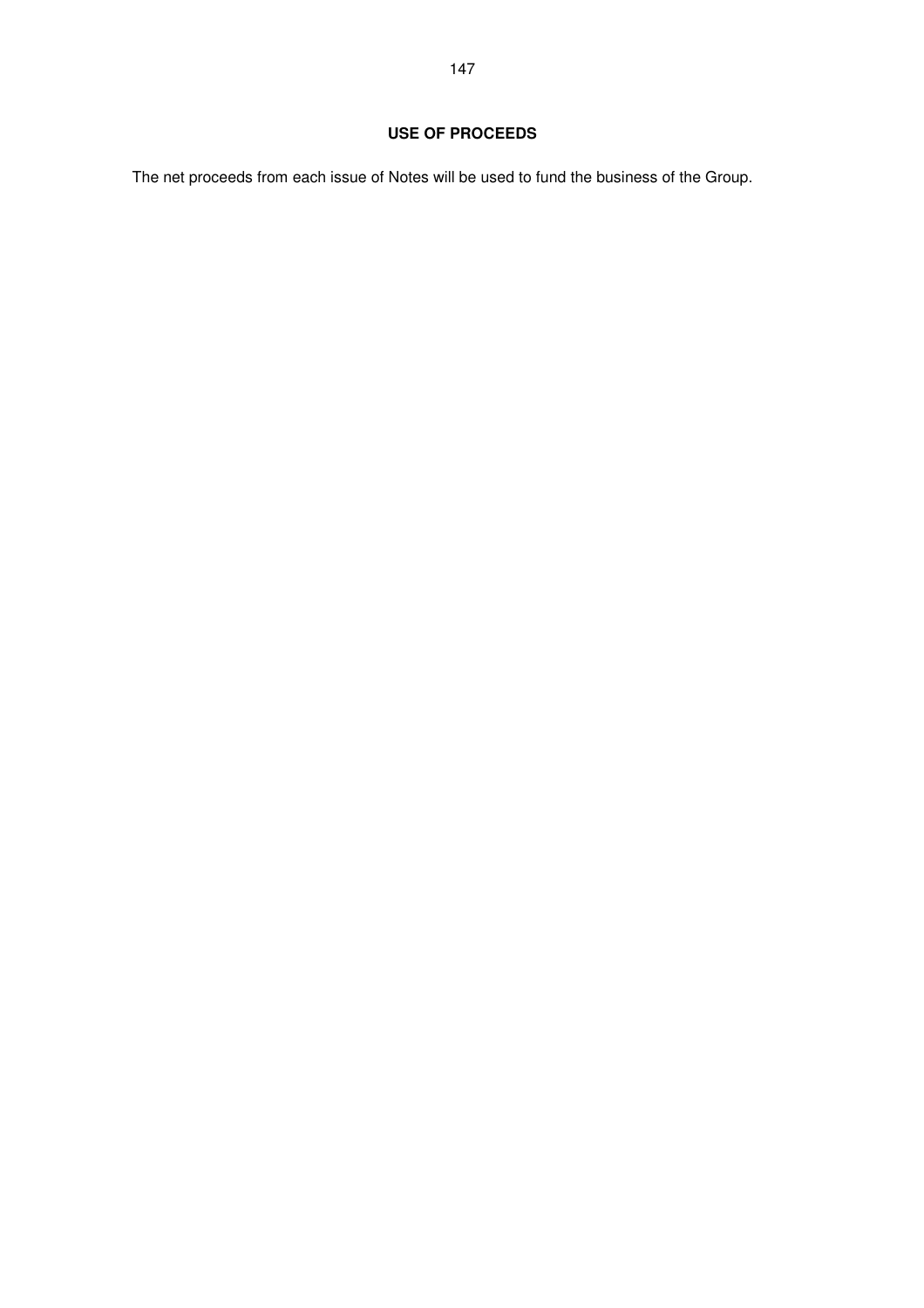## USE OF PROCEEDS

The net proceeds from each issue of Notes will be used to fund the business of the Group.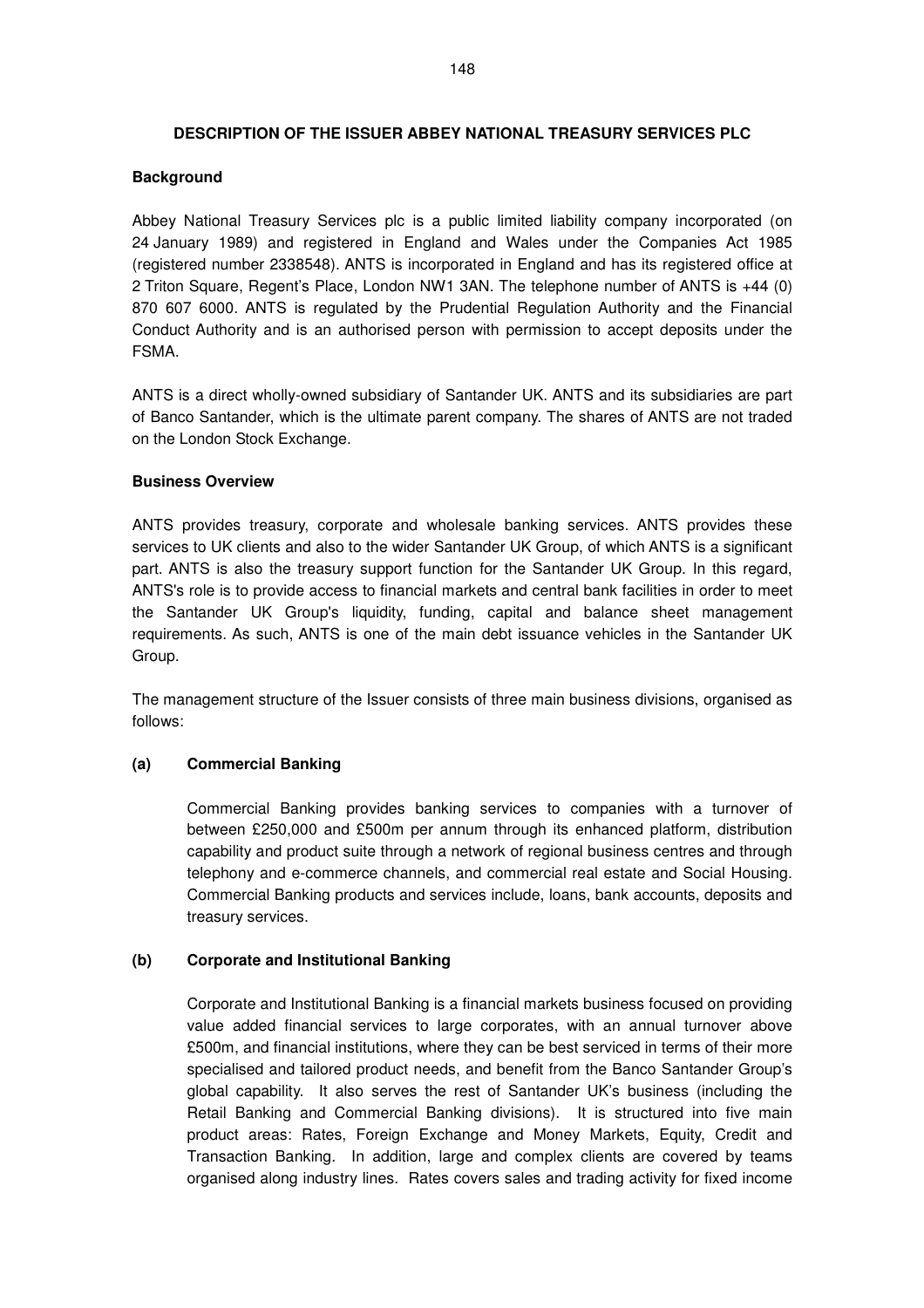## DESCRIPTION OF THE ISSUER ABBEY NATIONAL TREASURY SERVICES PLC

### Background

Abbey National Treasury Services plc is a public limited liability company incorporated (on 24 January 1989) and registered in England and Wales under the Companies Act 1985 (registered number 2338548). ANTS is incorporated in England and has its registered office at 2 Triton Square, Regent's Place, London NW1 3AN. The telephone number of ANTS is +44 (0) 870 607 6000. ANTS is regulated by the Prudential Regulation Authority and the Financial Conduct Authority and is an authorised person with permission to accept deposits under the FSMA.

ANTS is a direct wholly-owned subsidiary of Santander UK. ANTS and its subsidiaries are part of Banco Santander, which is the ultimate parent company. The shares of ANTS are not traded on the London Stock Exchange.

### Business Overview

ANTS provides treasury, corporate and wholesale banking services. ANTS provides these services to UK clients and also to the wider Santander UK Group, of which ANTS is a significant part. ANTS is also the treasury support function for the Santander UK Group. In this regard, ANTS's role is to provide access to financial markets and central bank facilities in order to meet the Santander UK Group's liquidity, funding, capital and balance sheet management requirements. As such, ANTS is one of the main debt issuance vehicles in the Santander UK Group.

The management structure of the Issuer consists of three main business divisions, organised as follows:

**(a) Commercial Banking**

Commercial Banking provides banking services to companies with a turnover of between £250,000 and £500m per annum through its enhanced platform, distribution capability and product suite through a network of regional business centres and through telephony and e-commerce channels, and commercial real estate and Social Housing. Commercial Banking products and services include, loans, bank accounts, deposits and treasury services.

**(b) Corporate and Institutional Banking**

Corporate and Institutional Banking is a financial markets business focused on providing value added financial services to large corporates, with an annual turnover above £500m, and financial institutions, where they can be best serviced in terms of their more specialised and tailored product needs, and benefit from the Banco Santander Group's global capability. It also serves the rest of Santander UK's business (including the Retail Banking and Commercial Banking divisions). It is structured into five main product areas: Rates, Foreign Exchange and Money Markets, Equity, Credit and Transaction Banking. In addition, large and complex clients are covered by teams organised along industry lines. Rates covers sales and trading activity for fixed income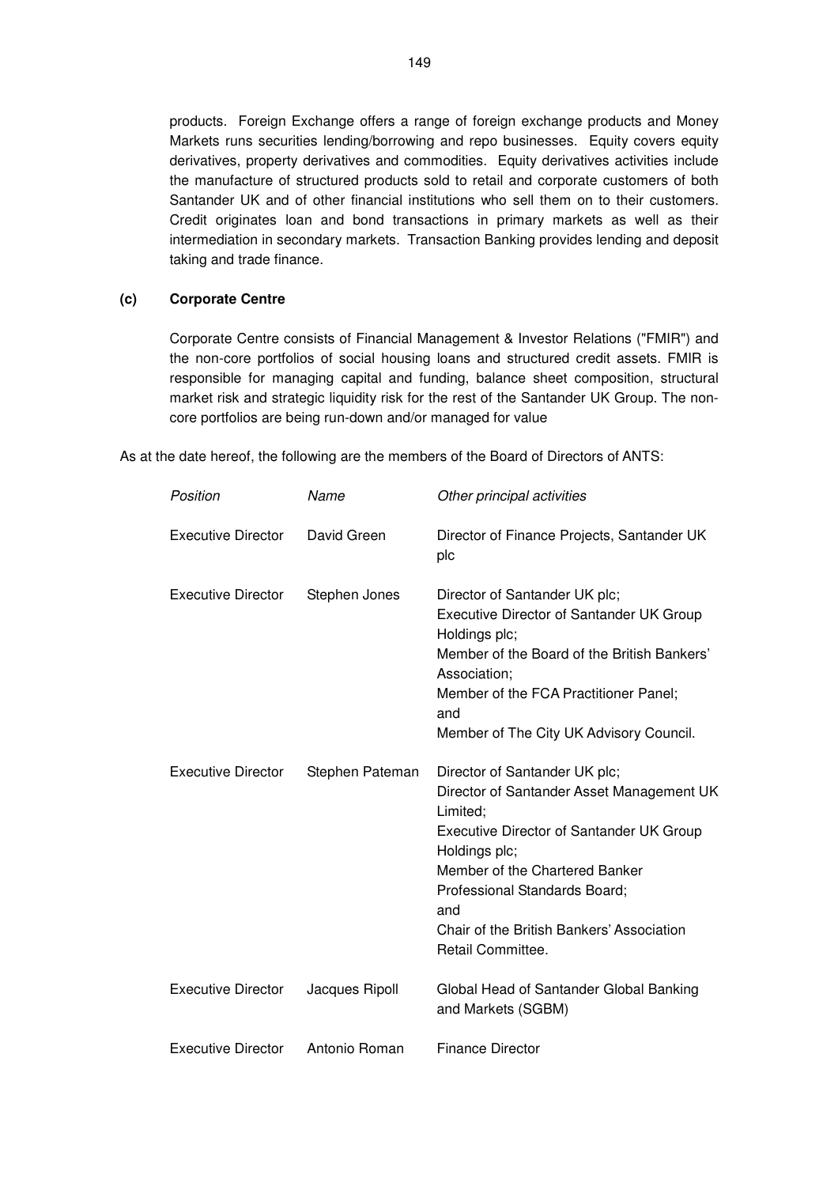products. Foreign Exchange offers a range of foreign exchange products and Money Markets runs securities lending/borrowing and repo businesses. Equity covers equity derivatives, property derivatives and commodities. Equity derivatives activities include the manufacture of structured products sold to retail and corporate customers of both Santander UK and of other financial institutions who sell them on to their customers. Credit originates loan and bond transactions in primary markets as well as their intermediation in secondary markets. Transaction Banking provides lending and deposit taking and trade finance.

**(c) Corporate Centre**

Corporate Centre consists of Financial Management & Investor Relations ("FMIR") and the non-core portfolios of social housing loans and structured credit assets. FMIR is responsible for managing capital and funding, balance sheet composition, structural market risk and strategic liquidity risk for the rest of the Santander UK Group. The non-core portfolios are being run-down and/or managed for value

As at the date hereof, the following are the members of the Board of Directors of ANTS:

| *Position* | *Name* | *Other principal activities* |
|---|---|---|
| Executive Director | David Green | Director of Finance Projects, Santander UK plc |
| Executive Director | Stephen Jones | Director of Santander UK plc;<br>Executive Director of Santander UK Group Holdings plc;<br>Member of the Board of the British Bankers' Association;<br>Member of the FCA Practitioner Panel; and<br>Member of The City UK Advisory Council. |
| Executive Director | Stephen Pateman | Director of Santander UK plc;<br>Director of Santander Asset Management UK Limited;<br>Executive Director of Santander UK Group Holdings plc;<br>Member of the Chartered Banker Professional Standards Board; and<br>Chair of the British Bankers' Association Retail Committee. |
| Executive Director | Jacques Ripoll | Global Head of Santander Global Banking and Markets (SGBM) |
| Executive Director | Antonio Roman | Finance Director |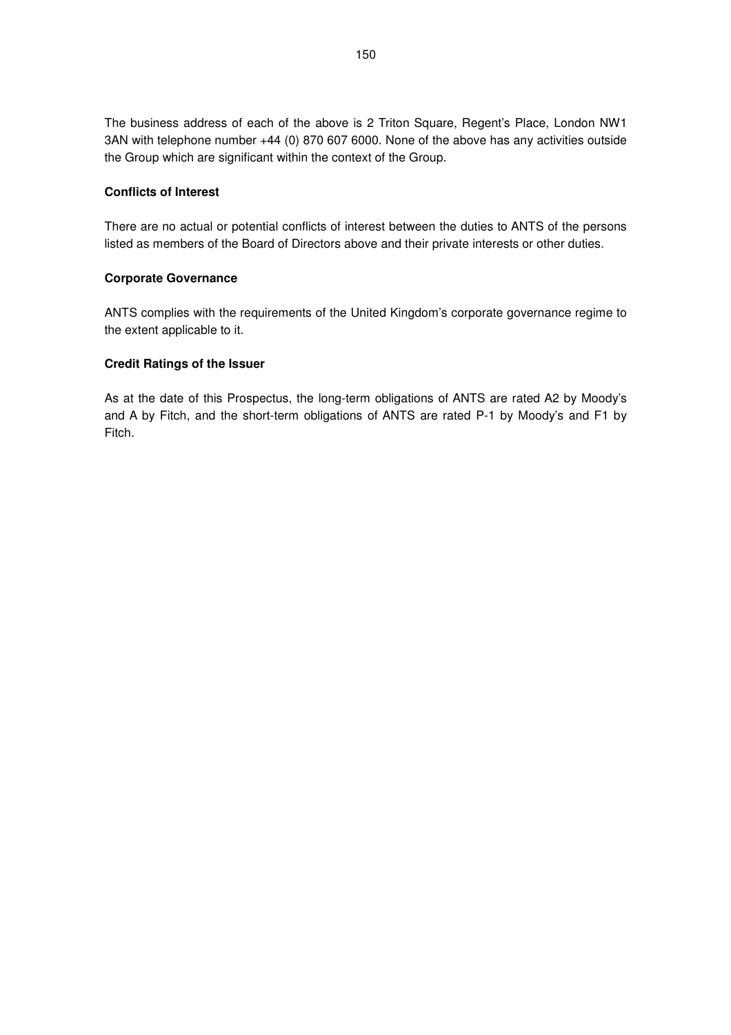The business address of each of the above is 2 Triton Square, Regent's Place, London NW1 3AN with telephone number +44 (0) 870 607 6000. None of the above has any activities outside the Group which are significant within the context of the Group.

**Conflicts of Interest**

There are no actual or potential conflicts of interest between the duties to ANTS of the persons listed as members of the Board of Directors above and their private interests or other duties.

**Corporate Governance**

ANTS complies with the requirements of the United Kingdom's corporate governance regime to the extent applicable to it.

**Credit Ratings of the Issuer**

As at the date of this Prospectus, the long-term obligations of ANTS are rated A2 by Moody's and A by Fitch, and the short-term obligations of ANTS are rated P-1 by Moody's and F1 by Fitch.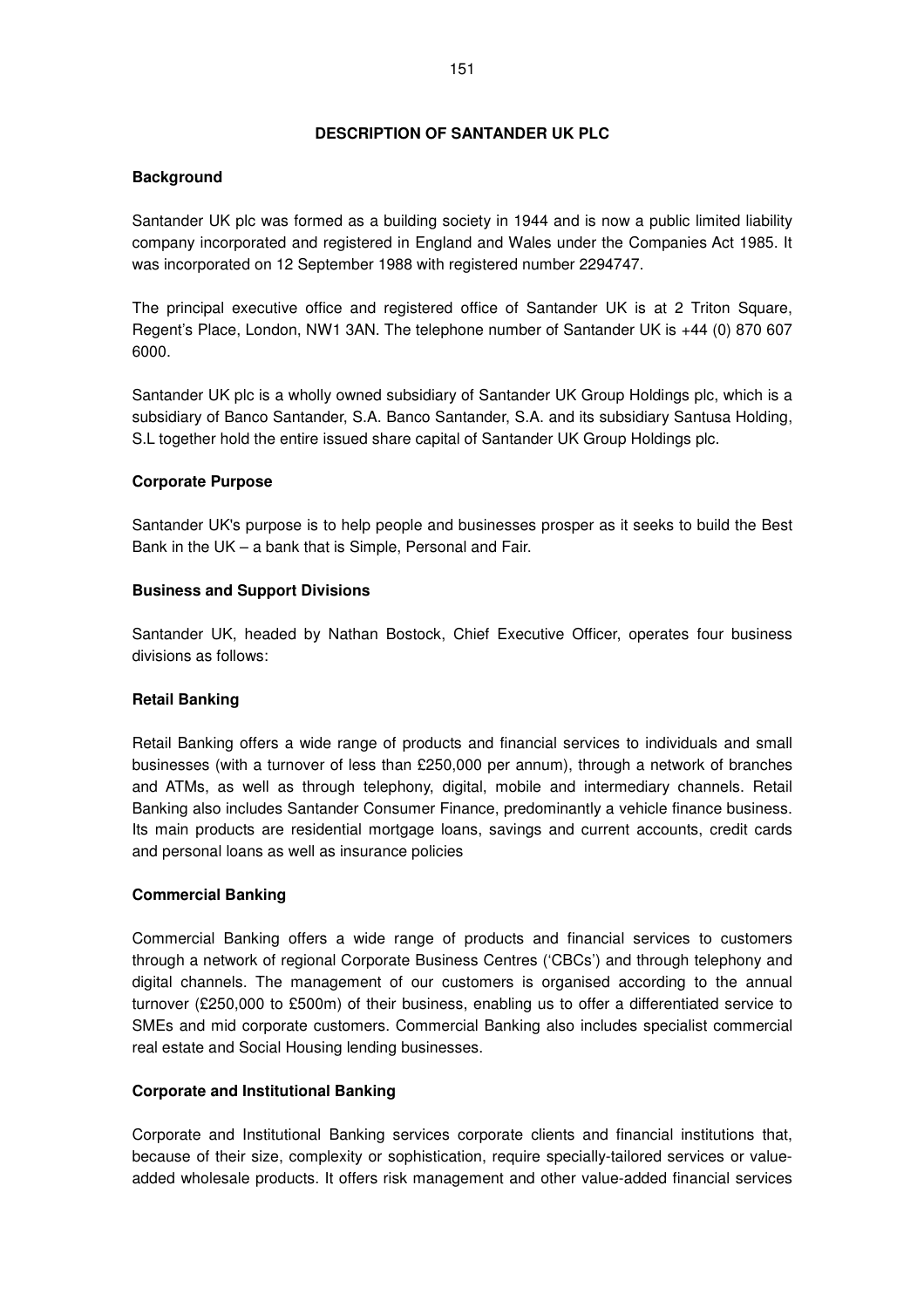## DESCRIPTION OF SANTANDER UK PLC

### Background

Santander UK plc was formed as a building society in 1944 and is now a public limited liability company incorporated and registered in England and Wales under the Companies Act 1985. It was incorporated on 12 September 1988 with registered number 2294747.

The principal executive office and registered office of Santander UK is at 2 Triton Square, Regent's Place, London, NW1 3AN. The telephone number of Santander UK is +44 (0) 870 607 6000.

Santander UK plc is a wholly owned subsidiary of Santander UK Group Holdings plc, which is a subsidiary of Banco Santander, S.A. Banco Santander, S.A. and its subsidiary Santusa Holding, S.L together hold the entire issued share capital of Santander UK Group Holdings plc.

### Corporate Purpose

Santander UK's purpose is to help people and businesses prosper as it seeks to build the Best Bank in the UK – a bank that is Simple, Personal and Fair.

### Business and Support Divisions

Santander UK, headed by Nathan Bostock, Chief Executive Officer, operates four business divisions as follows:

### Retail Banking

Retail Banking offers a wide range of products and financial services to individuals and small businesses (with a turnover of less than £250,000 per annum), through a network of branches and ATMs, as well as through telephony, digital, mobile and intermediary channels. Retail Banking also includes Santander Consumer Finance, predominantly a vehicle finance business. Its main products are residential mortgage loans, savings and current accounts, credit cards and personal loans as well as insurance policies

### Commercial Banking

Commercial Banking offers a wide range of products and financial services to customers through a network of regional Corporate Business Centres ('CBCs') and through telephony and digital channels. The management of our customers is organised according to the annual turnover (£250,000 to £500m) of their business, enabling us to offer a differentiated service to SMEs and mid corporate customers. Commercial Banking also includes specialist commercial real estate and Social Housing lending businesses.

### Corporate and Institutional Banking

Corporate and Institutional Banking services corporate clients and financial institutions that, because of their size, complexity or sophistication, require specially-tailored services or value-added wholesale products. It offers risk management and other value-added financial services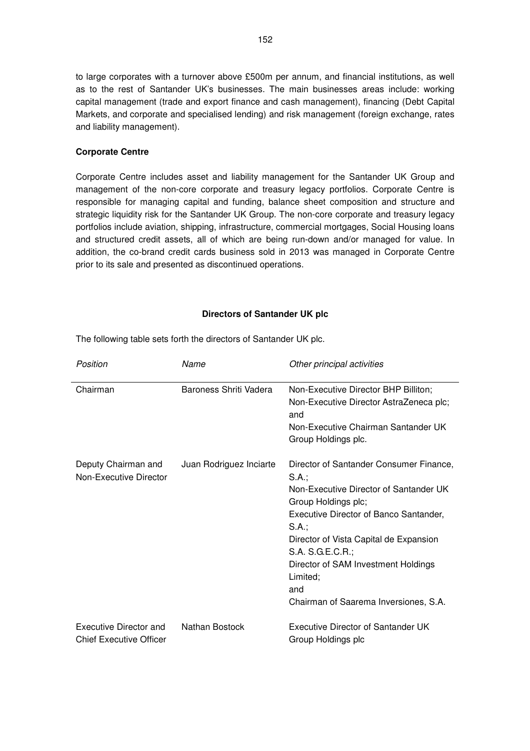to large corporates with a turnover above £500m per annum, and financial institutions, as well as to the rest of Santander UK's businesses. The main businesses areas include: working capital management (trade and export finance and cash management), financing (Debt Capital Markets, and corporate and specialised lending) and risk management (foreign exchange, rates and liability management).

**Corporate Centre**

Corporate Centre includes asset and liability management for the Santander UK Group and management of the non-core corporate and treasury legacy portfolios. Corporate Centre is responsible for managing capital and funding, balance sheet composition and structure and strategic liquidity risk for the Santander UK Group. The non-core corporate and treasury legacy portfolios include aviation, shipping, infrastructure, commercial mortgages, Social Housing loans and structured credit assets, all of which are being run-down and/or managed for value. In addition, the co-brand credit cards business sold in 2013 was managed in Corporate Centre prior to its sale and presented as discontinued operations.

**Directors of Santander UK plc**

The following table sets forth the directors of Santander UK plc.

| *Position* | *Name* | *Other principal activities* |
|---|---|---|
| Chairman | Baroness Shriti Vadera | Non-Executive Director BHP Billiton; Non-Executive Director AstraZeneca plc; and Non-Executive Chairman Santander UK Group Holdings plc. |
| Deputy Chairman and Non-Executive Director | Juan Rodriguez Inciarte | Director of Santander Consumer Finance, S.A.; Non-Executive Director of Santander UK Group Holdings plc; Executive Director of Banco Santander, S.A.; Director of Vista Capital de Expansion S.A. S.G.E.C.R.; Director of SAM Investment Holdings Limited; and Chairman of Saarema Inversiones, S.A. |
| Executive Director and Chief Executive Officer | Nathan Bostock | Executive Director of Santander UK Group Holdings plc |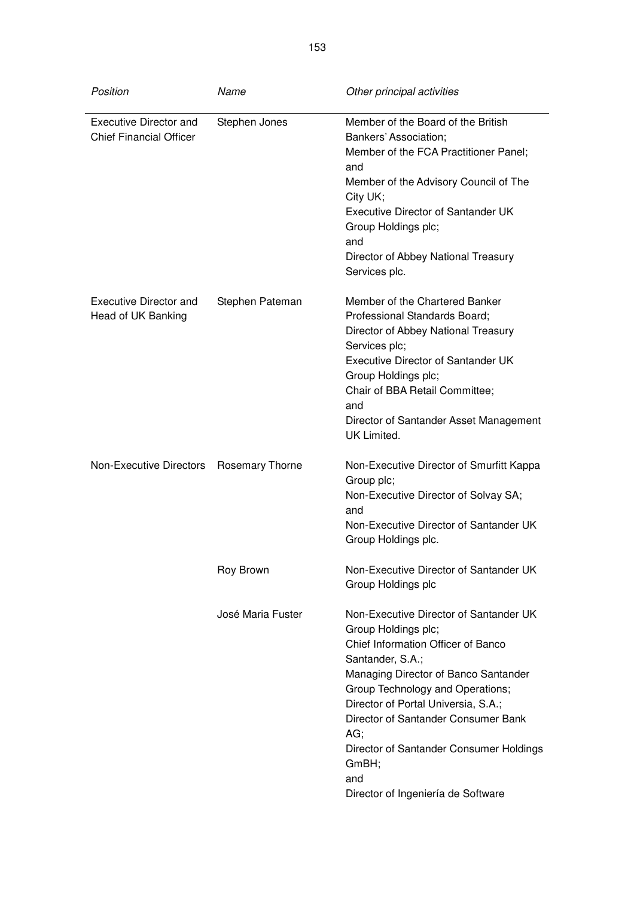| *Position* | *Name* | *Other principal activities* |
|---|---|---|
| Executive Director and Chief Financial Officer | Stephen Jones | Member of the Board of the British Bankers' Association;<br>Member of the FCA Practitioner Panel; and<br>Member of the Advisory Council of The City UK;<br>Executive Director of Santander UK Group Holdings plc;<br>and<br>Director of Abbey National Treasury Services plc. |
| Executive Director and Head of UK Banking | Stephen Pateman | Member of the Chartered Banker Professional Standards Board;<br>Director of Abbey National Treasury Services plc;<br>Executive Director of Santander UK Group Holdings plc;<br>Chair of BBA Retail Committee;<br>and<br>Director of Santander Asset Management UK Limited. |
| Non-Executive Directors | Rosemary Thorne | Non-Executive Director of Smurfitt Kappa Group plc;<br>Non-Executive Director of Solvay SA; and<br>Non-Executive Director of Santander UK Group Holdings plc. |
| | Roy Brown | Non-Executive Director of Santander UK Group Holdings plc |
| | José Maria Fuster | Non-Executive Director of Santander UK Group Holdings plc;<br>Chief Information Officer of Banco Santander, S.A.;<br>Managing Director of Banco Santander Group Technology and Operations;<br>Director of Portal Universia, S.A.;<br>Director of Santander Consumer Bank AG;<br>Director of Santander Consumer Holdings GmBH;<br>and<br>Director of Ingeniería de Software |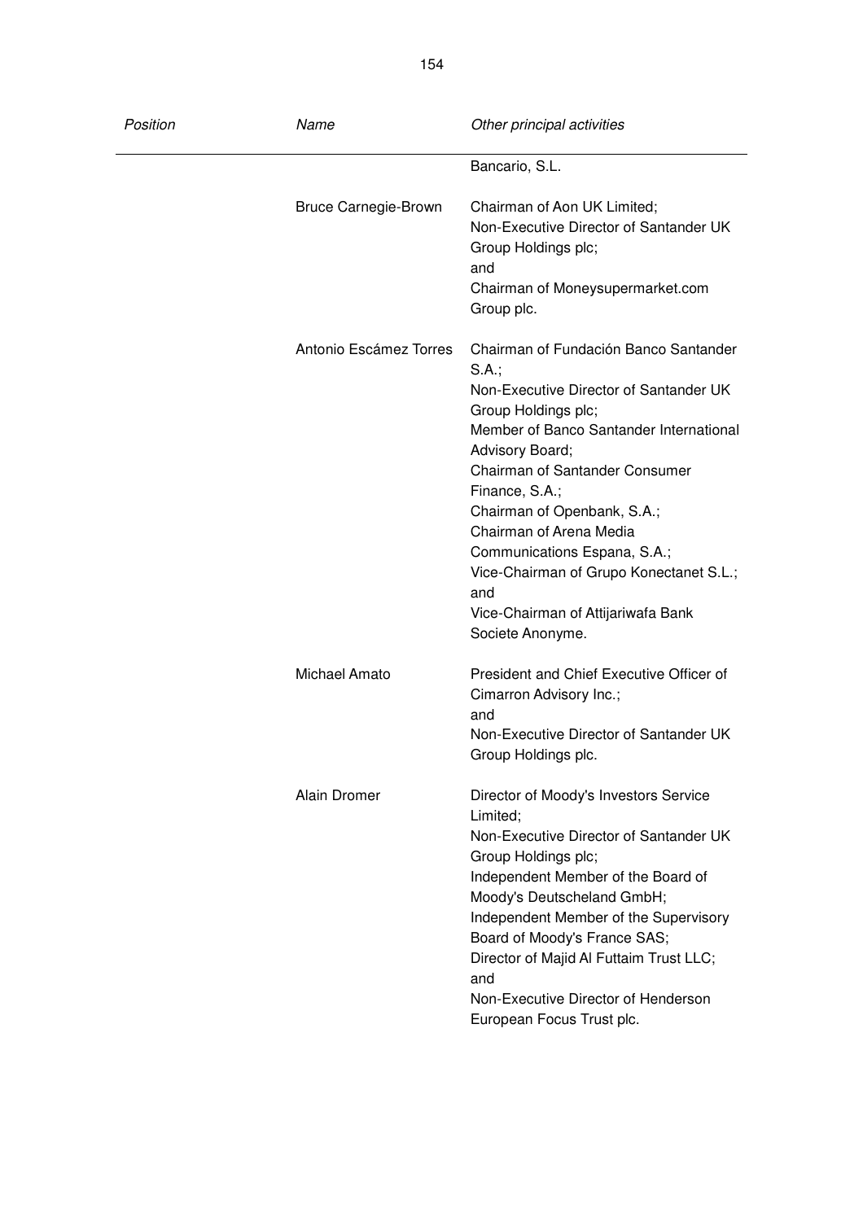| *Position* | *Name* | *Other principal activities* |
|---|---|---|
| | | Bancario, S.L. |
| | Bruce Carnegie-Brown | Chairman of Aon UK Limited;<br>Non-Executive Director of Santander UK Group Holdings plc;<br>and<br>Chairman of Moneysupermarket.com Group plc. |
| | Antonio Escámez Torres | Chairman of Fundación Banco Santander S.A.;<br>Non-Executive Director of Santander UK Group Holdings plc;<br>Member of Banco Santander International Advisory Board;<br>Chairman of Santander Consumer Finance, S.A.;<br>Chairman of Openbank, S.A.;<br>Chairman of Arena Media Communications Espana, S.A.;<br>Vice-Chairman of Grupo Konectanet S.L.;<br>and<br>Vice-Chairman of Attijariwafa Bank Societe Anonyme. |
| | Michael Amato | President and Chief Executive Officer of Cimarron Advisory Inc.;<br>and<br>Non-Executive Director of Santander UK Group Holdings plc. |
| | Alain Dromer | Director of Moody's Investors Service Limited;<br>Non-Executive Director of Santander UK Group Holdings plc;<br>Independent Member of the Board of Moody's Deutscheland GmbH;<br>Independent Member of the Supervisory Board of Moody's France SAS;<br>Director of Majid Al Futtaim Trust LLC;<br>and<br>Non-Executive Director of Henderson European Focus Trust plc. |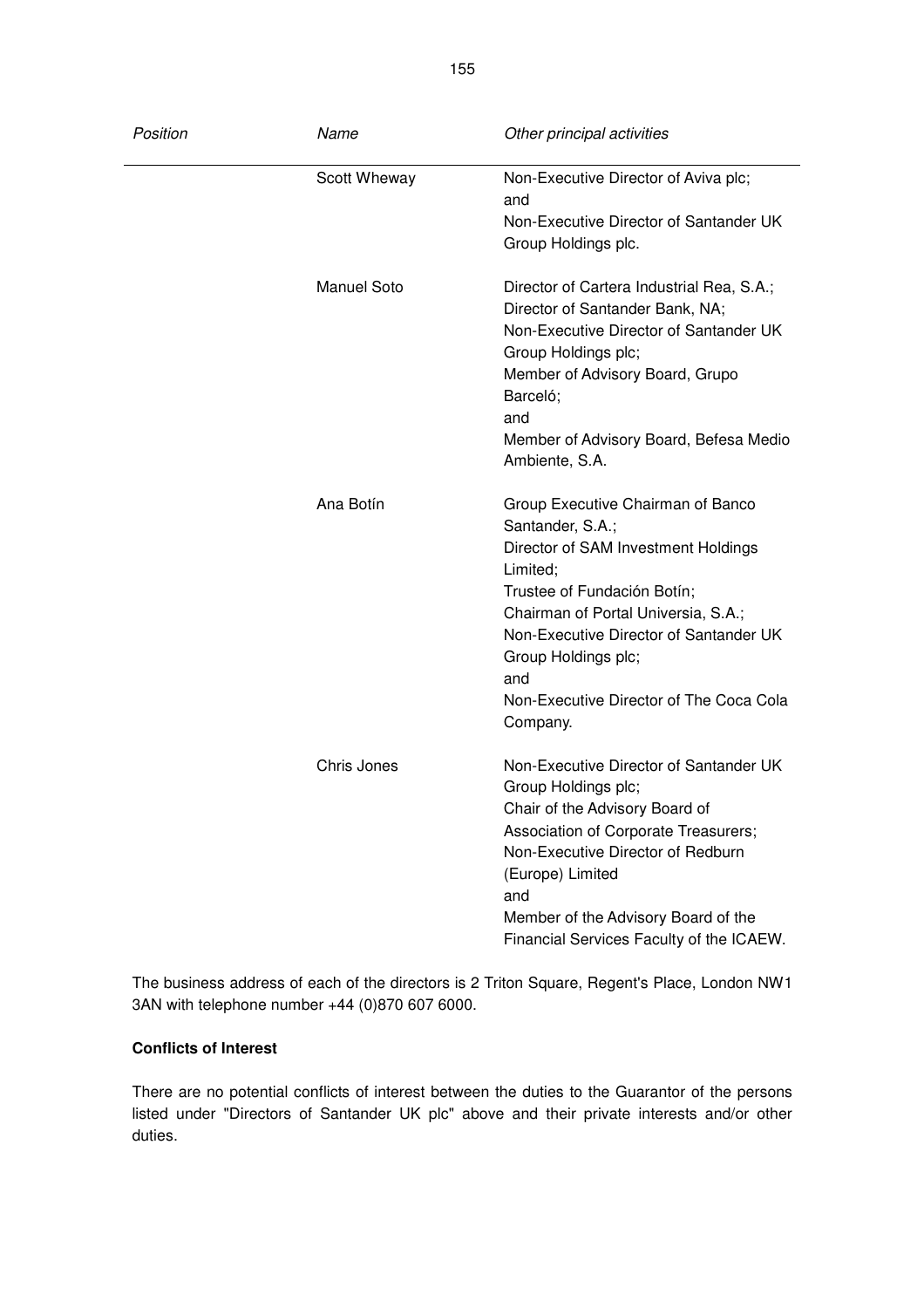| *Position* | *Name* | *Other principal activities* |
|---|---|---|
| | Scott Wheway | Non-Executive Director of Aviva plc; and Non-Executive Director of Santander UK Group Holdings plc. |
| | Manuel Soto | Director of Cartera Industrial Rea, S.A.; Director of Santander Bank, NA; Non-Executive Director of Santander UK Group Holdings plc; Member of Advisory Board, Grupo Barceló; and Member of Advisory Board, Befesa Medio Ambiente, S.A. |
| | Ana Botín | Group Executive Chairman of Banco Santander, S.A.; Director of SAM Investment Holdings Limited; Trustee of Fundación Botín; Chairman of Portal Universia, S.A.; Non-Executive Director of Santander UK Group Holdings plc; and Non-Executive Director of The Coca Cola Company. |
| | Chris Jones | Non-Executive Director of Santander UK Group Holdings plc; Chair of the Advisory Board of Association of Corporate Treasurers; Non-Executive Director of Redburn (Europe) Limited and Member of the Advisory Board of the Financial Services Faculty of the ICAEW. |

The business address of each of the directors is 2 Triton Square, Regent's Place, London NW1 3AN with telephone number +44 (0)870 607 6000.

**Conflicts of Interest**

There are no potential conflicts of interest between the duties to the Guarantor of the persons listed under "Directors of Santander UK plc" above and their private interests and/or other duties.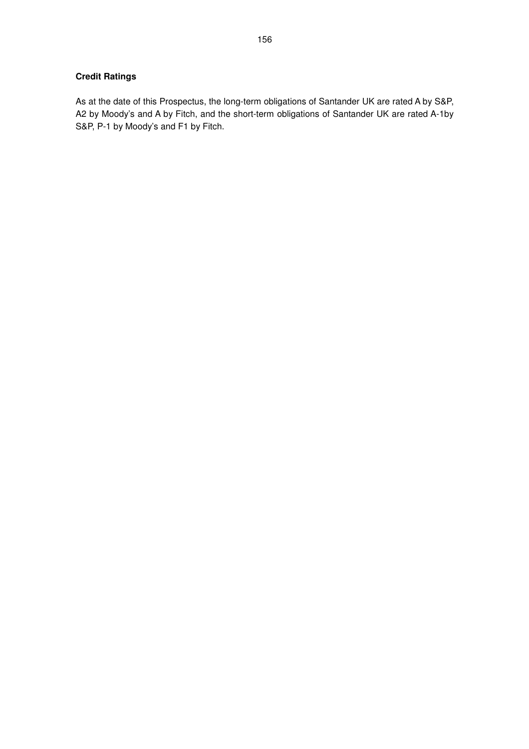**Credit Ratings**

As at the date of this Prospectus, the long-term obligations of Santander UK are rated A by S&P, A2 by Moody's and A by Fitch, and the short-term obligations of Santander UK are rated A-1by S&P, P-1 by Moody's and F1 by Fitch.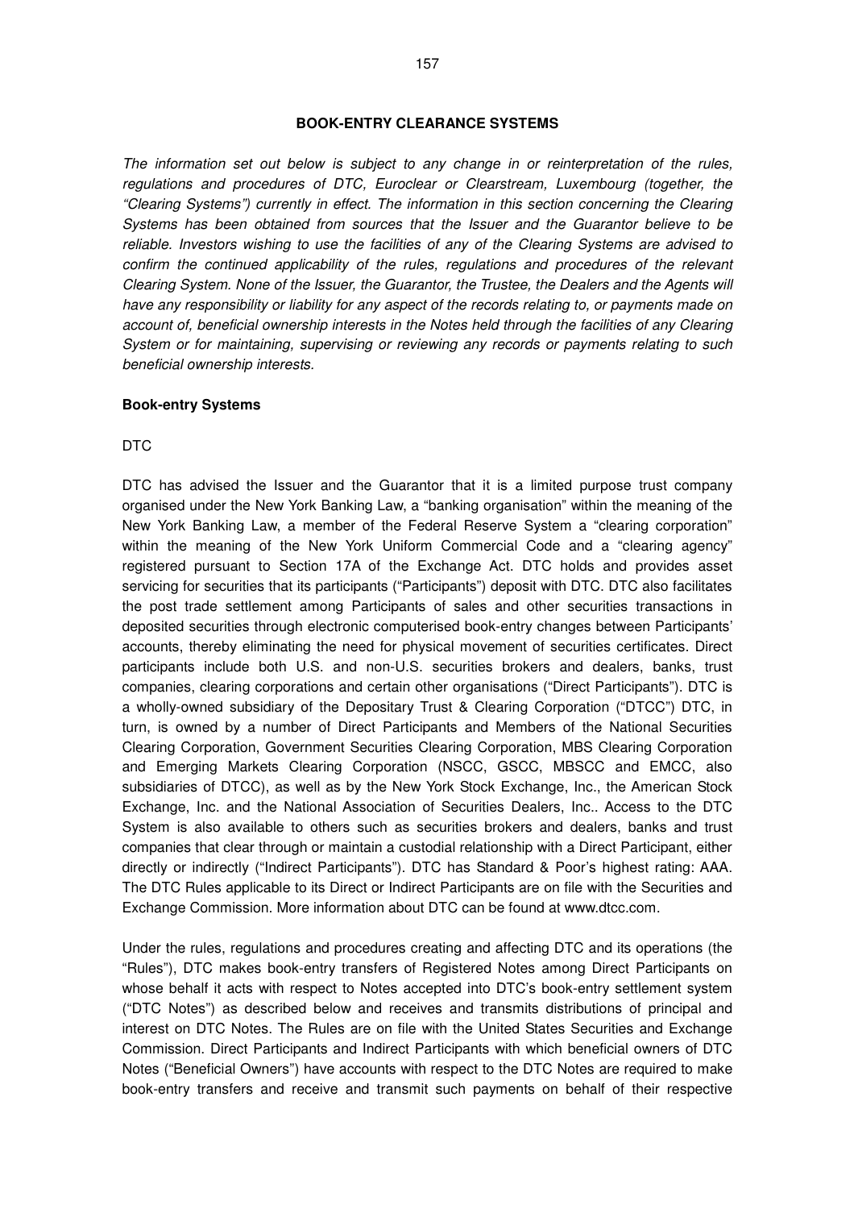## BOOK-ENTRY CLEARANCE SYSTEMS

*The information set out below is subject to any change in or reinterpretation of the rules, regulations and procedures of DTC, Euroclear or Clearstream, Luxembourg (together, the "Clearing Systems") currently in effect. The information in this section concerning the Clearing Systems has been obtained from sources that the Issuer and the Guarantor believe to be reliable. Investors wishing to use the facilities of any of the Clearing Systems are advised to confirm the continued applicability of the rules, regulations and procedures of the relevant Clearing System. None of the Issuer, the Guarantor, the Trustee, the Dealers and the Agents will have any responsibility or liability for any aspect of the records relating to, or payments made on account of, beneficial ownership interests in the Notes held through the facilities of any Clearing System or for maintaining, supervising or reviewing any records or payments relating to such beneficial ownership interests.*

### Book-entry Systems

DTC

DTC has advised the Issuer and the Guarantor that it is a limited purpose trust company organised under the New York Banking Law, a "banking organisation" within the meaning of the New York Banking Law, a member of the Federal Reserve System a "clearing corporation" within the meaning of the New York Uniform Commercial Code and a "clearing agency" registered pursuant to Section 17A of the Exchange Act. DTC holds and provides asset servicing for securities that its participants ("Participants") deposit with DTC. DTC also facilitates the post trade settlement among Participants of sales and other securities transactions in deposited securities through electronic computerised book-entry changes between Participants' accounts, thereby eliminating the need for physical movement of securities certificates. Direct participants include both U.S. and non-U.S. securities brokers and dealers, banks, trust companies, clearing corporations and certain other organisations ("Direct Participants"). DTC is a wholly-owned subsidiary of the Depositary Trust & Clearing Corporation ("DTCC") DTC, in turn, is owned by a number of Direct Participants and Members of the National Securities Clearing Corporation, Government Securities Clearing Corporation, MBS Clearing Corporation and Emerging Markets Clearing Corporation (NSCC, GSCC, MBSCC and EMCC, also subsidiaries of DTCC), as well as by the New York Stock Exchange, Inc., the American Stock Exchange, Inc. and the National Association of Securities Dealers, Inc.. Access to the DTC System is also available to others such as securities brokers and dealers, banks and trust companies that clear through or maintain a custodial relationship with a Direct Participant, either directly or indirectly ("Indirect Participants"). DTC has Standard & Poor's highest rating: AAA. The DTC Rules applicable to its Direct or Indirect Participants are on file with the Securities and Exchange Commission. More information about DTC can be found at www.dtcc.com.

Under the rules, regulations and procedures creating and affecting DTC and its operations (the "Rules"), DTC makes book-entry transfers of Registered Notes among Direct Participants on whose behalf it acts with respect to Notes accepted into DTC's book-entry settlement system ("DTC Notes") as described below and receives and transmits distributions of principal and interest on DTC Notes. The Rules are on file with the United States Securities and Exchange Commission. Direct Participants and Indirect Participants with which beneficial owners of DTC Notes ("Beneficial Owners") have accounts with respect to the DTC Notes are required to make book-entry transfers and receive and transmit such payments on behalf of their respective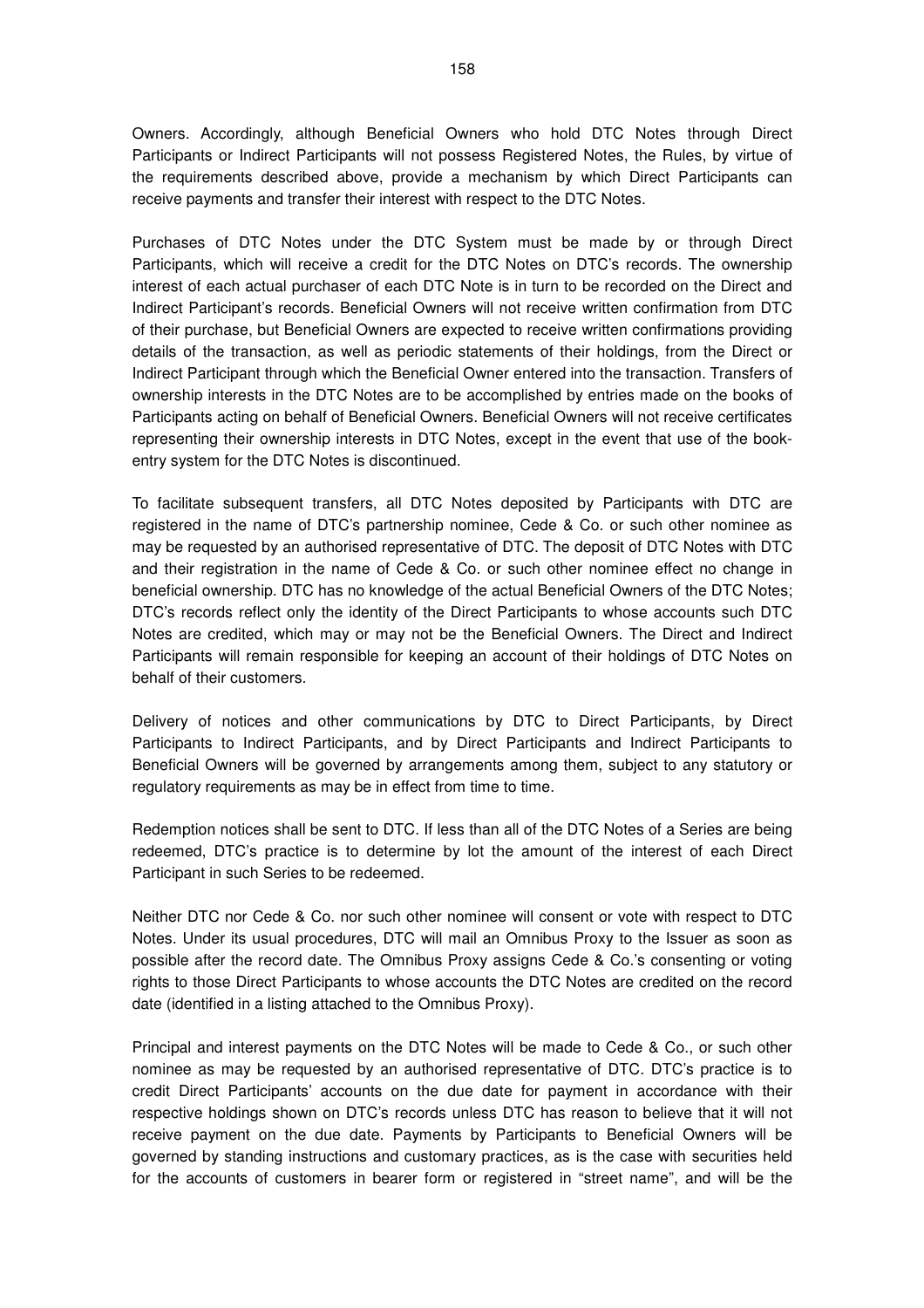Owners. Accordingly, although Beneficial Owners who hold DTC Notes through Direct Participants or Indirect Participants will not possess Registered Notes, the Rules, by virtue of the requirements described above, provide a mechanism by which Direct Participants can receive payments and transfer their interest with respect to the DTC Notes.

Purchases of DTC Notes under the DTC System must be made by or through Direct Participants, which will receive a credit for the DTC Notes on DTC's records. The ownership interest of each actual purchaser of each DTC Note is in turn to be recorded on the Direct and Indirect Participant's records. Beneficial Owners will not receive written confirmation from DTC of their purchase, but Beneficial Owners are expected to receive written confirmations providing details of the transaction, as well as periodic statements of their holdings, from the Direct or Indirect Participant through which the Beneficial Owner entered into the transaction. Transfers of ownership interests in the DTC Notes are to be accomplished by entries made on the books of Participants acting on behalf of Beneficial Owners. Beneficial Owners will not receive certificates representing their ownership interests in DTC Notes, except in the event that use of the book-entry system for the DTC Notes is discontinued.

To facilitate subsequent transfers, all DTC Notes deposited by Participants with DTC are registered in the name of DTC's partnership nominee, Cede & Co. or such other nominee as may be requested by an authorised representative of DTC. The deposit of DTC Notes with DTC and their registration in the name of Cede & Co. or such other nominee effect no change in beneficial ownership. DTC has no knowledge of the actual Beneficial Owners of the DTC Notes; DTC's records reflect only the identity of the Direct Participants to whose accounts such DTC Notes are credited, which may or may not be the Beneficial Owners. The Direct and Indirect Participants will remain responsible for keeping an account of their holdings of DTC Notes on behalf of their customers.

Delivery of notices and other communications by DTC to Direct Participants, by Direct Participants to Indirect Participants, and by Direct Participants and Indirect Participants to Beneficial Owners will be governed by arrangements among them, subject to any statutory or regulatory requirements as may be in effect from time to time.

Redemption notices shall be sent to DTC. If less than all of the DTC Notes of a Series are being redeemed, DTC's practice is to determine by lot the amount of the interest of each Direct Participant in such Series to be redeemed.

Neither DTC nor Cede & Co. nor such other nominee will consent or vote with respect to DTC Notes. Under its usual procedures, DTC will mail an Omnibus Proxy to the Issuer as soon as possible after the record date. The Omnibus Proxy assigns Cede & Co.'s consenting or voting rights to those Direct Participants to whose accounts the DTC Notes are credited on the record date (identified in a listing attached to the Omnibus Proxy).

Principal and interest payments on the DTC Notes will be made to Cede & Co., or such other nominee as may be requested by an authorised representative of DTC. DTC's practice is to credit Direct Participants' accounts on the due date for payment in accordance with their respective holdings shown on DTC's records unless DTC has reason to believe that it will not receive payment on the due date. Payments by Participants to Beneficial Owners will be governed by standing instructions and customary practices, as is the case with securities held for the accounts of customers in bearer form or registered in "street name", and will be the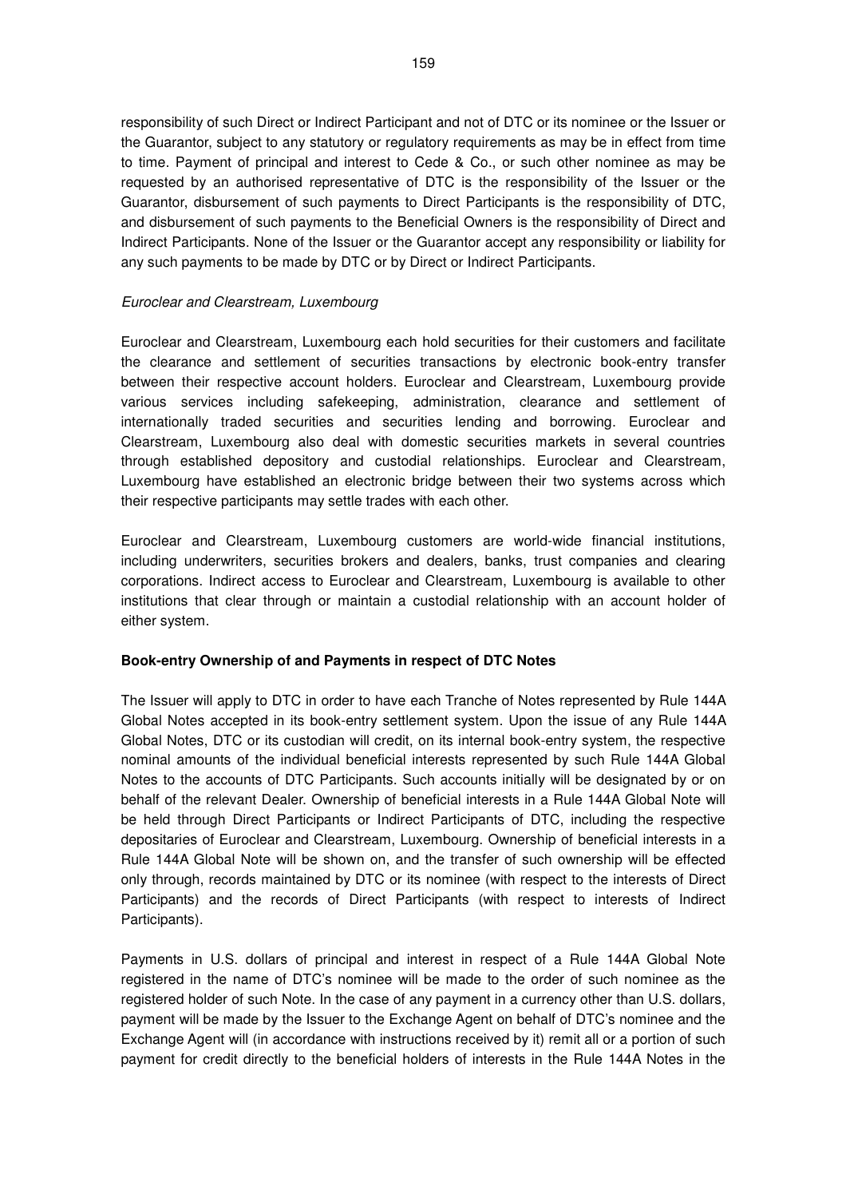responsibility of such Direct or Indirect Participant and not of DTC or its nominee or the Issuer or the Guarantor, subject to any statutory or regulatory requirements as may be in effect from time to time. Payment of principal and interest to Cede & Co., or such other nominee as may be requested by an authorised representative of DTC is the responsibility of the Issuer or the Guarantor, disbursement of such payments to Direct Participants is the responsibility of DTC, and disbursement of such payments to the Beneficial Owners is the responsibility of Direct and Indirect Participants. None of the Issuer or the Guarantor accept any responsibility or liability for any such payments to be made by DTC or by Direct or Indirect Participants.

*Euroclear and Clearstream, Luxembourg*

Euroclear and Clearstream, Luxembourg each hold securities for their customers and facilitate the clearance and settlement of securities transactions by electronic book-entry transfer between their respective account holders. Euroclear and Clearstream, Luxembourg provide various services including safekeeping, administration, clearance and settlement of internationally traded securities and securities lending and borrowing. Euroclear and Clearstream, Luxembourg also deal with domestic securities markets in several countries through established depository and custodial relationships. Euroclear and Clearstream, Luxembourg have established an electronic bridge between their two systems across which their respective participants may settle trades with each other.

Euroclear and Clearstream, Luxembourg customers are world-wide financial institutions, including underwriters, securities brokers and dealers, banks, trust companies and clearing corporations. Indirect access to Euroclear and Clearstream, Luxembourg is available to other institutions that clear through or maintain a custodial relationship with an account holder of either system.

**Book-entry Ownership of and Payments in respect of DTC Notes**

The Issuer will apply to DTC in order to have each Tranche of Notes represented by Rule 144A Global Notes accepted in its book-entry settlement system. Upon the issue of any Rule 144A Global Notes, DTC or its custodian will credit, on its internal book-entry system, the respective nominal amounts of the individual beneficial interests represented by such Rule 144A Global Notes to the accounts of DTC Participants. Such accounts initially will be designated by or on behalf of the relevant Dealer. Ownership of beneficial interests in a Rule 144A Global Note will be held through Direct Participants or Indirect Participants of DTC, including the respective depositaries of Euroclear and Clearstream, Luxembourg. Ownership of beneficial interests in a Rule 144A Global Note will be shown on, and the transfer of such ownership will be effected only through, records maintained by DTC or its nominee (with respect to the interests of Direct Participants) and the records of Direct Participants (with respect to interests of Indirect Participants).

Payments in U.S. dollars of principal and interest in respect of a Rule 144A Global Note registered in the name of DTC's nominee will be made to the order of such nominee as the registered holder of such Note. In the case of any payment in a currency other than U.S. dollars, payment will be made by the Issuer to the Exchange Agent on behalf of DTC's nominee and the Exchange Agent will (in accordance with instructions received by it) remit all or a portion of such payment for credit directly to the beneficial holders of interests in the Rule 144A Notes in the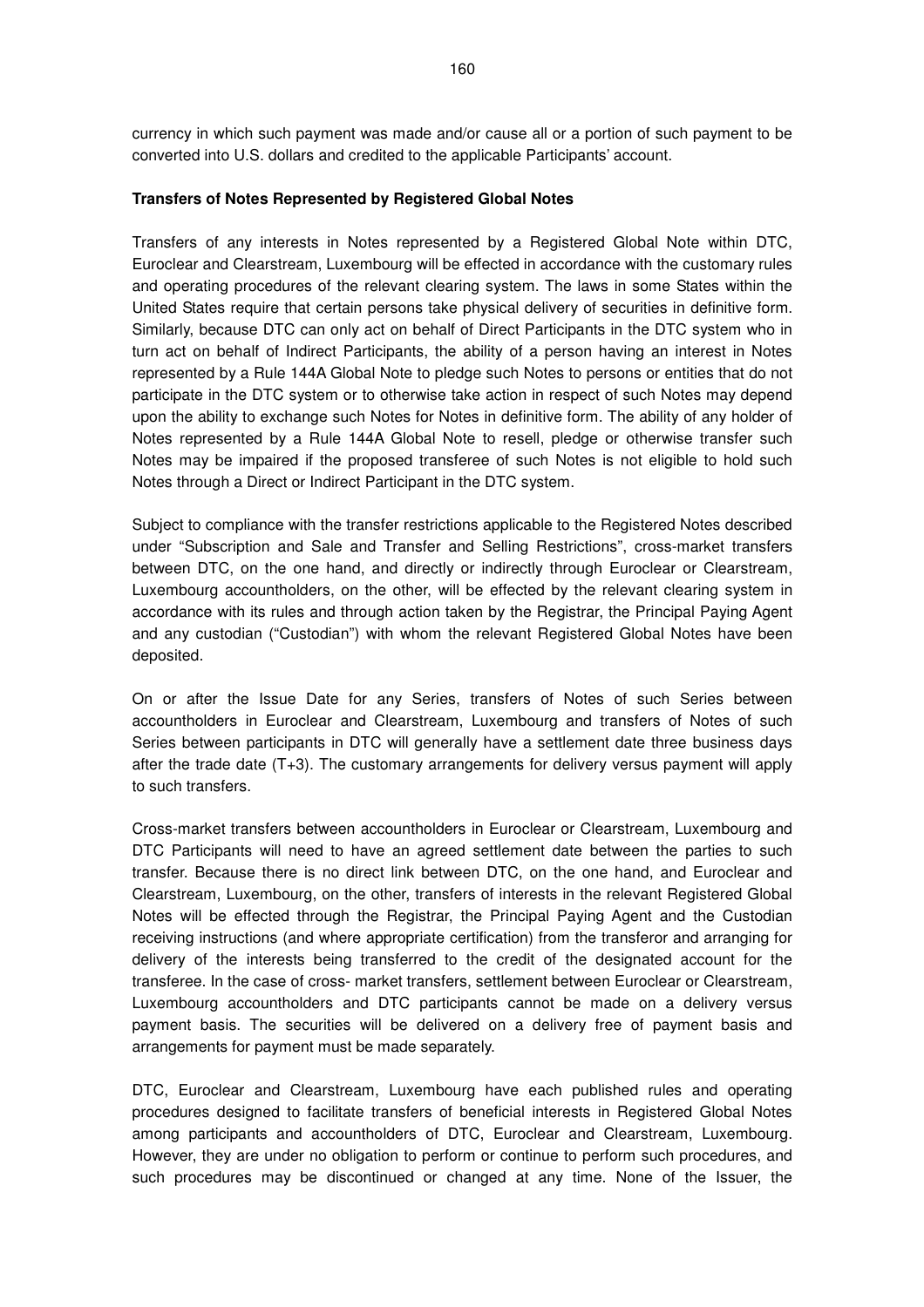currency in which such payment was made and/or cause all or a portion of such payment to be converted into U.S. dollars and credited to the applicable Participants' account.

**Transfers of Notes Represented by Registered Global Notes**

Transfers of any interests in Notes represented by a Registered Global Note within DTC, Euroclear and Clearstream, Luxembourg will be effected in accordance with the customary rules and operating procedures of the relevant clearing system. The laws in some States within the United States require that certain persons take physical delivery of securities in definitive form. Similarly, because DTC can only act on behalf of Direct Participants in the DTC system who in turn act on behalf of Indirect Participants, the ability of a person having an interest in Notes represented by a Rule 144A Global Note to pledge such Notes to persons or entities that do not participate in the DTC system or to otherwise take action in respect of such Notes may depend upon the ability to exchange such Notes for Notes in definitive form. The ability of any holder of Notes represented by a Rule 144A Global Note to resell, pledge or otherwise transfer such Notes may be impaired if the proposed transferee of such Notes is not eligible to hold such Notes through a Direct or Indirect Participant in the DTC system.

Subject to compliance with the transfer restrictions applicable to the Registered Notes described under "Subscription and Sale and Transfer and Selling Restrictions", cross-market transfers between DTC, on the one hand, and directly or indirectly through Euroclear or Clearstream, Luxembourg accountholders, on the other, will be effected by the relevant clearing system in accordance with its rules and through action taken by the Registrar, the Principal Paying Agent and any custodian ("Custodian") with whom the relevant Registered Global Notes have been deposited.

On or after the Issue Date for any Series, transfers of Notes of such Series between accountholders in Euroclear and Clearstream, Luxembourg and transfers of Notes of such Series between participants in DTC will generally have a settlement date three business days after the trade date (T+3). The customary arrangements for delivery versus payment will apply to such transfers.

Cross-market transfers between accountholders in Euroclear or Clearstream, Luxembourg and DTC Participants will need to have an agreed settlement date between the parties to such transfer. Because there is no direct link between DTC, on the one hand, and Euroclear and Clearstream, Luxembourg, on the other, transfers of interests in the relevant Registered Global Notes will be effected through the Registrar, the Principal Paying Agent and the Custodian receiving instructions (and where appropriate certification) from the transferor and arranging for delivery of the interests being transferred to the credit of the designated account for the transferee. In the case of cross- market transfers, settlement between Euroclear or Clearstream, Luxembourg accountholders and DTC participants cannot be made on a delivery versus payment basis. The securities will be delivered on a delivery free of payment basis and arrangements for payment must be made separately.

DTC, Euroclear and Clearstream, Luxembourg have each published rules and operating procedures designed to facilitate transfers of beneficial interests in Registered Global Notes among participants and accountholders of DTC, Euroclear and Clearstream, Luxembourg. However, they are under no obligation to perform or continue to perform such procedures, and such procedures may be discontinued or changed at any time. None of the Issuer, the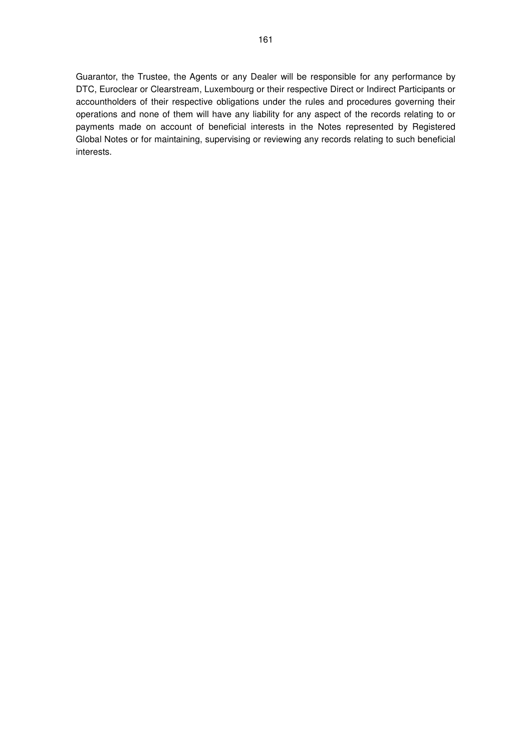Guarantor, the Trustee, the Agents or any Dealer will be responsible for any performance by DTC, Euroclear or Clearstream, Luxembourg or their respective Direct or Indirect Participants or accountholders of their respective obligations under the rules and procedures governing their operations and none of them will have any liability for any aspect of the records relating to or payments made on account of beneficial interests in the Notes represented by Registered Global Notes or for maintaining, supervising or reviewing any records relating to such beneficial interests.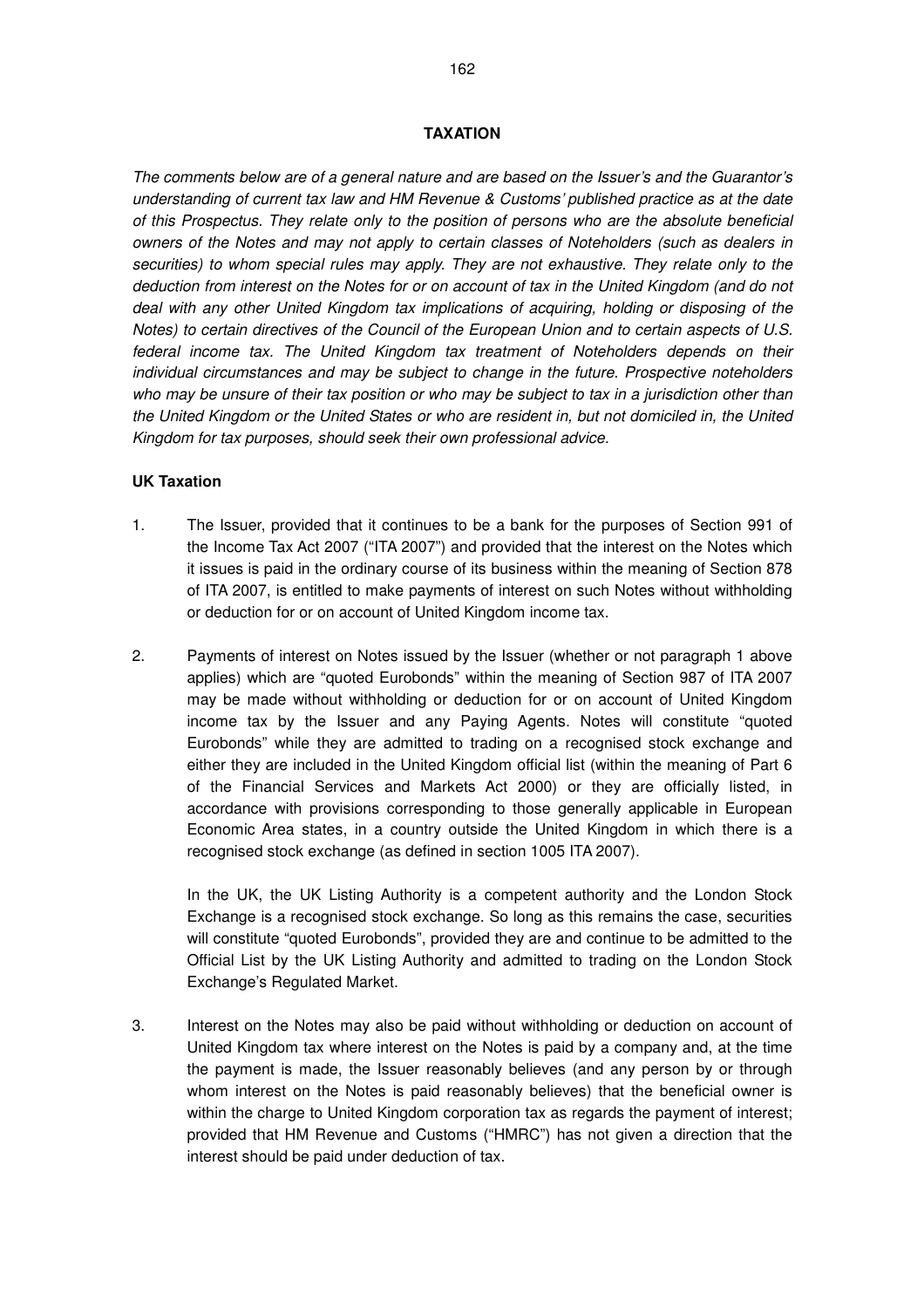## TAXATION

*The comments below are of a general nature and are based on the Issuer's and the Guarantor's understanding of current tax law and HM Revenue & Customs' published practice as at the date of this Prospectus. They relate only to the position of persons who are the absolute beneficial owners of the Notes and may not apply to certain classes of Noteholders (such as dealers in securities) to whom special rules may apply. They are not exhaustive. They relate only to the deduction from interest on the Notes for or on account of tax in the United Kingdom (and do not deal with any other United Kingdom tax implications of acquiring, holding or disposing of the Notes) to certain directives of the Council of the European Union and to certain aspects of U.S. federal income tax. The United Kingdom tax treatment of Noteholders depends on their individual circumstances and may be subject to change in the future. Prospective noteholders who may be unsure of their tax position or who may be subject to tax in a jurisdiction other than the United Kingdom or the United States or who are resident in, but not domiciled in, the United Kingdom for tax purposes, should seek their own professional advice.*

### UK Taxation

1. The Issuer, provided that it continues to be a bank for the purposes of Section 991 of the Income Tax Act 2007 ("ITA 2007") and provided that the interest on the Notes which it issues is paid in the ordinary course of its business within the meaning of Section 878 of ITA 2007, is entitled to make payments of interest on such Notes without withholding or deduction for or on account of United Kingdom income tax.

2. Payments of interest on Notes issued by the Issuer (whether or not paragraph 1 above applies) which are "quoted Eurobonds" within the meaning of Section 987 of ITA 2007 may be made without withholding or deduction for or on account of United Kingdom income tax by the Issuer and any Paying Agents. Notes will constitute "quoted Eurobonds" while they are admitted to trading on a recognised stock exchange and either they are included in the United Kingdom official list (within the meaning of Part 6 of the Financial Services and Markets Act 2000) or they are officially listed, in accordance with provisions corresponding to those generally applicable in European Economic Area states, in a country outside the United Kingdom in which there is a recognised stock exchange (as defined in section 1005 ITA 2007).

   In the UK, the UK Listing Authority is a competent authority and the London Stock Exchange is a recognised stock exchange. So long as this remains the case, securities will constitute "quoted Eurobonds", provided they are and continue to be admitted to the Official List by the UK Listing Authority and admitted to trading on the London Stock Exchange's Regulated Market.

3. Interest on the Notes may also be paid without withholding or deduction on account of United Kingdom tax where interest on the Notes is paid by a company and, at the time the payment is made, the Issuer reasonably believes (and any person by or through whom interest on the Notes is paid reasonably believes) that the beneficial owner is within the charge to United Kingdom corporation tax as regards the payment of interest; provided that HM Revenue and Customs ("HMRC") has not given a direction that the interest should be paid under deduction of tax.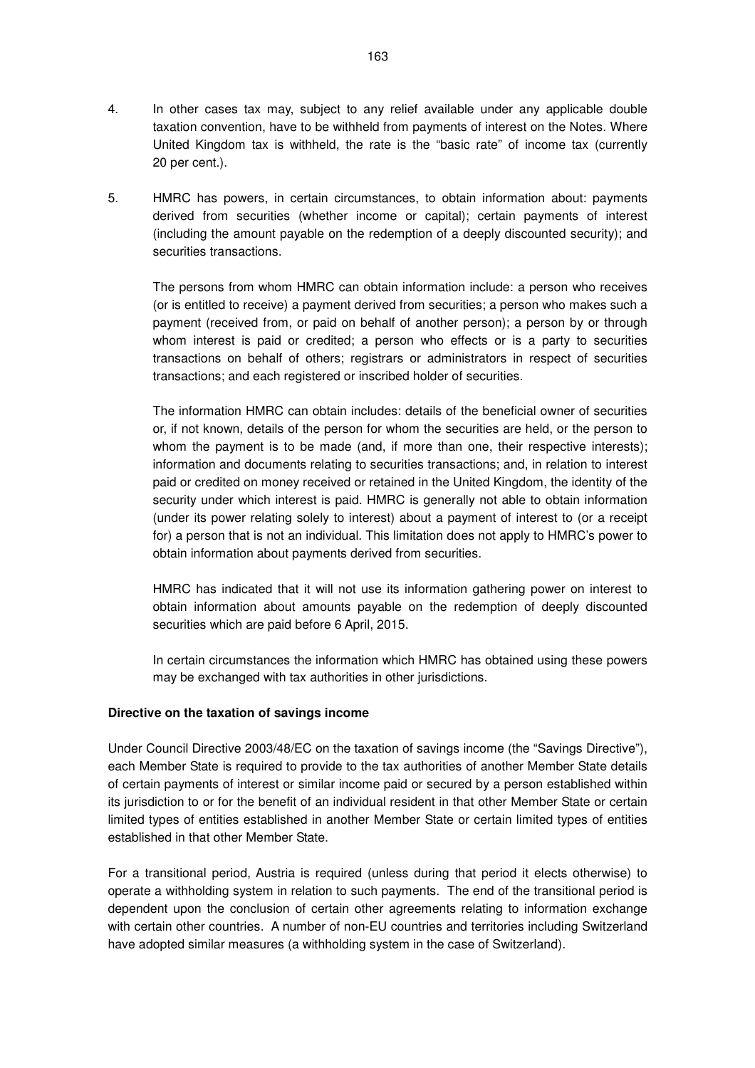4. In other cases tax may, subject to any relief available under any applicable double taxation convention, have to be withheld from payments of interest on the Notes. Where United Kingdom tax is withheld, the rate is the "basic rate" of income tax (currently 20 per cent.).

5. HMRC has powers, in certain circumstances, to obtain information about: payments derived from securities (whether income or capital); certain payments of interest (including the amount payable on the redemption of a deeply discounted security); and securities transactions.

   The persons from whom HMRC can obtain information include: a person who receives (or is entitled to receive) a payment derived from securities; a person who makes such a payment (received from, or paid on behalf of another person); a person by or through whom interest is paid or credited; a person who effects or is a party to securities transactions on behalf of others; registrars or administrators in respect of securities transactions; and each registered or inscribed holder of securities.

   The information HMRC can obtain includes: details of the beneficial owner of securities or, if not known, details of the person for whom the securities are held, or the person to whom the payment is to be made (and, if more than one, their respective interests); information and documents relating to securities transactions; and, in relation to interest paid or credited on money received or retained in the United Kingdom, the identity of the security under which interest is paid. HMRC is generally not able to obtain information (under its power relating solely to interest) about a payment of interest to (or a receipt for) a person that is not an individual. This limitation does not apply to HMRC's power to obtain information about payments derived from securities.

   HMRC has indicated that it will not use its information gathering power on interest to obtain information about amounts payable on the redemption of deeply discounted securities which are paid before 6 April, 2015.

   In certain circumstances the information which HMRC has obtained using these powers may be exchanged with tax authorities in other jurisdictions.

**Directive on the taxation of savings income**

Under Council Directive 2003/48/EC on the taxation of savings income (the "Savings Directive"), each Member State is required to provide to the tax authorities of another Member State details of certain payments of interest or similar income paid or secured by a person established within its jurisdiction to or for the benefit of an individual resident in that other Member State or certain limited types of entities established in another Member State or certain limited types of entities established in that other Member State.

For a transitional period, Austria is required (unless during that period it elects otherwise) to operate a withholding system in relation to such payments. The end of the transitional period is dependent upon the conclusion of certain other agreements relating to information exchange with certain other countries. A number of non-EU countries and territories including Switzerland have adopted similar measures (a withholding system in the case of Switzerland).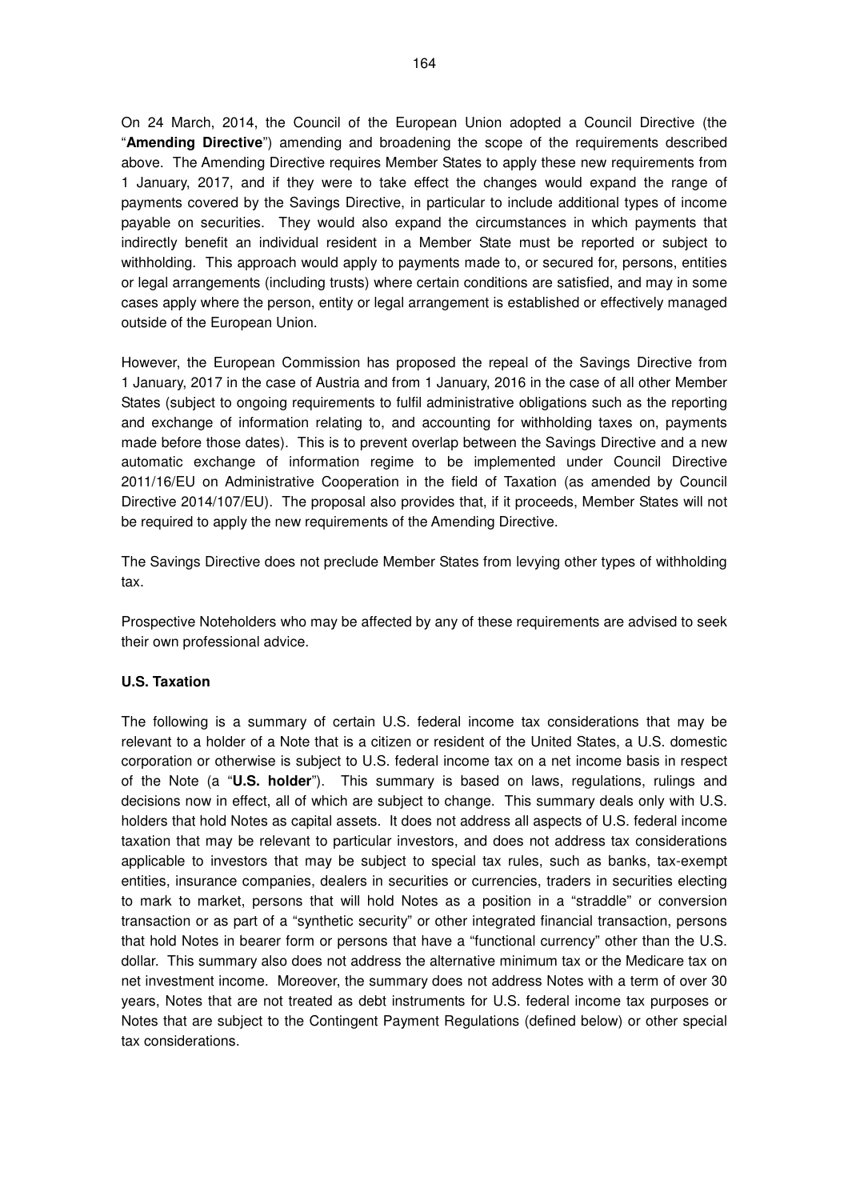On 24 March, 2014, the Council of the European Union adopted a Council Directive (the "**Amending Directive**") amending and broadening the scope of the requirements described above. The Amending Directive requires Member States to apply these new requirements from 1 January, 2017, and if they were to take effect the changes would expand the range of payments covered by the Savings Directive, in particular to include additional types of income payable on securities. They would also expand the circumstances in which payments that indirectly benefit an individual resident in a Member State must be reported or subject to withholding. This approach would apply to payments made to, or secured for, persons, entities or legal arrangements (including trusts) where certain conditions are satisfied, and may in some cases apply where the person, entity or legal arrangement is established or effectively managed outside of the European Union.

However, the European Commission has proposed the repeal of the Savings Directive from 1 January, 2017 in the case of Austria and from 1 January, 2016 in the case of all other Member States (subject to ongoing requirements to fulfil administrative obligations such as the reporting and exchange of information relating to, and accounting for withholding taxes on, payments made before those dates). This is to prevent overlap between the Savings Directive and a new automatic exchange of information regime to be implemented under Council Directive 2011/16/EU on Administrative Cooperation in the field of Taxation (as amended by Council Directive 2014/107/EU). The proposal also provides that, if it proceeds, Member States will not be required to apply the new requirements of the Amending Directive.

The Savings Directive does not preclude Member States from levying other types of withholding tax.

Prospective Noteholders who may be affected by any of these requirements are advised to seek their own professional advice.

**U.S. Taxation**

The following is a summary of certain U.S. federal income tax considerations that may be relevant to a holder of a Note that is a citizen or resident of the United States, a U.S. domestic corporation or otherwise is subject to U.S. federal income tax on a net income basis in respect of the Note (a "**U.S. holder**"). This summary is based on laws, regulations, rulings and decisions now in effect, all of which are subject to change. This summary deals only with U.S. holders that hold Notes as capital assets. It does not address all aspects of U.S. federal income taxation that may be relevant to particular investors, and does not address tax considerations applicable to investors that may be subject to special tax rules, such as banks, tax-exempt entities, insurance companies, dealers in securities or currencies, traders in securities electing to mark to market, persons that will hold Notes as a position in a "straddle" or conversion transaction or as part of a "synthetic security" or other integrated financial transaction, persons that hold Notes in bearer form or persons that have a "functional currency" other than the U.S. dollar. This summary also does not address the alternative minimum tax or the Medicare tax on net investment income. Moreover, the summary does not address Notes with a term of over 30 years, Notes that are not treated as debt instruments for U.S. federal income tax purposes or Notes that are subject to the Contingent Payment Regulations (defined below) or other special tax considerations.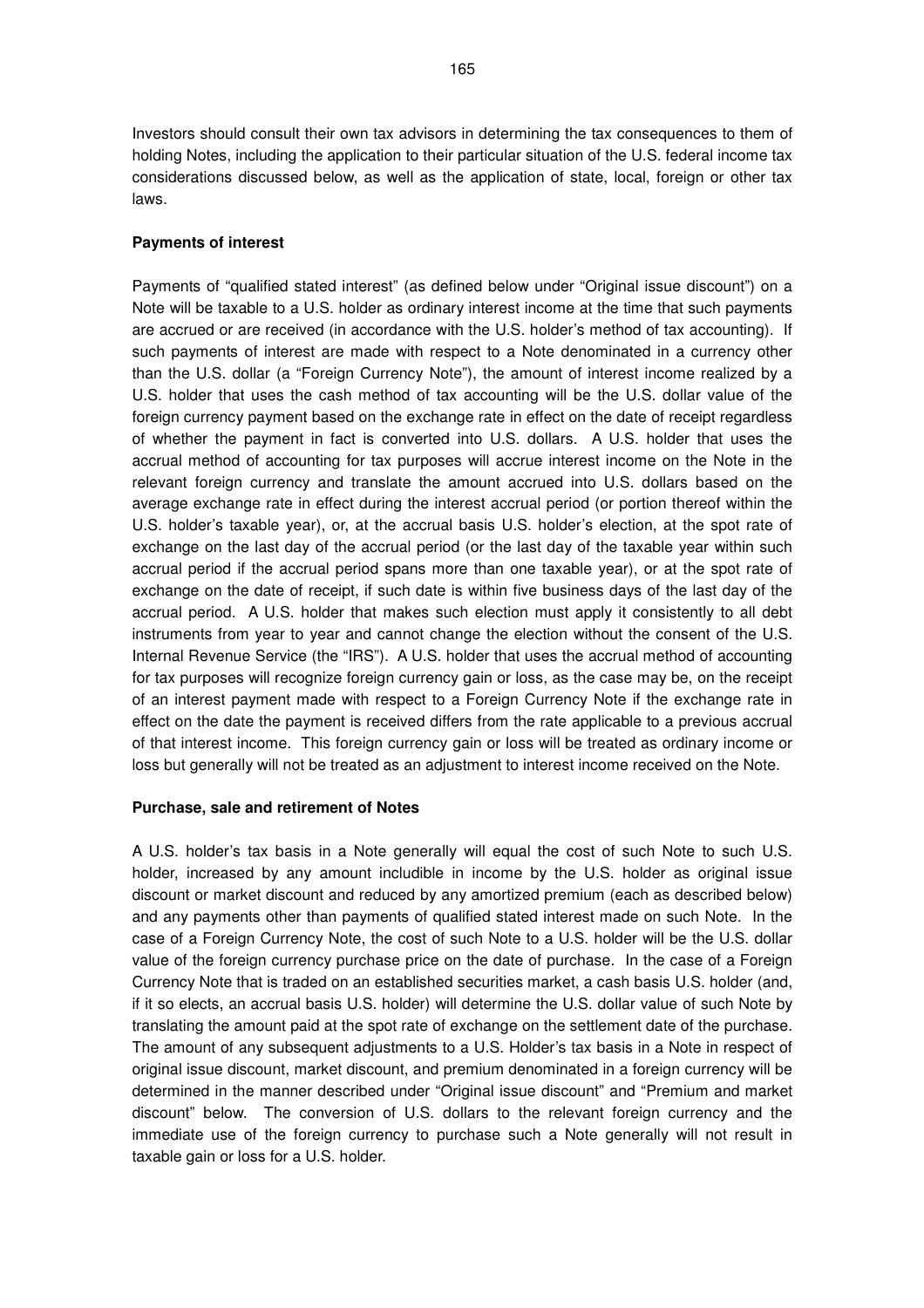Investors should consult their own tax advisors in determining the tax consequences to them of holding Notes, including the application to their particular situation of the U.S. federal income tax considerations discussed below, as well as the application of state, local, foreign or other tax laws.

**Payments of interest**

Payments of "qualified stated interest" (as defined below under "Original issue discount") on a Note will be taxable to a U.S. holder as ordinary interest income at the time that such payments are accrued or are received (in accordance with the U.S. holder's method of tax accounting). If such payments of interest are made with respect to a Note denominated in a currency other than the U.S. dollar (a "Foreign Currency Note"), the amount of interest income realized by a U.S. holder that uses the cash method of tax accounting will be the U.S. dollar value of the foreign currency payment based on the exchange rate in effect on the date of receipt regardless of whether the payment in fact is converted into U.S. dollars. A U.S. holder that uses the accrual method of accounting for tax purposes will accrue interest income on the Note in the relevant foreign currency and translate the amount accrued into U.S. dollars based on the average exchange rate in effect during the interest accrual period (or portion thereof within the U.S. holder's taxable year), or, at the accrual basis U.S. holder's election, at the spot rate of exchange on the last day of the accrual period (or the last day of the taxable year within such accrual period if the accrual period spans more than one taxable year), or at the spot rate of exchange on the date of receipt, if such date is within five business days of the last day of the accrual period. A U.S. holder that makes such election must apply it consistently to all debt instruments from year to year and cannot change the election without the consent of the U.S. Internal Revenue Service (the "IRS"). A U.S. holder that uses the accrual method of accounting for tax purposes will recognize foreign currency gain or loss, as the case may be, on the receipt of an interest payment made with respect to a Foreign Currency Note if the exchange rate in effect on the date the payment is received differs from the rate applicable to a previous accrual of that interest income. This foreign currency gain or loss will be treated as ordinary income or loss but generally will not be treated as an adjustment to interest income received on the Note.

**Purchase, sale and retirement of Notes**

A U.S. holder's tax basis in a Note generally will equal the cost of such Note to such U.S. holder, increased by any amount includible in income by the U.S. holder as original issue discount or market discount and reduced by any amortized premium (each as described below) and any payments other than payments of qualified stated interest made on such Note. In the case of a Foreign Currency Note, the cost of such Note to a U.S. holder will be the U.S. dollar value of the foreign currency purchase price on the date of purchase. In the case of a Foreign Currency Note that is traded on an established securities market, a cash basis U.S. holder (and, if it so elects, an accrual basis U.S. holder) will determine the U.S. dollar value of such Note by translating the amount paid at the spot rate of exchange on the settlement date of the purchase. The amount of any subsequent adjustments to a U.S. Holder's tax basis in a Note in respect of original issue discount, market discount, and premium denominated in a foreign currency will be determined in the manner described under "Original issue discount" and "Premium and market discount" below. The conversion of U.S. dollars to the relevant foreign currency and the immediate use of the foreign currency to purchase such a Note generally will not result in taxable gain or loss for a U.S. holder.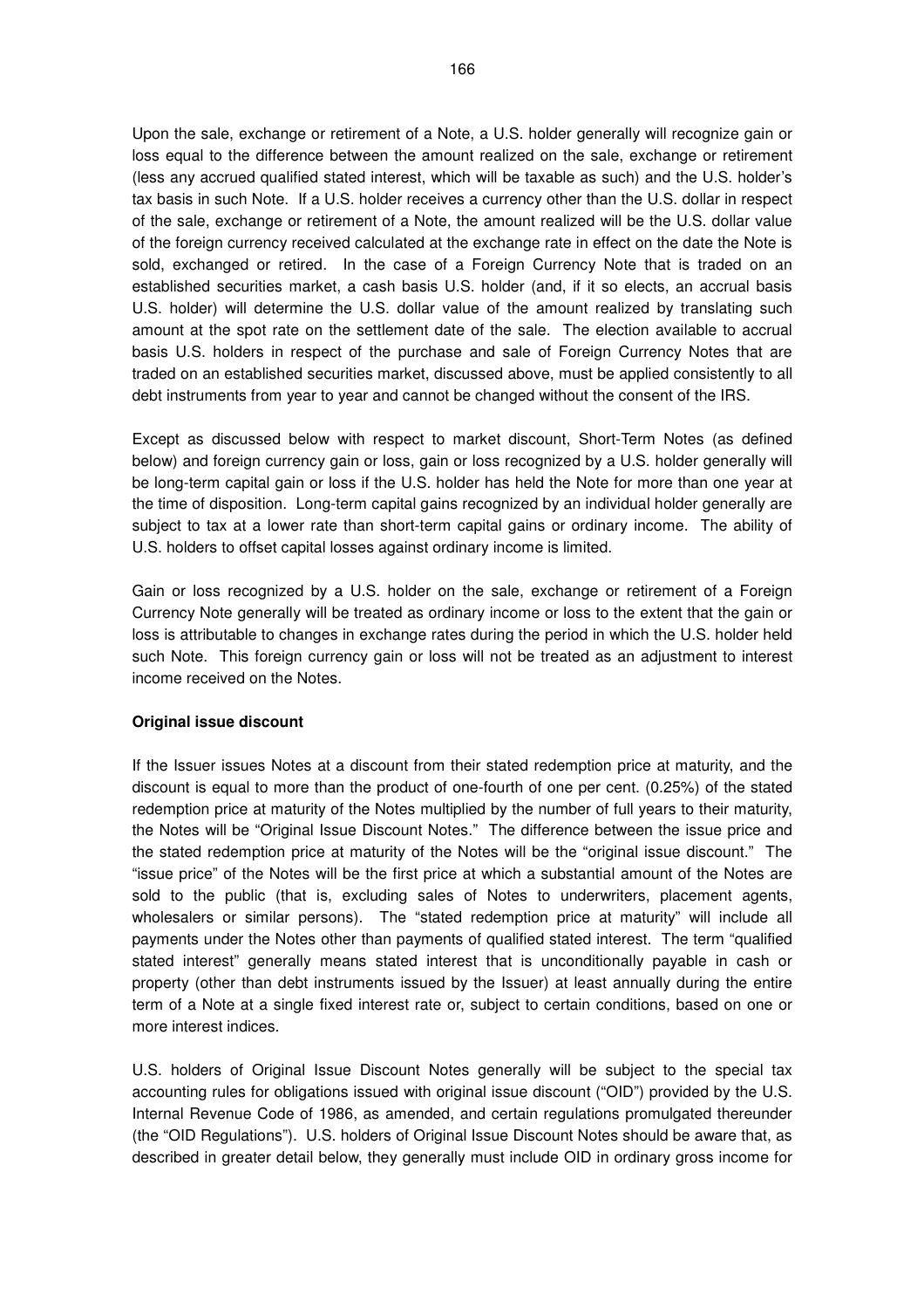Upon the sale, exchange or retirement of a Note, a U.S. holder generally will recognize gain or loss equal to the difference between the amount realized on the sale, exchange or retirement (less any accrued qualified stated interest, which will be taxable as such) and the U.S. holder's tax basis in such Note. If a U.S. holder receives a currency other than the U.S. dollar in respect of the sale, exchange or retirement of a Note, the amount realized will be the U.S. dollar value of the foreign currency received calculated at the exchange rate in effect on the date the Note is sold, exchanged or retired. In the case of a Foreign Currency Note that is traded on an established securities market, a cash basis U.S. holder (and, if it so elects, an accrual basis U.S. holder) will determine the U.S. dollar value of the amount realized by translating such amount at the spot rate on the settlement date of the sale. The election available to accrual basis U.S. holders in respect of the purchase and sale of Foreign Currency Notes that are traded on an established securities market, discussed above, must be applied consistently to all debt instruments from year to year and cannot be changed without the consent of the IRS.

Except as discussed below with respect to market discount, Short-Term Notes (as defined below) and foreign currency gain or loss, gain or loss recognized by a U.S. holder generally will be long-term capital gain or loss if the U.S. holder has held the Note for more than one year at the time of disposition. Long-term capital gains recognized by an individual holder generally are subject to tax at a lower rate than short-term capital gains or ordinary income. The ability of U.S. holders to offset capital losses against ordinary income is limited.

Gain or loss recognized by a U.S. holder on the sale, exchange or retirement of a Foreign Currency Note generally will be treated as ordinary income or loss to the extent that the gain or loss is attributable to changes in exchange rates during the period in which the U.S. holder held such Note. This foreign currency gain or loss will not be treated as an adjustment to interest income received on the Notes.

**Original issue discount**

If the Issuer issues Notes at a discount from their stated redemption price at maturity, and the discount is equal to more than the product of one-fourth of one per cent. (0.25%) of the stated redemption price at maturity of the Notes multiplied by the number of full years to their maturity, the Notes will be "Original Issue Discount Notes." The difference between the issue price and the stated redemption price at maturity of the Notes will be the "original issue discount." The "issue price" of the Notes will be the first price at which a substantial amount of the Notes are sold to the public (that is, excluding sales of Notes to underwriters, placement agents, wholesalers or similar persons). The "stated redemption price at maturity" will include all payments under the Notes other than payments of qualified stated interest. The term "qualified stated interest" generally means stated interest that is unconditionally payable in cash or property (other than debt instruments issued by the Issuer) at least annually during the entire term of a Note at a single fixed interest rate or, subject to certain conditions, based on one or more interest indices.

U.S. holders of Original Issue Discount Notes generally will be subject to the special tax accounting rules for obligations issued with original issue discount ("OID") provided by the U.S. Internal Revenue Code of 1986, as amended, and certain regulations promulgated thereunder (the "OID Regulations"). U.S. holders of Original Issue Discount Notes should be aware that, as described in greater detail below, they generally must include OID in ordinary gross income for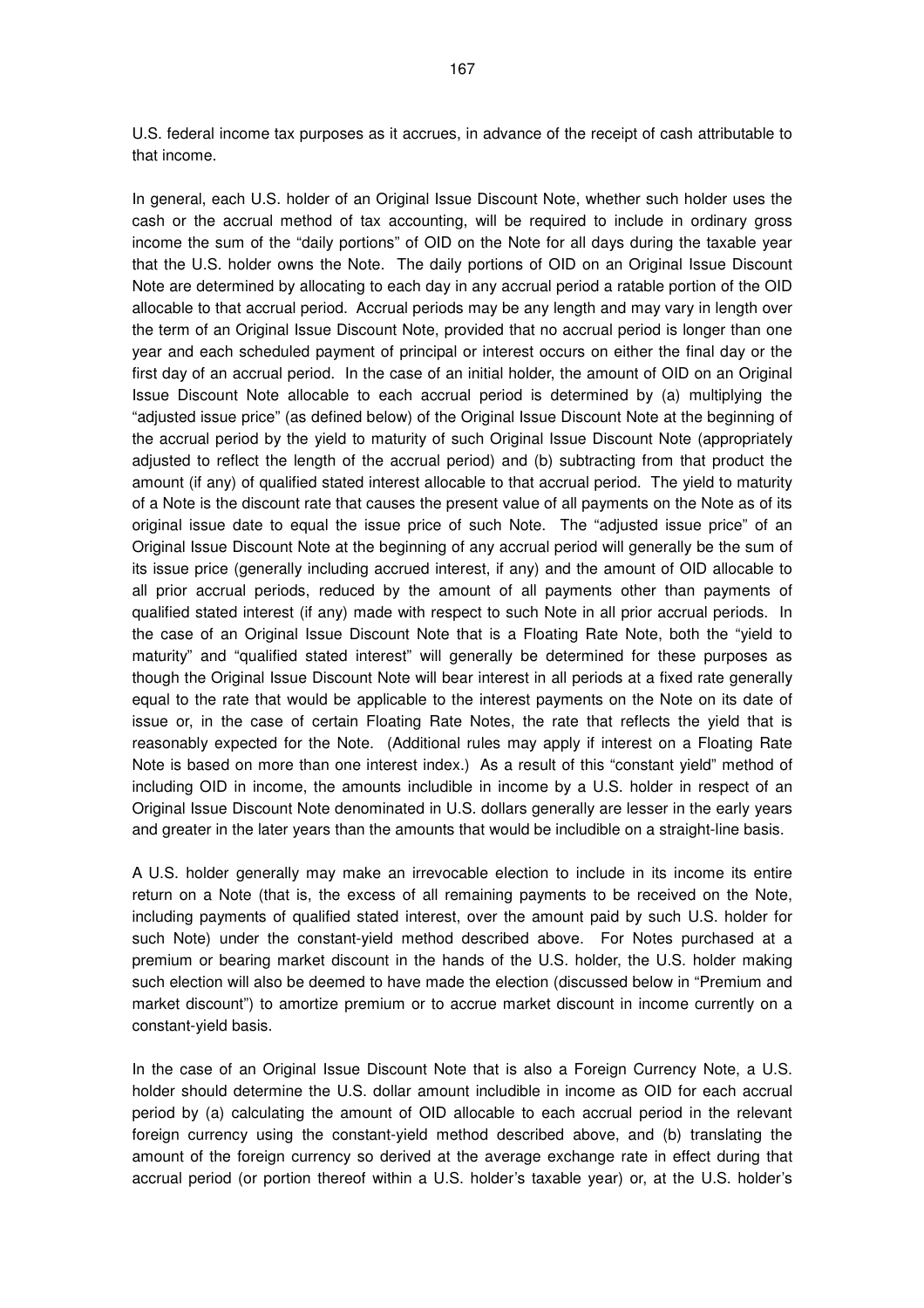U.S. federal income tax purposes as it accrues, in advance of the receipt of cash attributable to that income.

In general, each U.S. holder of an Original Issue Discount Note, whether such holder uses the cash or the accrual method of tax accounting, will be required to include in ordinary gross income the sum of the "daily portions" of OID on the Note for all days during the taxable year that the U.S. holder owns the Note. The daily portions of OID on an Original Issue Discount Note are determined by allocating to each day in any accrual period a ratable portion of the OID allocable to that accrual period. Accrual periods may be any length and may vary in length over the term of an Original Issue Discount Note, provided that no accrual period is longer than one year and each scheduled payment of principal or interest occurs on either the final day or the first day of an accrual period. In the case of an initial holder, the amount of OID on an Original Issue Discount Note allocable to each accrual period is determined by (a) multiplying the "adjusted issue price" (as defined below) of the Original Issue Discount Note at the beginning of the accrual period by the yield to maturity of such Original Issue Discount Note (appropriately adjusted to reflect the length of the accrual period) and (b) subtracting from that product the amount (if any) of qualified stated interest allocable to that accrual period. The yield to maturity of a Note is the discount rate that causes the present value of all payments on the Note as of its original issue date to equal the issue price of such Note. The "adjusted issue price" of an Original Issue Discount Note at the beginning of any accrual period will generally be the sum of its issue price (generally including accrued interest, if any) and the amount of OID allocable to all prior accrual periods, reduced by the amount of all payments other than payments of qualified stated interest (if any) made with respect to such Note in all prior accrual periods. In the case of an Original Issue Discount Note that is a Floating Rate Note, both the "yield to maturity" and "qualified stated interest" will generally be determined for these purposes as though the Original Issue Discount Note will bear interest in all periods at a fixed rate generally equal to the rate that would be applicable to the interest payments on the Note on its date of issue or, in the case of certain Floating Rate Notes, the rate that reflects the yield that is reasonably expected for the Note. (Additional rules may apply if interest on a Floating Rate Note is based on more than one interest index.) As a result of this "constant yield" method of including OID in income, the amounts includible in income by a U.S. holder in respect of an Original Issue Discount Note denominated in U.S. dollars generally are lesser in the early years and greater in the later years than the amounts that would be includible on a straight-line basis.

A U.S. holder generally may make an irrevocable election to include in its income its entire return on a Note (that is, the excess of all remaining payments to be received on the Note, including payments of qualified stated interest, over the amount paid by such U.S. holder for such Note) under the constant-yield method described above. For Notes purchased at a premium or bearing market discount in the hands of the U.S. holder, the U.S. holder making such election will also be deemed to have made the election (discussed below in "Premium and market discount") to amortize premium or to accrue market discount in income currently on a constant-yield basis.

In the case of an Original Issue Discount Note that is also a Foreign Currency Note, a U.S. holder should determine the U.S. dollar amount includible in income as OID for each accrual period by (a) calculating the amount of OID allocable to each accrual period in the relevant foreign currency using the constant-yield method described above, and (b) translating the amount of the foreign currency so derived at the average exchange rate in effect during that accrual period (or portion thereof within a U.S. holder's taxable year) or, at the U.S. holder's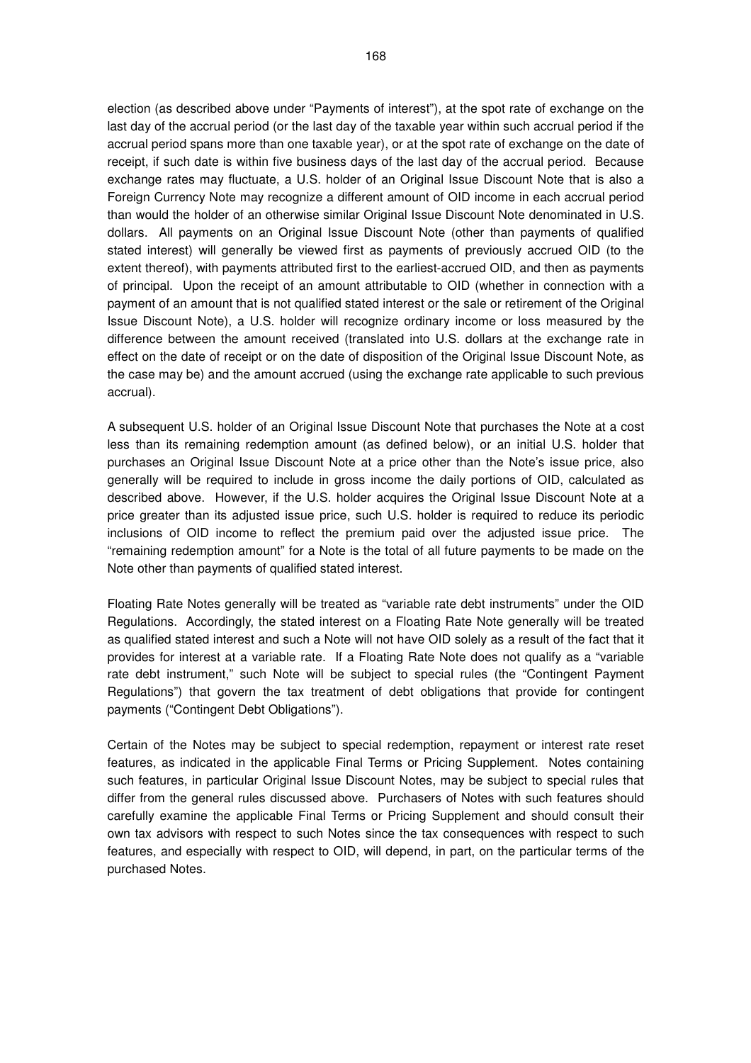election (as described above under "Payments of interest"), at the spot rate of exchange on the last day of the accrual period (or the last day of the taxable year within such accrual period if the accrual period spans more than one taxable year), or at the spot rate of exchange on the date of receipt, if such date is within five business days of the last day of the accrual period. Because exchange rates may fluctuate, a U.S. holder of an Original Issue Discount Note that is also a Foreign Currency Note may recognize a different amount of OID income in each accrual period than would the holder of an otherwise similar Original Issue Discount Note denominated in U.S. dollars. All payments on an Original Issue Discount Note (other than payments of qualified stated interest) will generally be viewed first as payments of previously accrued OID (to the extent thereof), with payments attributed first to the earliest-accrued OID, and then as payments of principal. Upon the receipt of an amount attributable to OID (whether in connection with a payment of an amount that is not qualified stated interest or the sale or retirement of the Original Issue Discount Note), a U.S. holder will recognize ordinary income or loss measured by the difference between the amount received (translated into U.S. dollars at the exchange rate in effect on the date of receipt or on the date of disposition of the Original Issue Discount Note, as the case may be) and the amount accrued (using the exchange rate applicable to such previous accrual).

A subsequent U.S. holder of an Original Issue Discount Note that purchases the Note at a cost less than its remaining redemption amount (as defined below), or an initial U.S. holder that purchases an Original Issue Discount Note at a price other than the Note's issue price, also generally will be required to include in gross income the daily portions of OID, calculated as described above. However, if the U.S. holder acquires the Original Issue Discount Note at a price greater than its adjusted issue price, such U.S. holder is required to reduce its periodic inclusions of OID income to reflect the premium paid over the adjusted issue price. The "remaining redemption amount" for a Note is the total of all future payments to be made on the Note other than payments of qualified stated interest.

Floating Rate Notes generally will be treated as "variable rate debt instruments" under the OID Regulations. Accordingly, the stated interest on a Floating Rate Note generally will be treated as qualified stated interest and such a Note will not have OID solely as a result of the fact that it provides for interest at a variable rate. If a Floating Rate Note does not qualify as a "variable rate debt instrument," such Note will be subject to special rules (the "Contingent Payment Regulations") that govern the tax treatment of debt obligations that provide for contingent payments ("Contingent Debt Obligations").

Certain of the Notes may be subject to special redemption, repayment or interest rate reset features, as indicated in the applicable Final Terms or Pricing Supplement. Notes containing such features, in particular Original Issue Discount Notes, may be subject to special rules that differ from the general rules discussed above. Purchasers of Notes with such features should carefully examine the applicable Final Terms or Pricing Supplement and should consult their own tax advisors with respect to such Notes since the tax consequences with respect to such features, and especially with respect to OID, will depend, in part, on the particular terms of the purchased Notes.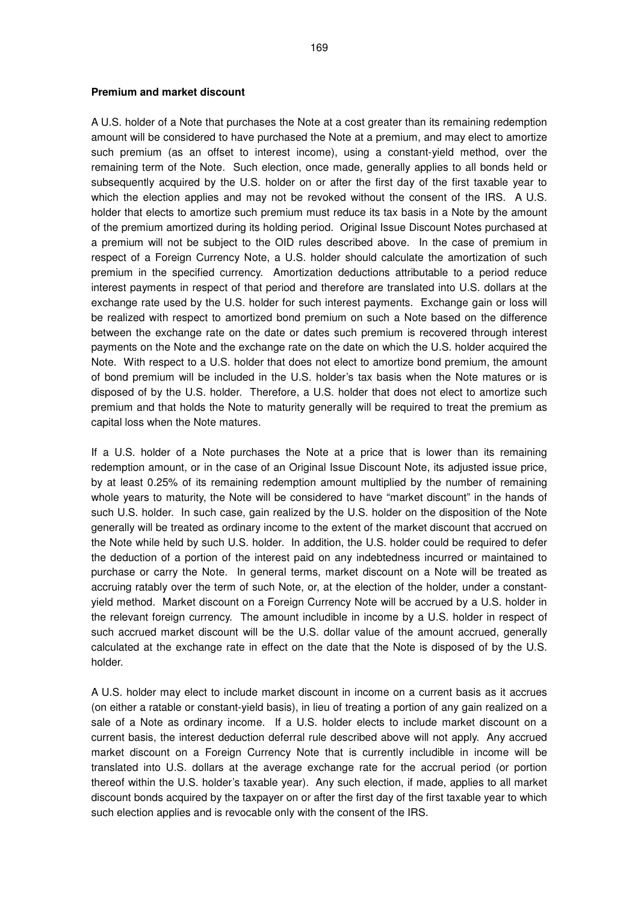**Premium and market discount**

A U.S. holder of a Note that purchases the Note at a cost greater than its remaining redemption amount will be considered to have purchased the Note at a premium, and may elect to amortize such premium (as an offset to interest income), using a constant-yield method, over the remaining term of the Note. Such election, once made, generally applies to all bonds held or subsequently acquired by the U.S. holder on or after the first day of the first taxable year to which the election applies and may not be revoked without the consent of the IRS. A U.S. holder that elects to amortize such premium must reduce its tax basis in a Note by the amount of the premium amortized during its holding period. Original Issue Discount Notes purchased at a premium will not be subject to the OID rules described above. In the case of premium in respect of a Foreign Currency Note, a U.S. holder should calculate the amortization of such premium in the specified currency. Amortization deductions attributable to a period reduce interest payments in respect of that period and therefore are translated into U.S. dollars at the exchange rate used by the U.S. holder for such interest payments. Exchange gain or loss will be realized with respect to amortized bond premium on such a Note based on the difference between the exchange rate on the date or dates such premium is recovered through interest payments on the Note and the exchange rate on the date on which the U.S. holder acquired the Note. With respect to a U.S. holder that does not elect to amortize bond premium, the amount of bond premium will be included in the U.S. holder's tax basis when the Note matures or is disposed of by the U.S. holder. Therefore, a U.S. holder that does not elect to amortize such premium and that holds the Note to maturity generally will be required to treat the premium as capital loss when the Note matures.

If a U.S. holder of a Note purchases the Note at a price that is lower than its remaining redemption amount, or in the case of an Original Issue Discount Note, its adjusted issue price, by at least 0.25% of its remaining redemption amount multiplied by the number of remaining whole years to maturity, the Note will be considered to have "market discount" in the hands of such U.S. holder. In such case, gain realized by the U.S. holder on the disposition of the Note generally will be treated as ordinary income to the extent of the market discount that accrued on the Note while held by such U.S. holder. In addition, the U.S. holder could be required to defer the deduction of a portion of the interest paid on any indebtedness incurred or maintained to purchase or carry the Note. In general terms, market discount on a Note will be treated as accruing ratably over the term of such Note, or, at the election of the holder, under a constant-yield method. Market discount on a Foreign Currency Note will be accrued by a U.S. holder in the relevant foreign currency. The amount includible in income by a U.S. holder in respect of such accrued market discount will be the U.S. dollar value of the amount accrued, generally calculated at the exchange rate in effect on the date that the Note is disposed of by the U.S. holder.

A U.S. holder may elect to include market discount in income on a current basis as it accrues (on either a ratable or constant-yield basis), in lieu of treating a portion of any gain realized on a sale of a Note as ordinary income. If a U.S. holder elects to include market discount on a current basis, the interest deduction deferral rule described above will not apply. Any accrued market discount on a Foreign Currency Note that is currently includible in income will be translated into U.S. dollars at the average exchange rate for the accrual period (or portion thereof within the U.S. holder's taxable year). Any such election, if made, applies to all market discount bonds acquired by the taxpayer on or after the first day of the first taxable year to which such election applies and is revocable only with the consent of the IRS.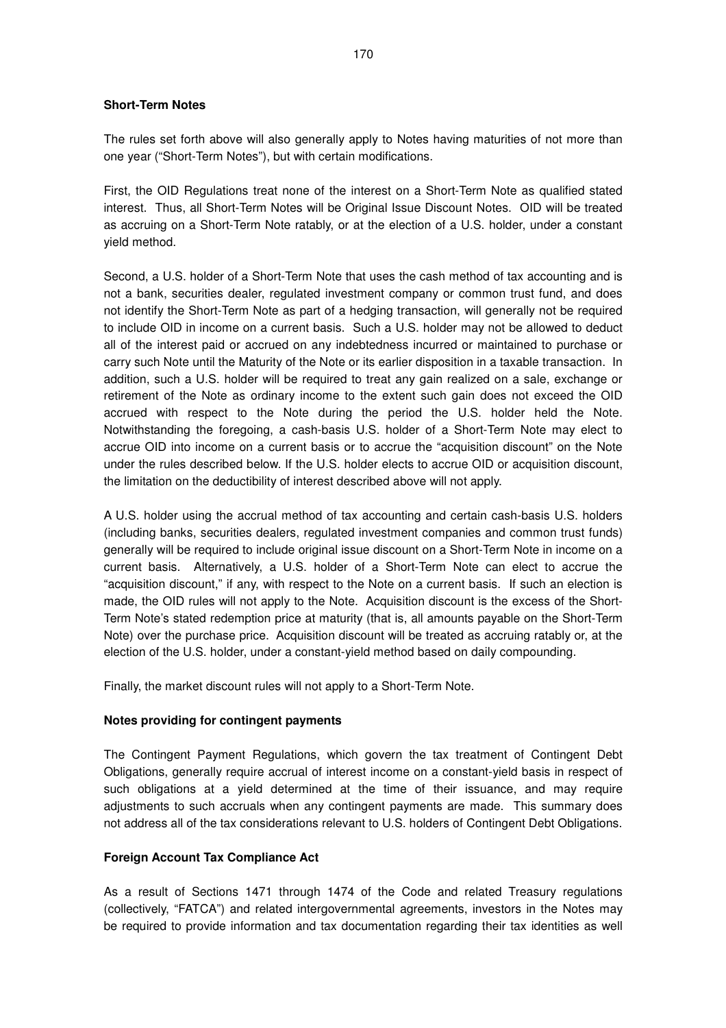**Short-Term Notes**

The rules set forth above will also generally apply to Notes having maturities of not more than one year ("Short-Term Notes"), but with certain modifications.

First, the OID Regulations treat none of the interest on a Short-Term Note as qualified stated interest. Thus, all Short-Term Notes will be Original Issue Discount Notes. OID will be treated as accruing on a Short-Term Note ratably, or at the election of a U.S. holder, under a constant yield method.

Second, a U.S. holder of a Short-Term Note that uses the cash method of tax accounting and is not a bank, securities dealer, regulated investment company or common trust fund, and does not identify the Short-Term Note as part of a hedging transaction, will generally not be required to include OID in income on a current basis. Such a U.S. holder may not be allowed to deduct all of the interest paid or accrued on any indebtedness incurred or maintained to purchase or carry such Note until the Maturity of the Note or its earlier disposition in a taxable transaction. In addition, such a U.S. holder will be required to treat any gain realized on a sale, exchange or retirement of the Note as ordinary income to the extent such gain does not exceed the OID accrued with respect to the Note during the period the U.S. holder held the Note. Notwithstanding the foregoing, a cash-basis U.S. holder of a Short-Term Note may elect to accrue OID into income on a current basis or to accrue the "acquisition discount" on the Note under the rules described below. If the U.S. holder elects to accrue OID or acquisition discount, the limitation on the deductibility of interest described above will not apply.

A U.S. holder using the accrual method of tax accounting and certain cash-basis U.S. holders (including banks, securities dealers, regulated investment companies and common trust funds) generally will be required to include original issue discount on a Short-Term Note in income on a current basis. Alternatively, a U.S. holder of a Short-Term Note can elect to accrue the "acquisition discount," if any, with respect to the Note on a current basis. If such an election is made, the OID rules will not apply to the Note. Acquisition discount is the excess of the Short-Term Note's stated redemption price at maturity (that is, all amounts payable on the Short-Term Note) over the purchase price. Acquisition discount will be treated as accruing ratably or, at the election of the U.S. holder, under a constant-yield method based on daily compounding.

Finally, the market discount rules will not apply to a Short-Term Note.

**Notes providing for contingent payments**

The Contingent Payment Regulations, which govern the tax treatment of Contingent Debt Obligations, generally require accrual of interest income on a constant-yield basis in respect of such obligations at a yield determined at the time of their issuance, and may require adjustments to such accruals when any contingent payments are made. This summary does not address all of the tax considerations relevant to U.S. holders of Contingent Debt Obligations.

**Foreign Account Tax Compliance Act**

As a result of Sections 1471 through 1474 of the Code and related Treasury regulations (collectively, "FATCA") and related intergovernmental agreements, investors in the Notes may be required to provide information and tax documentation regarding their tax identities as well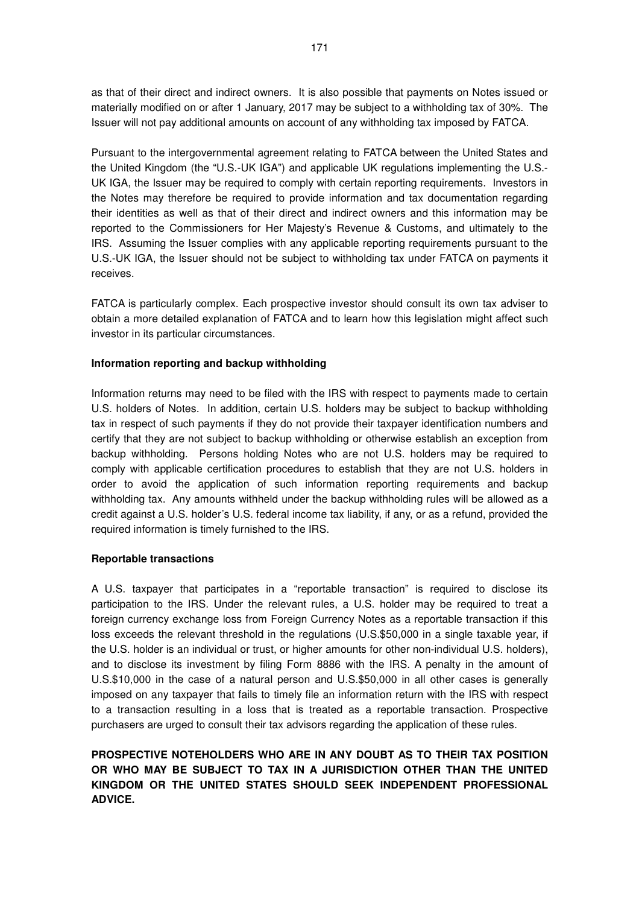as that of their direct and indirect owners. It is also possible that payments on Notes issued or materially modified on or after 1 January, 2017 may be subject to a withholding tax of 30%. The Issuer will not pay additional amounts on account of any withholding tax imposed by FATCA.

Pursuant to the intergovernmental agreement relating to FATCA between the United States and the United Kingdom (the "U.S.-UK IGA") and applicable UK regulations implementing the U.S.-UK IGA, the Issuer may be required to comply with certain reporting requirements. Investors in the Notes may therefore be required to provide information and tax documentation regarding their identities as well as that of their direct and indirect owners and this information may be reported to the Commissioners for Her Majesty's Revenue & Customs, and ultimately to the IRS. Assuming the Issuer complies with any applicable reporting requirements pursuant to the U.S.-UK IGA, the Issuer should not be subject to withholding tax under FATCA on payments it receives.

FATCA is particularly complex. Each prospective investor should consult its own tax adviser to obtain a more detailed explanation of FATCA and to learn how this legislation might affect such investor in its particular circumstances.

**Information reporting and backup withholding**

Information returns may need to be filed with the IRS with respect to payments made to certain U.S. holders of Notes. In addition, certain U.S. holders may be subject to backup withholding tax in respect of such payments if they do not provide their taxpayer identification numbers and certify that they are not subject to backup withholding or otherwise establish an exception from backup withholding. Persons holding Notes who are not U.S. holders may be required to comply with applicable certification procedures to establish that they are not U.S. holders in order to avoid the application of such information reporting requirements and backup withholding tax. Any amounts withheld under the backup withholding rules will be allowed as a credit against a U.S. holder's U.S. federal income tax liability, if any, or as a refund, provided the required information is timely furnished to the IRS.

**Reportable transactions**

A U.S. taxpayer that participates in a "reportable transaction" is required to disclose its participation to the IRS. Under the relevant rules, a U.S. holder may be required to treat a foreign currency exchange loss from Foreign Currency Notes as a reportable transaction if this loss exceeds the relevant threshold in the regulations (U.S.$50,000 in a single taxable year, if the U.S. holder is an individual or trust, or higher amounts for other non-individual U.S. holders), and to disclose its investment by filing Form 8886 with the IRS. A penalty in the amount of U.S.$10,000 in the case of a natural person and U.S.$50,000 in all other cases is generally imposed on any taxpayer that fails to timely file an information return with the IRS with respect to a transaction resulting in a loss that is treated as a reportable transaction. Prospective purchasers are urged to consult their tax advisors regarding the application of these rules.

**PROSPECTIVE NOTEHOLDERS WHO ARE IN ANY DOUBT AS TO THEIR TAX POSITION OR WHO MAY BE SUBJECT TO TAX IN A JURISDICTION OTHER THAN THE UNITED KINGDOM OR THE UNITED STATES SHOULD SEEK INDEPENDENT PROFESSIONAL ADVICE.**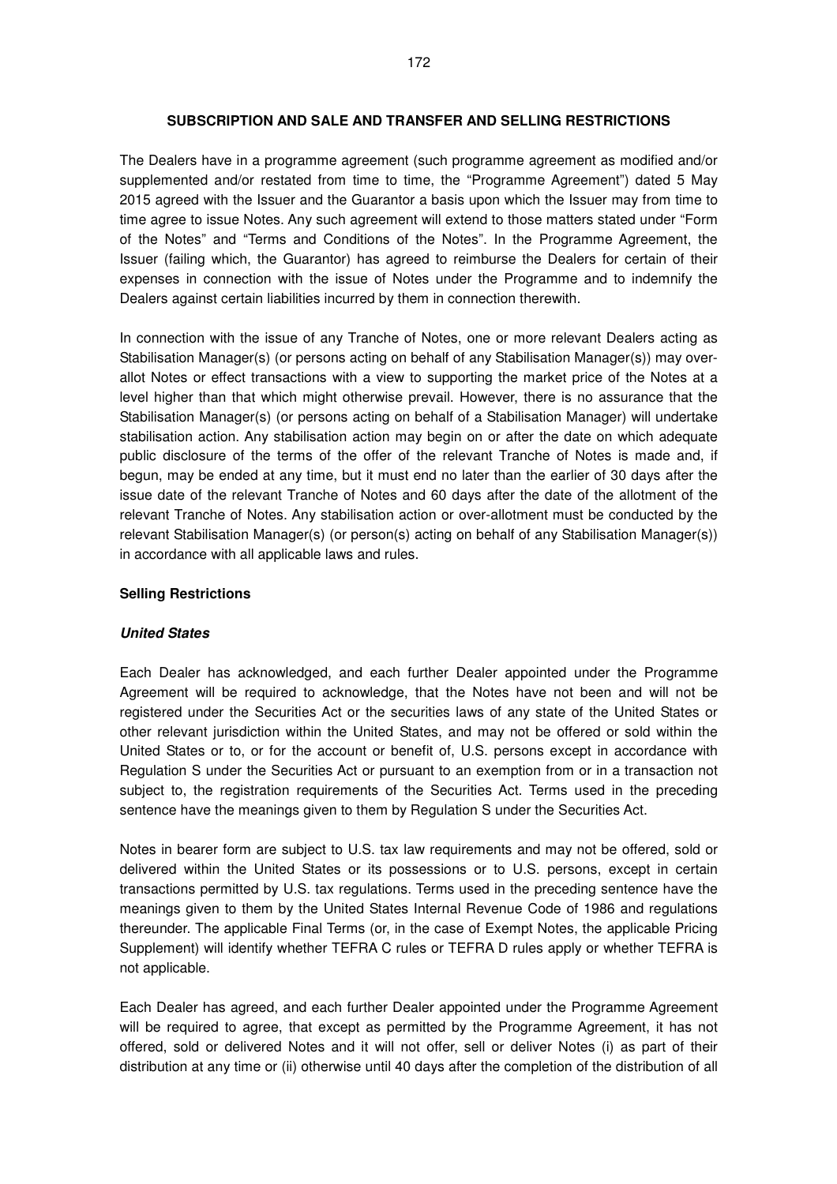## SUBSCRIPTION AND SALE AND TRANSFER AND SELLING RESTRICTIONS

The Dealers have in a programme agreement (such programme agreement as modified and/or supplemented and/or restated from time to time, the "Programme Agreement") dated 5 May 2015 agreed with the Issuer and the Guarantor a basis upon which the Issuer may from time to time agree to issue Notes. Any such agreement will extend to those matters stated under "Form of the Notes" and "Terms and Conditions of the Notes". In the Programme Agreement, the Issuer (failing which, the Guarantor) has agreed to reimburse the Dealers for certain of their expenses in connection with the issue of Notes under the Programme and to indemnify the Dealers against certain liabilities incurred by them in connection therewith.

In connection with the issue of any Tranche of Notes, one or more relevant Dealers acting as Stabilisation Manager(s) (or persons acting on behalf of any Stabilisation Manager(s)) may over-allot Notes or effect transactions with a view to supporting the market price of the Notes at a level higher than that which might otherwise prevail. However, there is no assurance that the Stabilisation Manager(s) (or persons acting on behalf of a Stabilisation Manager) will undertake stabilisation action. Any stabilisation action may begin on or after the date on which adequate public disclosure of the terms of the offer of the relevant Tranche of Notes is made and, if begun, may be ended at any time, but it must end no later than the earlier of 30 days after the issue date of the relevant Tranche of Notes and 60 days after the date of the allotment of the relevant Tranche of Notes. Any stabilisation action or over-allotment must be conducted by the relevant Stabilisation Manager(s) (or person(s) acting on behalf of any Stabilisation Manager(s)) in accordance with all applicable laws and rules.

### Selling Restrictions

#### *United States*

Each Dealer has acknowledged, and each further Dealer appointed under the Programme Agreement will be required to acknowledge, that the Notes have not been and will not be registered under the Securities Act or the securities laws of any state of the United States or other relevant jurisdiction within the United States, and may not be offered or sold within the United States or to, or for the account or benefit of, U.S. persons except in accordance with Regulation S under the Securities Act or pursuant to an exemption from or in a transaction not subject to, the registration requirements of the Securities Act. Terms used in the preceding sentence have the meanings given to them by Regulation S under the Securities Act.

Notes in bearer form are subject to U.S. tax law requirements and may not be offered, sold or delivered within the United States or its possessions or to U.S. persons, except in certain transactions permitted by U.S. tax regulations. Terms used in the preceding sentence have the meanings given to them by the United States Internal Revenue Code of 1986 and regulations thereunder. The applicable Final Terms (or, in the case of Exempt Notes, the applicable Pricing Supplement) will identify whether TEFRA C rules or TEFRA D rules apply or whether TEFRA is not applicable.

Each Dealer has agreed, and each further Dealer appointed under the Programme Agreement will be required to agree, that except as permitted by the Programme Agreement, it has not offered, sold or delivered Notes and it will not offer, sell or deliver Notes (i) as part of their distribution at any time or (ii) otherwise until 40 days after the completion of the distribution of all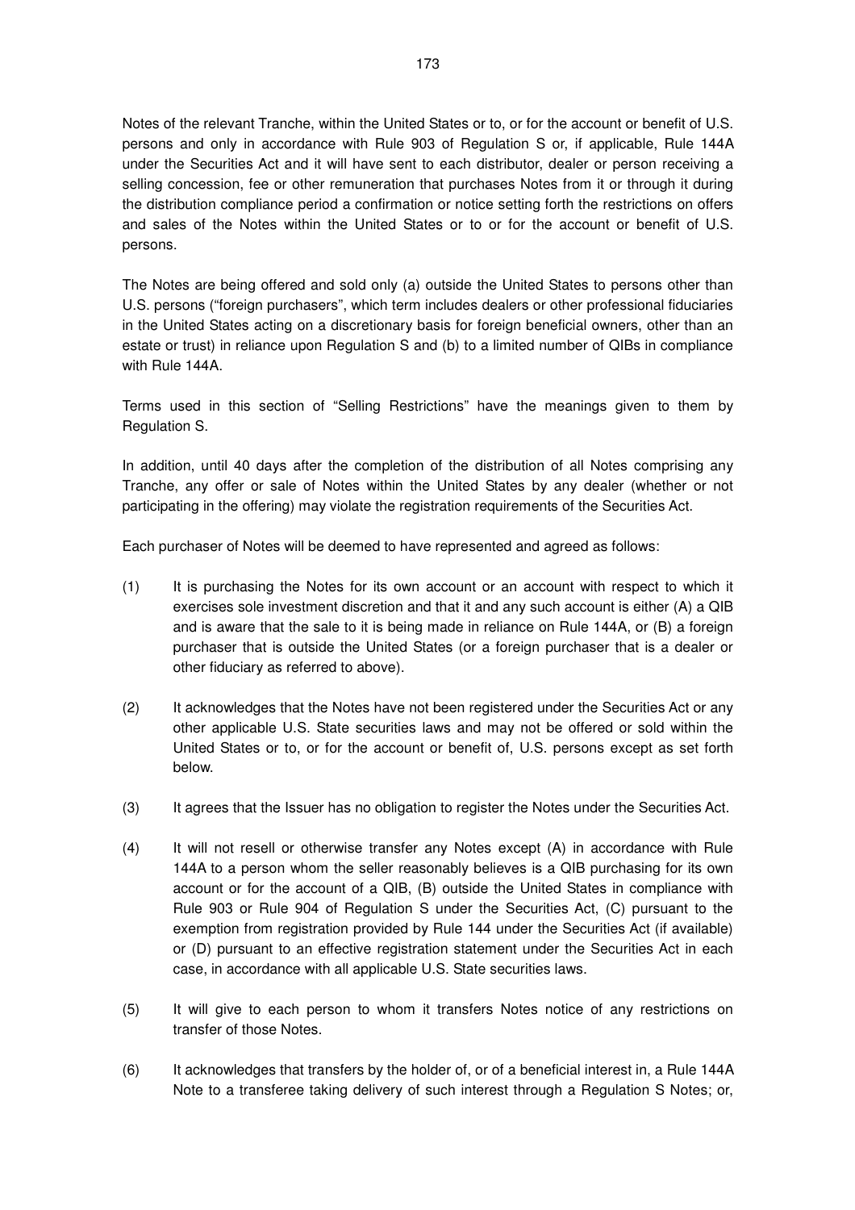Notes of the relevant Tranche, within the United States or to, or for the account or benefit of U.S. persons and only in accordance with Rule 903 of Regulation S or, if applicable, Rule 144A under the Securities Act and it will have sent to each distributor, dealer or person receiving a selling concession, fee or other remuneration that purchases Notes from it or through it during the distribution compliance period a confirmation or notice setting forth the restrictions on offers and sales of the Notes within the United States or to or for the account or benefit of U.S. persons.

The Notes are being offered and sold only (a) outside the United States to persons other than U.S. persons ("foreign purchasers", which term includes dealers or other professional fiduciaries in the United States acting on a discretionary basis for foreign beneficial owners, other than an estate or trust) in reliance upon Regulation S and (b) to a limited number of QIBs in compliance with Rule 144A.

Terms used in this section of "Selling Restrictions" have the meanings given to them by Regulation S.

In addition, until 40 days after the completion of the distribution of all Notes comprising any Tranche, any offer or sale of Notes within the United States by any dealer (whether or not participating in the offering) may violate the registration requirements of the Securities Act.

Each purchaser of Notes will be deemed to have represented and agreed as follows:

(1) It is purchasing the Notes for its own account or an account with respect to which it exercises sole investment discretion and that it and any such account is either (A) a QIB and is aware that the sale to it is being made in reliance on Rule 144A, or (B) a foreign purchaser that is outside the United States (or a foreign purchaser that is a dealer or other fiduciary as referred to above).

(2) It acknowledges that the Notes have not been registered under the Securities Act or any other applicable U.S. State securities laws and may not be offered or sold within the United States or to, or for the account or benefit of, U.S. persons except as set forth below.

(3) It agrees that the Issuer has no obligation to register the Notes under the Securities Act.

(4) It will not resell or otherwise transfer any Notes except (A) in accordance with Rule 144A to a person whom the seller reasonably believes is a QIB purchasing for its own account or for the account of a QIB, (B) outside the United States in compliance with Rule 903 or Rule 904 of Regulation S under the Securities Act, (C) pursuant to the exemption from registration provided by Rule 144 under the Securities Act (if available) or (D) pursuant to an effective registration statement under the Securities Act in each case, in accordance with all applicable U.S. State securities laws.

(5) It will give to each person to whom it transfers Notes notice of any restrictions on transfer of those Notes.

(6) It acknowledges that transfers by the holder of, or of a beneficial interest in, a Rule 144A Note to a transferee taking delivery of such interest through a Regulation S Notes; or,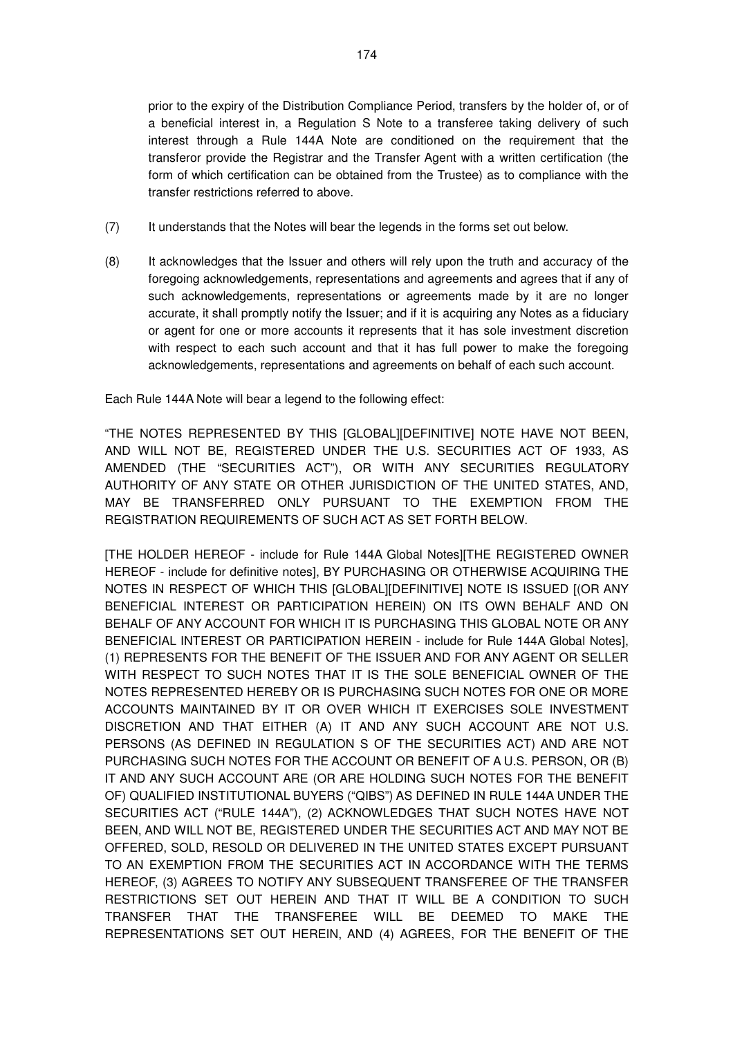prior to the expiry of the Distribution Compliance Period, transfers by the holder of, or of a beneficial interest in, a Regulation S Note to a transferee taking delivery of such interest through a Rule 144A Note are conditioned on the requirement that the transferor provide the Registrar and the Transfer Agent with a written certification (the form of which certification can be obtained from the Trustee) as to compliance with the transfer restrictions referred to above.

(7) It understands that the Notes will bear the legends in the forms set out below.

(8) It acknowledges that the Issuer and others will rely upon the truth and accuracy of the foregoing acknowledgements, representations and agreements and agrees that if any of such acknowledgements, representations or agreements made by it are no longer accurate, it shall promptly notify the Issuer; and if it is acquiring any Notes as a fiduciary or agent for one or more accounts it represents that it has sole investment discretion with respect to each such account and that it has full power to make the foregoing acknowledgements, representations and agreements on behalf of each such account.

Each Rule 144A Note will bear a legend to the following effect:

"THE NOTES REPRESENTED BY THIS [GLOBAL][DEFINITIVE] NOTE HAVE NOT BEEN, AND WILL NOT BE, REGISTERED UNDER THE U.S. SECURITIES ACT OF 1933, AS AMENDED (THE "SECURITIES ACT"), OR WITH ANY SECURITIES REGULATORY AUTHORITY OF ANY STATE OR OTHER JURISDICTION OF THE UNITED STATES, AND, MAY BE TRANSFERRED ONLY PURSUANT TO THE EXEMPTION FROM THE REGISTRATION REQUIREMENTS OF SUCH ACT AS SET FORTH BELOW.

[THE HOLDER HEREOF - include for Rule 144A Global Notes][THE REGISTERED OWNER HEREOF - include for definitive notes], BY PURCHASING OR OTHERWISE ACQUIRING THE NOTES IN RESPECT OF WHICH THIS [GLOBAL][DEFINITIVE] NOTE IS ISSUED [(OR ANY BENEFICIAL INTEREST OR PARTICIPATION HEREIN) ON ITS OWN BEHALF AND ON BEHALF OF ANY ACCOUNT FOR WHICH IT IS PURCHASING THIS GLOBAL NOTE OR ANY BENEFICIAL INTEREST OR PARTICIPATION HEREIN - include for Rule 144A Global Notes], (1) REPRESENTS FOR THE BENEFIT OF THE ISSUER AND FOR ANY AGENT OR SELLER WITH RESPECT TO SUCH NOTES THAT IT IS THE SOLE BENEFICIAL OWNER OF THE NOTES REPRESENTED HEREBY OR IS PURCHASING SUCH NOTES FOR ONE OR MORE ACCOUNTS MAINTAINED BY IT OR OVER WHICH IT EXERCISES SOLE INVESTMENT DISCRETION AND THAT EITHER (A) IT AND ANY SUCH ACCOUNT ARE NOT U.S. PERSONS (AS DEFINED IN REGULATION S OF THE SECURITIES ACT) AND ARE NOT PURCHASING SUCH NOTES FOR THE ACCOUNT OR BENEFIT OF A U.S. PERSON, OR (B) IT AND ANY SUCH ACCOUNT ARE (OR ARE HOLDING SUCH NOTES FOR THE BENEFIT OF) QUALIFIED INSTITUTIONAL BUYERS ("QIBS") AS DEFINED IN RULE 144A UNDER THE SECURITIES ACT ("RULE 144A"), (2) ACKNOWLEDGES THAT SUCH NOTES HAVE NOT BEEN, AND WILL NOT BE, REGISTERED UNDER THE SECURITIES ACT AND MAY NOT BE OFFERED, SOLD, RESOLD OR DELIVERED IN THE UNITED STATES EXCEPT PURSUANT TO AN EXEMPTION FROM THE SECURITIES ACT IN ACCORDANCE WITH THE TERMS HEREOF, (3) AGREES TO NOTIFY ANY SUBSEQUENT TRANSFEREE OF THE TRANSFER RESTRICTIONS SET OUT HEREIN AND THAT IT WILL BE A CONDITION TO SUCH TRANSFER THAT THE TRANSFEREE WILL BE DEEMED TO MAKE THE REPRESENTATIONS SET OUT HEREIN, AND (4) AGREES, FOR THE BENEFIT OF THE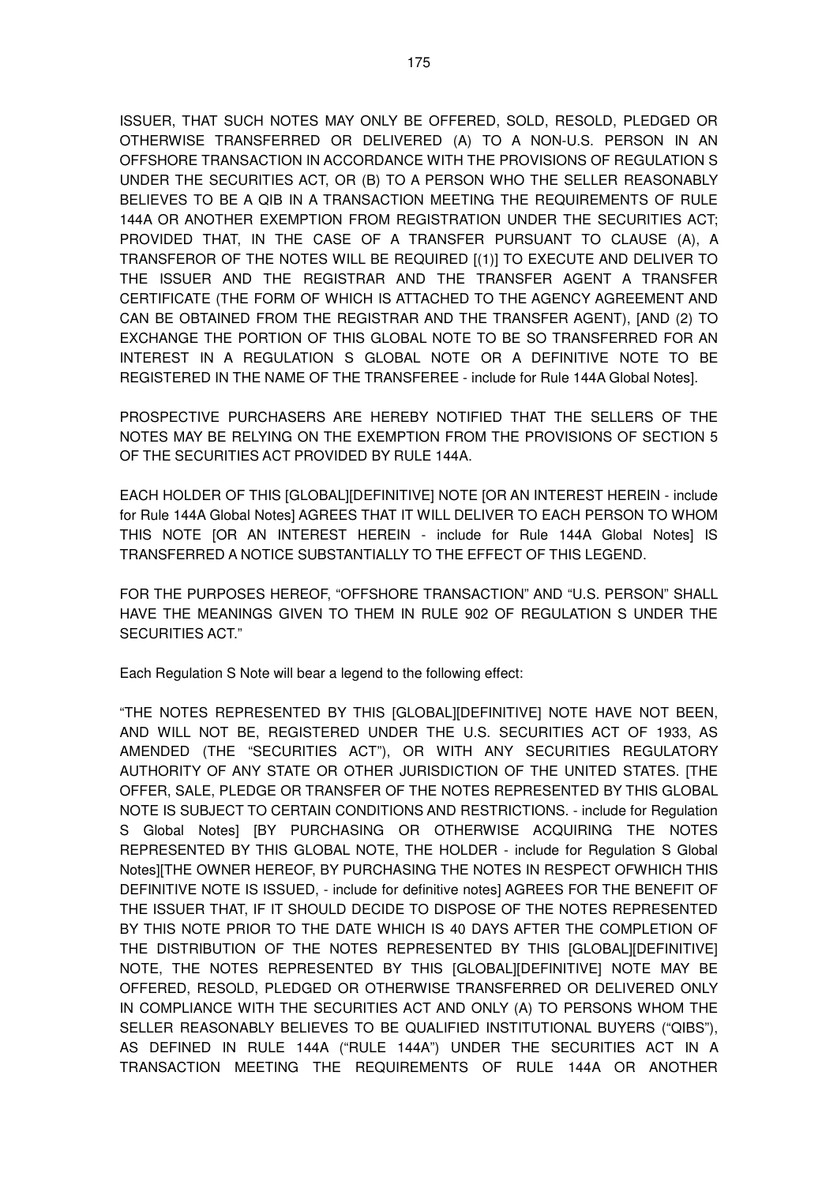ISSUER, THAT SUCH NOTES MAY ONLY BE OFFERED, SOLD, RESOLD, PLEDGED OR OTHERWISE TRANSFERRED OR DELIVERED (A) TO A NON-U.S. PERSON IN AN OFFSHORE TRANSACTION IN ACCORDANCE WITH THE PROVISIONS OF REGULATION S UNDER THE SECURITIES ACT, OR (B) TO A PERSON WHO THE SELLER REASONABLY BELIEVES TO BE A QIB IN A TRANSACTION MEETING THE REQUIREMENTS OF RULE 144A OR ANOTHER EXEMPTION FROM REGISTRATION UNDER THE SECURITIES ACT; PROVIDED THAT, IN THE CASE OF A TRANSFER PURSUANT TO CLAUSE (A), A TRANSFEROR OF THE NOTES WILL BE REQUIRED [(1)] TO EXECUTE AND DELIVER TO THE ISSUER AND THE REGISTRAR AND THE TRANSFER AGENT A TRANSFER CERTIFICATE (THE FORM OF WHICH IS ATTACHED TO THE AGENCY AGREEMENT AND CAN BE OBTAINED FROM THE REGISTRAR AND THE TRANSFER AGENT), [AND (2) TO EXCHANGE THE PORTION OF THIS GLOBAL NOTE TO BE SO TRANSFERRED FOR AN INTEREST IN A REGULATION S GLOBAL NOTE OR A DEFINITIVE NOTE TO BE REGISTERED IN THE NAME OF THE TRANSFEREE - include for Rule 144A Global Notes].

PROSPECTIVE PURCHASERS ARE HEREBY NOTIFIED THAT THE SELLERS OF THE NOTES MAY BE RELYING ON THE EXEMPTION FROM THE PROVISIONS OF SECTION 5 OF THE SECURITIES ACT PROVIDED BY RULE 144A.

EACH HOLDER OF THIS [GLOBAL][DEFINITIVE] NOTE [OR AN INTEREST HEREIN - include for Rule 144A Global Notes] AGREES THAT IT WILL DELIVER TO EACH PERSON TO WHOM THIS NOTE [OR AN INTEREST HEREIN - include for Rule 144A Global Notes] IS TRANSFERRED A NOTICE SUBSTANTIALLY TO THE EFFECT OF THIS LEGEND.

FOR THE PURPOSES HEREOF, "OFFSHORE TRANSACTION" AND "U.S. PERSON" SHALL HAVE THE MEANINGS GIVEN TO THEM IN RULE 902 OF REGULATION S UNDER THE SECURITIES ACT."

Each Regulation S Note will bear a legend to the following effect:

"THE NOTES REPRESENTED BY THIS [GLOBAL][DEFINITIVE] NOTE HAVE NOT BEEN, AND WILL NOT BE, REGISTERED UNDER THE U.S. SECURITIES ACT OF 1933, AS AMENDED (THE "SECURITIES ACT"), OR WITH ANY SECURITIES REGULATORY AUTHORITY OF ANY STATE OR OTHER JURISDICTION OF THE UNITED STATES. [THE OFFER, SALE, PLEDGE OR TRANSFER OF THE NOTES REPRESENTED BY THIS GLOBAL NOTE IS SUBJECT TO CERTAIN CONDITIONS AND RESTRICTIONS. - include for Regulation S Global Notes] [BY PURCHASING OR OTHERWISE ACQUIRING THE NOTES REPRESENTED BY THIS GLOBAL NOTE, THE HOLDER - include for Regulation S Global Notes][THE OWNER HEREOF, BY PURCHASING THE NOTES IN RESPECT OFWHICH THIS DEFINITIVE NOTE IS ISSUED, - include for definitive notes] AGREES FOR THE BENEFIT OF THE ISSUER THAT, IF IT SHOULD DECIDE TO DISPOSE OF THE NOTES REPRESENTED BY THIS NOTE PRIOR TO THE DATE WHICH IS 40 DAYS AFTER THE COMPLETION OF THE DISTRIBUTION OF THE NOTES REPRESENTED BY THIS [GLOBAL][DEFINITIVE] NOTE, THE NOTES REPRESENTED BY THIS [GLOBAL][DEFINITIVE] NOTE MAY BE OFFERED, RESOLD, PLEDGED OR OTHERWISE TRANSFERRED OR DELIVERED ONLY IN COMPLIANCE WITH THE SECURITIES ACT AND ONLY (A) TO PERSONS WHOM THE SELLER REASONABLY BELIEVES TO BE QUALIFIED INSTITUTIONAL BUYERS ("QIBS"), AS DEFINED IN RULE 144A ("RULE 144A") UNDER THE SECURITIES ACT IN A TRANSACTION MEETING THE REQUIREMENTS OF RULE 144A OR ANOTHER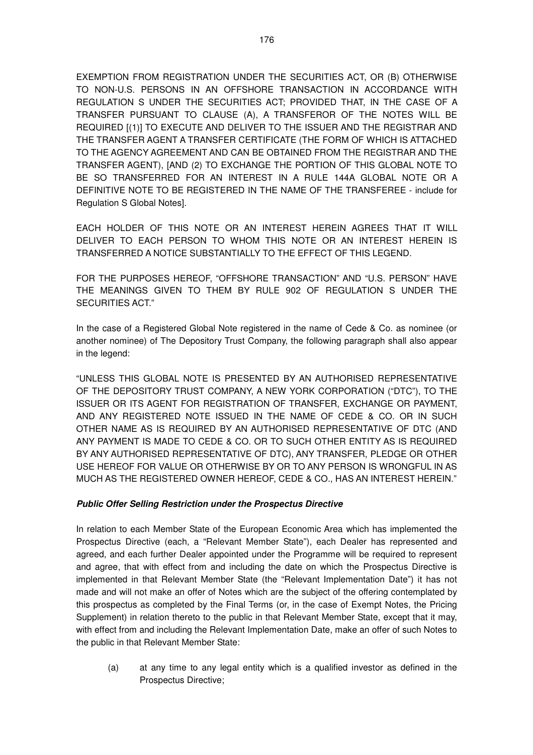EXEMPTION FROM REGISTRATION UNDER THE SECURITIES ACT, OR (B) OTHERWISE TO NON-U.S. PERSONS IN AN OFFSHORE TRANSACTION IN ACCORDANCE WITH REGULATION S UNDER THE SECURITIES ACT; PROVIDED THAT, IN THE CASE OF A TRANSFER PURSUANT TO CLAUSE (A), A TRANSFEROR OF THE NOTES WILL BE REQUIRED [(1)] TO EXECUTE AND DELIVER TO THE ISSUER AND THE REGISTRAR AND THE TRANSFER AGENT A TRANSFER CERTIFICATE (THE FORM OF WHICH IS ATTACHED TO THE AGENCY AGREEMENT AND CAN BE OBTAINED FROM THE REGISTRAR AND THE TRANSFER AGENT), [AND (2) TO EXCHANGE THE PORTION OF THIS GLOBAL NOTE TO BE SO TRANSFERRED FOR AN INTEREST IN A RULE 144A GLOBAL NOTE OR A DEFINITIVE NOTE TO BE REGISTERED IN THE NAME OF THE TRANSFEREE - include for Regulation S Global Notes].

EACH HOLDER OF THIS NOTE OR AN INTEREST HEREIN AGREES THAT IT WILL DELIVER TO EACH PERSON TO WHOM THIS NOTE OR AN INTEREST HEREIN IS TRANSFERRED A NOTICE SUBSTANTIALLY TO THE EFFECT OF THIS LEGEND.

FOR THE PURPOSES HEREOF, "OFFSHORE TRANSACTION" AND "U.S. PERSON" HAVE THE MEANINGS GIVEN TO THEM BY RULE 902 OF REGULATION S UNDER THE SECURITIES ACT."

In the case of a Registered Global Note registered in the name of Cede & Co. as nominee (or another nominee) of The Depository Trust Company, the following paragraph shall also appear in the legend:

"UNLESS THIS GLOBAL NOTE IS PRESENTED BY AN AUTHORISED REPRESENTATIVE OF THE DEPOSITORY TRUST COMPANY, A NEW YORK CORPORATION ("DTC"), TO THE ISSUER OR ITS AGENT FOR REGISTRATION OF TRANSFER, EXCHANGE OR PAYMENT, AND ANY REGISTERED NOTE ISSUED IN THE NAME OF CEDE & CO. OR IN SUCH OTHER NAME AS IS REQUIRED BY AN AUTHORISED REPRESENTATIVE OF DTC (AND ANY PAYMENT IS MADE TO CEDE & CO. OR TO SUCH OTHER ENTITY AS IS REQUIRED BY ANY AUTHORISED REPRESENTATIVE OF DTC), ANY TRANSFER, PLEDGE OR OTHER USE HEREOF FOR VALUE OR OTHERWISE BY OR TO ANY PERSON IS WRONGFUL IN AS MUCH AS THE REGISTERED OWNER HEREOF, CEDE & CO., HAS AN INTEREST HEREIN."

***Public Offer Selling Restriction under the Prospectus Directive***

In relation to each Member State of the European Economic Area which has implemented the Prospectus Directive (each, a "Relevant Member State"), each Dealer has represented and agreed, and each further Dealer appointed under the Programme will be required to represent and agree, that with effect from and including the date on which the Prospectus Directive is implemented in that Relevant Member State (the "Relevant Implementation Date") it has not made and will not make an offer of Notes which are the subject of the offering contemplated by this prospectus as completed by the Final Terms (or, in the case of Exempt Notes, the Pricing Supplement) in relation thereto to the public in that Relevant Member State, except that it may, with effect from and including the Relevant Implementation Date, make an offer of such Notes to the public in that Relevant Member State:

(a) at any time to any legal entity which is a qualified investor as defined in the Prospectus Directive;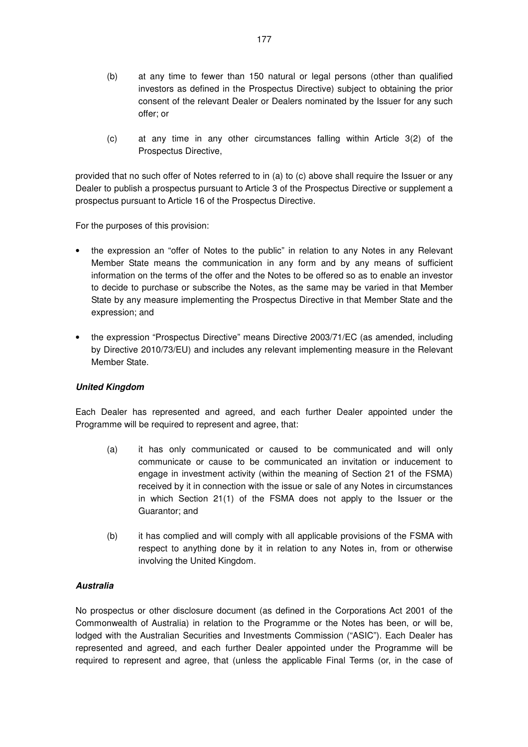(b) at any time to fewer than 150 natural or legal persons (other than qualified investors as defined in the Prospectus Directive) subject to obtaining the prior consent of the relevant Dealer or Dealers nominated by the Issuer for any such offer; or

(c) at any time in any other circumstances falling within Article 3(2) of the Prospectus Directive,

provided that no such offer of Notes referred to in (a) to (c) above shall require the Issuer or any Dealer to publish a prospectus pursuant to Article 3 of the Prospectus Directive or supplement a prospectus pursuant to Article 16 of the Prospectus Directive.

For the purposes of this provision:

- the expression an "offer of Notes to the public" in relation to any Notes in any Relevant Member State means the communication in any form and by any means of sufficient information on the terms of the offer and the Notes to be offered so as to enable an investor to decide to purchase or subscribe the Notes, as the same may be varied in that Member State by any measure implementing the Prospectus Directive in that Member State and the expression; and

- the expression "Prospectus Directive" means Directive 2003/71/EC (as amended, including by Directive 2010/73/EU) and includes any relevant implementing measure in the Relevant Member State.

***United Kingdom***

Each Dealer has represented and agreed, and each further Dealer appointed under the Programme will be required to represent and agree, that:

(a) it has only communicated or caused to be communicated and will only communicate or cause to be communicated an invitation or inducement to engage in investment activity (within the meaning of Section 21 of the FSMA) received by it in connection with the issue or sale of any Notes in circumstances in which Section 21(1) of the FSMA does not apply to the Issuer or the Guarantor; and

(b) it has complied and will comply with all applicable provisions of the FSMA with respect to anything done by it in relation to any Notes in, from or otherwise involving the United Kingdom.

***Australia***

No prospectus or other disclosure document (as defined in the Corporations Act 2001 of the Commonwealth of Australia) in relation to the Programme or the Notes has been, or will be, lodged with the Australian Securities and Investments Commission ("ASIC"). Each Dealer has represented and agreed, and each further Dealer appointed under the Programme will be required to represent and agree, that (unless the applicable Final Terms (or, in the case of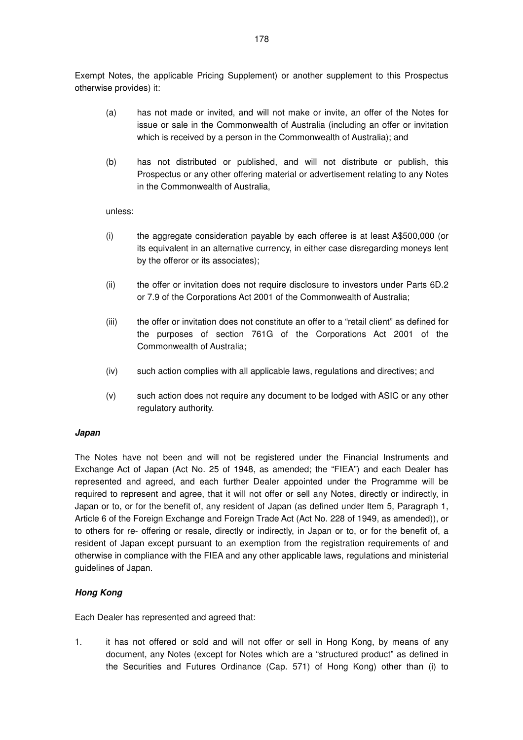Exempt Notes, the applicable Pricing Supplement) or another supplement to this Prospectus otherwise provides) it:

(a) has not made or invited, and will not make or invite, an offer of the Notes for issue or sale in the Commonwealth of Australia (including an offer or invitation which is received by a person in the Commonwealth of Australia); and

(b) has not distributed or published, and will not distribute or publish, this Prospectus or any other offering material or advertisement relating to any Notes in the Commonwealth of Australia,

unless:

(i) the aggregate consideration payable by each offeree is at least A$500,000 (or its equivalent in an alternative currency, in either case disregarding moneys lent by the offeror or its associates);

(ii) the offer or invitation does not require disclosure to investors under Parts 6D.2 or 7.9 of the Corporations Act 2001 of the Commonwealth of Australia;

(iii) the offer or invitation does not constitute an offer to a "retail client" as defined for the purposes of section 761G of the Corporations Act 2001 of the Commonwealth of Australia;

(iv) such action complies with all applicable laws, regulations and directives; and

(v) such action does not require any document to be lodged with ASIC or any other regulatory authority.

***Japan***

The Notes have not been and will not be registered under the Financial Instruments and Exchange Act of Japan (Act No. 25 of 1948, as amended; the "FIEA") and each Dealer has represented and agreed, and each further Dealer appointed under the Programme will be required to represent and agree, that it will not offer or sell any Notes, directly or indirectly, in Japan or to, or for the benefit of, any resident of Japan (as defined under Item 5, Paragraph 1, Article 6 of the Foreign Exchange and Foreign Trade Act (Act No. 228 of 1949, as amended)), or to others for re- offering or resale, directly or indirectly, in Japan or to, or for the benefit of, a resident of Japan except pursuant to an exemption from the registration requirements of and otherwise in compliance with the FIEA and any other applicable laws, regulations and ministerial guidelines of Japan.

***Hong Kong***

Each Dealer has represented and agreed that:

1. it has not offered or sold and will not offer or sell in Hong Kong, by means of any document, any Notes (except for Notes which are a "structured product" as defined in the Securities and Futures Ordinance (Cap. 571) of Hong Kong) other than (i) to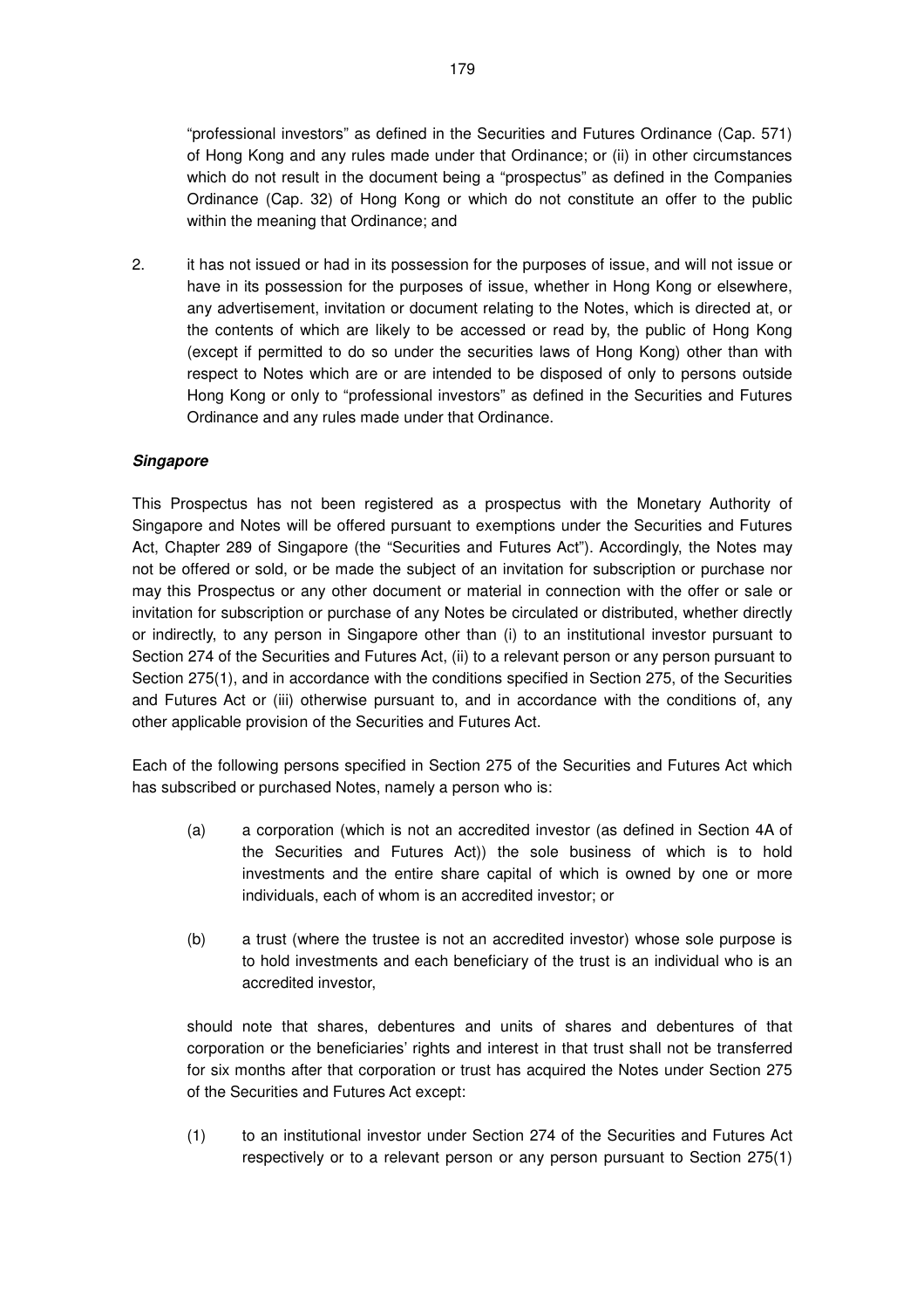"professional investors" as defined in the Securities and Futures Ordinance (Cap. 571) of Hong Kong and any rules made under that Ordinance; or (ii) in other circumstances which do not result in the document being a "prospectus" as defined in the Companies Ordinance (Cap. 32) of Hong Kong or which do not constitute an offer to the public within the meaning that Ordinance; and

2. it has not issued or had in its possession for the purposes of issue, and will not issue or have in its possession for the purposes of issue, whether in Hong Kong or elsewhere, any advertisement, invitation or document relating to the Notes, which is directed at, or the contents of which are likely to be accessed or read by, the public of Hong Kong (except if permitted to do so under the securities laws of Hong Kong) other than with respect to Notes which are or are intended to be disposed of only to persons outside Hong Kong or only to "professional investors" as defined in the Securities and Futures Ordinance and any rules made under that Ordinance.

***Singapore***

This Prospectus has not been registered as a prospectus with the Monetary Authority of Singapore and Notes will be offered pursuant to exemptions under the Securities and Futures Act, Chapter 289 of Singapore (the "Securities and Futures Act"). Accordingly, the Notes may not be offered or sold, or be made the subject of an invitation for subscription or purchase nor may this Prospectus or any other document or material in connection with the offer or sale or invitation for subscription or purchase of any Notes be circulated or distributed, whether directly or indirectly, to any person in Singapore other than (i) to an institutional investor pursuant to Section 274 of the Securities and Futures Act, (ii) to a relevant person or any person pursuant to Section 275(1), and in accordance with the conditions specified in Section 275, of the Securities and Futures Act or (iii) otherwise pursuant to, and in accordance with the conditions of, any other applicable provision of the Securities and Futures Act.

Each of the following persons specified in Section 275 of the Securities and Futures Act which has subscribed or purchased Notes, namely a person who is:

(a) a corporation (which is not an accredited investor (as defined in Section 4A of the Securities and Futures Act)) the sole business of which is to hold investments and the entire share capital of which is owned by one or more individuals, each of whom is an accredited investor; or

(b) a trust (where the trustee is not an accredited investor) whose sole purpose is to hold investments and each beneficiary of the trust is an individual who is an accredited investor,

should note that shares, debentures and units of shares and debentures of that corporation or the beneficiaries' rights and interest in that trust shall not be transferred for six months after that corporation or trust has acquired the Notes under Section 275 of the Securities and Futures Act except:

(1) to an institutional investor under Section 274 of the Securities and Futures Act respectively or to a relevant person or any person pursuant to Section 275(1)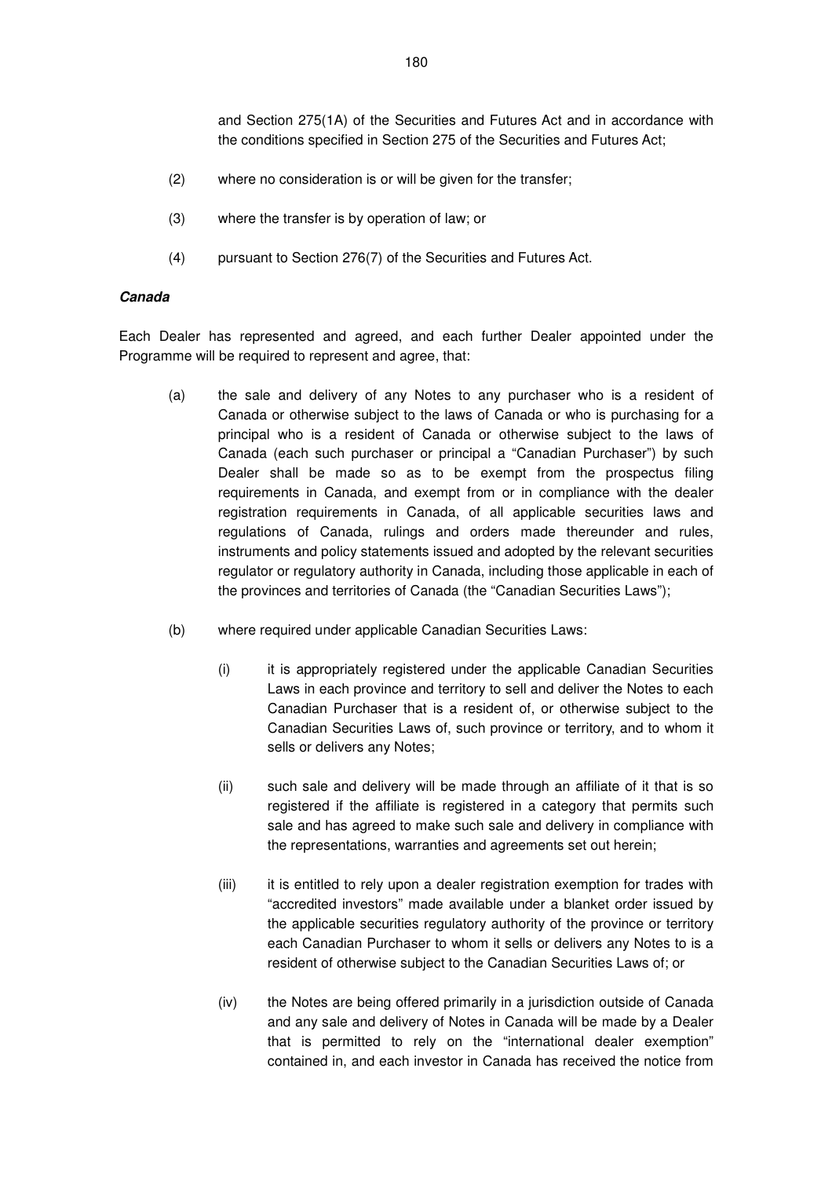and Section 275(1A) of the Securities and Futures Act and in accordance with the conditions specified in Section 275 of the Securities and Futures Act;

(2) where no consideration is or will be given for the transfer;

(3) where the transfer is by operation of law; or

(4) pursuant to Section 276(7) of the Securities and Futures Act.

***Canada***

Each Dealer has represented and agreed, and each further Dealer appointed under the Programme will be required to represent and agree, that:

(a) the sale and delivery of any Notes to any purchaser who is a resident of Canada or otherwise subject to the laws of Canada or who is purchasing for a principal who is a resident of Canada or otherwise subject to the laws of Canada (each such purchaser or principal a "Canadian Purchaser") by such Dealer shall be made so as to be exempt from the prospectus filing requirements in Canada, and exempt from or in compliance with the dealer registration requirements in Canada, of all applicable securities laws and regulations of Canada, rulings and orders made thereunder and rules, instruments and policy statements issued and adopted by the relevant securities regulator or regulatory authority in Canada, including those applicable in each of the provinces and territories of Canada (the "Canadian Securities Laws");

(b) where required under applicable Canadian Securities Laws:

(i) it is appropriately registered under the applicable Canadian Securities Laws in each province and territory to sell and deliver the Notes to each Canadian Purchaser that is a resident of, or otherwise subject to the Canadian Securities Laws of, such province or territory, and to whom it sells or delivers any Notes;

(ii) such sale and delivery will be made through an affiliate of it that is so registered if the affiliate is registered in a category that permits such sale and has agreed to make such sale and delivery in compliance with the representations, warranties and agreements set out herein;

(iii) it is entitled to rely upon a dealer registration exemption for trades with "accredited investors" made available under a blanket order issued by the applicable securities regulatory authority of the province or territory each Canadian Purchaser to whom it sells or delivers any Notes to is a resident of otherwise subject to the Canadian Securities Laws of; or

(iv) the Notes are being offered primarily in a jurisdiction outside of Canada and any sale and delivery of Notes in Canada will be made by a Dealer that is permitted to rely on the "international dealer exemption" contained in, and each investor in Canada has received the notice from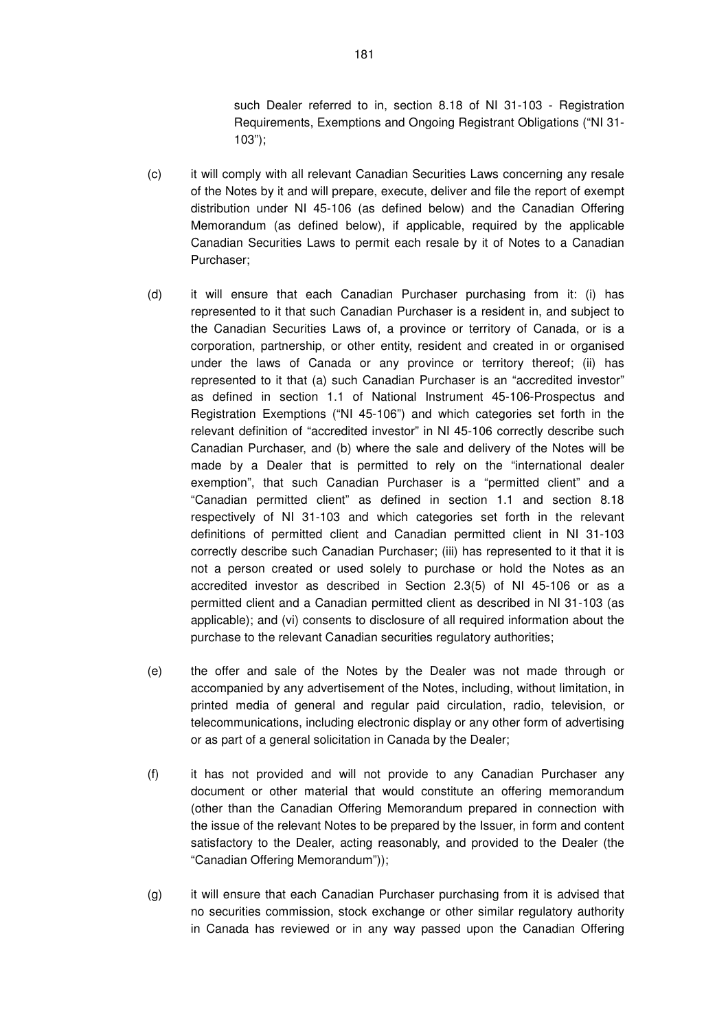such Dealer referred to in, section 8.18 of NI 31-103 - Registration Requirements, Exemptions and Ongoing Registrant Obligations ("NI 31-103");

(c) it will comply with all relevant Canadian Securities Laws concerning any resale of the Notes by it and will prepare, execute, deliver and file the report of exempt distribution under NI 45-106 (as defined below) and the Canadian Offering Memorandum (as defined below), if applicable, required by the applicable Canadian Securities Laws to permit each resale by it of Notes to a Canadian Purchaser;

(d) it will ensure that each Canadian Purchaser purchasing from it: (i) has represented to it that such Canadian Purchaser is a resident in, and subject to the Canadian Securities Laws of, a province or territory of Canada, or is a corporation, partnership, or other entity, resident and created in or organised under the laws of Canada or any province or territory thereof; (ii) has represented to it that (a) such Canadian Purchaser is an "accredited investor" as defined in section 1.1 of National Instrument 45-106-Prospectus and Registration Exemptions ("NI 45-106") and which categories set forth in the relevant definition of "accredited investor" in NI 45-106 correctly describe such Canadian Purchaser, and (b) where the sale and delivery of the Notes will be made by a Dealer that is permitted to rely on the "international dealer exemption", that such Canadian Purchaser is a "permitted client" and a "Canadian permitted client" as defined in section 1.1 and section 8.18 respectively of NI 31-103 and which categories set forth in the relevant definitions of permitted client and Canadian permitted client in NI 31-103 correctly describe such Canadian Purchaser; (iii) has represented to it that it is not a person created or used solely to purchase or hold the Notes as an accredited investor as described in Section 2.3(5) of NI 45-106 or as a permitted client and a Canadian permitted client as described in NI 31-103 (as applicable); and (vi) consents to disclosure of all required information about the purchase to the relevant Canadian securities regulatory authorities;

(e) the offer and sale of the Notes by the Dealer was not made through or accompanied by any advertisement of the Notes, including, without limitation, in printed media of general and regular paid circulation, radio, television, or telecommunications, including electronic display or any other form of advertising or as part of a general solicitation in Canada by the Dealer;

(f) it has not provided and will not provide to any Canadian Purchaser any document or other material that would constitute an offering memorandum (other than the Canadian Offering Memorandum prepared in connection with the issue of the relevant Notes to be prepared by the Issuer, in form and content satisfactory to the Dealer, acting reasonably, and provided to the Dealer (the "Canadian Offering Memorandum"));

(g) it will ensure that each Canadian Purchaser purchasing from it is advised that no securities commission, stock exchange or other similar regulatory authority in Canada has reviewed or in any way passed upon the Canadian Offering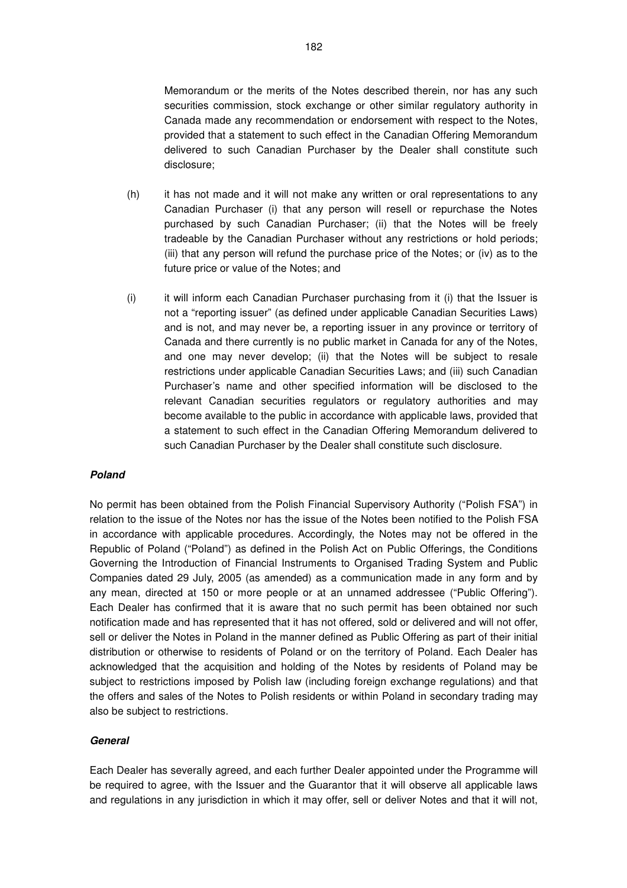Memorandum or the merits of the Notes described therein, nor has any such securities commission, stock exchange or other similar regulatory authority in Canada made any recommendation or endorsement with respect to the Notes, provided that a statement to such effect in the Canadian Offering Memorandum delivered to such Canadian Purchaser by the Dealer shall constitute such disclosure;

(h) it has not made and it will not make any written or oral representations to any Canadian Purchaser (i) that any person will resell or repurchase the Notes purchased by such Canadian Purchaser; (ii) that the Notes will be freely tradeable by the Canadian Purchaser without any restrictions or hold periods; (iii) that any person will refund the purchase price of the Notes; or (iv) as to the future price or value of the Notes; and

(i) it will inform each Canadian Purchaser purchasing from it (i) that the Issuer is not a "reporting issuer" (as defined under applicable Canadian Securities Laws) and is not, and may never be, a reporting issuer in any province or territory of Canada and there currently is no public market in Canada for any of the Notes, and one may never develop; (ii) that the Notes will be subject to resale restrictions under applicable Canadian Securities Laws; and (iii) such Canadian Purchaser's name and other specified information will be disclosed to the relevant Canadian securities regulators or regulatory authorities and may become available to the public in accordance with applicable laws, provided that a statement to such effect in the Canadian Offering Memorandum delivered to such Canadian Purchaser by the Dealer shall constitute such disclosure.

***Poland***

No permit has been obtained from the Polish Financial Supervisory Authority ("Polish FSA") in relation to the issue of the Notes nor has the issue of the Notes been notified to the Polish FSA in accordance with applicable procedures. Accordingly, the Notes may not be offered in the Republic of Poland ("Poland") as defined in the Polish Act on Public Offerings, the Conditions Governing the Introduction of Financial Instruments to Organised Trading System and Public Companies dated 29 July, 2005 (as amended) as a communication made in any form and by any mean, directed at 150 or more people or at an unnamed addressee ("Public Offering"). Each Dealer has confirmed that it is aware that no such permit has been obtained nor such notification made and has represented that it has not offered, sold or delivered and will not offer, sell or deliver the Notes in Poland in the manner defined as Public Offering as part of their initial distribution or otherwise to residents of Poland or on the territory of Poland. Each Dealer has acknowledged that the acquisition and holding of the Notes by residents of Poland may be subject to restrictions imposed by Polish law (including foreign exchange regulations) and that the offers and sales of the Notes to Polish residents or within Poland in secondary trading may also be subject to restrictions.

***General***

Each Dealer has severally agreed, and each further Dealer appointed under the Programme will be required to agree, with the Issuer and the Guarantor that it will observe all applicable laws and regulations in any jurisdiction in which it may offer, sell or deliver Notes and that it will not,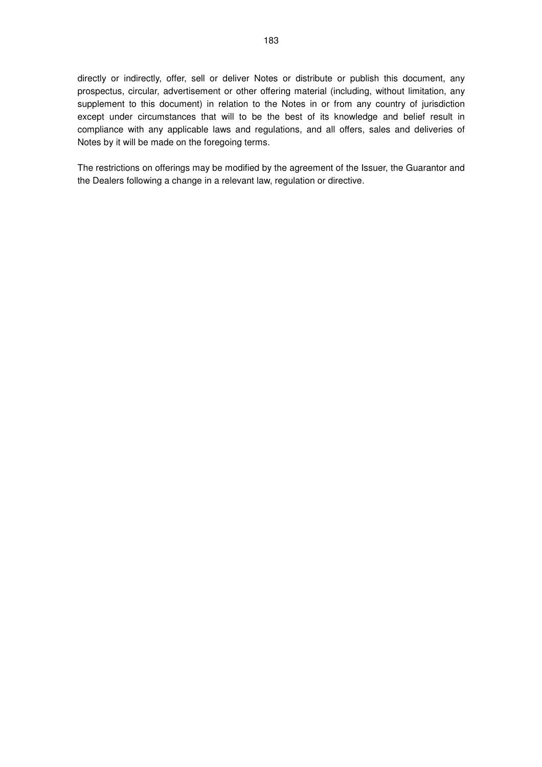directly or indirectly, offer, sell or deliver Notes or distribute or publish this document, any prospectus, circular, advertisement or other offering material (including, without limitation, any supplement to this document) in relation to the Notes in or from any country of jurisdiction except under circumstances that will to be the best of its knowledge and belief result in compliance with any applicable laws and regulations, and all offers, sales and deliveries of Notes by it will be made on the foregoing terms.

The restrictions on offerings may be modified by the agreement of the Issuer, the Guarantor and the Dealers following a change in a relevant law, regulation or directive.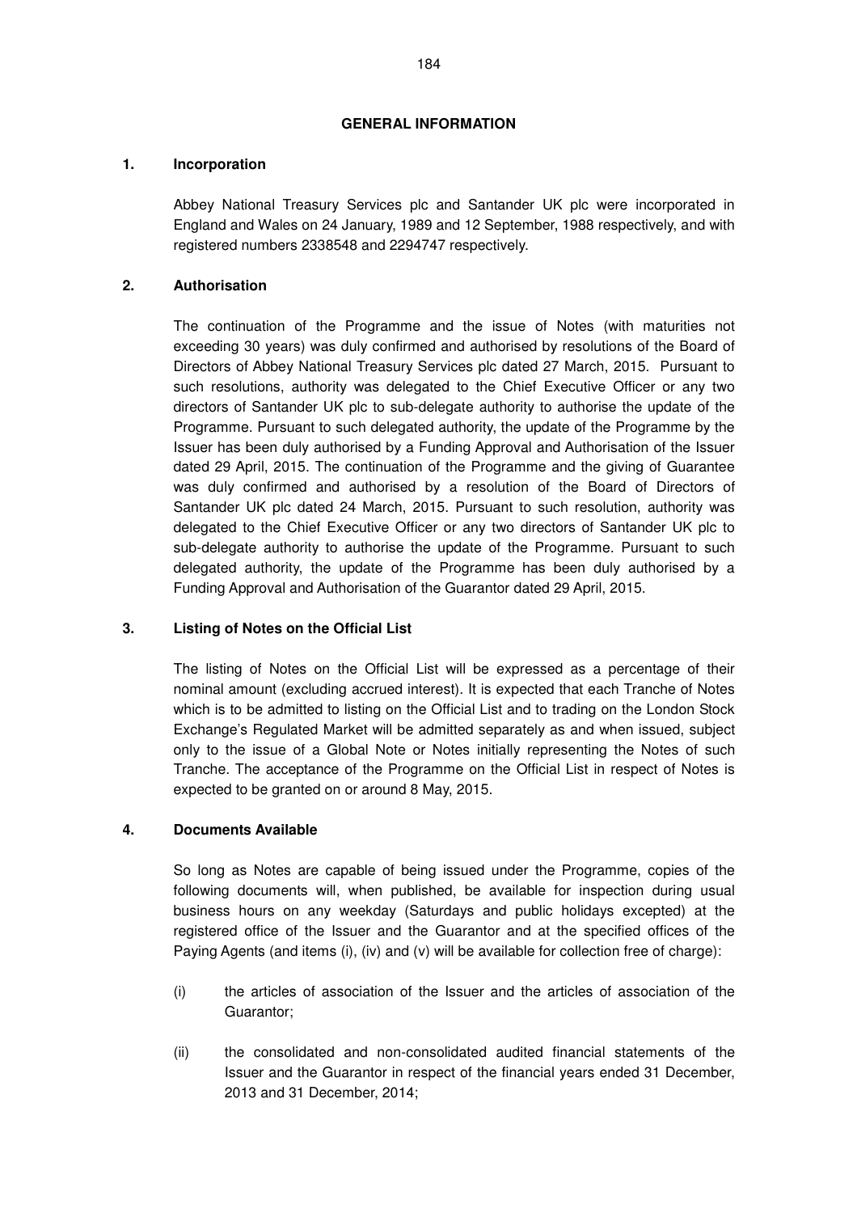# GENERAL INFORMATION

## 1. Incorporation

Abbey National Treasury Services plc and Santander UK plc were incorporated in England and Wales on 24 January, 1989 and 12 September, 1988 respectively, and with registered numbers 2338548 and 2294747 respectively.

## 2. Authorisation

The continuation of the Programme and the issue of Notes (with maturities not exceeding 30 years) was duly confirmed and authorised by resolutions of the Board of Directors of Abbey National Treasury Services plc dated 27 March, 2015. Pursuant to such resolutions, authority was delegated to the Chief Executive Officer or any two directors of Santander UK plc to sub-delegate authority to authorise the update of the Programme. Pursuant to such delegated authority, the update of the Programme by the Issuer has been duly authorised by a Funding Approval and Authorisation of the Issuer dated 29 April, 2015. The continuation of the Programme and the giving of Guarantee was duly confirmed and authorised by a resolution of the Board of Directors of Santander UK plc dated 24 March, 2015. Pursuant to such resolution, authority was delegated to the Chief Executive Officer or any two directors of Santander UK plc to sub-delegate authority to authorise the update of the Programme. Pursuant to such delegated authority, the update of the Programme has been duly authorised by a Funding Approval and Authorisation of the Guarantor dated 29 April, 2015.

## 3. Listing of Notes on the Official List

The listing of Notes on the Official List will be expressed as a percentage of their nominal amount (excluding accrued interest). It is expected that each Tranche of Notes which is to be admitted to listing on the Official List and to trading on the London Stock Exchange's Regulated Market will be admitted separately as and when issued, subject only to the issue of a Global Note or Notes initially representing the Notes of such Tranche. The acceptance of the Programme on the Official List in respect of Notes is expected to be granted on or around 8 May, 2015.

## 4. Documents Available

So long as Notes are capable of being issued under the Programme, copies of the following documents will, when published, be available for inspection during usual business hours on any weekday (Saturdays and public holidays excepted) at the registered office of the Issuer and the Guarantor and at the specified offices of the Paying Agents (and items (i), (iv) and (v) will be available for collection free of charge):

(i) the articles of association of the Issuer and the articles of association of the Guarantor;

(ii) the consolidated and non-consolidated audited financial statements of the Issuer and the Guarantor in respect of the financial years ended 31 December, 2013 and 31 December, 2014;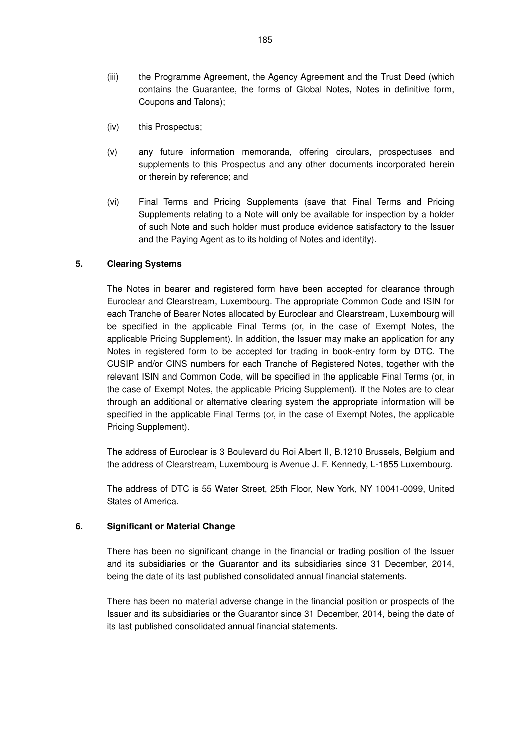(iii) the Programme Agreement, the Agency Agreement and the Trust Deed (which contains the Guarantee, the forms of Global Notes, Notes in definitive form, Coupons and Talons);

(iv) this Prospectus;

(v) any future information memoranda, offering circulars, prospectuses and supplements to this Prospectus and any other documents incorporated herein or therein by reference; and

(vi) Final Terms and Pricing Supplements (save that Final Terms and Pricing Supplements relating to a Note will only be available for inspection by a holder of such Note and such holder must produce evidence satisfactory to the Issuer and the Paying Agent as to its holding of Notes and identity).

## 5. Clearing Systems

The Notes in bearer and registered form have been accepted for clearance through Euroclear and Clearstream, Luxembourg. The appropriate Common Code and ISIN for each Tranche of Bearer Notes allocated by Euroclear and Clearstream, Luxembourg will be specified in the applicable Final Terms (or, in the case of Exempt Notes, the applicable Pricing Supplement). In addition, the Issuer may make an application for any Notes in registered form to be accepted for trading in book-entry form by DTC. The CUSIP and/or CINS numbers for each Tranche of Registered Notes, together with the relevant ISIN and Common Code, will be specified in the applicable Final Terms (or, in the case of Exempt Notes, the applicable Pricing Supplement). If the Notes are to clear through an additional or alternative clearing system the appropriate information will be specified in the applicable Final Terms (or, in the case of Exempt Notes, the applicable Pricing Supplement).

The address of Euroclear is 3 Boulevard du Roi Albert II, B.1210 Brussels, Belgium and the address of Clearstream, Luxembourg is Avenue J. F. Kennedy, L-1855 Luxembourg.

The address of DTC is 55 Water Street, 25th Floor, New York, NY 10041-0099, United States of America.

## 6. Significant or Material Change

There has been no significant change in the financial or trading position of the Issuer and its subsidiaries or the Guarantor and its subsidiaries since 31 December, 2014, being the date of its last published consolidated annual financial statements.

There has been no material adverse change in the financial position or prospects of the Issuer and its subsidiaries or the Guarantor since 31 December, 2014, being the date of its last published consolidated annual financial statements.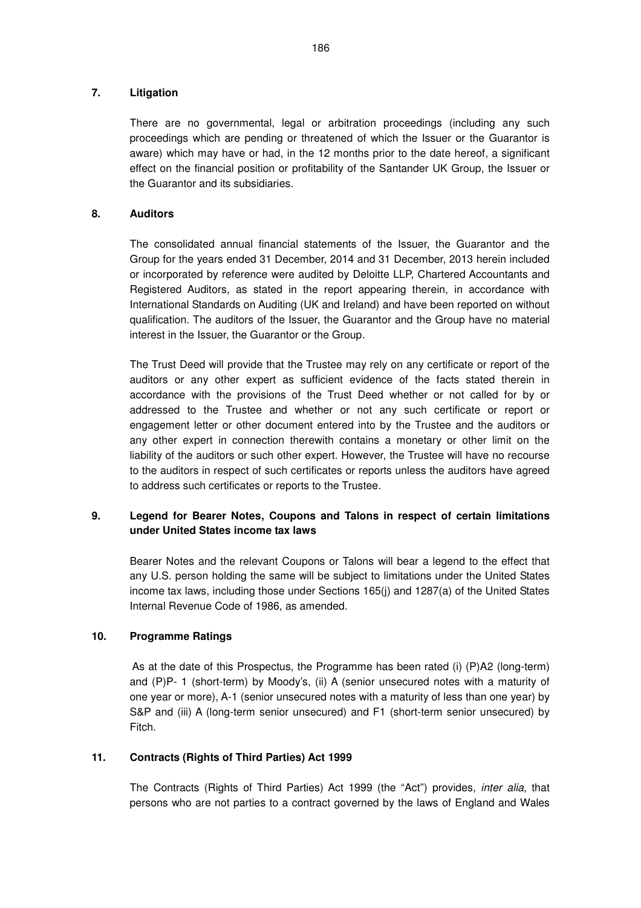## 7. Litigation

There are no governmental, legal or arbitration proceedings (including any such proceedings which are pending or threatened of which the Issuer or the Guarantor is aware) which may have or had, in the 12 months prior to the date hereof, a significant effect on the financial position or profitability of the Santander UK Group, the Issuer or the Guarantor and its subsidiaries.

## 8. Auditors

The consolidated annual financial statements of the Issuer, the Guarantor and the Group for the years ended 31 December, 2014 and 31 December, 2013 herein included or incorporated by reference were audited by Deloitte LLP, Chartered Accountants and Registered Auditors, as stated in the report appearing therein, in accordance with International Standards on Auditing (UK and Ireland) and have been reported on without qualification. The auditors of the Issuer, the Guarantor and the Group have no material interest in the Issuer, the Guarantor or the Group.

The Trust Deed will provide that the Trustee may rely on any certificate or report of the auditors or any other expert as sufficient evidence of the facts stated therein in accordance with the provisions of the Trust Deed whether or not called for by or addressed to the Trustee and whether or not any such certificate or report or engagement letter or other document entered into by the Trustee and the auditors or any other expert in connection therewith contains a monetary or other limit on the liability of the auditors or such other expert. However, the Trustee will have no recourse to the auditors in respect of such certificates or reports unless the auditors have agreed to address such certificates or reports to the Trustee.

## 9. Legend for Bearer Notes, Coupons and Talons in respect of certain limitations under United States income tax laws

Bearer Notes and the relevant Coupons or Talons will bear a legend to the effect that any U.S. person holding the same will be subject to limitations under the United States income tax laws, including those under Sections 165(j) and 1287(a) of the United States Internal Revenue Code of 1986, as amended.

## 10. Programme Ratings

As at the date of this Prospectus, the Programme has been rated (i) (P)A2 (long-term) and (P)P- 1 (short-term) by Moody's, (ii) A (senior unsecured notes with a maturity of one year or more), A-1 (senior unsecured notes with a maturity of less than one year) by S&P and (iii) A (long-term senior unsecured) and F1 (short-term senior unsecured) by Fitch.

## 11. Contracts (Rights of Third Parties) Act 1999

The Contracts (Rights of Third Parties) Act 1999 (the "Act") provides, *inter alia*, that persons who are not parties to a contract governed by the laws of England and Wales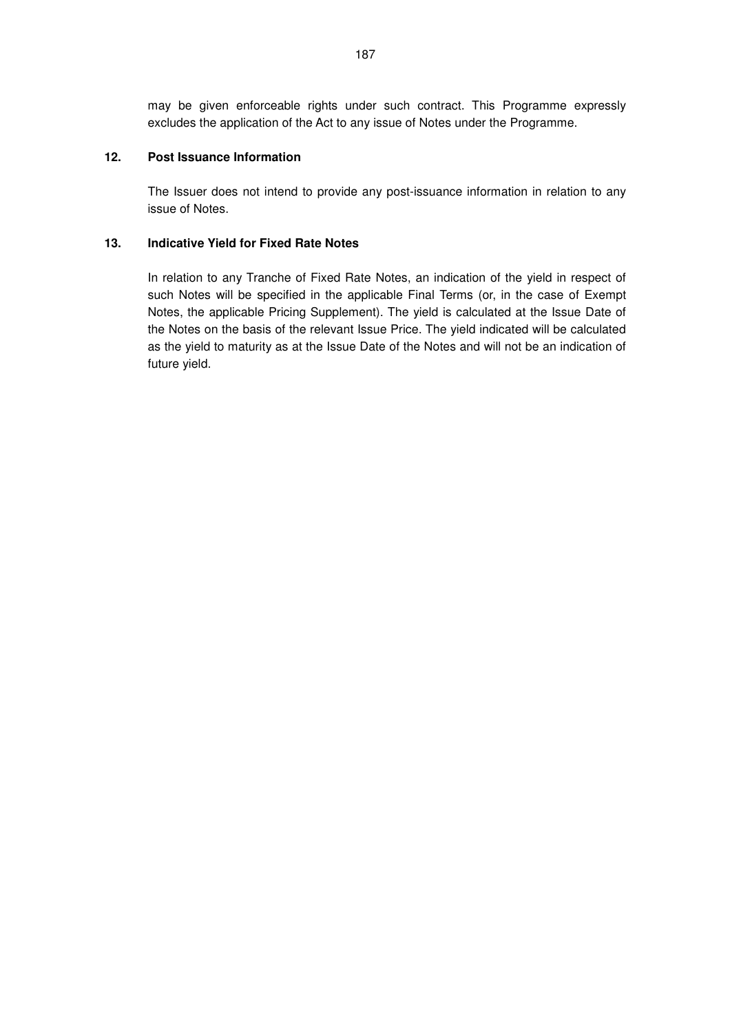may be given enforceable rights under such contract. This Programme expressly excludes the application of the Act to any issue of Notes under the Programme.

### 12. Post Issuance Information

The Issuer does not intend to provide any post-issuance information in relation to any issue of Notes.

### 13. Indicative Yield for Fixed Rate Notes

In relation to any Tranche of Fixed Rate Notes, an indication of the yield in respect of such Notes will be specified in the applicable Final Terms (or, in the case of Exempt Notes, the applicable Pricing Supplement). The yield is calculated at the Issue Date of the Notes on the basis of the relevant Issue Price. The yield indicated will be calculated as the yield to maturity as at the Issue Date of the Notes and will not be an indication of future yield.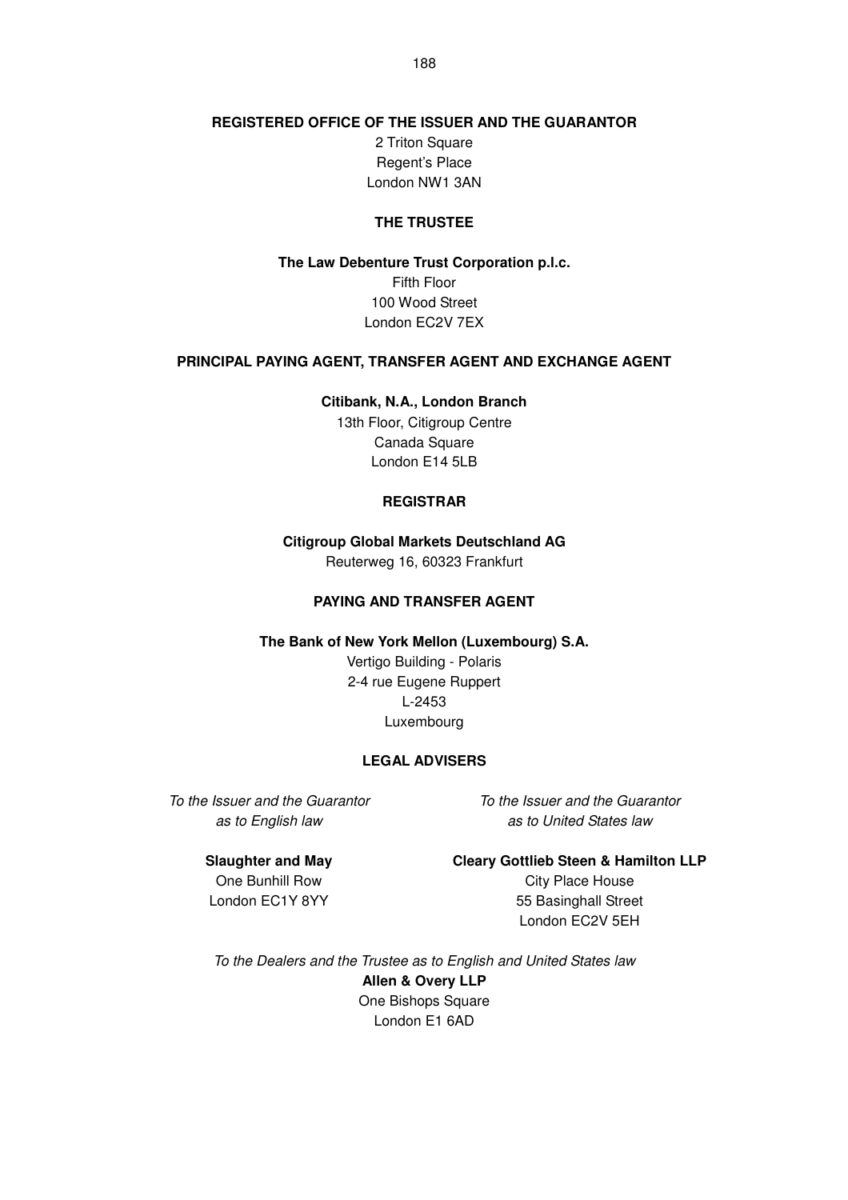## REGISTERED OFFICE OF THE ISSUER AND THE GUARANTOR

2 Triton Square
Regent's Place
London NW1 3AN

## THE TRUSTEE

**The Law Debenture Trust Corporation p.l.c.**
Fifth Floor
100 Wood Street
London EC2V 7EX

## PRINCIPAL PAYING AGENT, TRANSFER AGENT AND EXCHANGE AGENT

**Citibank, N.A., London Branch**
13th Floor, Citigroup Centre
Canada Square
London E14 5LB

## REGISTRAR

**Citigroup Global Markets Deutschland AG**
Reuterweg 16, 60323 Frankfurt

## PAYING AND TRANSFER AGENT

**The Bank of New York Mellon (Luxembourg) S.A.**
Vertigo Building - Polaris
2-4 rue Eugene Ruppert
L-2453
Luxembourg

## LEGAL ADVISERS

*To the Issuer and the Guarantor as to English law*

**Slaughter and May**
One Bunhill Row
London EC1Y 8YY

*To the Issuer and the Guarantor as to United States law*

**Cleary Gottlieb Steen & Hamilton LLP**
City Place House
55 Basinghall Street
London EC2V 5EH

*To the Dealers and the Trustee as to English and United States law*

**Allen & Overy LLP**
One Bishops Square
London E1 6AD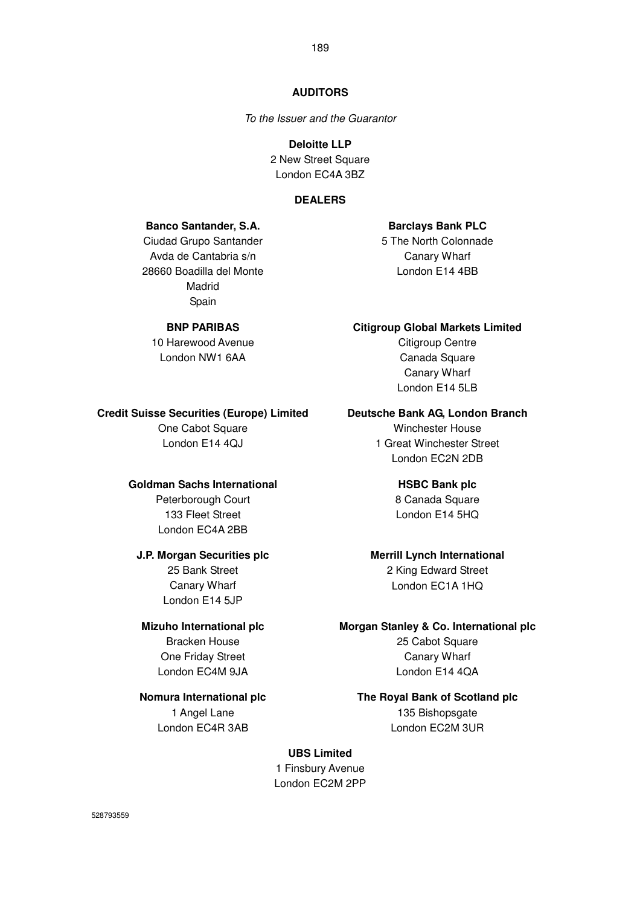## AUDITORS

*To the Issuer and the Guarantor*

**Deloitte LLP**
2 New Street Square
London EC4A 3BZ

## DEALERS

**Banco Santander, S.A.**
Ciudad Grupo Santander
Avda de Cantabria s/n
28660 Boadilla del Monte
Madrid
Spain

**Barclays Bank PLC**
5 The North Colonnade
Canary Wharf
London E14 4BB

**BNP PARIBAS**
10 Harewood Avenue
London NW1 6AA

**Citigroup Global Markets Limited**
Citigroup Centre
Canada Square
Canary Wharf
London E14 5LB

**Credit Suisse Securities (Europe) Limited**
One Cabot Square
London E14 4QJ

**Deutsche Bank AG, London Branch**
Winchester House
1 Great Winchester Street
London EC2N 2DB

**Goldman Sachs International**
Peterborough Court
133 Fleet Street
London EC4A 2BB

**HSBC Bank plc**
8 Canada Square
London E14 5HQ

**J.P. Morgan Securities plc**
25 Bank Street
Canary Wharf
London E14 5JP

**Merrill Lynch International**
2 King Edward Street
London EC1A 1HQ

**Mizuho International plc**
Bracken House
One Friday Street
London EC4M 9JA

**Morgan Stanley & Co. International plc**
25 Cabot Square
Canary Wharf
London E14 4QA

**Nomura International plc**
1 Angel Lane
London EC4R 3AB

**The Royal Bank of Scotland plc**
135 Bishopsgate
London EC2M 3UR

**UBS Limited**
1 Finsbury Avenue
London EC2M 2PP

528793559